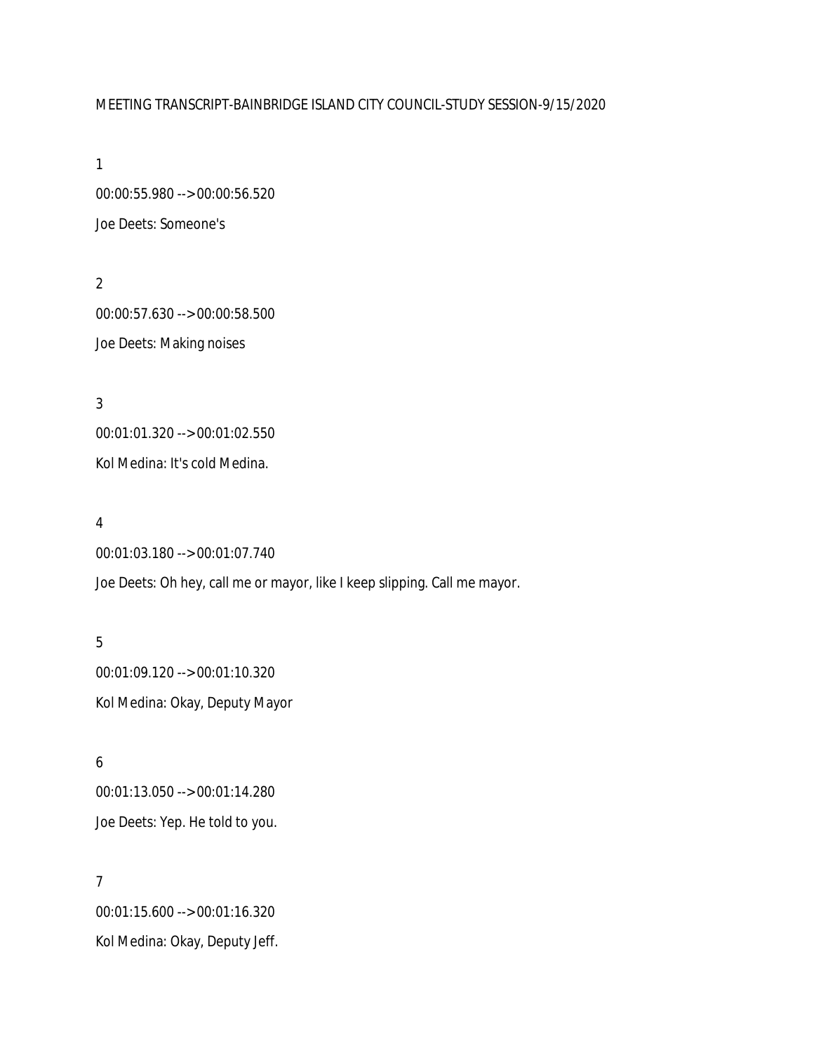MEETING TRANSCRIPT-BAINBRIDGE ISLAND CITY COUNCIL-STUDY SESSION-9/15/2020

1

00:00:55.980 --> 00:00:56.520

Joe Deets: Someone's

2

00:00:57.630 --> 00:00:58.500

Joe Deets: Making noises

3

00:01:01.320 --> 00:01:02.550

Kol Medina: It's cold Medina.

4

00:01:03.180 --> 00:01:07.740

Joe Deets: Oh hey, call me or mayor, like I keep slipping. Call me mayor.

5

00:01:09.120 --> 00:01:10.320

Kol Medina: Okay, Deputy Mayor

6

00:01:13.050 --> 00:01:14.280

Joe Deets: Yep. He told to you.

7

00:01:15.600 --> 00:01:16.320

Kol Medina: Okay, Deputy Jeff.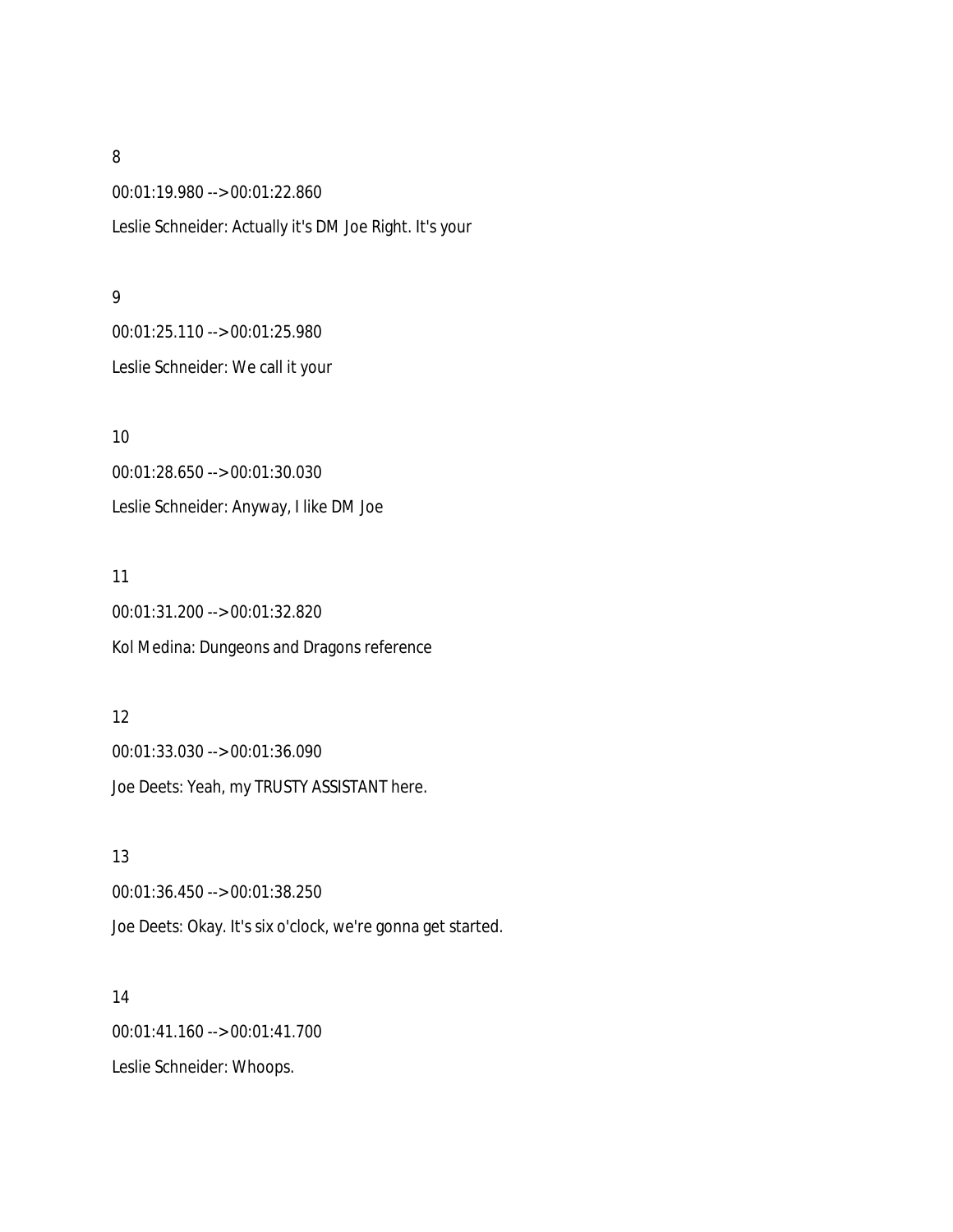8

00:01:19.980 --> 00:01:22.860

Leslie Schneider: Actually it's DM Joe Right. It's your

9

00:01:25.110 --> 00:01:25.980

Leslie Schneider: We call it your

10

00:01:28.650 --> 00:01:30.030

Leslie Schneider: Anyway, I like DM Joe

11

00:01:31.200 --> 00:01:32.820

Kol Medina: Dungeons and Dragons reference

12

00:01:33.030 --> 00:01:36.090

Joe Deets: Yeah, my TRUSTY ASSISTANT here.

13

00:01:36.450 --> 00:01:38.250

Joe Deets: Okay. It's six o'clock, we're gonna get started.

14

00:01:41.160 --> 00:01:41.700

Leslie Schneider: Whoops.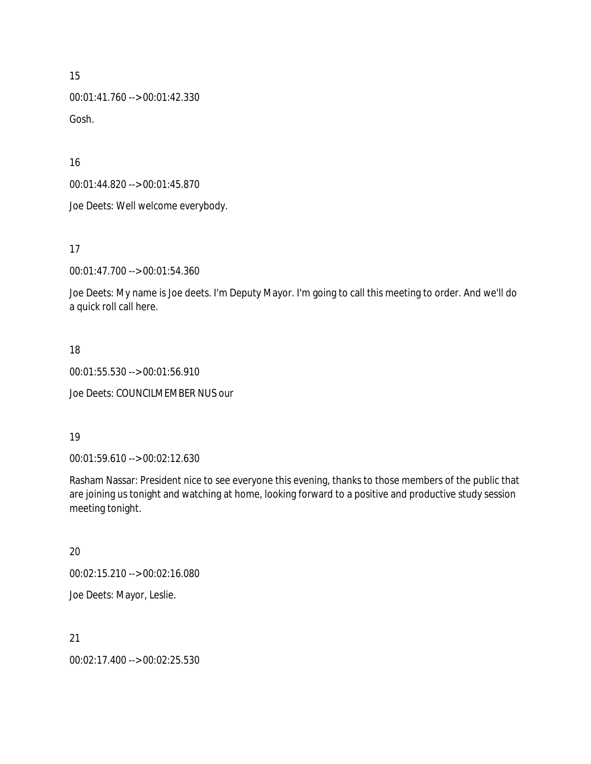15

00:01:41.760 --> 00:01:42.330

Gosh.

16

00:01:44.820 --> 00:01:45.870

Joe Deets: Well welcome everybody.

17

00:01:47.700 --> 00:01:54.360

Joe Deets: My name is Joe deets. I'm Deputy Mayor. I'm going to call this meeting to order. And we'll do a quick roll call here.

18

00:01:55.530 --> 00:01:56.910

Joe Deets: COUNCILMEMBER NUS our

19

00:01:59.610 --> 00:02:12.630

Rasham Nassar: President nice to see everyone this evening, thanks to those members of the public that are joining us tonight and watching at home, looking forward to a positive and productive study session meeting tonight.

20

00:02:15.210 --> 00:02:16.080

Joe Deets: Mayor, Leslie.

21

00:02:17.400 --> 00:02:25.530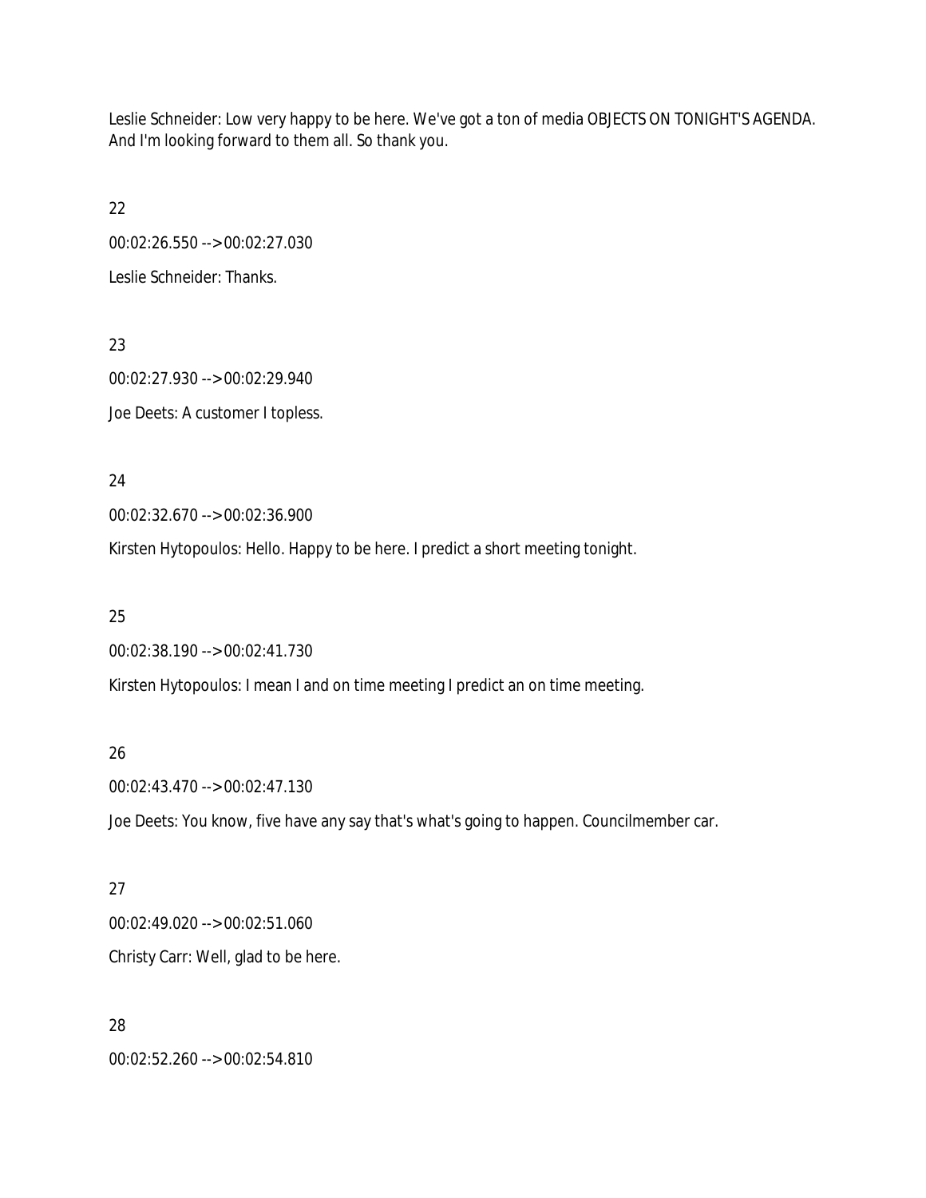Leslie Schneider: Low very happy to be here. We've got a ton of media OBJECTS ON TONIGHT'S AGENDA. And I'm looking forward to them all. So thank you.

22

00:02:26.550 --> 00:02:27.030

Leslie Schneider: Thanks.

23

00:02:27.930 --> 00:02:29.940

Joe Deets: A customer I topless.

24

00:02:32.670 --> 00:02:36.900

Kirsten Hytopoulos: Hello. Happy to be here. I predict a short meeting tonight.

25

00:02:38.190 --> 00:02:41.730

Kirsten Hytopoulos: I mean I and on time meeting I predict an on time meeting.

26

00:02:43.470 --> 00:02:47.130

Joe Deets: You know, five have any say that's what's going to happen. Councilmember car.

27

00:02:49.020 --> 00:02:51.060

Christy Carr: Well, glad to be here.

28

00:02:52.260 --> 00:02:54.810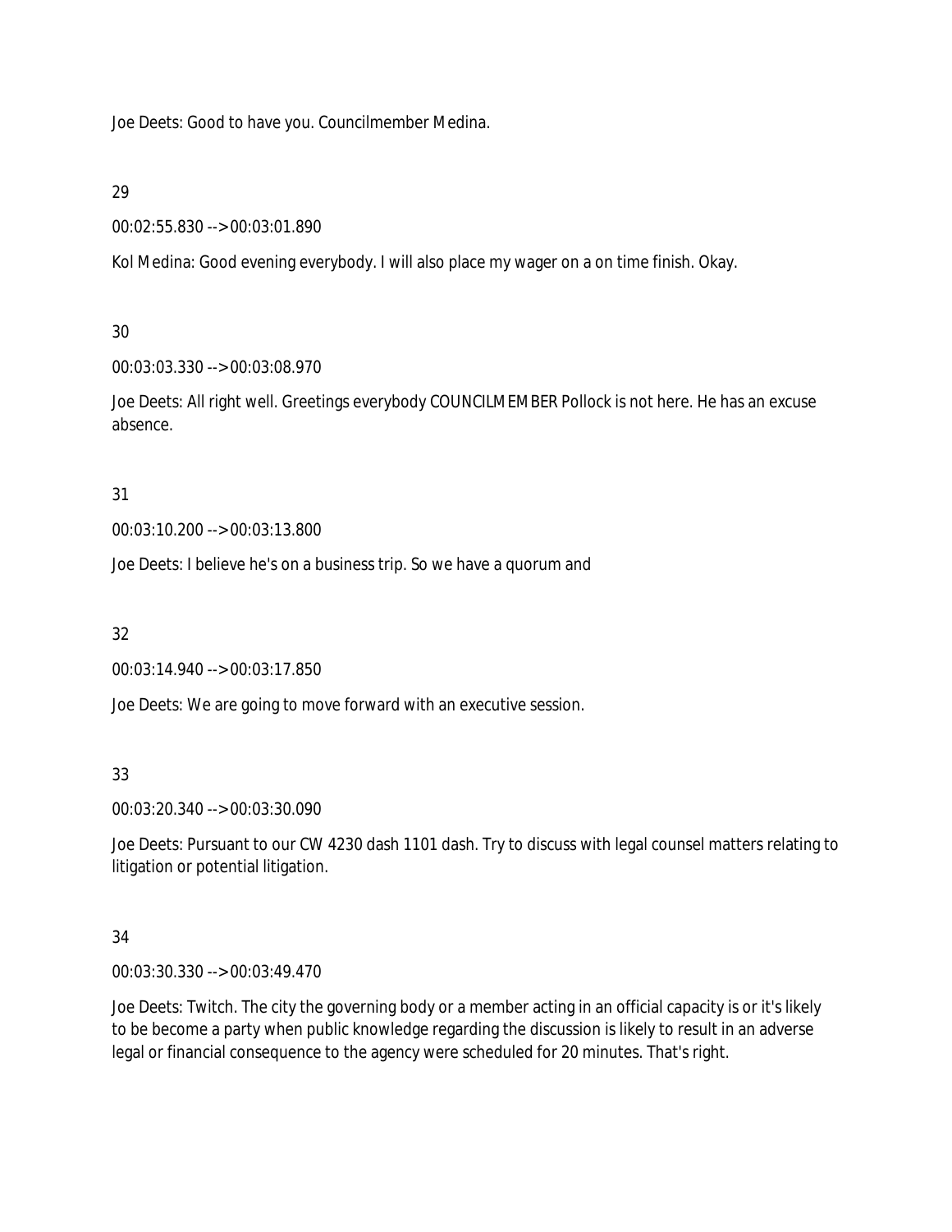Joe Deets: Good to have you. Councilmember Medina.

29

00:02:55.830 --> 00:03:01.890

Kol Medina: Good evening everybody. I will also place my wager on a on time finish. Okay.

30

00:03:03.330 --> 00:03:08.970

Joe Deets: All right well. Greetings everybody COUNCILMEMBER Pollock is not here. He has an excuse absence.

31

00:03:10.200 --> 00:03:13.800

Joe Deets: I believe he's on a business trip. So we have a quorum and

32

00:03:14.940 --> 00:03:17.850

Joe Deets: We are going to move forward with an executive session.

33

00:03:20.340 --> 00:03:30.090

Joe Deets: Pursuant to our CW 4230 dash 1101 dash. Try to discuss with legal counsel matters relating to litigation or potential litigation.

34

00:03:30.330 --> 00:03:49.470

Joe Deets: Twitch. The city the governing body or a member acting in an official capacity is or it's likely to be become a party when public knowledge regarding the discussion is likely to result in an adverse legal or financial consequence to the agency were scheduled for 20 minutes. That's right.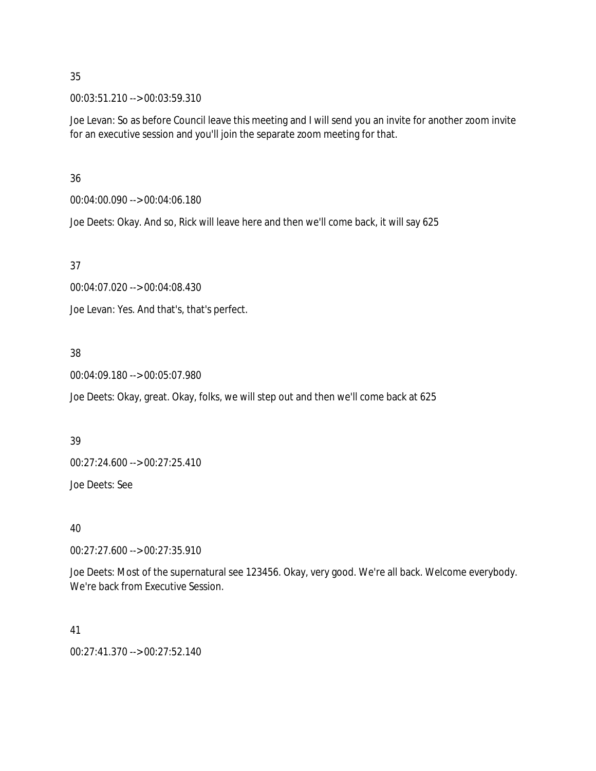35

00:03:51.210 --> 00:03:59.310

Joe Levan: So as before Council leave this meeting and I will send you an invite for another zoom invite for an executive session and you'll join the separate zoom meeting for that.

36

00:04:00.090 --> 00:04:06.180

Joe Deets: Okay. And so, Rick will leave here and then we'll come back, it will say 625

37

00:04:07.020 --> 00:04:08.430

Joe Levan: Yes. And that's, that's perfect.

38

00:04:09.180 --> 00:05:07.980

Joe Deets: Okay, great. Okay, folks, we will step out and then we'll come back at 625

39

00:27:24.600 --> 00:27:25.410

Joe Deets: See

40

00:27:27.600 --> 00:27:35.910

Joe Deets: Most of the supernatural see 123456. Okay, very good. We're all back. Welcome everybody. We're back from Executive Session.

41

00:27:41.370 --> 00:27:52.140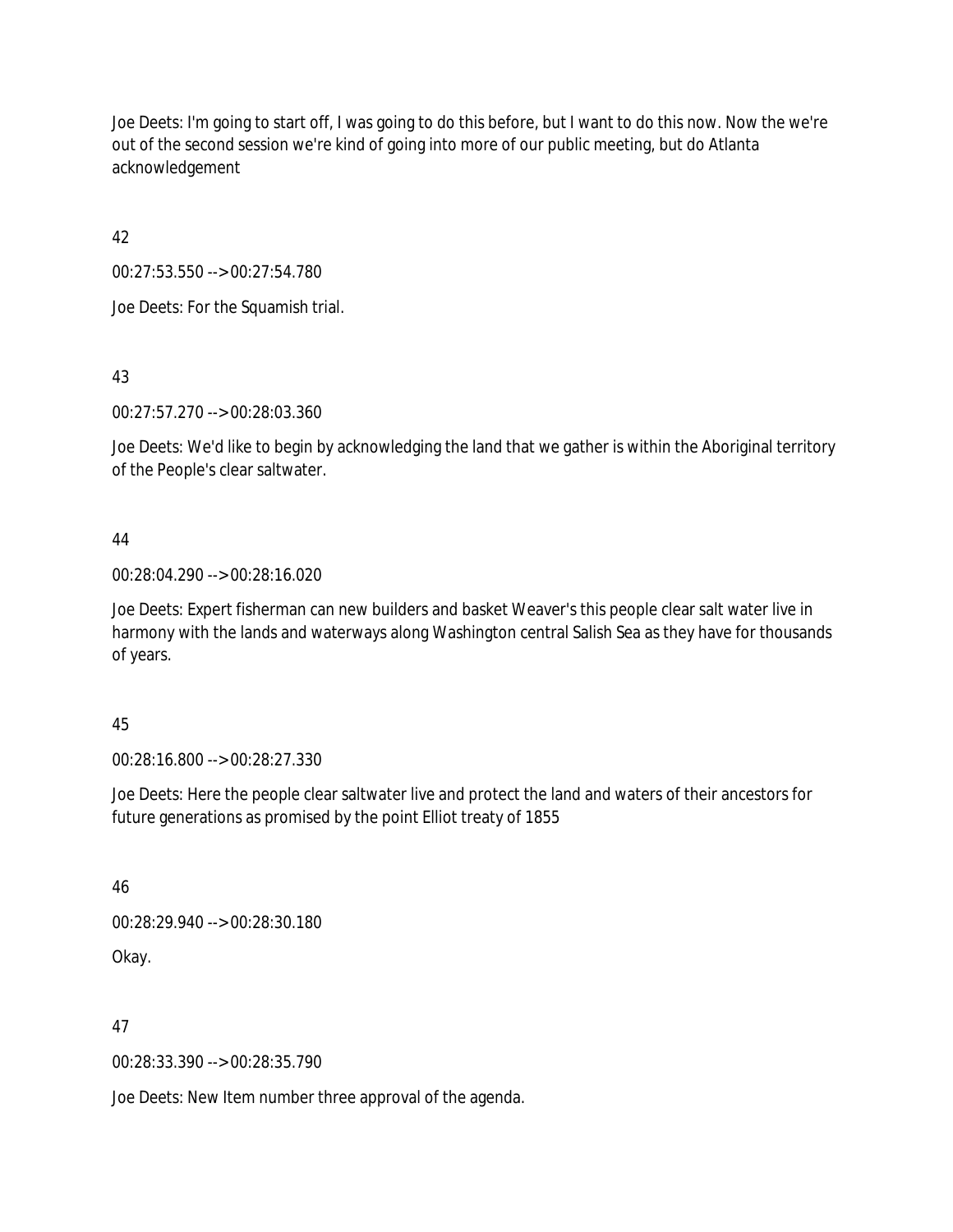Joe Deets: I'm going to start off, I was going to do this before, but I want to do this now. Now the we're out of the second session we're kind of going into more of our public meeting, but do Atlanta acknowledgement

42

00:27:53.550 --> 00:27:54.780

Joe Deets: For the Squamish trial.

43

00:27:57.270 --> 00:28:03.360

Joe Deets: We'd like to begin by acknowledging the land that we gather is within the Aboriginal territory of the People's clear saltwater.

44

00:28:04.290 --> 00:28:16.020

Joe Deets: Expert fisherman can new builders and basket Weaver's this people clear salt water live in harmony with the lands and waterways along Washington central Salish Sea as they have for thousands of years.

45

00:28:16.800 --> 00:28:27.330

Joe Deets: Here the people clear saltwater live and protect the land and waters of their ancestors for future generations as promised by the point Elliot treaty of 1855

46

00:28:29.940 --> 00:28:30.180

Okay.

47

00:28:33.390 --> 00:28:35.790

Joe Deets: New Item number three approval of the agenda.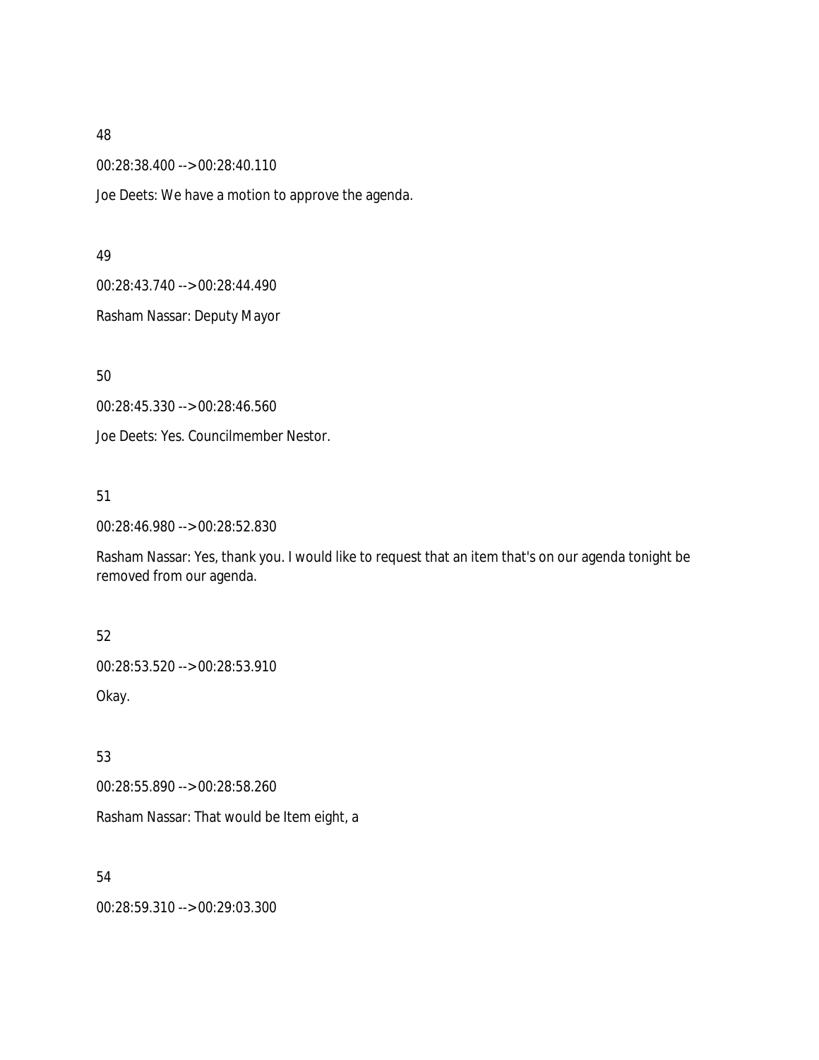48

00:28:38.400 --> 00:28:40.110

Joe Deets: We have a motion to approve the agenda.

49

00:28:43.740 --> 00:28:44.490

Rasham Nassar: Deputy Mayor

50

00:28:45.330 --> 00:28:46.560

Joe Deets: Yes. Councilmember Nestor.

51

00:28:46.980 --> 00:28:52.830

Rasham Nassar: Yes, thank you. I would like to request that an item that's on our agenda tonight be removed from our agenda.

52

00:28:53.520 --> 00:28:53.910

Okay.

53

00:28:55.890 --> 00:28:58.260

Rasham Nassar: That would be Item eight, a

54

00:28:59.310 --> 00:29:03.300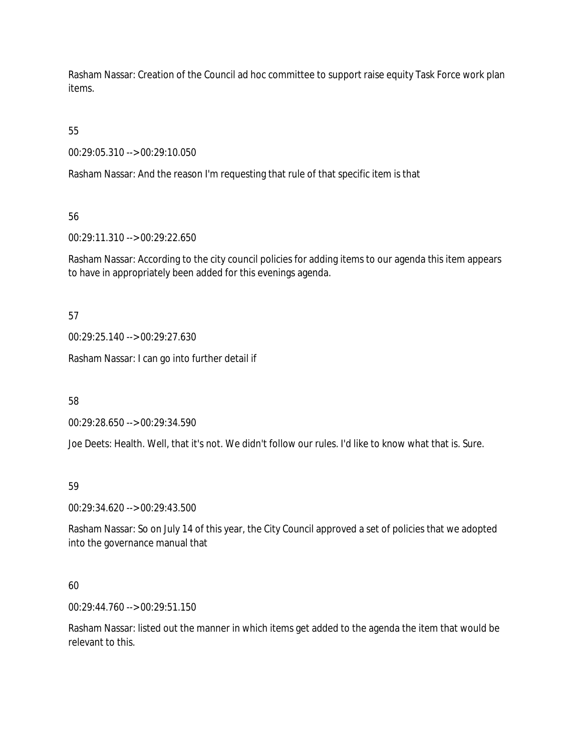Rasham Nassar: Creation of the Council ad hoc committee to support raise equity Task Force work plan items.

55

00:29:05.310 --> 00:29:10.050

Rasham Nassar: And the reason I'm requesting that rule of that specific item is that

56

00:29:11.310 --> 00:29:22.650

Rasham Nassar: According to the city council policies for adding items to our agenda this item appears to have in appropriately been added for this evenings agenda.

57

00:29:25.140 --> 00:29:27.630

Rasham Nassar: I can go into further detail if

58

00:29:28.650 --> 00:29:34.590

Joe Deets: Health. Well, that it's not. We didn't follow our rules. I'd like to know what that is. Sure.

59

00:29:34.620 --> 00:29:43.500

Rasham Nassar: So on July 14 of this year, the City Council approved a set of policies that we adopted into the governance manual that

60

00:29:44.760 --> 00:29:51.150

Rasham Nassar: listed out the manner in which items get added to the agenda the item that would be relevant to this.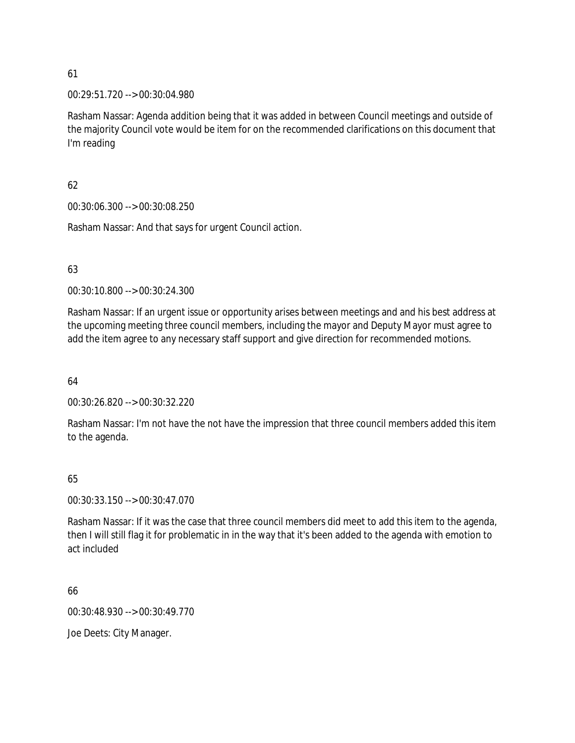61

00:29:51.720 --> 00:30:04.980

Rasham Nassar: Agenda addition being that it was added in between Council meetings and outside of the majority Council vote would be item for on the recommended clarifications on this document that I'm reading

62

00:30:06.300 --> 00:30:08.250

Rasham Nassar: And that says for urgent Council action.

63

00:30:10.800 --> 00:30:24.300

Rasham Nassar: If an urgent issue or opportunity arises between meetings and and his best address at the upcoming meeting three council members, including the mayor and Deputy Mayor must agree to add the item agree to any necessary staff support and give direction for recommended motions.

64

00:30:26.820 --> 00:30:32.220

Rasham Nassar: I'm not have the not have the impression that three council members added this item to the agenda.

65

00:30:33.150 --> 00:30:47.070

Rasham Nassar: If it was the case that three council members did meet to add this item to the agenda, then I will still flag it for problematic in in the way that it's been added to the agenda with emotion to act included

66

00:30:48.930 --> 00:30:49.770

Joe Deets: City Manager.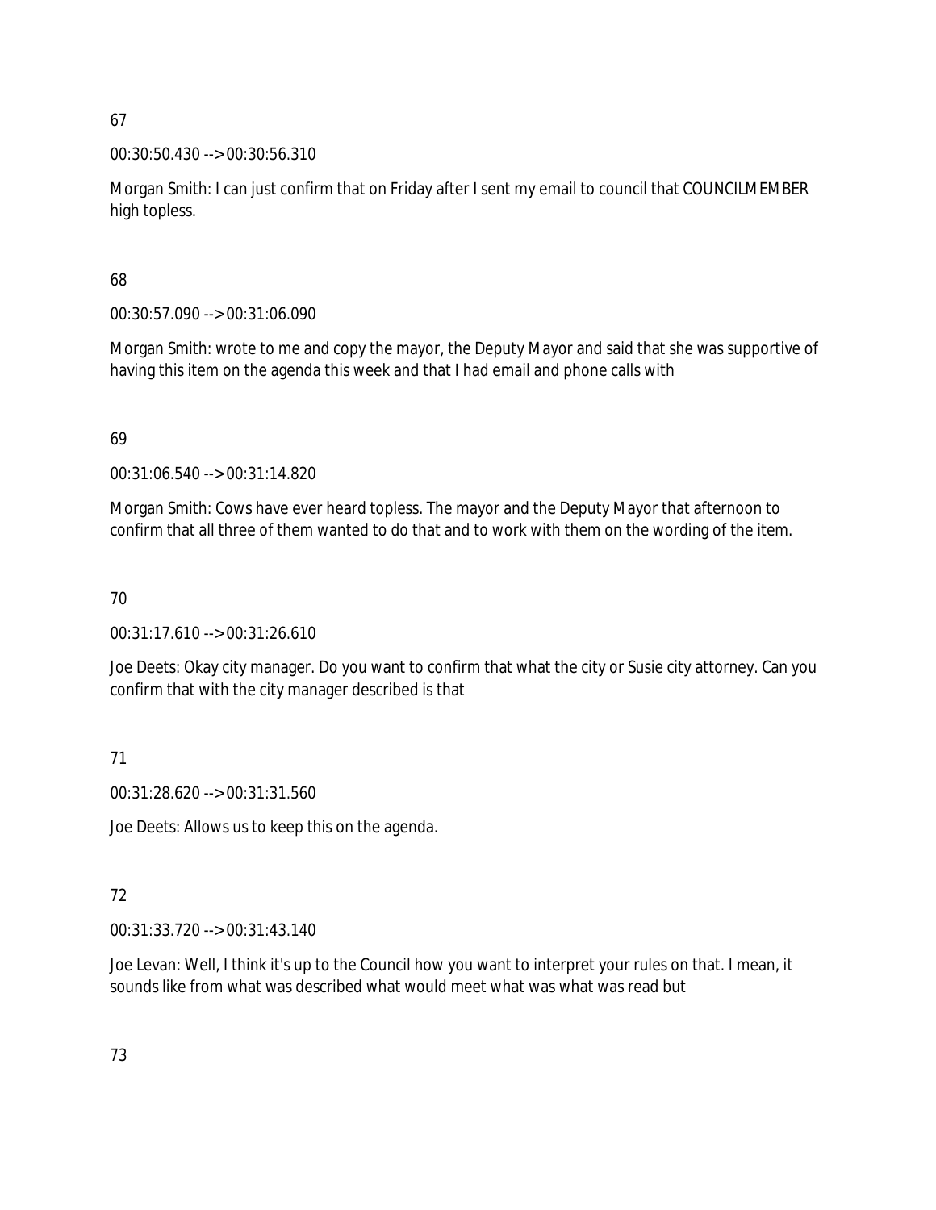67

00:30:50.430 --> 00:30:56.310

Morgan Smith: I can just confirm that on Friday after I sent my email to council that COUNCILMEMBER high topless.

68

00:30:57.090 --> 00:31:06.090

Morgan Smith: wrote to me and copy the mayor, the Deputy Mayor and said that she was supportive of having this item on the agenda this week and that I had email and phone calls with

69

00:31:06.540 --> 00:31:14.820

Morgan Smith: Cows have ever heard topless. The mayor and the Deputy Mayor that afternoon to confirm that all three of them wanted to do that and to work with them on the wording of the item.

70

00:31:17.610 --> 00:31:26.610

Joe Deets: Okay city manager. Do you want to confirm that what the city or Susie city attorney. Can you confirm that with the city manager described is that

71

00:31:28.620 --> 00:31:31.560

Joe Deets: Allows us to keep this on the agenda.

72

00:31:33.720 --> 00:31:43.140

Joe Levan: Well, I think it's up to the Council how you want to interpret your rules on that. I mean, it sounds like from what was described what would meet what was what was read but

73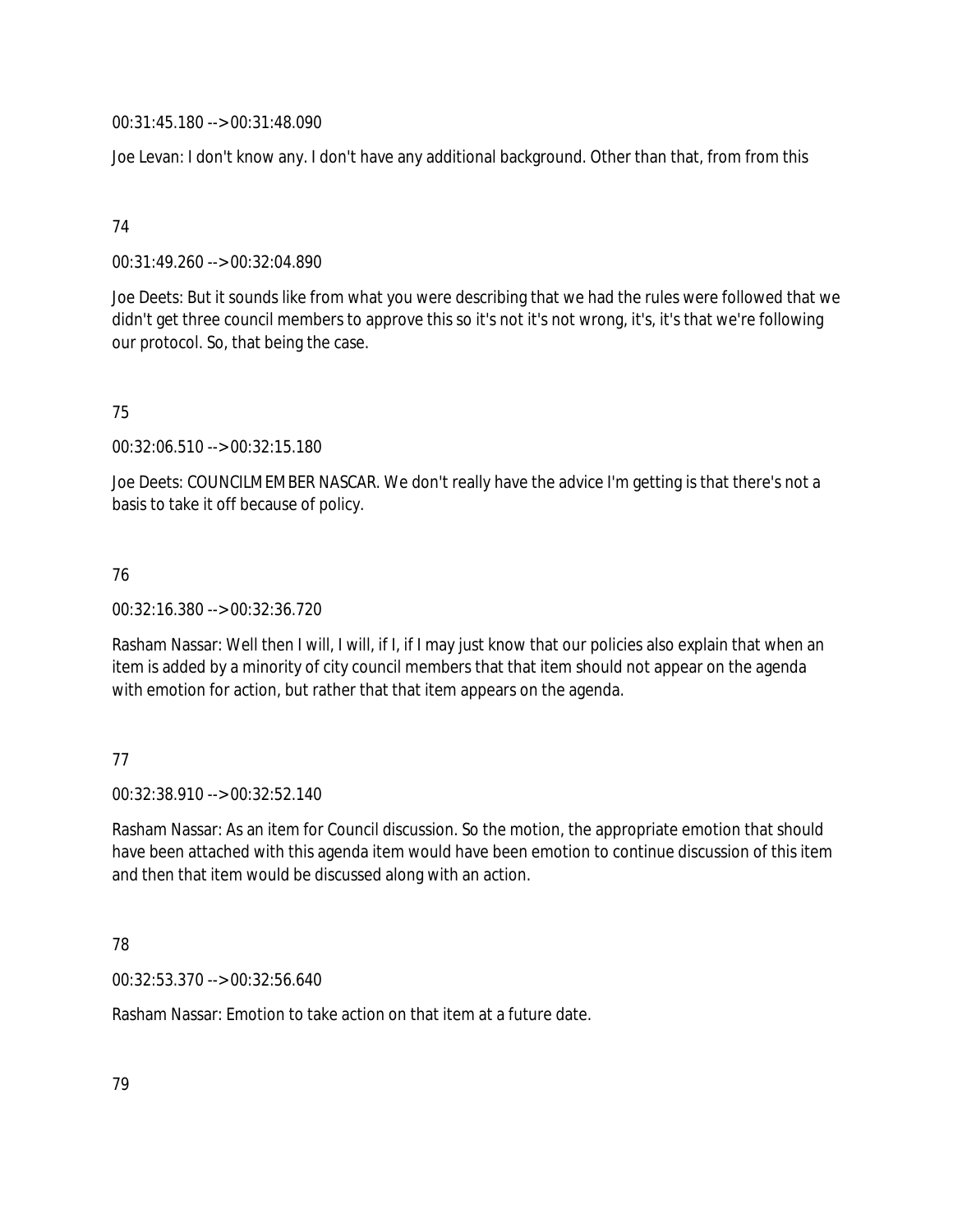00:31:45.180 --> 00:31:48.090

Joe Levan: I don't know any. I don't have any additional background. Other than that, from from this

74

00:31:49.260 --> 00:32:04.890

Joe Deets: But it sounds like from what you were describing that we had the rules were followed that we didn't get three council members to approve this so it's not it's not wrong, it's, it's that we're following our protocol. So, that being the case.

75

00:32:06.510 --> 00:32:15.180

Joe Deets: COUNCILMEMBER NASCAR. We don't really have the advice I'm getting is that there's not a basis to take it off because of policy.

76

00:32:16.380 --> 00:32:36.720

Rasham Nassar: Well then I will, I will, if I, if I may just know that our policies also explain that when an item is added by a minority of city council members that that item should not appear on the agenda with emotion for action, but rather that that item appears on the agenda.

77

00:32:38.910 --> 00:32:52.140

Rasham Nassar: As an item for Council discussion. So the motion, the appropriate emotion that should have been attached with this agenda item would have been emotion to continue discussion of this item and then that item would be discussed along with an action.

78

00:32:53.370 --> 00:32:56.640

Rasham Nassar: Emotion to take action on that item at a future date.

79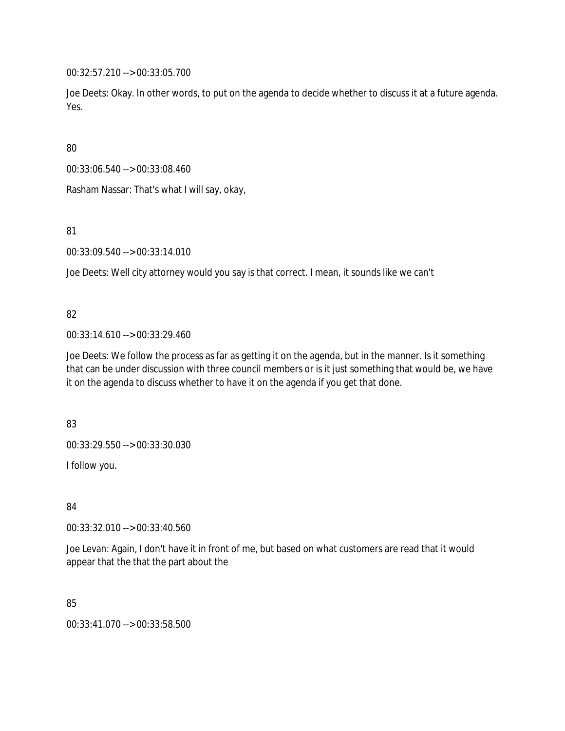00:32:57.210 --> 00:33:05.700

Joe Deets: Okay. In other words, to put on the agenda to decide whether to discuss it at a future agenda. Yes.

80

00:33:06.540 --> 00:33:08.460

Rasham Nassar: That's what I will say, okay,

81

00:33:09.540 --> 00:33:14.010

Joe Deets: Well city attorney would you say is that correct. I mean, it sounds like we can't

82

00:33:14.610 --> 00:33:29.460

Joe Deets: We follow the process as far as getting it on the agenda, but in the manner. Is it something that can be under discussion with three council members or is it just something that would be, we have it on the agenda to discuss whether to have it on the agenda if you get that done.

83

00:33:29.550 --> 00:33:30.030

I follow you.

84

00:33:32.010 --> 00:33:40.560

Joe Levan: Again, I don't have it in front of me, but based on what customers are read that it would appear that the that the part about the

85

00:33:41.070 --> 00:33:58.500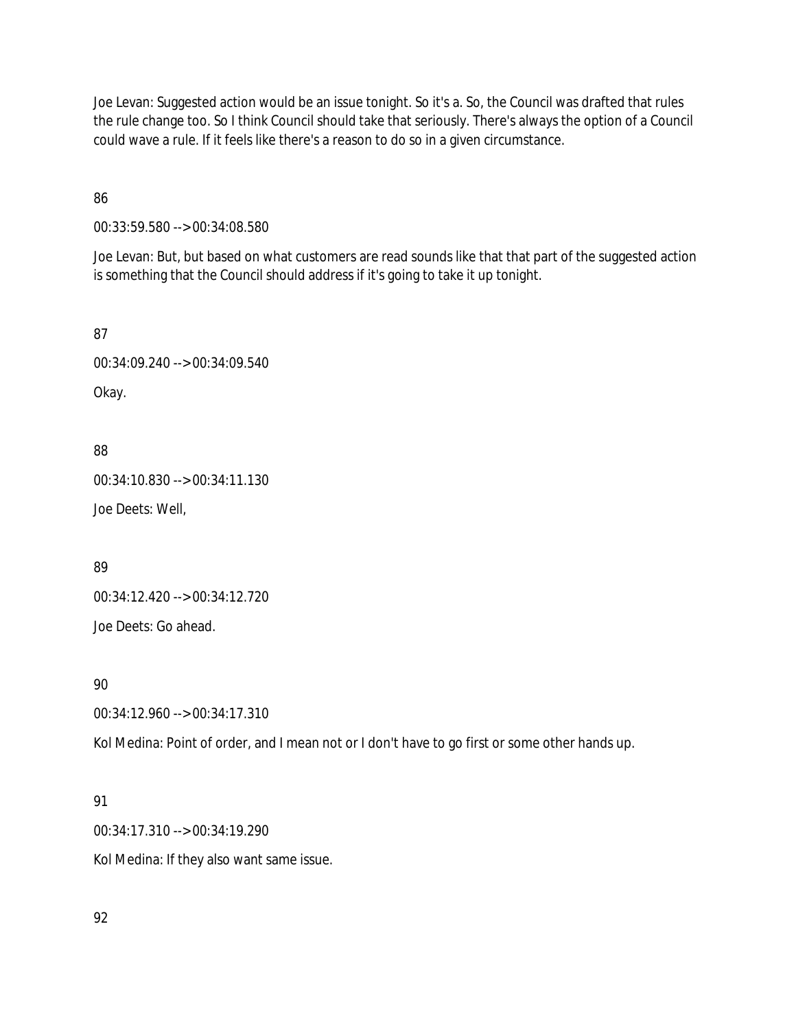Joe Levan: Suggested action would be an issue tonight. So it's a. So, the Council was drafted that rules the rule change too. So I think Council should take that seriously. There's always the option of a Council could wave a rule. If it feels like there's a reason to do so in a given circumstance.

86

00:33:59.580 --> 00:34:08.580

Joe Levan: But, but based on what customers are read sounds like that that part of the suggested action is something that the Council should address if it's going to take it up tonight.

87

00:34:09.240 --> 00:34:09.540

Okay.

88

00:34:10.830 --> 00:34:11.130

Joe Deets: Well,

89

00:34:12.420 --> 00:34:12.720

Joe Deets: Go ahead.

90

00:34:12.960 --> 00:34:17.310

Kol Medina: Point of order, and I mean not or I don't have to go first or some other hands up.

91

00:34:17.310 --> 00:34:19.290

Kol Medina: If they also want same issue.

92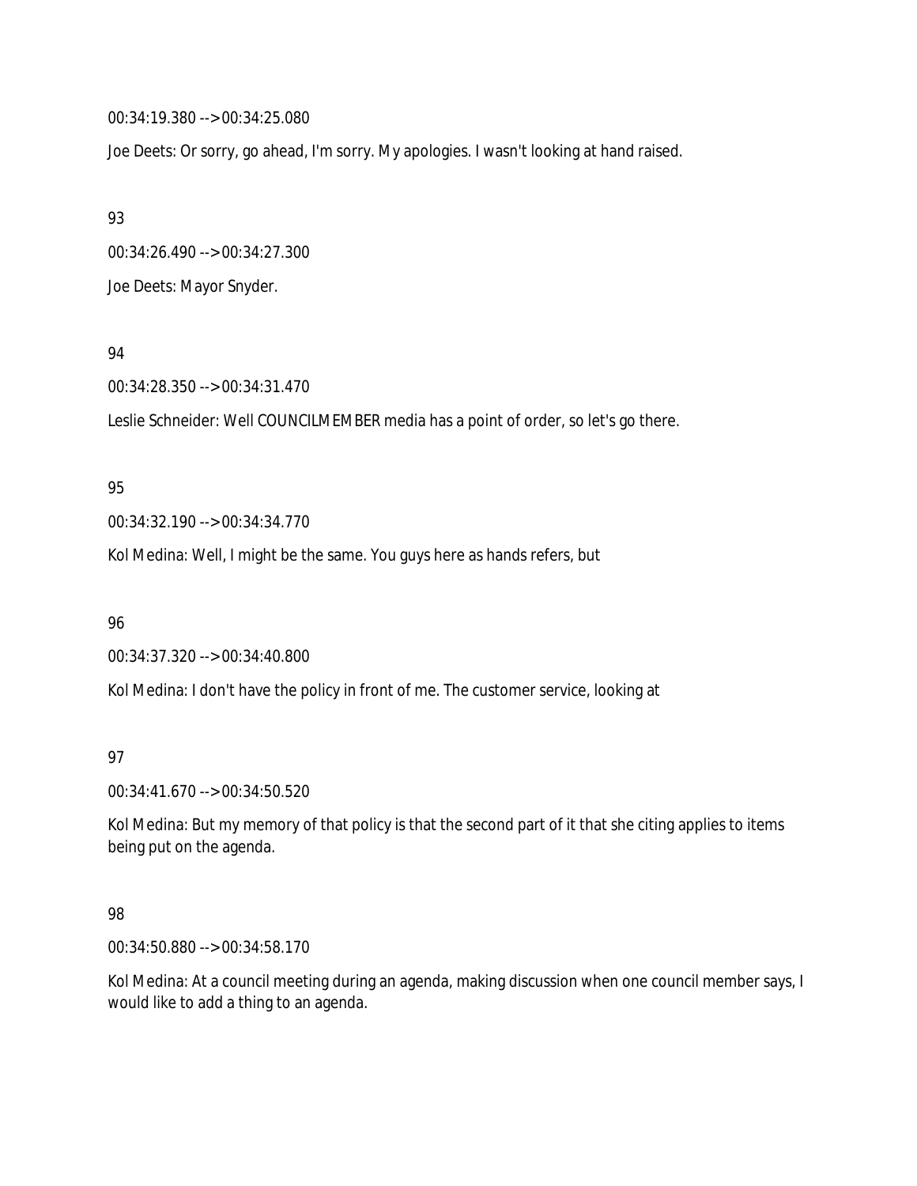00:34:19.380 --> 00:34:25.080

Joe Deets: Or sorry, go ahead, I'm sorry. My apologies. I wasn't looking at hand raised.

93

00:34:26.490 --> 00:34:27.300

Joe Deets: Mayor Snyder.

94

00:34:28.350 --> 00:34:31.470

Leslie Schneider: Well COUNCILMEMBER media has a point of order, so let's go there.

95

00:34:32.190 --> 00:34:34.770

Kol Medina: Well, I might be the same. You guys here as hands refers, but

96

00:34:37.320 --> 00:34:40.800

Kol Medina: I don't have the policy in front of me. The customer service, looking at

97

00:34:41.670 --> 00:34:50.520

Kol Medina: But my memory of that policy is that the second part of it that she citing applies to items being put on the agenda.

98

00:34:50.880 --> 00:34:58.170

Kol Medina: At a council meeting during an agenda, making discussion when one council member says, I would like to add a thing to an agenda.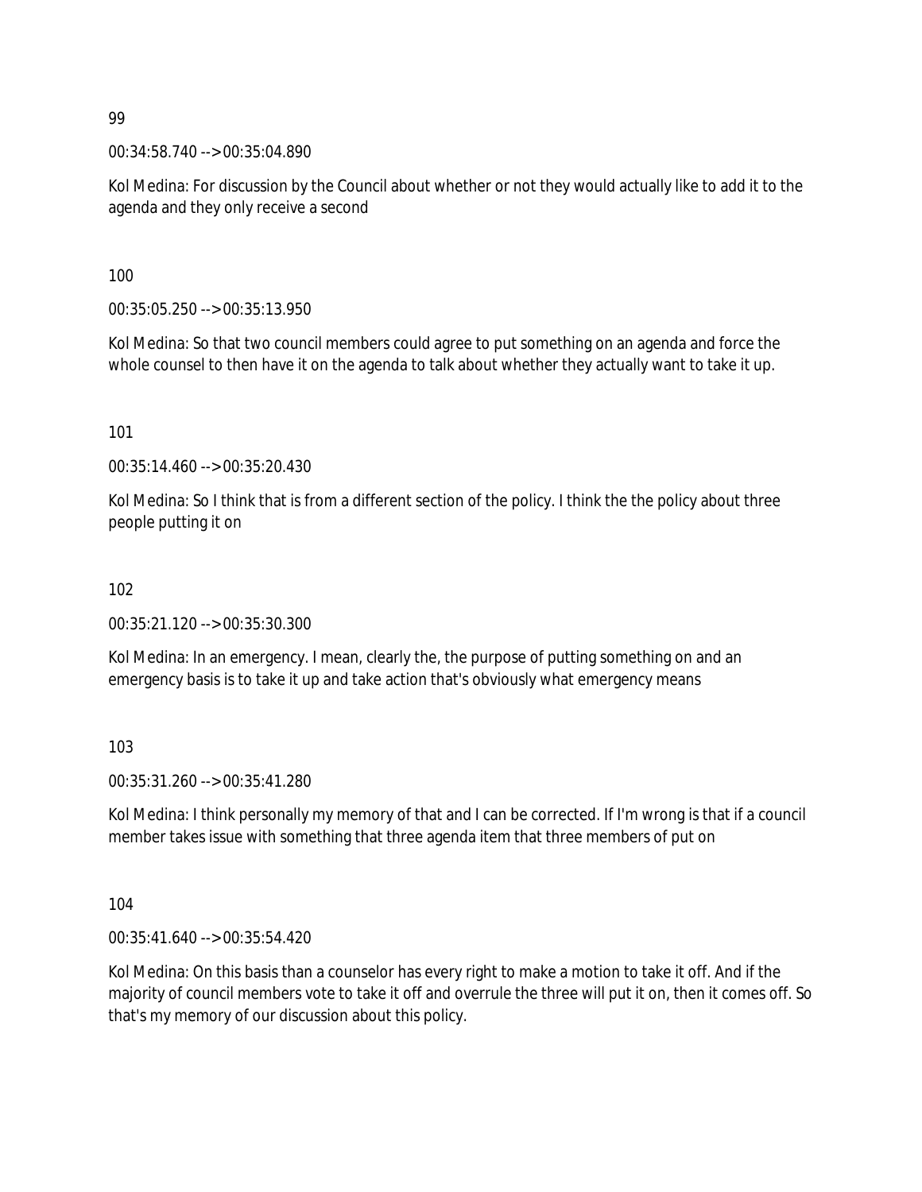99

00:34:58.740 --> 00:35:04.890

Kol Medina: For discussion by the Council about whether or not they would actually like to add it to the agenda and they only receive a second

100

00:35:05.250 --> 00:35:13.950

Kol Medina: So that two council members could agree to put something on an agenda and force the whole counsel to then have it on the agenda to talk about whether they actually want to take it up.

101

00:35:14.460 --> 00:35:20.430

Kol Medina: So I think that is from a different section of the policy. I think the the policy about three people putting it on

102

00:35:21.120 --> 00:35:30.300

Kol Medina: In an emergency. I mean, clearly the, the purpose of putting something on and an emergency basis is to take it up and take action that's obviously what emergency means

103

00:35:31.260 --> 00:35:41.280

Kol Medina: I think personally my memory of that and I can be corrected. If I'm wrong is that if a council member takes issue with something that three agenda item that three members of put on

104

00:35:41.640 --> 00:35:54.420

Kol Medina: On this basis than a counselor has every right to make a motion to take it off. And if the majority of council members vote to take it off and overrule the three will put it on, then it comes off. So that's my memory of our discussion about this policy.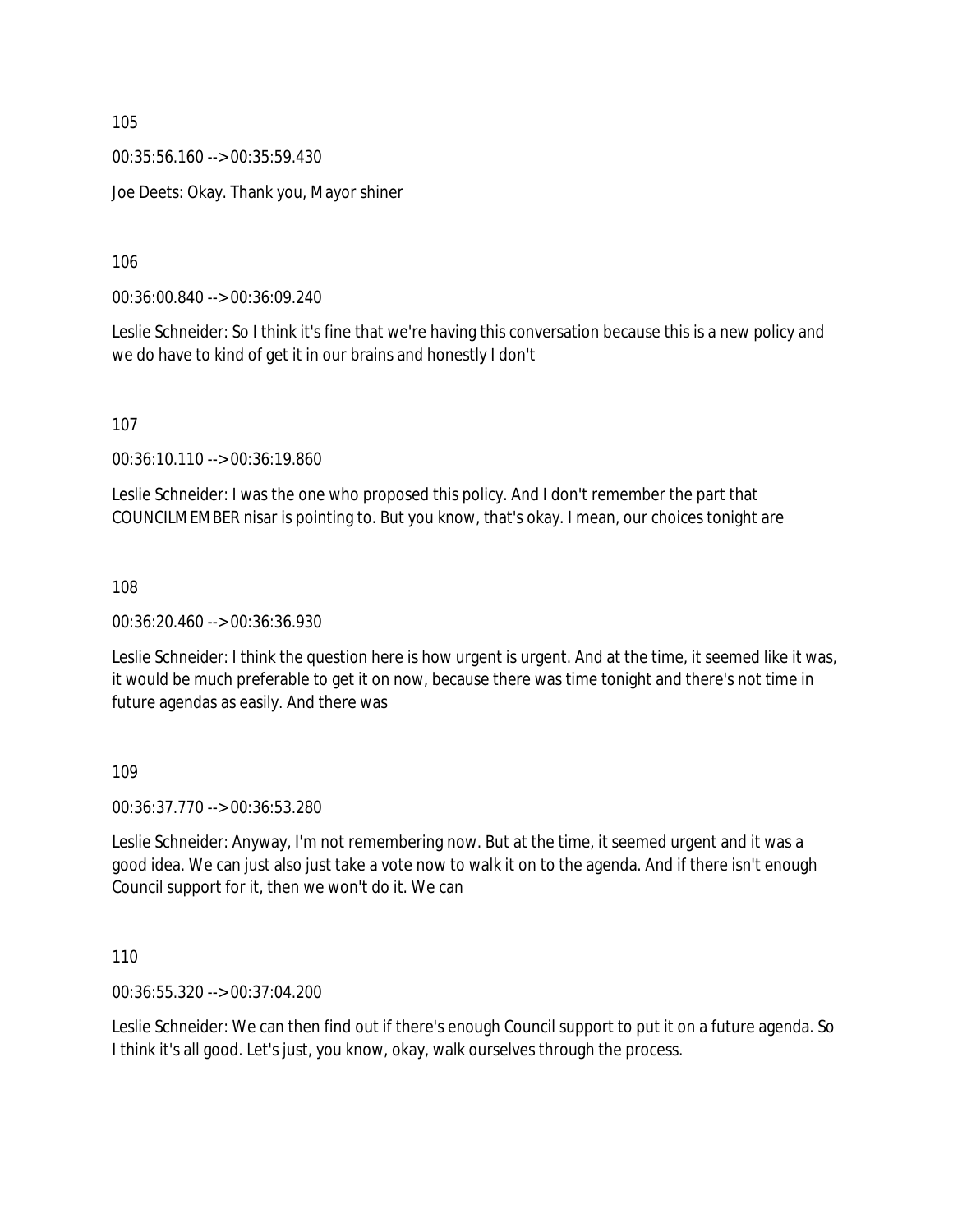105

00:35:56.160 --> 00:35:59.430

Joe Deets: Okay. Thank you, Mayor shiner

106

00:36:00.840 --> 00:36:09.240

Leslie Schneider: So I think it's fine that we're having this conversation because this is a new policy and we do have to kind of get it in our brains and honestly I don't

107

00:36:10.110 --> 00:36:19.860

Leslie Schneider: I was the one who proposed this policy. And I don't remember the part that COUNCILMEMBER nisar is pointing to. But you know, that's okay. I mean, our choices tonight are

108

00:36:20.460 --> 00:36:36.930

Leslie Schneider: I think the question here is how urgent is urgent. And at the time, it seemed like it was, it would be much preferable to get it on now, because there was time tonight and there's not time in future agendas as easily. And there was

109

00:36:37.770 --> 00:36:53.280

Leslie Schneider: Anyway, I'm not remembering now. But at the time, it seemed urgent and it was a good idea. We can just also just take a vote now to walk it on to the agenda. And if there isn't enough Council support for it, then we won't do it. We can

110

00:36:55.320 --> 00:37:04.200

Leslie Schneider: We can then find out if there's enough Council support to put it on a future agenda. So I think it's all good. Let's just, you know, okay, walk ourselves through the process.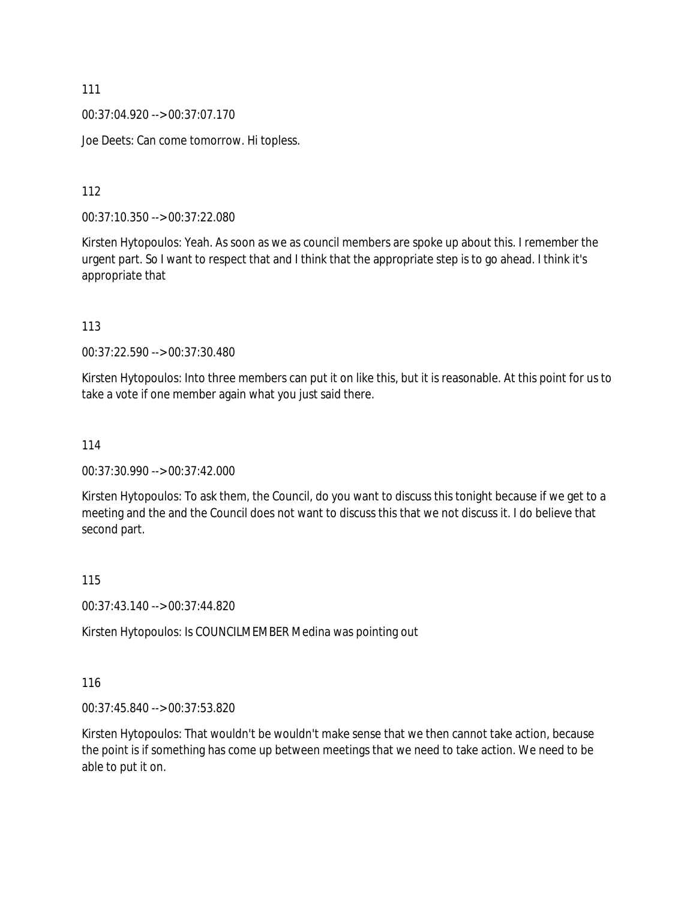111

00:37:04.920 --> 00:37:07.170

Joe Deets: Can come tomorrow. Hi topless.

112

00:37:10.350 --> 00:37:22.080

Kirsten Hytopoulos: Yeah. As soon as we as council members are spoke up about this. I remember the urgent part. So I want to respect that and I think that the appropriate step is to go ahead. I think it's appropriate that

113

00:37:22.590 --> 00:37:30.480

Kirsten Hytopoulos: Into three members can put it on like this, but it is reasonable. At this point for us to take a vote if one member again what you just said there.

114

00:37:30.990 --> 00:37:42.000

Kirsten Hytopoulos: To ask them, the Council, do you want to discuss this tonight because if we get to a meeting and the and the Council does not want to discuss this that we not discuss it. I do believe that second part.

115

00:37:43.140 --> 00:37:44.820

Kirsten Hytopoulos: Is COUNCILMEMBER Medina was pointing out

116

00:37:45.840 --> 00:37:53.820

Kirsten Hytopoulos: That wouldn't be wouldn't make sense that we then cannot take action, because the point is if something has come up between meetings that we need to take action. We need to be able to put it on.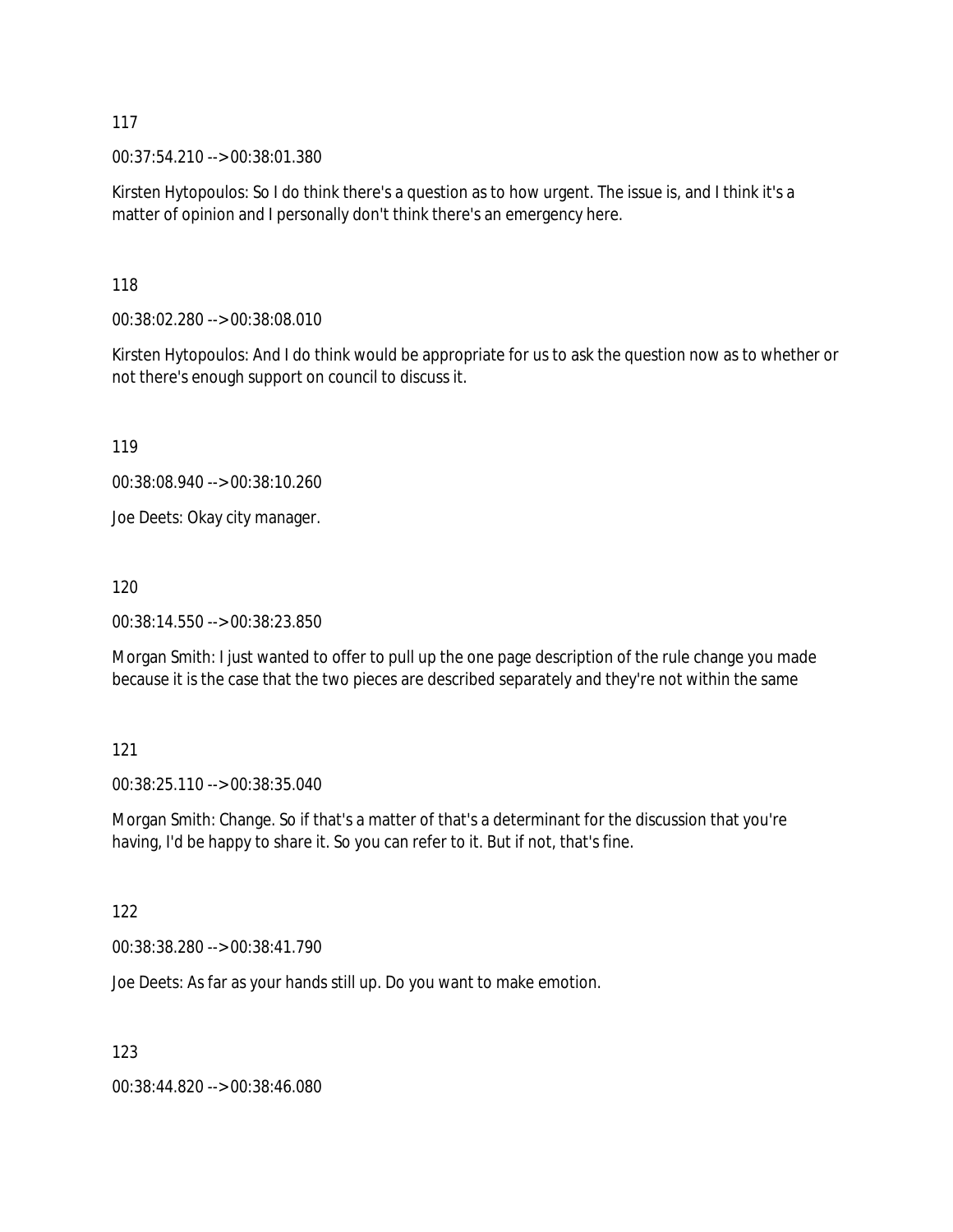117

00:37:54.210 --> 00:38:01.380

Kirsten Hytopoulos: So I do think there's a question as to how urgent. The issue is, and I think it's a matter of opinion and I personally don't think there's an emergency here.

118

00:38:02.280 --> 00:38:08.010

Kirsten Hytopoulos: And I do think would be appropriate for us to ask the question now as to whether or not there's enough support on council to discuss it.

119

00:38:08.940 --> 00:38:10.260

Joe Deets: Okay city manager.

120

00:38:14.550 --> 00:38:23.850

Morgan Smith: I just wanted to offer to pull up the one page description of the rule change you made because it is the case that the two pieces are described separately and they're not within the same

121

00:38:25.110 --> 00:38:35.040

Morgan Smith: Change. So if that's a matter of that's a determinant for the discussion that you're having, I'd be happy to share it. So you can refer to it. But if not, that's fine.

122

00:38:38.280 --> 00:38:41.790

Joe Deets: As far as your hands still up. Do you want to make emotion.

123

00:38:44.820 --> 00:38:46.080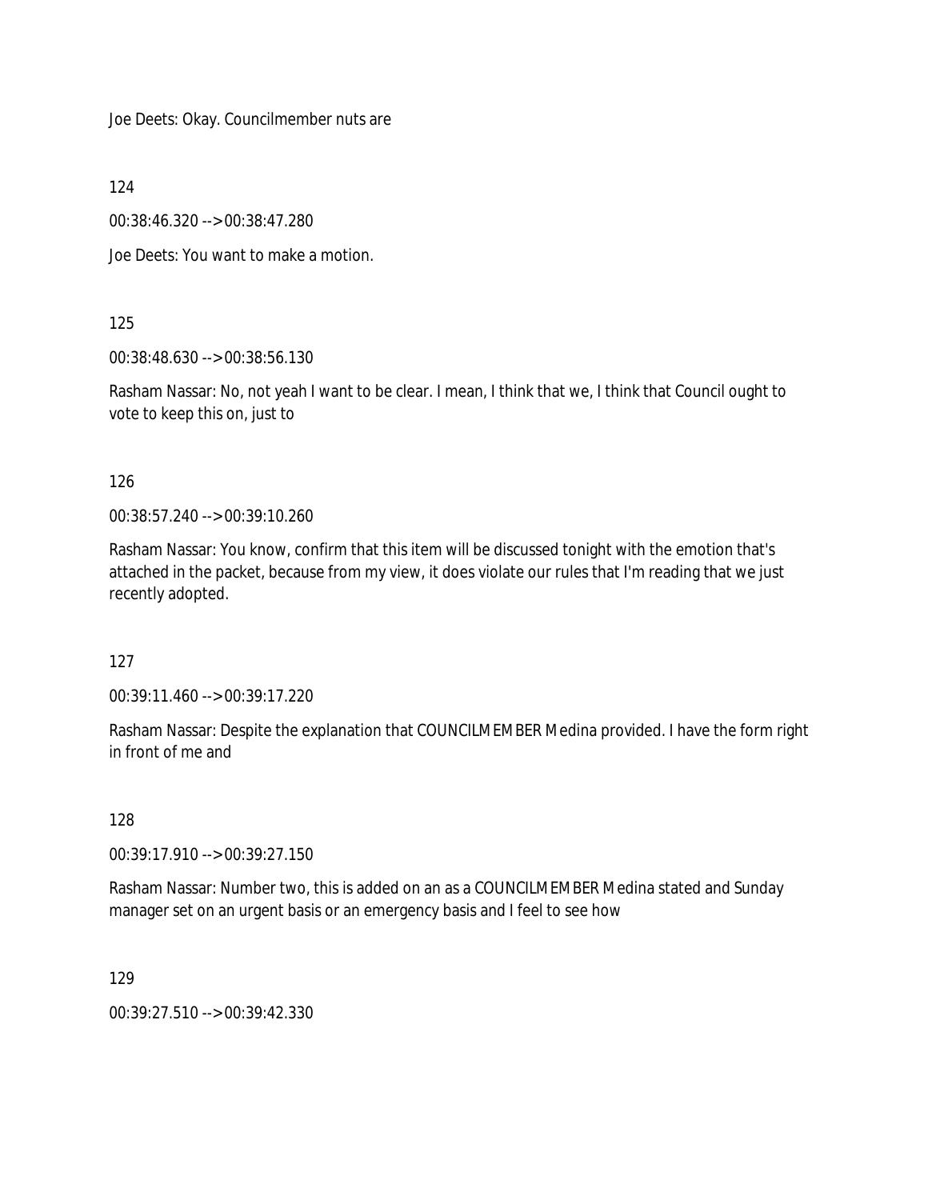Joe Deets: Okay. Councilmember nuts are

124

00:38:46.320 --> 00:38:47.280

Joe Deets: You want to make a motion.

125

00:38:48.630 --> 00:38:56.130

Rasham Nassar: No, not yeah I want to be clear. I mean, I think that we, I think that Council ought to vote to keep this on, just to

126

00:38:57.240 --> 00:39:10.260

Rasham Nassar: You know, confirm that this item will be discussed tonight with the emotion that's attached in the packet, because from my view, it does violate our rules that I'm reading that we just recently adopted.

127

00:39:11.460 --> 00:39:17.220

Rasham Nassar: Despite the explanation that COUNCILMEMBER Medina provided. I have the form right in front of me and

128

00:39:17.910 --> 00:39:27.150

Rasham Nassar: Number two, this is added on an as a COUNCILMEMBER Medina stated and Sunday manager set on an urgent basis or an emergency basis and I feel to see how

129

00:39:27.510 --> 00:39:42.330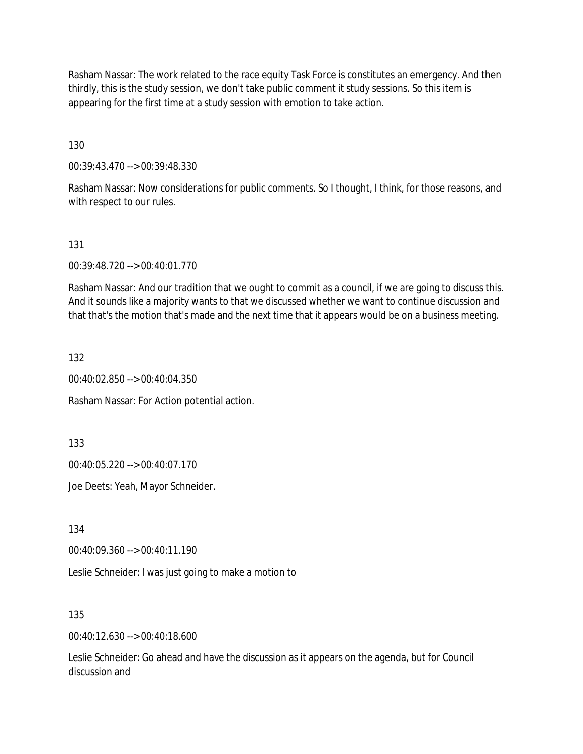Rasham Nassar: The work related to the race equity Task Force is constitutes an emergency. And then thirdly, this is the study session, we don't take public comment it study sessions. So this item is appearing for the first time at a study session with emotion to take action.

130

00:39:43.470 --> 00:39:48.330

Rasham Nassar: Now considerations for public comments. So I thought, I think, for those reasons, and with respect to our rules.

131

00:39:48.720 --> 00:40:01.770

Rasham Nassar: And our tradition that we ought to commit as a council, if we are going to discuss this. And it sounds like a majority wants to that we discussed whether we want to continue discussion and that that's the motion that's made and the next time that it appears would be on a business meeting.

132

00:40:02.850 --> 00:40:04.350

Rasham Nassar: For Action potential action.

133

00:40:05.220 --> 00:40:07.170

Joe Deets: Yeah, Mayor Schneider.

134

00:40:09.360 --> 00:40:11.190

Leslie Schneider: I was just going to make a motion to

135

00:40:12.630 --> 00:40:18.600

Leslie Schneider: Go ahead and have the discussion as it appears on the agenda, but for Council discussion and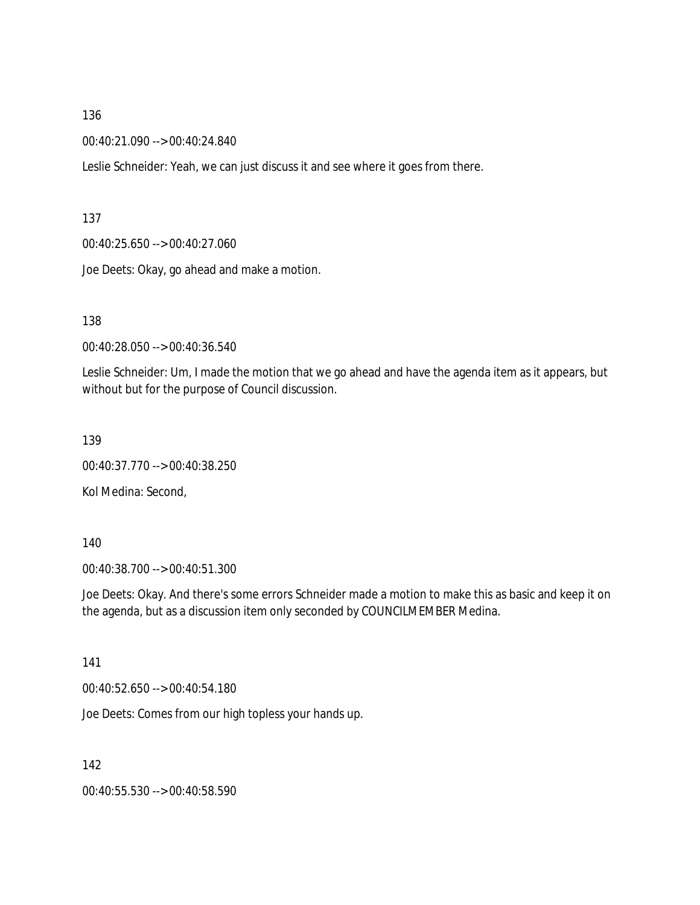136

00:40:21.090 --> 00:40:24.840

Leslie Schneider: Yeah, we can just discuss it and see where it goes from there.

137

00:40:25.650 --> 00:40:27.060

Joe Deets: Okay, go ahead and make a motion.

138

00:40:28.050 --> 00:40:36.540

Leslie Schneider: Um, I made the motion that we go ahead and have the agenda item as it appears, but without but for the purpose of Council discussion.

139

00:40:37.770 --> 00:40:38.250

Kol Medina: Second,

140

00:40:38.700 --> 00:40:51.300

Joe Deets: Okay. And there's some errors Schneider made a motion to make this as basic and keep it on the agenda, but as a discussion item only seconded by COUNCILMEMBER Medina.

141

00:40:52.650 --> 00:40:54.180

Joe Deets: Comes from our high topless your hands up.

142

00:40:55.530 --> 00:40:58.590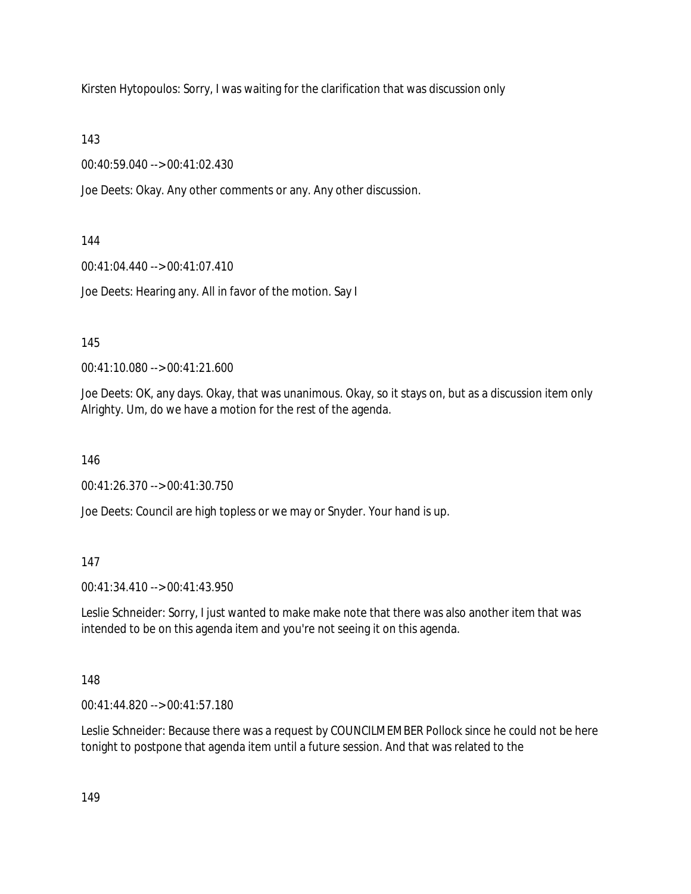Kirsten Hytopoulos: Sorry, I was waiting for the clarification that was discussion only

143

00:40:59.040 --> 00:41:02.430

Joe Deets: Okay. Any other comments or any. Any other discussion.

144

00:41:04.440 --> 00:41:07.410

Joe Deets: Hearing any. All in favor of the motion. Say I

145

00:41:10.080 --> 00:41:21.600

Joe Deets: OK, any days. Okay, that was unanimous. Okay, so it stays on, but as a discussion item only Alrighty. Um, do we have a motion for the rest of the agenda.

146

00:41:26.370 --> 00:41:30.750

Joe Deets: Council are high topless or we may or Snyder. Your hand is up.

147

00:41:34.410 --> 00:41:43.950

Leslie Schneider: Sorry, I just wanted to make make note that there was also another item that was intended to be on this agenda item and you're not seeing it on this agenda.

148

00:41:44.820 --> 00:41:57.180

Leslie Schneider: Because there was a request by COUNCILMEMBER Pollock since he could not be here tonight to postpone that agenda item until a future session. And that was related to the

149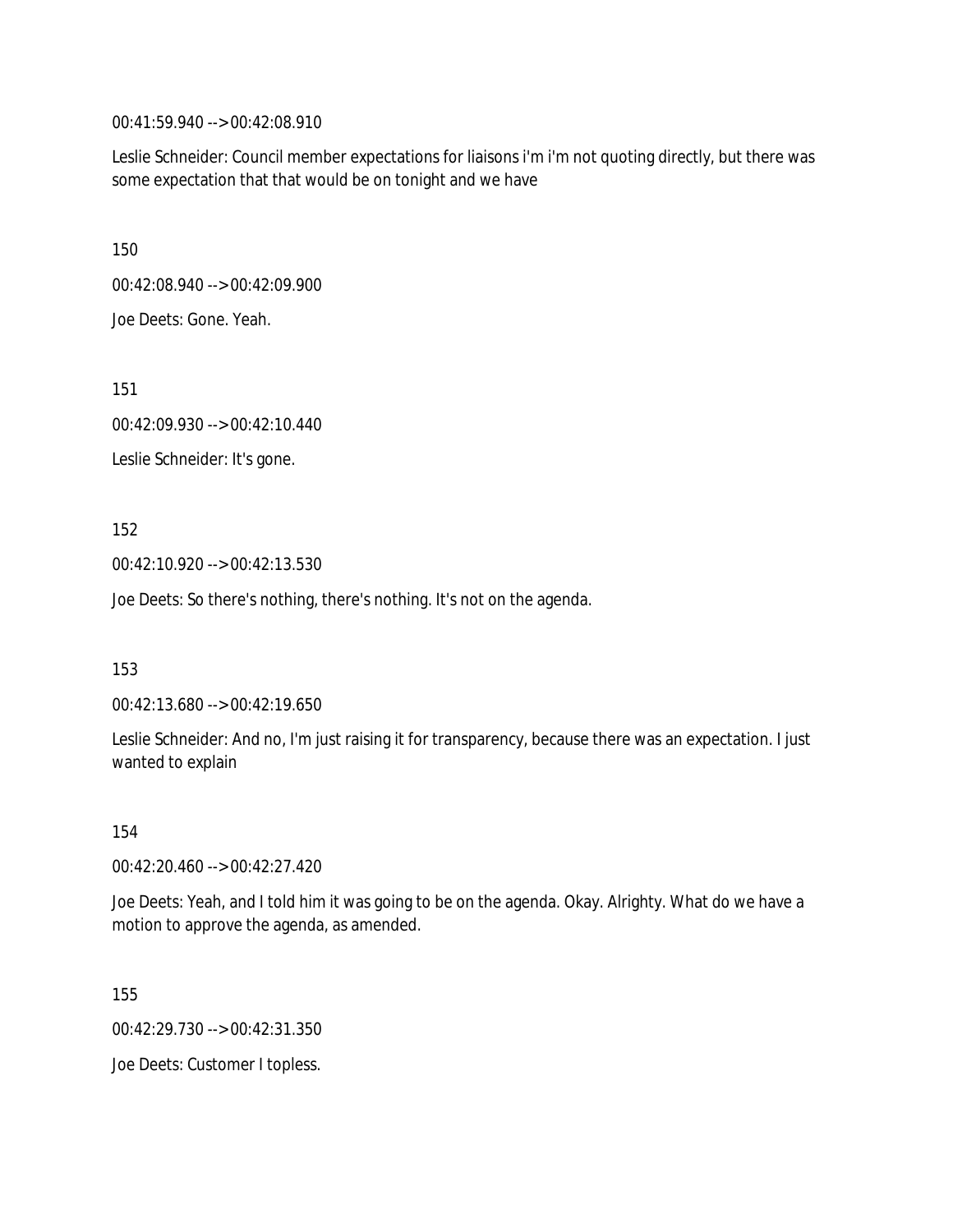00:41:59.940 --> 00:42:08.910

Leslie Schneider: Council member expectations for liaisons i'm i'm not quoting directly, but there was some expectation that that would be on tonight and we have

150

00:42:08.940 --> 00:42:09.900

Joe Deets: Gone. Yeah.

151

00:42:09.930 --> 00:42:10.440

Leslie Schneider: It's gone.

152

00:42:10.920 --> 00:42:13.530

Joe Deets: So there's nothing, there's nothing. It's not on the agenda.

153

00:42:13.680 --> 00:42:19.650

Leslie Schneider: And no, I'm just raising it for transparency, because there was an expectation. I just wanted to explain

154

00:42:20.460 --> 00:42:27.420

Joe Deets: Yeah, and I told him it was going to be on the agenda. Okay. Alrighty. What do we have a motion to approve the agenda, as amended.

155

00:42:29.730 --> 00:42:31.350

Joe Deets: Customer I topless.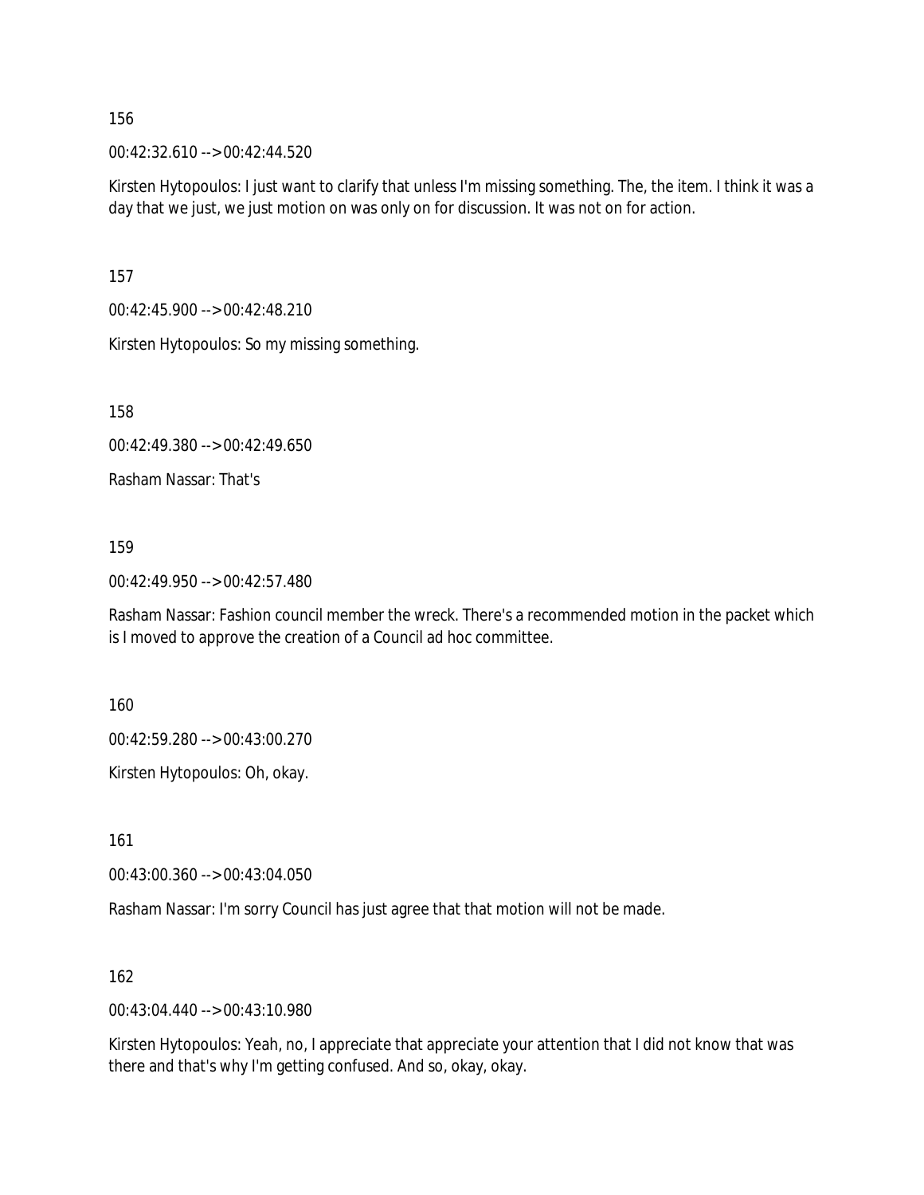156

00:42:32.610 --> 00:42:44.520

Kirsten Hytopoulos: I just want to clarify that unless I'm missing something. The, the item. I think it was a day that we just, we just motion on was only on for discussion. It was not on for action.

157

00:42:45.900 --> 00:42:48.210

Kirsten Hytopoulos: So my missing something.

158

00:42:49.380 --> 00:42:49.650

Rasham Nassar: That's

159

00:42:49.950 --> 00:42:57.480

Rasham Nassar: Fashion council member the wreck. There's a recommended motion in the packet which is I moved to approve the creation of a Council ad hoc committee.

160

00:42:59.280 --> 00:43:00.270

Kirsten Hytopoulos: Oh, okay.

161

00:43:00.360 --> 00:43:04.050

Rasham Nassar: I'm sorry Council has just agree that that motion will not be made.

162

00:43:04.440 --> 00:43:10.980

Kirsten Hytopoulos: Yeah, no, I appreciate that appreciate your attention that I did not know that was there and that's why I'm getting confused. And so, okay, okay.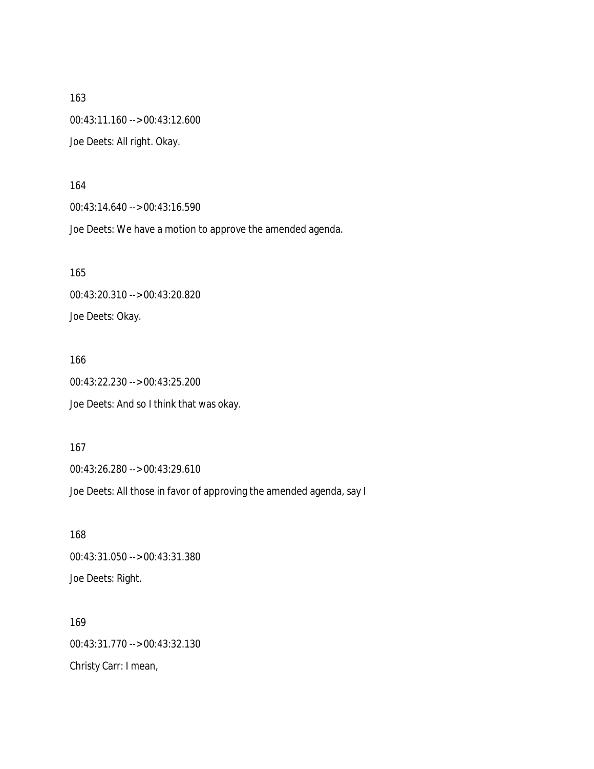163

00:43:11.160 --> 00:43:12.600

Joe Deets: All right. Okay.

164

00:43:14.640 --> 00:43:16.590

Joe Deets: We have a motion to approve the amended agenda.

165

00:43:20.310 --> 00:43:20.820

Joe Deets: Okay.

166

00:43:22.230 --> 00:43:25.200

Joe Deets: And so I think that was okay.

167

00:43:26.280 --> 00:43:29.610

Joe Deets: All those in favor of approving the amended agenda, say I

168

00:43:31.050 --> 00:43:31.380

Joe Deets: Right.

169

00:43:31.770 --> 00:43:32.130

Christy Carr: I mean,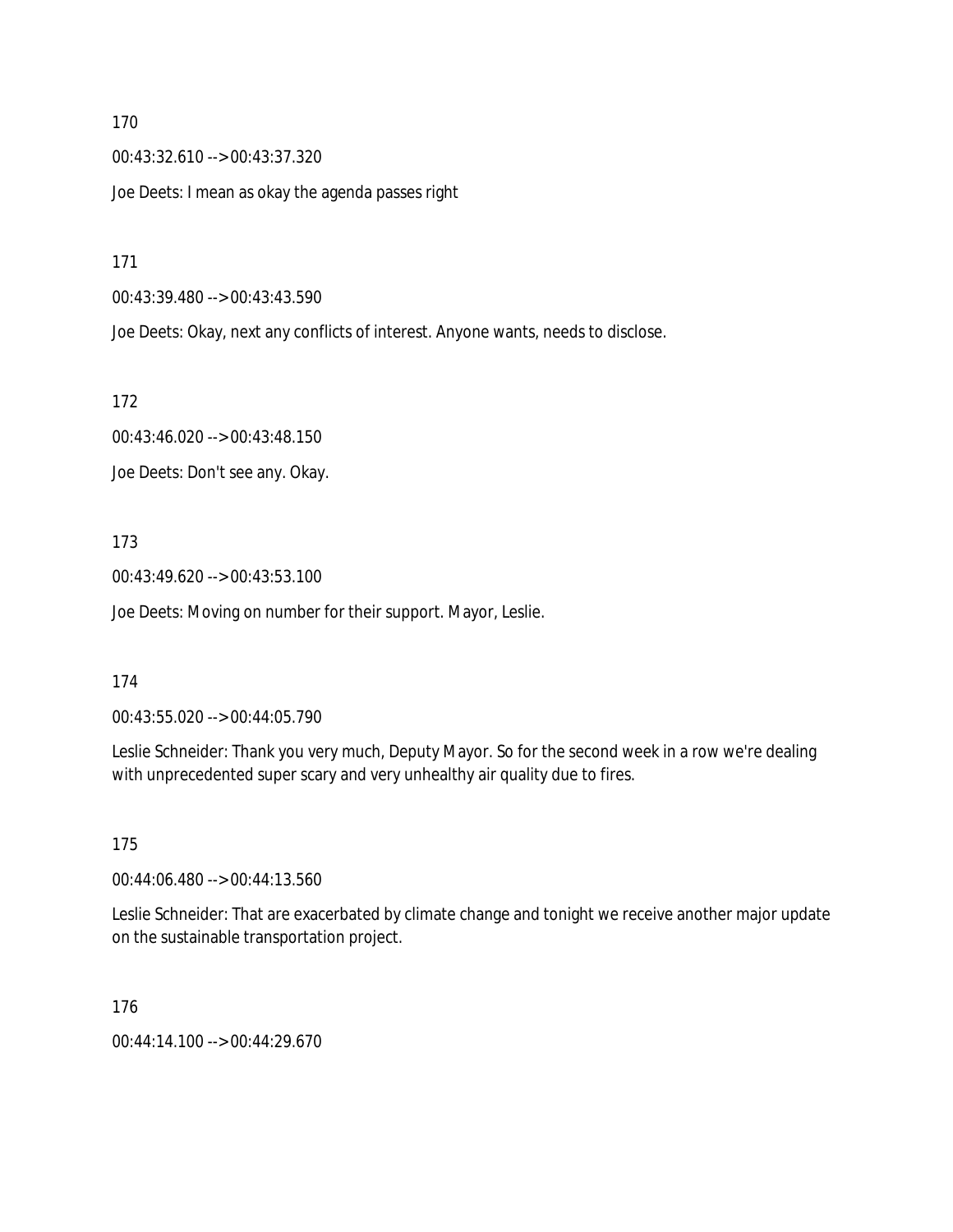170

00:43:32.610 --> 00:43:37.320

Joe Deets: I mean as okay the agenda passes right

171

00:43:39.480 --> 00:43:43.590

Joe Deets: Okay, next any conflicts of interest. Anyone wants, needs to disclose.

172

00:43:46.020 --> 00:43:48.150

Joe Deets: Don't see any. Okay.

173

00:43:49.620 --> 00:43:53.100

Joe Deets: Moving on number for their support. Mayor, Leslie.

174

00:43:55.020 --> 00:44:05.790

Leslie Schneider: Thank you very much, Deputy Mayor. So for the second week in a row we're dealing with unprecedented super scary and very unhealthy air quality due to fires.

175

00:44:06.480 --> 00:44:13.560

Leslie Schneider: That are exacerbated by climate change and tonight we receive another major update on the sustainable transportation project.

176

00:44:14.100 --> 00:44:29.670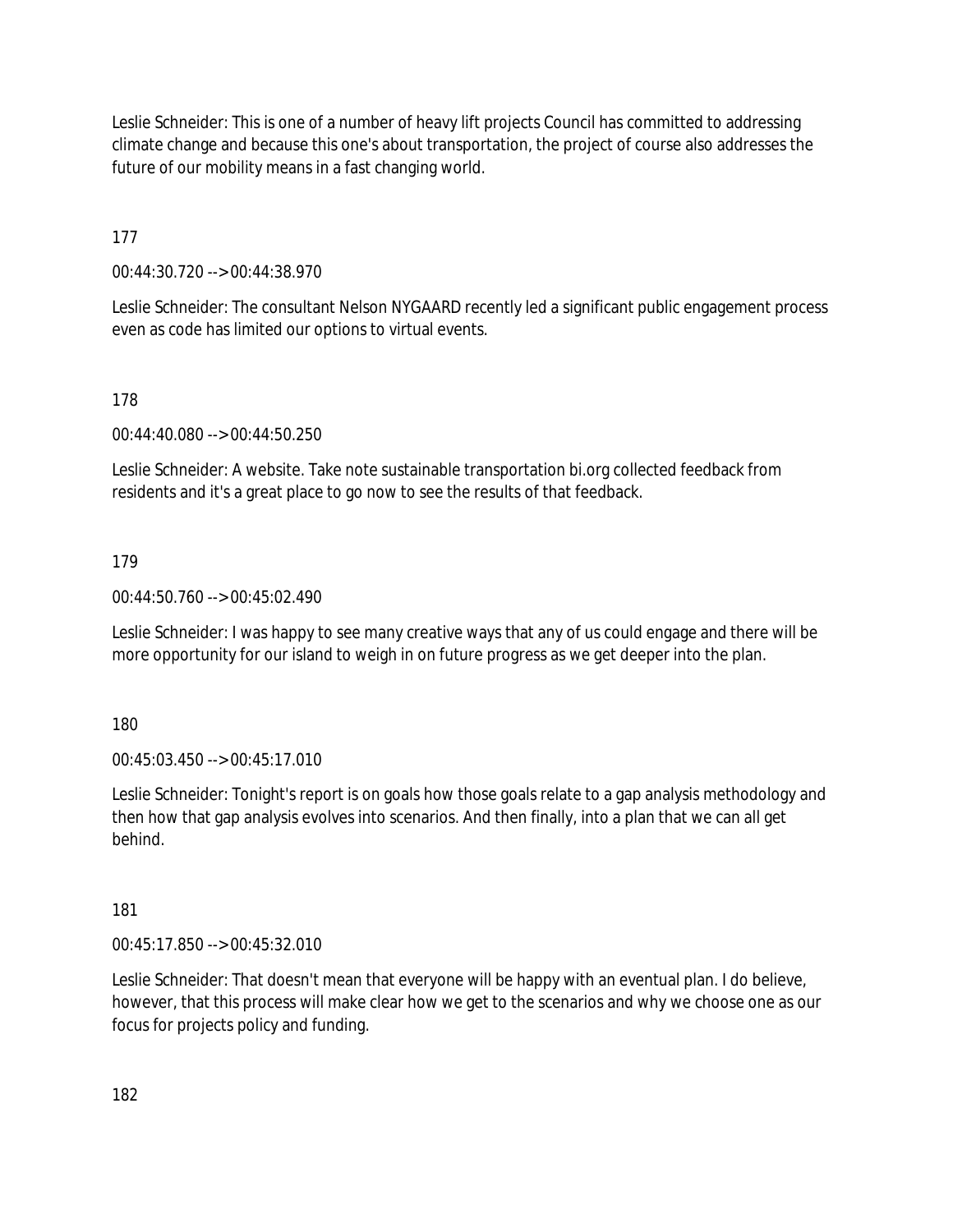Leslie Schneider: This is one of a number of heavy lift projects Council has committed to addressing climate change and because this one's about transportation, the project of course also addresses the future of our mobility means in a fast changing world.

177

00:44:30.720 --> 00:44:38.970

Leslie Schneider: The consultant Nelson NYGAARD recently led a significant public engagement process even as code has limited our options to virtual events.

178

00:44:40.080 --> 00:44:50.250

Leslie Schneider: A website. Take note sustainable transportation bi.org collected feedback from residents and it's a great place to go now to see the results of that feedback.

179

00:44:50.760 --> 00:45:02.490

Leslie Schneider: I was happy to see many creative ways that any of us could engage and there will be more opportunity for our island to weigh in on future progress as we get deeper into the plan.

180

00:45:03.450 --> 00:45:17.010

Leslie Schneider: Tonight's report is on goals how those goals relate to a gap analysis methodology and then how that gap analysis evolves into scenarios. And then finally, into a plan that we can all get behind.

181

00:45:17.850 --> 00:45:32.010

Leslie Schneider: That doesn't mean that everyone will be happy with an eventual plan. I do believe, however, that this process will make clear how we get to the scenarios and why we choose one as our focus for projects policy and funding.

182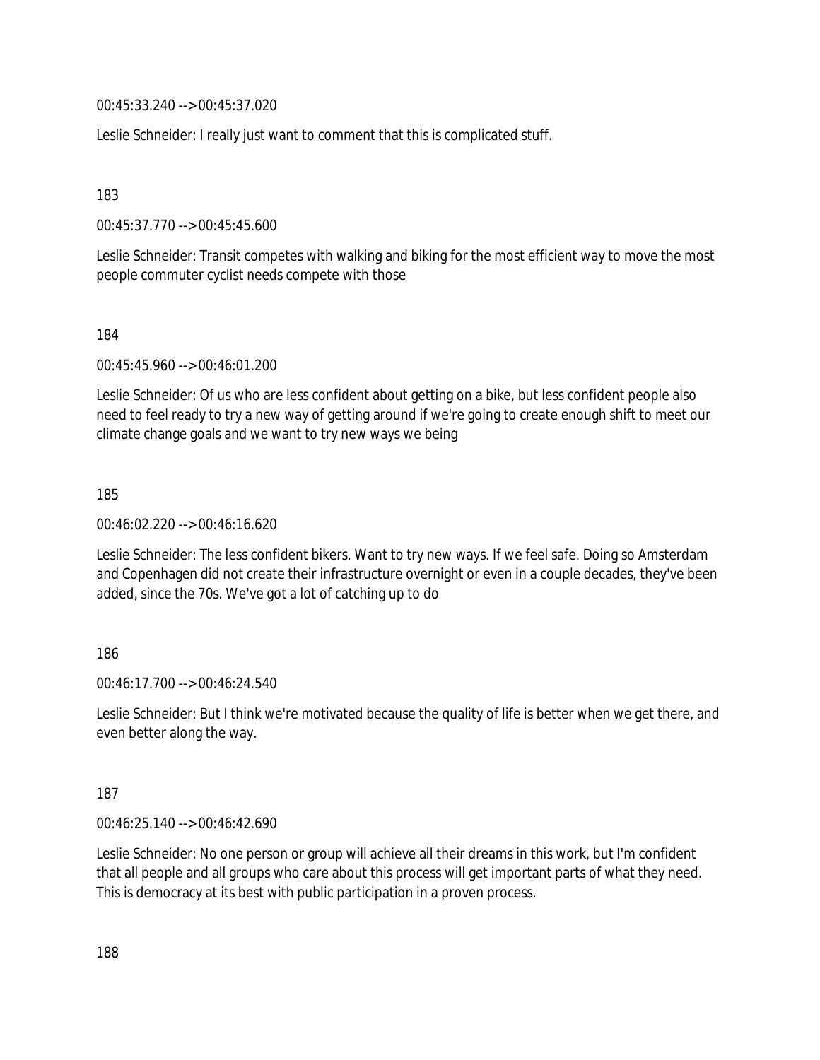00:45:33.240 --> 00:45:37.020

Leslie Schneider: I really just want to comment that this is complicated stuff.

183

00:45:37.770 --> 00:45:45.600

Leslie Schneider: Transit competes with walking and biking for the most efficient way to move the most people commuter cyclist needs compete with those

184

00:45:45.960 --> 00:46:01.200

Leslie Schneider: Of us who are less confident about getting on a bike, but less confident people also need to feel ready to try a new way of getting around if we're going to create enough shift to meet our climate change goals and we want to try new ways we being

185

00:46:02.220 --> 00:46:16.620

Leslie Schneider: The less confident bikers. Want to try new ways. If we feel safe. Doing so Amsterdam and Copenhagen did not create their infrastructure overnight or even in a couple decades, they've been added, since the 70s. We've got a lot of catching up to do

186

00:46:17.700 --> 00:46:24.540

Leslie Schneider: But I think we're motivated because the quality of life is better when we get there, and even better along the way.

187

00:46:25.140 --> 00:46:42.690

Leslie Schneider: No one person or group will achieve all their dreams in this work, but I'm confident that all people and all groups who care about this process will get important parts of what they need. This is democracy at its best with public participation in a proven process.

188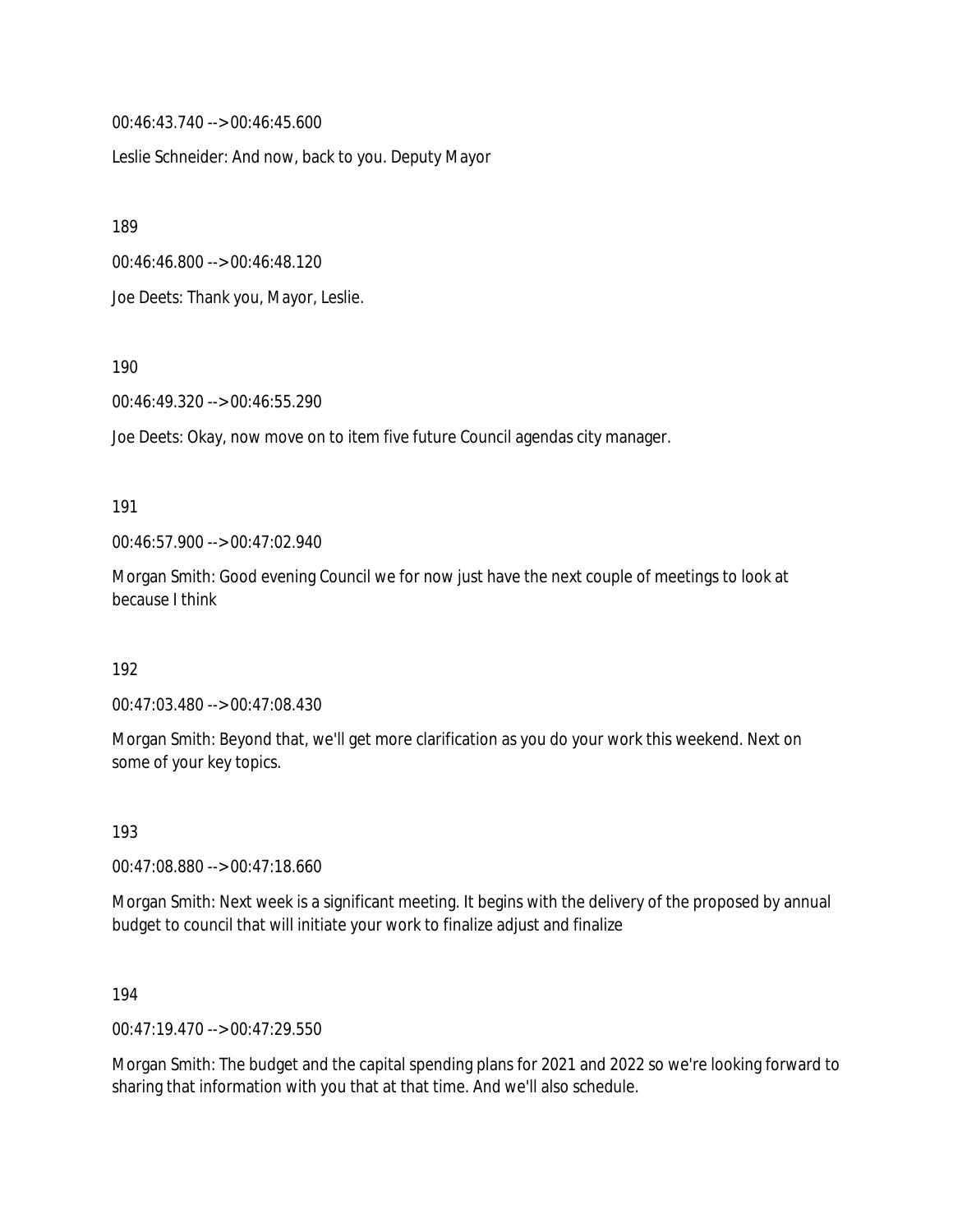00:46:43.740 --> 00:46:45.600

Leslie Schneider: And now, back to you. Deputy Mayor

189

00:46:46.800 --> 00:46:48.120

Joe Deets: Thank you, Mayor, Leslie.

190

00:46:49.320 --> 00:46:55.290

Joe Deets: Okay, now move on to item five future Council agendas city manager.

191

00:46:57.900 --> 00:47:02.940

Morgan Smith: Good evening Council we for now just have the next couple of meetings to look at because I think

192

00:47:03.480 --> 00:47:08.430

Morgan Smith: Beyond that, we'll get more clarification as you do your work this weekend. Next on some of your key topics.

193

00:47:08.880 --> 00:47:18.660

Morgan Smith: Next week is a significant meeting. It begins with the delivery of the proposed by annual budget to council that will initiate your work to finalize adjust and finalize

194

00:47:19.470 --> 00:47:29.550

Morgan Smith: The budget and the capital spending plans for 2021 and 2022 so we're looking forward to sharing that information with you that at that time. And we'll also schedule.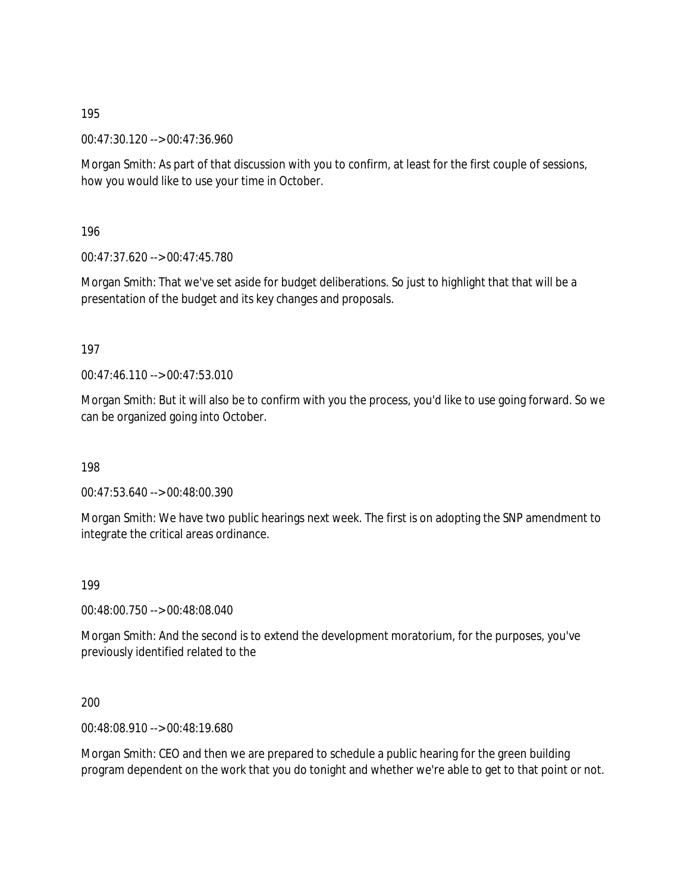195

00:47:30.120 --> 00:47:36.960

Morgan Smith: As part of that discussion with you to confirm, at least for the first couple of sessions, how you would like to use your time in October.

196

00:47:37.620 --> 00:47:45.780

Morgan Smith: That we've set aside for budget deliberations. So just to highlight that that will be a presentation of the budget and its key changes and proposals.

197

00:47:46.110 --> 00:47:53.010

Morgan Smith: But it will also be to confirm with you the process, you'd like to use going forward. So we can be organized going into October.

198

00:47:53.640 --> 00:48:00.390

Morgan Smith: We have two public hearings next week. The first is on adopting the SNP amendment to integrate the critical areas ordinance.

199

00:48:00.750 --> 00:48:08.040

Morgan Smith: And the second is to extend the development moratorium, for the purposes, you've previously identified related to the

200

00:48:08.910 --> 00:48:19.680

Morgan Smith: CEO and then we are prepared to schedule a public hearing for the green building program dependent on the work that you do tonight and whether we're able to get to that point or not.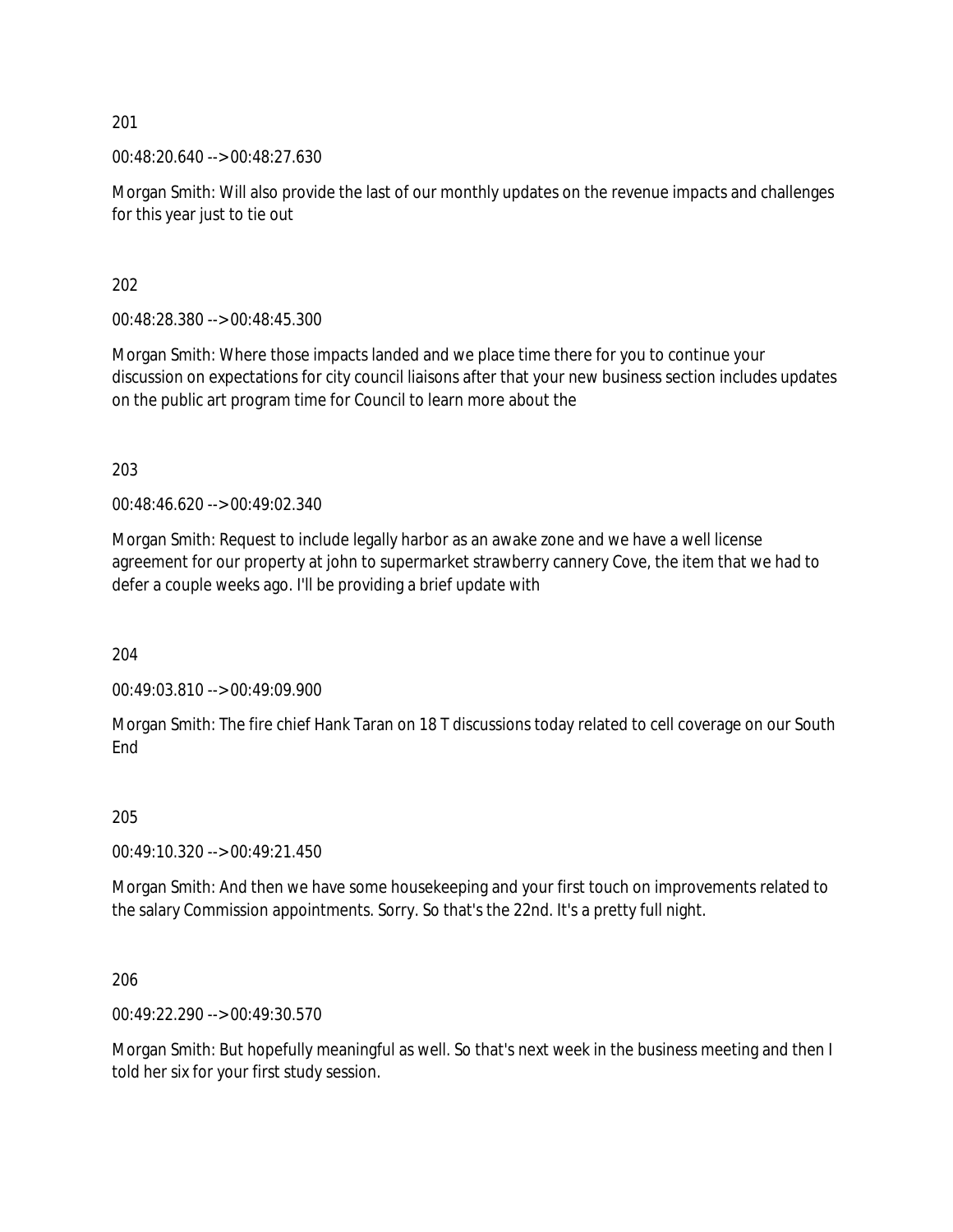201

00:48:20.640 --> 00:48:27.630

Morgan Smith: Will also provide the last of our monthly updates on the revenue impacts and challenges for this year just to tie out

202

00:48:28.380 --> 00:48:45.300

Morgan Smith: Where those impacts landed and we place time there for you to continue your discussion on expectations for city council liaisons after that your new business section includes updates on the public art program time for Council to learn more about the

203

00:48:46.620 --> 00:49:02.340

Morgan Smith: Request to include legally harbor as an awake zone and we have a well license agreement for our property at john to supermarket strawberry cannery Cove, the item that we had to defer a couple weeks ago. I'll be providing a brief update with

204

00:49:03.810 --> 00:49:09.900

Morgan Smith: The fire chief Hank Taran on 18 T discussions today related to cell coverage on our South End

205

00:49:10.320 --> 00:49:21.450

Morgan Smith: And then we have some housekeeping and your first touch on improvements related to the salary Commission appointments. Sorry. So that's the 22nd. It's a pretty full night.

206

00:49:22.290 --> 00:49:30.570

Morgan Smith: But hopefully meaningful as well. So that's next week in the business meeting and then I told her six for your first study session.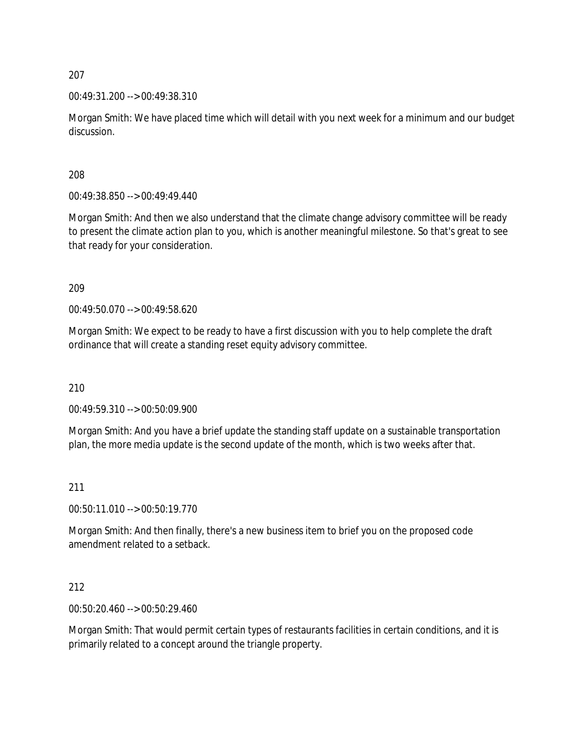207

00:49:31.200 --> 00:49:38.310

Morgan Smith: We have placed time which will detail with you next week for a minimum and our budget discussion.

208

00:49:38.850 --> 00:49:49.440

Morgan Smith: And then we also understand that the climate change advisory committee will be ready to present the climate action plan to you, which is another meaningful milestone. So that's great to see that ready for your consideration.

209

00:49:50.070 --> 00:49:58.620

Morgan Smith: We expect to be ready to have a first discussion with you to help complete the draft ordinance that will create a standing reset equity advisory committee.

210

00:49:59.310 --> 00:50:09.900

Morgan Smith: And you have a brief update the standing staff update on a sustainable transportation plan, the more media update is the second update of the month, which is two weeks after that.

211

00:50:11.010 --> 00:50:19.770

Morgan Smith: And then finally, there's a new business item to brief you on the proposed code amendment related to a setback.

212

00:50:20.460 --> 00:50:29.460

Morgan Smith: That would permit certain types of restaurants facilities in certain conditions, and it is primarily related to a concept around the triangle property.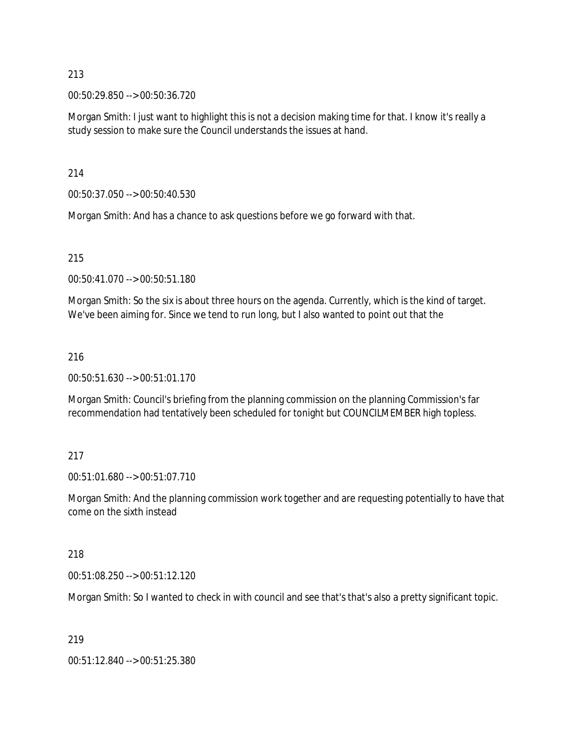213

00:50:29.850 --> 00:50:36.720

Morgan Smith: I just want to highlight this is not a decision making time for that. I know it's really a study session to make sure the Council understands the issues at hand.

214

00:50:37.050 --> 00:50:40.530

Morgan Smith: And has a chance to ask questions before we go forward with that.

215

00:50:41.070 --> 00:50:51.180

Morgan Smith: So the six is about three hours on the agenda. Currently, which is the kind of target. We've been aiming for. Since we tend to run long, but I also wanted to point out that the

216

00:50:51.630 --> 00:51:01.170

Morgan Smith: Council's briefing from the planning commission on the planning Commission's far recommendation had tentatively been scheduled for tonight but COUNCILMEMBER high topless.

217

00:51:01.680 --> 00:51:07.710

Morgan Smith: And the planning commission work together and are requesting potentially to have that come on the sixth instead

218

00:51:08.250 --> 00:51:12.120

Morgan Smith: So I wanted to check in with council and see that's that's also a pretty significant topic.

219

00:51:12.840 --> 00:51:25.380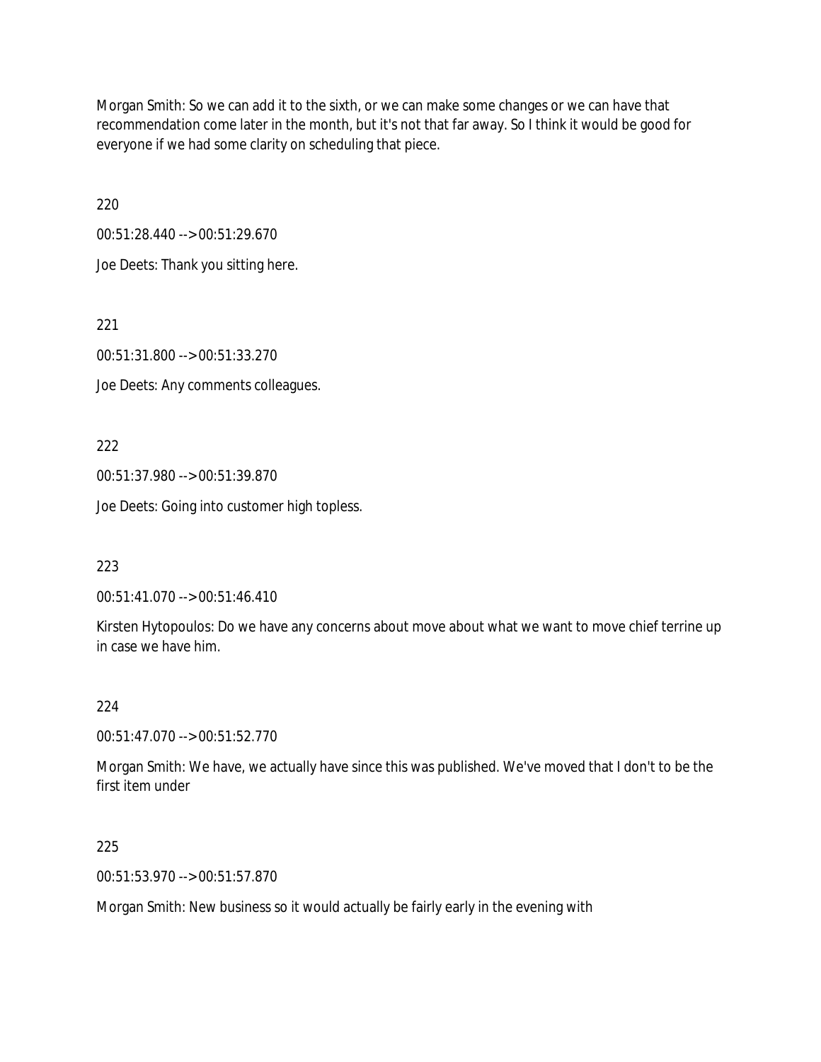Morgan Smith: So we can add it to the sixth, or we can make some changes or we can have that recommendation come later in the month, but it's not that far away. So I think it would be good for everyone if we had some clarity on scheduling that piece.

220

00:51:28.440 --> 00:51:29.670

Joe Deets: Thank you sitting here.

221

00:51:31.800 --> 00:51:33.270

Joe Deets: Any comments colleagues.

222

00:51:37.980 --> 00:51:39.870

Joe Deets: Going into customer high topless.

223

00:51:41.070 --> 00:51:46.410

Kirsten Hytopoulos: Do we have any concerns about move about what we want to move chief terrine up in case we have him.

224

00:51:47.070 --> 00:51:52.770

Morgan Smith: We have, we actually have since this was published. We've moved that I don't to be the first item under

225

00:51:53.970 --> 00:51:57.870

Morgan Smith: New business so it would actually be fairly early in the evening with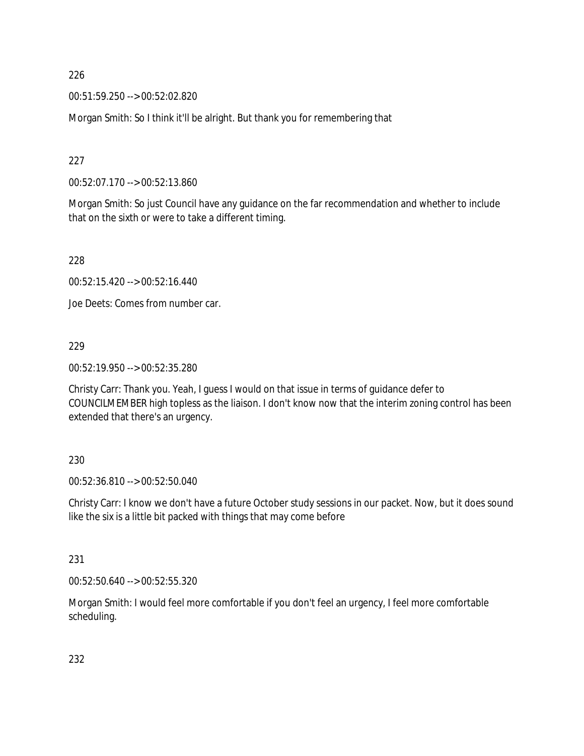226

00:51:59.250 --> 00:52:02.820

Morgan Smith: So I think it'll be alright. But thank you for remembering that

227

00:52:07.170 --> 00:52:13.860

Morgan Smith: So just Council have any guidance on the far recommendation and whether to include that on the sixth or were to take a different timing.

228

00:52:15.420 --> 00:52:16.440

Joe Deets: Comes from number car.

229

00:52:19.950 --> 00:52:35.280

Christy Carr: Thank you. Yeah, I guess I would on that issue in terms of guidance defer to COUNCILMEMBER high topless as the liaison. I don't know now that the interim zoning control has been extended that there's an urgency.

230

00:52:36.810 --> 00:52:50.040

Christy Carr: I know we don't have a future October study sessions in our packet. Now, but it does sound like the six is a little bit packed with things that may come before

231

00:52:50.640 --> 00:52:55.320

Morgan Smith: I would feel more comfortable if you don't feel an urgency, I feel more comfortable scheduling.

232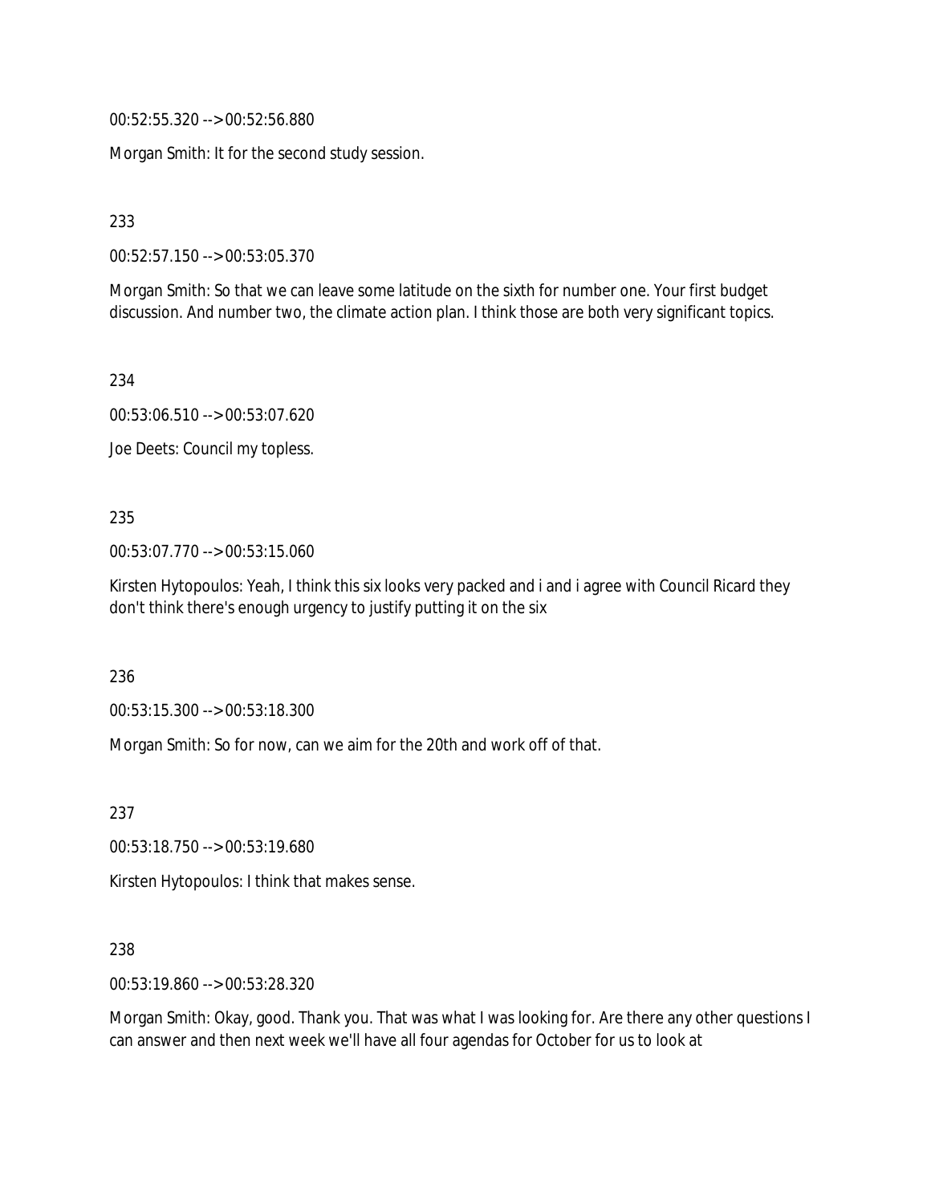00:52:55.320 --> 00:52:56.880

Morgan Smith: It for the second study session.

233

00:52:57.150 --> 00:53:05.370

Morgan Smith: So that we can leave some latitude on the sixth for number one. Your first budget discussion. And number two, the climate action plan. I think those are both very significant topics.

234

00:53:06.510 --> 00:53:07.620

Joe Deets: Council my topless.

235

00:53:07.770 --> 00:53:15.060

Kirsten Hytopoulos: Yeah, I think this six looks very packed and i and i agree with Council Ricard they don't think there's enough urgency to justify putting it on the six

236

00:53:15.300 --> 00:53:18.300

Morgan Smith: So for now, can we aim for the 20th and work off of that.

237

00:53:18.750 --> 00:53:19.680

Kirsten Hytopoulos: I think that makes sense.

238

00:53:19.860 --> 00:53:28.320

Morgan Smith: Okay, good. Thank you. That was what I was looking for. Are there any other questions I can answer and then next week we'll have all four agendas for October for us to look at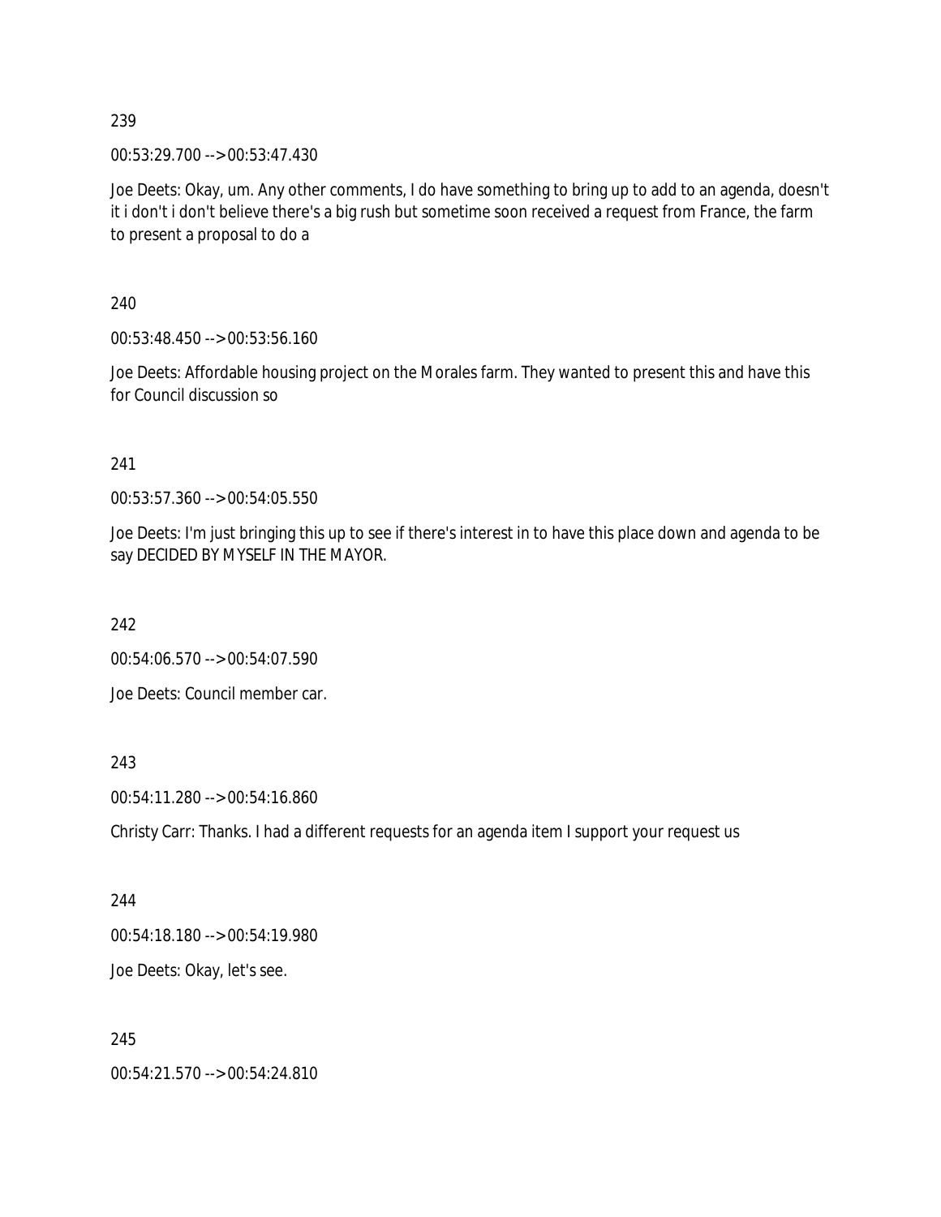239

00:53:29.700 --> 00:53:47.430

Joe Deets: Okay, um. Any other comments, I do have something to bring up to add to an agenda, doesn't it i don't i don't believe there's a big rush but sometime soon received a request from France, the farm to present a proposal to do a

240

00:53:48.450 --> 00:53:56.160

Joe Deets: Affordable housing project on the Morales farm. They wanted to present this and have this for Council discussion so

241

00:53:57.360 --> 00:54:05.550

Joe Deets: I'm just bringing this up to see if there's interest in to have this place down and agenda to be say DECIDED BY MYSELF IN THE MAYOR.

242

00:54:06.570 --> 00:54:07.590

Joe Deets: Council member car.

243

00:54:11.280 --> 00:54:16.860

Christy Carr: Thanks. I had a different requests for an agenda item I support your request us

244

00:54:18.180 --> 00:54:19.980

Joe Deets: Okay, let's see.

245

00:54:21.570 --> 00:54:24.810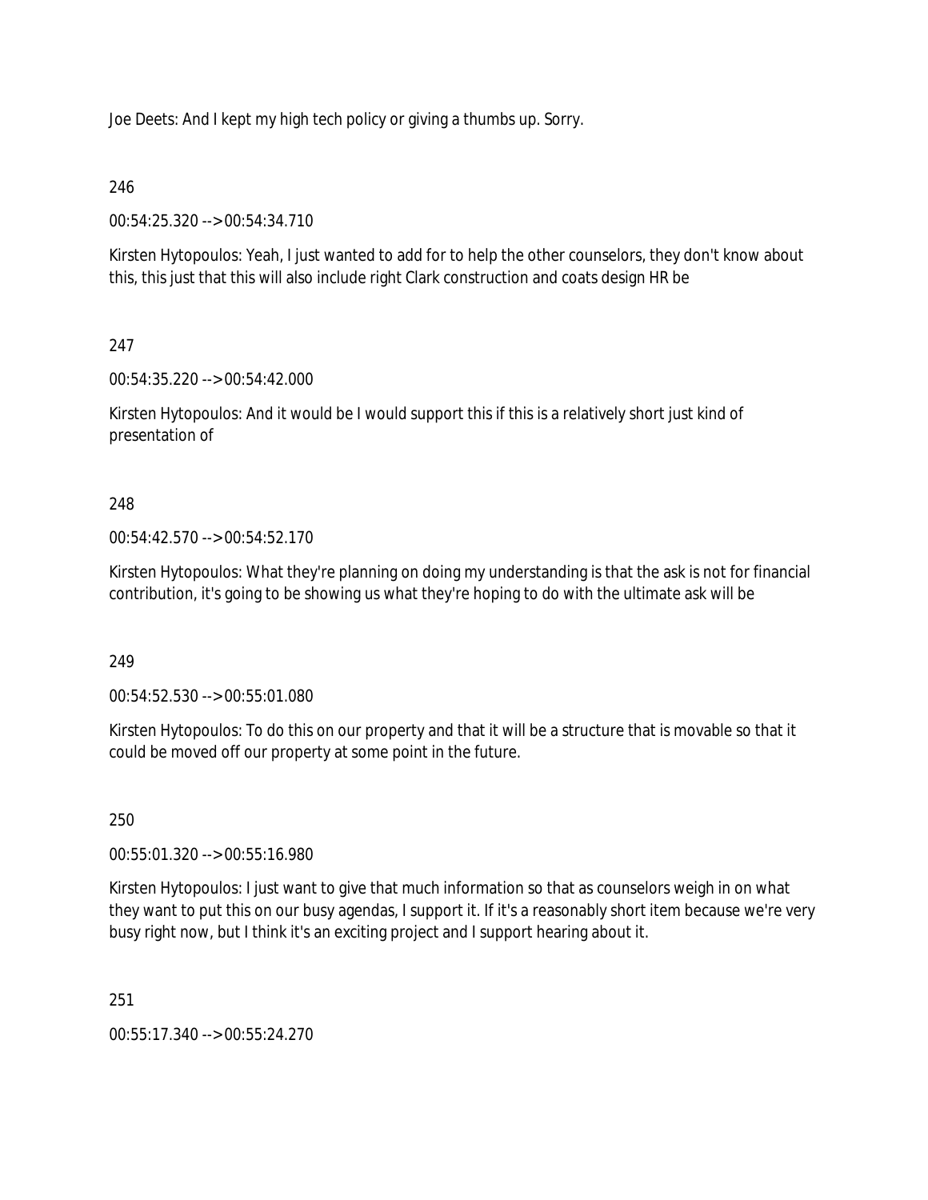Joe Deets: And I kept my high tech policy or giving a thumbs up. Sorry.

246

00:54:25.320 --> 00:54:34.710

Kirsten Hytopoulos: Yeah, I just wanted to add for to help the other counselors, they don't know about this, this just that this will also include right Clark construction and coats design HR be

247

00:54:35.220 --> 00:54:42.000

Kirsten Hytopoulos: And it would be I would support this if this is a relatively short just kind of presentation of

248

00:54:42.570 --> 00:54:52.170

Kirsten Hytopoulos: What they're planning on doing my understanding is that the ask is not for financial contribution, it's going to be showing us what they're hoping to do with the ultimate ask will be

249

00:54:52.530 --> 00:55:01.080

Kirsten Hytopoulos: To do this on our property and that it will be a structure that is movable so that it could be moved off our property at some point in the future.

250

00:55:01.320 --> 00:55:16.980

Kirsten Hytopoulos: I just want to give that much information so that as counselors weigh in on what they want to put this on our busy agendas, I support it. If it's a reasonably short item because we're very busy right now, but I think it's an exciting project and I support hearing about it.

251

00:55:17.340 --> 00:55:24.270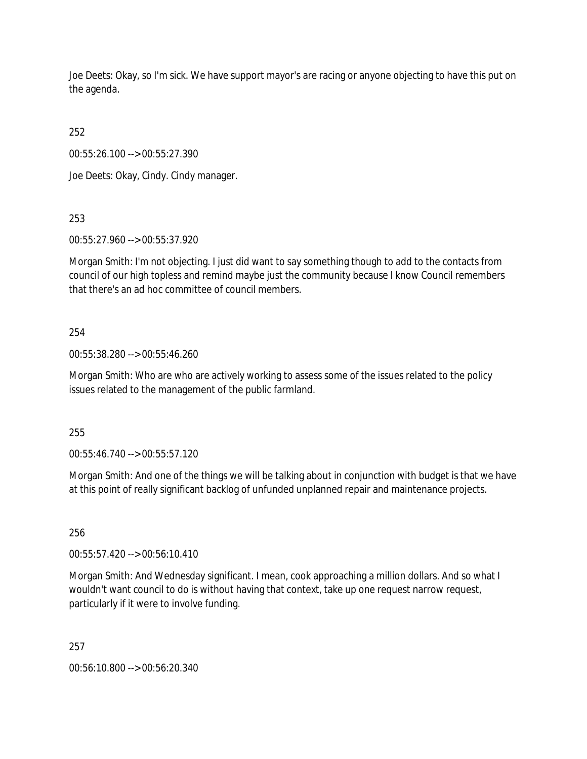Joe Deets: Okay, so I'm sick. We have support mayor's are racing or anyone objecting to have this put on the agenda.

252

00:55:26.100 --> 00:55:27.390

Joe Deets: Okay, Cindy. Cindy manager.

253

00:55:27.960 --> 00:55:37.920

Morgan Smith: I'm not objecting. I just did want to say something though to add to the contacts from council of our high topless and remind maybe just the community because I know Council remembers that there's an ad hoc committee of council members.

254

00:55:38.280 --> 00:55:46.260

Morgan Smith: Who are who are actively working to assess some of the issues related to the policy issues related to the management of the public farmland.

255

00:55:46.740 --> 00:55:57.120

Morgan Smith: And one of the things we will be talking about in conjunction with budget is that we have at this point of really significant backlog of unfunded unplanned repair and maintenance projects.

256

00:55:57.420 --> 00:56:10.410

Morgan Smith: And Wednesday significant. I mean, cook approaching a million dollars. And so what I wouldn't want council to do is without having that context, take up one request narrow request, particularly if it were to involve funding.

257

00:56:10.800 --> 00:56:20.340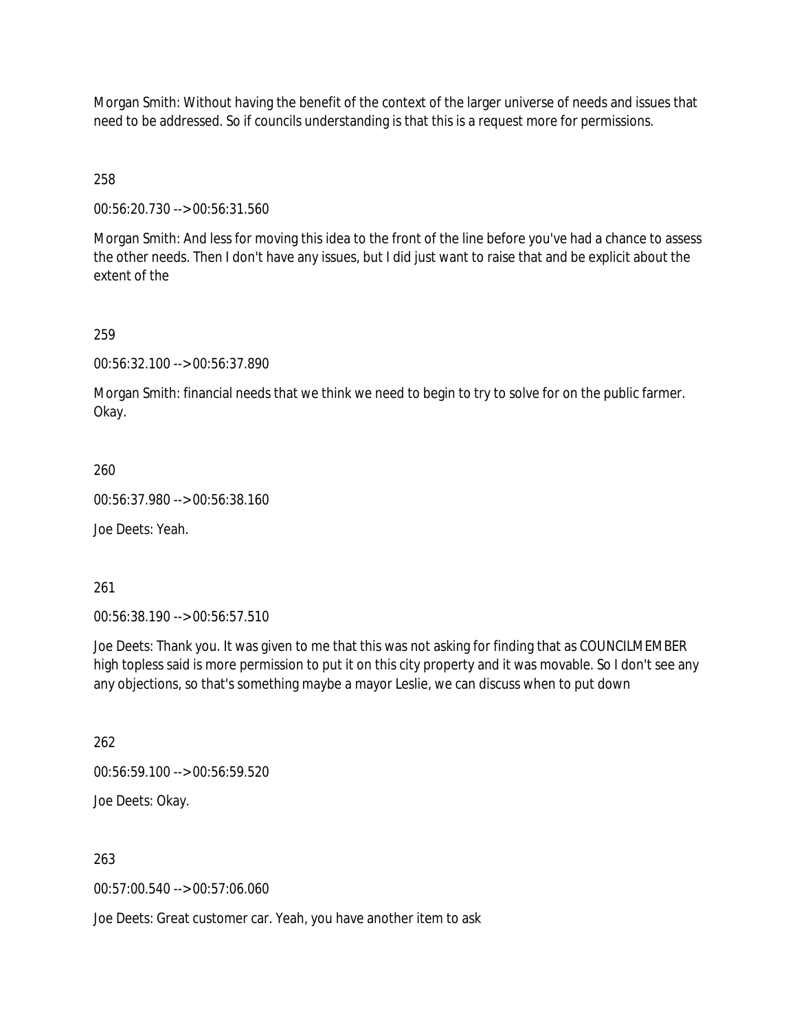Morgan Smith: Without having the benefit of the context of the larger universe of needs and issues that need to be addressed. So if councils understanding is that this is a request more for permissions.

258

00:56:20.730 --> 00:56:31.560

Morgan Smith: And less for moving this idea to the front of the line before you've had a chance to assess the other needs. Then I don't have any issues, but I did just want to raise that and be explicit about the extent of the

259

00:56:32.100 --> 00:56:37.890

Morgan Smith: financial needs that we think we need to begin to try to solve for on the public farmer. Okay.

260

00:56:37.980 --> 00:56:38.160

Joe Deets: Yeah.

261

00:56:38.190 --> 00:56:57.510

Joe Deets: Thank you. It was given to me that this was not asking for finding that as COUNCILMEMBER high topless said is more permission to put it on this city property and it was movable. So I don't see any any objections, so that's something maybe a mayor Leslie, we can discuss when to put down

262

00:56:59.100 --> 00:56:59.520

Joe Deets: Okay.

263

00:57:00.540 --> 00:57:06.060

Joe Deets: Great customer car. Yeah, you have another item to ask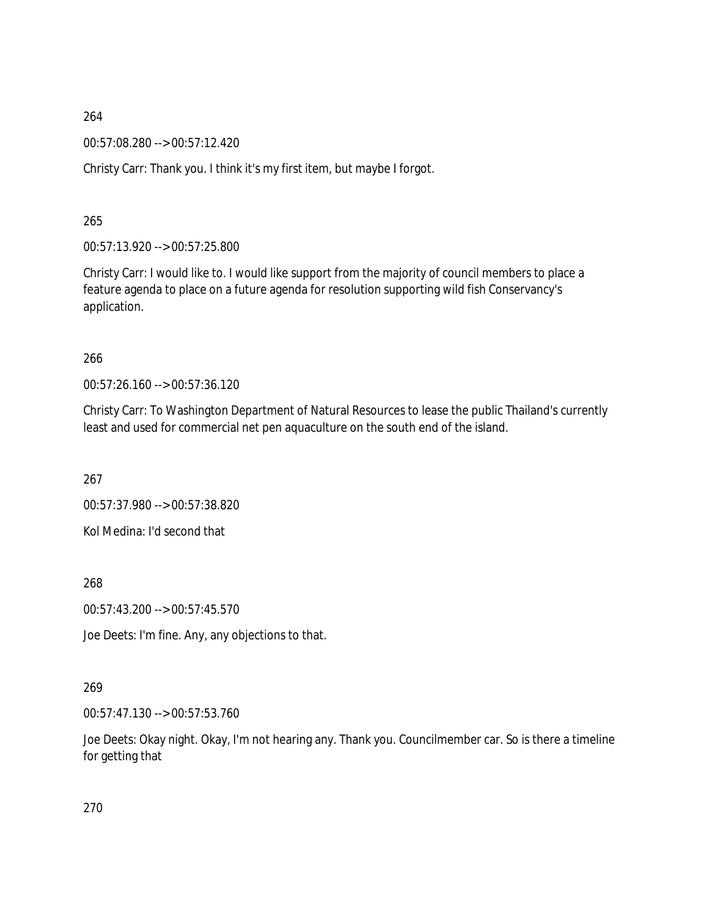264

00:57:08.280 --> 00:57:12.420

Christy Carr: Thank you. I think it's my first item, but maybe I forgot.

265

00:57:13.920 --> 00:57:25.800

Christy Carr: I would like to. I would like support from the majority of council members to place a feature agenda to place on a future agenda for resolution supporting wild fish Conservancy's application.

266

00:57:26.160 --> 00:57:36.120

Christy Carr: To Washington Department of Natural Resources to lease the public Thailand's currently least and used for commercial net pen aquaculture on the south end of the island.

267

00:57:37.980 --> 00:57:38.820

Kol Medina: I'd second that

268

00:57:43.200 --> 00:57:45.570

Joe Deets: I'm fine. Any, any objections to that.

269

00:57:47.130 --> 00:57:53.760

Joe Deets: Okay night. Okay, I'm not hearing any. Thank you. Councilmember car. So is there a timeline for getting that

270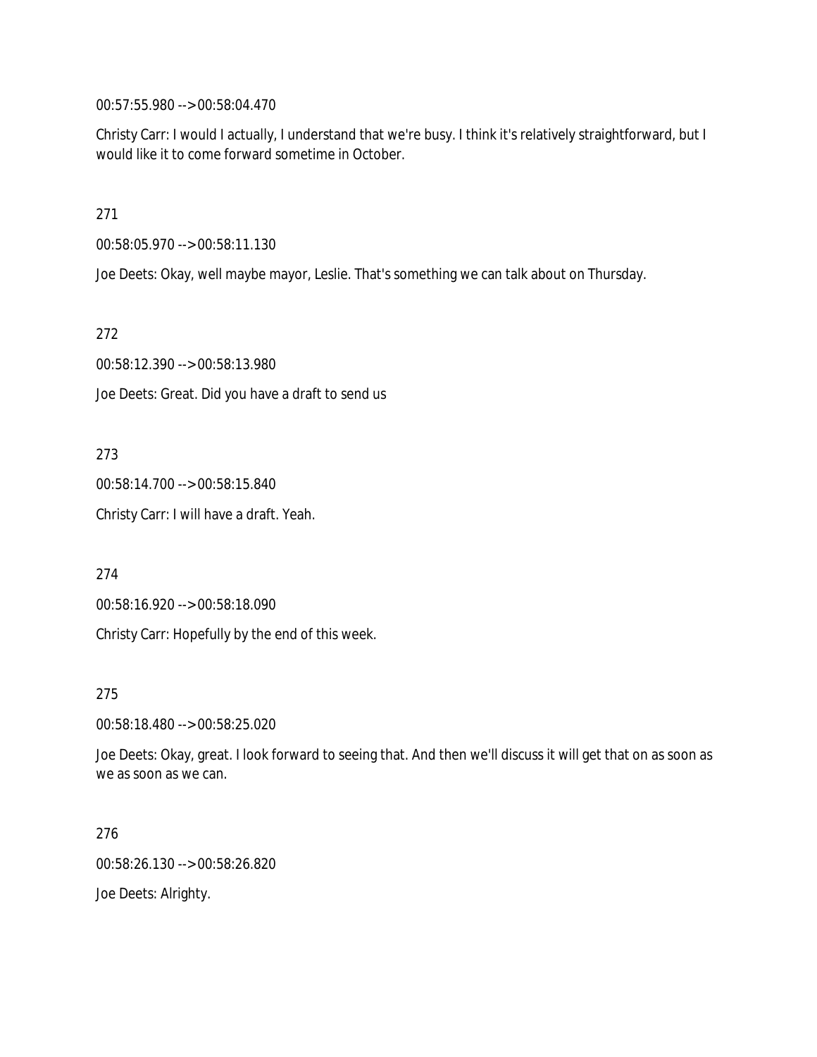00:57:55.980 --> 00:58:04.470

Christy Carr: I would I actually, I understand that we're busy. I think it's relatively straightforward, but I would like it to come forward sometime in October.

271

00:58:05.970 --> 00:58:11.130

Joe Deets: Okay, well maybe mayor, Leslie. That's something we can talk about on Thursday.

272

00:58:12.390 --> 00:58:13.980

Joe Deets: Great. Did you have a draft to send us

273

00:58:14.700 --> 00:58:15.840

Christy Carr: I will have a draft. Yeah.

274

00:58:16.920 --> 00:58:18.090

Christy Carr: Hopefully by the end of this week.

275

00:58:18.480 --> 00:58:25.020

Joe Deets: Okay, great. I look forward to seeing that. And then we'll discuss it will get that on as soon as we as soon as we can.

276

00:58:26.130 --> 00:58:26.820

Joe Deets: Alrighty.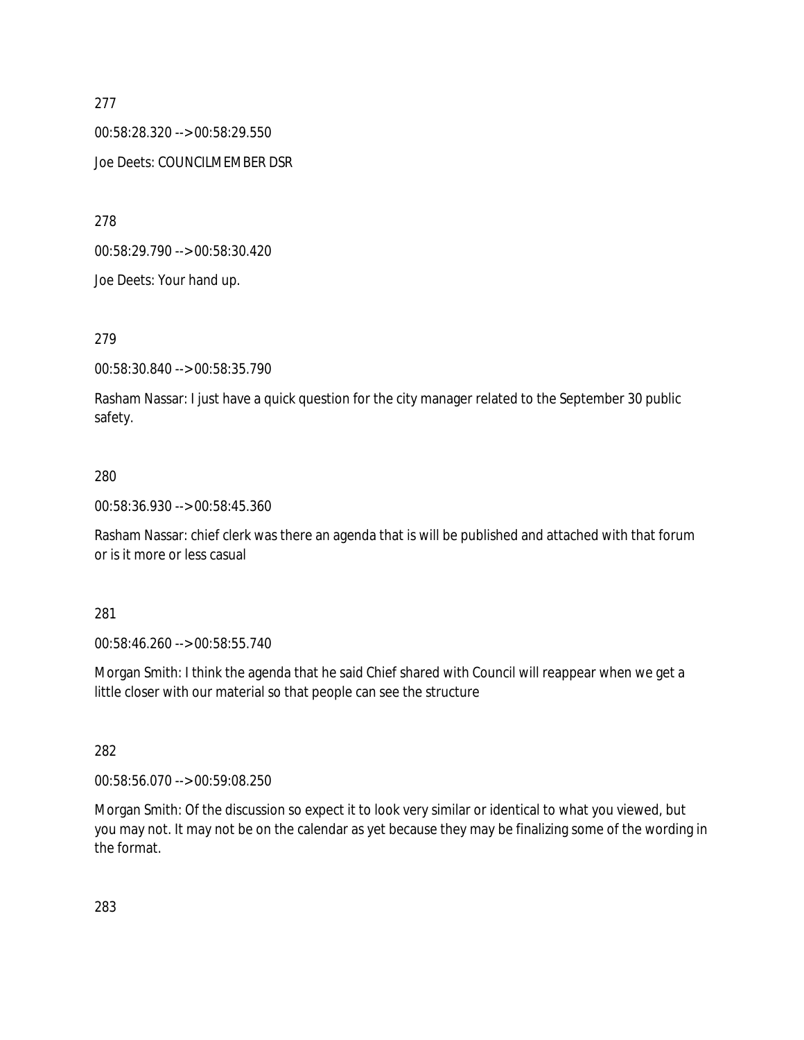277

00:58:28.320 --> 00:58:29.550

Joe Deets: COUNCILMEMBER DSR

278

00:58:29.790 --> 00:58:30.420

Joe Deets: Your hand up.

279

00:58:30.840 --> 00:58:35.790

Rasham Nassar: I just have a quick question for the city manager related to the September 30 public safety.

280

00:58:36.930 --> 00:58:45.360

Rasham Nassar: chief clerk was there an agenda that is will be published and attached with that forum or is it more or less casual

281

00:58:46.260 --> 00:58:55.740

Morgan Smith: I think the agenda that he said Chief shared with Council will reappear when we get a little closer with our material so that people can see the structure

282

00:58:56.070 --> 00:59:08.250

Morgan Smith: Of the discussion so expect it to look very similar or identical to what you viewed, but you may not. It may not be on the calendar as yet because they may be finalizing some of the wording in the format.

283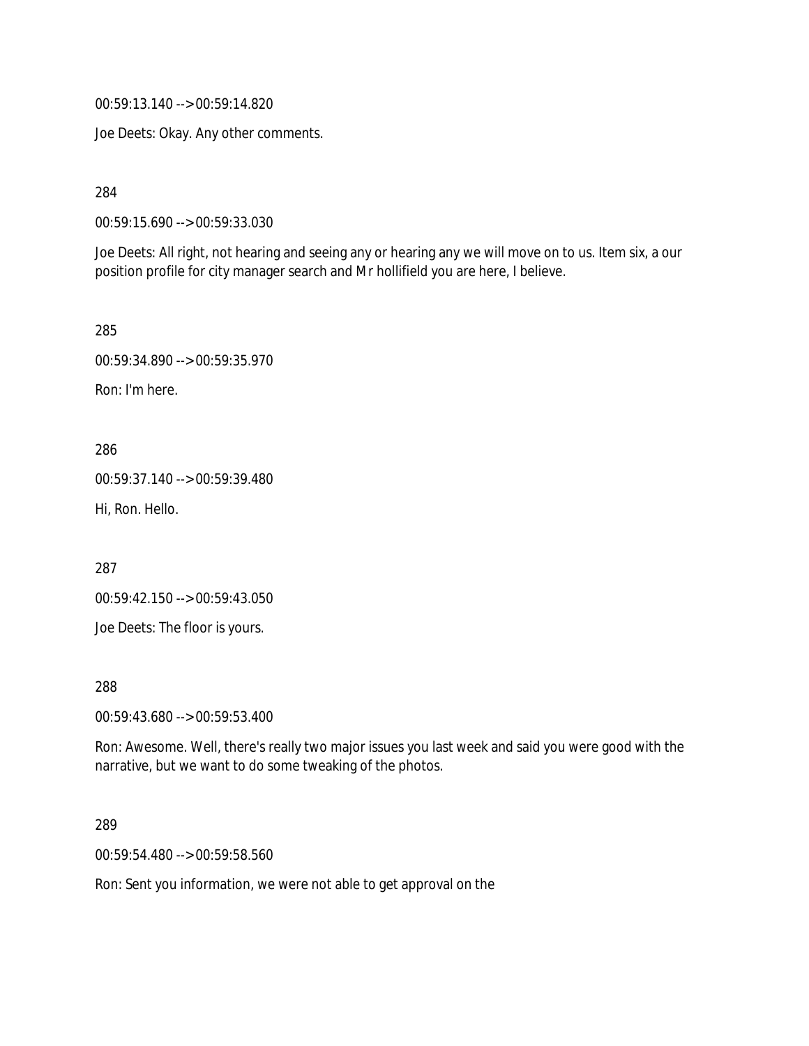00:59:13.140 --> 00:59:14.820

Joe Deets: Okay. Any other comments.

284

00:59:15.690 --> 00:59:33.030

Joe Deets: All right, not hearing and seeing any or hearing any we will move on to us. Item six, a our position profile for city manager search and Mr hollifield you are here, I believe.

285

00:59:34.890 --> 00:59:35.970

Ron: I'm here.

286

00:59:37.140 --> 00:59:39.480

Hi, Ron. Hello.

287

00:59:42.150 --> 00:59:43.050

Joe Deets: The floor is yours.

288

00:59:43.680 --> 00:59:53.400

Ron: Awesome. Well, there's really two major issues you last week and said you were good with the narrative, but we want to do some tweaking of the photos.

289

00:59:54.480 --> 00:59:58.560

Ron: Sent you information, we were not able to get approval on the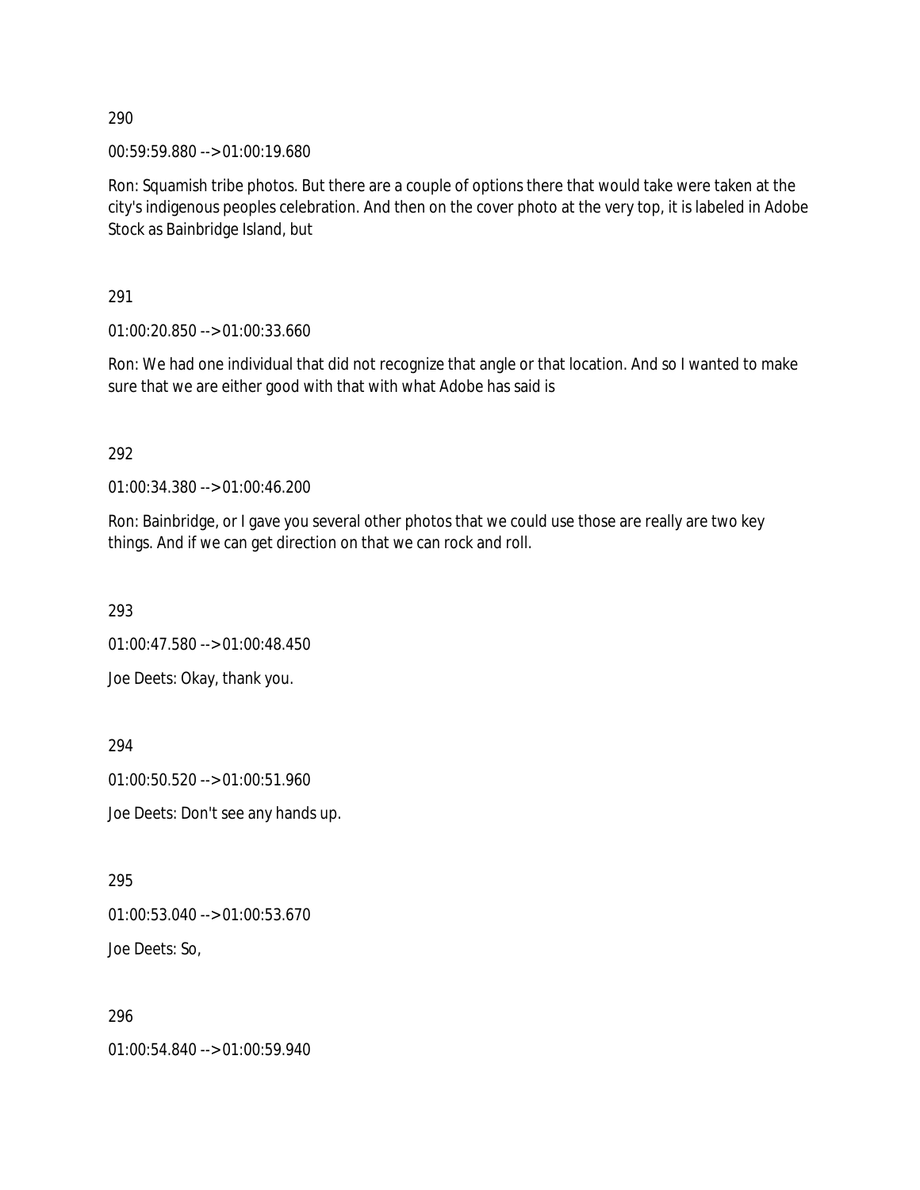290

00:59:59.880 --> 01:00:19.680

Ron: Squamish tribe photos. But there are a couple of options there that would take were taken at the city's indigenous peoples celebration. And then on the cover photo at the very top, it is labeled in Adobe Stock as Bainbridge Island, but

291

01:00:20.850 --> 01:00:33.660

Ron: We had one individual that did not recognize that angle or that location. And so I wanted to make sure that we are either good with that with what Adobe has said is

292

01:00:34.380 --> 01:00:46.200

Ron: Bainbridge, or I gave you several other photos that we could use those are really are two key things. And if we can get direction on that we can rock and roll.

293

01:00:47.580 --> 01:00:48.450

Joe Deets: Okay, thank you.

294

01:00:50.520 --> 01:00:51.960

Joe Deets: Don't see any hands up.

295

01:00:53.040 --> 01:00:53.670

Joe Deets: So,

296

01:00:54.840 --> 01:00:59.940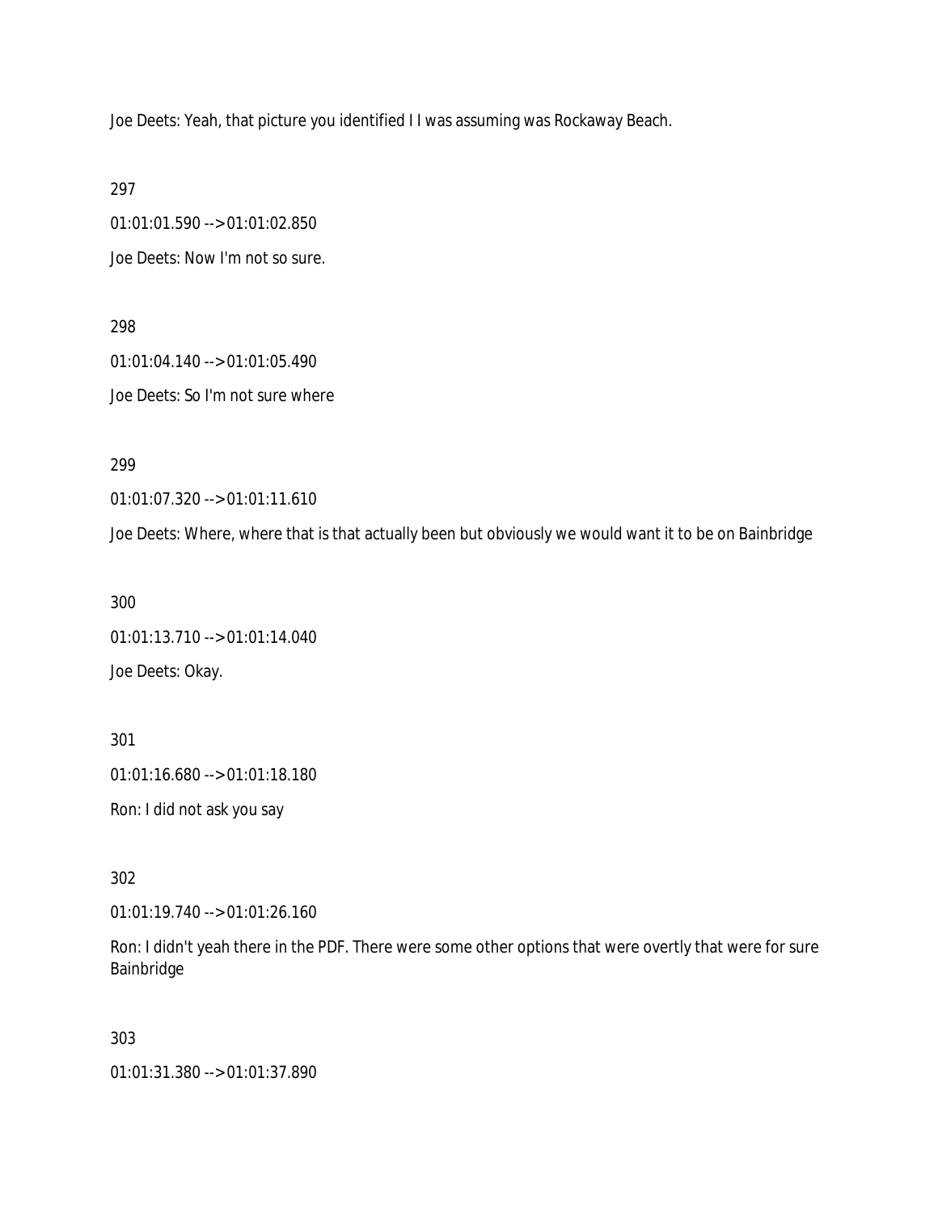Joe Deets: Yeah, that picture you identified I I was assuming was Rockaway Beach.

297

01:01:01.590 --> 01:01:02.850

Joe Deets: Now I'm not so sure.

298

01:01:04.140 --> 01:01:05.490

Joe Deets: So I'm not sure where

299

01:01:07.320 --> 01:01:11.610

Joe Deets: Where, where that is that actually been but obviously we would want it to be on Bainbridge

300

01:01:13.710 --> 01:01:14.040

Joe Deets: Okay.

301

01:01:16.680 --> 01:01:18.180

Ron: I did not ask you say

302

01:01:19.740 --> 01:01:26.160

Ron: I didn't yeah there in the PDF. There were some other options that were overtly that were for sure Bainbridge

303

01:01:31.380 --> 01:01:37.890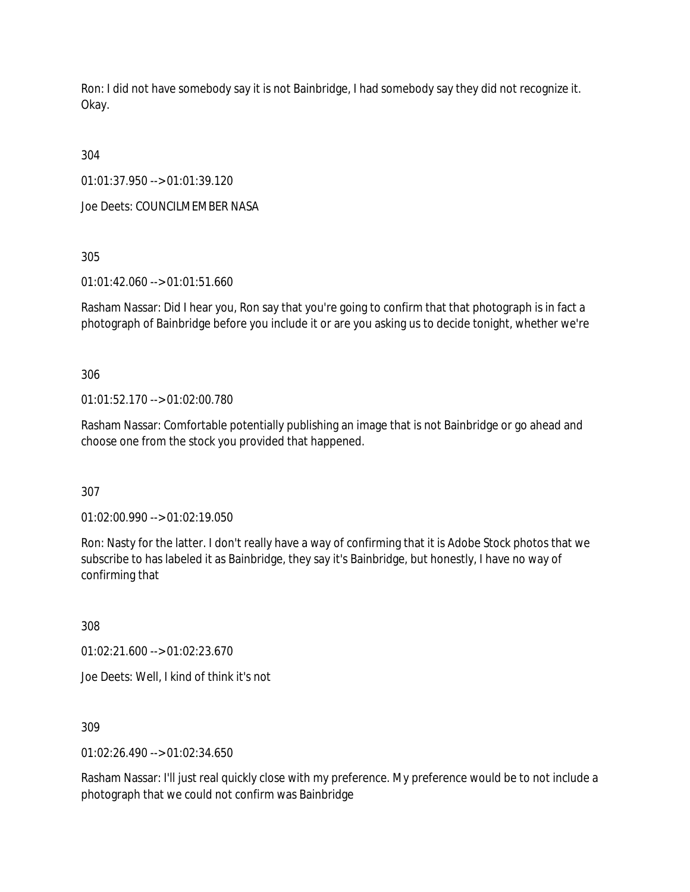Ron: I did not have somebody say it is not Bainbridge, I had somebody say they did not recognize it. Okay.

304

01:01:37.950 --> 01:01:39.120

Joe Deets: COUNCILMEMBER NASA

305

01:01:42.060 --> 01:01:51.660

Rasham Nassar: Did I hear you, Ron say that you're going to confirm that that photograph is in fact a photograph of Bainbridge before you include it or are you asking us to decide tonight, whether we're

306

01:01:52.170 --> 01:02:00.780

Rasham Nassar: Comfortable potentially publishing an image that is not Bainbridge or go ahead and choose one from the stock you provided that happened.

307

01:02:00.990 --> 01:02:19.050

Ron: Nasty for the latter. I don't really have a way of confirming that it is Adobe Stock photos that we subscribe to has labeled it as Bainbridge, they say it's Bainbridge, but honestly, I have no way of confirming that

308

01:02:21.600 --> 01:02:23.670

Joe Deets: Well, I kind of think it's not

309

01:02:26.490 --> 01:02:34.650

Rasham Nassar: I'll just real quickly close with my preference. My preference would be to not include a photograph that we could not confirm was Bainbridge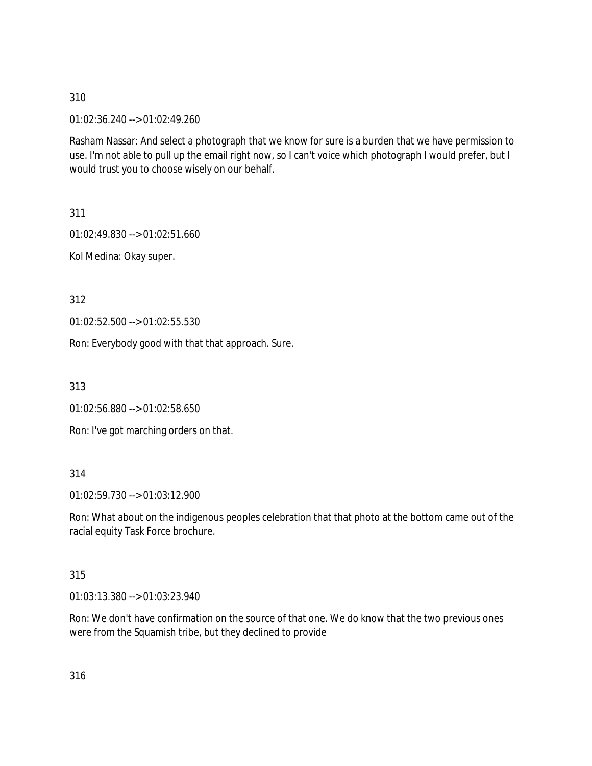310

01:02:36.240 --> 01:02:49.260

Rasham Nassar: And select a photograph that we know for sure is a burden that we have permission to use. I'm not able to pull up the email right now, so I can't voice which photograph I would prefer, but I would trust you to choose wisely on our behalf.

311

01:02:49.830 --> 01:02:51.660

Kol Medina: Okay super.

312

01:02:52.500 --> 01:02:55.530

Ron: Everybody good with that that approach. Sure.

313

01:02:56.880 --> 01:02:58.650

Ron: I've got marching orders on that.

314

01:02:59.730 --> 01:03:12.900

Ron: What about on the indigenous peoples celebration that that photo at the bottom came out of the racial equity Task Force brochure.

315

01:03:13.380 --> 01:03:23.940

Ron: We don't have confirmation on the source of that one. We do know that the two previous ones were from the Squamish tribe, but they declined to provide

316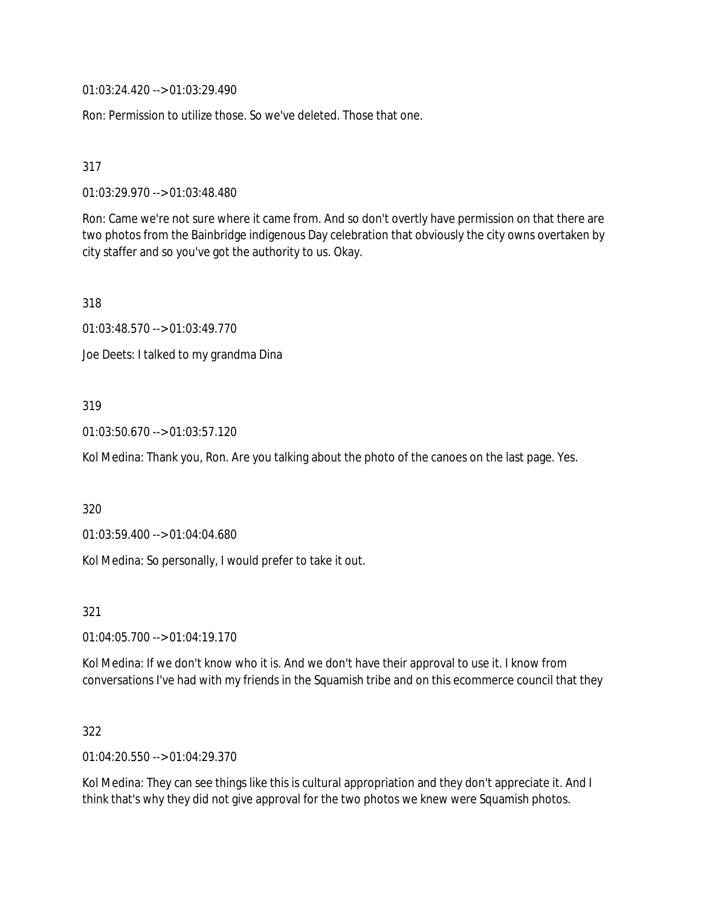01:03:24.420 --> 01:03:29.490

Ron: Permission to utilize those. So we've deleted. Those that one.

317

01:03:29.970 --> 01:03:48.480

Ron: Came we're not sure where it came from. And so don't overtly have permission on that there are two photos from the Bainbridge indigenous Day celebration that obviously the city owns overtaken by city staffer and so you've got the authority to us. Okay.

318

01:03:48.570 --> 01:03:49.770

Joe Deets: I talked to my grandma Dina

319

01:03:50.670 --> 01:03:57.120

Kol Medina: Thank you, Ron. Are you talking about the photo of the canoes on the last page. Yes.

320

01:03:59.400 --> 01:04:04.680

Kol Medina: So personally, I would prefer to take it out.

321

01:04:05.700 --> 01:04:19.170

Kol Medina: If we don't know who it is. And we don't have their approval to use it. I know from conversations I've had with my friends in the Squamish tribe and on this ecommerce council that they

322

01:04:20.550 --> 01:04:29.370

Kol Medina: They can see things like this is cultural appropriation and they don't appreciate it. And I think that's why they did not give approval for the two photos we knew were Squamish photos.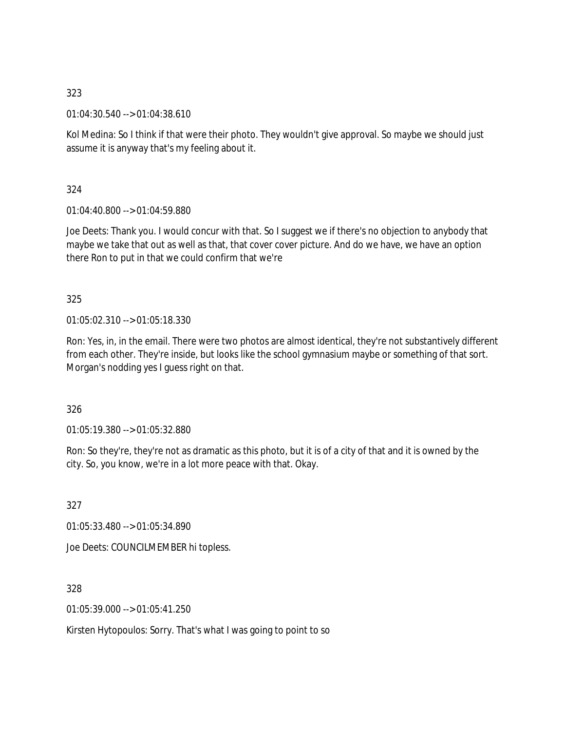323

01:04:30.540 --> 01:04:38.610

Kol Medina: So I think if that were their photo. They wouldn't give approval. So maybe we should just assume it is anyway that's my feeling about it.

324

01:04:40.800 --> 01:04:59.880

Joe Deets: Thank you. I would concur with that. So I suggest we if there's no objection to anybody that maybe we take that out as well as that, that cover cover picture. And do we have, we have an option there Ron to put in that we could confirm that we're

325

01:05:02.310 --> 01:05:18.330

Ron: Yes, in, in the email. There were two photos are almost identical, they're not substantively different from each other. They're inside, but looks like the school gymnasium maybe or something of that sort. Morgan's nodding yes I guess right on that.

326

01:05:19.380 --> 01:05:32.880

Ron: So they're, they're not as dramatic as this photo, but it is of a city of that and it is owned by the city. So, you know, we're in a lot more peace with that. Okay.

327

01:05:33.480 --> 01:05:34.890

Joe Deets: COUNCILMEMBER hi topless.

328

01:05:39.000 --> 01:05:41.250

Kirsten Hytopoulos: Sorry. That's what I was going to point to so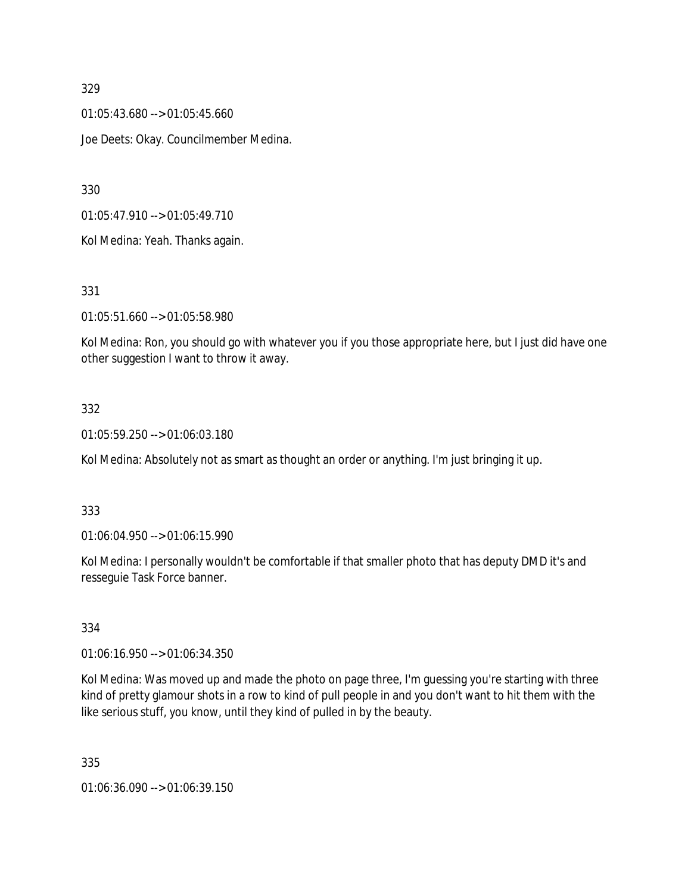329

01:05:43.680 --> 01:05:45.660

Joe Deets: Okay. Councilmember Medina.

330

01:05:47.910 --> 01:05:49.710

Kol Medina: Yeah. Thanks again.

331

01:05:51.660 --> 01:05:58.980

Kol Medina: Ron, you should go with whatever you if you those appropriate here, but I just did have one other suggestion I want to throw it away.

332

01:05:59.250 --> 01:06:03.180

Kol Medina: Absolutely not as smart as thought an order or anything. I'm just bringing it up.

333

01:06:04.950 --> 01:06:15.990

Kol Medina: I personally wouldn't be comfortable if that smaller photo that has deputy DMD it's and resseguie Task Force banner.

334

01:06:16.950 --> 01:06:34.350

Kol Medina: Was moved up and made the photo on page three, I'm guessing you're starting with three kind of pretty glamour shots in a row to kind of pull people in and you don't want to hit them with the like serious stuff, you know, until they kind of pulled in by the beauty.

335

01:06:36.090 --> 01:06:39.150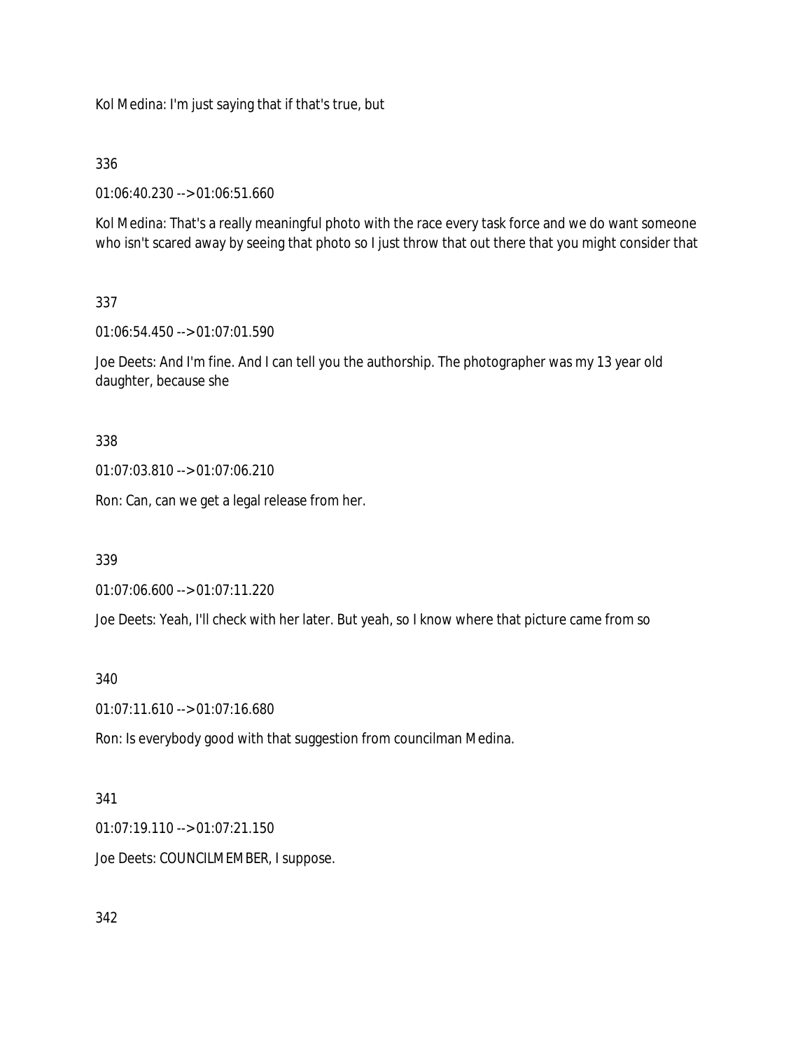Kol Medina: I'm just saying that if that's true, but

336

01:06:40.230 --> 01:06:51.660

Kol Medina: That's a really meaningful photo with the race every task force and we do want someone who isn't scared away by seeing that photo so I just throw that out there that you might consider that

337

01:06:54.450 --> 01:07:01.590

Joe Deets: And I'm fine. And I can tell you the authorship. The photographer was my 13 year old daughter, because she

338

01:07:03.810 --> 01:07:06.210

Ron: Can, can we get a legal release from her.

339

01:07:06.600 --> 01:07:11.220

Joe Deets: Yeah, I'll check with her later. But yeah, so I know where that picture came from so

340

01:07:11.610 --> 01:07:16.680

Ron: Is everybody good with that suggestion from councilman Medina.

341

01:07:19.110 --> 01:07:21.150

Joe Deets: COUNCILMEMBER, I suppose.

342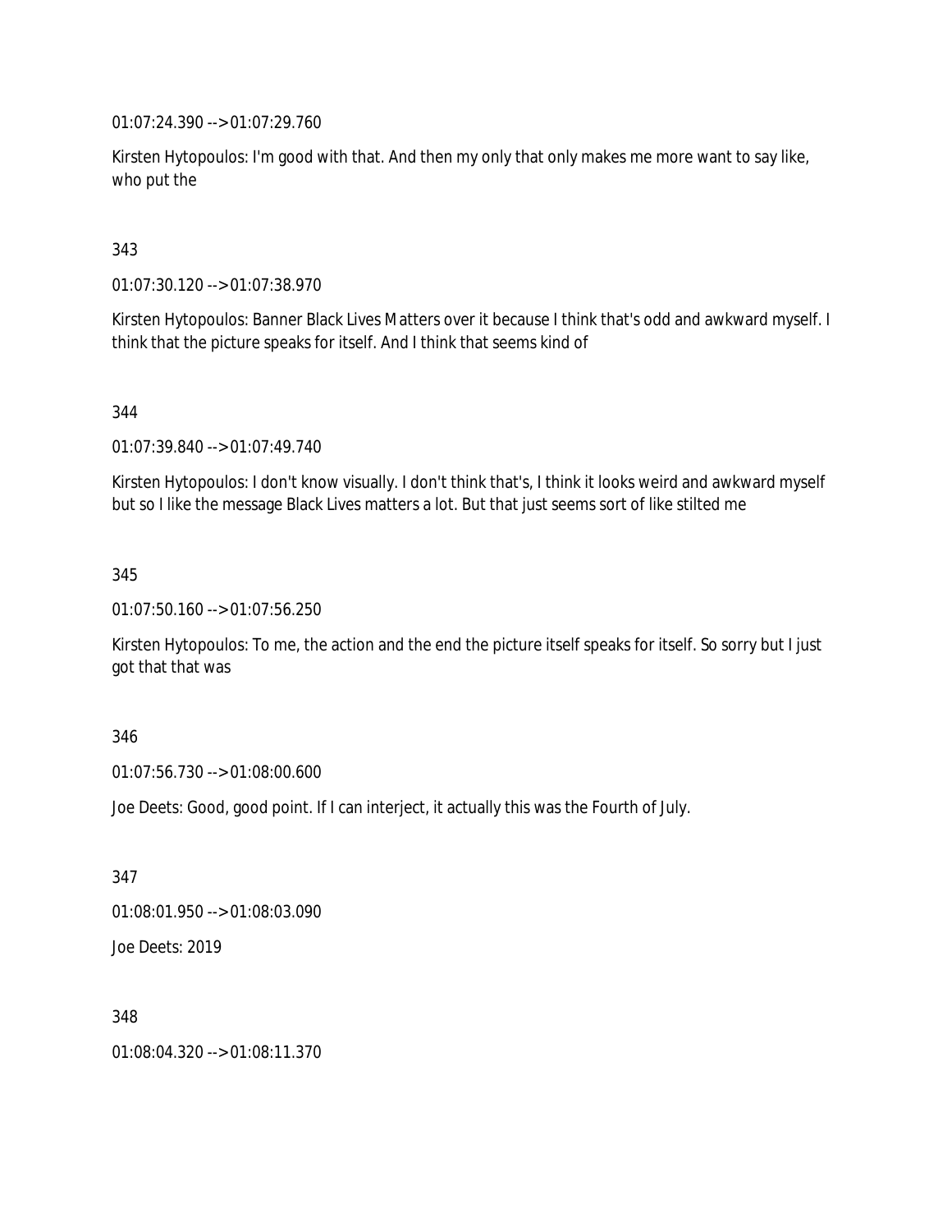01:07:24.390 --> 01:07:29.760

Kirsten Hytopoulos: I'm good with that. And then my only that only makes me more want to say like, who put the

343

01:07:30.120 --> 01:07:38.970

Kirsten Hytopoulos: Banner Black Lives Matters over it because I think that's odd and awkward myself. I think that the picture speaks for itself. And I think that seems kind of

344

01:07:39.840 --> 01:07:49.740

Kirsten Hytopoulos: I don't know visually. I don't think that's, I think it looks weird and awkward myself but so I like the message Black Lives matters a lot. But that just seems sort of like stilted me

345

01:07:50.160 --> 01:07:56.250

Kirsten Hytopoulos: To me, the action and the end the picture itself speaks for itself. So sorry but I just got that that was

346

01:07:56.730 --> 01:08:00.600

Joe Deets: Good, good point. If I can interject, it actually this was the Fourth of July.

347

01:08:01.950 --> 01:08:03.090

Joe Deets: 2019

348

01:08:04.320 --> 01:08:11.370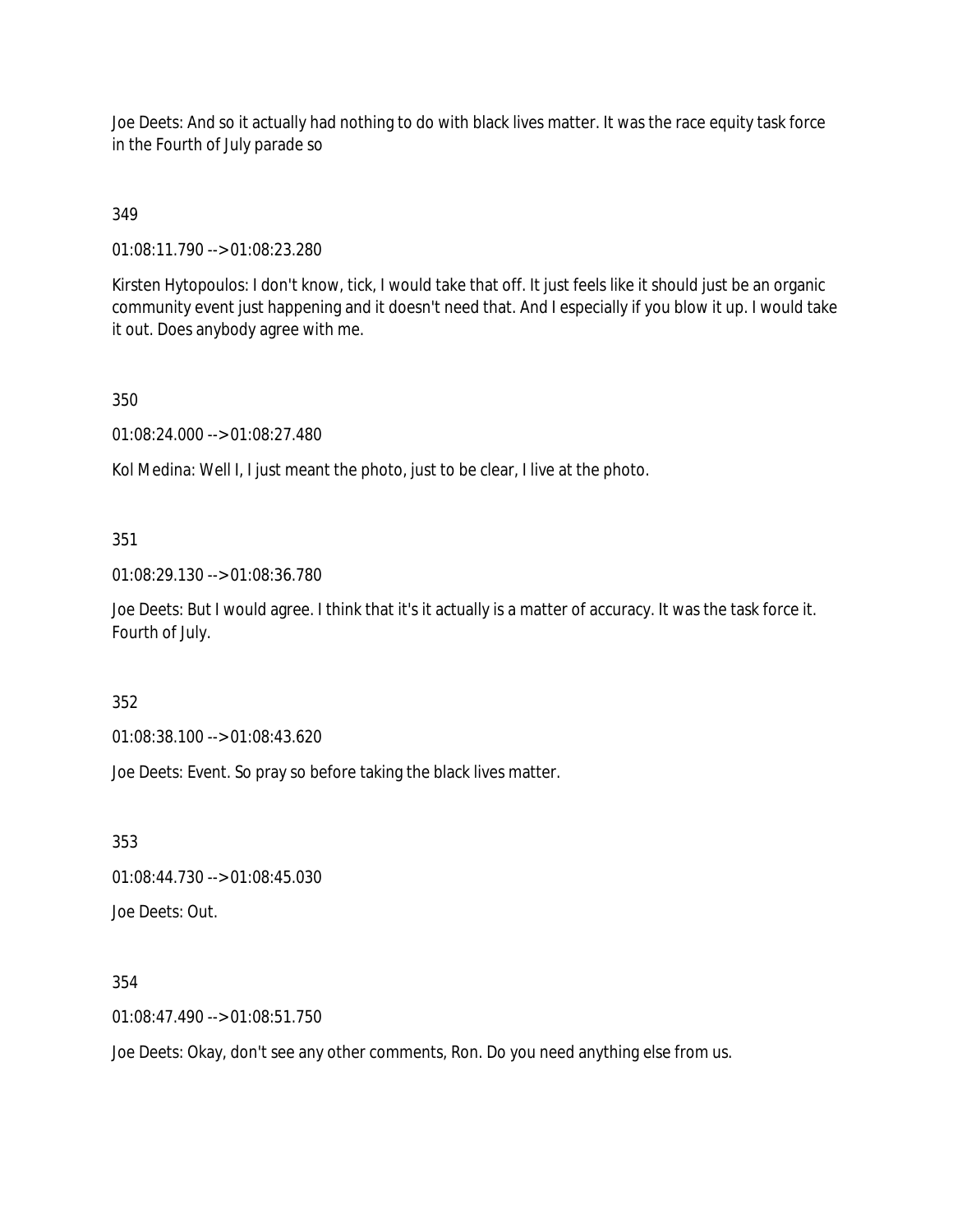Joe Deets: And so it actually had nothing to do with black lives matter. It was the race equity task force in the Fourth of July parade so

349

01:08:11.790 --> 01:08:23.280

Kirsten Hytopoulos: I don't know, tick, I would take that off. It just feels like it should just be an organic community event just happening and it doesn't need that. And I especially if you blow it up. I would take it out. Does anybody agree with me.

350

01:08:24.000 --> 01:08:27.480

Kol Medina: Well I, I just meant the photo, just to be clear, I live at the photo.

351

01:08:29.130 --> 01:08:36.780

Joe Deets: But I would agree. I think that it's it actually is a matter of accuracy. It was the task force it. Fourth of July.

352

01:08:38.100 --> 01:08:43.620

Joe Deets: Event. So pray so before taking the black lives matter.

353

01:08:44.730 --> 01:08:45.030

Joe Deets: Out.

354

01:08:47.490 --> 01:08:51.750

Joe Deets: Okay, don't see any other comments, Ron. Do you need anything else from us.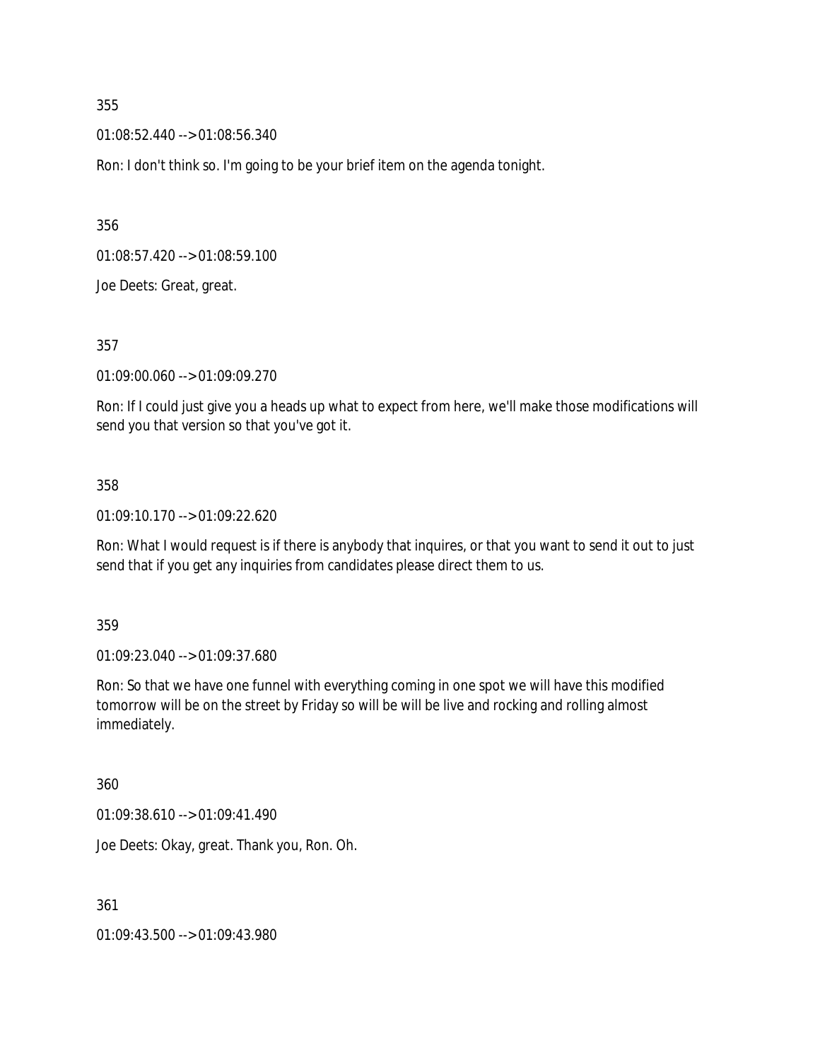355

01:08:52.440 --> 01:08:56.340

Ron: I don't think so. I'm going to be your brief item on the agenda tonight.

356

01:08:57.420 --> 01:08:59.100

Joe Deets: Great, great.

357

01:09:00.060 --> 01:09:09.270

Ron: If I could just give you a heads up what to expect from here, we'll make those modifications will send you that version so that you've got it.

358

01:09:10.170 --> 01:09:22.620

Ron: What I would request is if there is anybody that inquires, or that you want to send it out to just send that if you get any inquiries from candidates please direct them to us.

359

01:09:23.040 --> 01:09:37.680

Ron: So that we have one funnel with everything coming in one spot we will have this modified tomorrow will be on the street by Friday so will be will be live and rocking and rolling almost immediately.

360

01:09:38.610 --> 01:09:41.490

Joe Deets: Okay, great. Thank you, Ron. Oh.

361

01:09:43.500 --> 01:09:43.980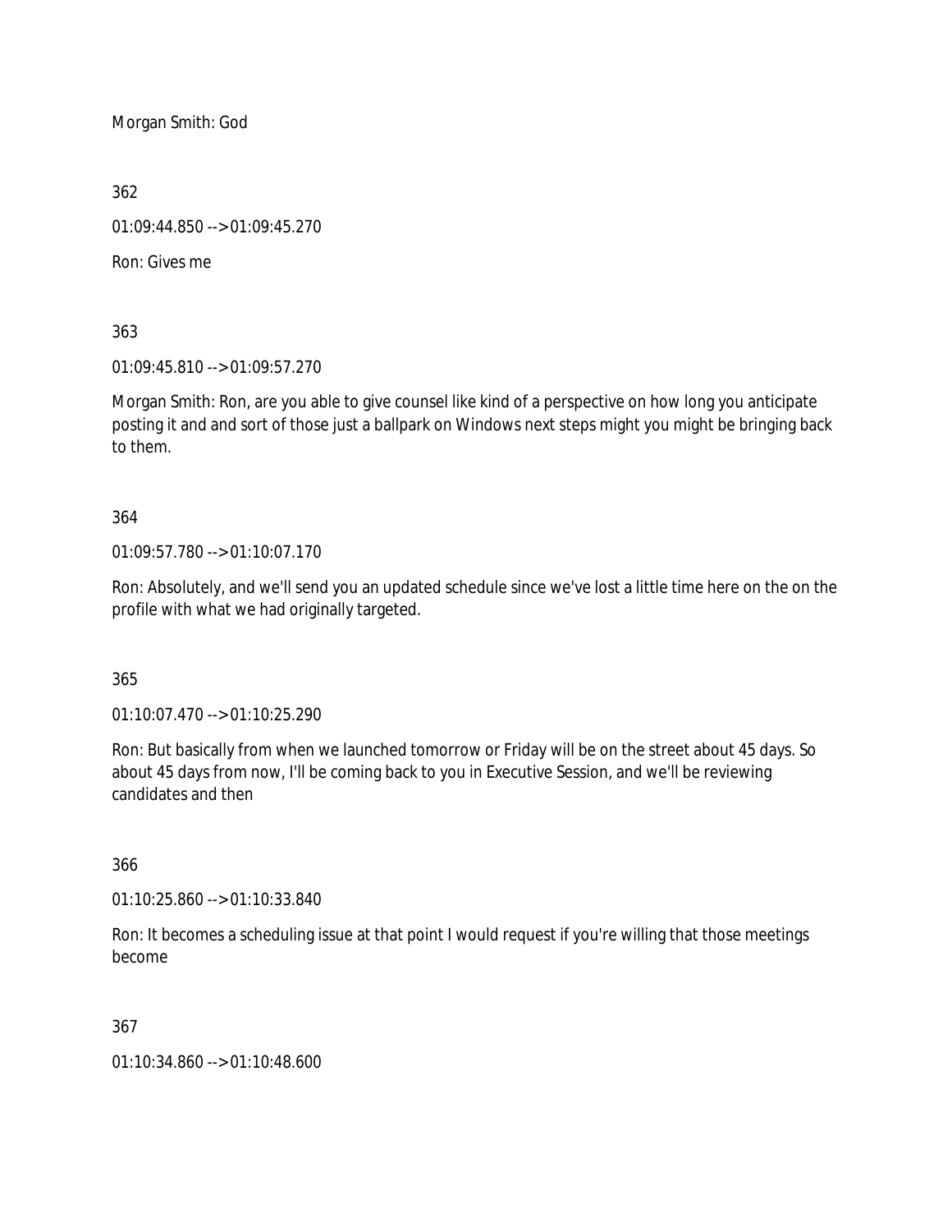Morgan Smith: God

362

01:09:44.850 --> 01:09:45.270

Ron: Gives me

363

01:09:45.810 --> 01:09:57.270

Morgan Smith: Ron, are you able to give counsel like kind of a perspective on how long you anticipate posting it and and sort of those just a ballpark on Windows next steps might you might be bringing back to them.

364

01:09:57.780 --> 01:10:07.170

Ron: Absolutely, and we'll send you an updated schedule since we've lost a little time here on the on the profile with what we had originally targeted.

365

01:10:07.470 --> 01:10:25.290

Ron: But basically from when we launched tomorrow or Friday will be on the street about 45 days. So about 45 days from now, I'll be coming back to you in Executive Session, and we'll be reviewing candidates and then

366

01:10:25.860 --> 01:10:33.840

Ron: It becomes a scheduling issue at that point I would request if you're willing that those meetings become

367

01:10:34.860 --> 01:10:48.600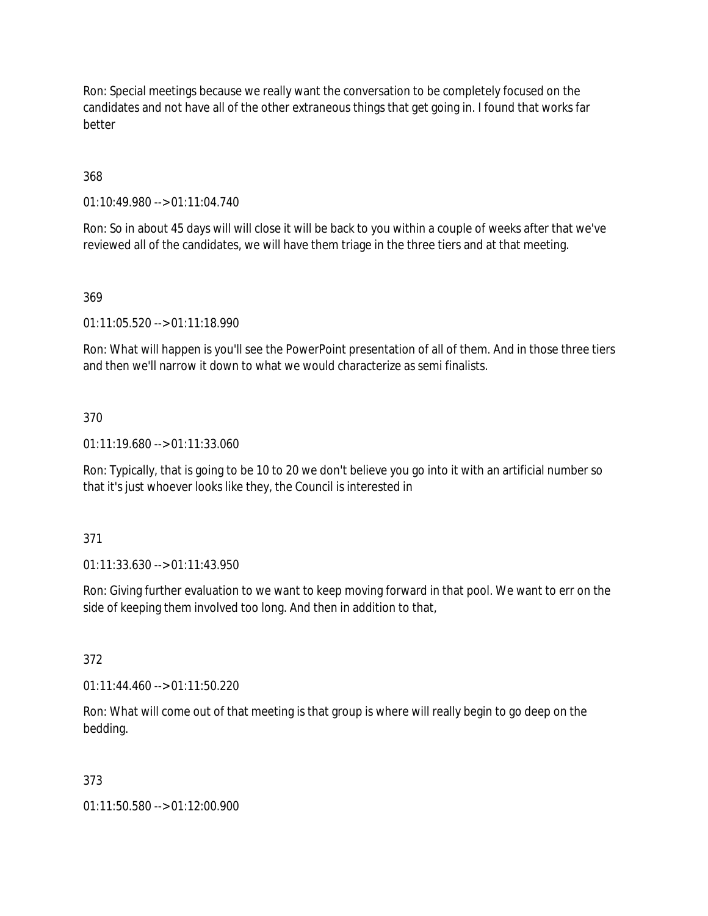Ron: Special meetings because we really want the conversation to be completely focused on the candidates and not have all of the other extraneous things that get going in. I found that works far better

368

01:10:49.980 --> 01:11:04.740

Ron: So in about 45 days will will close it will be back to you within a couple of weeks after that we've reviewed all of the candidates, we will have them triage in the three tiers and at that meeting.

369

01:11:05.520 --> 01:11:18.990

Ron: What will happen is you'll see the PowerPoint presentation of all of them. And in those three tiers and then we'll narrow it down to what we would characterize as semi finalists.

370

01:11:19.680 --> 01:11:33.060

Ron: Typically, that is going to be 10 to 20 we don't believe you go into it with an artificial number so that it's just whoever looks like they, the Council is interested in

371

01:11:33.630 --> 01:11:43.950

Ron: Giving further evaluation to we want to keep moving forward in that pool. We want to err on the side of keeping them involved too long. And then in addition to that,

372

01:11:44.460 --> 01:11:50.220

Ron: What will come out of that meeting is that group is where will really begin to go deep on the bedding.

373

01:11:50.580 --> 01:12:00.900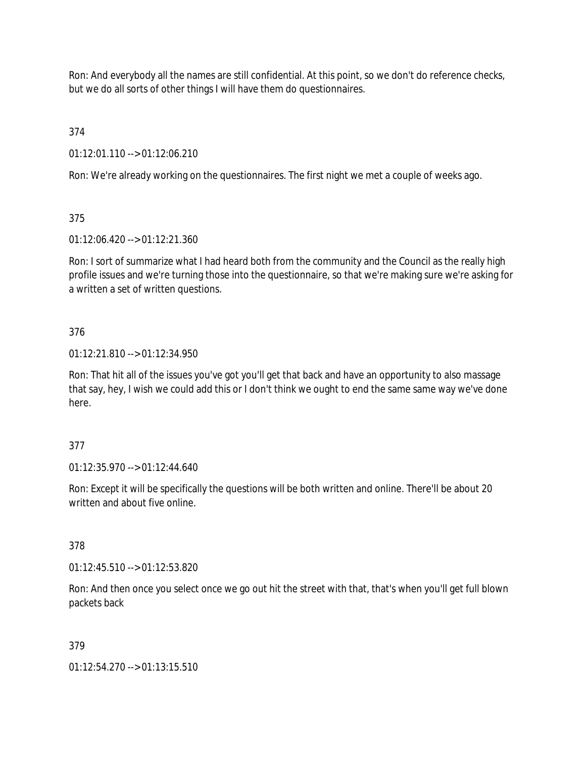Ron: And everybody all the names are still confidential. At this point, so we don't do reference checks, but we do all sorts of other things I will have them do questionnaires.

374

01:12:01.110 --> 01:12:06.210

Ron: We're already working on the questionnaires. The first night we met a couple of weeks ago.

375

01:12:06.420 --> 01:12:21.360

Ron: I sort of summarize what I had heard both from the community and the Council as the really high profile issues and we're turning those into the questionnaire, so that we're making sure we're asking for a written a set of written questions.

376

01:12:21.810 --> 01:12:34.950

Ron: That hit all of the issues you've got you'll get that back and have an opportunity to also massage that say, hey, I wish we could add this or I don't think we ought to end the same same way we've done here.

377

01:12:35.970 --> 01:12:44.640

Ron: Except it will be specifically the questions will be both written and online. There'll be about 20 written and about five online.

378

01:12:45.510 --> 01:12:53.820

Ron: And then once you select once we go out hit the street with that, that's when you'll get full blown packets back

379

01:12:54.270 --> 01:13:15.510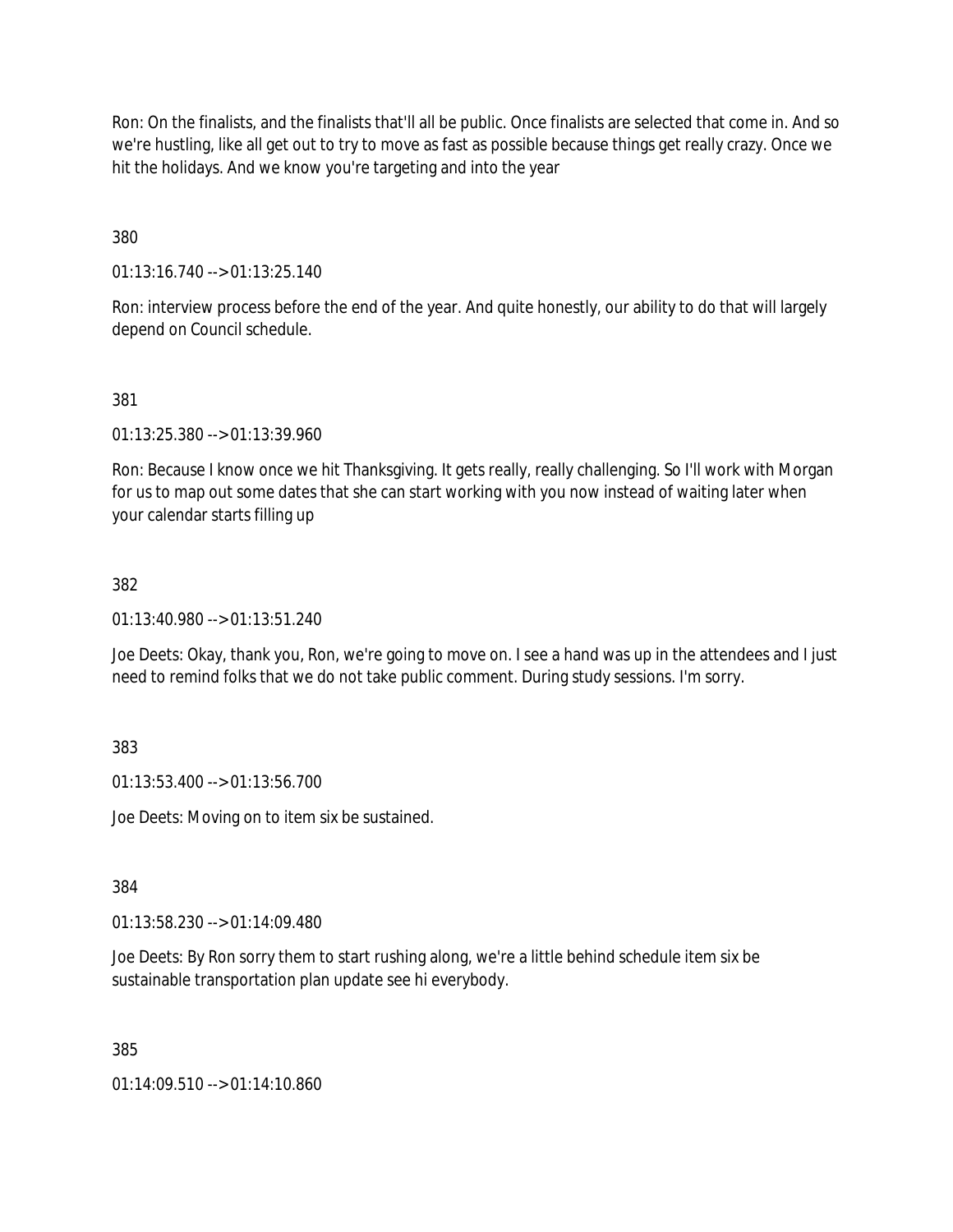Ron: On the finalists, and the finalists that'll all be public. Once finalists are selected that come in. And so we're hustling, like all get out to try to move as fast as possible because things get really crazy. Once we hit the holidays. And we know you're targeting and into the year

380

01:13:16.740 --> 01:13:25.140

Ron: interview process before the end of the year. And quite honestly, our ability to do that will largely depend on Council schedule.

381

01:13:25.380 --> 01:13:39.960

Ron: Because I know once we hit Thanksgiving. It gets really, really challenging. So I'll work with Morgan for us to map out some dates that she can start working with you now instead of waiting later when your calendar starts filling up

382

01:13:40.980 --> 01:13:51.240

Joe Deets: Okay, thank you, Ron, we're going to move on. I see a hand was up in the attendees and I just need to remind folks that we do not take public comment. During study sessions. I'm sorry.

383

01:13:53.400 --> 01:13:56.700

Joe Deets: Moving on to item six be sustained.

384

01:13:58.230 --> 01:14:09.480

Joe Deets: By Ron sorry them to start rushing along, we're a little behind schedule item six be sustainable transportation plan update see hi everybody.

385

01:14:09.510 --> 01:14:10.860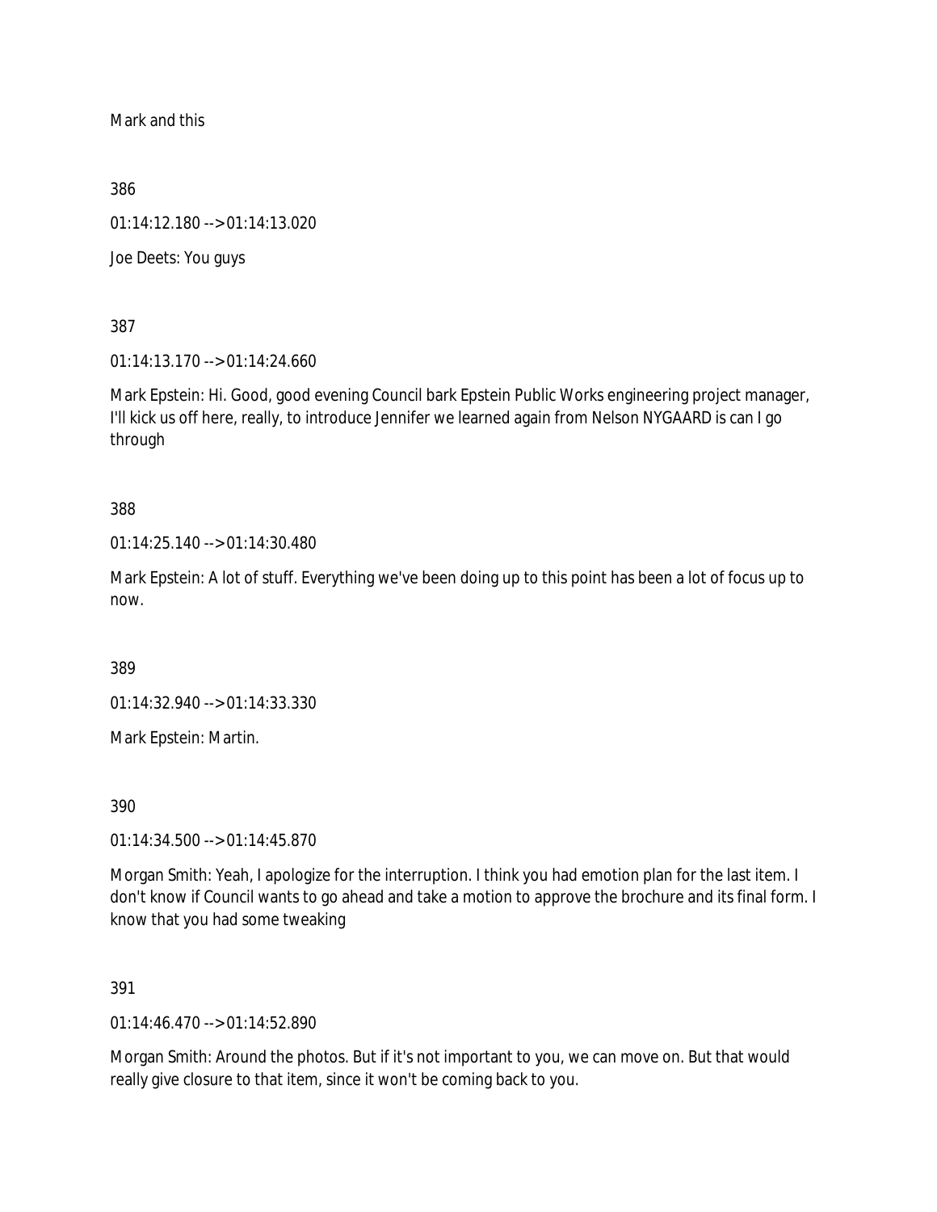Mark and this

386

01:14:12.180 --> 01:14:13.020

Joe Deets: You guys

387

01:14:13.170 --> 01:14:24.660

Mark Epstein: Hi. Good, good evening Council bark Epstein Public Works engineering project manager, I'll kick us off here, really, to introduce Jennifer we learned again from Nelson NYGAARD is can I go through

388

01:14:25.140 --> 01:14:30.480

Mark Epstein: A lot of stuff. Everything we've been doing up to this point has been a lot of focus up to now.

389

01:14:32.940 --> 01:14:33.330

Mark Epstein: Martin.

390

01:14:34.500 --> 01:14:45.870

Morgan Smith: Yeah, I apologize for the interruption. I think you had emotion plan for the last item. I don't know if Council wants to go ahead and take a motion to approve the brochure and its final form. I know that you had some tweaking

391

01:14:46.470 --> 01:14:52.890

Morgan Smith: Around the photos. But if it's not important to you, we can move on. But that would really give closure to that item, since it won't be coming back to you.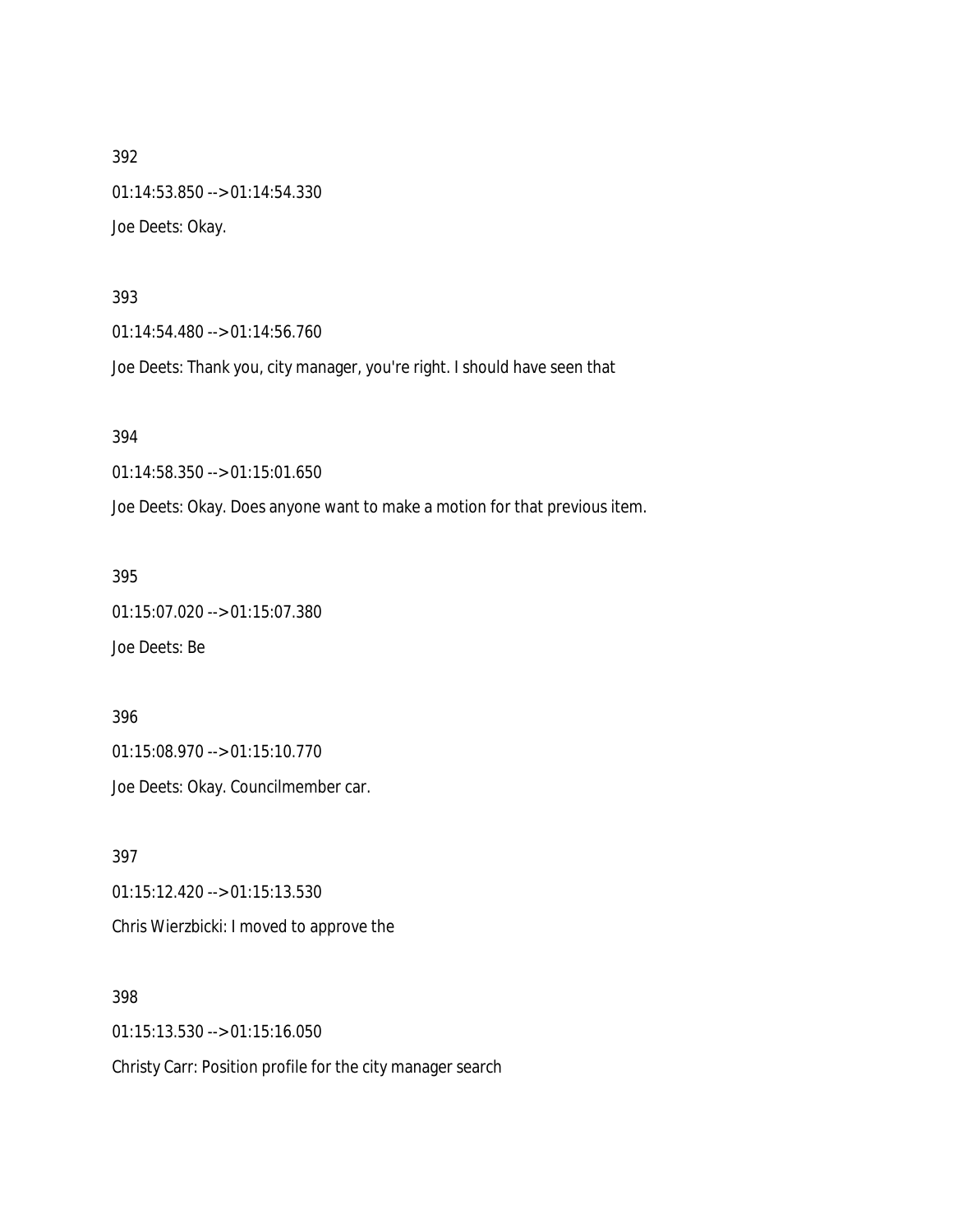392

01:14:53.850 --> 01:14:54.330

Joe Deets: Okay.

393

01:14:54.480 --> 01:14:56.760

Joe Deets: Thank you, city manager, you're right. I should have seen that

394

01:14:58.350 --> 01:15:01.650

Joe Deets: Okay. Does anyone want to make a motion for that previous item.

395

01:15:07.020 --> 01:15:07.380

Joe Deets: Be

396

01:15:08.970 --> 01:15:10.770

Joe Deets: Okay. Councilmember car.

397

01:15:12.420 --> 01:15:13.530

Chris Wierzbicki: I moved to approve the

398

01:15:13.530 --> 01:15:16.050

Christy Carr: Position profile for the city manager search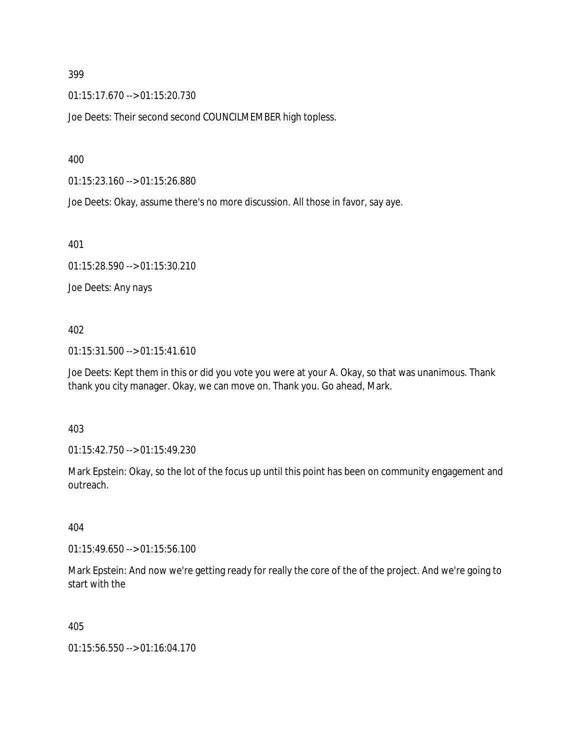399

01:15:17.670 --> 01:15:20.730

Joe Deets: Their second second COUNCILMEMBER high topless.

400

01:15:23.160 --> 01:15:26.880

Joe Deets: Okay, assume there's no more discussion. All those in favor, say aye.

401

01:15:28.590 --> 01:15:30.210

Joe Deets: Any nays

402

01:15:31.500 --> 01:15:41.610

Joe Deets: Kept them in this or did you vote you were at your A. Okay, so that was unanimous. Thank thank you city manager. Okay, we can move on. Thank you. Go ahead, Mark.

403

01:15:42.750 --> 01:15:49.230

Mark Epstein: Okay, so the lot of the focus up until this point has been on community engagement and outreach.

404

01:15:49.650 --> 01:15:56.100

Mark Epstein: And now we're getting ready for really the core of the of the project. And we're going to start with the

405

01:15:56.550 --> 01:16:04.170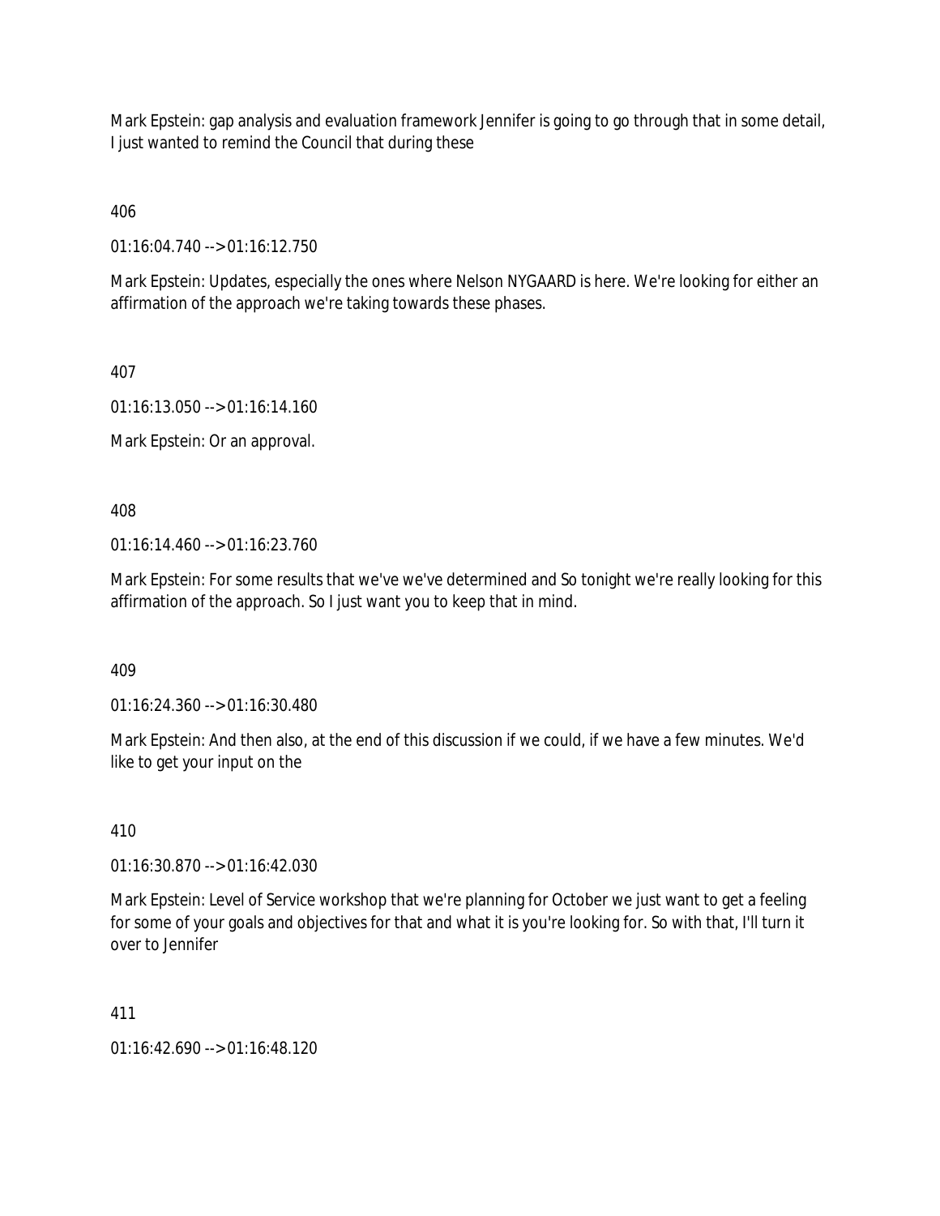Mark Epstein: gap analysis and evaluation framework Jennifer is going to go through that in some detail, I just wanted to remind the Council that during these

406

01:16:04.740 --> 01:16:12.750

Mark Epstein: Updates, especially the ones where Nelson NYGAARD is here. We're looking for either an affirmation of the approach we're taking towards these phases.

407

01:16:13.050 --> 01:16:14.160

Mark Epstein: Or an approval.

408

01:16:14.460 --> 01:16:23.760

Mark Epstein: For some results that we've we've determined and So tonight we're really looking for this affirmation of the approach. So I just want you to keep that in mind.

409

01:16:24.360 --> 01:16:30.480

Mark Epstein: And then also, at the end of this discussion if we could, if we have a few minutes. We'd like to get your input on the

410

01:16:30.870 --> 01:16:42.030

Mark Epstein: Level of Service workshop that we're planning for October we just want to get a feeling for some of your goals and objectives for that and what it is you're looking for. So with that, I'll turn it over to Jennifer

411

01:16:42.690 --> 01:16:48.120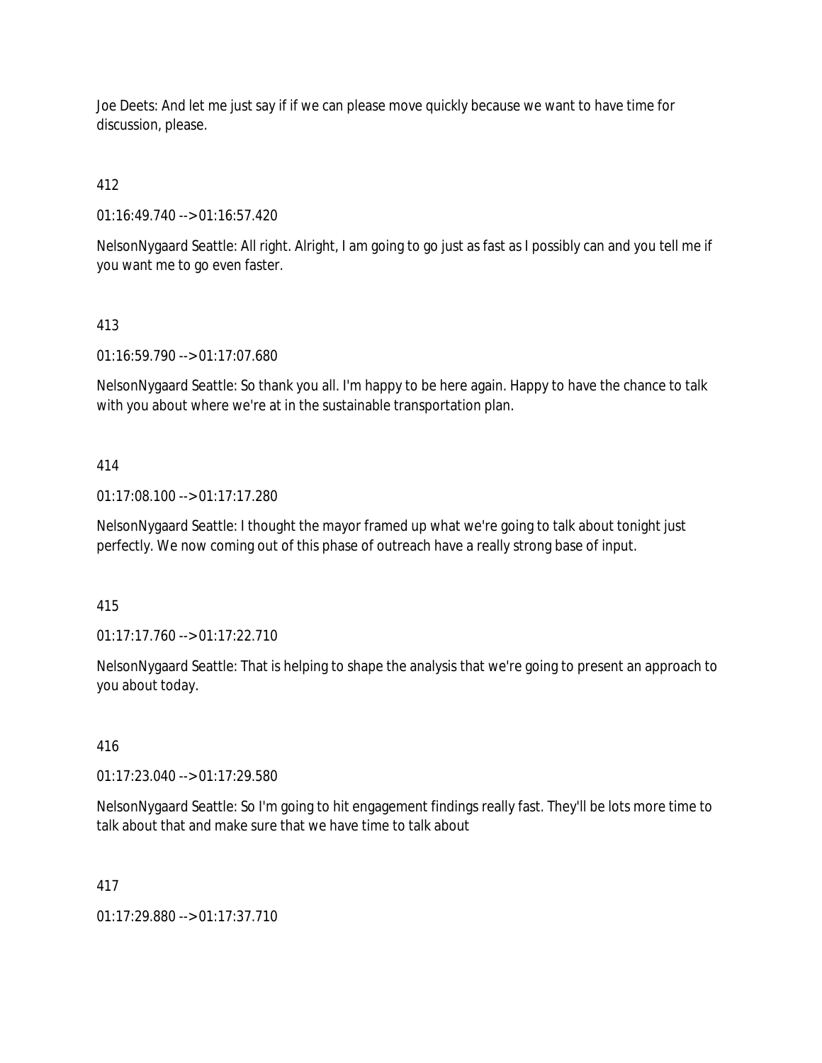Joe Deets: And let me just say if if we can please move quickly because we want to have time for discussion, please.

412

01:16:49.740 --> 01:16:57.420

NelsonNygaard Seattle: All right. Alright, I am going to go just as fast as I possibly can and you tell me if you want me to go even faster.

413

01:16:59.790 --> 01:17:07.680

NelsonNygaard Seattle: So thank you all. I'm happy to be here again. Happy to have the chance to talk with you about where we're at in the sustainable transportation plan.

414

01:17:08.100 --> 01:17:17.280

NelsonNygaard Seattle: I thought the mayor framed up what we're going to talk about tonight just perfectly. We now coming out of this phase of outreach have a really strong base of input.

415

01:17:17.760 --> 01:17:22.710

NelsonNygaard Seattle: That is helping to shape the analysis that we're going to present an approach to you about today.

416

01:17:23.040 --> 01:17:29.580

NelsonNygaard Seattle: So I'm going to hit engagement findings really fast. They'll be lots more time to talk about that and make sure that we have time to talk about

417

01:17:29.880 --> 01:17:37.710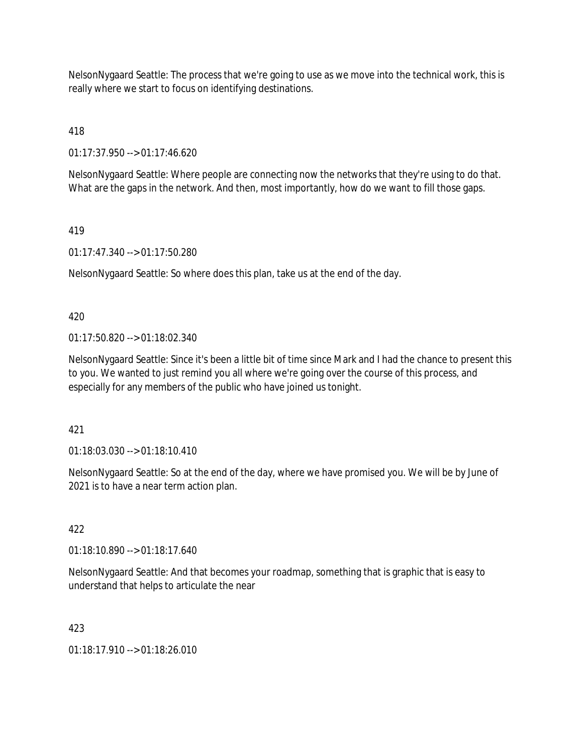NelsonNygaard Seattle: The process that we're going to use as we move into the technical work, this is really where we start to focus on identifying destinations.

418

01:17:37.950 --> 01:17:46.620

NelsonNygaard Seattle: Where people are connecting now the networks that they're using to do that. What are the gaps in the network. And then, most importantly, how do we want to fill those gaps.

419

01:17:47.340 --> 01:17:50.280

NelsonNygaard Seattle: So where does this plan, take us at the end of the day.

420

01:17:50.820 --> 01:18:02.340

NelsonNygaard Seattle: Since it's been a little bit of time since Mark and I had the chance to present this to you. We wanted to just remind you all where we're going over the course of this process, and especially for any members of the public who have joined us tonight.

421

01:18:03.030 --> 01:18:10.410

NelsonNygaard Seattle: So at the end of the day, where we have promised you. We will be by June of 2021 is to have a near term action plan.

422

01:18:10.890 --> 01:18:17.640

NelsonNygaard Seattle: And that becomes your roadmap, something that is graphic that is easy to understand that helps to articulate the near

423

01:18:17.910 --> 01:18:26.010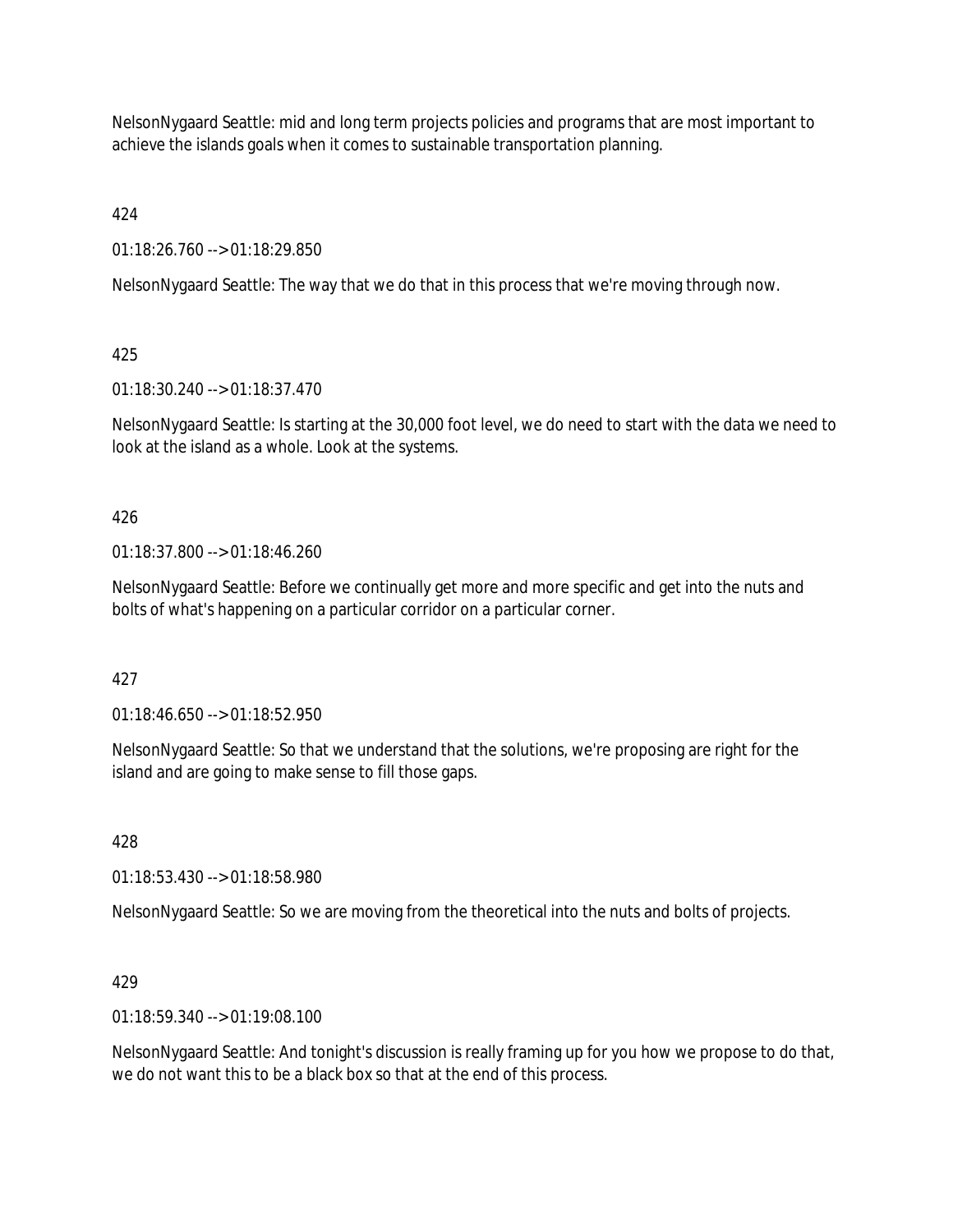NelsonNygaard Seattle: mid and long term projects policies and programs that are most important to achieve the islands goals when it comes to sustainable transportation planning.

424

01:18:26.760 --> 01:18:29.850

NelsonNygaard Seattle: The way that we do that in this process that we're moving through now.

425

01:18:30.240 --> 01:18:37.470

NelsonNygaard Seattle: Is starting at the 30,000 foot level, we do need to start with the data we need to look at the island as a whole. Look at the systems.

426

01:18:37.800 --> 01:18:46.260

NelsonNygaard Seattle: Before we continually get more and more specific and get into the nuts and bolts of what's happening on a particular corridor on a particular corner.

427

01:18:46.650 --> 01:18:52.950

NelsonNygaard Seattle: So that we understand that the solutions, we're proposing are right for the island and are going to make sense to fill those gaps.

428

01:18:53.430 --> 01:18:58.980

NelsonNygaard Seattle: So we are moving from the theoretical into the nuts and bolts of projects.

429

01:18:59.340 --> 01:19:08.100

NelsonNygaard Seattle: And tonight's discussion is really framing up for you how we propose to do that, we do not want this to be a black box so that at the end of this process.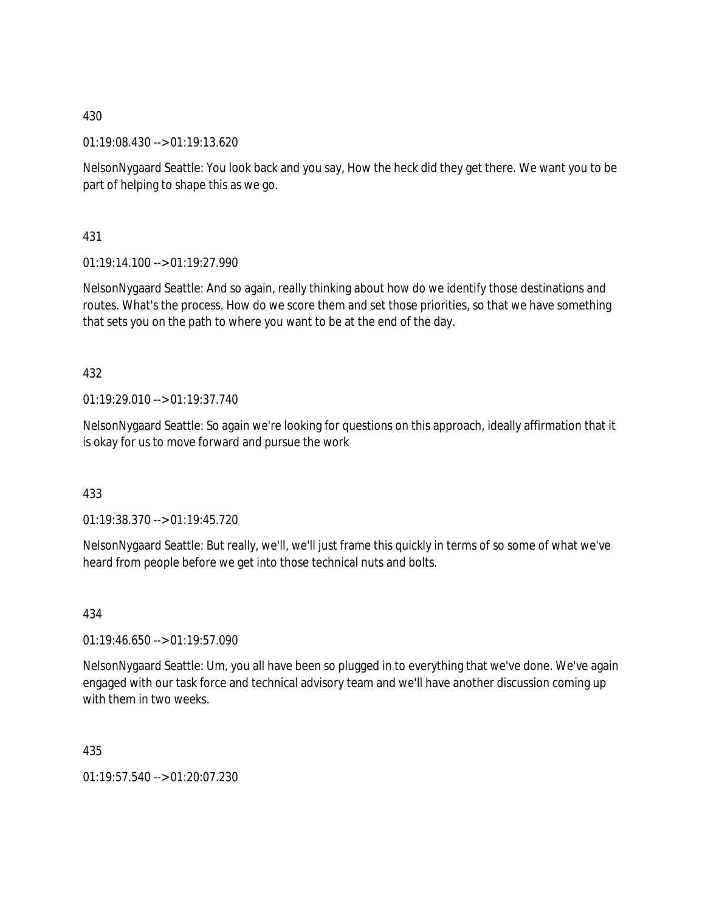430

01:19:08.430 --> 01:19:13.620

NelsonNygaard Seattle: You look back and you say, How the heck did they get there. We want you to be part of helping to shape this as we go.

431

01:19:14.100 --> 01:19:27.990

NelsonNygaard Seattle: And so again, really thinking about how do we identify those destinations and routes. What's the process. How do we score them and set those priorities, so that we have something that sets you on the path to where you want to be at the end of the day.

432

01:19:29.010 --> 01:19:37.740

NelsonNygaard Seattle: So again we're looking for questions on this approach, ideally affirmation that it is okay for us to move forward and pursue the work

433

01:19:38.370 --> 01:19:45.720

NelsonNygaard Seattle: But really, we'll, we'll just frame this quickly in terms of so some of what we've heard from people before we get into those technical nuts and bolts.

434

01:19:46.650 --> 01:19:57.090

NelsonNygaard Seattle: Um, you all have been so plugged in to everything that we've done. We've again engaged with our task force and technical advisory team and we'll have another discussion coming up with them in two weeks.

435

01:19:57.540 --> 01:20:07.230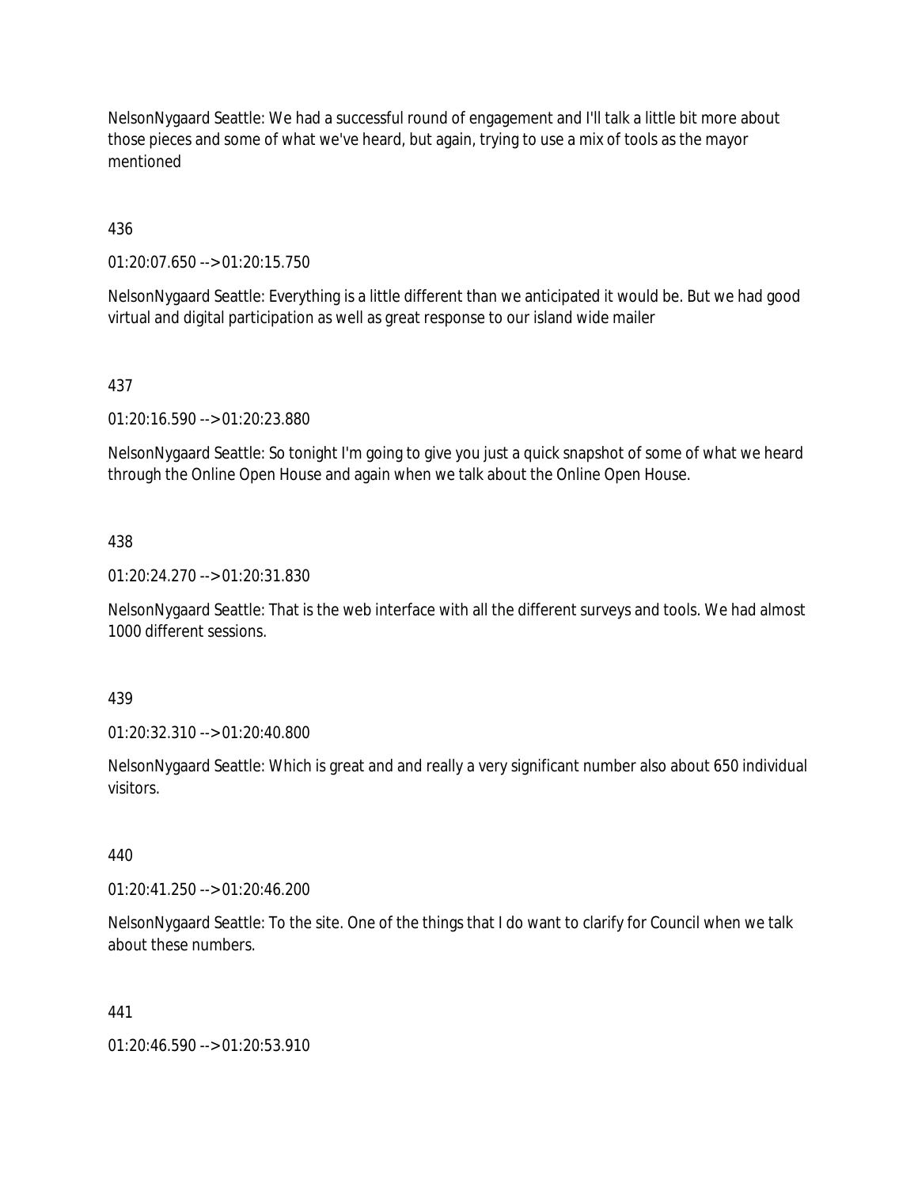NelsonNygaard Seattle: We had a successful round of engagement and I'll talk a little bit more about those pieces and some of what we've heard, but again, trying to use a mix of tools as the mayor mentioned

436

01:20:07.650 --> 01:20:15.750

NelsonNygaard Seattle: Everything is a little different than we anticipated it would be. But we had good virtual and digital participation as well as great response to our island wide mailer

437

01:20:16.590 --> 01:20:23.880

NelsonNygaard Seattle: So tonight I'm going to give you just a quick snapshot of some of what we heard through the Online Open House and again when we talk about the Online Open House.

438

01:20:24.270 --> 01:20:31.830

NelsonNygaard Seattle: That is the web interface with all the different surveys and tools. We had almost 1000 different sessions.

439

01:20:32.310 --> 01:20:40.800

NelsonNygaard Seattle: Which is great and and really a very significant number also about 650 individual visitors.

440

01:20:41.250 --> 01:20:46.200

NelsonNygaard Seattle: To the site. One of the things that I do want to clarify for Council when we talk about these numbers.

441

01:20:46.590 --> 01:20:53.910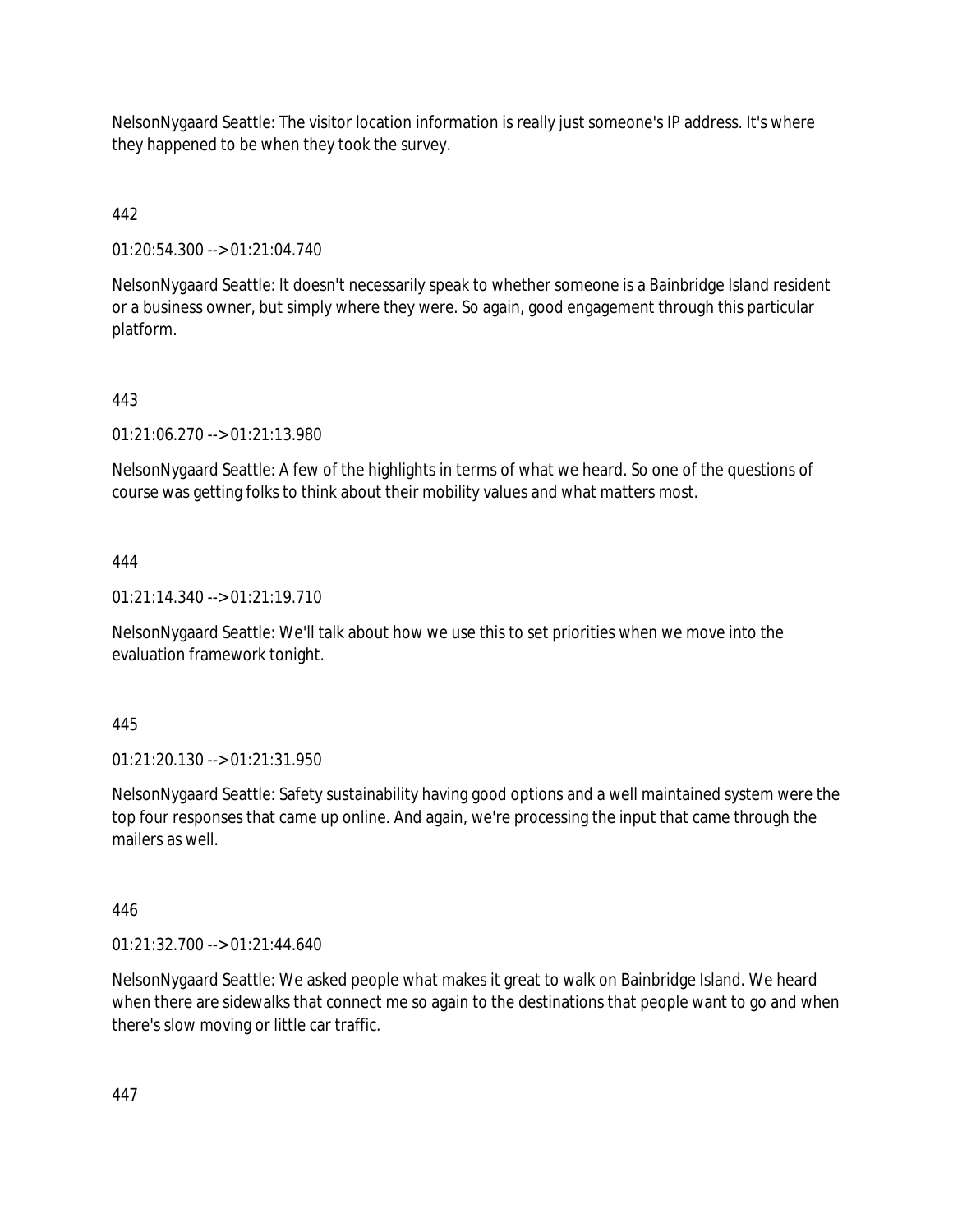NelsonNygaard Seattle: The visitor location information is really just someone's IP address. It's where they happened to be when they took the survey.

442

01:20:54.300 --> 01:21:04.740

NelsonNygaard Seattle: It doesn't necessarily speak to whether someone is a Bainbridge Island resident or a business owner, but simply where they were. So again, good engagement through this particular platform.

443

01:21:06.270 --> 01:21:13.980

NelsonNygaard Seattle: A few of the highlights in terms of what we heard. So one of the questions of course was getting folks to think about their mobility values and what matters most.

444

01:21:14.340 --> 01:21:19.710

NelsonNygaard Seattle: We'll talk about how we use this to set priorities when we move into the evaluation framework tonight.

445

01:21:20.130 --> 01:21:31.950

NelsonNygaard Seattle: Safety sustainability having good options and a well maintained system were the top four responses that came up online. And again, we're processing the input that came through the mailers as well.

446

01:21:32.700 --> 01:21:44.640

NelsonNygaard Seattle: We asked people what makes it great to walk on Bainbridge Island. We heard when there are sidewalks that connect me so again to the destinations that people want to go and when there's slow moving or little car traffic.

447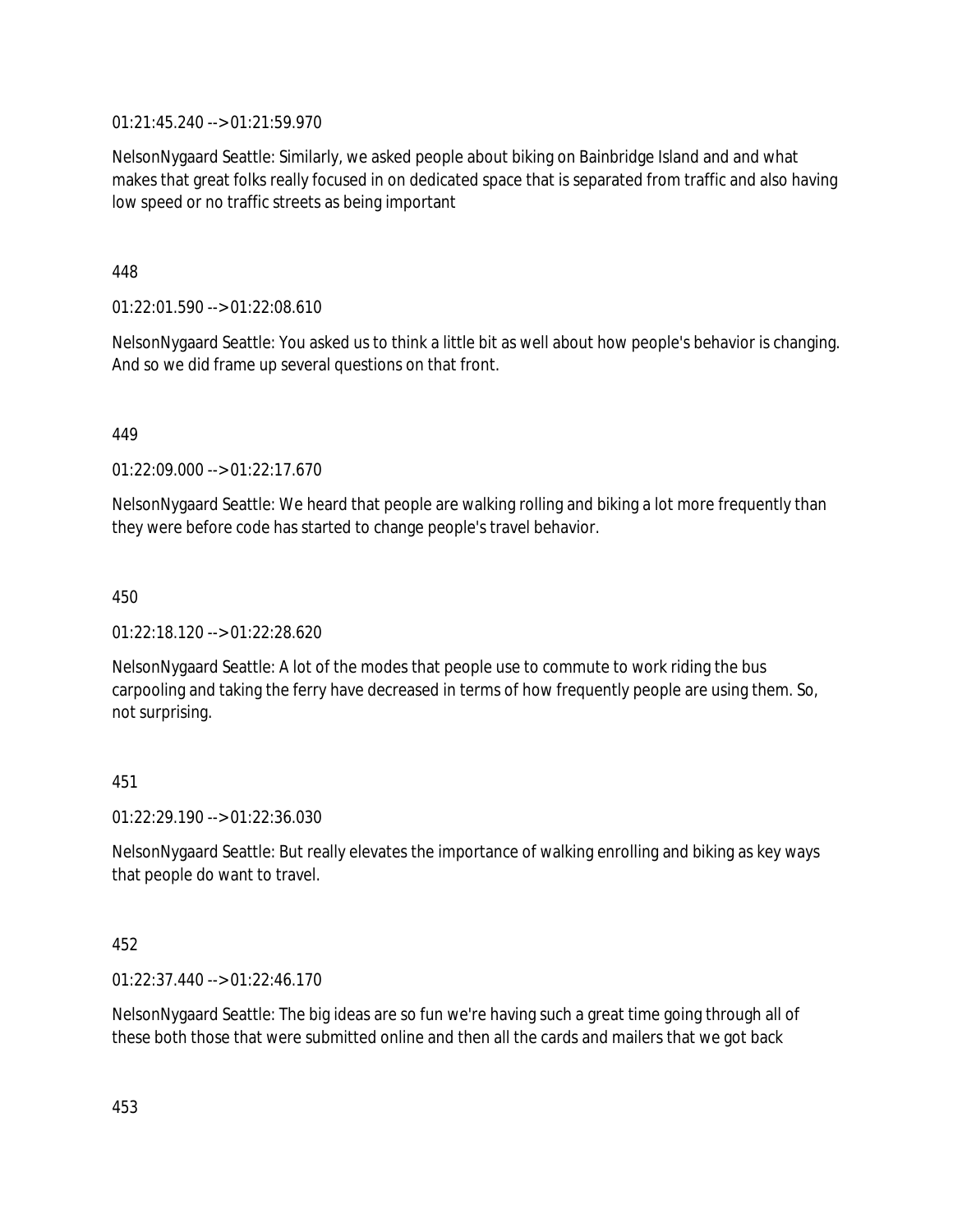01:21:45.240 --> 01:21:59.970

NelsonNygaard Seattle: Similarly, we asked people about biking on Bainbridge Island and and what makes that great folks really focused in on dedicated space that is separated from traffic and also having low speed or no traffic streets as being important

448

01:22:01.590 --> 01:22:08.610

NelsonNygaard Seattle: You asked us to think a little bit as well about how people's behavior is changing. And so we did frame up several questions on that front.

449

01:22:09.000 --> 01:22:17.670

NelsonNygaard Seattle: We heard that people are walking rolling and biking a lot more frequently than they were before code has started to change people's travel behavior.

450

01:22:18.120 --> 01:22:28.620

NelsonNygaard Seattle: A lot of the modes that people use to commute to work riding the bus carpooling and taking the ferry have decreased in terms of how frequently people are using them. So, not surprising.

451

01:22:29.190 --> 01:22:36.030

NelsonNygaard Seattle: But really elevates the importance of walking enrolling and biking as key ways that people do want to travel.

452

01:22:37.440 --> 01:22:46.170

NelsonNygaard Seattle: The big ideas are so fun we're having such a great time going through all of these both those that were submitted online and then all the cards and mailers that we got back

453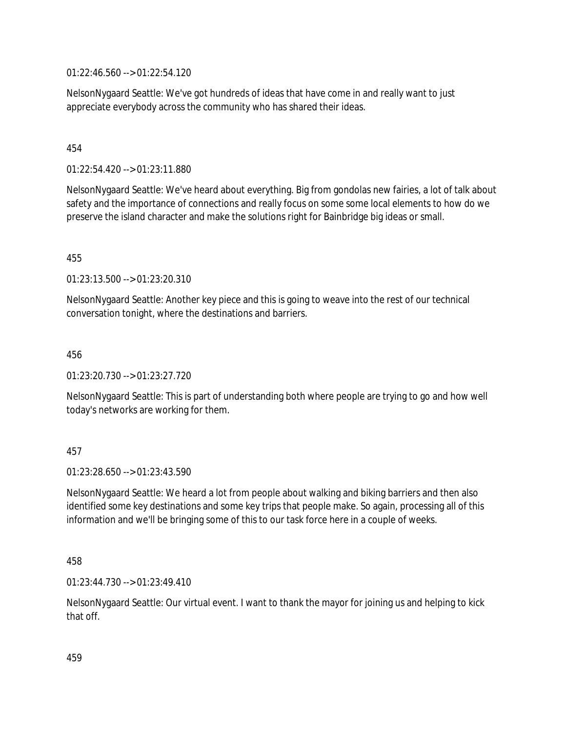01:22:46.560 --> 01:22:54.120

NelsonNygaard Seattle: We've got hundreds of ideas that have come in and really want to just appreciate everybody across the community who has shared their ideas.

454

01:22:54.420 --> 01:23:11.880

NelsonNygaard Seattle: We've heard about everything. Big from gondolas new fairies, a lot of talk about safety and the importance of connections and really focus on some some local elements to how do we preserve the island character and make the solutions right for Bainbridge big ideas or small.

455

01:23:13.500 --> 01:23:20.310

NelsonNygaard Seattle: Another key piece and this is going to weave into the rest of our technical conversation tonight, where the destinations and barriers.

456

01:23:20.730 --> 01:23:27.720

NelsonNygaard Seattle: This is part of understanding both where people are trying to go and how well today's networks are working for them.

457

01:23:28.650 --> 01:23:43.590

NelsonNygaard Seattle: We heard a lot from people about walking and biking barriers and then also identified some key destinations and some key trips that people make. So again, processing all of this information and we'll be bringing some of this to our task force here in a couple of weeks.

458

01:23:44.730 --> 01:23:49.410

NelsonNygaard Seattle: Our virtual event. I want to thank the mayor for joining us and helping to kick that off.

459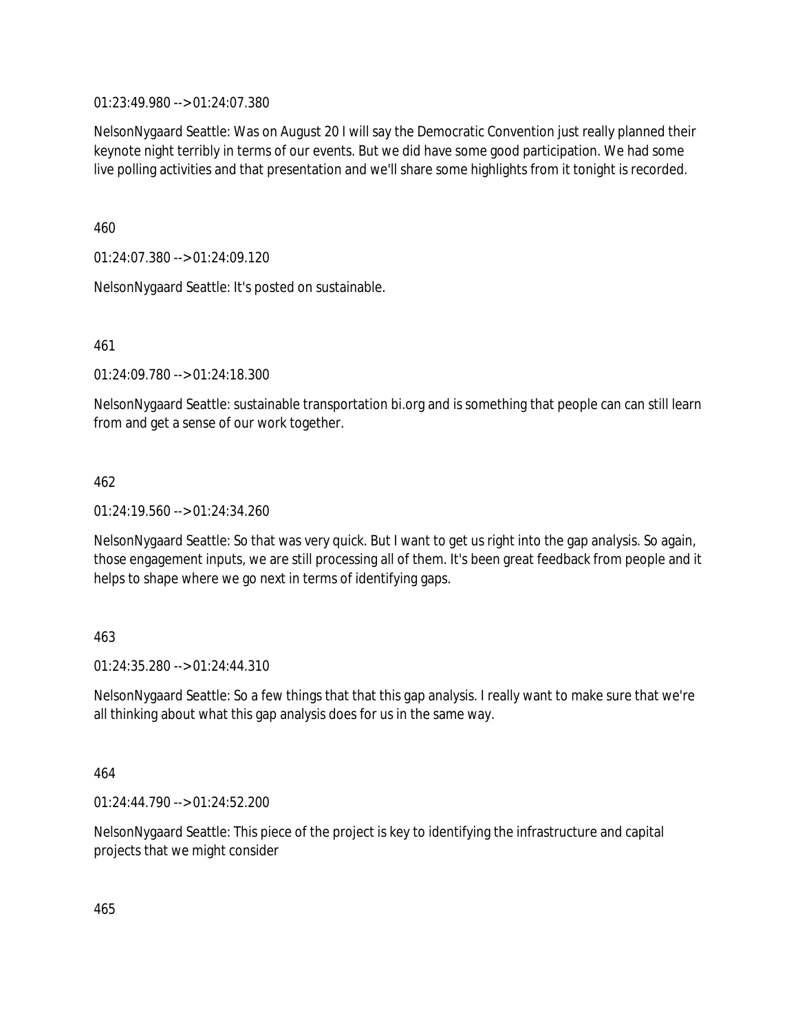01:23:49.980 --> 01:24:07.380

NelsonNygaard Seattle: Was on August 20 I will say the Democratic Convention just really planned their keynote night terribly in terms of our events. But we did have some good participation. We had some live polling activities and that presentation and we'll share some highlights from it tonight is recorded.

460

01:24:07.380 --> 01:24:09.120

NelsonNygaard Seattle: It's posted on sustainable.

461

01:24:09.780 --> 01:24:18.300

NelsonNygaard Seattle: sustainable transportation bi.org and is something that people can can still learn from and get a sense of our work together.

462

01:24:19.560 --> 01:24:34.260

NelsonNygaard Seattle: So that was very quick. But I want to get us right into the gap analysis. So again, those engagement inputs, we are still processing all of them. It's been great feedback from people and it helps to shape where we go next in terms of identifying gaps.

463

01:24:35.280 --> 01:24:44.310

NelsonNygaard Seattle: So a few things that that this gap analysis. I really want to make sure that we're all thinking about what this gap analysis does for us in the same way.

464

01:24:44.790 --> 01:24:52.200

NelsonNygaard Seattle: This piece of the project is key to identifying the infrastructure and capital projects that we might consider

465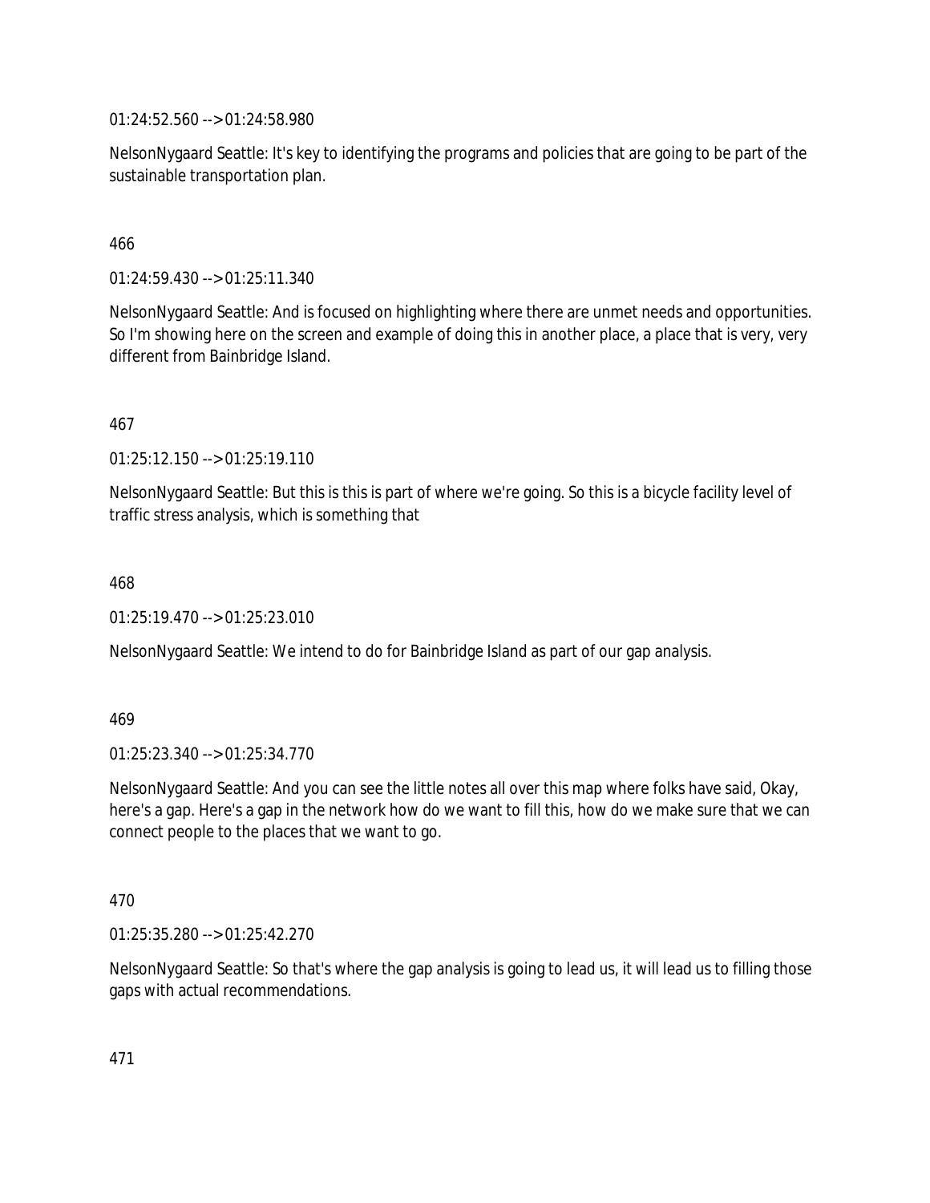01:24:52.560 --> 01:24:58.980

NelsonNygaard Seattle: It's key to identifying the programs and policies that are going to be part of the sustainable transportation plan.

466

01:24:59.430 --> 01:25:11.340

NelsonNygaard Seattle: And is focused on highlighting where there are unmet needs and opportunities. So I'm showing here on the screen and example of doing this in another place, a place that is very, very different from Bainbridge Island.

467

01:25:12.150 --> 01:25:19.110

NelsonNygaard Seattle: But this is this is part of where we're going. So this is a bicycle facility level of traffic stress analysis, which is something that

468

01:25:19.470 --> 01:25:23.010

NelsonNygaard Seattle: We intend to do for Bainbridge Island as part of our gap analysis.

469

01:25:23.340 --> 01:25:34.770

NelsonNygaard Seattle: And you can see the little notes all over this map where folks have said, Okay, here's a gap. Here's a gap in the network how do we want to fill this, how do we make sure that we can connect people to the places that we want to go.

470

01:25:35.280 --> 01:25:42.270

NelsonNygaard Seattle: So that's where the gap analysis is going to lead us, it will lead us to filling those gaps with actual recommendations.

471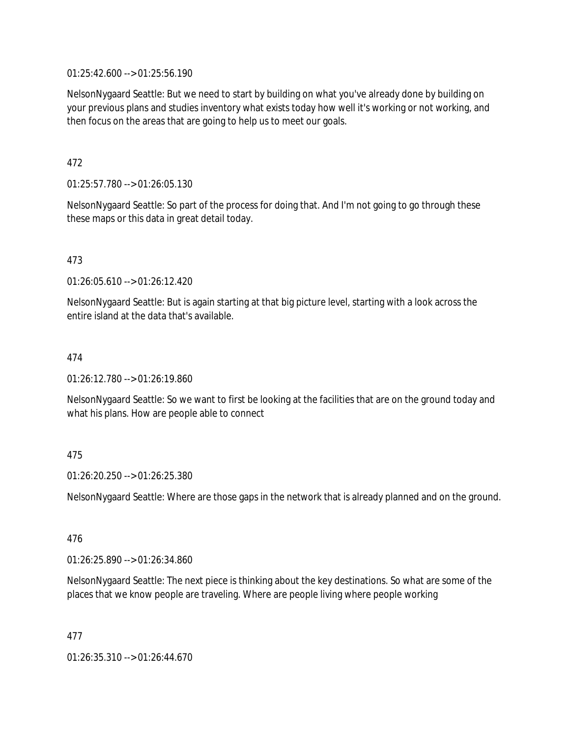01:25:42.600 --> 01:25:56.190

NelsonNygaard Seattle: But we need to start by building on what you've already done by building on your previous plans and studies inventory what exists today how well it's working or not working, and then focus on the areas that are going to help us to meet our goals.

472

01:25:57.780 --> 01:26:05.130

NelsonNygaard Seattle: So part of the process for doing that. And I'm not going to go through these these maps or this data in great detail today.

473

01:26:05.610 --> 01:26:12.420

NelsonNygaard Seattle: But is again starting at that big picture level, starting with a look across the entire island at the data that's available.

474

01:26:12.780 --> 01:26:19.860

NelsonNygaard Seattle: So we want to first be looking at the facilities that are on the ground today and what his plans. How are people able to connect

475

01:26:20.250 --> 01:26:25.380

NelsonNygaard Seattle: Where are those gaps in the network that is already planned and on the ground.

476

01:26:25.890 --> 01:26:34.860

NelsonNygaard Seattle: The next piece is thinking about the key destinations. So what are some of the places that we know people are traveling. Where are people living where people working

477

01:26:35.310 --> 01:26:44.670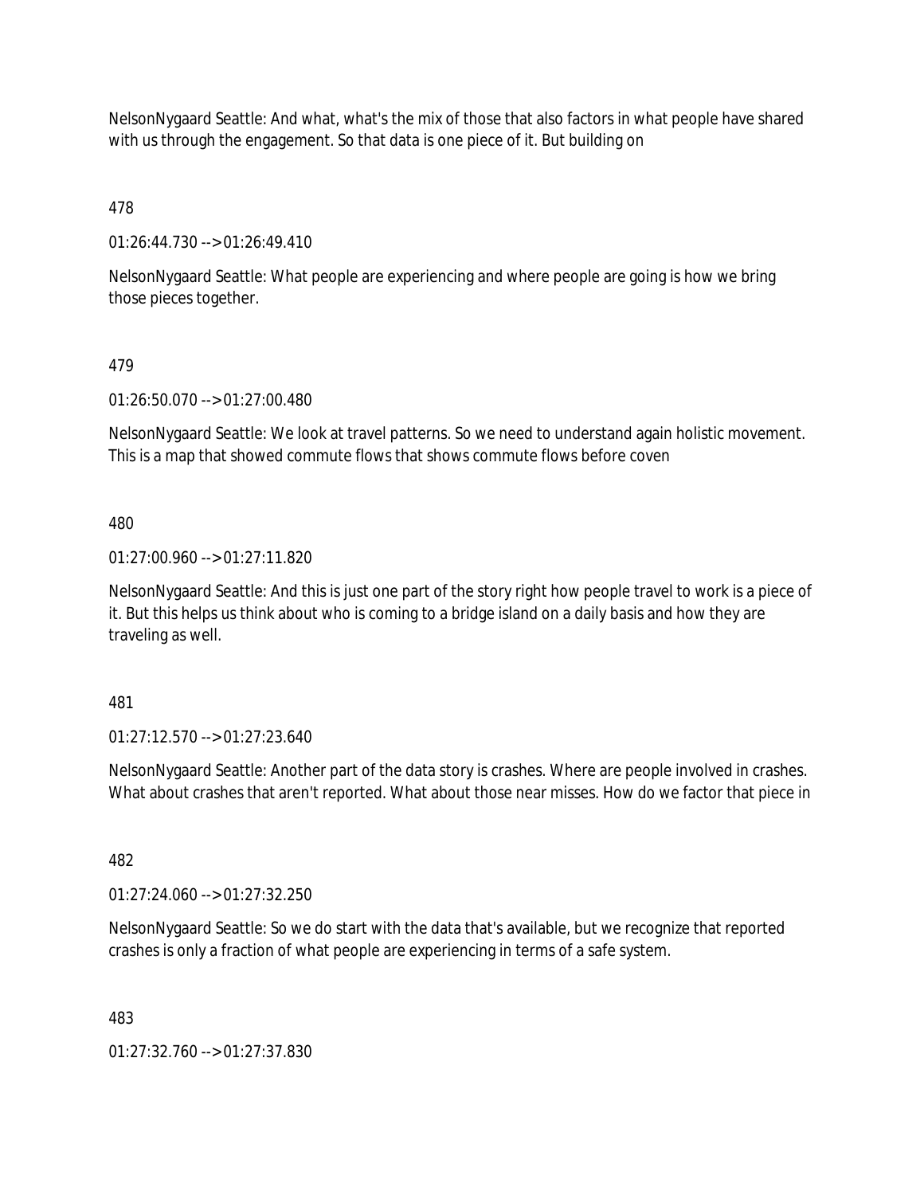NelsonNygaard Seattle: And what, what's the mix of those that also factors in what people have shared with us through the engagement. So that data is one piece of it. But building on

478

01:26:44.730 --> 01:26:49.410

NelsonNygaard Seattle: What people are experiencing and where people are going is how we bring those pieces together.

479

01:26:50.070 --> 01:27:00.480

NelsonNygaard Seattle: We look at travel patterns. So we need to understand again holistic movement. This is a map that showed commute flows that shows commute flows before coven

480

01:27:00.960 --> 01:27:11.820

NelsonNygaard Seattle: And this is just one part of the story right how people travel to work is a piece of it. But this helps us think about who is coming to a bridge island on a daily basis and how they are traveling as well.

481

01:27:12.570 --> 01:27:23.640

NelsonNygaard Seattle: Another part of the data story is crashes. Where are people involved in crashes. What about crashes that aren't reported. What about those near misses. How do we factor that piece in

482

01:27:24.060 --> 01:27:32.250

NelsonNygaard Seattle: So we do start with the data that's available, but we recognize that reported crashes is only a fraction of what people are experiencing in terms of a safe system.

483

01:27:32.760 --> 01:27:37.830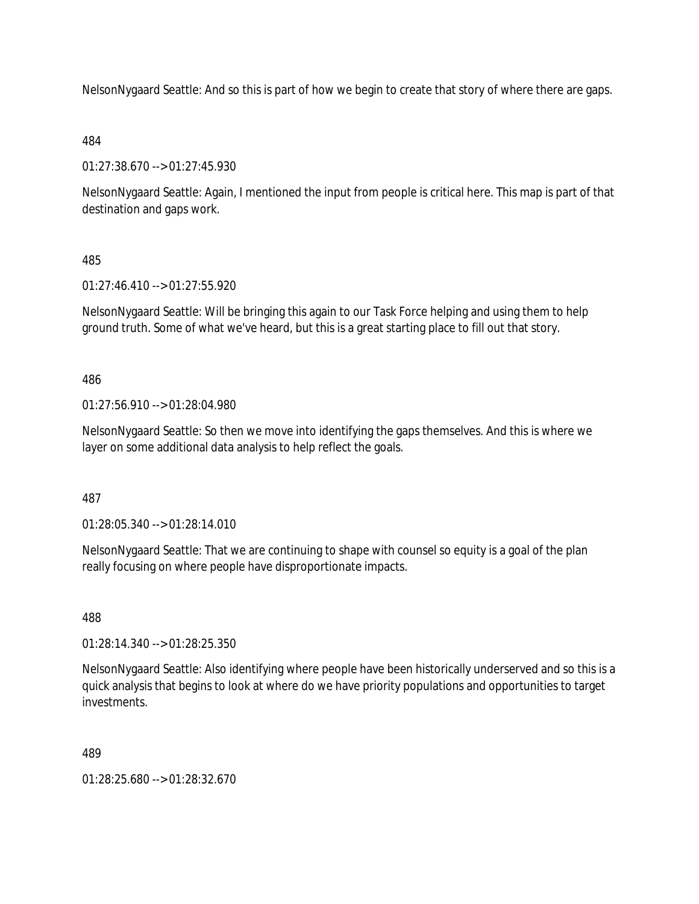NelsonNygaard Seattle: And so this is part of how we begin to create that story of where there are gaps.

484

01:27:38.670 --> 01:27:45.930

NelsonNygaard Seattle: Again, I mentioned the input from people is critical here. This map is part of that destination and gaps work.

485

01:27:46.410 --> 01:27:55.920

NelsonNygaard Seattle: Will be bringing this again to our Task Force helping and using them to help ground truth. Some of what we've heard, but this is a great starting place to fill out that story.

486

01:27:56.910 --> 01:28:04.980

NelsonNygaard Seattle: So then we move into identifying the gaps themselves. And this is where we layer on some additional data analysis to help reflect the goals.

487

01:28:05.340 --> 01:28:14.010

NelsonNygaard Seattle: That we are continuing to shape with counsel so equity is a goal of the plan really focusing on where people have disproportionate impacts.

488

01:28:14.340 --> 01:28:25.350

NelsonNygaard Seattle: Also identifying where people have been historically underserved and so this is a quick analysis that begins to look at where do we have priority populations and opportunities to target investments.

489

01:28:25.680 --> 01:28:32.670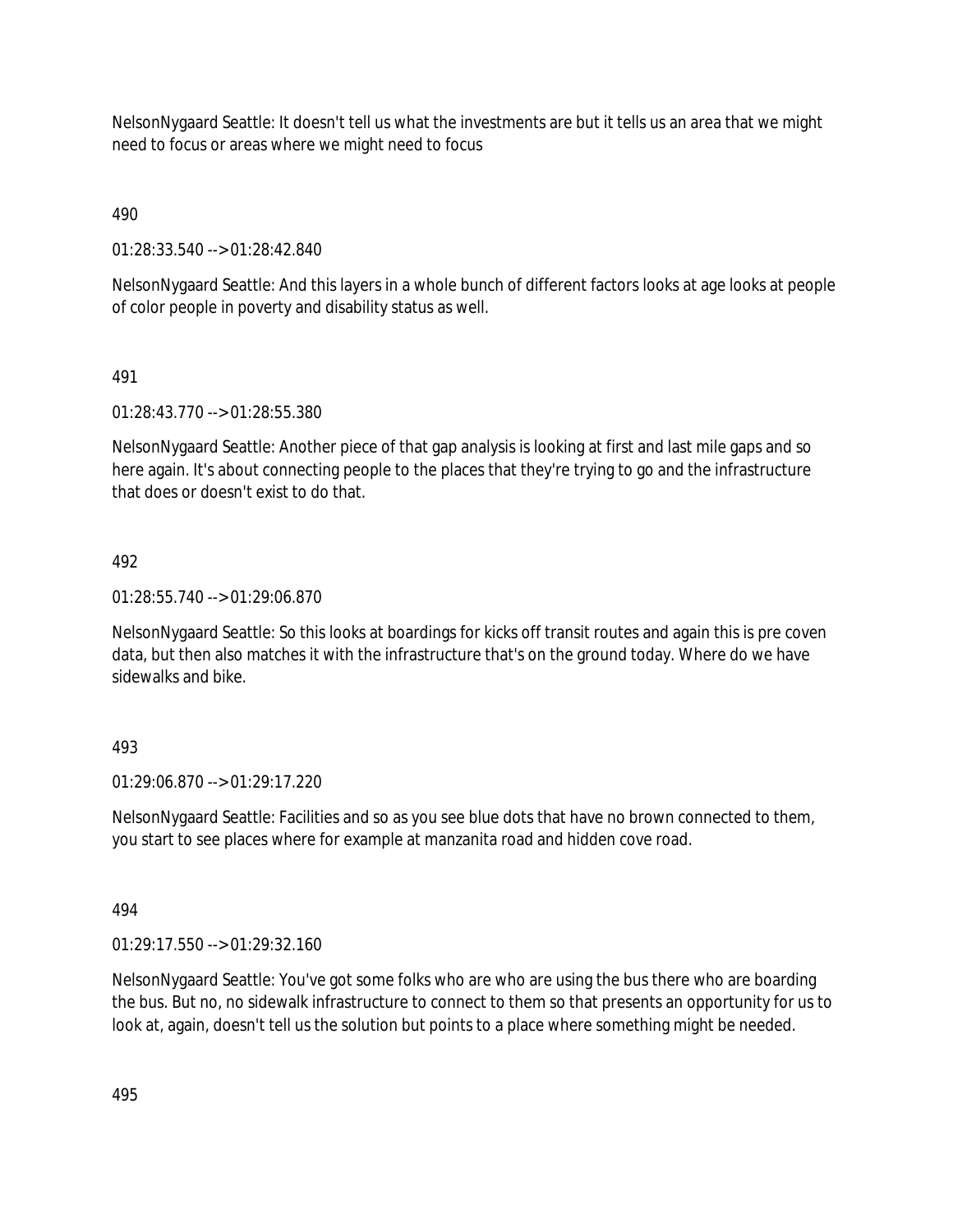NelsonNygaard Seattle: It doesn't tell us what the investments are but it tells us an area that we might need to focus or areas where we might need to focus

490

01:28:33.540 --> 01:28:42.840

NelsonNygaard Seattle: And this layers in a whole bunch of different factors looks at age looks at people of color people in poverty and disability status as well.

491

01:28:43.770 --> 01:28:55.380

NelsonNygaard Seattle: Another piece of that gap analysis is looking at first and last mile gaps and so here again. It's about connecting people to the places that they're trying to go and the infrastructure that does or doesn't exist to do that.

492

01:28:55.740 --> 01:29:06.870

NelsonNygaard Seattle: So this looks at boardings for kicks off transit routes and again this is pre coven data, but then also matches it with the infrastructure that's on the ground today. Where do we have sidewalks and bike.

493

01:29:06.870 --> 01:29:17.220

NelsonNygaard Seattle: Facilities and so as you see blue dots that have no brown connected to them, you start to see places where for example at manzanita road and hidden cove road.

494

01:29:17.550 --> 01:29:32.160

NelsonNygaard Seattle: You've got some folks who are who are using the bus there who are boarding the bus. But no, no sidewalk infrastructure to connect to them so that presents an opportunity for us to look at, again, doesn't tell us the solution but points to a place where something might be needed.

495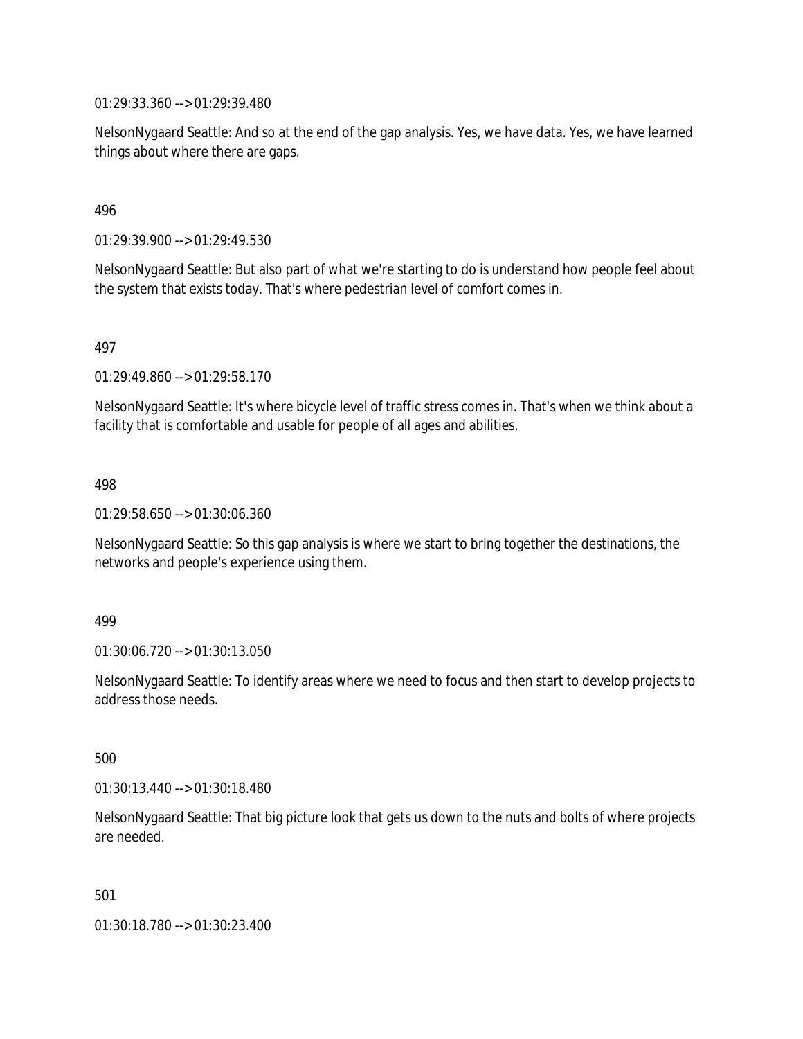01:29:33.360 --> 01:29:39.480

NelsonNygaard Seattle: And so at the end of the gap analysis. Yes, we have data. Yes, we have learned things about where there are gaps.

496

01:29:39.900 --> 01:29:49.530

NelsonNygaard Seattle: But also part of what we're starting to do is understand how people feel about the system that exists today. That's where pedestrian level of comfort comes in.

497

01:29:49.860 --> 01:29:58.170

NelsonNygaard Seattle: It's where bicycle level of traffic stress comes in. That's when we think about a facility that is comfortable and usable for people of all ages and abilities.

498

01:29:58.650 --> 01:30:06.360

NelsonNygaard Seattle: So this gap analysis is where we start to bring together the destinations, the networks and people's experience using them.

499

01:30:06.720 --> 01:30:13.050

NelsonNygaard Seattle: To identify areas where we need to focus and then start to develop projects to address those needs.

500

01:30:13.440 --> 01:30:18.480

NelsonNygaard Seattle: That big picture look that gets us down to the nuts and bolts of where projects are needed.

501

01:30:18.780 --> 01:30:23.400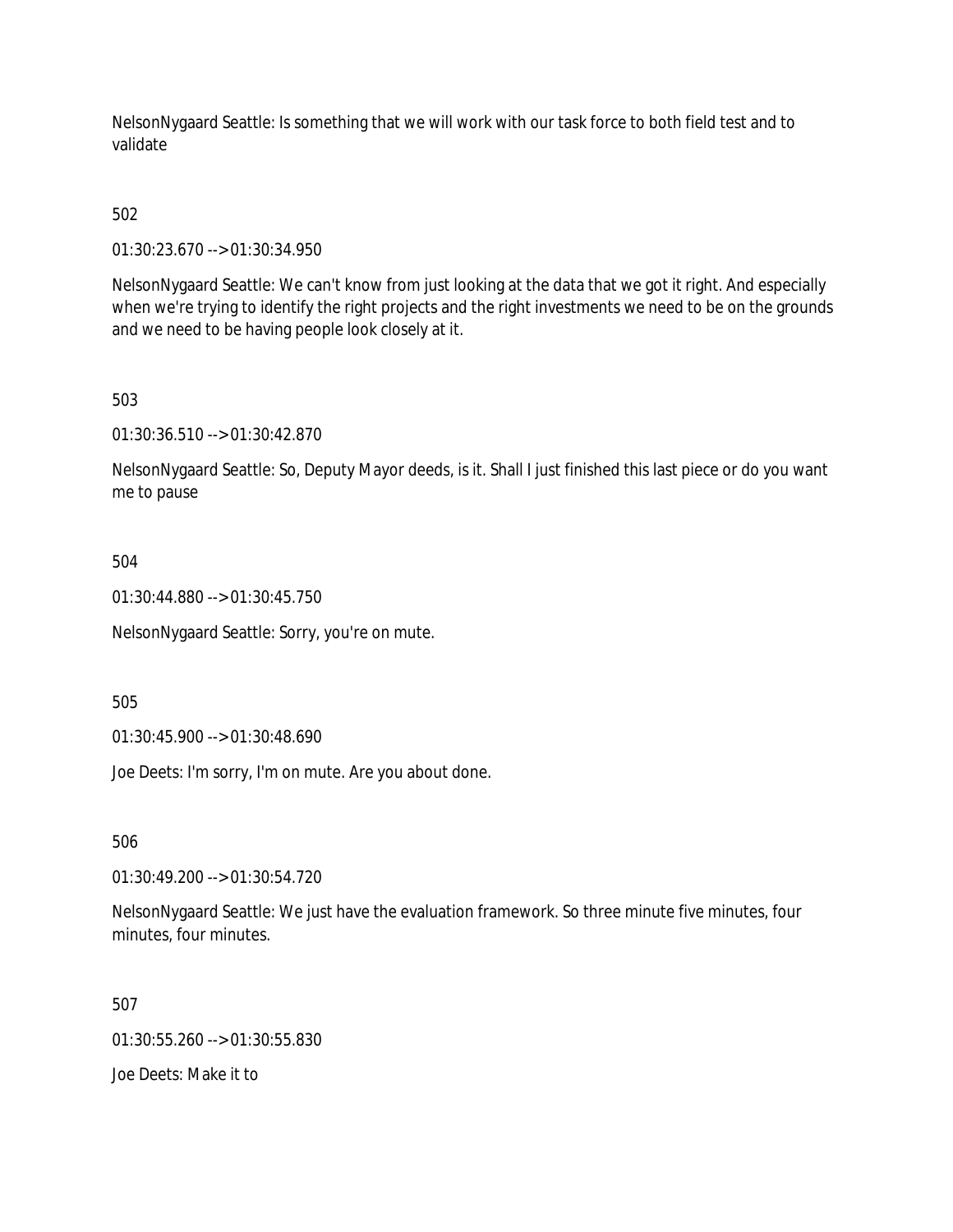NelsonNygaard Seattle: Is something that we will work with our task force to both field test and to validate

502

01:30:23.670 --> 01:30:34.950

NelsonNygaard Seattle: We can't know from just looking at the data that we got it right. And especially when we're trying to identify the right projects and the right investments we need to be on the grounds and we need to be having people look closely at it.

503

01:30:36.510 --> 01:30:42.870

NelsonNygaard Seattle: So, Deputy Mayor deeds, is it. Shall I just finished this last piece or do you want me to pause

504

01:30:44.880 --> 01:30:45.750

NelsonNygaard Seattle: Sorry, you're on mute.

505

01:30:45.900 --> 01:30:48.690

Joe Deets: I'm sorry, I'm on mute. Are you about done.

506

01:30:49.200 --> 01:30:54.720

NelsonNygaard Seattle: We just have the evaluation framework. So three minute five minutes, four minutes, four minutes.

507

01:30:55.260 --> 01:30:55.830

Joe Deets: Make it to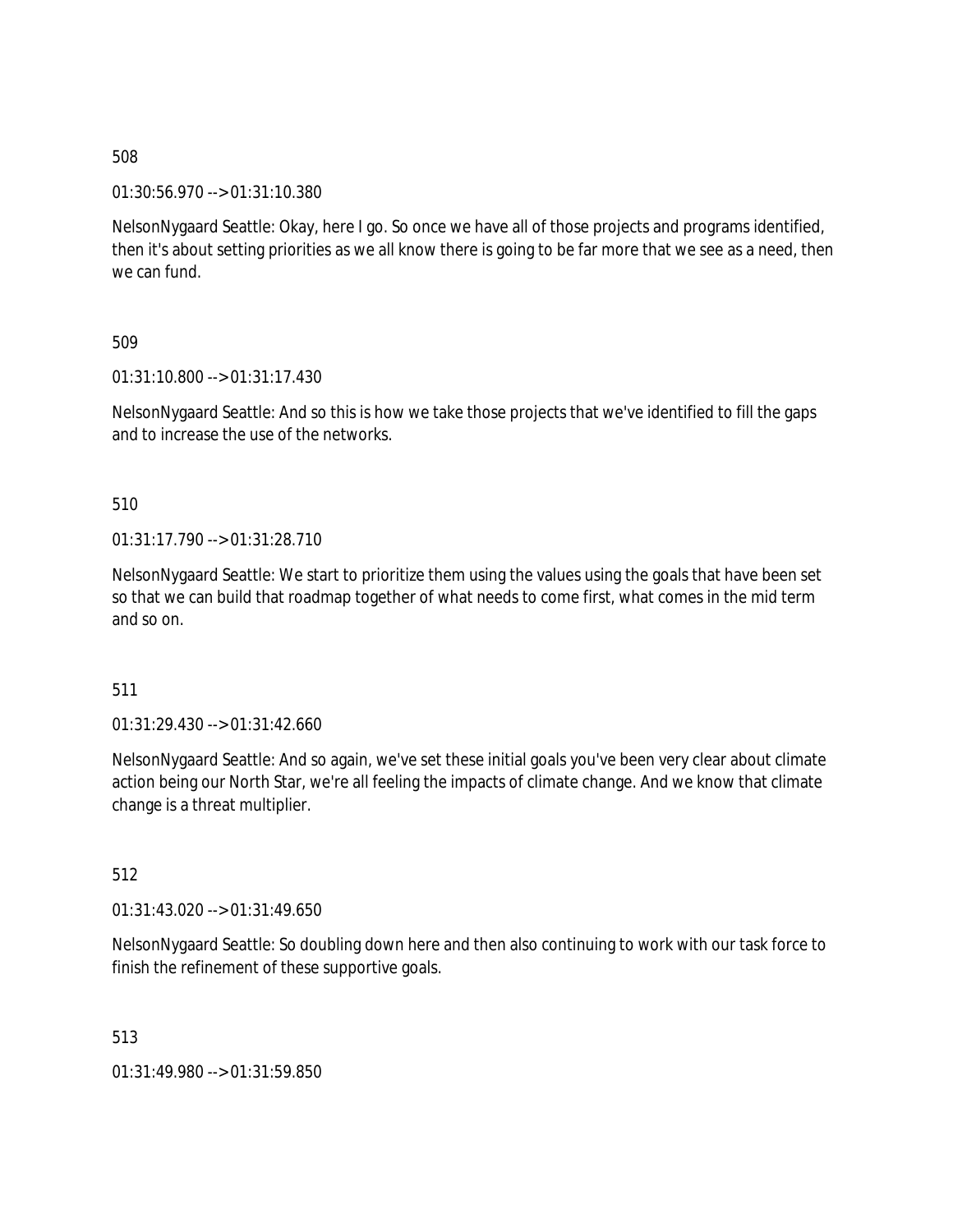508

01:30:56.970 --> 01:31:10.380

NelsonNygaard Seattle: Okay, here I go. So once we have all of those projects and programs identified, then it's about setting priorities as we all know there is going to be far more that we see as a need, then we can fund.

509

01:31:10.800 --> 01:31:17.430

NelsonNygaard Seattle: And so this is how we take those projects that we've identified to fill the gaps and to increase the use of the networks.

510

01:31:17.790 --> 01:31:28.710

NelsonNygaard Seattle: We start to prioritize them using the values using the goals that have been set so that we can build that roadmap together of what needs to come first, what comes in the mid term and so on.

511

01:31:29.430 --> 01:31:42.660

NelsonNygaard Seattle: And so again, we've set these initial goals you've been very clear about climate action being our North Star, we're all feeling the impacts of climate change. And we know that climate change is a threat multiplier.

512

01:31:43.020 --> 01:31:49.650

NelsonNygaard Seattle: So doubling down here and then also continuing to work with our task force to finish the refinement of these supportive goals.

513

01:31:49.980 --> 01:31:59.850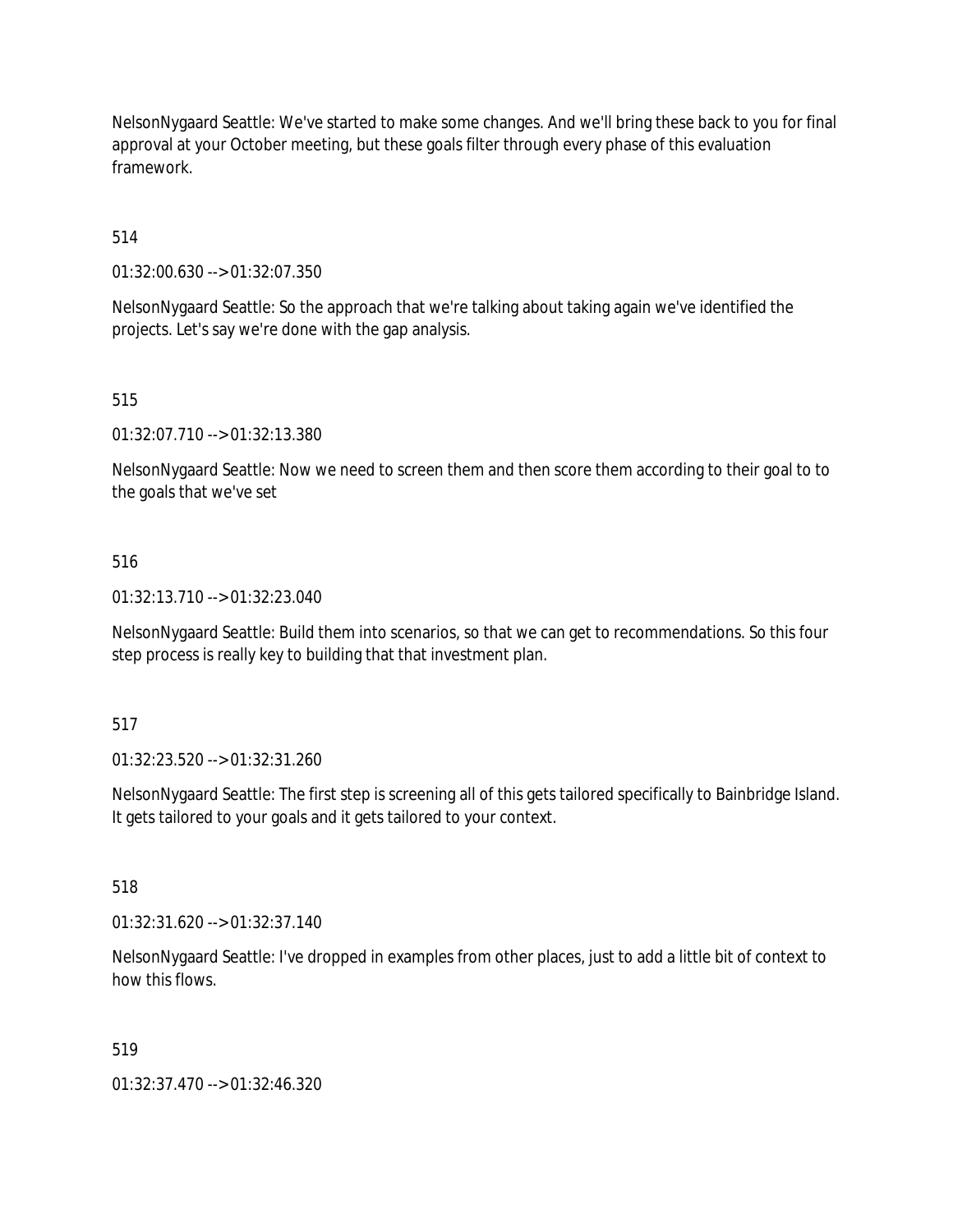NelsonNygaard Seattle: We've started to make some changes. And we'll bring these back to you for final approval at your October meeting, but these goals filter through every phase of this evaluation framework.

514

01:32:00.630 --> 01:32:07.350

NelsonNygaard Seattle: So the approach that we're talking about taking again we've identified the projects. Let's say we're done with the gap analysis.

515

01:32:07.710 --> 01:32:13.380

NelsonNygaard Seattle: Now we need to screen them and then score them according to their goal to to the goals that we've set

516

01:32:13.710 --> 01:32:23.040

NelsonNygaard Seattle: Build them into scenarios, so that we can get to recommendations. So this four step process is really key to building that that investment plan.

517

01:32:23.520 --> 01:32:31.260

NelsonNygaard Seattle: The first step is screening all of this gets tailored specifically to Bainbridge Island. It gets tailored to your goals and it gets tailored to your context.

518

01:32:31.620 --> 01:32:37.140

NelsonNygaard Seattle: I've dropped in examples from other places, just to add a little bit of context to how this flows.

519

01:32:37.470 --> 01:32:46.320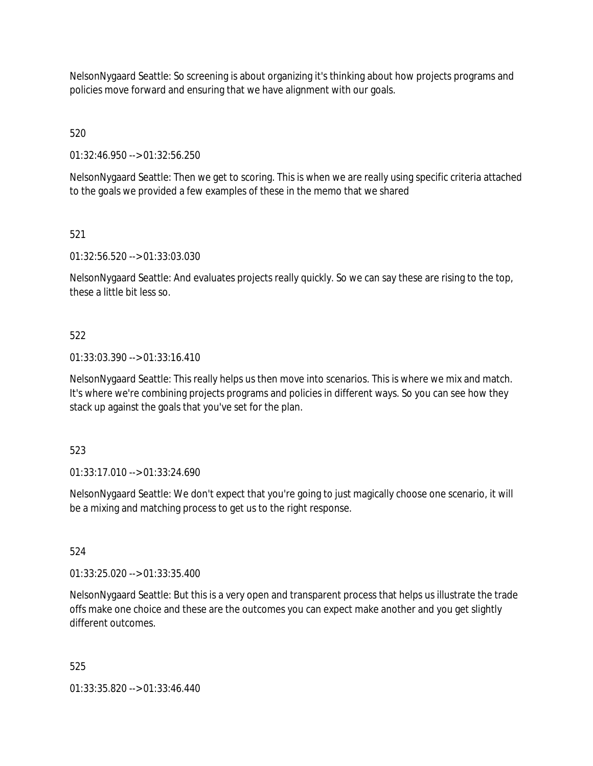NelsonNygaard Seattle: So screening is about organizing it's thinking about how projects programs and policies move forward and ensuring that we have alignment with our goals.

520

01:32:46.950 --> 01:32:56.250

NelsonNygaard Seattle: Then we get to scoring. This is when we are really using specific criteria attached to the goals we provided a few examples of these in the memo that we shared

521

01:32:56.520 --> 01:33:03.030

NelsonNygaard Seattle: And evaluates projects really quickly. So we can say these are rising to the top, these a little bit less so.

522

01:33:03.390 --> 01:33:16.410

NelsonNygaard Seattle: This really helps us then move into scenarios. This is where we mix and match. It's where we're combining projects programs and policies in different ways. So you can see how they stack up against the goals that you've set for the plan.

523

01:33:17.010 --> 01:33:24.690

NelsonNygaard Seattle: We don't expect that you're going to just magically choose one scenario, it will be a mixing and matching process to get us to the right response.

524

01:33:25.020 --> 01:33:35.400

NelsonNygaard Seattle: But this is a very open and transparent process that helps us illustrate the trade offs make one choice and these are the outcomes you can expect make another and you get slightly different outcomes.

525

01:33:35.820 --> 01:33:46.440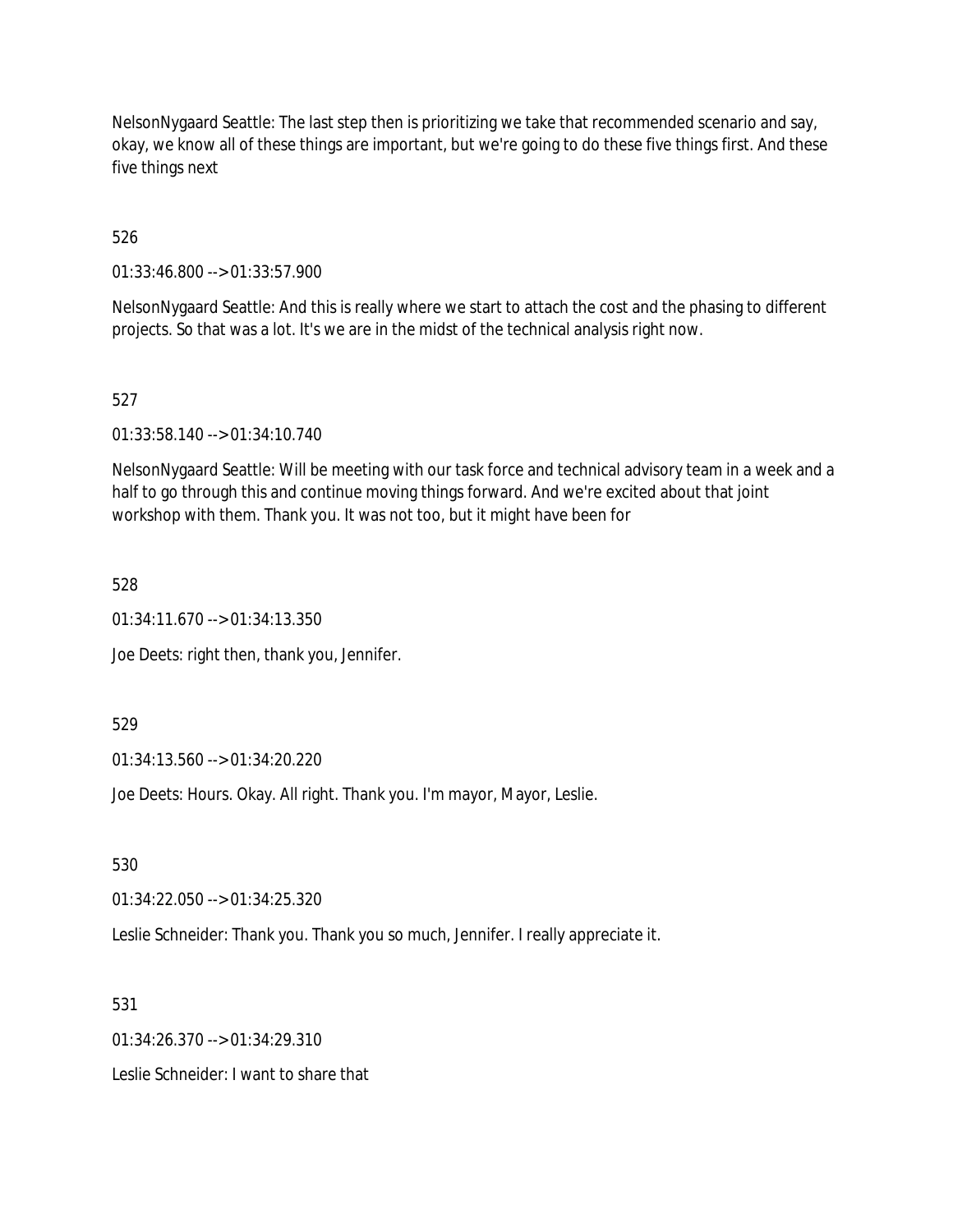NelsonNygaard Seattle: The last step then is prioritizing we take that recommended scenario and say, okay, we know all of these things are important, but we're going to do these five things first. And these five things next

526

01:33:46.800 --> 01:33:57.900

NelsonNygaard Seattle: And this is really where we start to attach the cost and the phasing to different projects. So that was a lot. It's we are in the midst of the technical analysis right now.

527

01:33:58.140 --> 01:34:10.740

NelsonNygaard Seattle: Will be meeting with our task force and technical advisory team in a week and a half to go through this and continue moving things forward. And we're excited about that joint workshop with them. Thank you. It was not too, but it might have been for

528

01:34:11.670 --> 01:34:13.350

Joe Deets: right then, thank you, Jennifer.

529

01:34:13.560 --> 01:34:20.220

Joe Deets: Hours. Okay. All right. Thank you. I'm mayor, Mayor, Leslie.

530

01:34:22.050 --> 01:34:25.320

Leslie Schneider: Thank you. Thank you so much, Jennifer. I really appreciate it.

531

01:34:26.370 --> 01:34:29.310

Leslie Schneider: I want to share that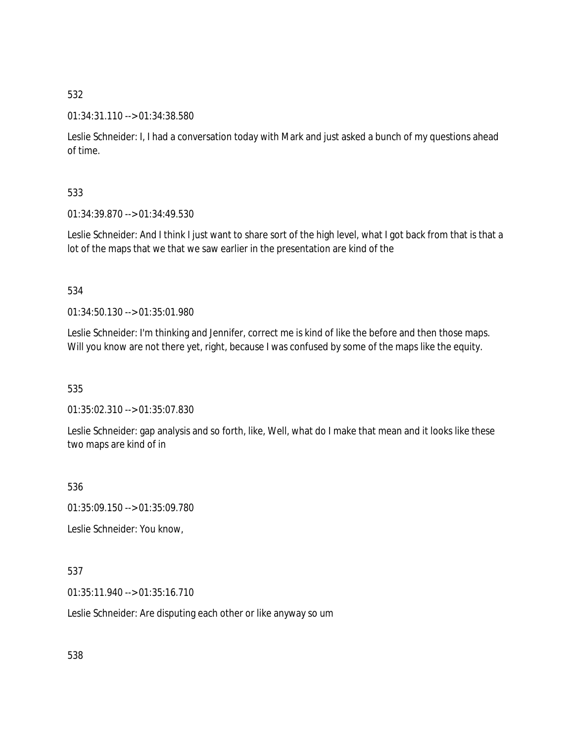532

01:34:31.110 --> 01:34:38.580

Leslie Schneider: I, I had a conversation today with Mark and just asked a bunch of my questions ahead of time.

533

01:34:39.870 --> 01:34:49.530

Leslie Schneider: And I think I just want to share sort of the high level, what I got back from that is that a lot of the maps that we that we saw earlier in the presentation are kind of the

534

01:34:50.130 --> 01:35:01.980

Leslie Schneider: I'm thinking and Jennifer, correct me is kind of like the before and then those maps. Will you know are not there yet, right, because I was confused by some of the maps like the equity.

535

01:35:02.310 --> 01:35:07.830

Leslie Schneider: gap analysis and so forth, like, Well, what do I make that mean and it looks like these two maps are kind of in

536

01:35:09.150 --> 01:35:09.780

Leslie Schneider: You know,

537

01:35:11.940 --> 01:35:16.710

Leslie Schneider: Are disputing each other or like anyway so um

538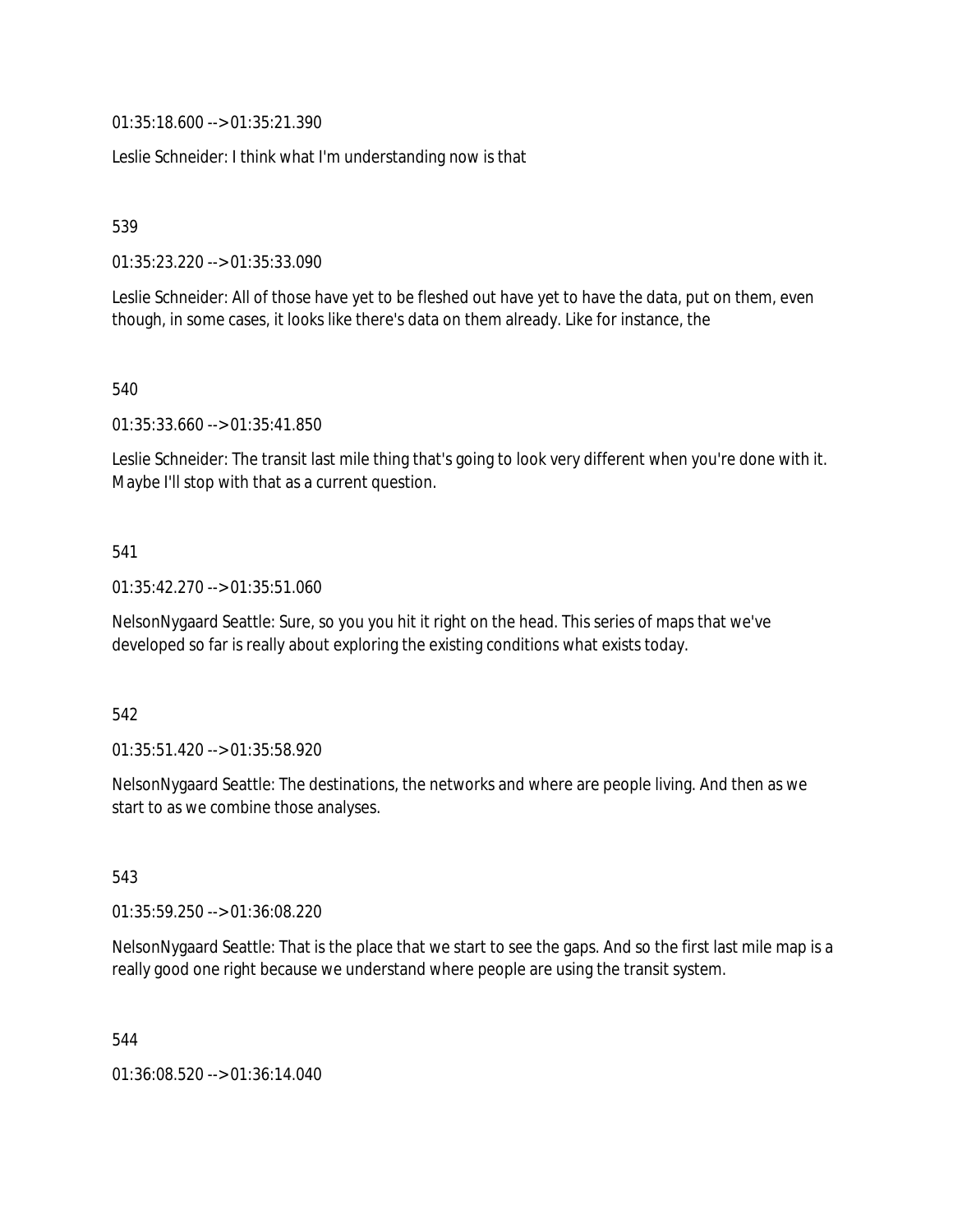01:35:18.600 --> 01:35:21.390

Leslie Schneider: I think what I'm understanding now is that

539

01:35:23.220 --> 01:35:33.090

Leslie Schneider: All of those have yet to be fleshed out have yet to have the data, put on them, even though, in some cases, it looks like there's data on them already. Like for instance, the

540

01:35:33.660 --> 01:35:41.850

Leslie Schneider: The transit last mile thing that's going to look very different when you're done with it. Maybe I'll stop with that as a current question.

541

01:35:42.270 --> 01:35:51.060

NelsonNygaard Seattle: Sure, so you you hit it right on the head. This series of maps that we've developed so far is really about exploring the existing conditions what exists today.

542

01:35:51.420 --> 01:35:58.920

NelsonNygaard Seattle: The destinations, the networks and where are people living. And then as we start to as we combine those analyses.

543

01:35:59.250 --> 01:36:08.220

NelsonNygaard Seattle: That is the place that we start to see the gaps. And so the first last mile map is a really good one right because we understand where people are using the transit system.

544

01:36:08.520 --> 01:36:14.040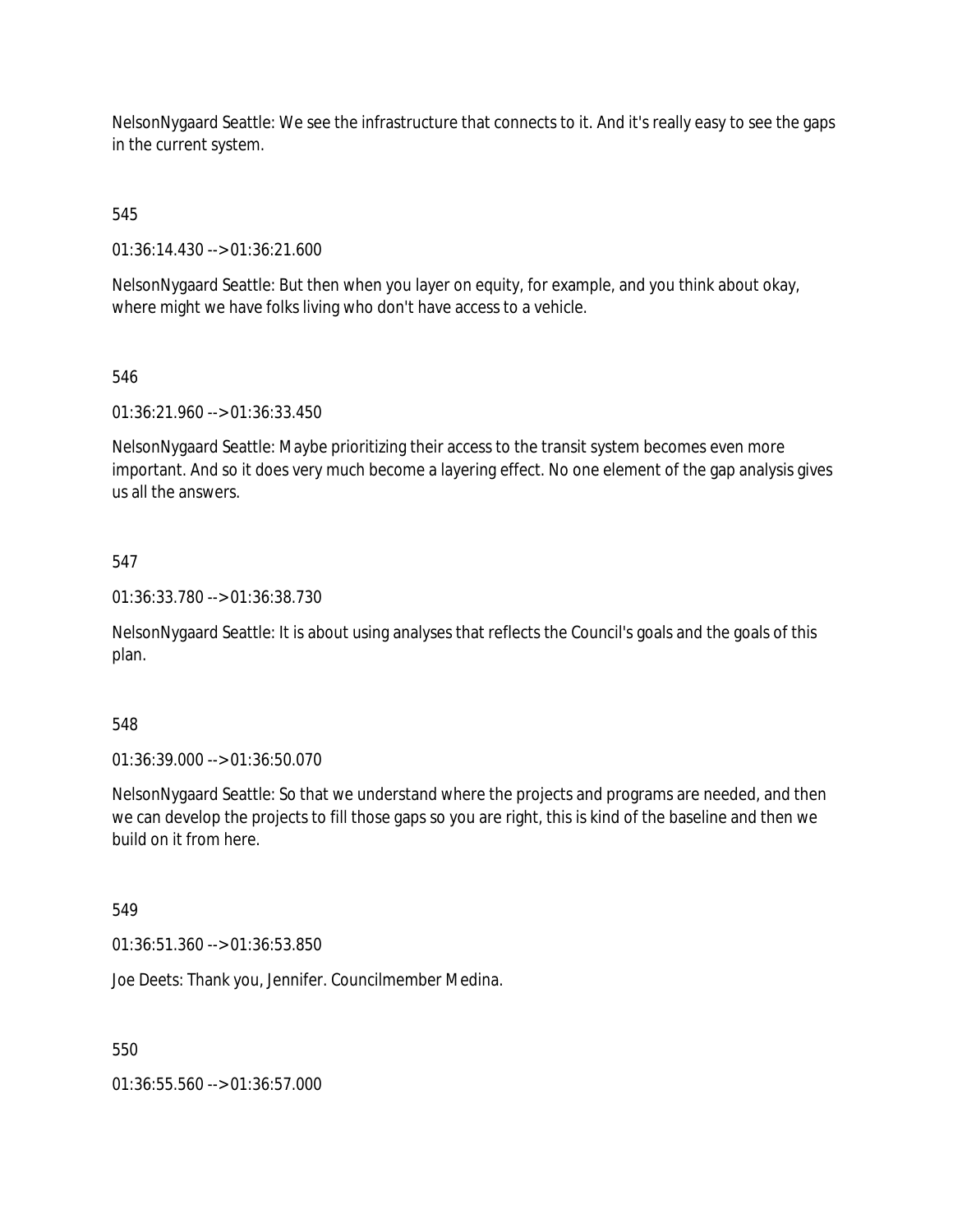NelsonNygaard Seattle: We see the infrastructure that connects to it. And it's really easy to see the gaps in the current system.

545

01:36:14.430 --> 01:36:21.600

NelsonNygaard Seattle: But then when you layer on equity, for example, and you think about okay, where might we have folks living who don't have access to a vehicle.

546

01:36:21.960 --> 01:36:33.450

NelsonNygaard Seattle: Maybe prioritizing their access to the transit system becomes even more important. And so it does very much become a layering effect. No one element of the gap analysis gives us all the answers.

547

01:36:33.780 --> 01:36:38.730

NelsonNygaard Seattle: It is about using analyses that reflects the Council's goals and the goals of this plan.

548

01:36:39.000 --> 01:36:50.070

NelsonNygaard Seattle: So that we understand where the projects and programs are needed, and then we can develop the projects to fill those gaps so you are right, this is kind of the baseline and then we build on it from here.

549

01:36:51.360 --> 01:36:53.850

Joe Deets: Thank you, Jennifer. Councilmember Medina.

550

01:36:55.560 --> 01:36:57.000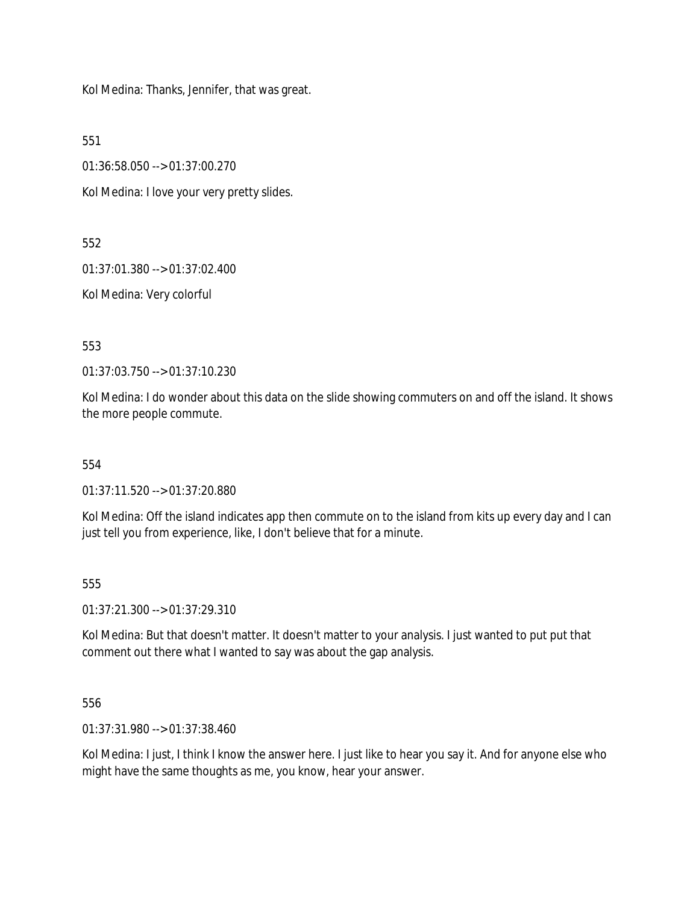Kol Medina: Thanks, Jennifer, that was great.

551

01:36:58.050 --> 01:37:00.270

Kol Medina: I love your very pretty slides.

552

01:37:01.380 --> 01:37:02.400

Kol Medina: Very colorful

553

01:37:03.750 --> 01:37:10.230

Kol Medina: I do wonder about this data on the slide showing commuters on and off the island. It shows the more people commute.

554

01:37:11.520 --> 01:37:20.880

Kol Medina: Off the island indicates app then commute on to the island from kits up every day and I can just tell you from experience, like, I don't believe that for a minute.

555

01:37:21.300 --> 01:37:29.310

Kol Medina: But that doesn't matter. It doesn't matter to your analysis. I just wanted to put put that comment out there what I wanted to say was about the gap analysis.

556

01:37:31.980 --> 01:37:38.460

Kol Medina: I just, I think I know the answer here. I just like to hear you say it. And for anyone else who might have the same thoughts as me, you know, hear your answer.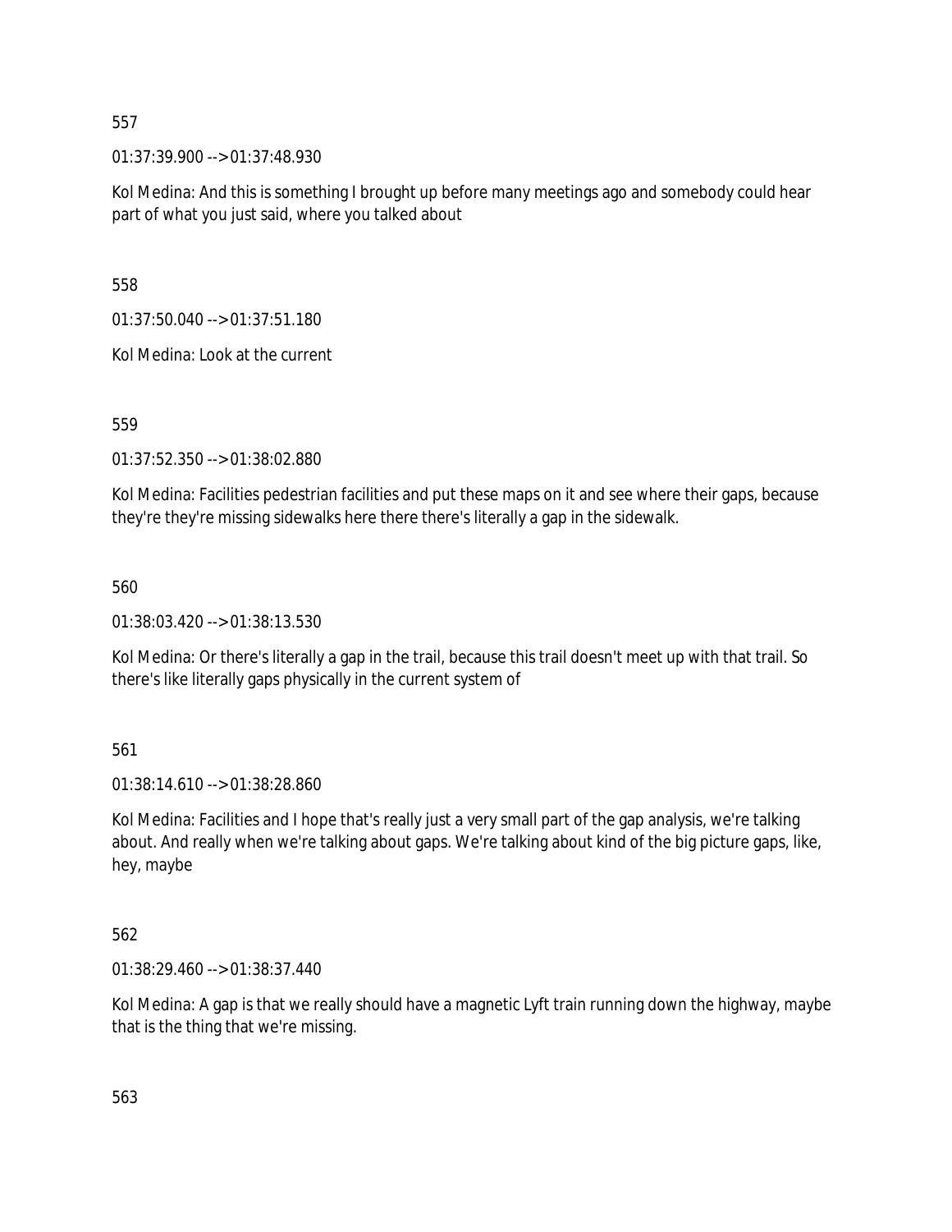557

01:37:39.900 --> 01:37:48.930

Kol Medina: And this is something I brought up before many meetings ago and somebody could hear part of what you just said, where you talked about

558

01:37:50.040 --> 01:37:51.180

Kol Medina: Look at the current

559

01:37:52.350 --> 01:38:02.880

Kol Medina: Facilities pedestrian facilities and put these maps on it and see where their gaps, because they're they're missing sidewalks here there there's literally a gap in the sidewalk.

560

01:38:03.420 --> 01:38:13.530

Kol Medina: Or there's literally a gap in the trail, because this trail doesn't meet up with that trail. So there's like literally gaps physically in the current system of

561

01:38:14.610 --> 01:38:28.860

Kol Medina: Facilities and I hope that's really just a very small part of the gap analysis, we're talking about. And really when we're talking about gaps. We're talking about kind of the big picture gaps, like, hey, maybe

562

01:38:29.460 --> 01:38:37.440

Kol Medina: A gap is that we really should have a magnetic Lyft train running down the highway, maybe that is the thing that we're missing.

563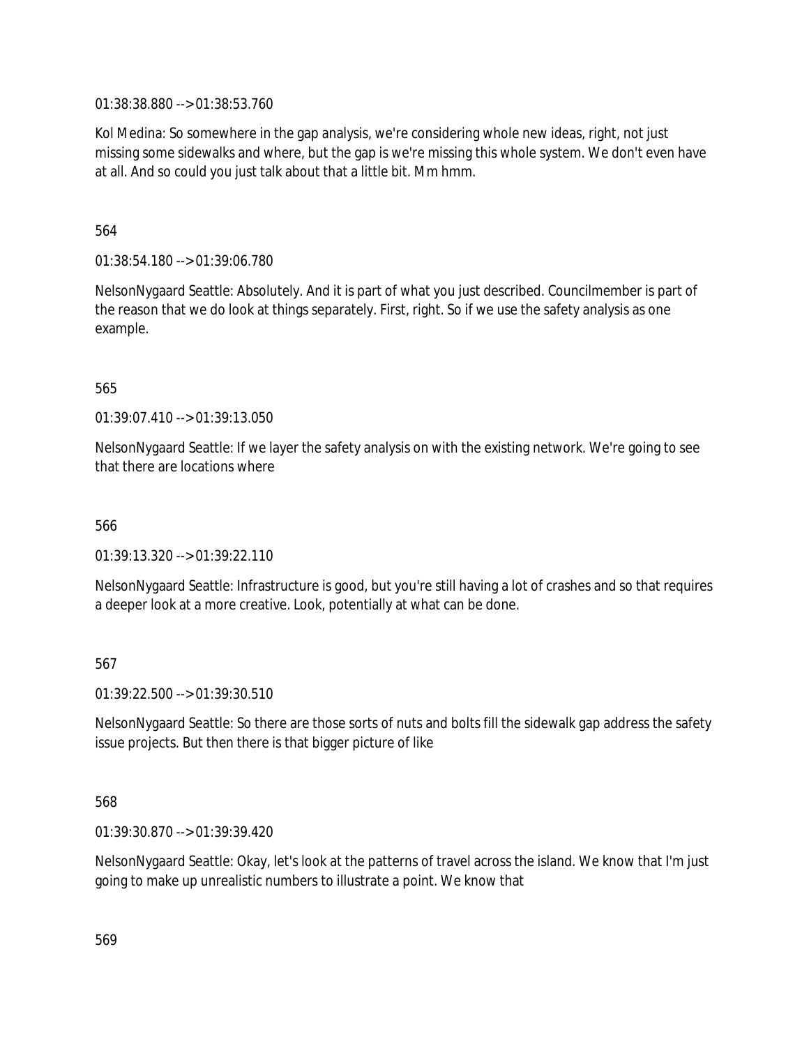01:38:38.880 --> 01:38:53.760

Kol Medina: So somewhere in the gap analysis, we're considering whole new ideas, right, not just missing some sidewalks and where, but the gap is we're missing this whole system. We don't even have at all. And so could you just talk about that a little bit. Mm hmm.

564

01:38:54.180 --> 01:39:06.780

NelsonNygaard Seattle: Absolutely. And it is part of what you just described. Councilmember is part of the reason that we do look at things separately. First, right. So if we use the safety analysis as one example.

565

01:39:07.410 --> 01:39:13.050

NelsonNygaard Seattle: If we layer the safety analysis on with the existing network. We're going to see that there are locations where

566

01:39:13.320 --> 01:39:22.110

NelsonNygaard Seattle: Infrastructure is good, but you're still having a lot of crashes and so that requires a deeper look at a more creative. Look, potentially at what can be done.

567

01:39:22.500 --> 01:39:30.510

NelsonNygaard Seattle: So there are those sorts of nuts and bolts fill the sidewalk gap address the safety issue projects. But then there is that bigger picture of like

568

01:39:30.870 --> 01:39:39.420

NelsonNygaard Seattle: Okay, let's look at the patterns of travel across the island. We know that I'm just going to make up unrealistic numbers to illustrate a point. We know that

569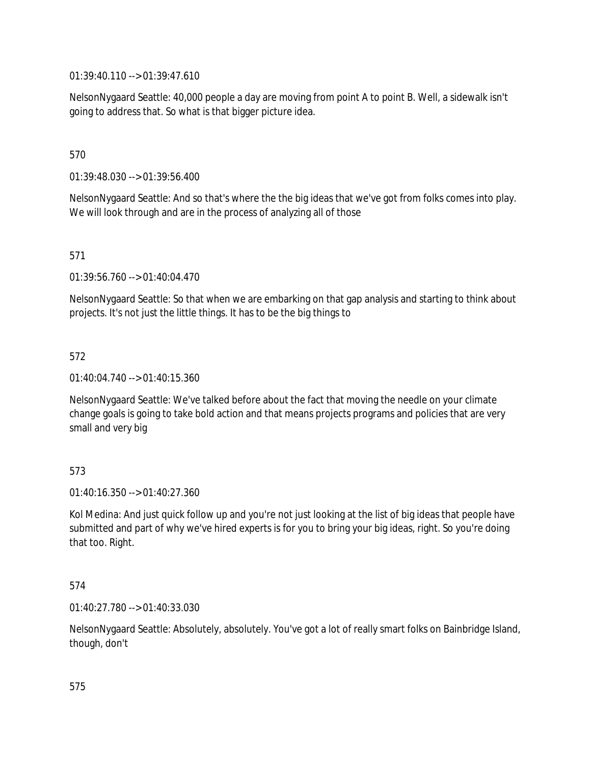01:39:40.110 --> 01:39:47.610

NelsonNygaard Seattle: 40,000 people a day are moving from point A to point B. Well, a sidewalk isn't going to address that. So what is that bigger picture idea.

570

01:39:48.030 --> 01:39:56.400

NelsonNygaard Seattle: And so that's where the the big ideas that we've got from folks comes into play. We will look through and are in the process of analyzing all of those

571

01:39:56.760 --> 01:40:04.470

NelsonNygaard Seattle: So that when we are embarking on that gap analysis and starting to think about projects. It's not just the little things. It has to be the big things to

572

01:40:04.740 --> 01:40:15.360

NelsonNygaard Seattle: We've talked before about the fact that moving the needle on your climate change goals is going to take bold action and that means projects programs and policies that are very small and very big

573

01:40:16.350 --> 01:40:27.360

Kol Medina: And just quick follow up and you're not just looking at the list of big ideas that people have submitted and part of why we've hired experts is for you to bring your big ideas, right. So you're doing that too. Right.

574

01:40:27.780 --> 01:40:33.030

NelsonNygaard Seattle: Absolutely, absolutely. You've got a lot of really smart folks on Bainbridge Island, though, don't

575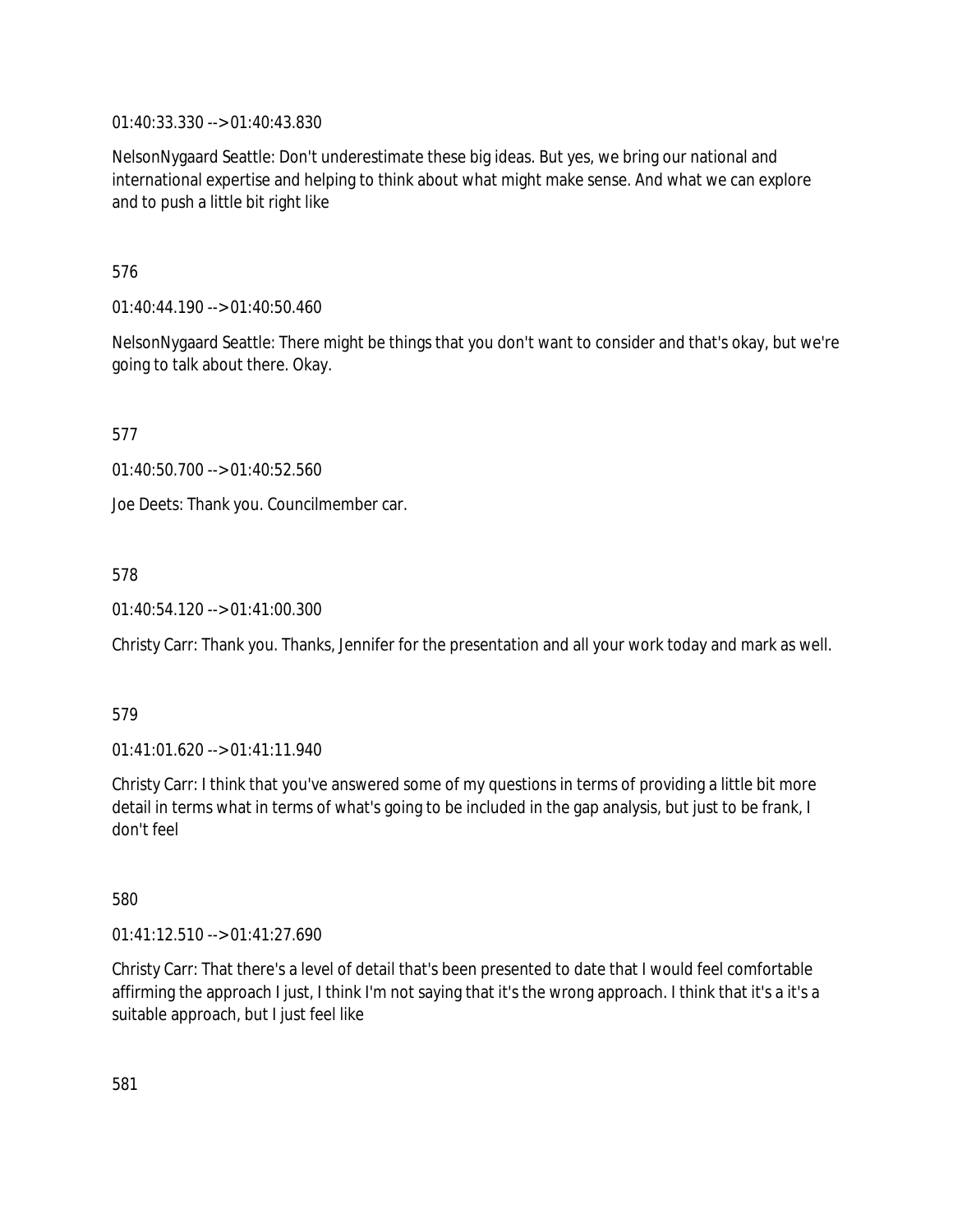01:40:33.330 --> 01:40:43.830

NelsonNygaard Seattle: Don't underestimate these big ideas. But yes, we bring our national and international expertise and helping to think about what might make sense. And what we can explore and to push a little bit right like

576

01:40:44.190 --> 01:40:50.460

NelsonNygaard Seattle: There might be things that you don't want to consider and that's okay, but we're going to talk about there. Okay.

577

01:40:50.700 --> 01:40:52.560

Joe Deets: Thank you. Councilmember car.

578

01:40:54.120 --> 01:41:00.300

Christy Carr: Thank you. Thanks, Jennifer for the presentation and all your work today and mark as well.

579

01:41:01.620 --> 01:41:11.940

Christy Carr: I think that you've answered some of my questions in terms of providing a little bit more detail in terms what in terms of what's going to be included in the gap analysis, but just to be frank, I don't feel

580

01:41:12.510 --> 01:41:27.690

Christy Carr: That there's a level of detail that's been presented to date that I would feel comfortable affirming the approach I just, I think I'm not saying that it's the wrong approach. I think that it's a it's a suitable approach, but I just feel like

581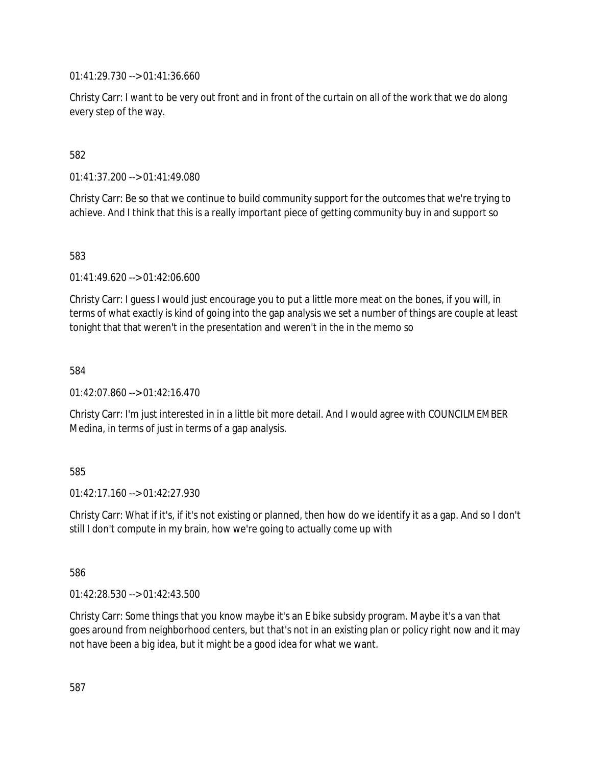01:41:29.730 --> 01:41:36.660

Christy Carr: I want to be very out front and in front of the curtain on all of the work that we do along every step of the way.

582

01:41:37.200 --> 01:41:49.080

Christy Carr: Be so that we continue to build community support for the outcomes that we're trying to achieve. And I think that this is a really important piece of getting community buy in and support so

583

01:41:49.620 --> 01:42:06.600

Christy Carr: I guess I would just encourage you to put a little more meat on the bones, if you will, in terms of what exactly is kind of going into the gap analysis we set a number of things are couple at least tonight that that weren't in the presentation and weren't in the in the memo so

584

01:42:07.860 --> 01:42:16.470

Christy Carr: I'm just interested in in a little bit more detail. And I would agree with COUNCILMEMBER Medina, in terms of just in terms of a gap analysis.

585

01:42:17.160 --> 01:42:27.930

Christy Carr: What if it's, if it's not existing or planned, then how do we identify it as a gap. And so I don't still I don't compute in my brain, how we're going to actually come up with

586

01:42:28.530 --> 01:42:43.500

Christy Carr: Some things that you know maybe it's an E bike subsidy program. Maybe it's a van that goes around from neighborhood centers, but that's not in an existing plan or policy right now and it may not have been a big idea, but it might be a good idea for what we want.

587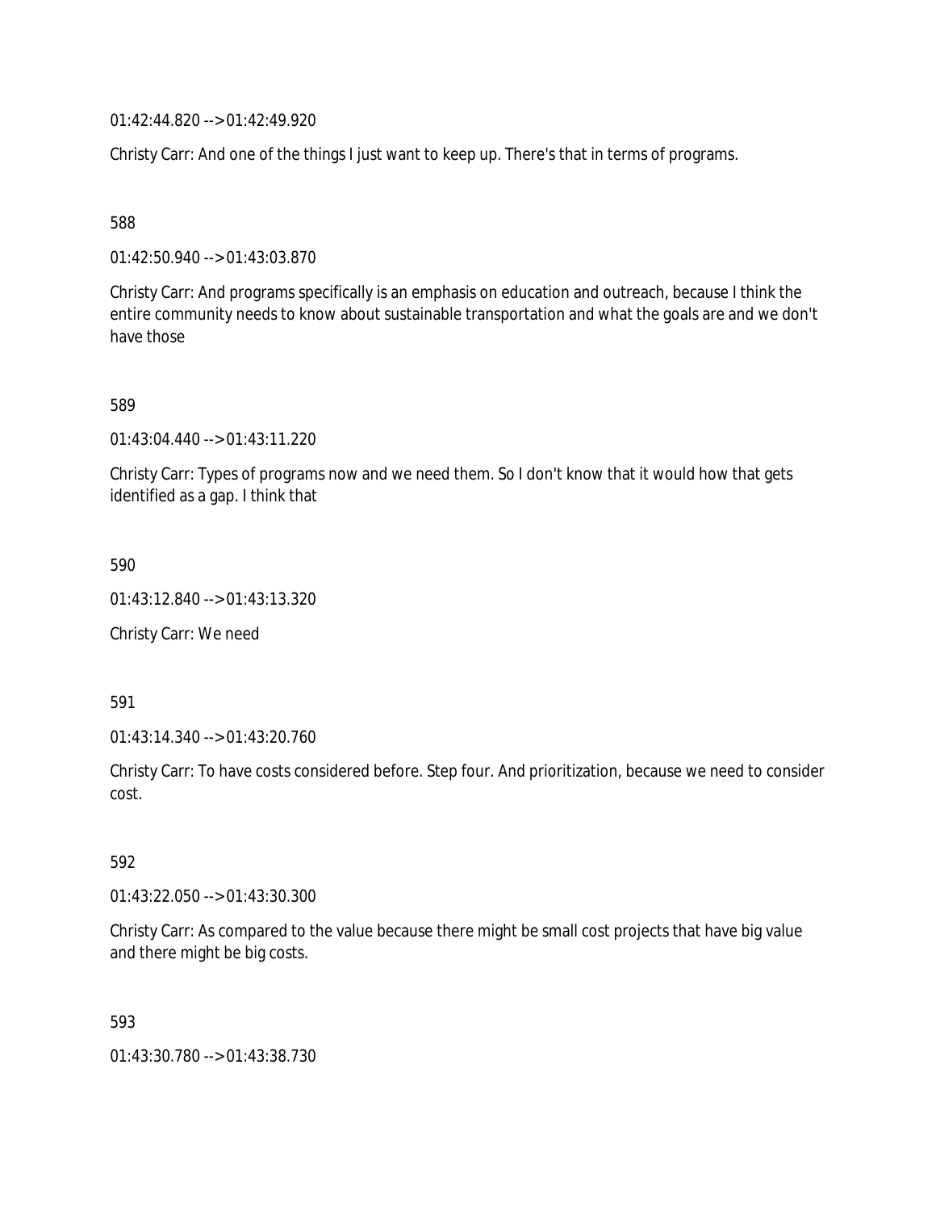01:42:44.820 --> 01:42:49.920

Christy Carr: And one of the things I just want to keep up. There's that in terms of programs.

588

01:42:50.940 --> 01:43:03.870

Christy Carr: And programs specifically is an emphasis on education and outreach, because I think the entire community needs to know about sustainable transportation and what the goals are and we don't have those

589

01:43:04.440 --> 01:43:11.220

Christy Carr: Types of programs now and we need them. So I don't know that it would how that gets identified as a gap. I think that

590

01:43:12.840 --> 01:43:13.320

Christy Carr: We need

591

01:43:14.340 --> 01:43:20.760

Christy Carr: To have costs considered before. Step four. And prioritization, because we need to consider cost.

592

01:43:22.050 --> 01:43:30.300

Christy Carr: As compared to the value because there might be small cost projects that have big value and there might be big costs.

593

01:43:30.780 --> 01:43:38.730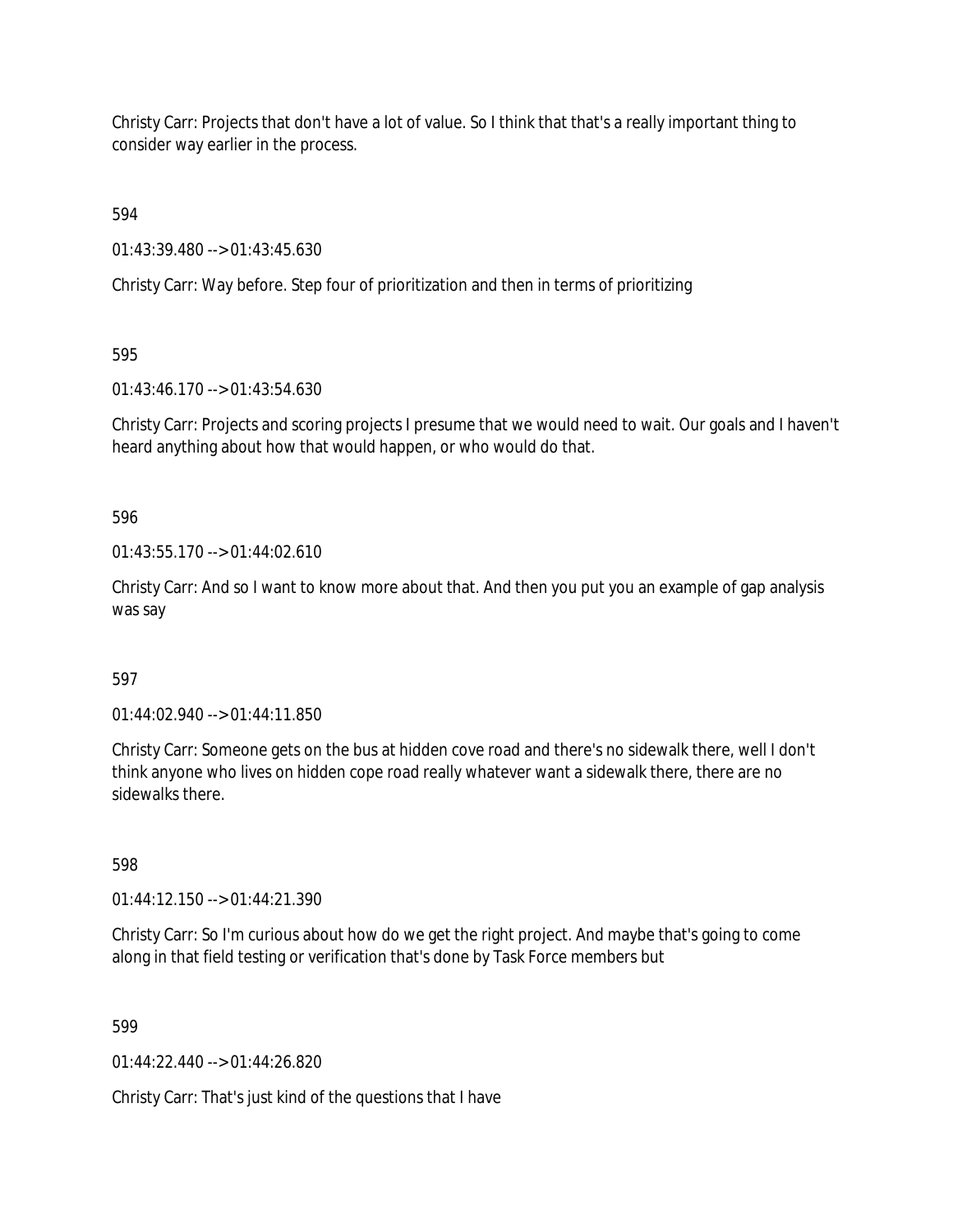Christy Carr: Projects that don't have a lot of value. So I think that that's a really important thing to consider way earlier in the process.

594

01:43:39.480 --> 01:43:45.630

Christy Carr: Way before. Step four of prioritization and then in terms of prioritizing

595

01:43:46.170 --> 01:43:54.630

Christy Carr: Projects and scoring projects I presume that we would need to wait. Our goals and I haven't heard anything about how that would happen, or who would do that.

596

01:43:55.170 --> 01:44:02.610

Christy Carr: And so I want to know more about that. And then you put you an example of gap analysis was say

597

01:44:02.940 --> 01:44:11.850

Christy Carr: Someone gets on the bus at hidden cove road and there's no sidewalk there, well I don't think anyone who lives on hidden cope road really whatever want a sidewalk there, there are no sidewalks there.

598

01:44:12.150 --> 01:44:21.390

Christy Carr: So I'm curious about how do we get the right project. And maybe that's going to come along in that field testing or verification that's done by Task Force members but

599

01:44:22.440 --> 01:44:26.820

Christy Carr: That's just kind of the questions that I have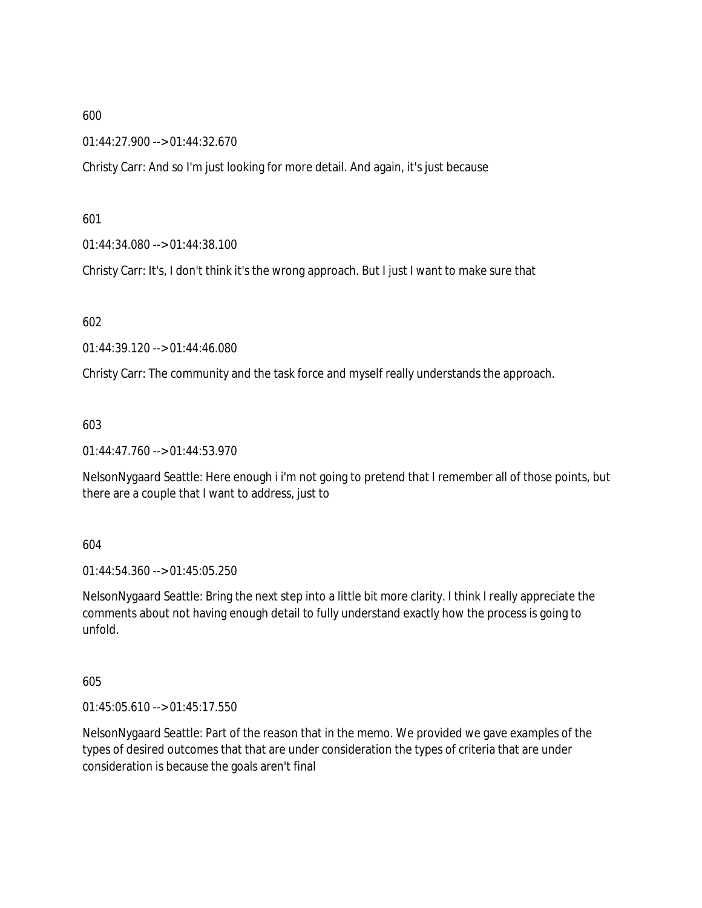600

01:44:27.900 --> 01:44:32.670

Christy Carr: And so I'm just looking for more detail. And again, it's just because

601

01:44:34.080 --> 01:44:38.100

Christy Carr: It's, I don't think it's the wrong approach. But I just I want to make sure that

602

01:44:39.120 --> 01:44:46.080

Christy Carr: The community and the task force and myself really understands the approach.

603

01:44:47.760 --> 01:44:53.970

NelsonNygaard Seattle: Here enough i i'm not going to pretend that I remember all of those points, but there are a couple that I want to address, just to

604

01:44:54.360 --> 01:45:05.250

NelsonNygaard Seattle: Bring the next step into a little bit more clarity. I think I really appreciate the comments about not having enough detail to fully understand exactly how the process is going to unfold.

605

01:45:05.610 --> 01:45:17.550

NelsonNygaard Seattle: Part of the reason that in the memo. We provided we gave examples of the types of desired outcomes that that are under consideration the types of criteria that are under consideration is because the goals aren't final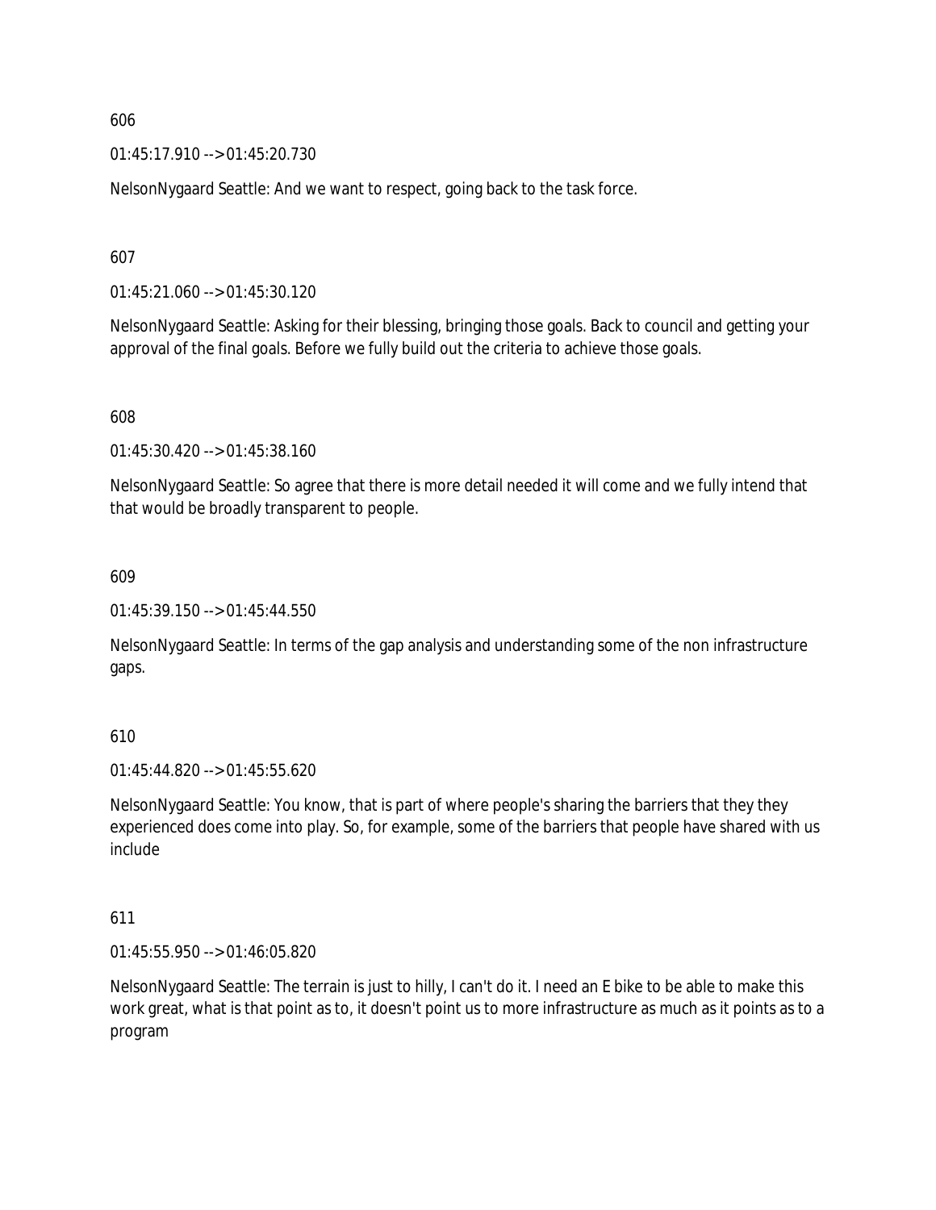606

01:45:17.910 --> 01:45:20.730

NelsonNygaard Seattle: And we want to respect, going back to the task force.

607

01:45:21.060 --> 01:45:30.120

NelsonNygaard Seattle: Asking for their blessing, bringing those goals. Back to council and getting your approval of the final goals. Before we fully build out the criteria to achieve those goals.

608

01:45:30.420 --> 01:45:38.160

NelsonNygaard Seattle: So agree that there is more detail needed it will come and we fully intend that that would be broadly transparent to people.

609

01:45:39.150 --> 01:45:44.550

NelsonNygaard Seattle: In terms of the gap analysis and understanding some of the non infrastructure gaps.

610

01:45:44.820 --> 01:45:55.620

NelsonNygaard Seattle: You know, that is part of where people's sharing the barriers that they they experienced does come into play. So, for example, some of the barriers that people have shared with us include

611

01:45:55.950 --> 01:46:05.820

NelsonNygaard Seattle: The terrain is just to hilly, I can't do it. I need an E bike to be able to make this work great, what is that point as to, it doesn't point us to more infrastructure as much as it points as to a program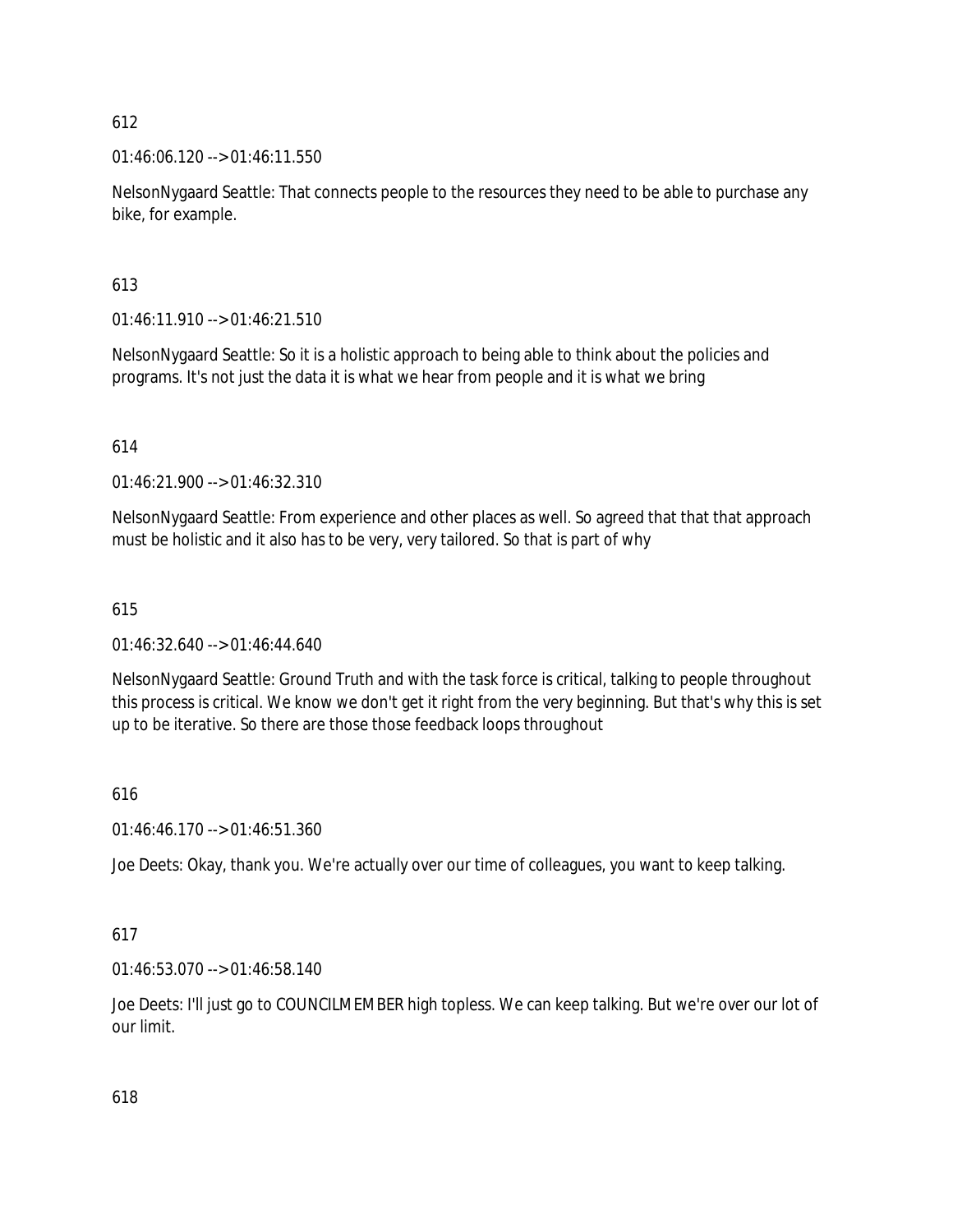612

01:46:06.120 --> 01:46:11.550

NelsonNygaard Seattle: That connects people to the resources they need to be able to purchase any bike, for example.

613

01:46:11.910 --> 01:46:21.510

NelsonNygaard Seattle: So it is a holistic approach to being able to think about the policies and programs. It's not just the data it is what we hear from people and it is what we bring

614

01:46:21.900 --> 01:46:32.310

NelsonNygaard Seattle: From experience and other places as well. So agreed that that that approach must be holistic and it also has to be very, very tailored. So that is part of why

615

01:46:32.640 --> 01:46:44.640

NelsonNygaard Seattle: Ground Truth and with the task force is critical, talking to people throughout this process is critical. We know we don't get it right from the very beginning. But that's why this is set up to be iterative. So there are those those feedback loops throughout

616

01:46:46.170 --> 01:46:51.360

Joe Deets: Okay, thank you. We're actually over our time of colleagues, you want to keep talking.

617

01:46:53.070 --> 01:46:58.140

Joe Deets: I'll just go to COUNCILMEMBER high topless. We can keep talking. But we're over our lot of our limit.

618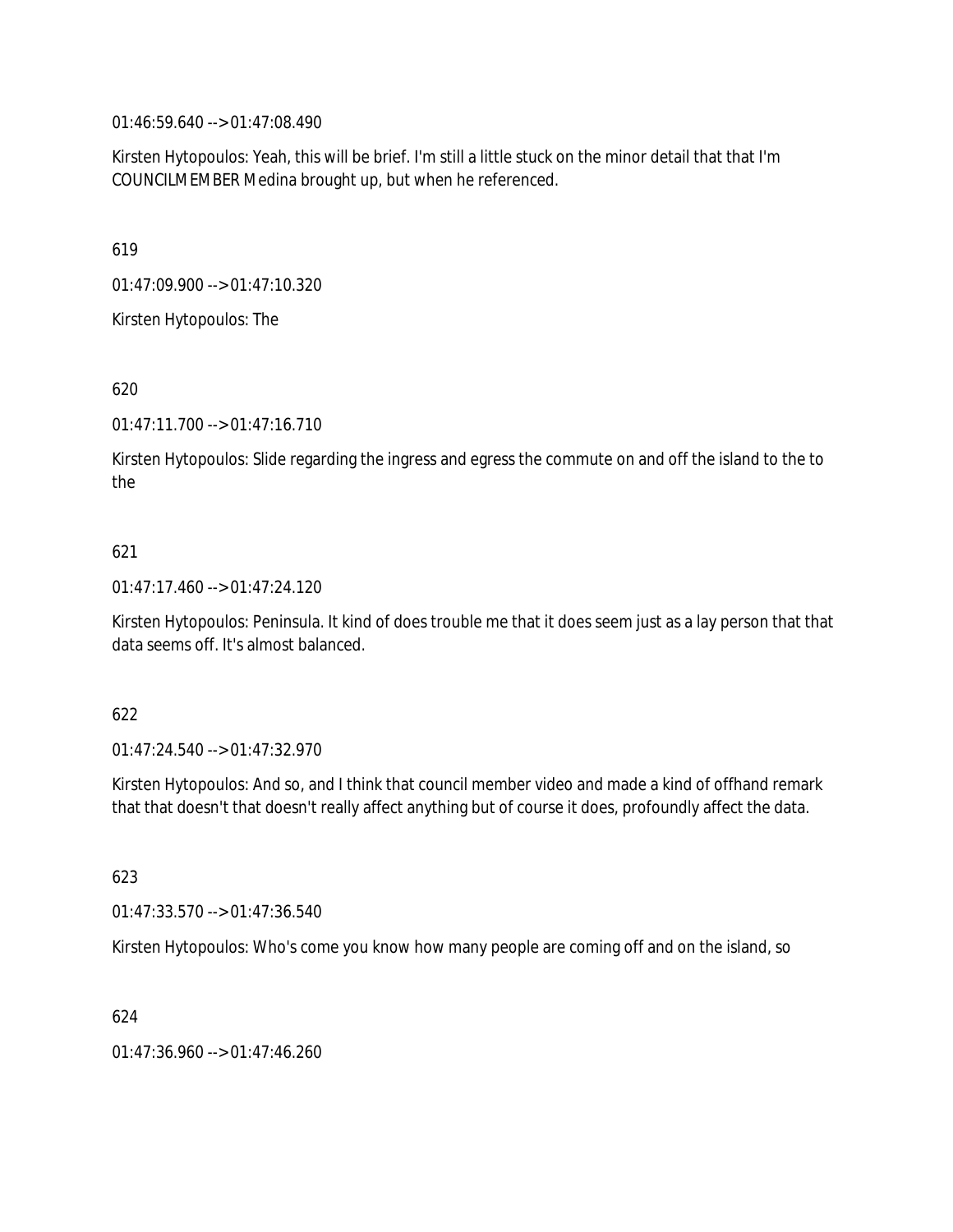01:46:59.640 --> 01:47:08.490

Kirsten Hytopoulos: Yeah, this will be brief. I'm still a little stuck on the minor detail that that I'm COUNCILMEMBER Medina brought up, but when he referenced.

619

01:47:09.900 --> 01:47:10.320

Kirsten Hytopoulos: The

620

01:47:11.700 --> 01:47:16.710

Kirsten Hytopoulos: Slide regarding the ingress and egress the commute on and off the island to the to the

621

01:47:17.460 --> 01:47:24.120

Kirsten Hytopoulos: Peninsula. It kind of does trouble me that it does seem just as a lay person that that data seems off. It's almost balanced.

622

01:47:24.540 --> 01:47:32.970

Kirsten Hytopoulos: And so, and I think that council member video and made a kind of offhand remark that that doesn't that doesn't really affect anything but of course it does, profoundly affect the data.

623

01:47:33.570 --> 01:47:36.540

Kirsten Hytopoulos: Who's come you know how many people are coming off and on the island, so

624

01:47:36.960 --> 01:47:46.260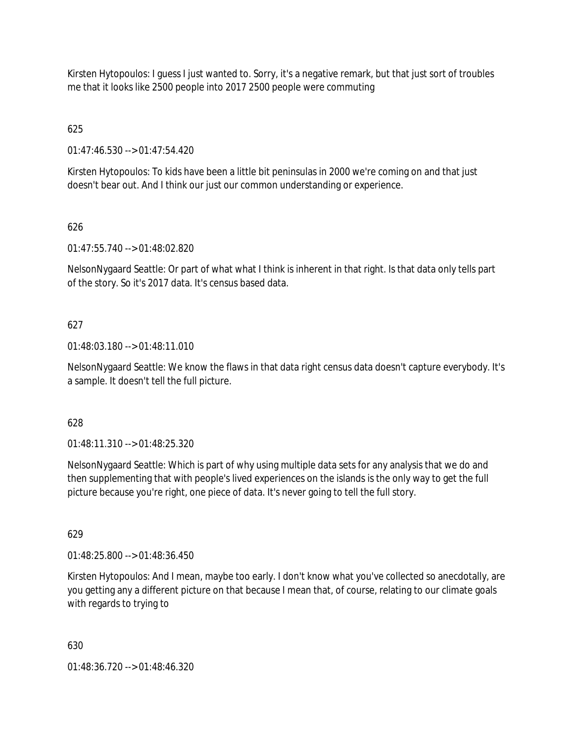Kirsten Hytopoulos: I guess I just wanted to. Sorry, it's a negative remark, but that just sort of troubles me that it looks like 2500 people into 2017 2500 people were commuting

625

01:47:46.530 --> 01:47:54.420

Kirsten Hytopoulos: To kids have been a little bit peninsulas in 2000 we're coming on and that just doesn't bear out. And I think our just our common understanding or experience.

626

01:47:55.740 --> 01:48:02.820

NelsonNygaard Seattle: Or part of what what I think is inherent in that right. Is that data only tells part of the story. So it's 2017 data. It's census based data.

627

01:48:03.180 --> 01:48:11.010

NelsonNygaard Seattle: We know the flaws in that data right census data doesn't capture everybody. It's a sample. It doesn't tell the full picture.

628

01:48:11.310 --> 01:48:25.320

NelsonNygaard Seattle: Which is part of why using multiple data sets for any analysis that we do and then supplementing that with people's lived experiences on the islands is the only way to get the full picture because you're right, one piece of data. It's never going to tell the full story.

629

01:48:25.800 --> 01:48:36.450

Kirsten Hytopoulos: And I mean, maybe too early. I don't know what you've collected so anecdotally, are you getting any a different picture on that because I mean that, of course, relating to our climate goals with regards to trying to

630

01:48:36.720 --> 01:48:46.320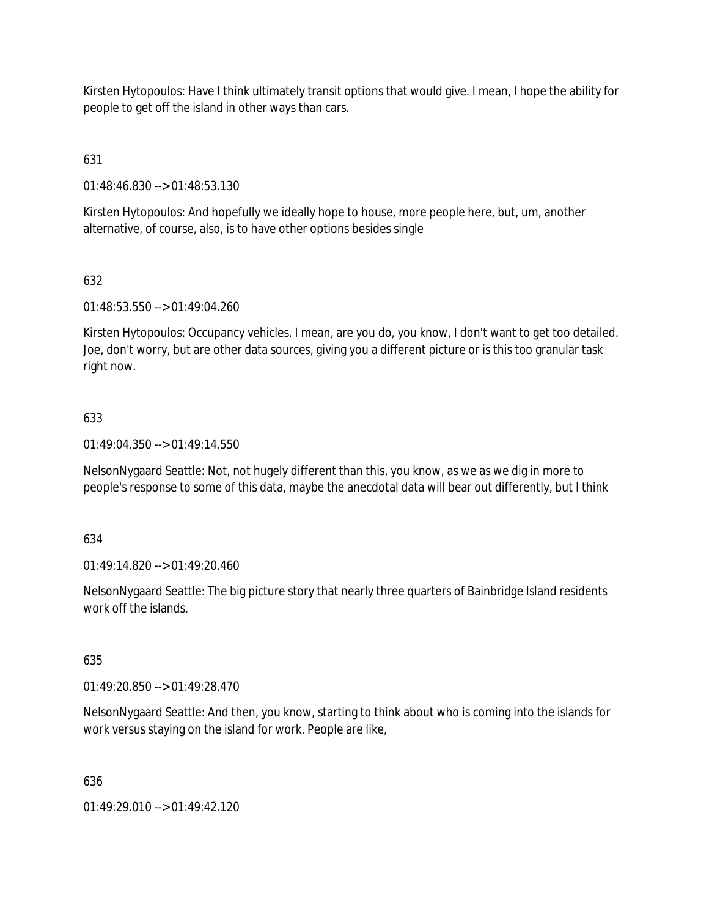Kirsten Hytopoulos: Have I think ultimately transit options that would give. I mean, I hope the ability for people to get off the island in other ways than cars.

631

01:48:46.830 --> 01:48:53.130

Kirsten Hytopoulos: And hopefully we ideally hope to house, more people here, but, um, another alternative, of course, also, is to have other options besides single

632

01:48:53.550 --> 01:49:04.260

Kirsten Hytopoulos: Occupancy vehicles. I mean, are you do, you know, I don't want to get too detailed. Joe, don't worry, but are other data sources, giving you a different picture or is this too granular task right now.

633

01:49:04.350 --> 01:49:14.550

NelsonNygaard Seattle: Not, not hugely different than this, you know, as we as we dig in more to people's response to some of this data, maybe the anecdotal data will bear out differently, but I think

634

01:49:14.820 --> 01:49:20.460

NelsonNygaard Seattle: The big picture story that nearly three quarters of Bainbridge Island residents work off the islands.

635

01:49:20.850 --> 01:49:28.470

NelsonNygaard Seattle: And then, you know, starting to think about who is coming into the islands for work versus staying on the island for work. People are like,

636

01:49:29.010 --> 01:49:42.120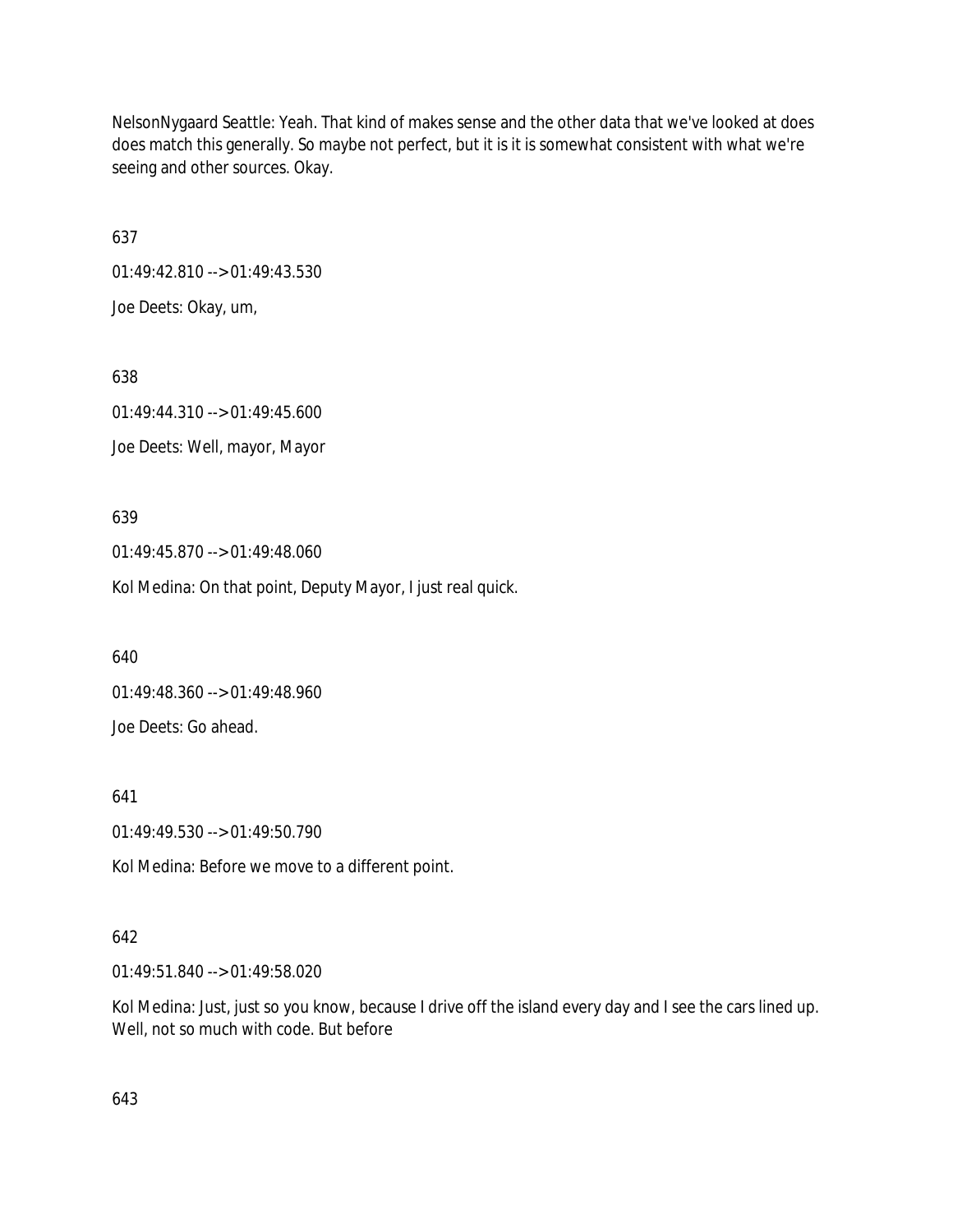NelsonNygaard Seattle: Yeah. That kind of makes sense and the other data that we've looked at does does match this generally. So maybe not perfect, but it is it is somewhat consistent with what we're seeing and other sources. Okay.

637

01:49:42.810 --> 01:49:43.530

Joe Deets: Okay, um,

638

01:49:44.310 --> 01:49:45.600

Joe Deets: Well, mayor, Mayor

639

01:49:45.870 --> 01:49:48.060

Kol Medina: On that point, Deputy Mayor, I just real quick.

640

01:49:48.360 --> 01:49:48.960

Joe Deets: Go ahead.

641

01:49:49.530 --> 01:49:50.790

Kol Medina: Before we move to a different point.

642

01:49:51.840 --> 01:49:58.020

Kol Medina: Just, just so you know, because I drive off the island every day and I see the cars lined up. Well, not so much with code. But before

643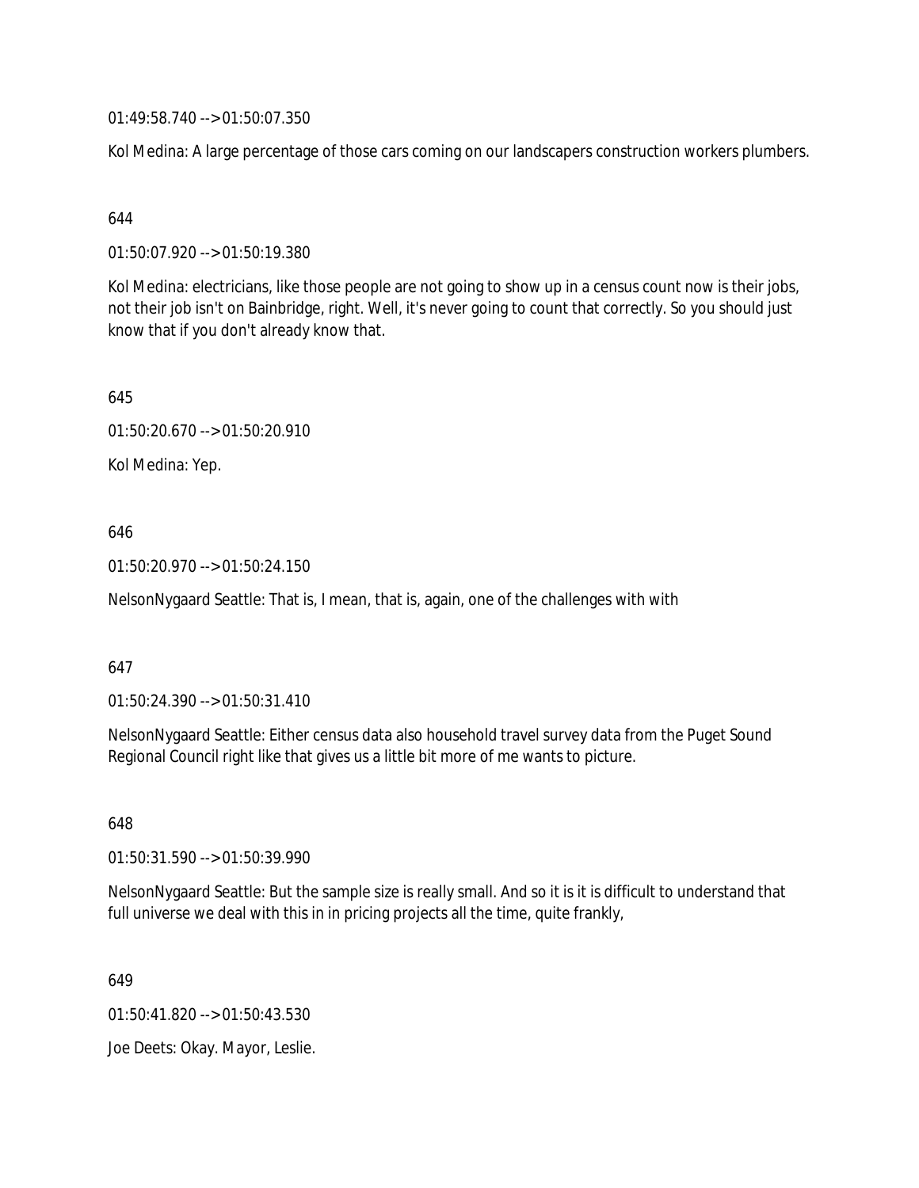01:49:58.740 --> 01:50:07.350

Kol Medina: A large percentage of those cars coming on our landscapers construction workers plumbers.

644

01:50:07.920 --> 01:50:19.380

Kol Medina: electricians, like those people are not going to show up in a census count now is their jobs, not their job isn't on Bainbridge, right. Well, it's never going to count that correctly. So you should just know that if you don't already know that.

645

01:50:20.670 --> 01:50:20.910

Kol Medina: Yep.

646

01:50:20.970 --> 01:50:24.150

NelsonNygaard Seattle: That is, I mean, that is, again, one of the challenges with with

647

01:50:24.390 --> 01:50:31.410

NelsonNygaard Seattle: Either census data also household travel survey data from the Puget Sound Regional Council right like that gives us a little bit more of me wants to picture.

648

01:50:31.590 --> 01:50:39.990

NelsonNygaard Seattle: But the sample size is really small. And so it is it is difficult to understand that full universe we deal with this in in pricing projects all the time, quite frankly,

649

01:50:41.820 --> 01:50:43.530

Joe Deets: Okay. Mayor, Leslie.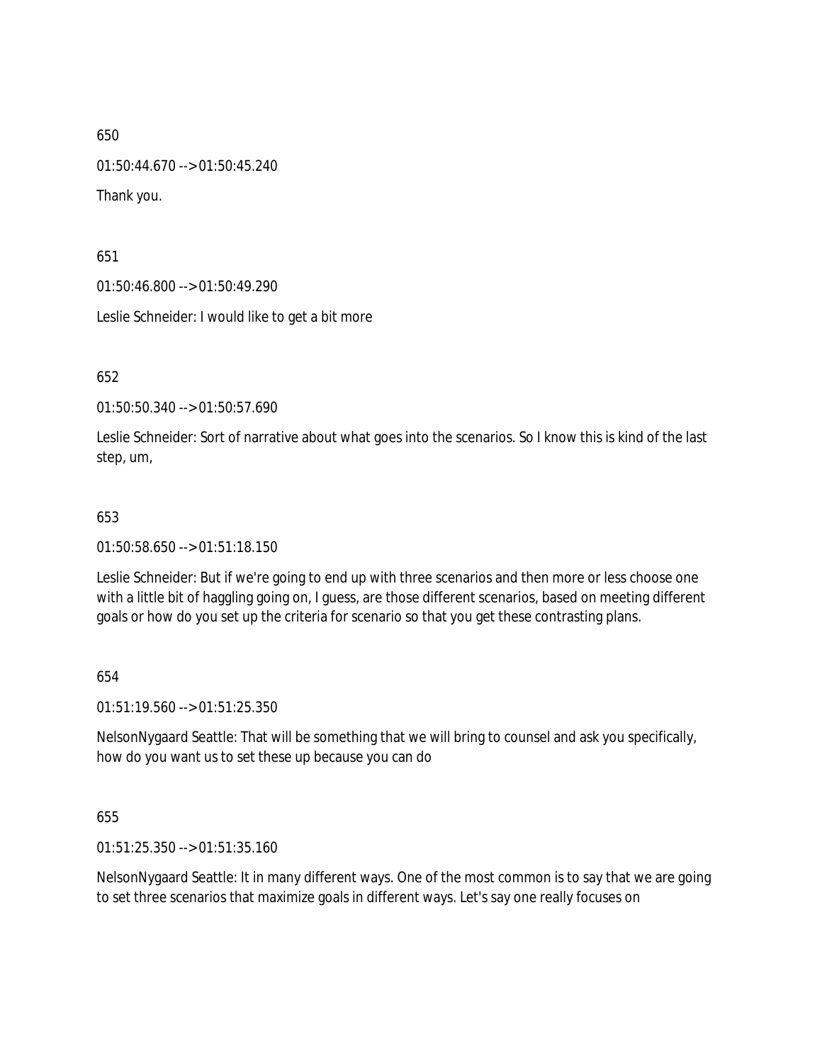650

01:50:44.670 --> 01:50:45.240

Thank you.

651

01:50:46.800 --> 01:50:49.290

Leslie Schneider: I would like to get a bit more

652

01:50:50.340 --> 01:50:57.690

Leslie Schneider: Sort of narrative about what goes into the scenarios. So I know this is kind of the last step, um,

653

01:50:58.650 --> 01:51:18.150

Leslie Schneider: But if we're going to end up with three scenarios and then more or less choose one with a little bit of haggling going on, I guess, are those different scenarios, based on meeting different goals or how do you set up the criteria for scenario so that you get these contrasting plans.

654

01:51:19.560 --> 01:51:25.350

NelsonNygaard Seattle: That will be something that we will bring to counsel and ask you specifically, how do you want us to set these up because you can do

655

01:51:25.350 --> 01:51:35.160

NelsonNygaard Seattle: It in many different ways. One of the most common is to say that we are going to set three scenarios that maximize goals in different ways. Let's say one really focuses on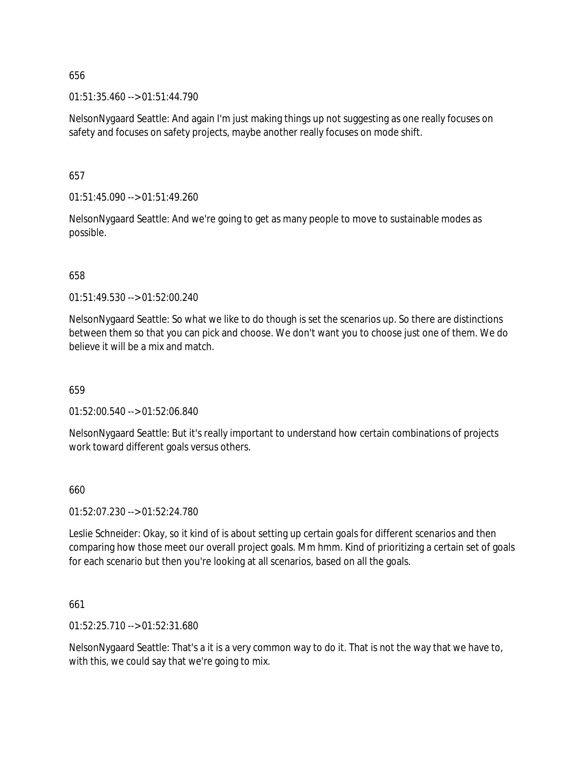656

01:51:35.460 --> 01:51:44.790

NelsonNygaard Seattle: And again I'm just making things up not suggesting as one really focuses on safety and focuses on safety projects, maybe another really focuses on mode shift.

657

01:51:45.090 --> 01:51:49.260

NelsonNygaard Seattle: And we're going to get as many people to move to sustainable modes as possible.

658

01:51:49.530 --> 01:52:00.240

NelsonNygaard Seattle: So what we like to do though is set the scenarios up. So there are distinctions between them so that you can pick and choose. We don't want you to choose just one of them. We do believe it will be a mix and match.

659

01:52:00.540 --> 01:52:06.840

NelsonNygaard Seattle: But it's really important to understand how certain combinations of projects work toward different goals versus others.

660

01:52:07.230 --> 01:52:24.780

Leslie Schneider: Okay, so it kind of is about setting up certain goals for different scenarios and then comparing how those meet our overall project goals. Mm hmm. Kind of prioritizing a certain set of goals for each scenario but then you're looking at all scenarios, based on all the goals.

661

01:52:25.710 --> 01:52:31.680

NelsonNygaard Seattle: That's a it is a very common way to do it. That is not the way that we have to, with this, we could say that we're going to mix.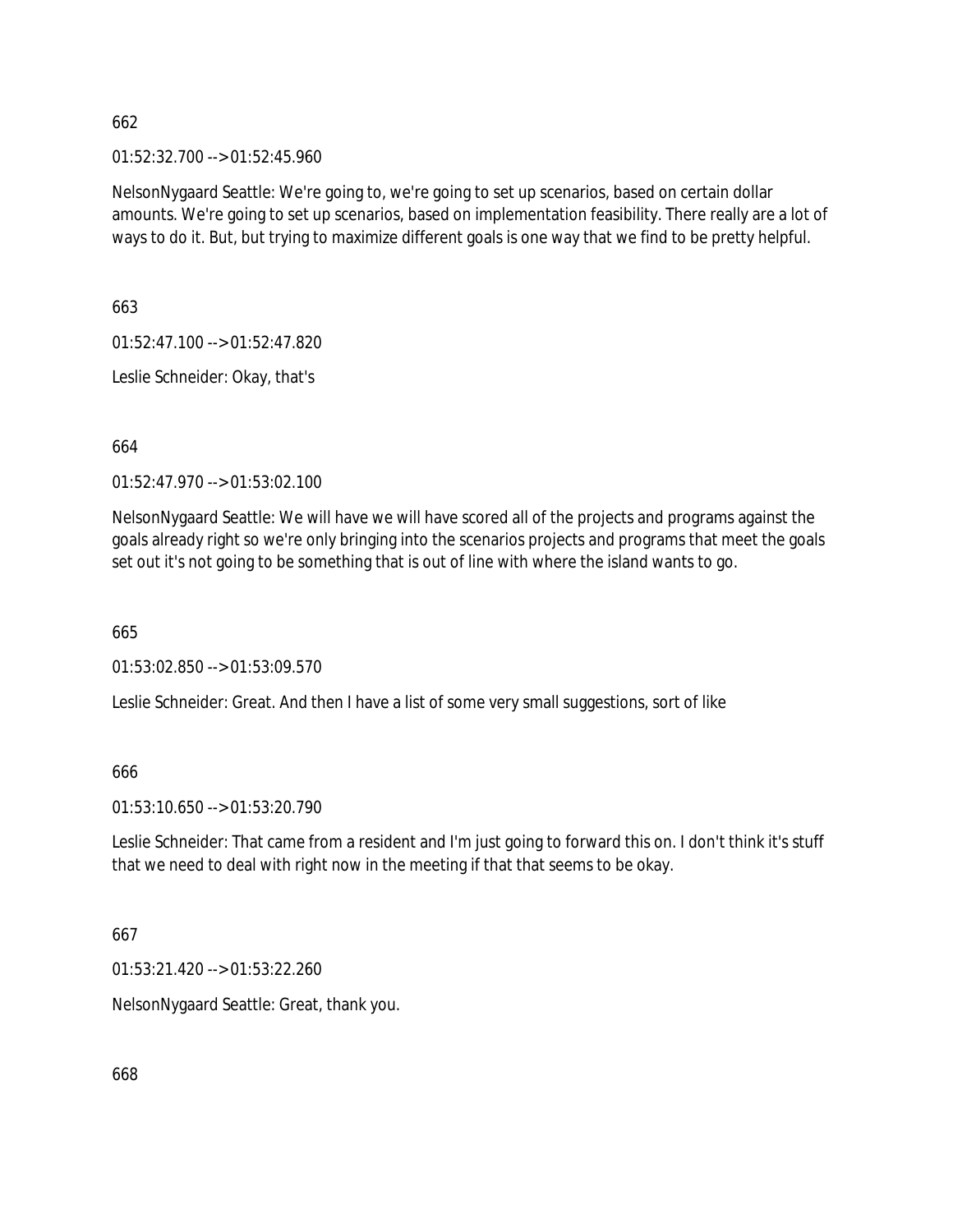662

01:52:32.700 --> 01:52:45.960

NelsonNygaard Seattle: We're going to, we're going to set up scenarios, based on certain dollar amounts. We're going to set up scenarios, based on implementation feasibility. There really are a lot of ways to do it. But, but trying to maximize different goals is one way that we find to be pretty helpful.

663

01:52:47.100 --> 01:52:47.820

Leslie Schneider: Okay, that's

664

01:52:47.970 --> 01:53:02.100

NelsonNygaard Seattle: We will have we will have scored all of the projects and programs against the goals already right so we're only bringing into the scenarios projects and programs that meet the goals set out it's not going to be something that is out of line with where the island wants to go.

665

01:53:02.850 --> 01:53:09.570

Leslie Schneider: Great. And then I have a list of some very small suggestions, sort of like

666

01:53:10.650 --> 01:53:20.790

Leslie Schneider: That came from a resident and I'm just going to forward this on. I don't think it's stuff that we need to deal with right now in the meeting if that that seems to be okay.

667

01:53:21.420 --> 01:53:22.260

NelsonNygaard Seattle: Great, thank you.

668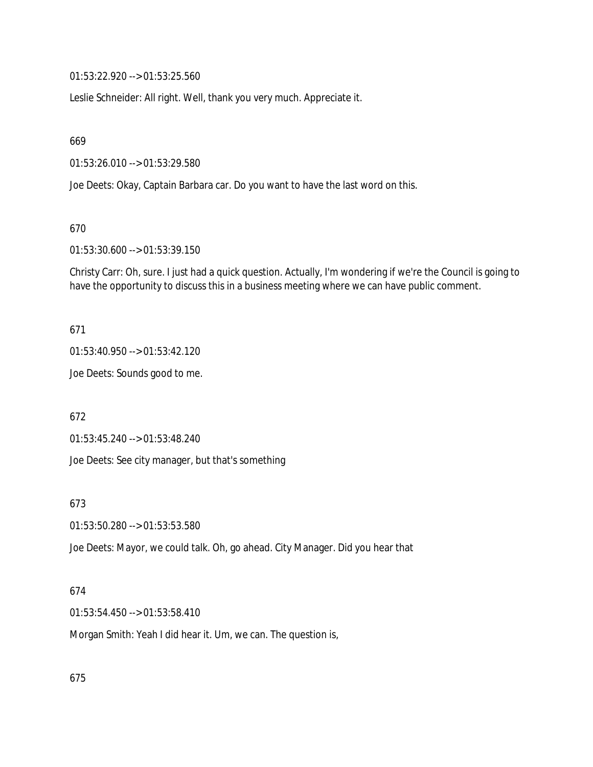01:53:22.920 --> 01:53:25.560

Leslie Schneider: All right. Well, thank you very much. Appreciate it.

669

01:53:26.010 --> 01:53:29.580

Joe Deets: Okay, Captain Barbara car. Do you want to have the last word on this.

670

01:53:30.600 --> 01:53:39.150

Christy Carr: Oh, sure. I just had a quick question. Actually, I'm wondering if we're the Council is going to have the opportunity to discuss this in a business meeting where we can have public comment.

671

01:53:40.950 --> 01:53:42.120

Joe Deets: Sounds good to me.

672

01:53:45.240 --> 01:53:48.240

Joe Deets: See city manager, but that's something

673

01:53:50.280 --> 01:53:53.580

Joe Deets: Mayor, we could talk. Oh, go ahead. City Manager. Did you hear that

674

01:53:54.450 --> 01:53:58.410

Morgan Smith: Yeah I did hear it. Um, we can. The question is,

675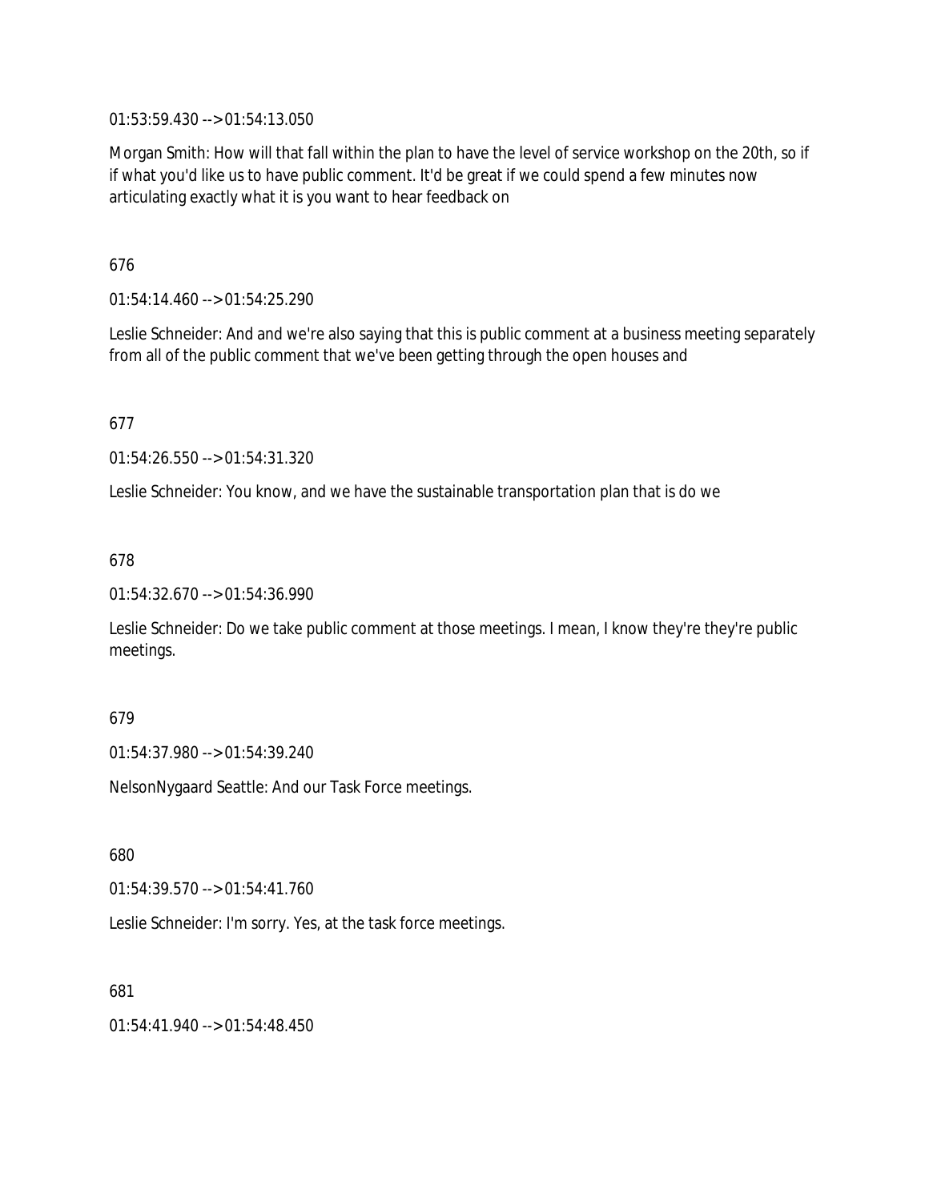01:53:59.430 --> 01:54:13.050

Morgan Smith: How will that fall within the plan to have the level of service workshop on the 20th, so if if what you'd like us to have public comment. It'd be great if we could spend a few minutes now articulating exactly what it is you want to hear feedback on

676

01:54:14.460 --> 01:54:25.290

Leslie Schneider: And and we're also saying that this is public comment at a business meeting separately from all of the public comment that we've been getting through the open houses and

677

01:54:26.550 --> 01:54:31.320

Leslie Schneider: You know, and we have the sustainable transportation plan that is do we

678

01:54:32.670 --> 01:54:36.990

Leslie Schneider: Do we take public comment at those meetings. I mean, I know they're they're public meetings.

679

01:54:37.980 --> 01:54:39.240

NelsonNygaard Seattle: And our Task Force meetings.

680

01:54:39.570 --> 01:54:41.760

Leslie Schneider: I'm sorry. Yes, at the task force meetings.

681

01:54:41.940 --> 01:54:48.450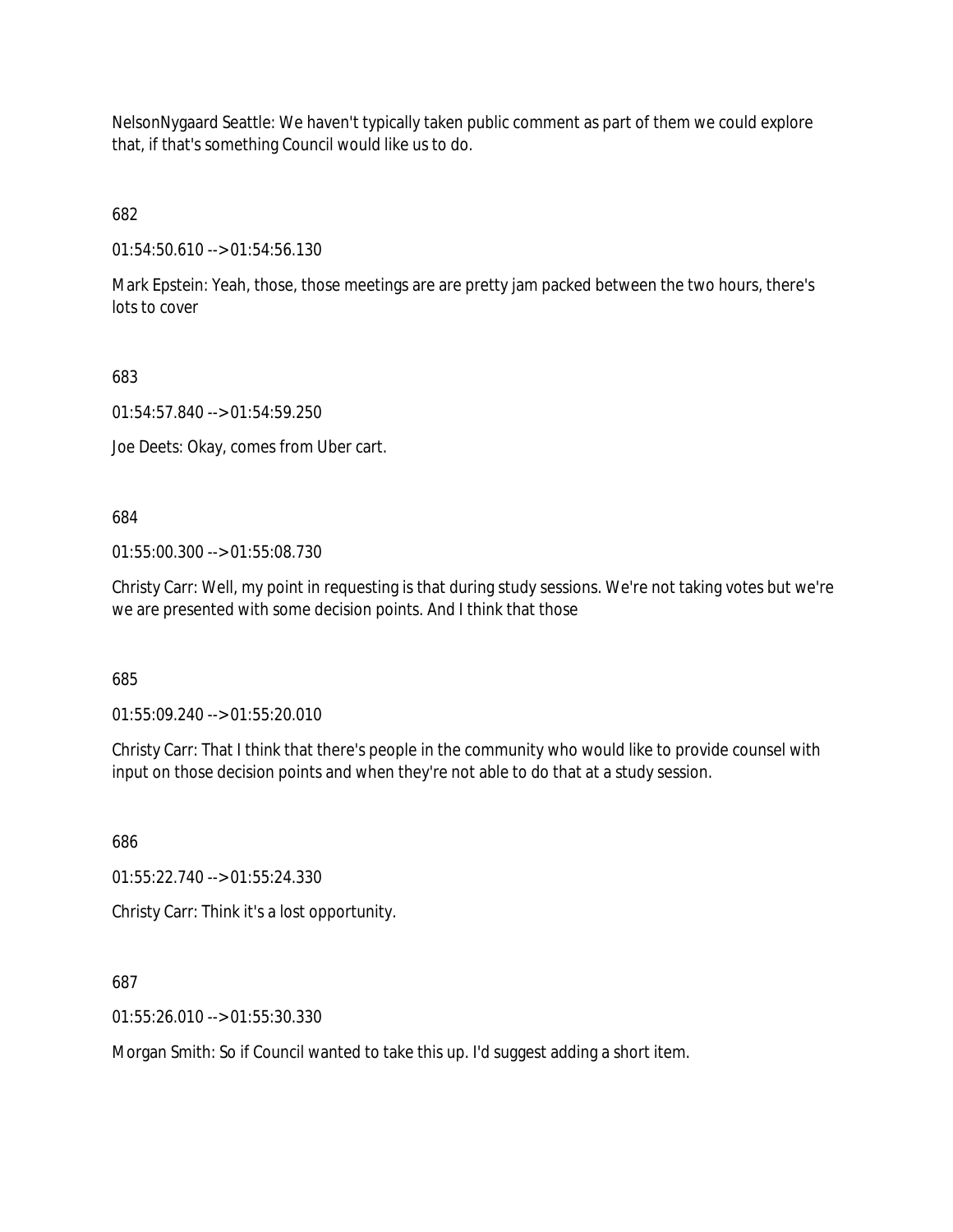NelsonNygaard Seattle: We haven't typically taken public comment as part of them we could explore that, if that's something Council would like us to do.

682

01:54:50.610 --> 01:54:56.130

Mark Epstein: Yeah, those, those meetings are are pretty jam packed between the two hours, there's lots to cover

683

01:54:57.840 --> 01:54:59.250

Joe Deets: Okay, comes from Uber cart.

684

01:55:00.300 --> 01:55:08.730

Christy Carr: Well, my point in requesting is that during study sessions. We're not taking votes but we're we are presented with some decision points. And I think that those

685

01:55:09.240 --> 01:55:20.010

Christy Carr: That I think that there's people in the community who would like to provide counsel with input on those decision points and when they're not able to do that at a study session.

686

01:55:22.740 --> 01:55:24.330

Christy Carr: Think it's a lost opportunity.

687

01:55:26.010 --> 01:55:30.330

Morgan Smith: So if Council wanted to take this up. I'd suggest adding a short item.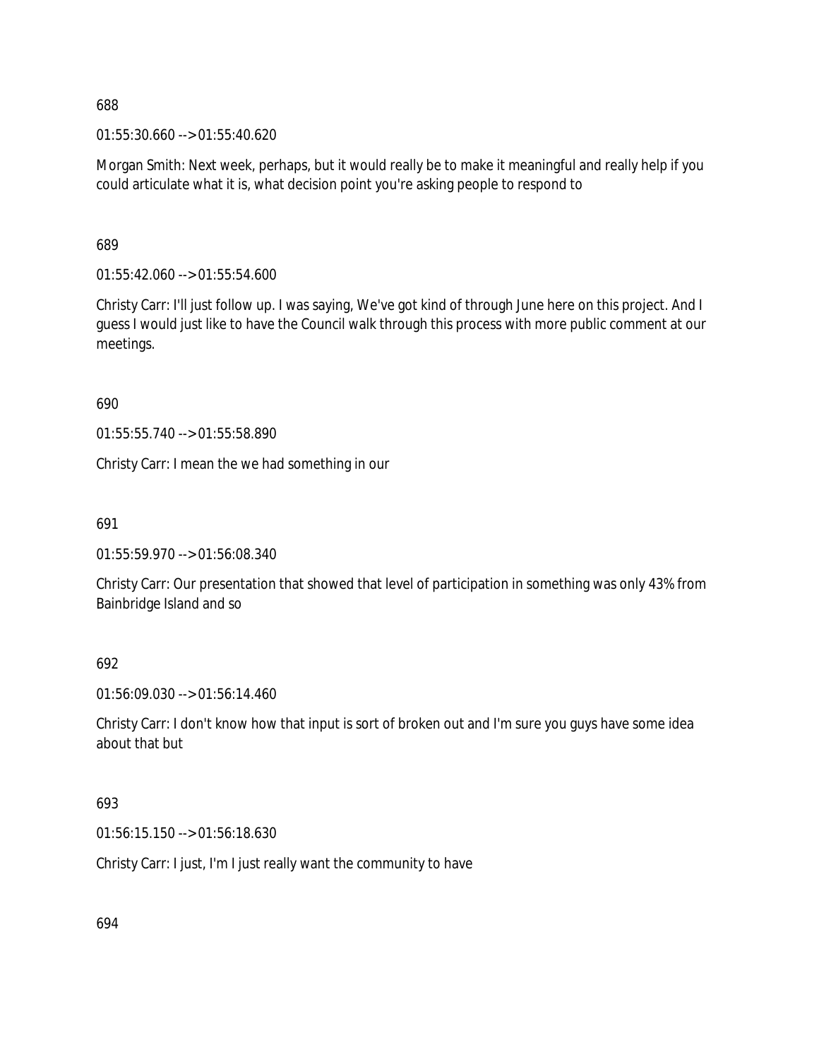688

01:55:30.660 --> 01:55:40.620

Morgan Smith: Next week, perhaps, but it would really be to make it meaningful and really help if you could articulate what it is, what decision point you're asking people to respond to

689

01:55:42.060 --> 01:55:54.600

Christy Carr: I'll just follow up. I was saying, We've got kind of through June here on this project. And I guess I would just like to have the Council walk through this process with more public comment at our meetings.

690

01:55:55.740 --> 01:55:58.890

Christy Carr: I mean the we had something in our

691

01:55:59.970 --> 01:56:08.340

Christy Carr: Our presentation that showed that level of participation in something was only 43% from Bainbridge Island and so

692

01:56:09.030 --> 01:56:14.460

Christy Carr: I don't know how that input is sort of broken out and I'm sure you guys have some idea about that but

693

01:56:15.150 --> 01:56:18.630

Christy Carr: I just, I'm I just really want the community to have

694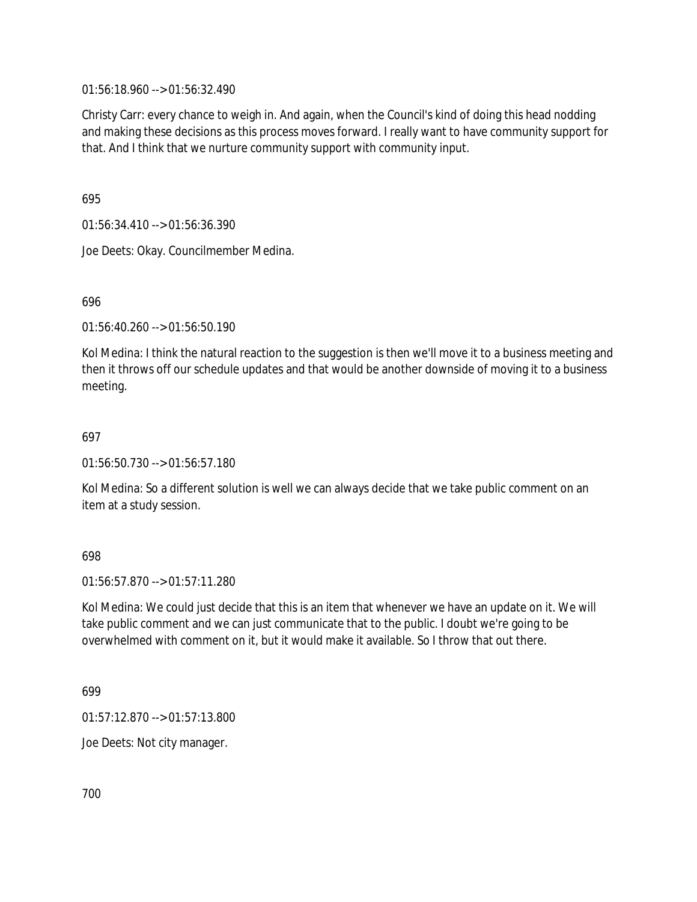01:56:18.960 --> 01:56:32.490

Christy Carr: every chance to weigh in. And again, when the Council's kind of doing this head nodding and making these decisions as this process moves forward. I really want to have community support for that. And I think that we nurture community support with community input.

695

01:56:34.410 --> 01:56:36.390

Joe Deets: Okay. Councilmember Medina.

696

01:56:40.260 --> 01:56:50.190

Kol Medina: I think the natural reaction to the suggestion is then we'll move it to a business meeting and then it throws off our schedule updates and that would be another downside of moving it to a business meeting.

697

01:56:50.730 --> 01:56:57.180

Kol Medina: So a different solution is well we can always decide that we take public comment on an item at a study session.

698

01:56:57.870 --> 01:57:11.280

Kol Medina: We could just decide that this is an item that whenever we have an update on it. We will take public comment and we can just communicate that to the public. I doubt we're going to be overwhelmed with comment on it, but it would make it available. So I throw that out there.

699

01:57:12.870 --> 01:57:13.800

Joe Deets: Not city manager.

700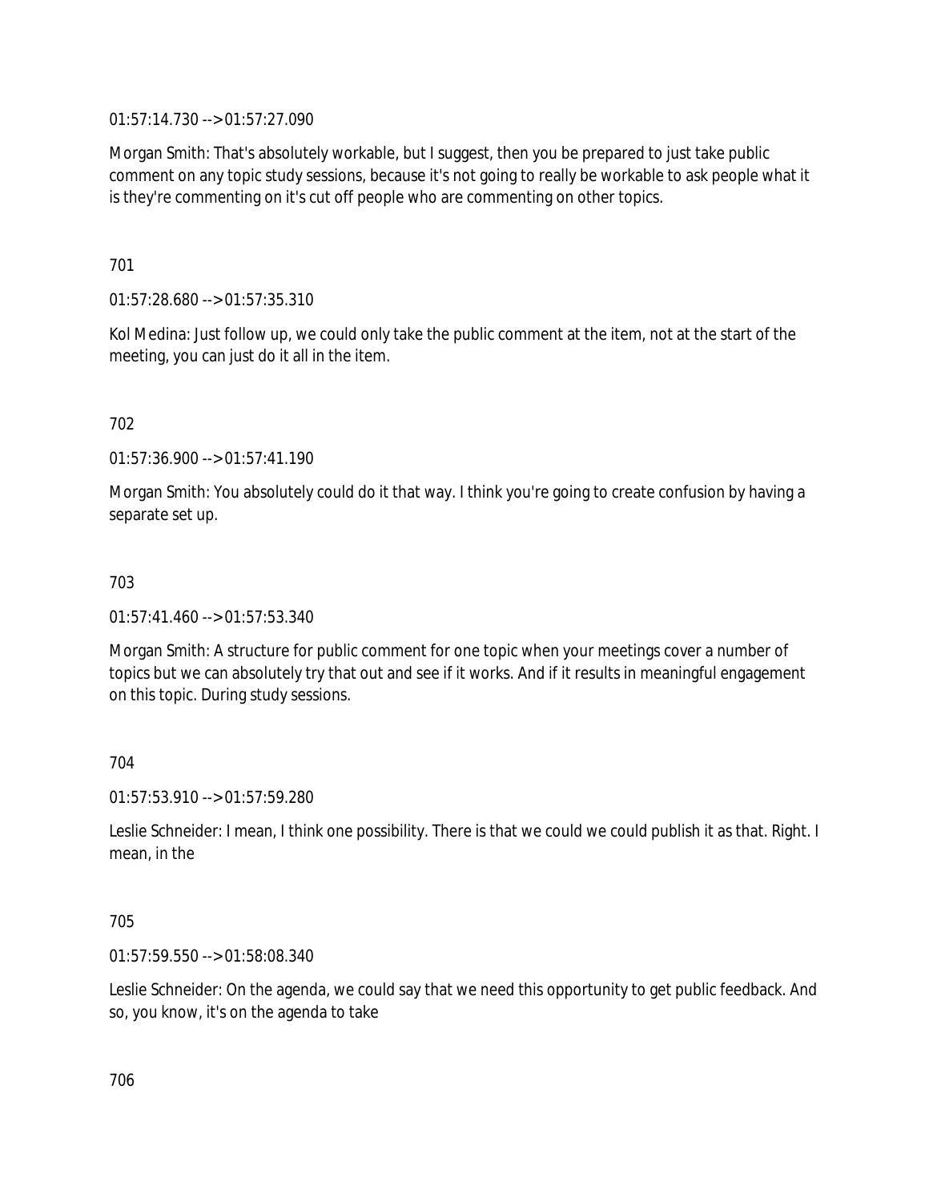01:57:14.730 --> 01:57:27.090

Morgan Smith: That's absolutely workable, but I suggest, then you be prepared to just take public comment on any topic study sessions, because it's not going to really be workable to ask people what it is they're commenting on it's cut off people who are commenting on other topics.

701

01:57:28.680 --> 01:57:35.310

Kol Medina: Just follow up, we could only take the public comment at the item, not at the start of the meeting, you can just do it all in the item.

702

01:57:36.900 --> 01:57:41.190

Morgan Smith: You absolutely could do it that way. I think you're going to create confusion by having a separate set up.

703

01:57:41.460 --> 01:57:53.340

Morgan Smith: A structure for public comment for one topic when your meetings cover a number of topics but we can absolutely try that out and see if it works. And if it results in meaningful engagement on this topic. During study sessions.

704

01:57:53.910 --> 01:57:59.280

Leslie Schneider: I mean, I think one possibility. There is that we could we could publish it as that. Right. I mean, in the

705

01:57:59.550 --> 01:58:08.340

Leslie Schneider: On the agenda, we could say that we need this opportunity to get public feedback. And so, you know, it's on the agenda to take

706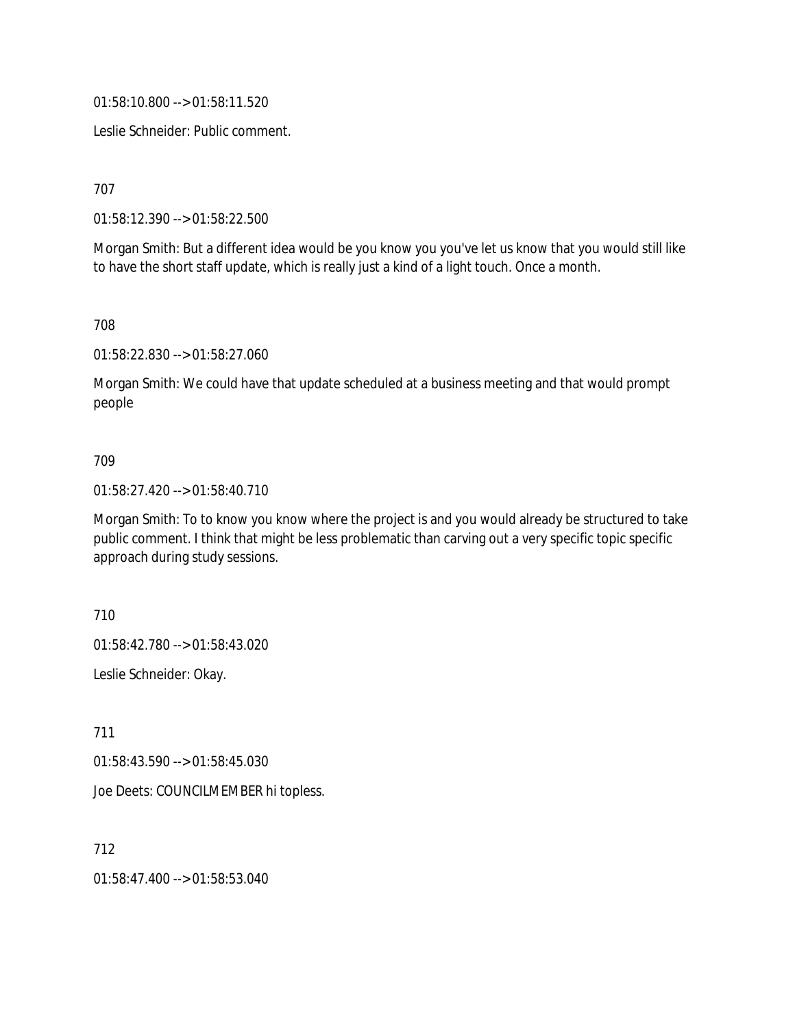01:58:10.800 --> 01:58:11.520

Leslie Schneider: Public comment.

707

01:58:12.390 --> 01:58:22.500

Morgan Smith: But a different idea would be you know you you've let us know that you would still like to have the short staff update, which is really just a kind of a light touch. Once a month.

708

01:58:22.830 --> 01:58:27.060

Morgan Smith: We could have that update scheduled at a business meeting and that would prompt people

709

01:58:27.420 --> 01:58:40.710

Morgan Smith: To to know you know where the project is and you would already be structured to take public comment. I think that might be less problematic than carving out a very specific topic specific approach during study sessions.

710

01:58:42.780 --> 01:58:43.020

Leslie Schneider: Okay.

711

01:58:43.590 --> 01:58:45.030

Joe Deets: COUNCILMEMBER hi topless.

712

01:58:47.400 --> 01:58:53.040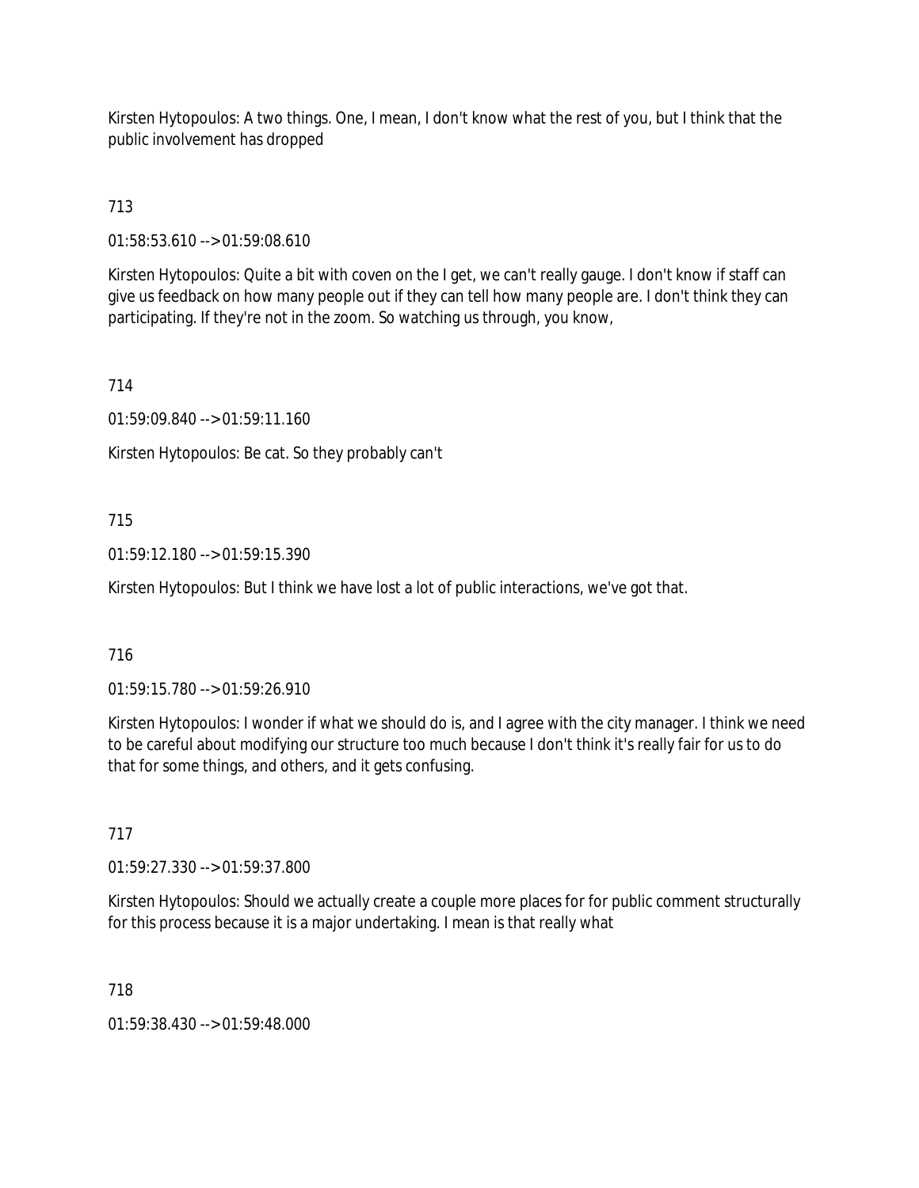Kirsten Hytopoulos: A two things. One, I mean, I don't know what the rest of you, but I think that the public involvement has dropped

713

01:58:53.610 --> 01:59:08.610

Kirsten Hytopoulos: Quite a bit with coven on the I get, we can't really gauge. I don't know if staff can give us feedback on how many people out if they can tell how many people are. I don't think they can participating. If they're not in the zoom. So watching us through, you know,

714

01:59:09.840 --> 01:59:11.160

Kirsten Hytopoulos: Be cat. So they probably can't

715

01:59:12.180 --> 01:59:15.390

Kirsten Hytopoulos: But I think we have lost a lot of public interactions, we've got that.

716

01:59:15.780 --> 01:59:26.910

Kirsten Hytopoulos: I wonder if what we should do is, and I agree with the city manager. I think we need to be careful about modifying our structure too much because I don't think it's really fair for us to do that for some things, and others, and it gets confusing.

717

01:59:27.330 --> 01:59:37.800

Kirsten Hytopoulos: Should we actually create a couple more places for for public comment structurally for this process because it is a major undertaking. I mean is that really what

718

01:59:38.430 --> 01:59:48.000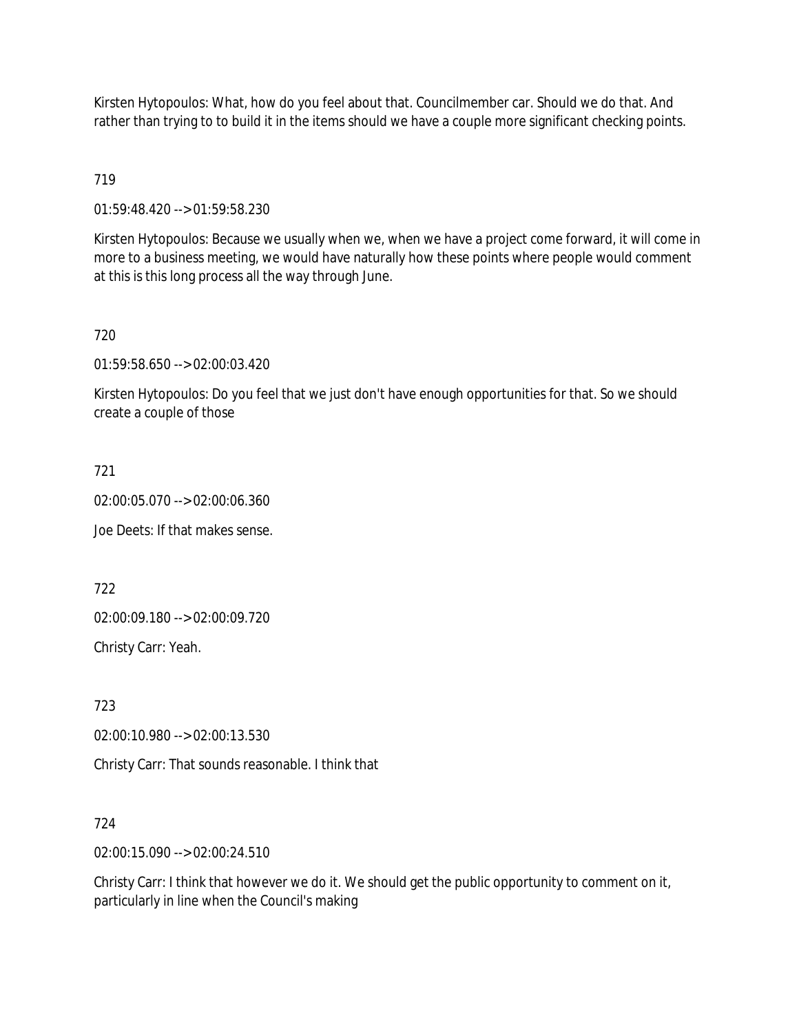Kirsten Hytopoulos: What, how do you feel about that. Councilmember car. Should we do that. And rather than trying to to build it in the items should we have a couple more significant checking points.

719

01:59:48.420 --> 01:59:58.230

Kirsten Hytopoulos: Because we usually when we, when we have a project come forward, it will come in more to a business meeting, we would have naturally how these points where people would comment at this is this long process all the way through June.

720

01:59:58.650 --> 02:00:03.420

Kirsten Hytopoulos: Do you feel that we just don't have enough opportunities for that. So we should create a couple of those

721

02:00:05.070 --> 02:00:06.360

Joe Deets: If that makes sense.

722

02:00:09.180 --> 02:00:09.720

Christy Carr: Yeah.

723

02:00:10.980 --> 02:00:13.530

Christy Carr: That sounds reasonable. I think that

724

02:00:15.090 --> 02:00:24.510

Christy Carr: I think that however we do it. We should get the public opportunity to comment on it, particularly in line when the Council's making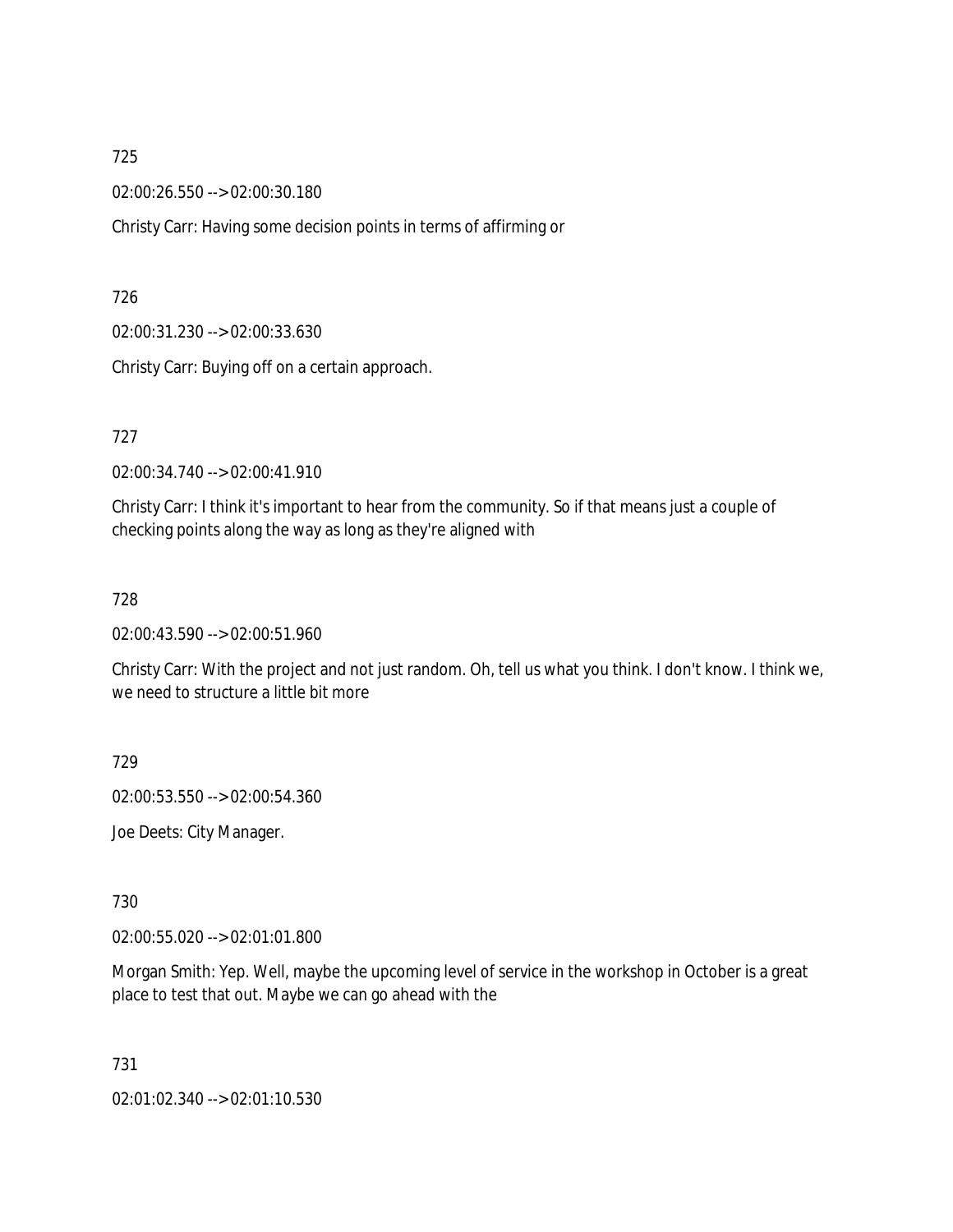725

02:00:26.550 --> 02:00:30.180

Christy Carr: Having some decision points in terms of affirming or

726

02:00:31.230 --> 02:00:33.630

Christy Carr: Buying off on a certain approach.

727

02:00:34.740 --> 02:00:41.910

Christy Carr: I think it's important to hear from the community. So if that means just a couple of checking points along the way as long as they're aligned with

728

02:00:43.590 --> 02:00:51.960

Christy Carr: With the project and not just random. Oh, tell us what you think. I don't know. I think we, we need to structure a little bit more

729

02:00:53.550 --> 02:00:54.360

Joe Deets: City Manager.

730

02:00:55.020 --> 02:01:01.800

Morgan Smith: Yep. Well, maybe the upcoming level of service in the workshop in October is a great place to test that out. Maybe we can go ahead with the

731

02:01:02.340 --> 02:01:10.530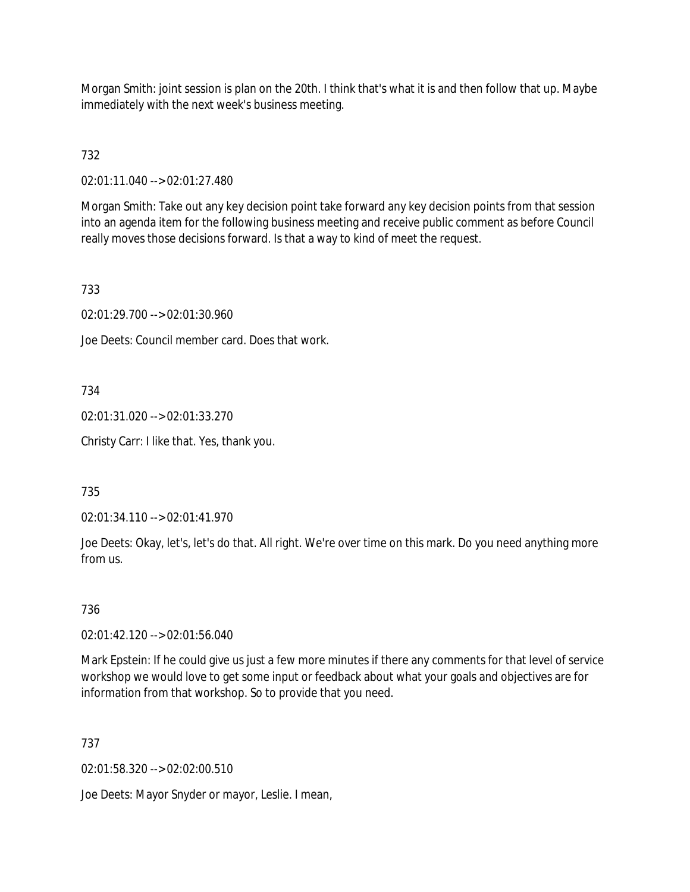Morgan Smith: joint session is plan on the 20th. I think that's what it is and then follow that up. Maybe immediately with the next week's business meeting.

732

02:01:11.040 --> 02:01:27.480

Morgan Smith: Take out any key decision point take forward any key decision points from that session into an agenda item for the following business meeting and receive public comment as before Council really moves those decisions forward. Is that a way to kind of meet the request.

733

02:01:29.700 --> 02:01:30.960

Joe Deets: Council member card. Does that work.

734

02:01:31.020 --> 02:01:33.270

Christy Carr: I like that. Yes, thank you.

735

02:01:34.110 --> 02:01:41.970

Joe Deets: Okay, let's, let's do that. All right. We're over time on this mark. Do you need anything more from us.

736

02:01:42.120 --> 02:01:56.040

Mark Epstein: If he could give us just a few more minutes if there any comments for that level of service workshop we would love to get some input or feedback about what your goals and objectives are for information from that workshop. So to provide that you need.

737

02:01:58.320 --> 02:02:00.510

Joe Deets: Mayor Snyder or mayor, Leslie. I mean,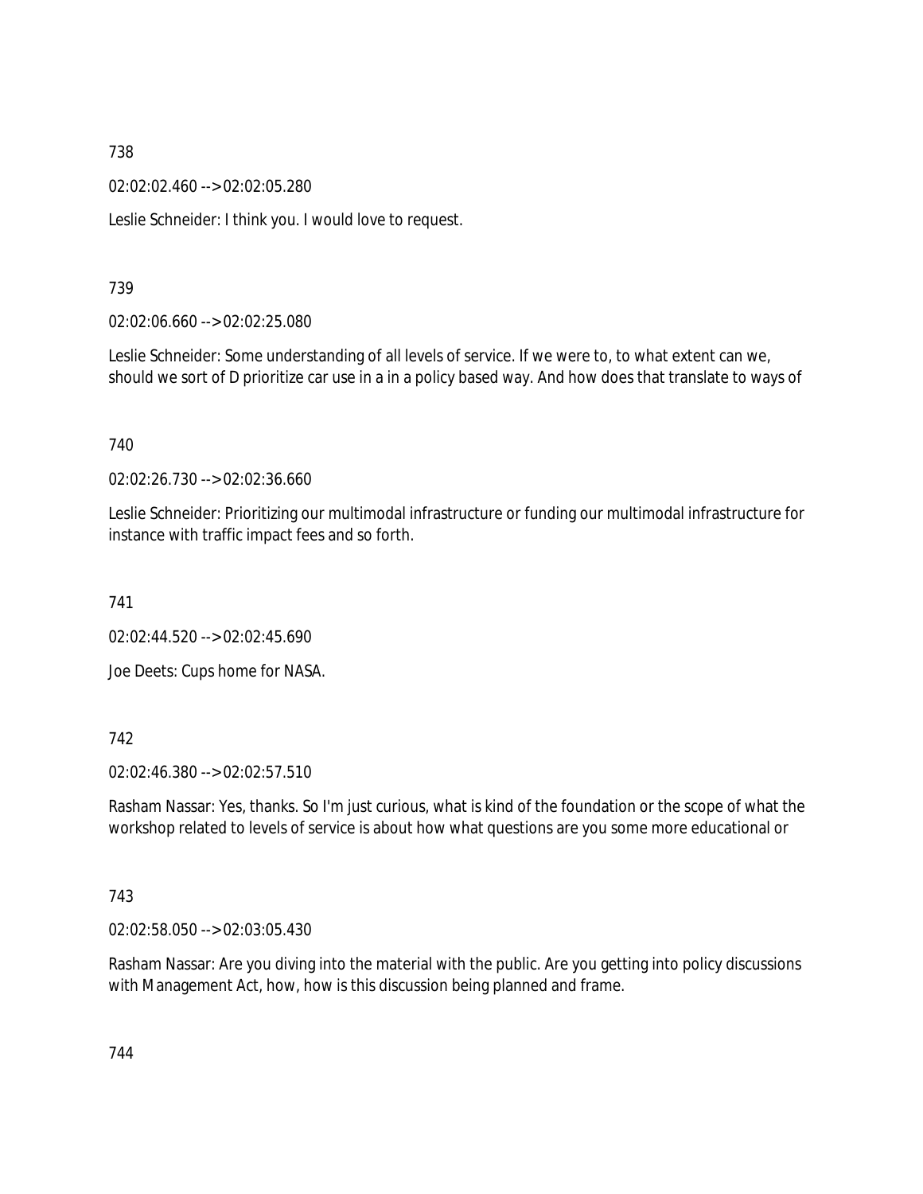738

02:02:02.460 --> 02:02:05.280

Leslie Schneider: I think you. I would love to request.

739

02:02:06.660 --> 02:02:25.080

Leslie Schneider: Some understanding of all levels of service. If we were to, to what extent can we, should we sort of D prioritize car use in a in a policy based way. And how does that translate to ways of

740

02:02:26.730 --> 02:02:36.660

Leslie Schneider: Prioritizing our multimodal infrastructure or funding our multimodal infrastructure for instance with traffic impact fees and so forth.

741

02:02:44.520 --> 02:02:45.690

Joe Deets: Cups home for NASA.

742

02:02:46.380 --> 02:02:57.510

Rasham Nassar: Yes, thanks. So I'm just curious, what is kind of the foundation or the scope of what the workshop related to levels of service is about how what questions are you some more educational or

743

02:02:58.050 --> 02:03:05.430

Rasham Nassar: Are you diving into the material with the public. Are you getting into policy discussions with Management Act, how, how is this discussion being planned and frame.

744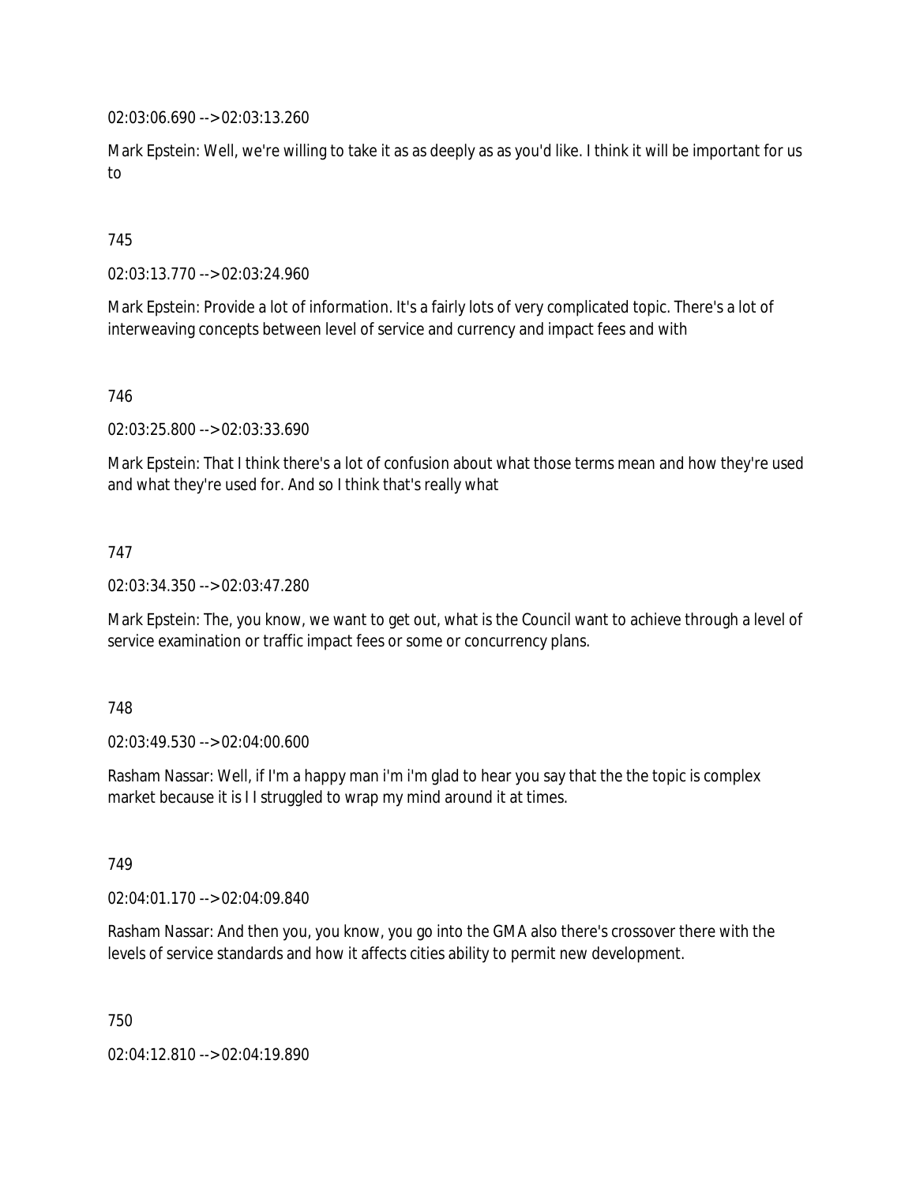02:03:06.690 --> 02:03:13.260

Mark Epstein: Well, we're willing to take it as as deeply as as you'd like. I think it will be important for us to

745

02:03:13.770 --> 02:03:24.960

Mark Epstein: Provide a lot of information. It's a fairly lots of very complicated topic. There's a lot of interweaving concepts between level of service and currency and impact fees and with

746

02:03:25.800 --> 02:03:33.690

Mark Epstein: That I think there's a lot of confusion about what those terms mean and how they're used and what they're used for. And so I think that's really what

747

02:03:34.350 --> 02:03:47.280

Mark Epstein: The, you know, we want to get out, what is the Council want to achieve through a level of service examination or traffic impact fees or some or concurrency plans.

748

02:03:49.530 --> 02:04:00.600

Rasham Nassar: Well, if I'm a happy man i'm i'm glad to hear you say that the the topic is complex market because it is I I struggled to wrap my mind around it at times.

749

02:04:01.170 --> 02:04:09.840

Rasham Nassar: And then you, you know, you go into the GMA also there's crossover there with the levels of service standards and how it affects cities ability to permit new development.

750

02:04:12.810 --> 02:04:19.890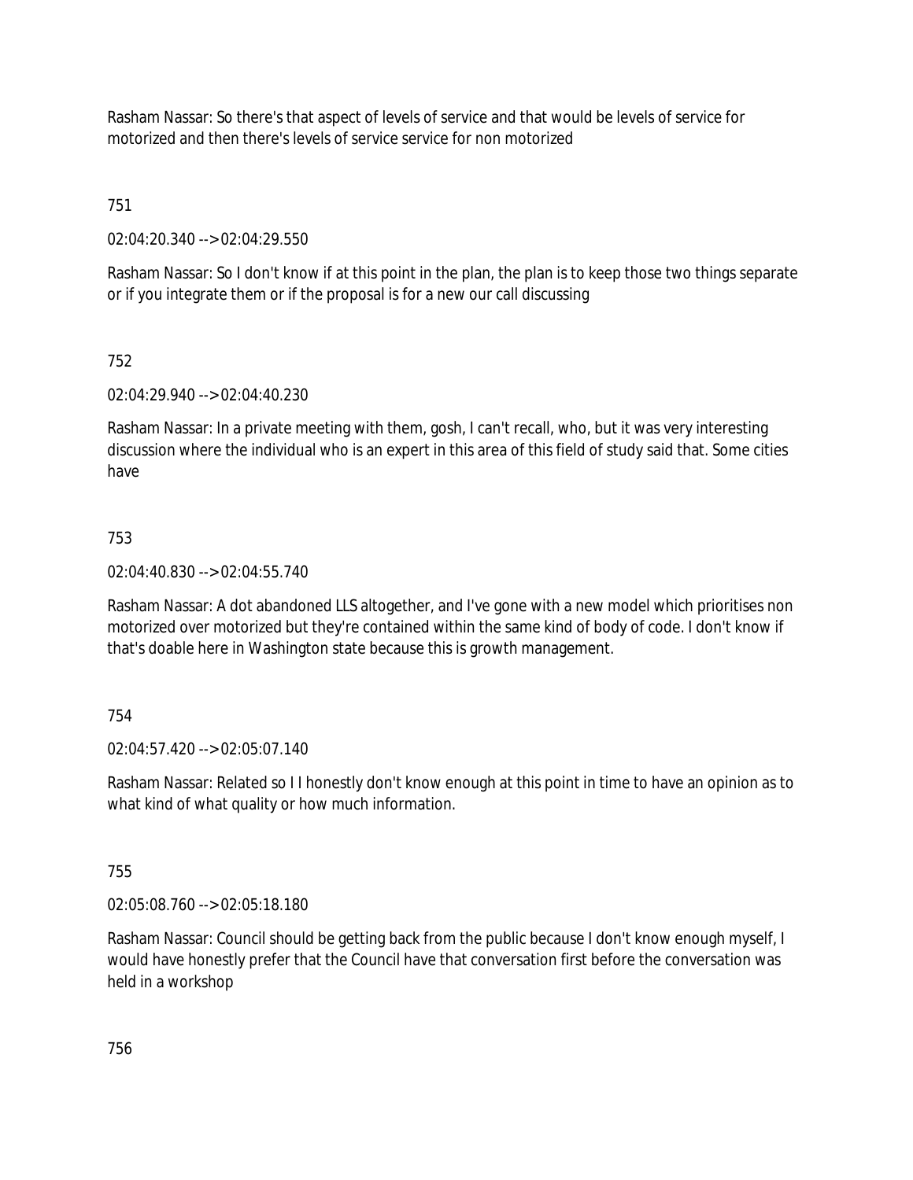Rasham Nassar: So there's that aspect of levels of service and that would be levels of service for motorized and then there's levels of service service for non motorized

751

02:04:20.340 --> 02:04:29.550

Rasham Nassar: So I don't know if at this point in the plan, the plan is to keep those two things separate or if you integrate them or if the proposal is for a new our call discussing

752

02:04:29.940 --> 02:04:40.230

Rasham Nassar: In a private meeting with them, gosh, I can't recall, who, but it was very interesting discussion where the individual who is an expert in this area of this field of study said that. Some cities have

753

02:04:40.830 --> 02:04:55.740

Rasham Nassar: A dot abandoned LLS altogether, and I've gone with a new model which prioritises non motorized over motorized but they're contained within the same kind of body of code. I don't know if that's doable here in Washington state because this is growth management.

754

02:04:57.420 --> 02:05:07.140

Rasham Nassar: Related so I I honestly don't know enough at this point in time to have an opinion as to what kind of what quality or how much information.

755

02:05:08.760 --> 02:05:18.180

Rasham Nassar: Council should be getting back from the public because I don't know enough myself, I would have honestly prefer that the Council have that conversation first before the conversation was held in a workshop

756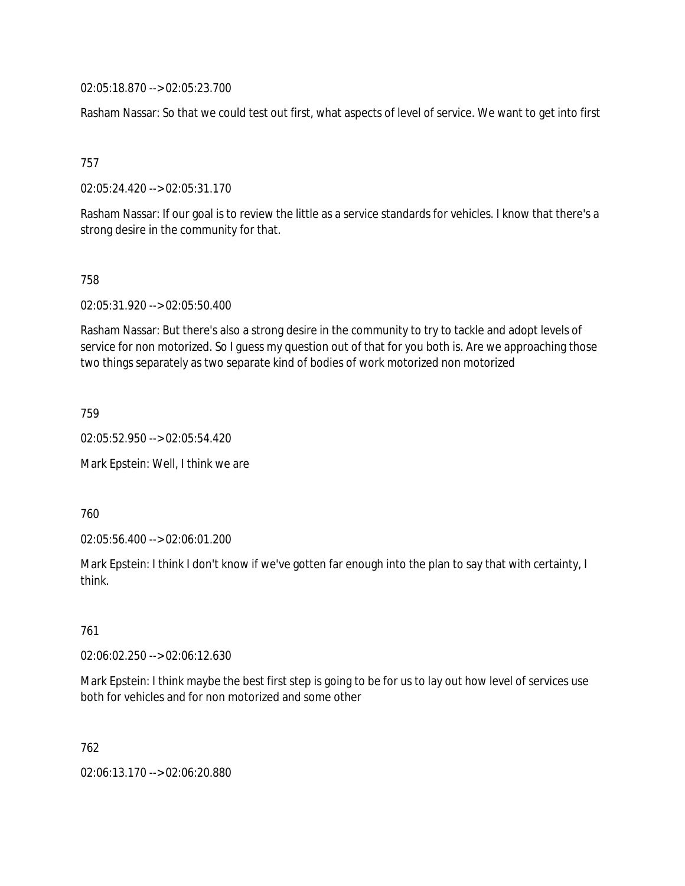02:05:18.870 --> 02:05:23.700

Rasham Nassar: So that we could test out first, what aspects of level of service. We want to get into first

757

02:05:24.420 --> 02:05:31.170

Rasham Nassar: If our goal is to review the little as a service standards for vehicles. I know that there's a strong desire in the community for that.

758

02:05:31.920 --> 02:05:50.400

Rasham Nassar: But there's also a strong desire in the community to try to tackle and adopt levels of service for non motorized. So I guess my question out of that for you both is. Are we approaching those two things separately as two separate kind of bodies of work motorized non motorized

759

02:05:52.950 --> 02:05:54.420

Mark Epstein: Well, I think we are

760

02:05:56.400 --> 02:06:01.200

Mark Epstein: I think I don't know if we've gotten far enough into the plan to say that with certainty, I think.

761

02:06:02.250 --> 02:06:12.630

Mark Epstein: I think maybe the best first step is going to be for us to lay out how level of services use both for vehicles and for non motorized and some other

762

02:06:13.170 --> 02:06:20.880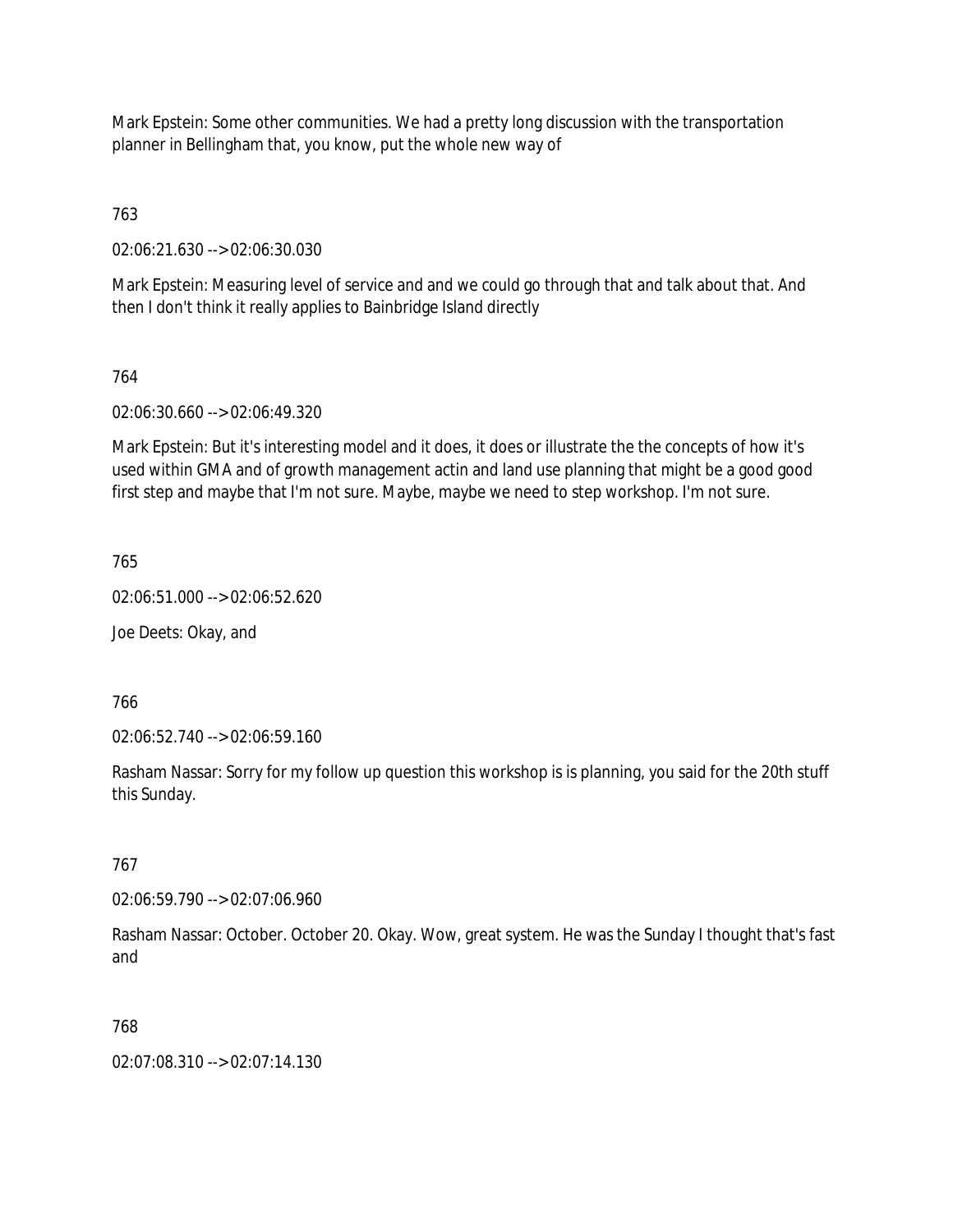Mark Epstein: Some other communities. We had a pretty long discussion with the transportation planner in Bellingham that, you know, put the whole new way of

763

02:06:21.630 --> 02:06:30.030

Mark Epstein: Measuring level of service and and we could go through that and talk about that. And then I don't think it really applies to Bainbridge Island directly

764

02:06:30.660 --> 02:06:49.320

Mark Epstein: But it's interesting model and it does, it does or illustrate the the concepts of how it's used within GMA and of growth management actin and land use planning that might be a good good first step and maybe that I'm not sure. Maybe, maybe we need to step workshop. I'm not sure.

765

02:06:51.000 --> 02:06:52.620

Joe Deets: Okay, and

766

02:06:52.740 --> 02:06:59.160

Rasham Nassar: Sorry for my follow up question this workshop is is planning, you said for the 20th stuff this Sunday.

767

02:06:59.790 --> 02:07:06.960

Rasham Nassar: October. October 20. Okay. Wow, great system. He was the Sunday I thought that's fast and

768

02:07:08.310 --> 02:07:14.130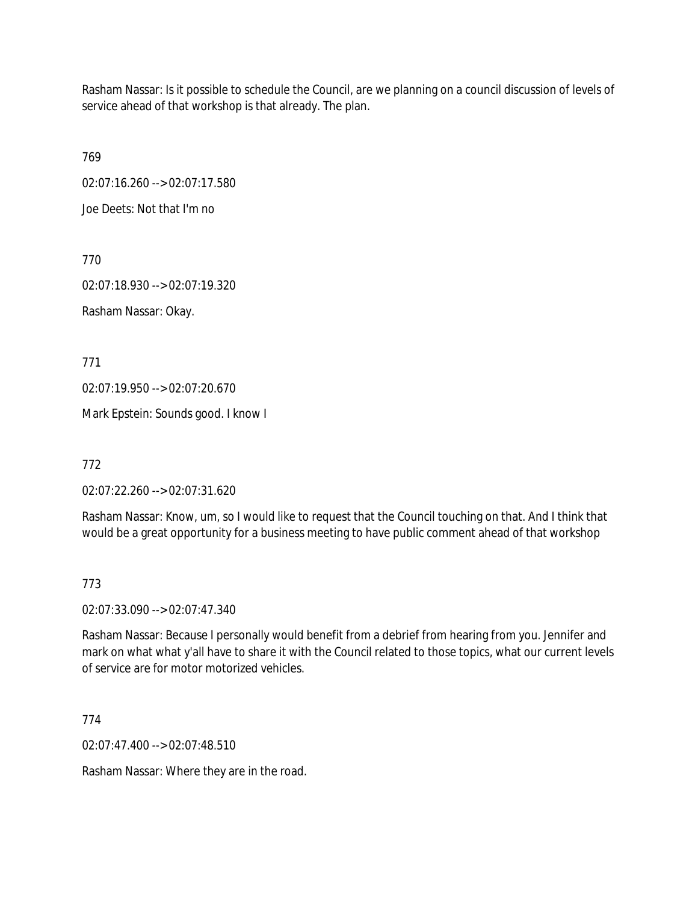Rasham Nassar: Is it possible to schedule the Council, are we planning on a council discussion of levels of service ahead of that workshop is that already. The plan.

769

02:07:16.260 --> 02:07:17.580

Joe Deets: Not that I'm no

770

02:07:18.930 --> 02:07:19.320

Rasham Nassar: Okay.

771

02:07:19.950 --> 02:07:20.670

Mark Epstein: Sounds good. I know I

772

02:07:22.260 --> 02:07:31.620

Rasham Nassar: Know, um, so I would like to request that the Council touching on that. And I think that would be a great opportunity for a business meeting to have public comment ahead of that workshop

773

02:07:33.090 --> 02:07:47.340

Rasham Nassar: Because I personally would benefit from a debrief from hearing from you. Jennifer and mark on what what y'all have to share it with the Council related to those topics, what our current levels of service are for motor motorized vehicles.

774

02:07:47.400 --> 02:07:48.510

Rasham Nassar: Where they are in the road.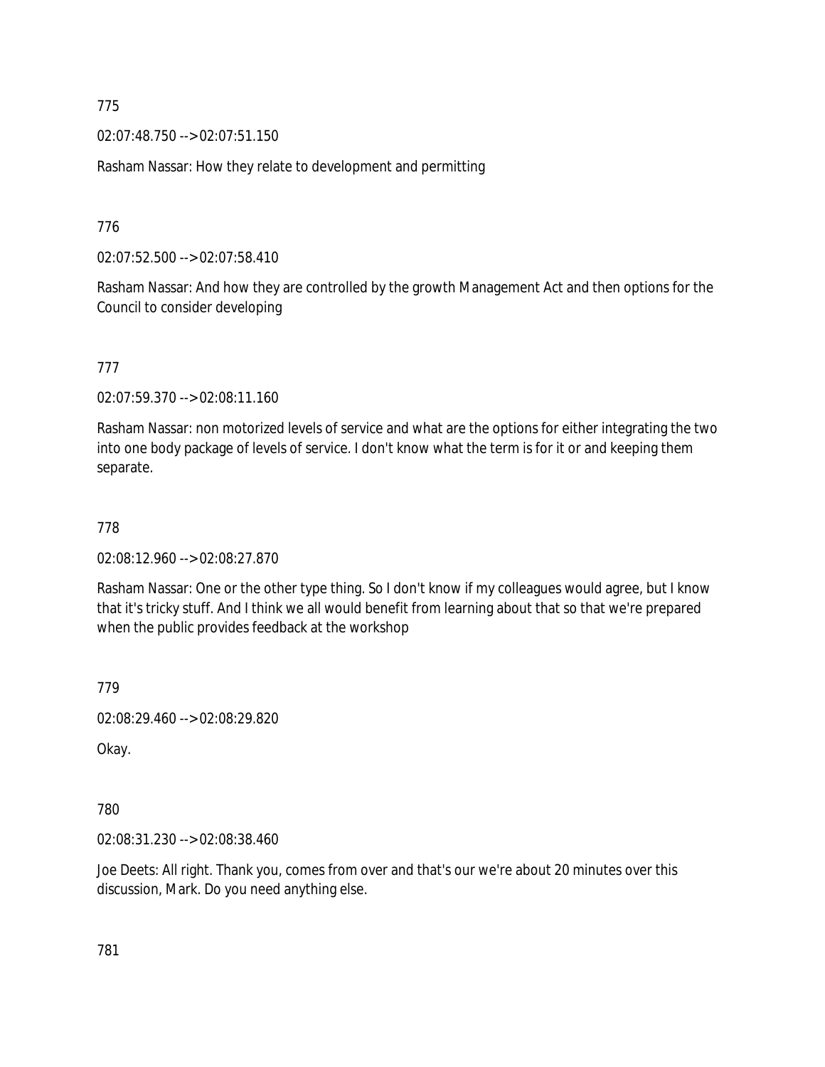775

02:07:48.750 --> 02:07:51.150

Rasham Nassar: How they relate to development and permitting

776

02:07:52.500 --> 02:07:58.410

Rasham Nassar: And how they are controlled by the growth Management Act and then options for the Council to consider developing

777

02:07:59.370 --> 02:08:11.160

Rasham Nassar: non motorized levels of service and what are the options for either integrating the two into one body package of levels of service. I don't know what the term is for it or and keeping them separate.

778

02:08:12.960 --> 02:08:27.870

Rasham Nassar: One or the other type thing. So I don't know if my colleagues would agree, but I know that it's tricky stuff. And I think we all would benefit from learning about that so that we're prepared when the public provides feedback at the workshop

779

02:08:29.460 --> 02:08:29.820

Okay.

780

02:08:31.230 --> 02:08:38.460

Joe Deets: All right. Thank you, comes from over and that's our we're about 20 minutes over this discussion, Mark. Do you need anything else.

781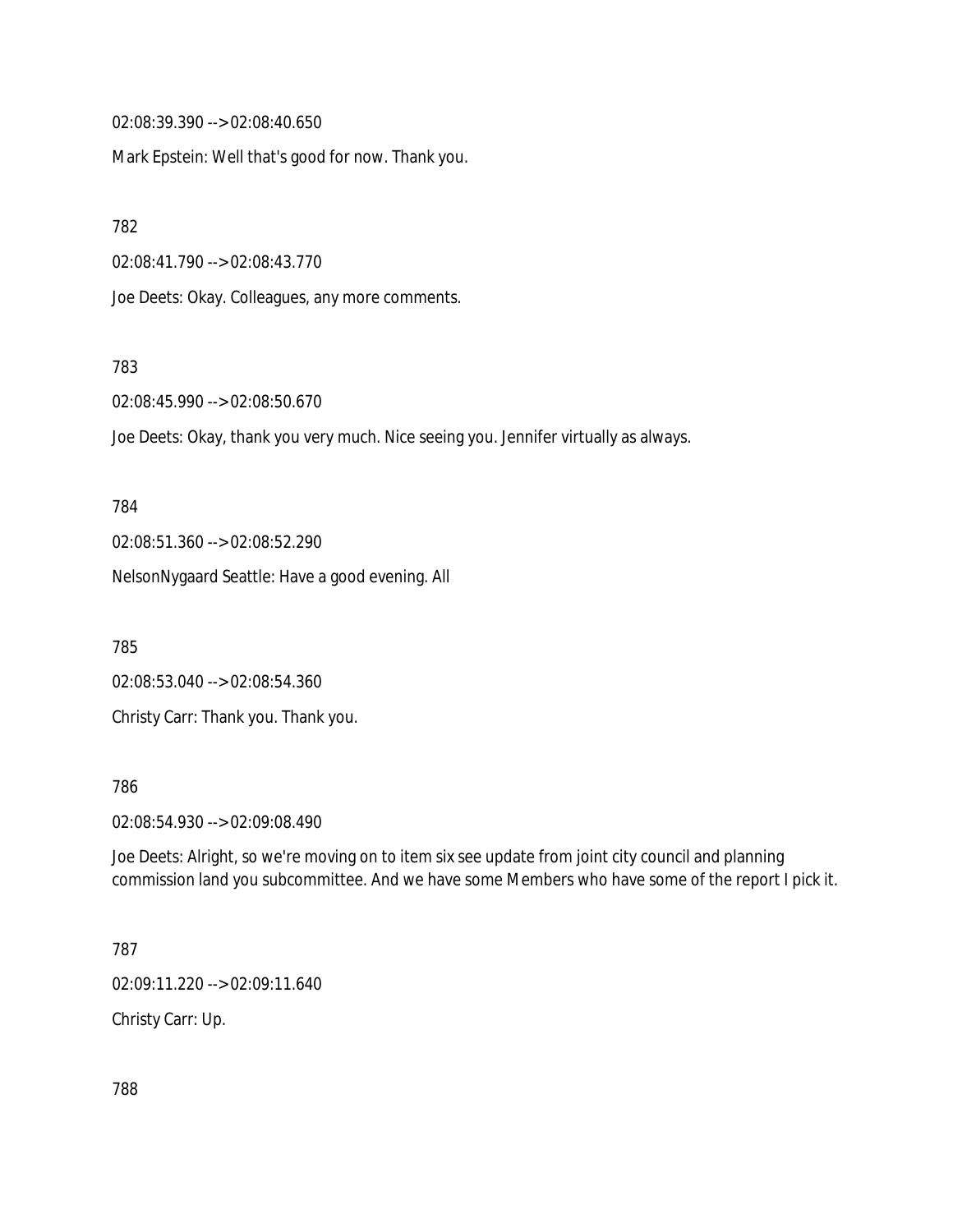02:08:39.390 --> 02:08:40.650

Mark Epstein: Well that's good for now. Thank you.

782

02:08:41.790 --> 02:08:43.770

Joe Deets: Okay. Colleagues, any more comments.

783

02:08:45.990 --> 02:08:50.670

Joe Deets: Okay, thank you very much. Nice seeing you. Jennifer virtually as always.

784

02:08:51.360 --> 02:08:52.290

NelsonNygaard Seattle: Have a good evening. All

785

02:08:53.040 --> 02:08:54.360

Christy Carr: Thank you. Thank you.

786

02:08:54.930 --> 02:09:08.490

Joe Deets: Alright, so we're moving on to item six see update from joint city council and planning commission land you subcommittee. And we have some Members who have some of the report I pick it.

787

02:09:11.220 --> 02:09:11.640

Christy Carr: Up.

788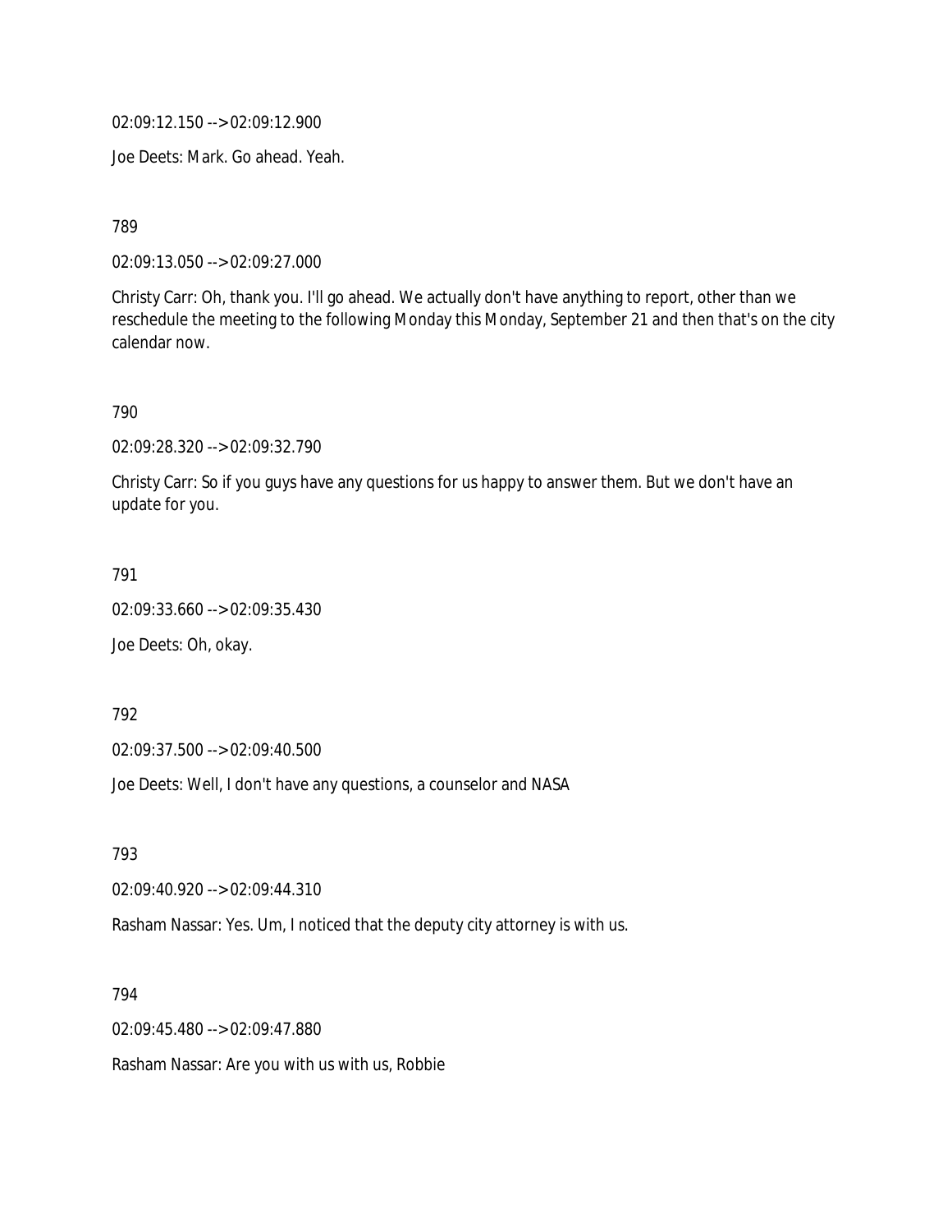02:09:12.150 --> 02:09:12.900

Joe Deets: Mark. Go ahead. Yeah.

789

02:09:13.050 --> 02:09:27.000

Christy Carr: Oh, thank you. I'll go ahead. We actually don't have anything to report, other than we reschedule the meeting to the following Monday this Monday, September 21 and then that's on the city calendar now.

790

02:09:28.320 --> 02:09:32.790

Christy Carr: So if you guys have any questions for us happy to answer them. But we don't have an update for you.

791

02:09:33.660 --> 02:09:35.430

Joe Deets: Oh, okay.

792

02:09:37.500 --> 02:09:40.500

Joe Deets: Well, I don't have any questions, a counselor and NASA

793

02:09:40.920 --> 02:09:44.310

Rasham Nassar: Yes. Um, I noticed that the deputy city attorney is with us.

794

02:09:45.480 --> 02:09:47.880

Rasham Nassar: Are you with us with us, Robbie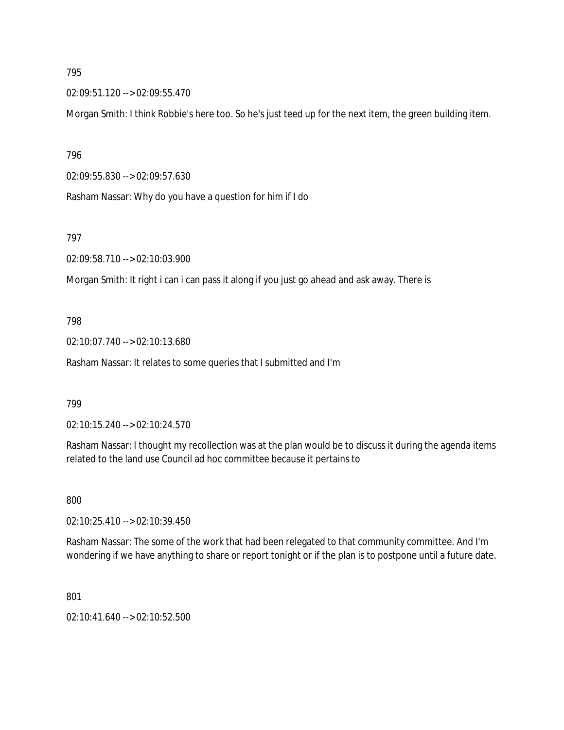795

02:09:51.120 --> 02:09:55.470

Morgan Smith: I think Robbie's here too. So he's just teed up for the next item, the green building item.

796

02:09:55.830 --> 02:09:57.630

Rasham Nassar: Why do you have a question for him if I do

797

02:09:58.710 --> 02:10:03.900

Morgan Smith: It right i can i can pass it along if you just go ahead and ask away. There is

798

02:10:07.740 --> 02:10:13.680

Rasham Nassar: It relates to some queries that I submitted and I'm

799

02:10:15.240 --> 02:10:24.570

Rasham Nassar: I thought my recollection was at the plan would be to discuss it during the agenda items related to the land use Council ad hoc committee because it pertains to

800

02:10:25.410 --> 02:10:39.450

Rasham Nassar: The some of the work that had been relegated to that community committee. And I'm wondering if we have anything to share or report tonight or if the plan is to postpone until a future date.

801

02:10:41.640 --> 02:10:52.500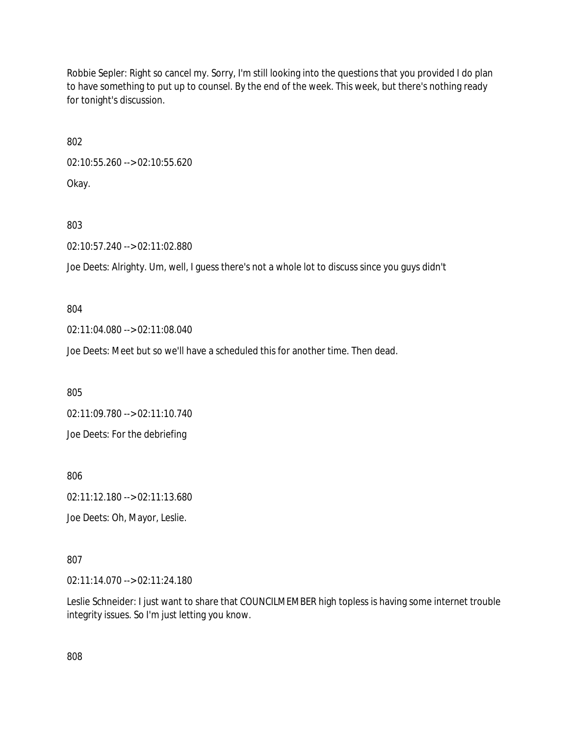Robbie Sepler: Right so cancel my. Sorry, I'm still looking into the questions that you provided I do plan to have something to put up to counsel. By the end of the week. This week, but there's nothing ready for tonight's discussion.

802

02:10:55.260 --> 02:10:55.620

Okay.

803

02:10:57.240 --> 02:11:02.880

Joe Deets: Alrighty. Um, well, I guess there's not a whole lot to discuss since you guys didn't

804

02:11:04.080 --> 02:11:08.040

Joe Deets: Meet but so we'll have a scheduled this for another time. Then dead.

805

02:11:09.780 --> 02:11:10.740

Joe Deets: For the debriefing

806

02:11:12.180 --> 02:11:13.680

Joe Deets: Oh, Mayor, Leslie.

807

02:11:14.070 --> 02:11:24.180

Leslie Schneider: I just want to share that COUNCILMEMBER high topless is having some internet trouble integrity issues. So I'm just letting you know.

808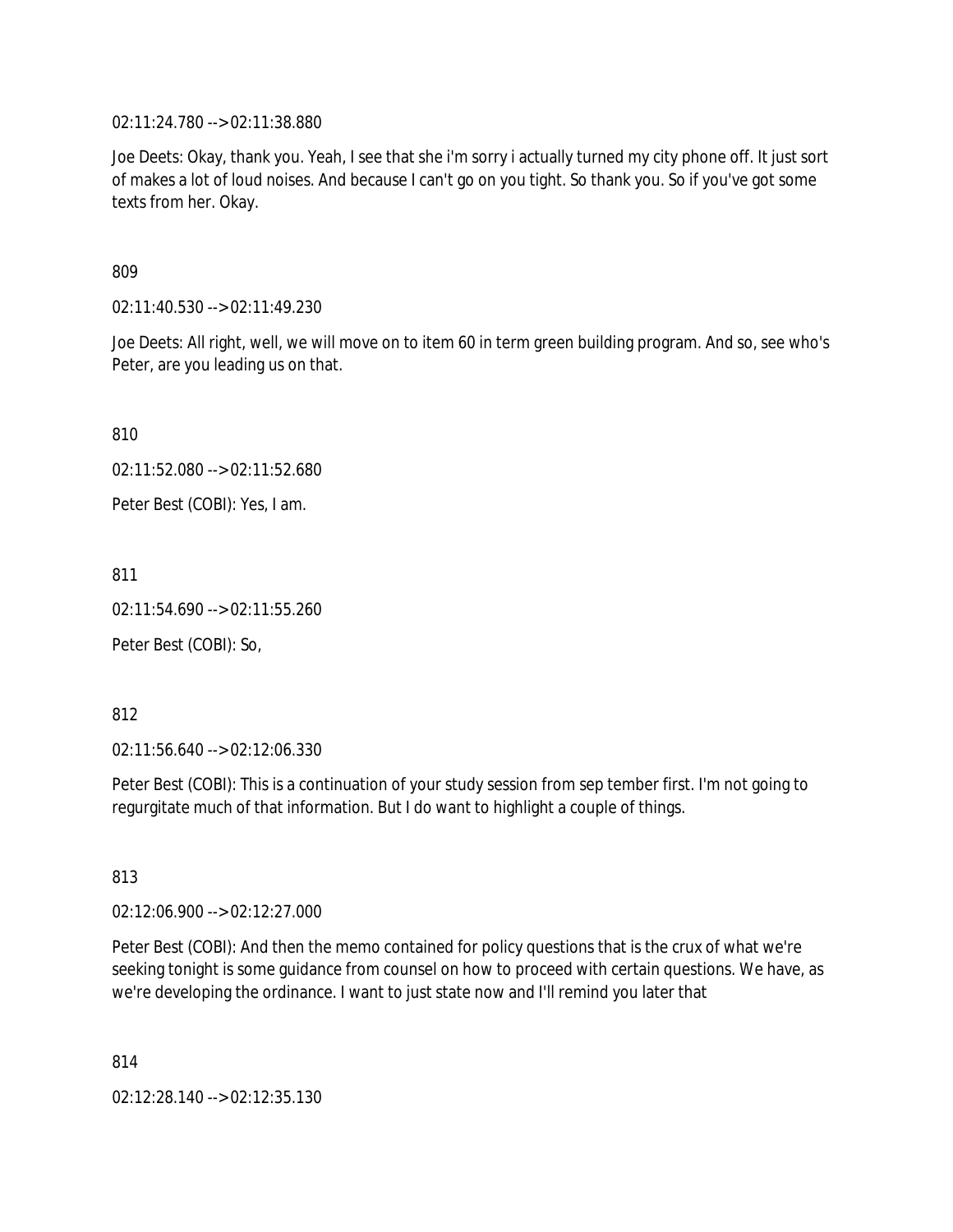02:11:24.780 --> 02:11:38.880

Joe Deets: Okay, thank you. Yeah, I see that she i'm sorry i actually turned my city phone off. It just sort of makes a lot of loud noises. And because I can't go on you tight. So thank you. So if you've got some texts from her. Okay.

809

02:11:40.530 --> 02:11:49.230

Joe Deets: All right, well, we will move on to item 60 in term green building program. And so, see who's Peter, are you leading us on that.

810

02:11:52.080 --> 02:11:52.680

Peter Best (COBI): Yes, I am.

811

02:11:54.690 --> 02:11:55.260

Peter Best (COBI): So,

812

02:11:56.640 --> 02:12:06.330

Peter Best (COBI): This is a continuation of your study session from sep tember first. I'm not going to regurgitate much of that information. But I do want to highlight a couple of things.

813

02:12:06.900 --> 02:12:27.000

Peter Best (COBI): And then the memo contained for policy questions that is the crux of what we're seeking tonight is some guidance from counsel on how to proceed with certain questions. We have, as we're developing the ordinance. I want to just state now and I'll remind you later that

814

02:12:28.140 --> 02:12:35.130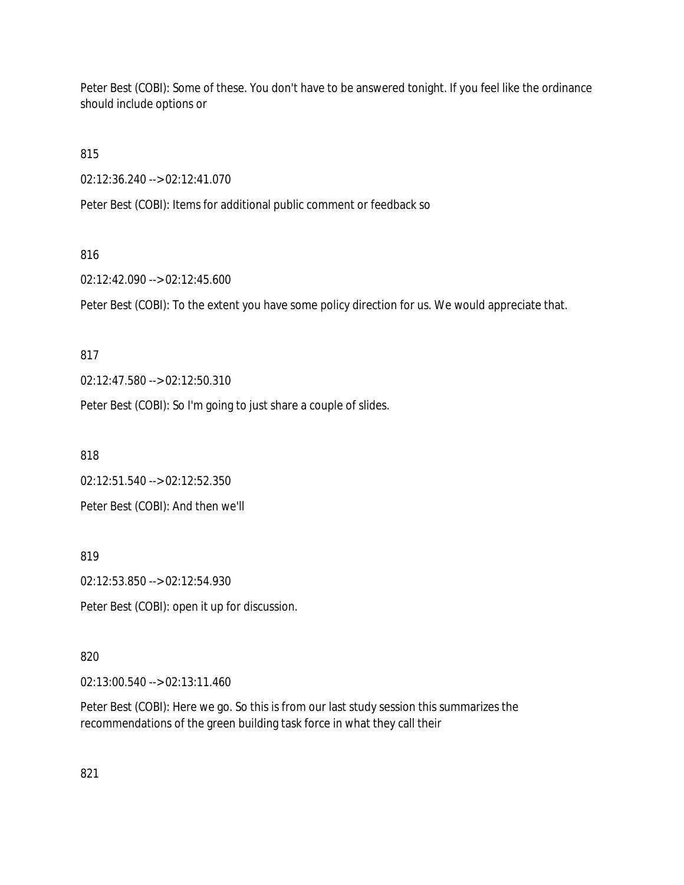Peter Best (COBI): Some of these. You don't have to be answered tonight. If you feel like the ordinance should include options or

815

02:12:36.240 --> 02:12:41.070

Peter Best (COBI): Items for additional public comment or feedback so

816

02:12:42.090 --> 02:12:45.600

Peter Best (COBI): To the extent you have some policy direction for us. We would appreciate that.

817

02:12:47.580 --> 02:12:50.310

Peter Best (COBI): So I'm going to just share a couple of slides.

818

02:12:51.540 --> 02:12:52.350

Peter Best (COBI): And then we'll

819

02:12:53.850 --> 02:12:54.930

Peter Best (COBI): open it up for discussion.

820

02:13:00.540 --> 02:13:11.460

Peter Best (COBI): Here we go. So this is from our last study session this summarizes the recommendations of the green building task force in what they call their

821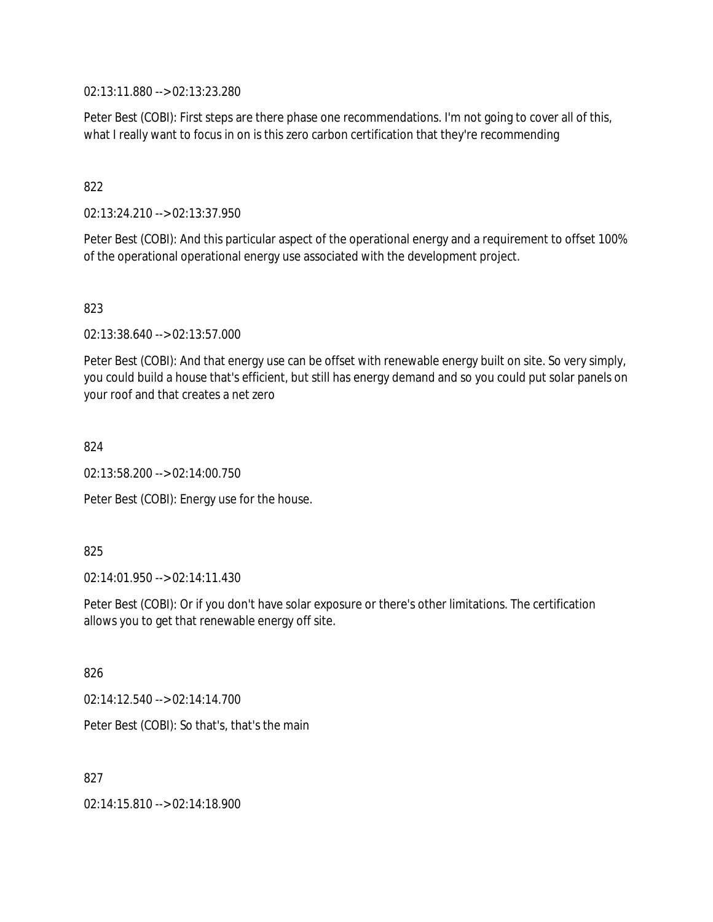02:13:11.880 --> 02:13:23.280

Peter Best (COBI): First steps are there phase one recommendations. I'm not going to cover all of this, what I really want to focus in on is this zero carbon certification that they're recommending

822

02:13:24.210 --> 02:13:37.950

Peter Best (COBI): And this particular aspect of the operational energy and a requirement to offset 100% of the operational operational energy use associated with the development project.

823

02:13:38.640 --> 02:13:57.000

Peter Best (COBI): And that energy use can be offset with renewable energy built on site. So very simply, you could build a house that's efficient, but still has energy demand and so you could put solar panels on your roof and that creates a net zero

824

02:13:58.200 --> 02:14:00.750

Peter Best (COBI): Energy use for the house.

825

02:14:01.950 --> 02:14:11.430

Peter Best (COBI): Or if you don't have solar exposure or there's other limitations. The certification allows you to get that renewable energy off site.

826

02:14:12.540 --> 02:14:14.700

Peter Best (COBI): So that's, that's the main

827

02:14:15.810 --> 02:14:18.900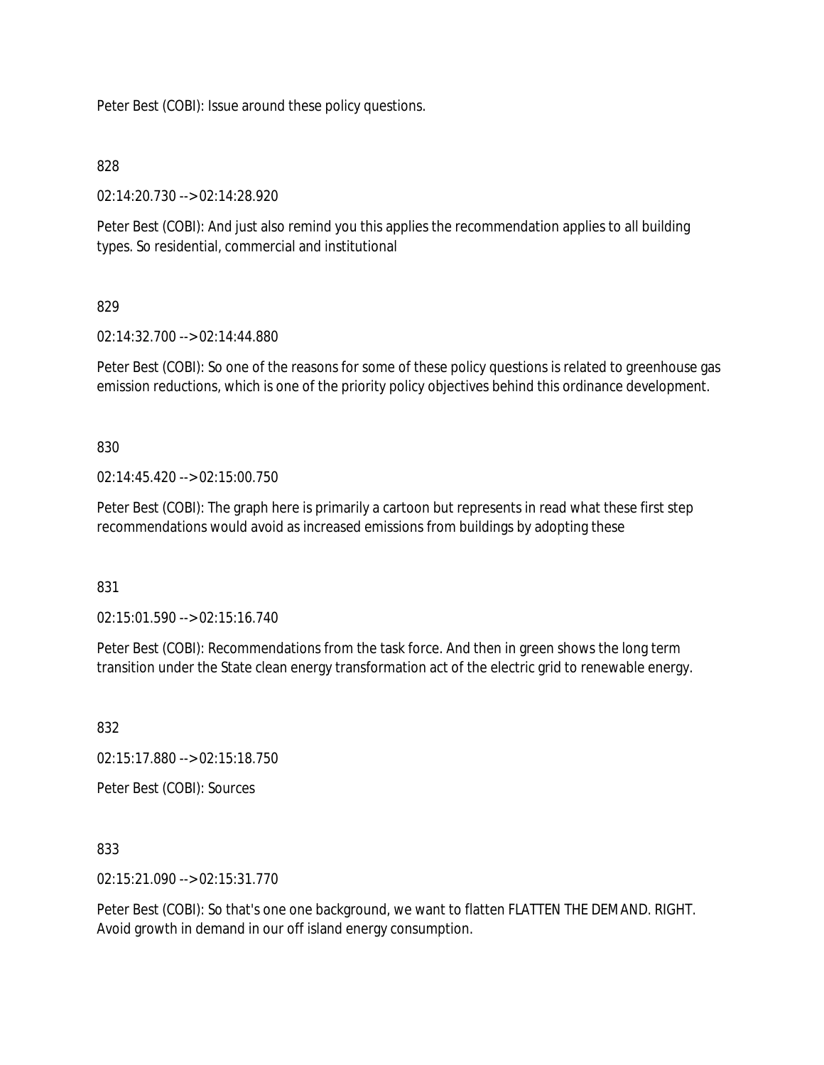Peter Best (COBI): Issue around these policy questions.

828

02:14:20.730 --> 02:14:28.920

Peter Best (COBI): And just also remind you this applies the recommendation applies to all building types. So residential, commercial and institutional

829

02:14:32.700 --> 02:14:44.880

Peter Best (COBI): So one of the reasons for some of these policy questions is related to greenhouse gas emission reductions, which is one of the priority policy objectives behind this ordinance development.

830

02:14:45.420 --> 02:15:00.750

Peter Best (COBI): The graph here is primarily a cartoon but represents in read what these first step recommendations would avoid as increased emissions from buildings by adopting these

831

02:15:01.590 --> 02:15:16.740

Peter Best (COBI): Recommendations from the task force. And then in green shows the long term transition under the State clean energy transformation act of the electric grid to renewable energy.

832

02:15:17.880 --> 02:15:18.750

Peter Best (COBI): Sources

833

02:15:21.090 --> 02:15:31.770

Peter Best (COBI): So that's one one background, we want to flatten FLATTEN THE DEMAND. RIGHT. Avoid growth in demand in our off island energy consumption.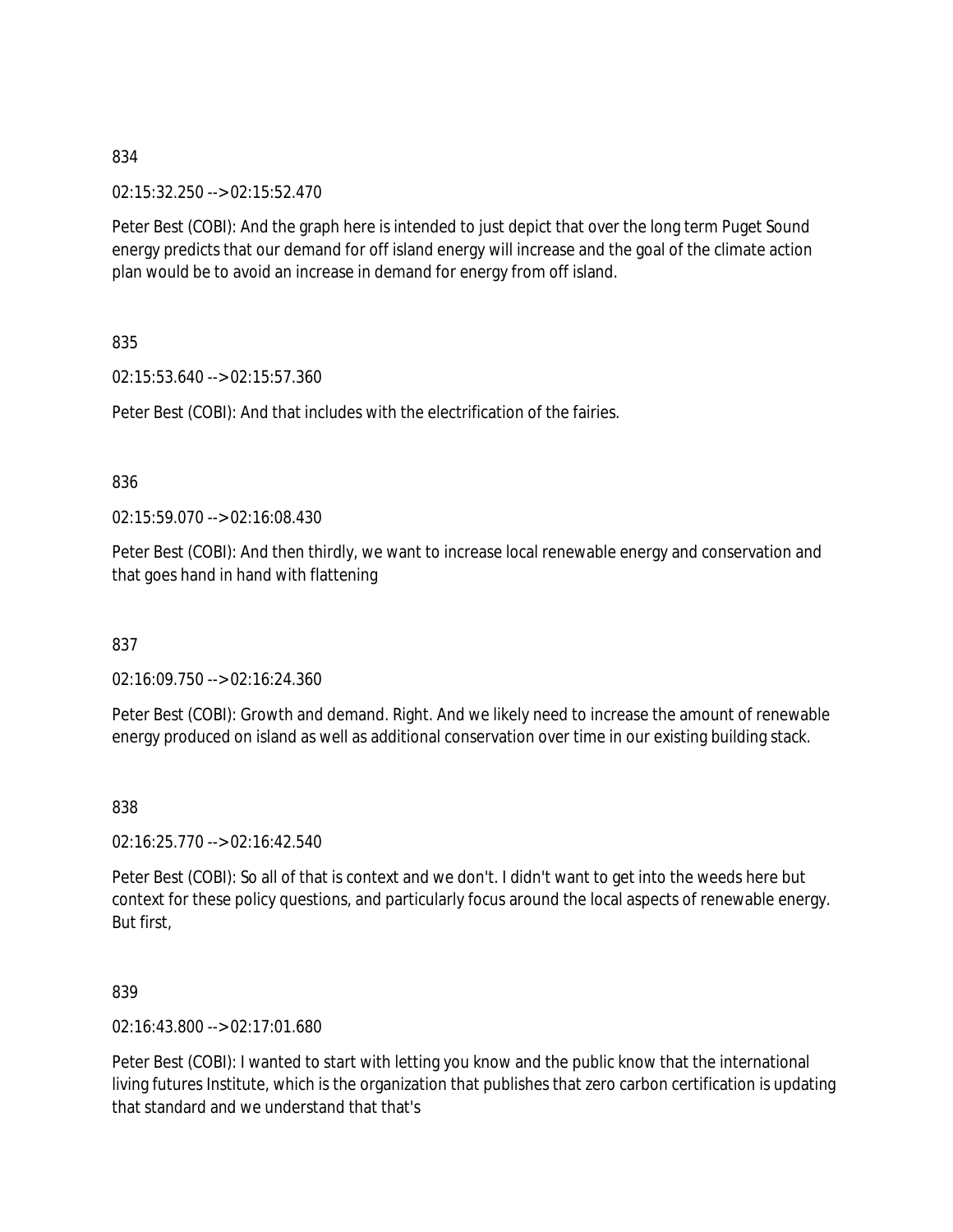834

02:15:32.250 --> 02:15:52.470

Peter Best (COBI): And the graph here is intended to just depict that over the long term Puget Sound energy predicts that our demand for off island energy will increase and the goal of the climate action plan would be to avoid an increase in demand for energy from off island.

835

02:15:53.640 --> 02:15:57.360

Peter Best (COBI): And that includes with the electrification of the fairies.

836

02:15:59.070 --> 02:16:08.430

Peter Best (COBI): And then thirdly, we want to increase local renewable energy and conservation and that goes hand in hand with flattening

837

02:16:09.750 --> 02:16:24.360

Peter Best (COBI): Growth and demand. Right. And we likely need to increase the amount of renewable energy produced on island as well as additional conservation over time in our existing building stack.

838

02:16:25.770 --> 02:16:42.540

Peter Best (COBI): So all of that is context and we don't. I didn't want to get into the weeds here but context for these policy questions, and particularly focus around the local aspects of renewable energy. But first,

839

02:16:43.800 --> 02:17:01.680

Peter Best (COBI): I wanted to start with letting you know and the public know that the international living futures Institute, which is the organization that publishes that zero carbon certification is updating that standard and we understand that that's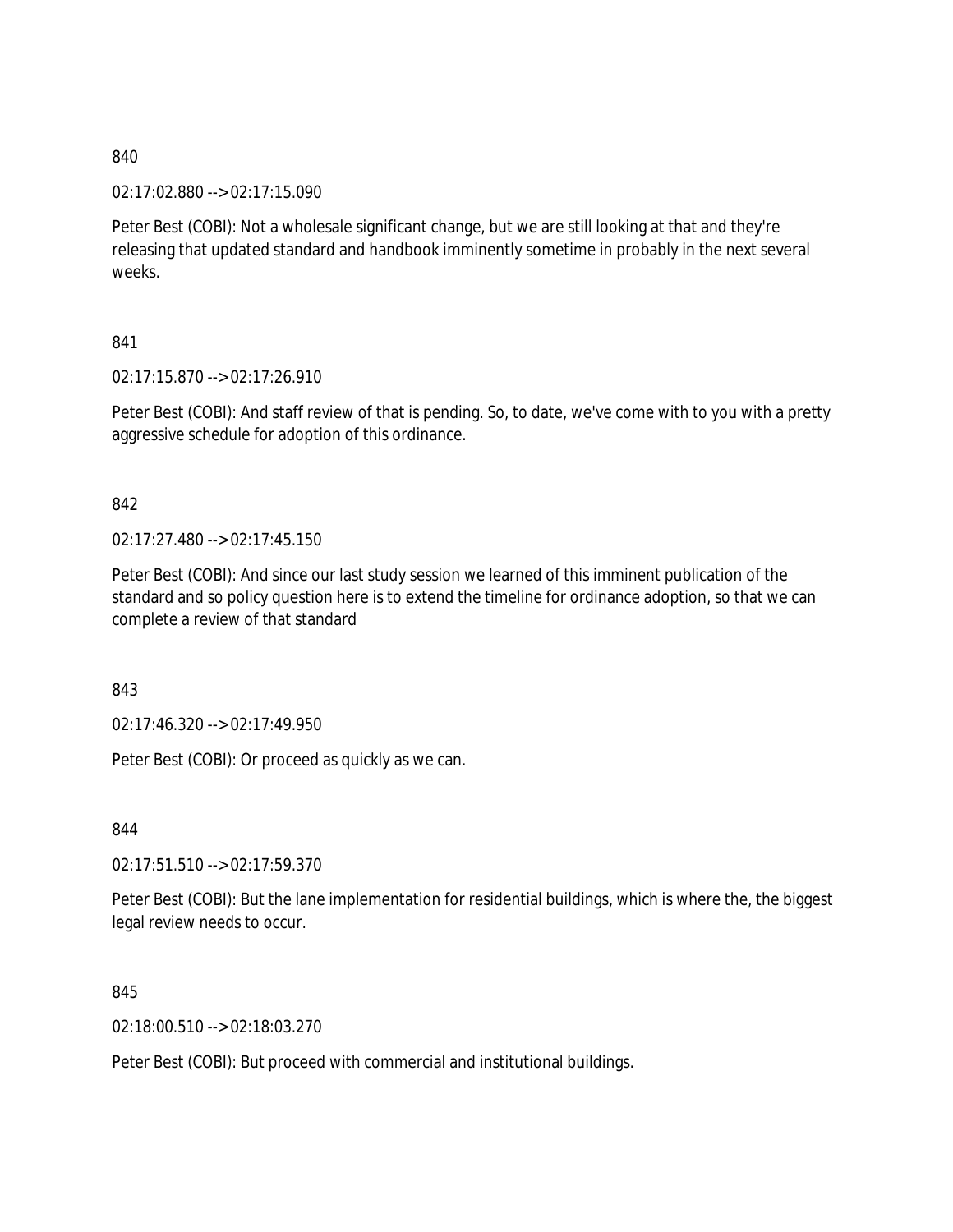840

02:17:02.880 --> 02:17:15.090

Peter Best (COBI): Not a wholesale significant change, but we are still looking at that and they're releasing that updated standard and handbook imminently sometime in probably in the next several weeks.

841

02:17:15.870 --> 02:17:26.910

Peter Best (COBI): And staff review of that is pending. So, to date, we've come with to you with a pretty aggressive schedule for adoption of this ordinance.

842

02:17:27.480 --> 02:17:45.150

Peter Best (COBI): And since our last study session we learned of this imminent publication of the standard and so policy question here is to extend the timeline for ordinance adoption, so that we can complete a review of that standard

843

02:17:46.320 --> 02:17:49.950

Peter Best (COBI): Or proceed as quickly as we can.

844

02:17:51.510 --> 02:17:59.370

Peter Best (COBI): But the lane implementation for residential buildings, which is where the, the biggest legal review needs to occur.

845

02:18:00.510 --> 02:18:03.270

Peter Best (COBI): But proceed with commercial and institutional buildings.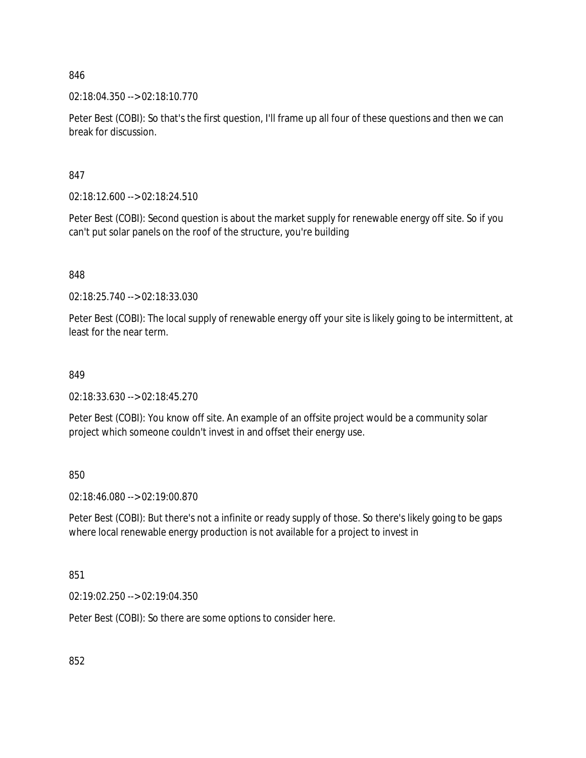846

02:18:04.350 --> 02:18:10.770

Peter Best (COBI): So that's the first question, I'll frame up all four of these questions and then we can break for discussion.

847

02:18:12.600 --> 02:18:24.510

Peter Best (COBI): Second question is about the market supply for renewable energy off site. So if you can't put solar panels on the roof of the structure, you're building

848

02:18:25.740 --> 02:18:33.030

Peter Best (COBI): The local supply of renewable energy off your site is likely going to be intermittent, at least for the near term.

849

02:18:33.630 --> 02:18:45.270

Peter Best (COBI): You know off site. An example of an offsite project would be a community solar project which someone couldn't invest in and offset their energy use.

850

02:18:46.080 --> 02:19:00.870

Peter Best (COBI): But there's not a infinite or ready supply of those. So there's likely going to be gaps where local renewable energy production is not available for a project to invest in

851

02:19:02.250 --> 02:19:04.350

Peter Best (COBI): So there are some options to consider here.

852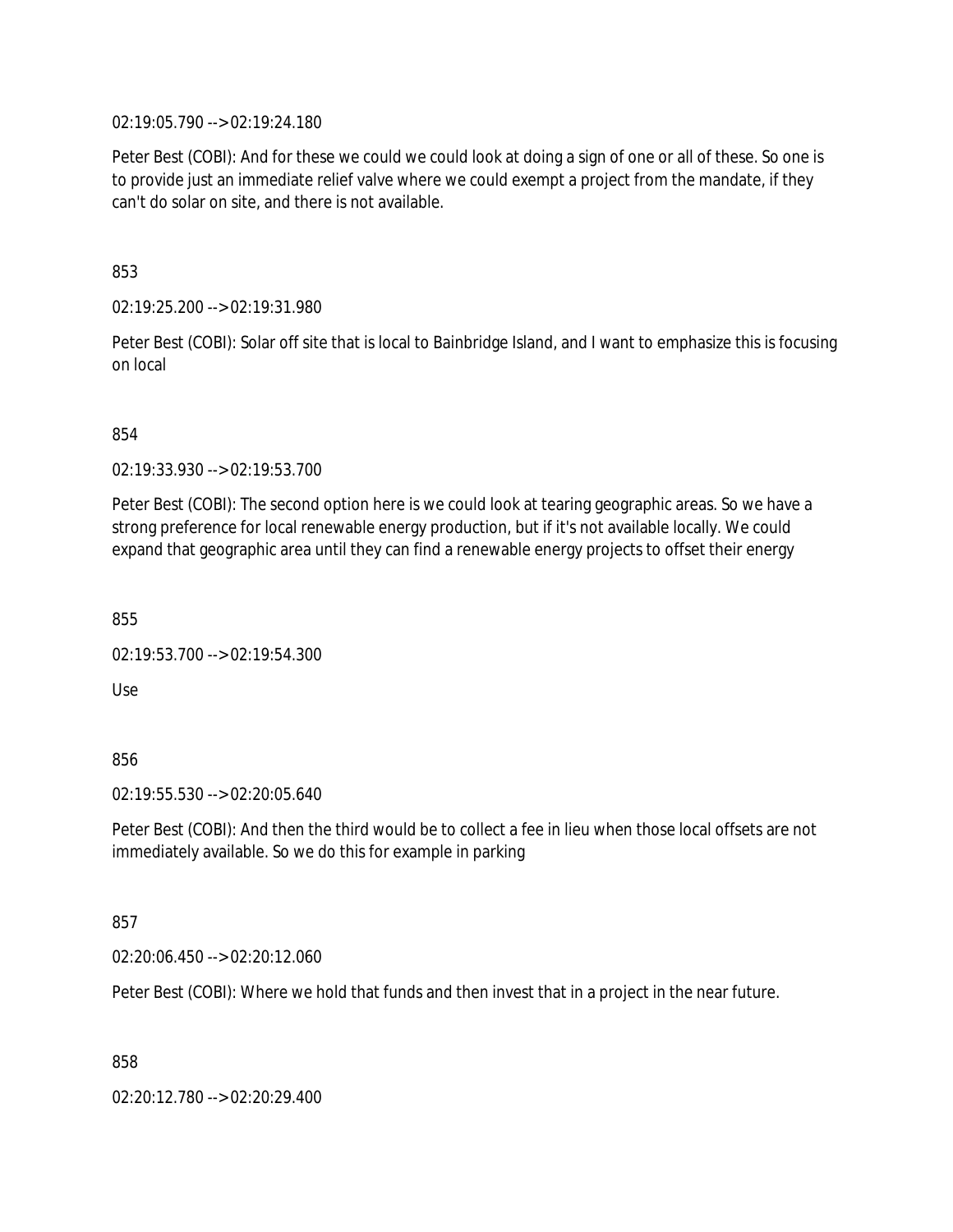02:19:05.790 --> 02:19:24.180

Peter Best (COBI): And for these we could we could look at doing a sign of one or all of these. So one is to provide just an immediate relief valve where we could exempt a project from the mandate, if they can't do solar on site, and there is not available.

853

02:19:25.200 --> 02:19:31.980

Peter Best (COBI): Solar off site that is local to Bainbridge Island, and I want to emphasize this is focusing on local

854

02:19:33.930 --> 02:19:53.700

Peter Best (COBI): The second option here is we could look at tearing geographic areas. So we have a strong preference for local renewable energy production, but if it's not available locally. We could expand that geographic area until they can find a renewable energy projects to offset their energy

855

02:19:53.700 --> 02:19:54.300

Use

856

02:19:55.530 --> 02:20:05.640

Peter Best (COBI): And then the third would be to collect a fee in lieu when those local offsets are not immediately available. So we do this for example in parking

857

02:20:06.450 --> 02:20:12.060

Peter Best (COBI): Where we hold that funds and then invest that in a project in the near future.

858

02:20:12.780 --> 02:20:29.400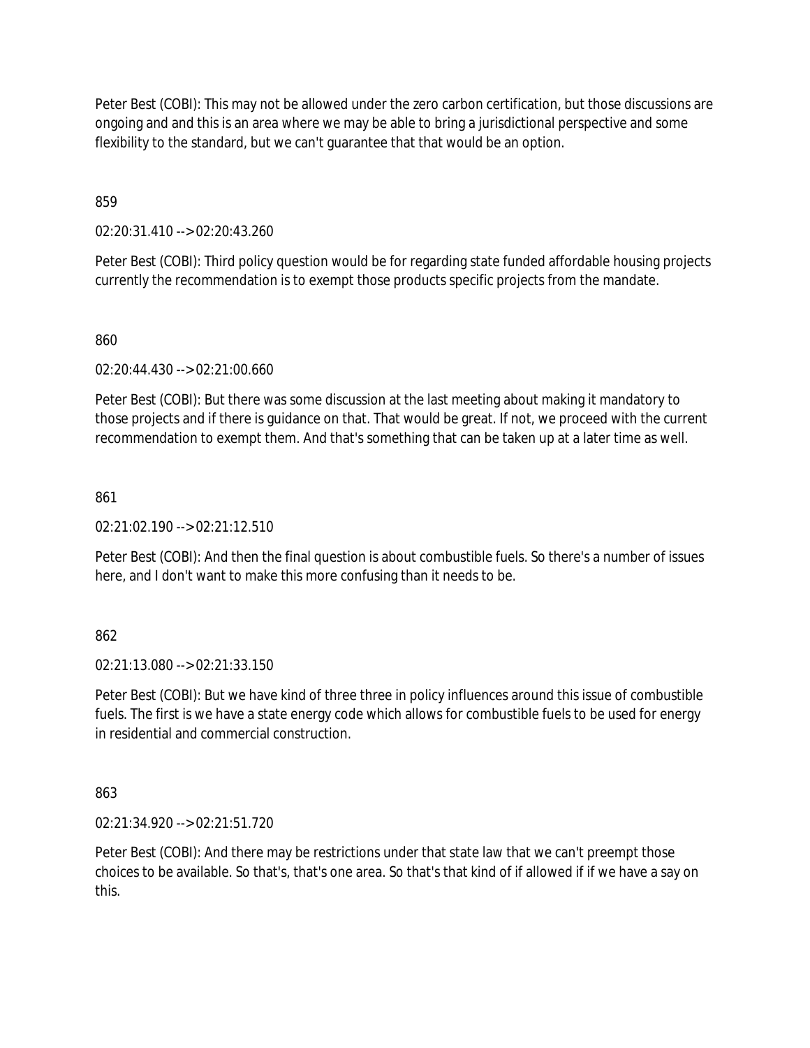Peter Best (COBI): This may not be allowed under the zero carbon certification, but those discussions are ongoing and and this is an area where we may be able to bring a jurisdictional perspective and some flexibility to the standard, but we can't guarantee that that would be an option.

859

02:20:31.410 --> 02:20:43.260

Peter Best (COBI): Third policy question would be for regarding state funded affordable housing projects currently the recommendation is to exempt those products specific projects from the mandate.

860

02:20:44.430 --> 02:21:00.660

Peter Best (COBI): But there was some discussion at the last meeting about making it mandatory to those projects and if there is guidance on that. That would be great. If not, we proceed with the current recommendation to exempt them. And that's something that can be taken up at a later time as well.

861

02:21:02.190 --> 02:21:12.510

Peter Best (COBI): And then the final question is about combustible fuels. So there's a number of issues here, and I don't want to make this more confusing than it needs to be.

862

02:21:13.080 --> 02:21:33.150

Peter Best (COBI): But we have kind of three three in policy influences around this issue of combustible fuels. The first is we have a state energy code which allows for combustible fuels to be used for energy in residential and commercial construction.

863

02:21:34.920 --> 02:21:51.720

Peter Best (COBI): And there may be restrictions under that state law that we can't preempt those choices to be available. So that's, that's one area. So that's that kind of if allowed if if we have a say on this.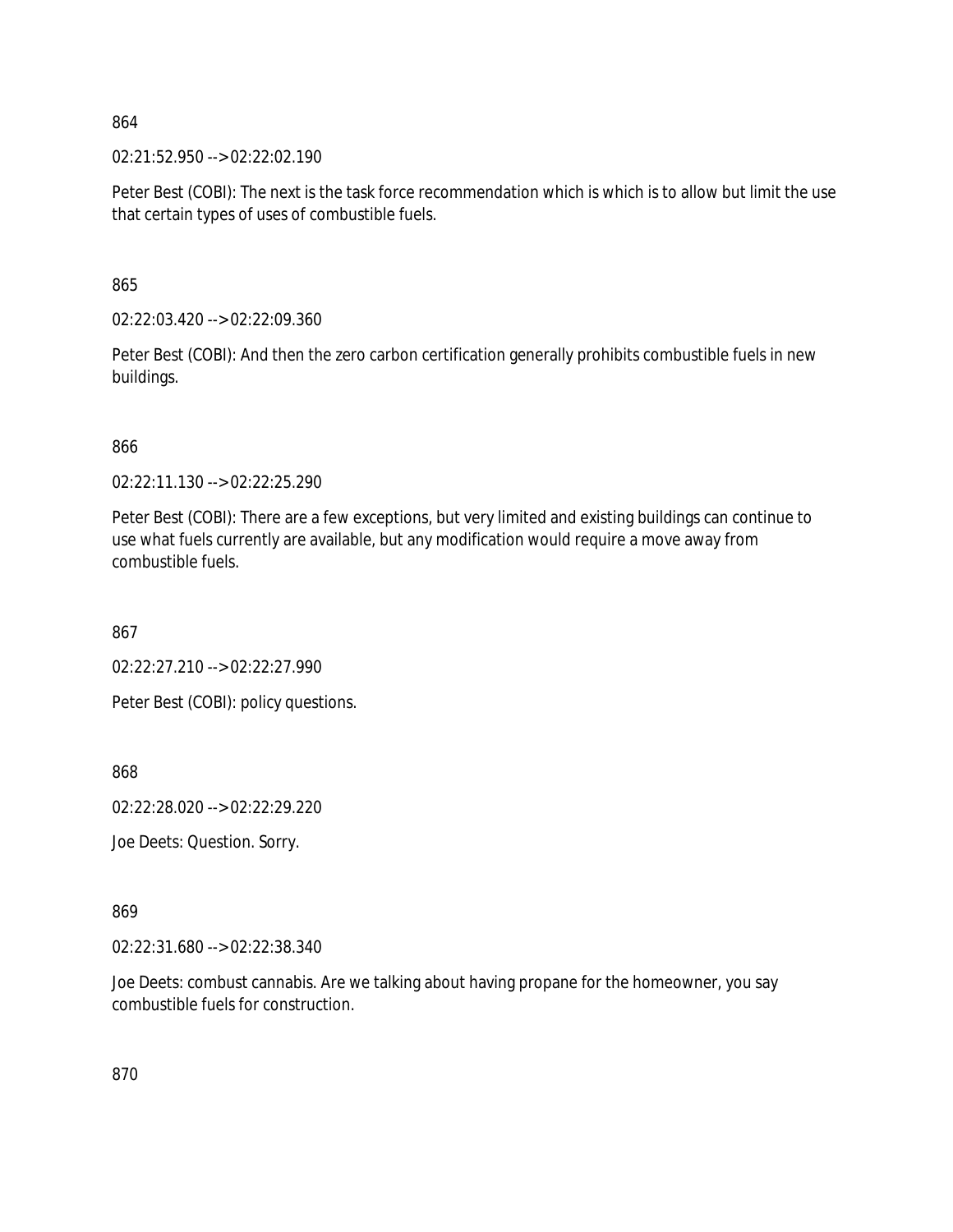864

02:21:52.950 --> 02:22:02.190

Peter Best (COBI): The next is the task force recommendation which is which is to allow but limit the use that certain types of uses of combustible fuels.

865

02:22:03.420 --> 02:22:09.360

Peter Best (COBI): And then the zero carbon certification generally prohibits combustible fuels in new buildings.

866

02:22:11.130 --> 02:22:25.290

Peter Best (COBI): There are a few exceptions, but very limited and existing buildings can continue to use what fuels currently are available, but any modification would require a move away from combustible fuels.

867

02:22:27.210 --> 02:22:27.990

Peter Best (COBI): policy questions.

868

02:22:28.020 --> 02:22:29.220

Joe Deets: Question. Sorry.

869

02:22:31.680 --> 02:22:38.340

Joe Deets: combust cannabis. Are we talking about having propane for the homeowner, you say combustible fuels for construction.

870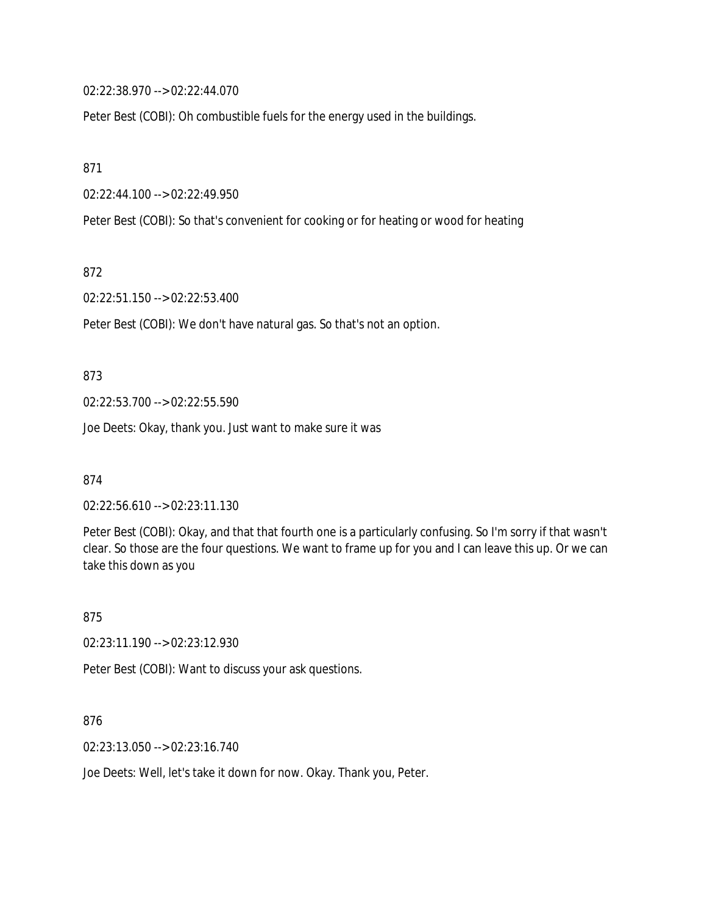02:22:38.970 --> 02:22:44.070

Peter Best (COBI): Oh combustible fuels for the energy used in the buildings.

871

02:22:44.100 --> 02:22:49.950

Peter Best (COBI): So that's convenient for cooking or for heating or wood for heating

872

02:22:51.150 --> 02:22:53.400

Peter Best (COBI): We don't have natural gas. So that's not an option.

873

02:22:53.700 --> 02:22:55.590

Joe Deets: Okay, thank you. Just want to make sure it was

874

02:22:56.610 --> 02:23:11.130

Peter Best (COBI): Okay, and that that fourth one is a particularly confusing. So I'm sorry if that wasn't clear. So those are the four questions. We want to frame up for you and I can leave this up. Or we can take this down as you

875

02:23:11.190 --> 02:23:12.930

Peter Best (COBI): Want to discuss your ask questions.

876

02:23:13.050 --> 02:23:16.740

Joe Deets: Well, let's take it down for now. Okay. Thank you, Peter.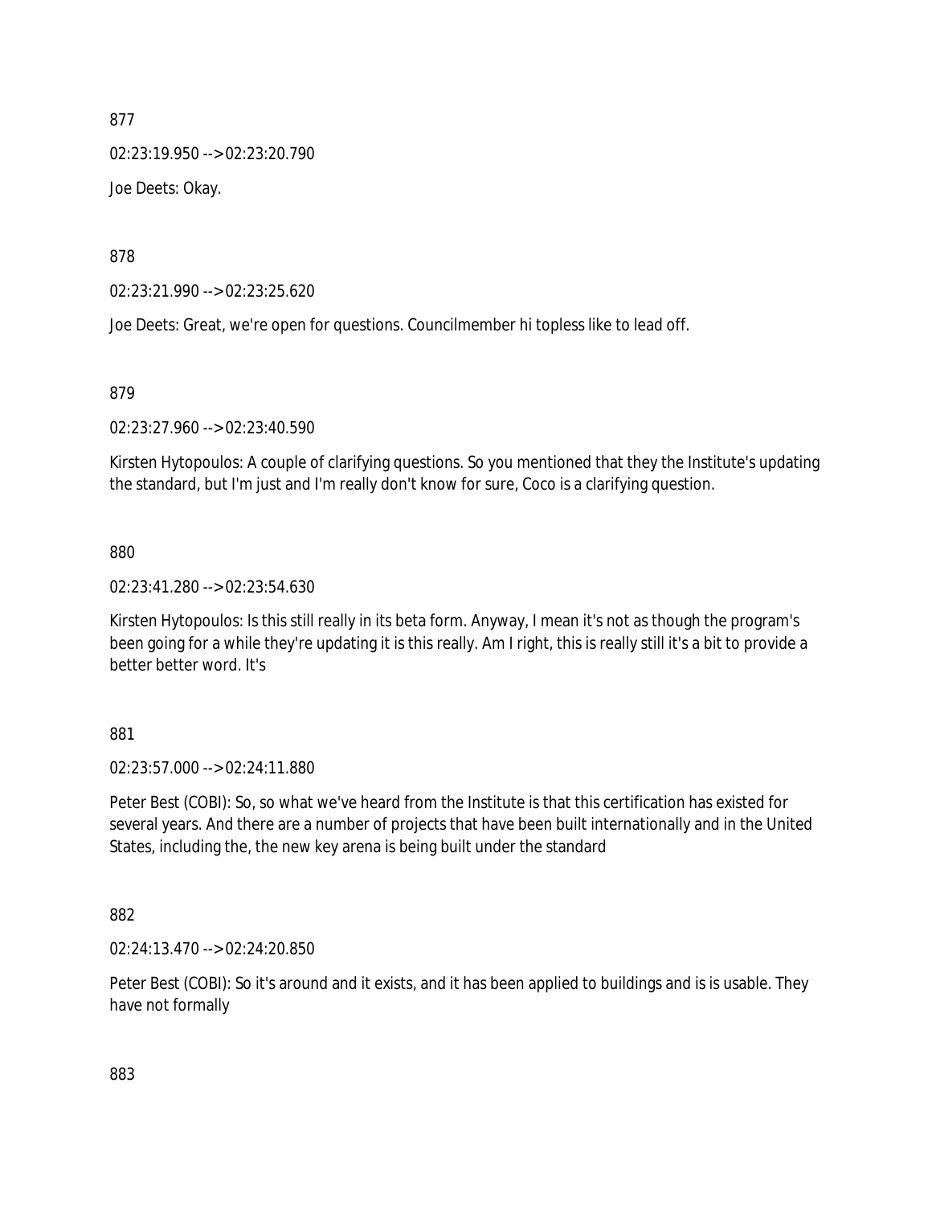877

02:23:19.950 --> 02:23:20.790

Joe Deets: Okay.

878

02:23:21.990 --> 02:23:25.620

Joe Deets: Great, we're open for questions. Councilmember hi topless like to lead off.

879

02:23:27.960 --> 02:23:40.590

Kirsten Hytopoulos: A couple of clarifying questions. So you mentioned that they the Institute's updating the standard, but I'm just and I'm really don't know for sure, Coco is a clarifying question.

880

02:23:41.280 --> 02:23:54.630

Kirsten Hytopoulos: Is this still really in its beta form. Anyway, I mean it's not as though the program's been going for a while they're updating it is this really. Am I right, this is really still it's a bit to provide a better better word. It's

881

02:23:57.000 --> 02:24:11.880

Peter Best (COBI): So, so what we've heard from the Institute is that this certification has existed for several years. And there are a number of projects that have been built internationally and in the United States, including the, the new key arena is being built under the standard

882

02:24:13.470 --> 02:24:20.850

Peter Best (COBI): So it's around and it exists, and it has been applied to buildings and is is usable. They have not formally

883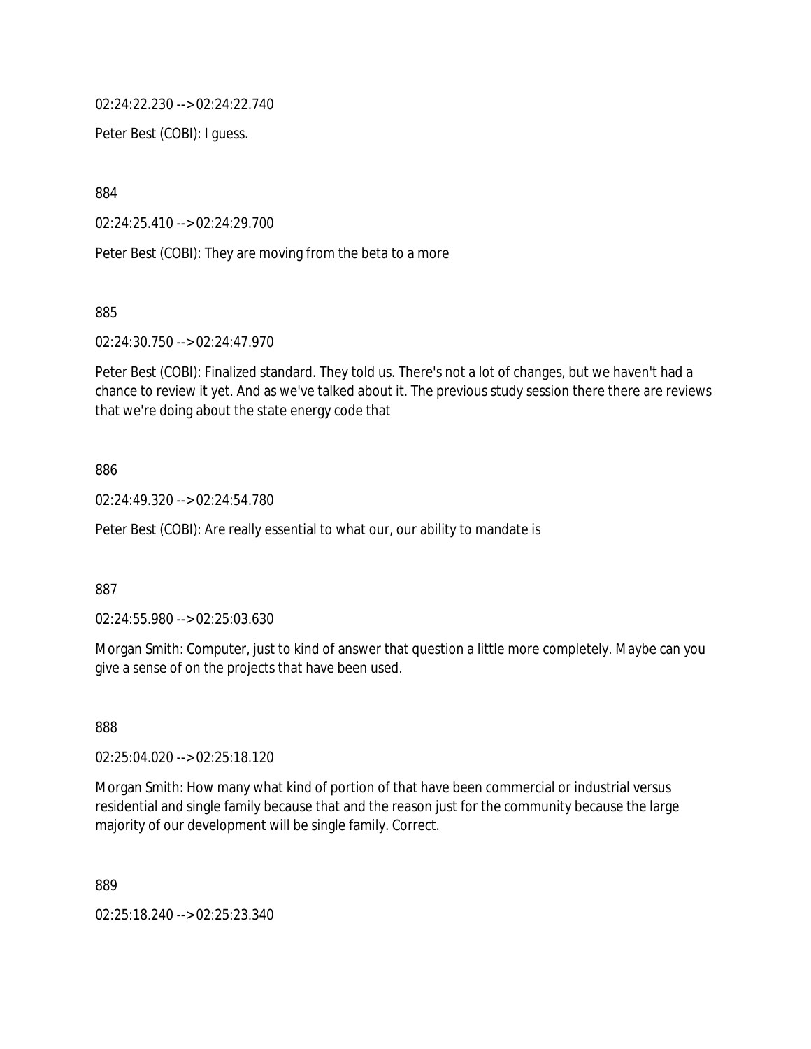02:24:22.230 --> 02:24:22.740

Peter Best (COBI): I guess.

884

02:24:25.410 --> 02:24:29.700

Peter Best (COBI): They are moving from the beta to a more

885

02:24:30.750 --> 02:24:47.970

Peter Best (COBI): Finalized standard. They told us. There's not a lot of changes, but we haven't had a chance to review it yet. And as we've talked about it. The previous study session there there are reviews that we're doing about the state energy code that

886

02:24:49.320 --> 02:24:54.780

Peter Best (COBI): Are really essential to what our, our ability to mandate is

887

02:24:55.980 --> 02:25:03.630

Morgan Smith: Computer, just to kind of answer that question a little more completely. Maybe can you give a sense of on the projects that have been used.

888

02:25:04.020 --> 02:25:18.120

Morgan Smith: How many what kind of portion of that have been commercial or industrial versus residential and single family because that and the reason just for the community because the large majority of our development will be single family. Correct.

889

02:25:18.240 --> 02:25:23.340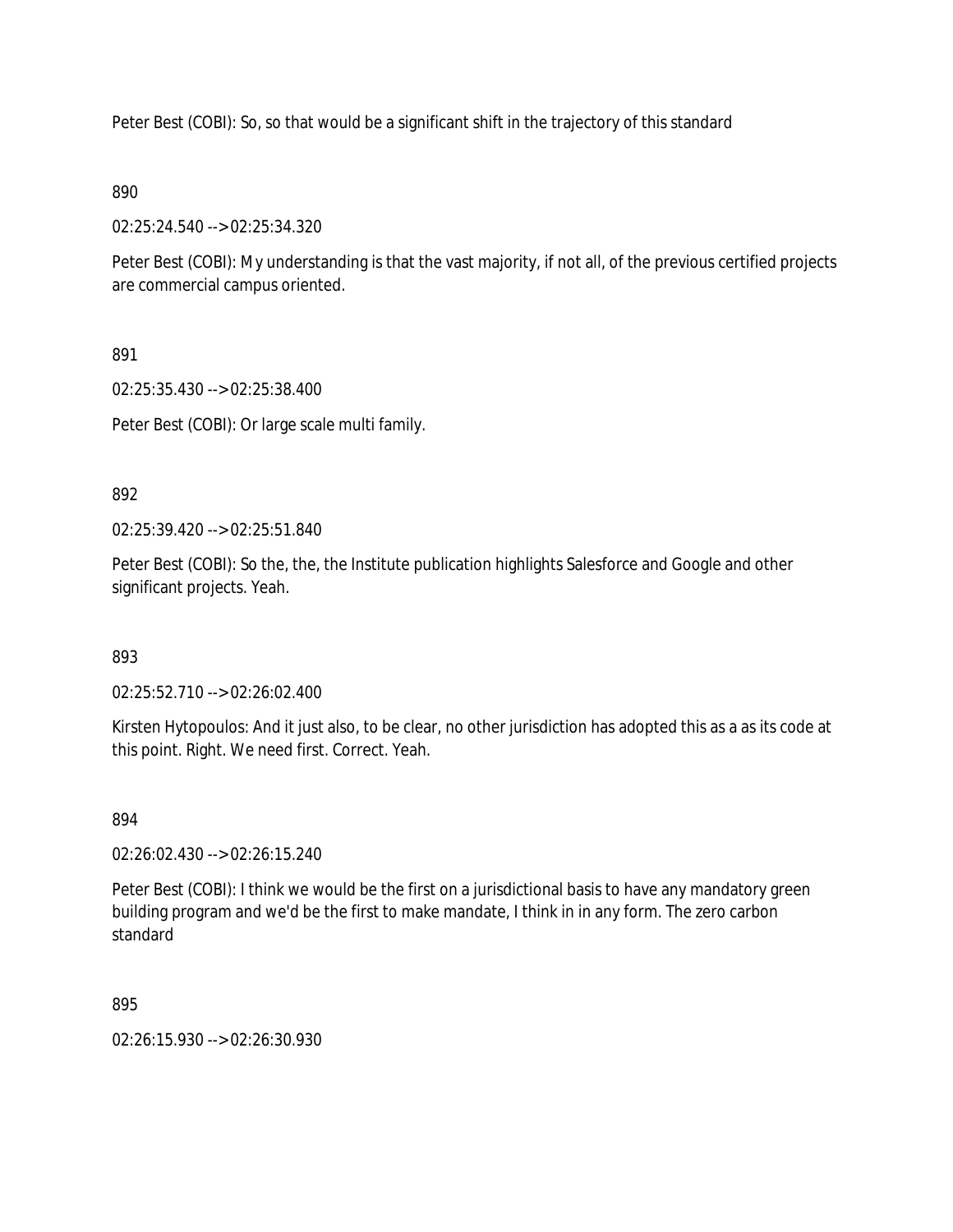Peter Best (COBI): So, so that would be a significant shift in the trajectory of this standard

890

02:25:24.540 --> 02:25:34.320

Peter Best (COBI): My understanding is that the vast majority, if not all, of the previous certified projects are commercial campus oriented.

891

02:25:35.430 --> 02:25:38.400

Peter Best (COBI): Or large scale multi family.

892

02:25:39.420 --> 02:25:51.840

Peter Best (COBI): So the, the, the Institute publication highlights Salesforce and Google and other significant projects. Yeah.

893

02:25:52.710 --> 02:26:02.400

Kirsten Hytopoulos: And it just also, to be clear, no other jurisdiction has adopted this as a as its code at this point. Right. We need first. Correct. Yeah.

894

02:26:02.430 --> 02:26:15.240

Peter Best (COBI): I think we would be the first on a jurisdictional basis to have any mandatory green building program and we'd be the first to make mandate, I think in in any form. The zero carbon standard

895

02:26:15.930 --> 02:26:30.930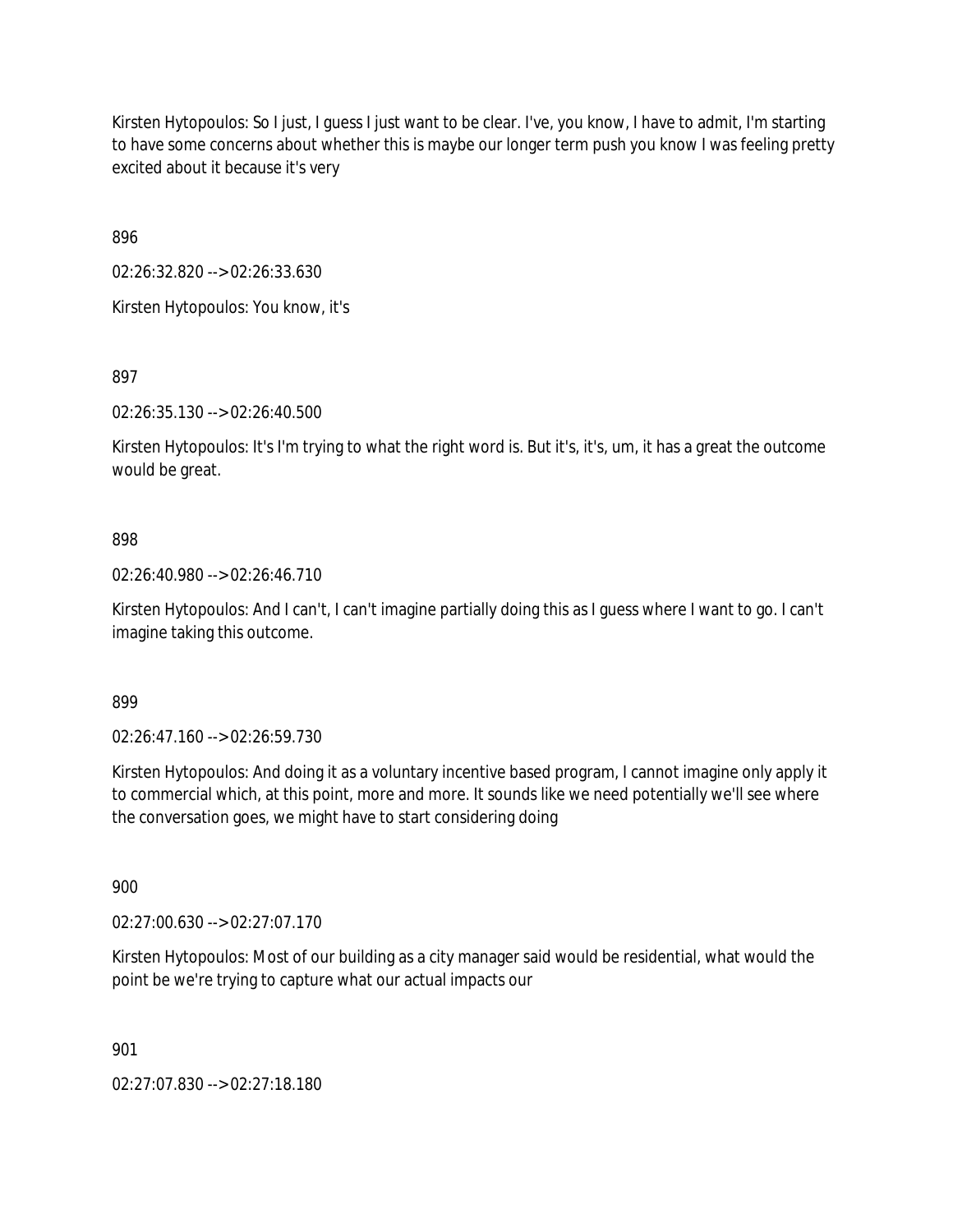Kirsten Hytopoulos: So I just, I guess I just want to be clear. I've, you know, I have to admit, I'm starting to have some concerns about whether this is maybe our longer term push you know I was feeling pretty excited about it because it's very

896

02:26:32.820 --> 02:26:33.630

Kirsten Hytopoulos: You know, it's

897

02:26:35.130 --> 02:26:40.500

Kirsten Hytopoulos: It's I'm trying to what the right word is. But it's, it's, um, it has a great the outcome would be great.

898

02:26:40.980 --> 02:26:46.710

Kirsten Hytopoulos: And I can't, I can't imagine partially doing this as I guess where I want to go. I can't imagine taking this outcome.

899

02:26:47.160 --> 02:26:59.730

Kirsten Hytopoulos: And doing it as a voluntary incentive based program, I cannot imagine only apply it to commercial which, at this point, more and more. It sounds like we need potentially we'll see where the conversation goes, we might have to start considering doing

900

02:27:00.630 --> 02:27:07.170

Kirsten Hytopoulos: Most of our building as a city manager said would be residential, what would the point be we're trying to capture what our actual impacts our

901

02:27:07.830 --> 02:27:18.180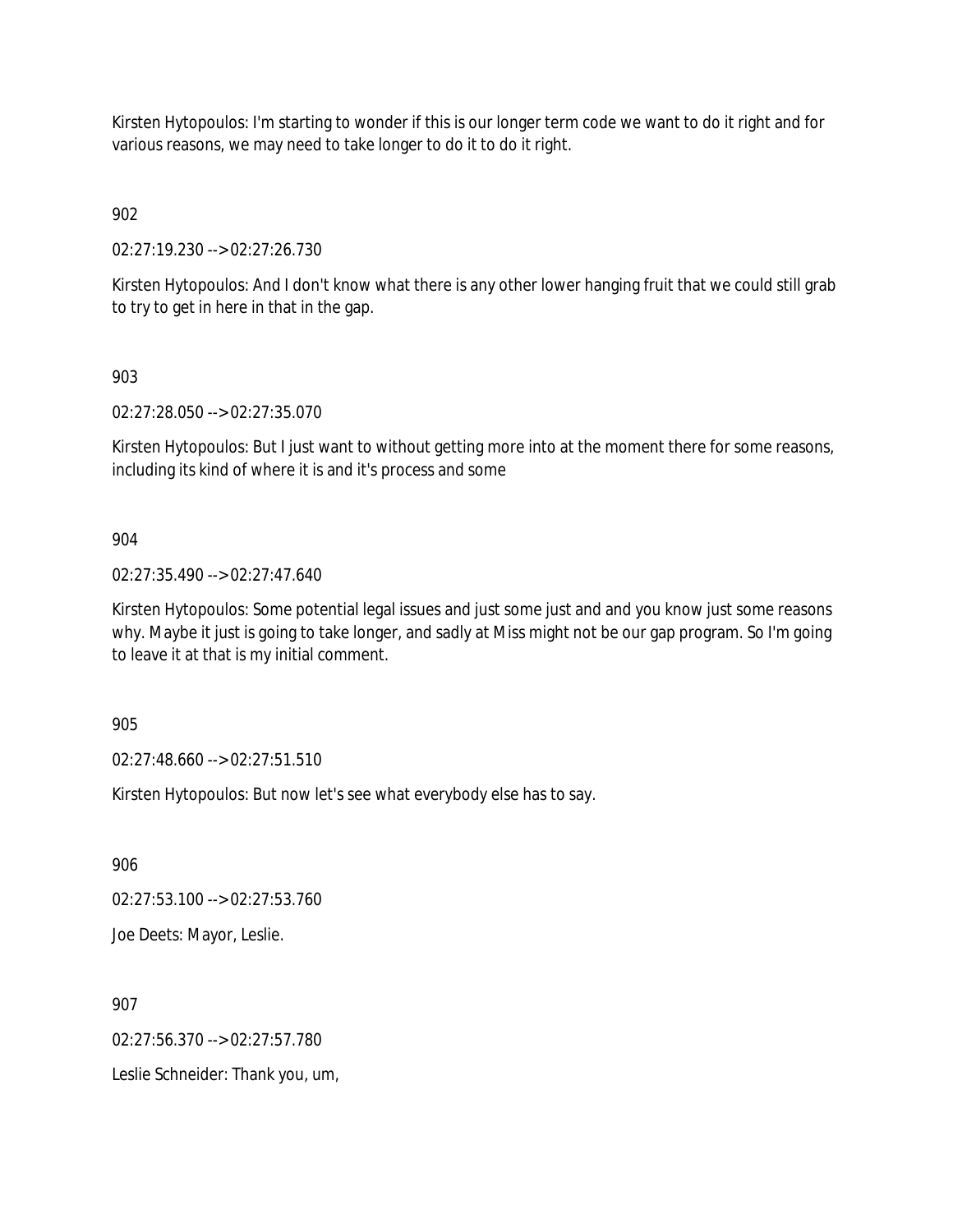Kirsten Hytopoulos: I'm starting to wonder if this is our longer term code we want to do it right and for various reasons, we may need to take longer to do it to do it right.

902

02:27:19.230 --> 02:27:26.730

Kirsten Hytopoulos: And I don't know what there is any other lower hanging fruit that we could still grab to try to get in here in that in the gap.

903

02:27:28.050 --> 02:27:35.070

Kirsten Hytopoulos: But I just want to without getting more into at the moment there for some reasons, including its kind of where it is and it's process and some

904

02:27:35.490 --> 02:27:47.640

Kirsten Hytopoulos: Some potential legal issues and just some just and and you know just some reasons why. Maybe it just is going to take longer, and sadly at Miss might not be our gap program. So I'm going to leave it at that is my initial comment.

905

02:27:48.660 --> 02:27:51.510

Kirsten Hytopoulos: But now let's see what everybody else has to say.

906

02:27:53.100 --> 02:27:53.760

Joe Deets: Mayor, Leslie.

907

02:27:56.370 --> 02:27:57.780

Leslie Schneider: Thank you, um,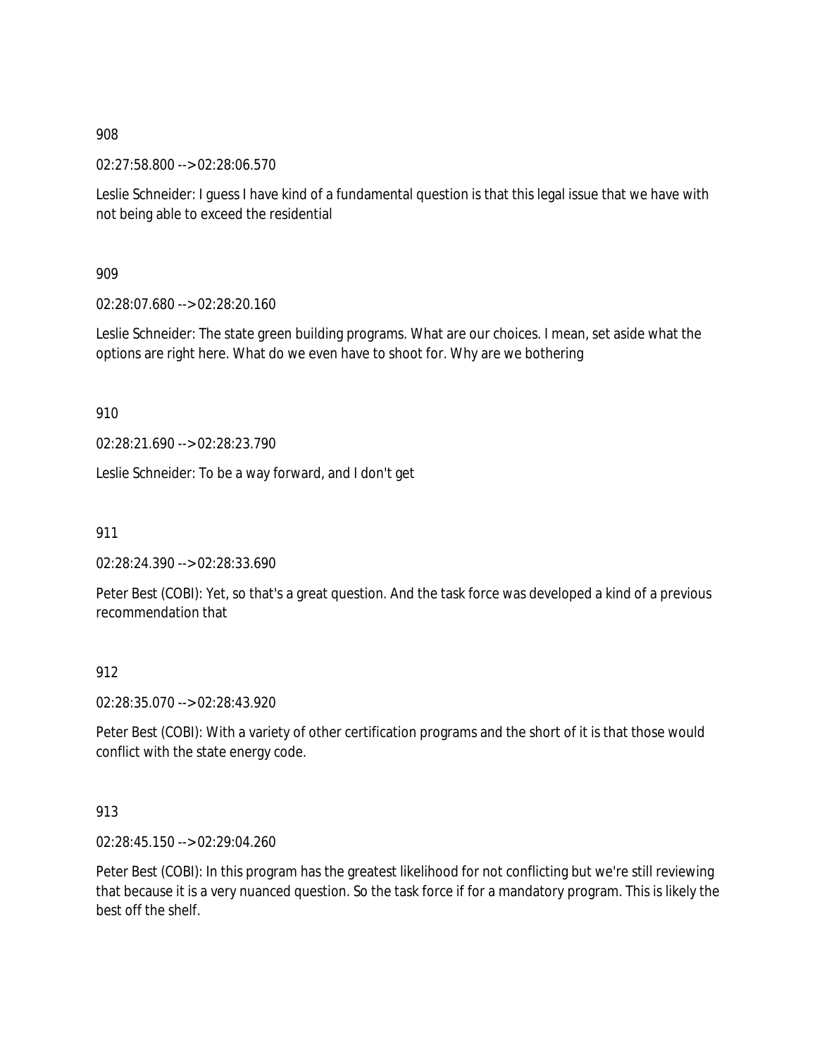908

02:27:58.800 --> 02:28:06.570

Leslie Schneider: I guess I have kind of a fundamental question is that this legal issue that we have with not being able to exceed the residential

909

02:28:07.680 --> 02:28:20.160

Leslie Schneider: The state green building programs. What are our choices. I mean, set aside what the options are right here. What do we even have to shoot for. Why are we bothering

910

02:28:21.690 --> 02:28:23.790

Leslie Schneider: To be a way forward, and I don't get

911

02:28:24.390 --> 02:28:33.690

Peter Best (COBI): Yet, so that's a great question. And the task force was developed a kind of a previous recommendation that

912

02:28:35.070 --> 02:28:43.920

Peter Best (COBI): With a variety of other certification programs and the short of it is that those would conflict with the state energy code.

913

02:28:45.150 --> 02:29:04.260

Peter Best (COBI): In this program has the greatest likelihood for not conflicting but we're still reviewing that because it is a very nuanced question. So the task force if for a mandatory program. This is likely the best off the shelf.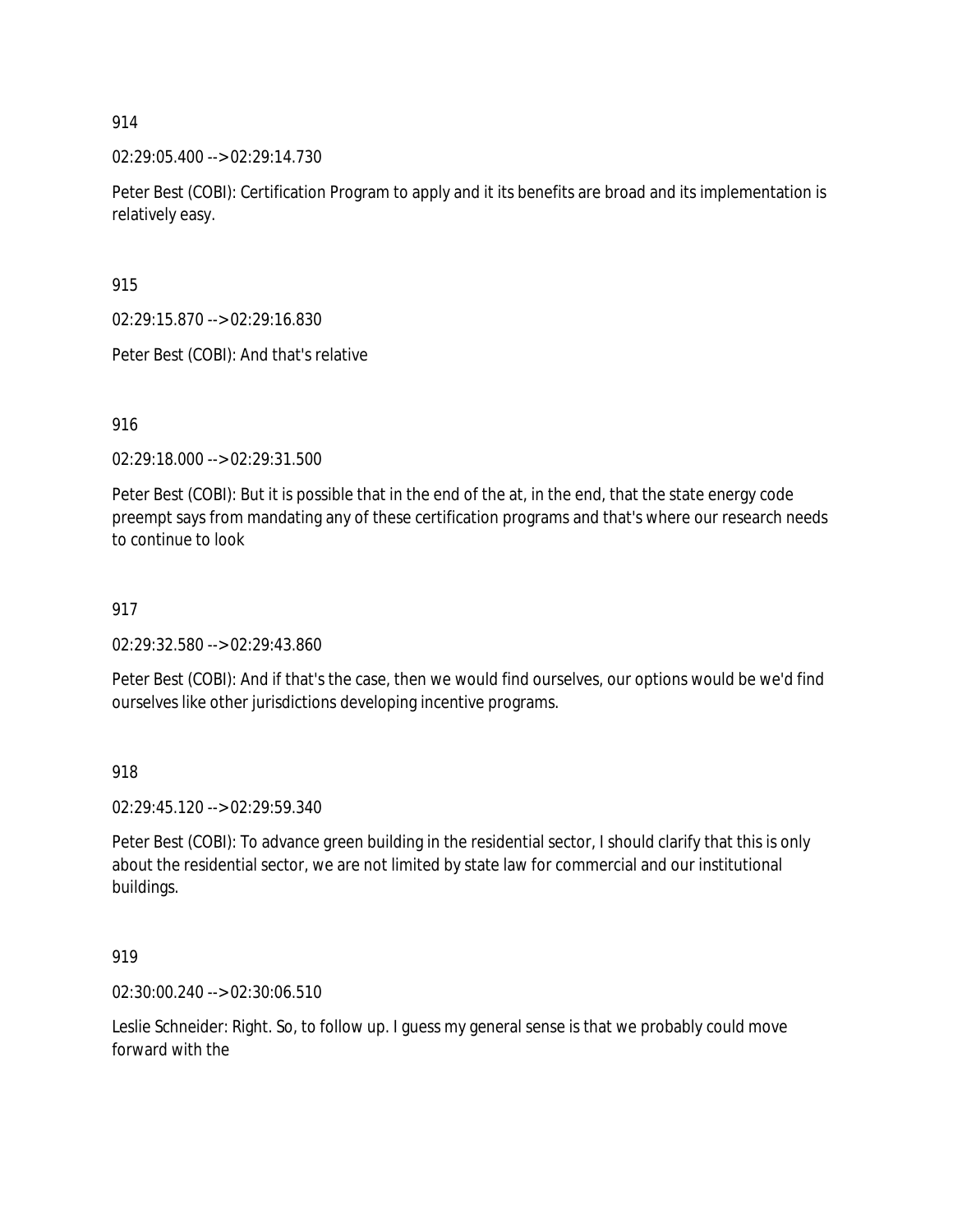914

02:29:05.400 --> 02:29:14.730

Peter Best (COBI): Certification Program to apply and it its benefits are broad and its implementation is relatively easy.

915

02:29:15.870 --> 02:29:16.830

Peter Best (COBI): And that's relative

916

02:29:18.000 --> 02:29:31.500

Peter Best (COBI): But it is possible that in the end of the at, in the end, that the state energy code preempt says from mandating any of these certification programs and that's where our research needs to continue to look

917

02:29:32.580 --> 02:29:43.860

Peter Best (COBI): And if that's the case, then we would find ourselves, our options would be we'd find ourselves like other jurisdictions developing incentive programs.

918

02:29:45.120 --> 02:29:59.340

Peter Best (COBI): To advance green building in the residential sector, I should clarify that this is only about the residential sector, we are not limited by state law for commercial and our institutional buildings.

919

02:30:00.240 --> 02:30:06.510

Leslie Schneider: Right. So, to follow up. I guess my general sense is that we probably could move forward with the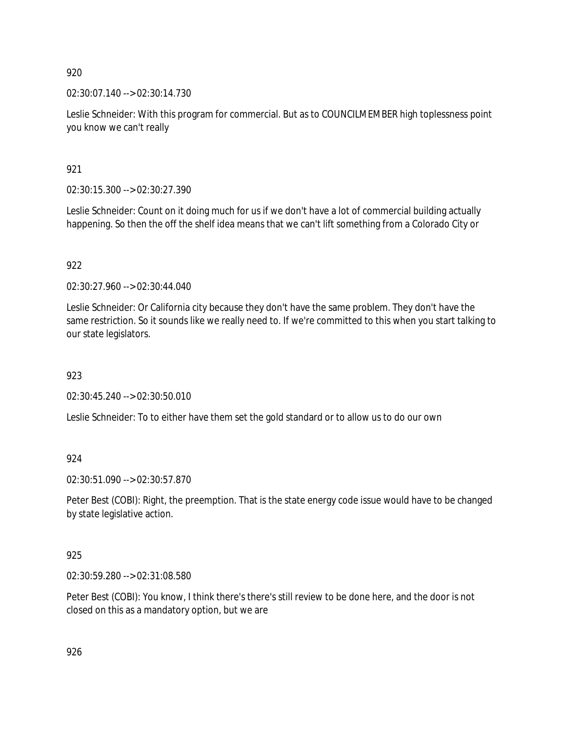920

02:30:07.140 --> 02:30:14.730

Leslie Schneider: With this program for commercial. But as to COUNCILMEMBER high toplessness point you know we can't really

921

02:30:15.300 --> 02:30:27.390

Leslie Schneider: Count on it doing much for us if we don't have a lot of commercial building actually happening. So then the off the shelf idea means that we can't lift something from a Colorado City or

922

02:30:27.960 --> 02:30:44.040

Leslie Schneider: Or California city because they don't have the same problem. They don't have the same restriction. So it sounds like we really need to. If we're committed to this when you start talking to our state legislators.

923

02:30:45.240 --> 02:30:50.010

Leslie Schneider: To to either have them set the gold standard or to allow us to do our own

924

02:30:51.090 --> 02:30:57.870

Peter Best (COBI): Right, the preemption. That is the state energy code issue would have to be changed by state legislative action.

925

02:30:59.280 --> 02:31:08.580

Peter Best (COBI): You know, I think there's there's still review to be done here, and the door is not closed on this as a mandatory option, but we are

926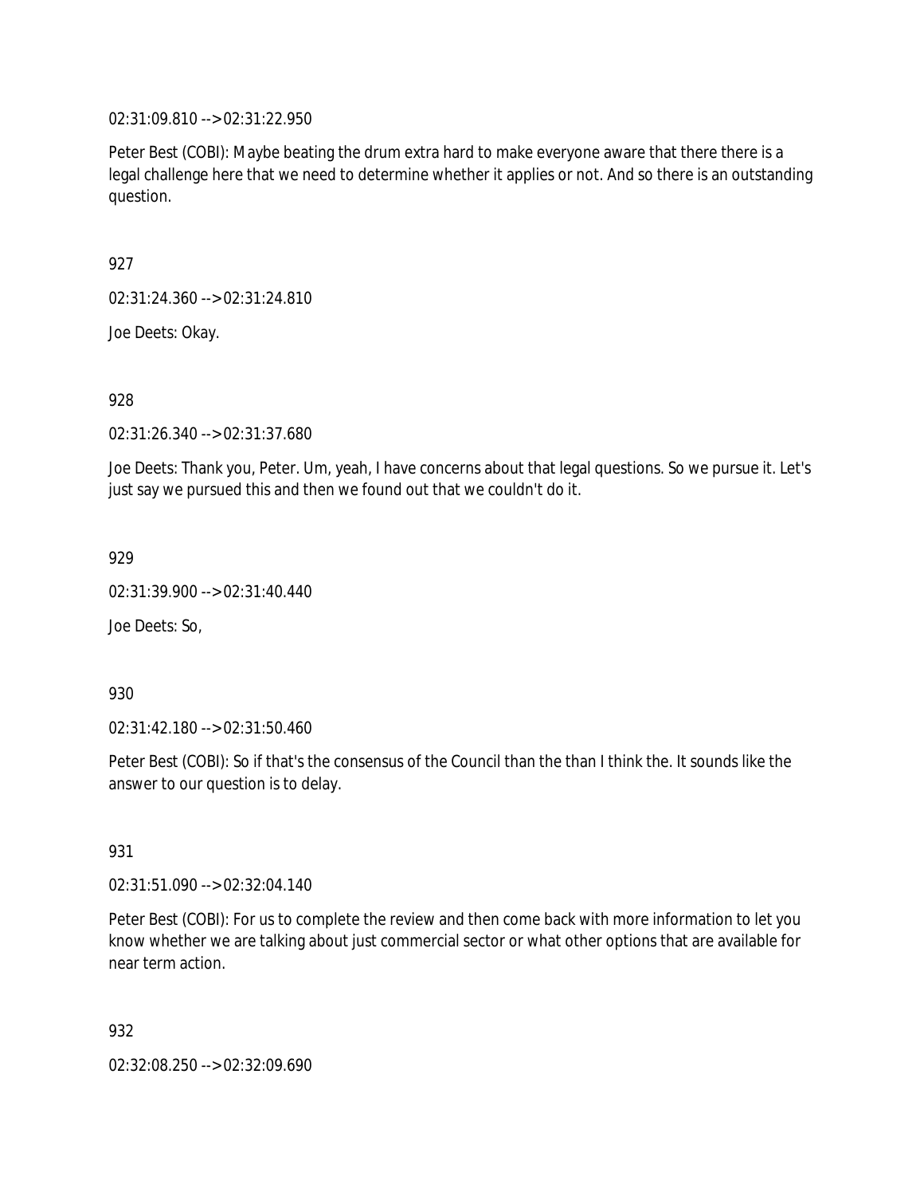02:31:09.810 --> 02:31:22.950

Peter Best (COBI): Maybe beating the drum extra hard to make everyone aware that there there is a legal challenge here that we need to determine whether it applies or not. And so there is an outstanding question.

927

02:31:24.360 --> 02:31:24.810

Joe Deets: Okay.

928

02:31:26.340 --> 02:31:37.680

Joe Deets: Thank you, Peter. Um, yeah, I have concerns about that legal questions. So we pursue it. Let's just say we pursued this and then we found out that we couldn't do it.

929

02:31:39.900 --> 02:31:40.440

Joe Deets: So,

930

02:31:42.180 --> 02:31:50.460

Peter Best (COBI): So if that's the consensus of the Council than the than I think the. It sounds like the answer to our question is to delay.

931

02:31:51.090 --> 02:32:04.140

Peter Best (COBI): For us to complete the review and then come back with more information to let you know whether we are talking about just commercial sector or what other options that are available for near term action.

932

02:32:08.250 --> 02:32:09.690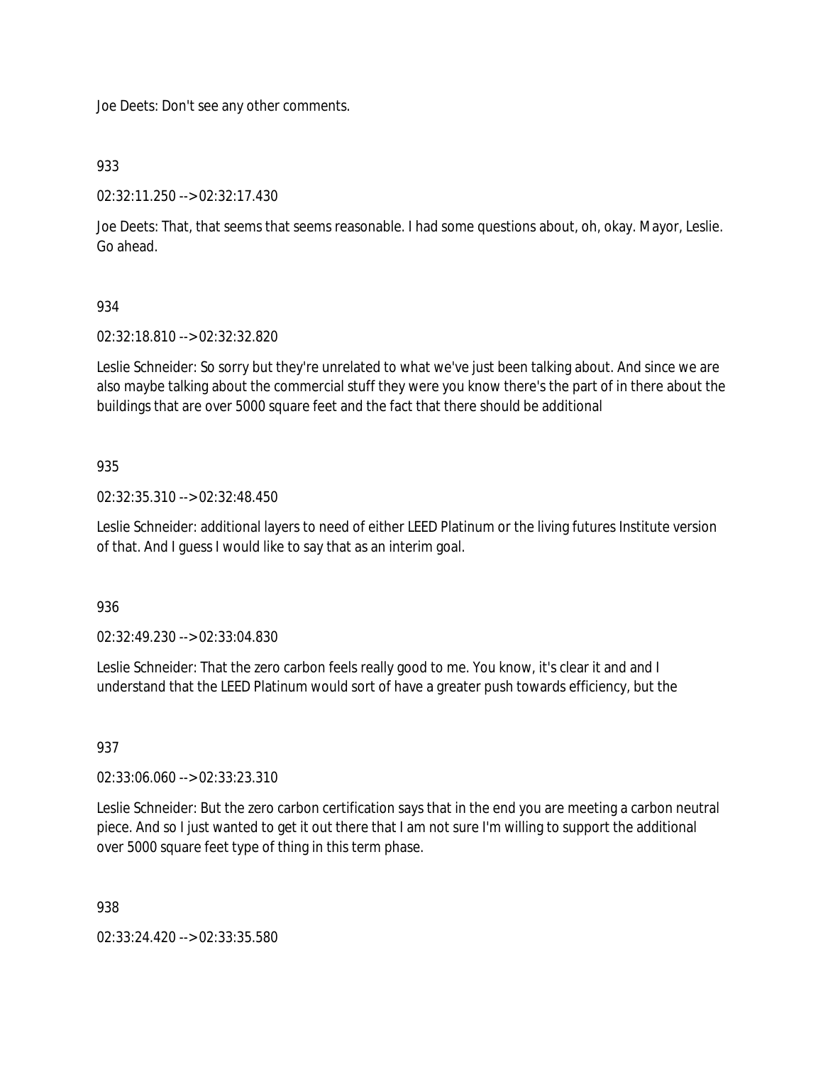Joe Deets: Don't see any other comments.

933

02:32:11.250 --> 02:32:17.430

Joe Deets: That, that seems that seems reasonable. I had some questions about, oh, okay. Mayor, Leslie. Go ahead.

934

02:32:18.810 --> 02:32:32.820

Leslie Schneider: So sorry but they're unrelated to what we've just been talking about. And since we are also maybe talking about the commercial stuff they were you know there's the part of in there about the buildings that are over 5000 square feet and the fact that there should be additional

935

02:32:35.310 --> 02:32:48.450

Leslie Schneider: additional layers to need of either LEED Platinum or the living futures Institute version of that. And I guess I would like to say that as an interim goal.

936

02:32:49.230 --> 02:33:04.830

Leslie Schneider: That the zero carbon feels really good to me. You know, it's clear it and and I understand that the LEED Platinum would sort of have a greater push towards efficiency, but the

937

02:33:06.060 --> 02:33:23.310

Leslie Schneider: But the zero carbon certification says that in the end you are meeting a carbon neutral piece. And so I just wanted to get it out there that I am not sure I'm willing to support the additional over 5000 square feet type of thing in this term phase.

938

02:33:24.420 --> 02:33:35.580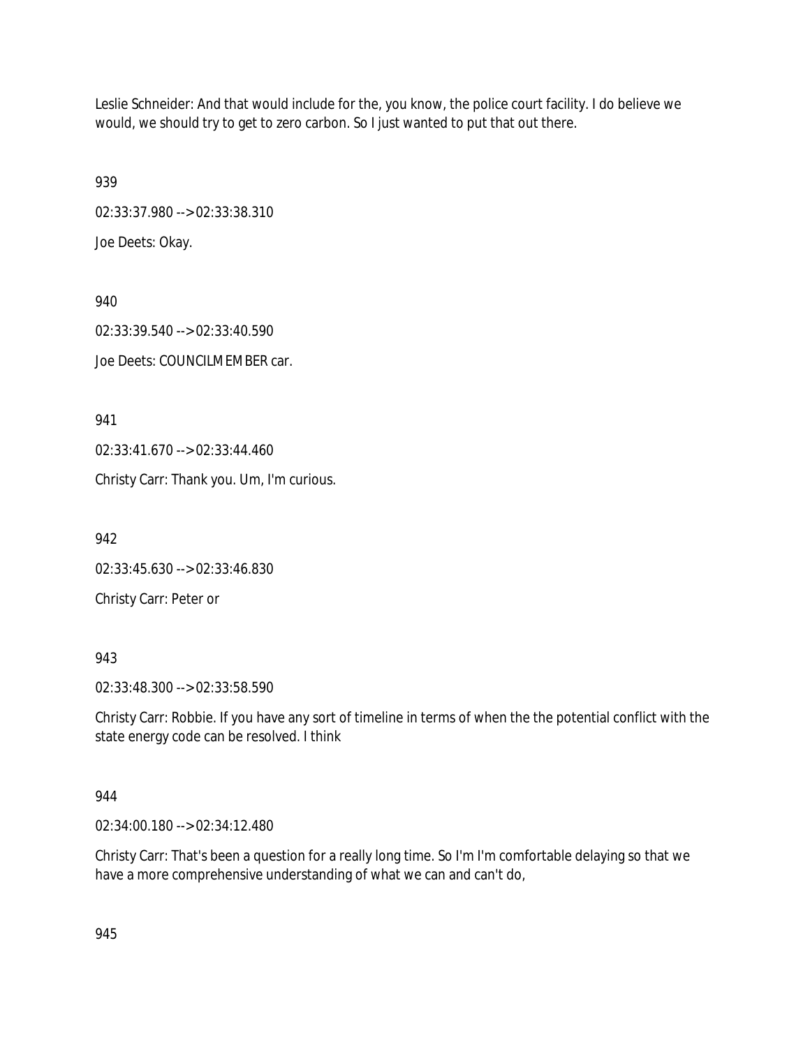Leslie Schneider: And that would include for the, you know, the police court facility. I do believe we would, we should try to get to zero carbon. So I just wanted to put that out there.

939

02:33:37.980 --> 02:33:38.310

Joe Deets: Okay.

940

02:33:39.540 --> 02:33:40.590

Joe Deets: COUNCILMEMBER car.

941

02:33:41.670 --> 02:33:44.460

Christy Carr: Thank you. Um, I'm curious.

942

02:33:45.630 --> 02:33:46.830

Christy Carr: Peter or

943

02:33:48.300 --> 02:33:58.590

Christy Carr: Robbie. If you have any sort of timeline in terms of when the the potential conflict with the state energy code can be resolved. I think

944

02:34:00.180 --> 02:34:12.480

Christy Carr: That's been a question for a really long time. So I'm I'm comfortable delaying so that we have a more comprehensive understanding of what we can and can't do,

945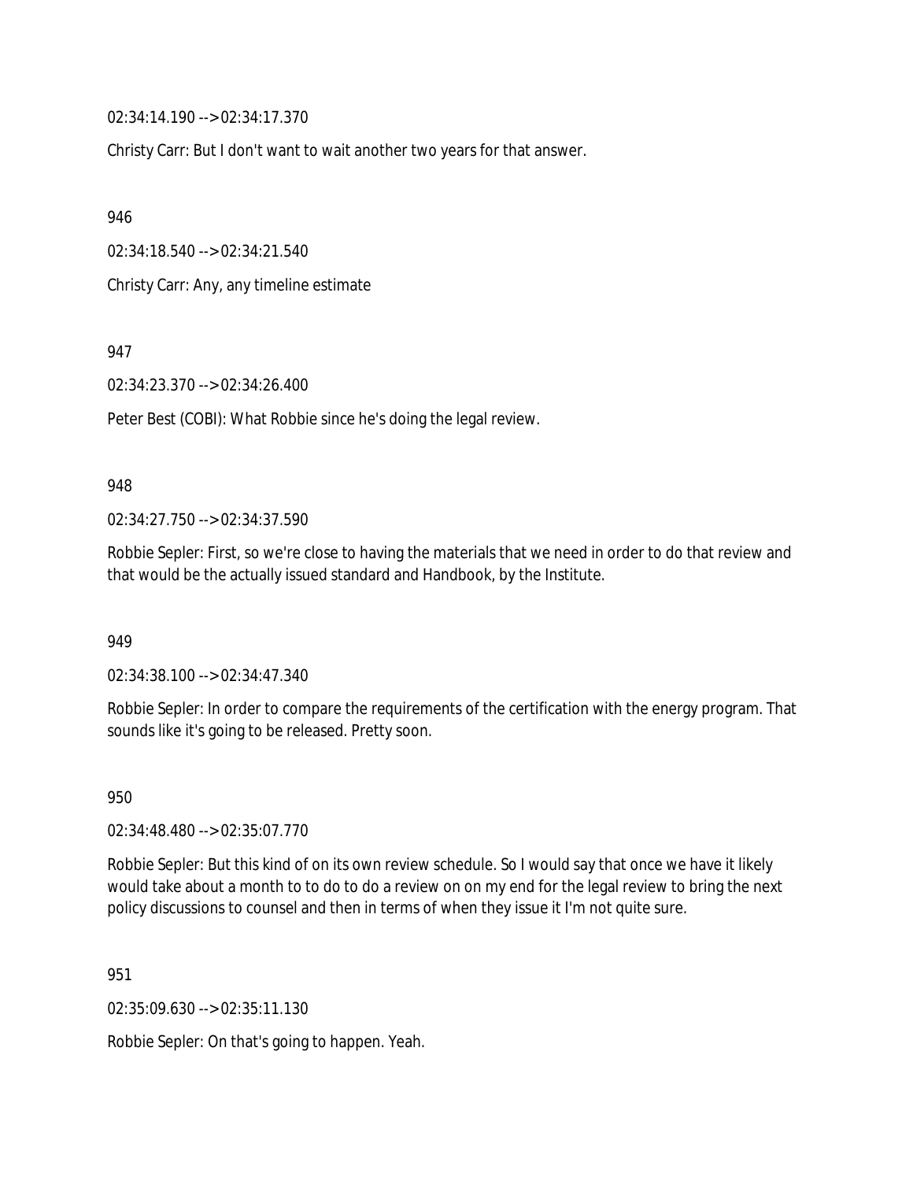02:34:14.190 --> 02:34:17.370

Christy Carr: But I don't want to wait another two years for that answer.

946

02:34:18.540 --> 02:34:21.540

Christy Carr: Any, any timeline estimate

947

02:34:23.370 --> 02:34:26.400

Peter Best (COBI): What Robbie since he's doing the legal review.

948

02:34:27.750 --> 02:34:37.590

Robbie Sepler: First, so we're close to having the materials that we need in order to do that review and that would be the actually issued standard and Handbook, by the Institute.

949

02:34:38.100 --> 02:34:47.340

Robbie Sepler: In order to compare the requirements of the certification with the energy program. That sounds like it's going to be released. Pretty soon.

950

02:34:48.480 --> 02:35:07.770

Robbie Sepler: But this kind of on its own review schedule. So I would say that once we have it likely would take about a month to to do to do a review on on my end for the legal review to bring the next policy discussions to counsel and then in terms of when they issue it I'm not quite sure.

951

02:35:09.630 --> 02:35:11.130

Robbie Sepler: On that's going to happen. Yeah.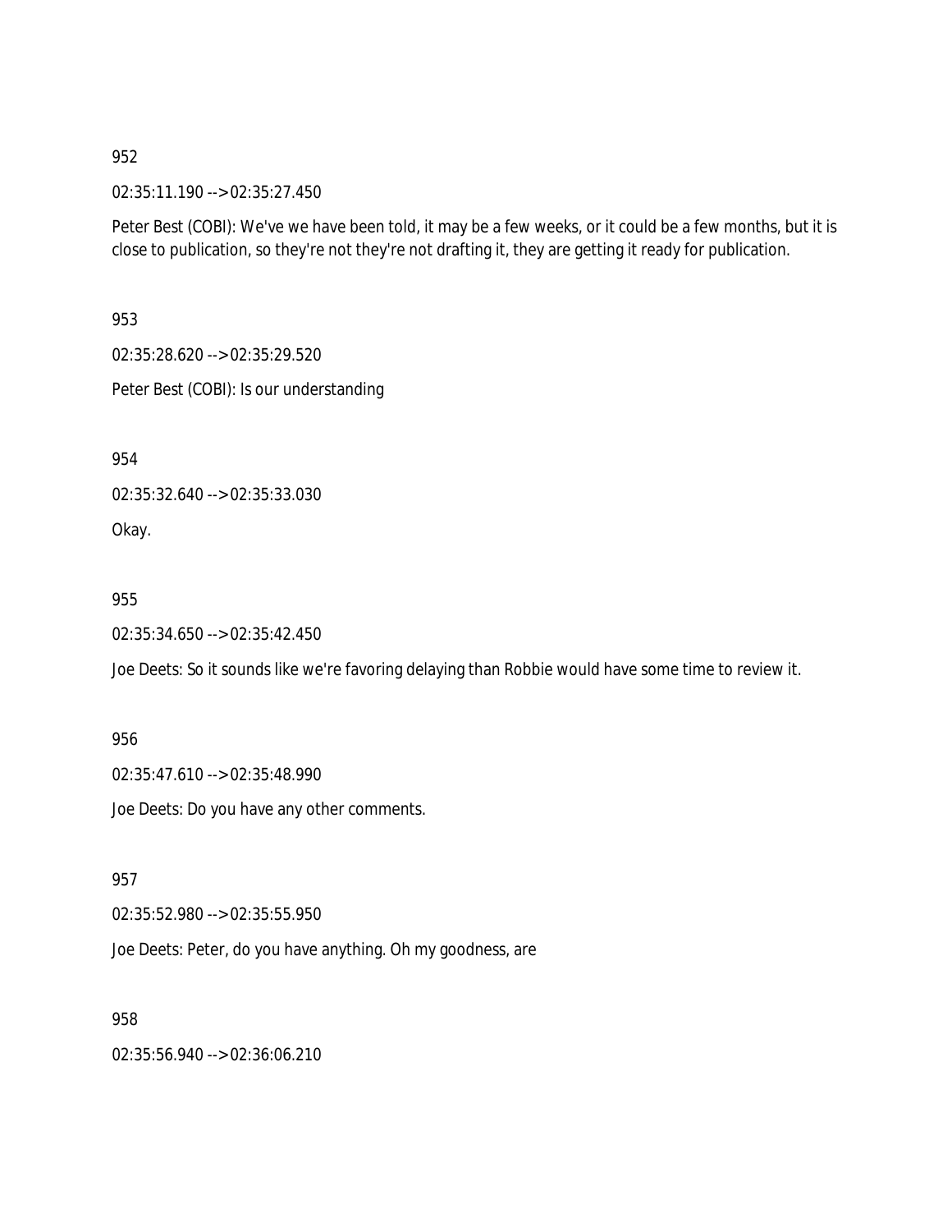952

02:35:11.190 --> 02:35:27.450

Peter Best (COBI): We've we have been told, it may be a few weeks, or it could be a few months, but it is close to publication, so they're not they're not drafting it, they are getting it ready for publication.

953

02:35:28.620 --> 02:35:29.520

Peter Best (COBI): Is our understanding

954

02:35:32.640 --> 02:35:33.030

Okay.

955

02:35:34.650 --> 02:35:42.450

Joe Deets: So it sounds like we're favoring delaying than Robbie would have some time to review it.

956

02:35:47.610 --> 02:35:48.990

Joe Deets: Do you have any other comments.

957

02:35:52.980 --> 02:35:55.950

Joe Deets: Peter, do you have anything. Oh my goodness, are

958

02:35:56.940 --> 02:36:06.210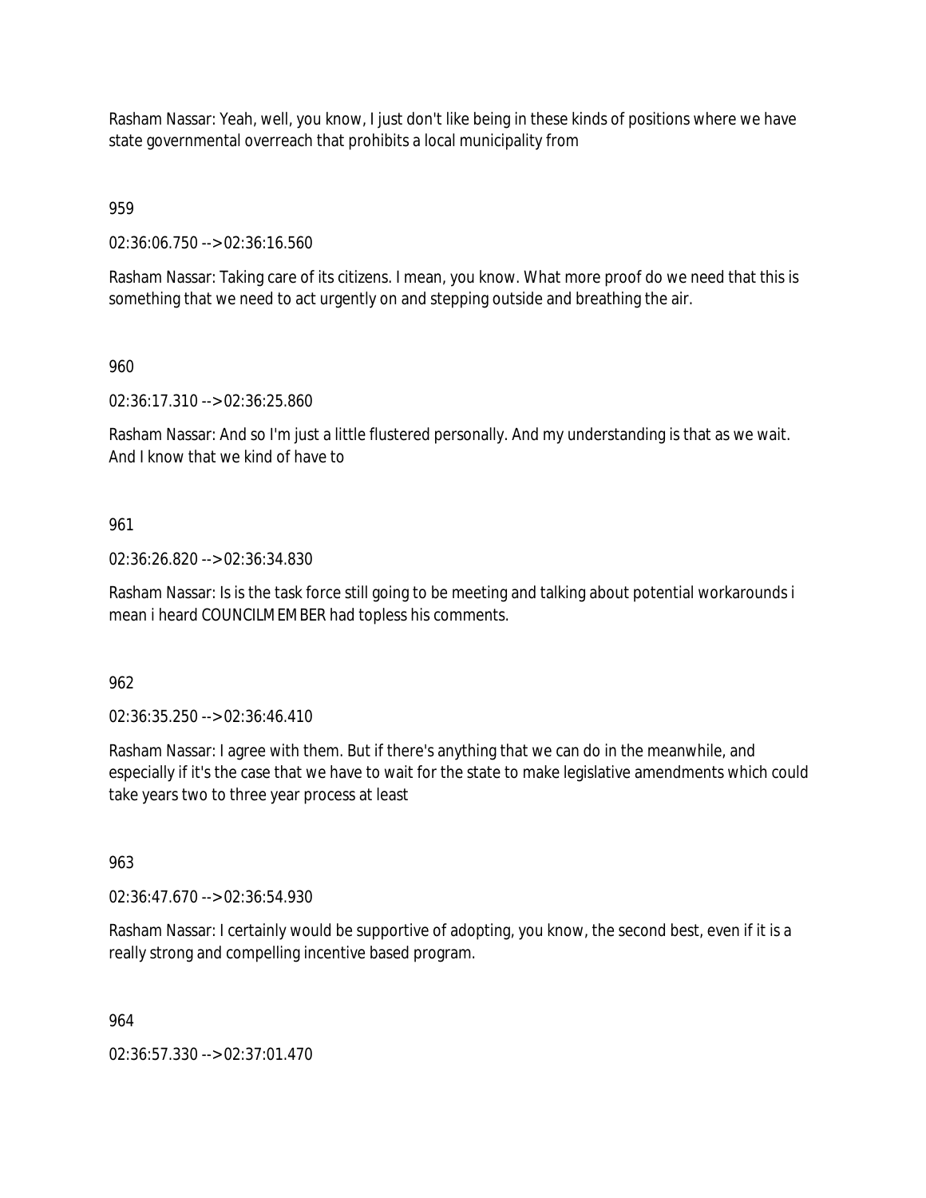Rasham Nassar: Yeah, well, you know, I just don't like being in these kinds of positions where we have state governmental overreach that prohibits a local municipality from

959

02:36:06.750 --> 02:36:16.560

Rasham Nassar: Taking care of its citizens. I mean, you know. What more proof do we need that this is something that we need to act urgently on and stepping outside and breathing the air.

960

02:36:17.310 --> 02:36:25.860

Rasham Nassar: And so I'm just a little flustered personally. And my understanding is that as we wait. And I know that we kind of have to

961

02:36:26.820 --> 02:36:34.830

Rasham Nassar: Is is the task force still going to be meeting and talking about potential workarounds i mean i heard COUNCILMEMBER had topless his comments.

962

02:36:35.250 --> 02:36:46.410

Rasham Nassar: I agree with them. But if there's anything that we can do in the meanwhile, and especially if it's the case that we have to wait for the state to make legislative amendments which could take years two to three year process at least

963

02:36:47.670 --> 02:36:54.930

Rasham Nassar: I certainly would be supportive of adopting, you know, the second best, even if it is a really strong and compelling incentive based program.

964

02:36:57.330 --> 02:37:01.470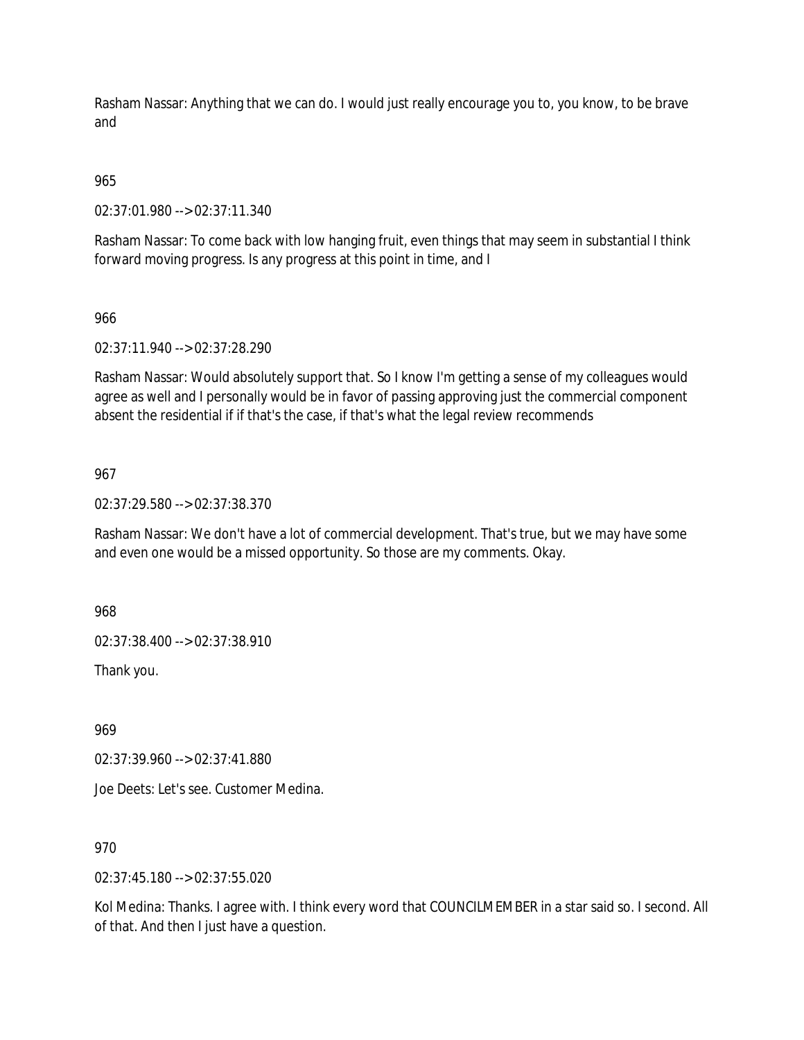Rasham Nassar: Anything that we can do. I would just really encourage you to, you know, to be brave and

965

02:37:01.980 --> 02:37:11.340

Rasham Nassar: To come back with low hanging fruit, even things that may seem in substantial I think forward moving progress. Is any progress at this point in time, and I

966

02:37:11.940 --> 02:37:28.290

Rasham Nassar: Would absolutely support that. So I know I'm getting a sense of my colleagues would agree as well and I personally would be in favor of passing approving just the commercial component absent the residential if if that's the case, if that's what the legal review recommends

967

02:37:29.580 --> 02:37:38.370

Rasham Nassar: We don't have a lot of commercial development. That's true, but we may have some and even one would be a missed opportunity. So those are my comments. Okay.

968

02:37:38.400 --> 02:37:38.910

Thank you.

969

02:37:39.960 --> 02:37:41.880

Joe Deets: Let's see. Customer Medina.

970

02:37:45.180 --> 02:37:55.020

Kol Medina: Thanks. I agree with. I think every word that COUNCILMEMBER in a star said so. I second. All of that. And then I just have a question.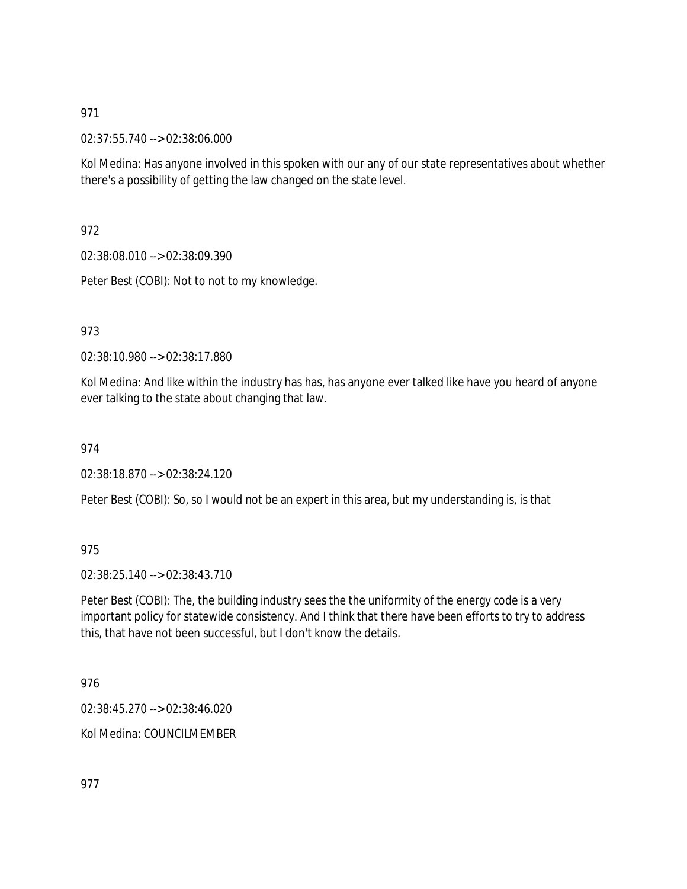971

02:37:55.740 --> 02:38:06.000

Kol Medina: Has anyone involved in this spoken with our any of our state representatives about whether there's a possibility of getting the law changed on the state level.

972

02:38:08.010 --> 02:38:09.390

Peter Best (COBI): Not to not to my knowledge.

973

02:38:10.980 --> 02:38:17.880

Kol Medina: And like within the industry has has, has anyone ever talked like have you heard of anyone ever talking to the state about changing that law.

974

02:38:18.870 --> 02:38:24.120

Peter Best (COBI): So, so I would not be an expert in this area, but my understanding is, is that

975

02:38:25.140 --> 02:38:43.710

Peter Best (COBI): The, the building industry sees the the uniformity of the energy code is a very important policy for statewide consistency. And I think that there have been efforts to try to address this, that have not been successful, but I don't know the details.

976

02:38:45.270 --> 02:38:46.020

Kol Medina: COUNCILMEMBER

977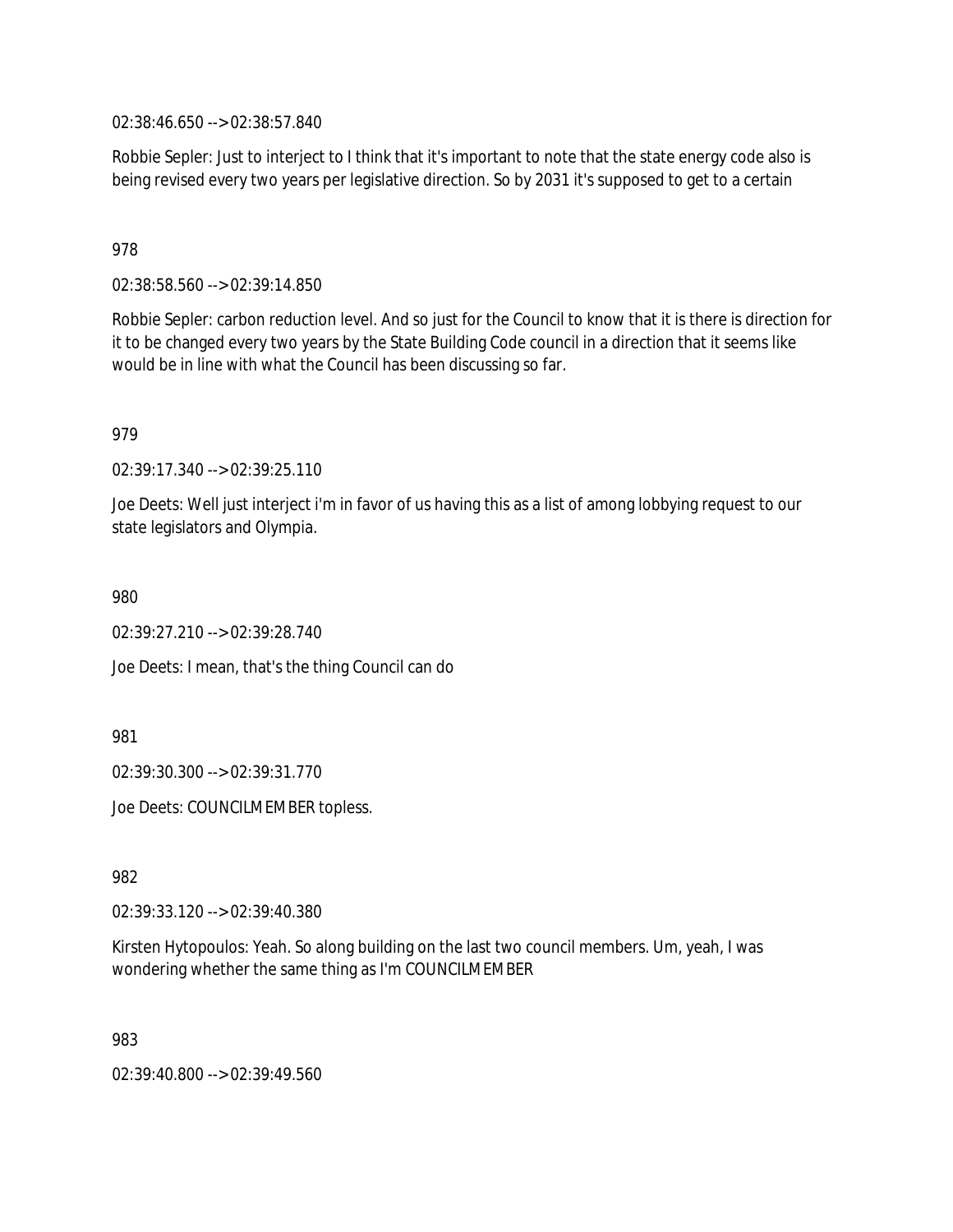02:38:46.650 --> 02:38:57.840

Robbie Sepler: Just to interject to I think that it's important to note that the state energy code also is being revised every two years per legislative direction. So by 2031 it's supposed to get to a certain

978

02:38:58.560 --> 02:39:14.850

Robbie Sepler: carbon reduction level. And so just for the Council to know that it is there is direction for it to be changed every two years by the State Building Code council in a direction that it seems like would be in line with what the Council has been discussing so far.

979

02:39:17.340 --> 02:39:25.110

Joe Deets: Well just interject i'm in favor of us having this as a list of among lobbying request to our state legislators and Olympia.

980

02:39:27.210 --> 02:39:28.740

Joe Deets: I mean, that's the thing Council can do

981

02:39:30.300 --> 02:39:31.770

Joe Deets: COUNCILMEMBER topless.

982

02:39:33.120 --> 02:39:40.380

Kirsten Hytopoulos: Yeah. So along building on the last two council members. Um, yeah, I was wondering whether the same thing as I'm COUNCILMEMBER

983

02:39:40.800 --> 02:39:49.560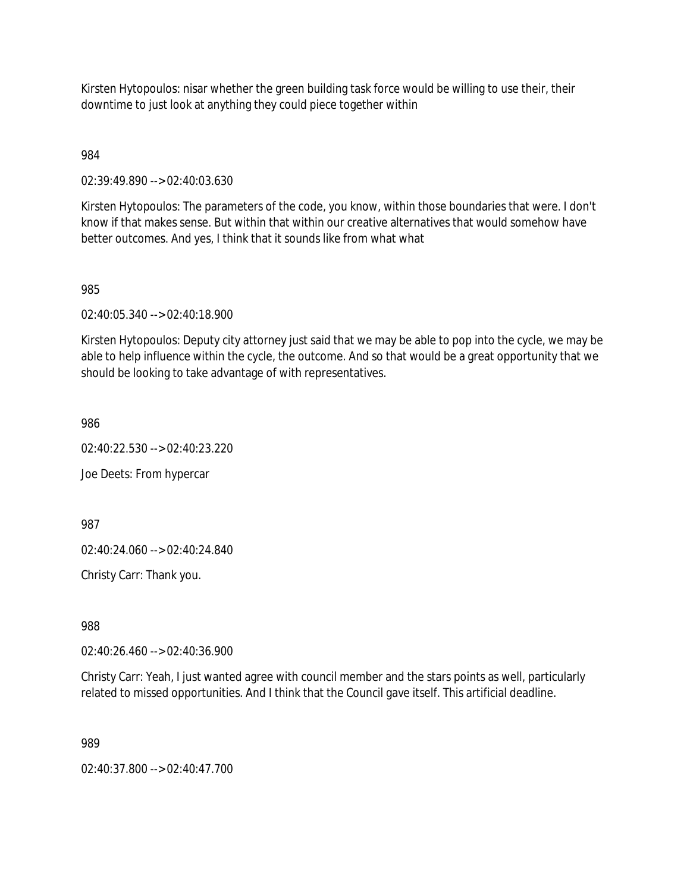Kirsten Hytopoulos: nisar whether the green building task force would be willing to use their, their downtime to just look at anything they could piece together within

984

02:39:49.890 --> 02:40:03.630

Kirsten Hytopoulos: The parameters of the code, you know, within those boundaries that were. I don't know if that makes sense. But within that within our creative alternatives that would somehow have better outcomes. And yes, I think that it sounds like from what what

985

02:40:05.340 --> 02:40:18.900

Kirsten Hytopoulos: Deputy city attorney just said that we may be able to pop into the cycle, we may be able to help influence within the cycle, the outcome. And so that would be a great opportunity that we should be looking to take advantage of with representatives.

986

02:40:22.530 --> 02:40:23.220

Joe Deets: From hypercar

987

02:40:24.060 --> 02:40:24.840

Christy Carr: Thank you.

988

02:40:26.460 --> 02:40:36.900

Christy Carr: Yeah, I just wanted agree with council member and the stars points as well, particularly related to missed opportunities. And I think that the Council gave itself. This artificial deadline.

989

02:40:37.800 --> 02:40:47.700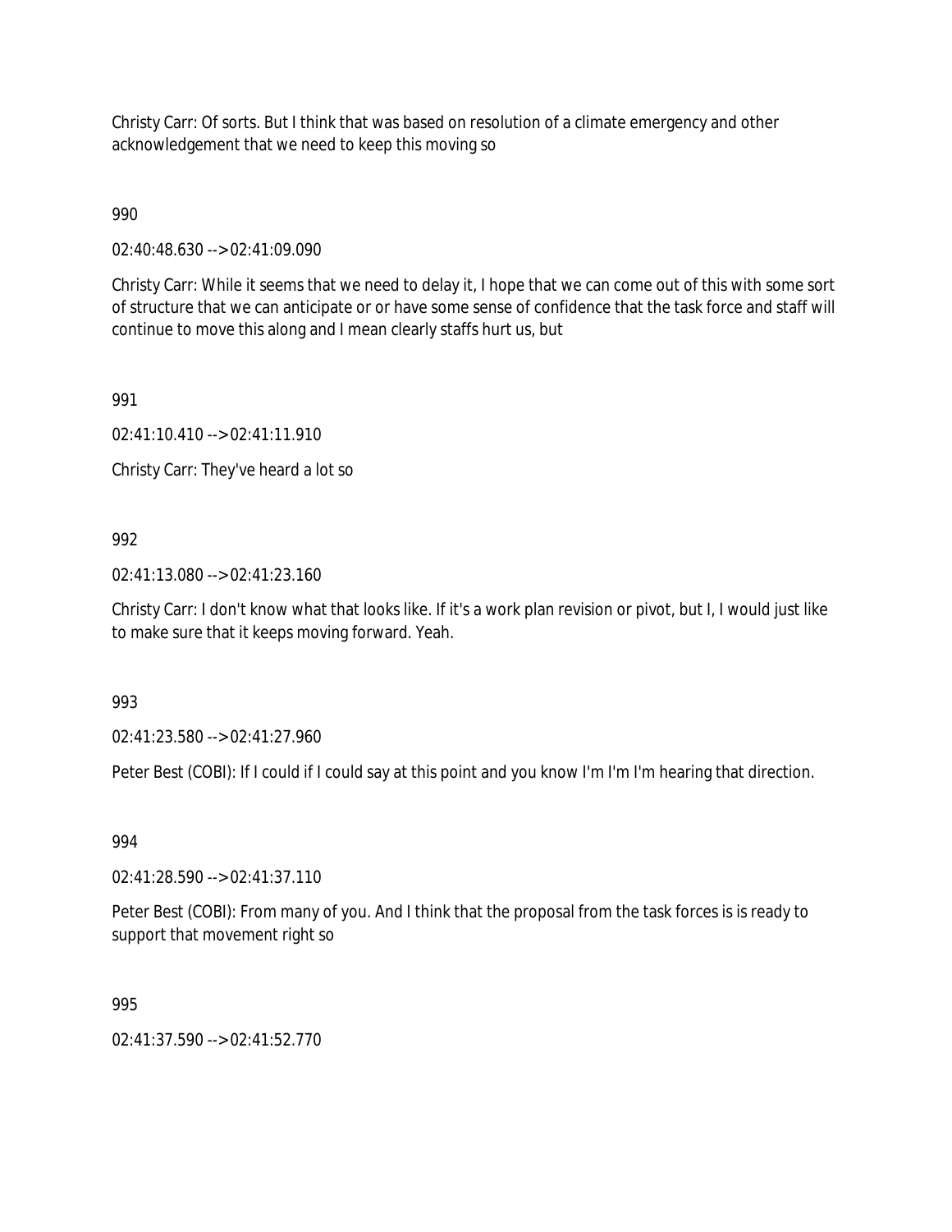Christy Carr: Of sorts. But I think that was based on resolution of a climate emergency and other acknowledgement that we need to keep this moving so

990

02:40:48.630 --> 02:41:09.090

Christy Carr: While it seems that we need to delay it, I hope that we can come out of this with some sort of structure that we can anticipate or or have some sense of confidence that the task force and staff will continue to move this along and I mean clearly staffs hurt us, but

991

02:41:10.410 --> 02:41:11.910

Christy Carr: They've heard a lot so

992

02:41:13.080 --> 02:41:23.160

Christy Carr: I don't know what that looks like. If it's a work plan revision or pivot, but I, I would just like to make sure that it keeps moving forward. Yeah.

993

02:41:23.580 --> 02:41:27.960

Peter Best (COBI): If I could if I could say at this point and you know I'm I'm I'm hearing that direction.

994

02:41:28.590 --> 02:41:37.110

Peter Best (COBI): From many of you. And I think that the proposal from the task forces is is ready to support that movement right so

995

02:41:37.590 --> 02:41:52.770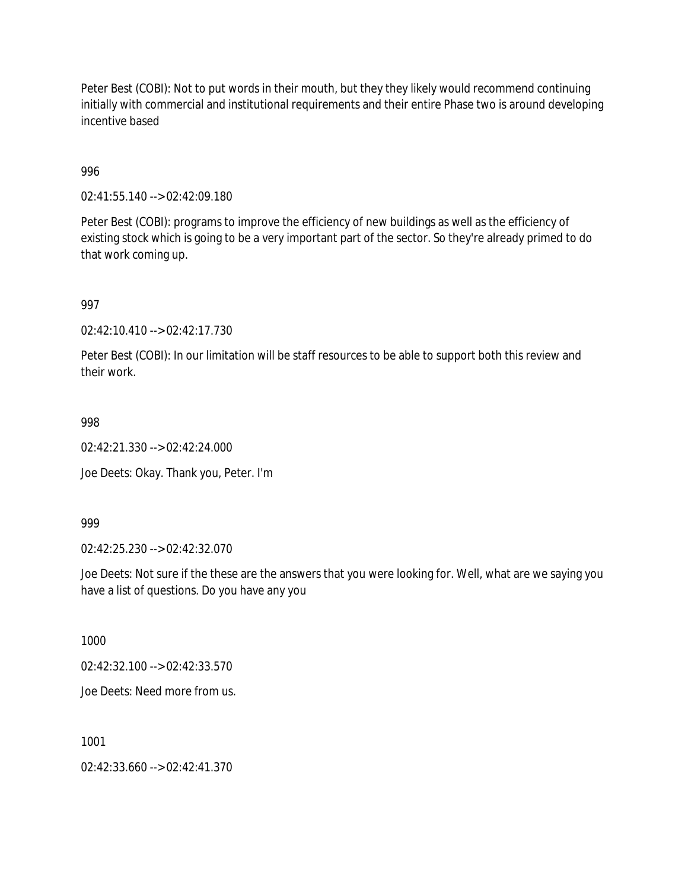Peter Best (COBI): Not to put words in their mouth, but they they likely would recommend continuing initially with commercial and institutional requirements and their entire Phase two is around developing incentive based

996

02:41:55.140 --> 02:42:09.180

Peter Best (COBI): programs to improve the efficiency of new buildings as well as the efficiency of existing stock which is going to be a very important part of the sector. So they're already primed to do that work coming up.

997

02:42:10.410 --> 02:42:17.730

Peter Best (COBI): In our limitation will be staff resources to be able to support both this review and their work.

998

02:42:21.330 --> 02:42:24.000

Joe Deets: Okay. Thank you, Peter. I'm

999

02:42:25.230 --> 02:42:32.070

Joe Deets: Not sure if the these are the answers that you were looking for. Well, what are we saying you have a list of questions. Do you have any you

1000

02:42:32.100 --> 02:42:33.570

Joe Deets: Need more from us.

1001

02:42:33.660 --> 02:42:41.370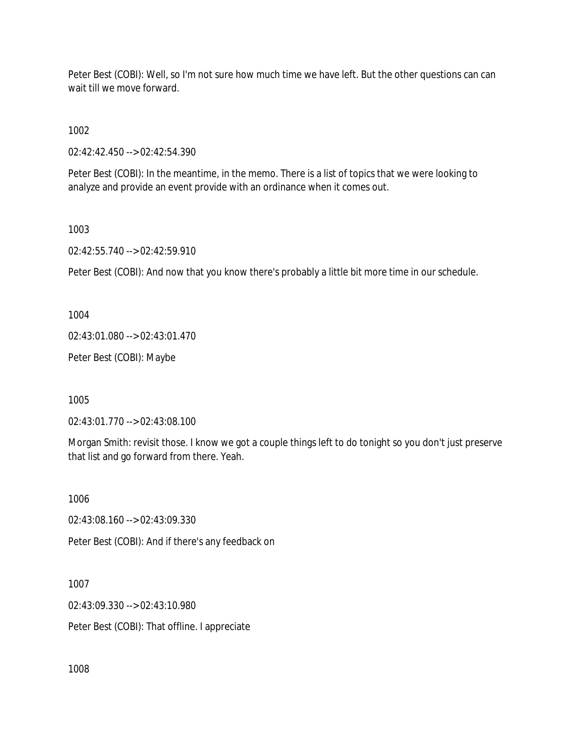Peter Best (COBI): Well, so I'm not sure how much time we have left. But the other questions can can wait till we move forward.

1002

02:42:42.450 --> 02:42:54.390

Peter Best (COBI): In the meantime, in the memo. There is a list of topics that we were looking to analyze and provide an event provide with an ordinance when it comes out.

1003

02:42:55.740 --> 02:42:59.910

Peter Best (COBI): And now that you know there's probably a little bit more time in our schedule.

1004

02:43:01.080 --> 02:43:01.470

Peter Best (COBI): Maybe

1005

02:43:01.770 --> 02:43:08.100

Morgan Smith: revisit those. I know we got a couple things left to do tonight so you don't just preserve that list and go forward from there. Yeah.

1006

02:43:08.160 --> 02:43:09.330

Peter Best (COBI): And if there's any feedback on

1007

02:43:09.330 --> 02:43:10.980

Peter Best (COBI): That offline. I appreciate

1008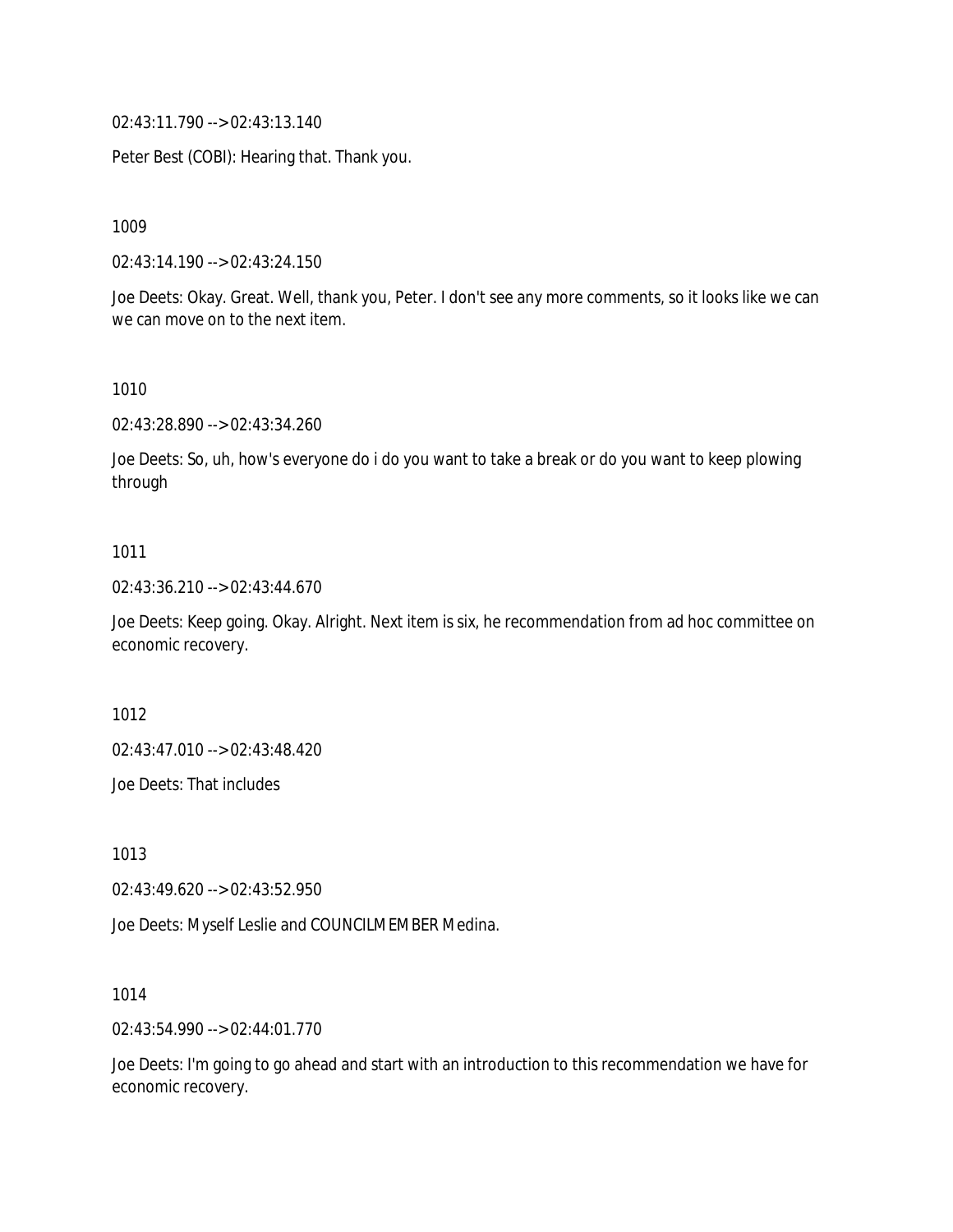02:43:11.790 --> 02:43:13.140

Peter Best (COBI): Hearing that. Thank you.

1009

02:43:14.190 --> 02:43:24.150

Joe Deets: Okay. Great. Well, thank you, Peter. I don't see any more comments, so it looks like we can we can move on to the next item.

1010

02:43:28.890 --> 02:43:34.260

Joe Deets: So, uh, how's everyone do i do you want to take a break or do you want to keep plowing through

1011

02:43:36.210 --> 02:43:44.670

Joe Deets: Keep going. Okay. Alright. Next item is six, he recommendation from ad hoc committee on economic recovery.

1012

02:43:47.010 --> 02:43:48.420

Joe Deets: That includes

1013

02:43:49.620 --> 02:43:52.950

Joe Deets: Myself Leslie and COUNCILMEMBER Medina.

1014

02:43:54.990 --> 02:44:01.770

Joe Deets: I'm going to go ahead and start with an introduction to this recommendation we have for economic recovery.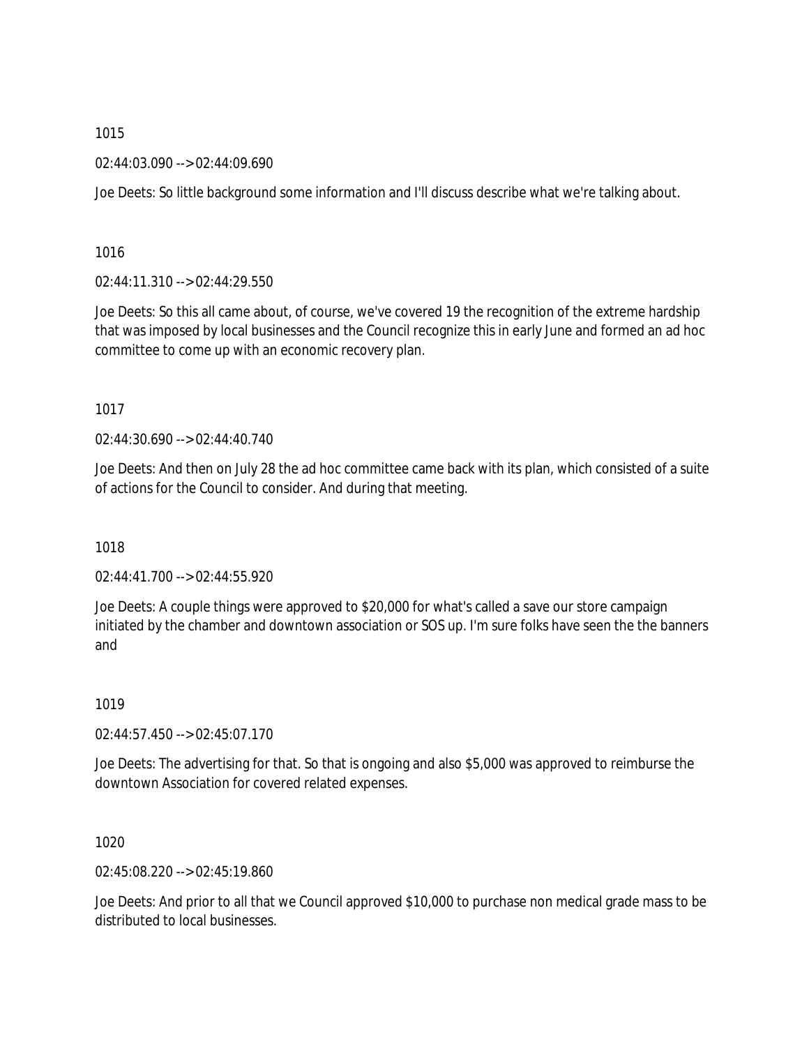1015

02:44:03.090 --> 02:44:09.690

Joe Deets: So little background some information and I'll discuss describe what we're talking about.

1016

02:44:11.310 --> 02:44:29.550

Joe Deets: So this all came about, of course, we've covered 19 the recognition of the extreme hardship that was imposed by local businesses and the Council recognize this in early June and formed an ad hoc committee to come up with an economic recovery plan.

1017

02:44:30.690 --> 02:44:40.740

Joe Deets: And then on July 28 the ad hoc committee came back with its plan, which consisted of a suite of actions for the Council to consider. And during that meeting.

1018

02:44:41.700 --> 02:44:55.920

Joe Deets: A couple things were approved to $20,000 for what's called a save our store campaign initiated by the chamber and downtown association or SOS up. I'm sure folks have seen the the banners and

1019

02:44:57.450 --> 02:45:07.170

Joe Deets: The advertising for that. So that is ongoing and also $5,000 was approved to reimburse the downtown Association for covered related expenses.

1020

02:45:08.220 --> 02:45:19.860

Joe Deets: And prior to all that we Council approved $10,000 to purchase non medical grade mass to be distributed to local businesses.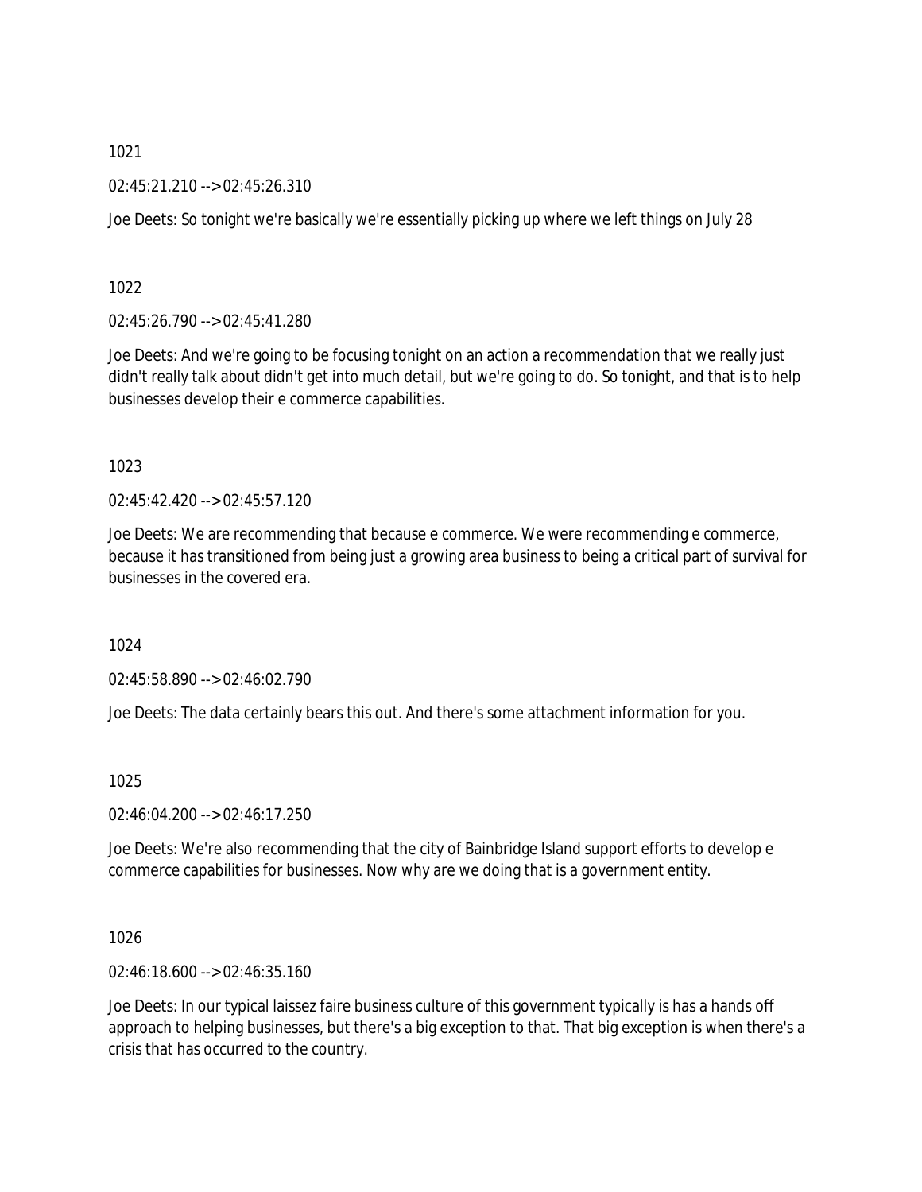1021

02:45:21.210 --> 02:45:26.310

Joe Deets: So tonight we're basically we're essentially picking up where we left things on July 28

1022

02:45:26.790 --> 02:45:41.280

Joe Deets: And we're going to be focusing tonight on an action a recommendation that we really just didn't really talk about didn't get into much detail, but we're going to do. So tonight, and that is to help businesses develop their e commerce capabilities.

1023

02:45:42.420 --> 02:45:57.120

Joe Deets: We are recommending that because e commerce. We were recommending e commerce, because it has transitioned from being just a growing area business to being a critical part of survival for businesses in the covered era.

1024

02:45:58.890 --> 02:46:02.790

Joe Deets: The data certainly bears this out. And there's some attachment information for you.

1025

02:46:04.200 --> 02:46:17.250

Joe Deets: We're also recommending that the city of Bainbridge Island support efforts to develop e commerce capabilities for businesses. Now why are we doing that is a government entity.

1026

02:46:18.600 --> 02:46:35.160

Joe Deets: In our typical laissez faire business culture of this government typically is has a hands off approach to helping businesses, but there's a big exception to that. That big exception is when there's a crisis that has occurred to the country.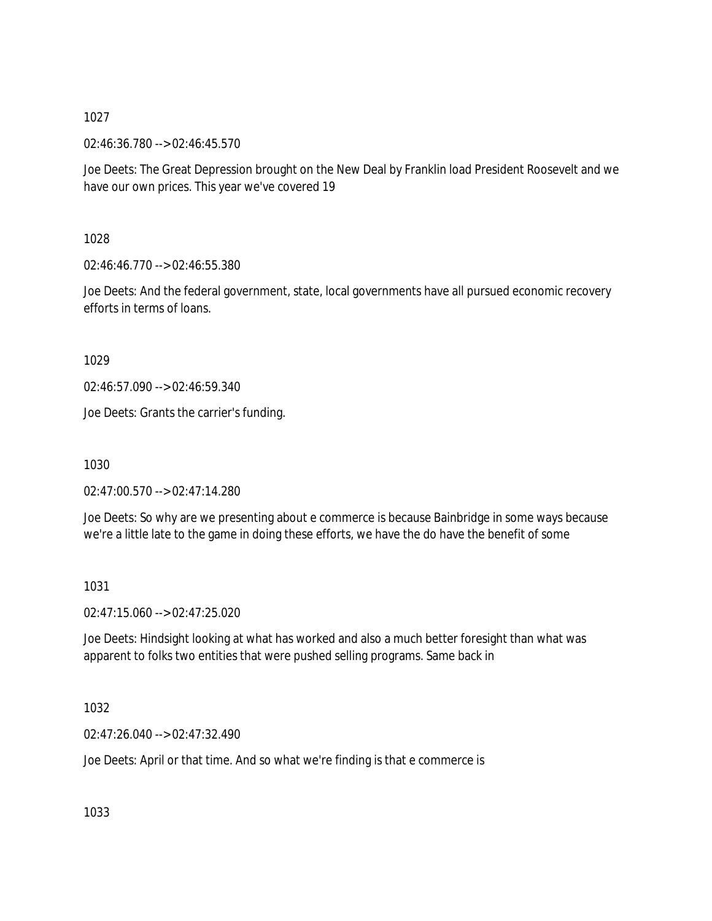1027

02:46:36.780 --> 02:46:45.570

Joe Deets: The Great Depression brought on the New Deal by Franklin load President Roosevelt and we have our own prices. This year we've covered 19

1028

02:46:46.770 --> 02:46:55.380

Joe Deets: And the federal government, state, local governments have all pursued economic recovery efforts in terms of loans.

1029

02:46:57.090 --> 02:46:59.340

Joe Deets: Grants the carrier's funding.

1030

02:47:00.570 --> 02:47:14.280

Joe Deets: So why are we presenting about e commerce is because Bainbridge in some ways because we're a little late to the game in doing these efforts, we have the do have the benefit of some

1031

02:47:15.060 --> 02:47:25.020

Joe Deets: Hindsight looking at what has worked and also a much better foresight than what was apparent to folks two entities that were pushed selling programs. Same back in

1032

02:47:26.040 --> 02:47:32.490

Joe Deets: April or that time. And so what we're finding is that e commerce is

1033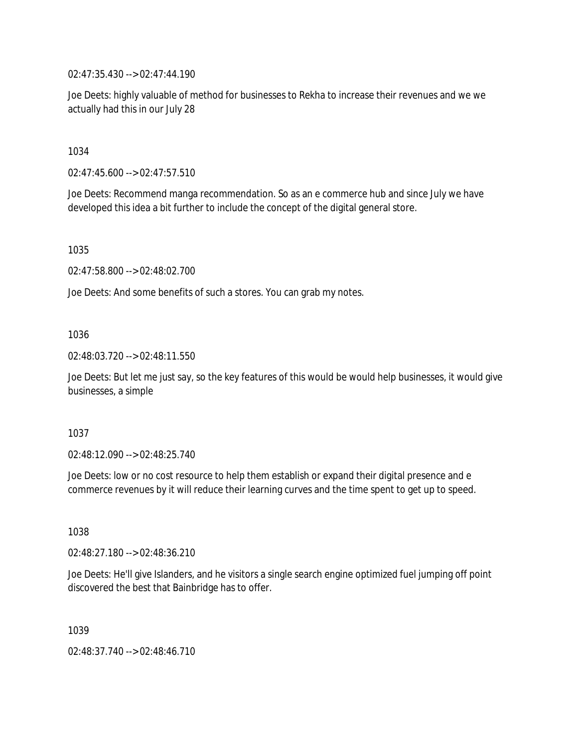02:47:35.430 --> 02:47:44.190

Joe Deets: highly valuable of method for businesses to Rekha to increase their revenues and we we actually had this in our July 28

1034

02:47:45.600 --> 02:47:57.510

Joe Deets: Recommend manga recommendation. So as an e commerce hub and since July we have developed this idea a bit further to include the concept of the digital general store.

1035

02:47:58.800 --> 02:48:02.700

Joe Deets: And some benefits of such a stores. You can grab my notes.

1036

02:48:03.720 --> 02:48:11.550

Joe Deets: But let me just say, so the key features of this would be would help businesses, it would give businesses, a simple

1037

02:48:12.090 --> 02:48:25.740

Joe Deets: low or no cost resource to help them establish or expand their digital presence and e commerce revenues by it will reduce their learning curves and the time spent to get up to speed.

1038

02:48:27.180 --> 02:48:36.210

Joe Deets: He'll give Islanders, and he visitors a single search engine optimized fuel jumping off point discovered the best that Bainbridge has to offer.

1039

02:48:37.740 --> 02:48:46.710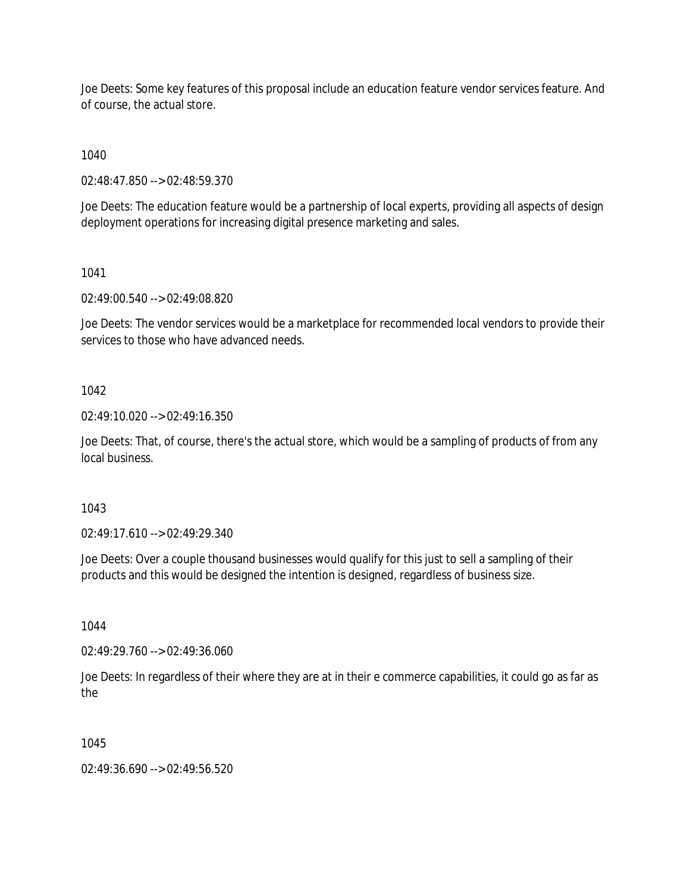Joe Deets: Some key features of this proposal include an education feature vendor services feature. And of course, the actual store.

1040

02:48:47.850 --> 02:48:59.370

Joe Deets: The education feature would be a partnership of local experts, providing all aspects of design deployment operations for increasing digital presence marketing and sales.

1041

02:49:00.540 --> 02:49:08.820

Joe Deets: The vendor services would be a marketplace for recommended local vendors to provide their services to those who have advanced needs.

1042

02:49:10.020 --> 02:49:16.350

Joe Deets: That, of course, there's the actual store, which would be a sampling of products of from any local business.

1043

02:49:17.610 --> 02:49:29.340

Joe Deets: Over a couple thousand businesses would qualify for this just to sell a sampling of their products and this would be designed the intention is designed, regardless of business size.

1044

02:49:29.760 --> 02:49:36.060

Joe Deets: In regardless of their where they are at in their e commerce capabilities, it could go as far as the

1045

02:49:36.690 --> 02:49:56.520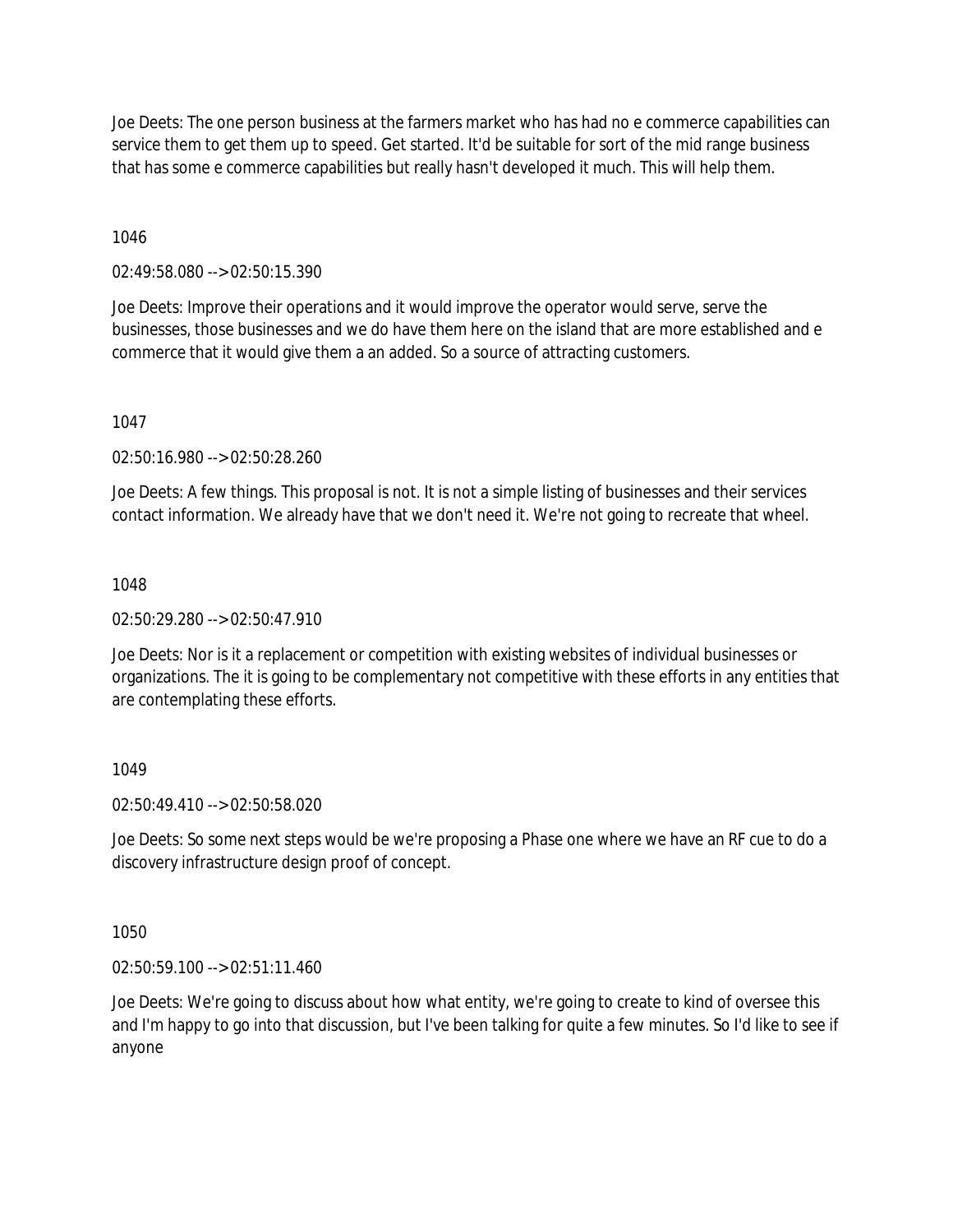Joe Deets: The one person business at the farmers market who has had no e commerce capabilities can service them to get them up to speed. Get started. It'd be suitable for sort of the mid range business that has some e commerce capabilities but really hasn't developed it much. This will help them.

1046

02:49:58.080 --> 02:50:15.390

Joe Deets: Improve their operations and it would improve the operator would serve, serve the businesses, those businesses and we do have them here on the island that are more established and e commerce that it would give them a an added. So a source of attracting customers.

1047

02:50:16.980 --> 02:50:28.260

Joe Deets: A few things. This proposal is not. It is not a simple listing of businesses and their services contact information. We already have that we don't need it. We're not going to recreate that wheel.

1048

02:50:29.280 --> 02:50:47.910

Joe Deets: Nor is it a replacement or competition with existing websites of individual businesses or organizations. The it is going to be complementary not competitive with these efforts in any entities that are contemplating these efforts.

1049

02:50:49.410 --> 02:50:58.020

Joe Deets: So some next steps would be we're proposing a Phase one where we have an RF cue to do a discovery infrastructure design proof of concept.

1050

02:50:59.100 --> 02:51:11.460

Joe Deets: We're going to discuss about how what entity, we're going to create to kind of oversee this and I'm happy to go into that discussion, but I've been talking for quite a few minutes. So I'd like to see if anyone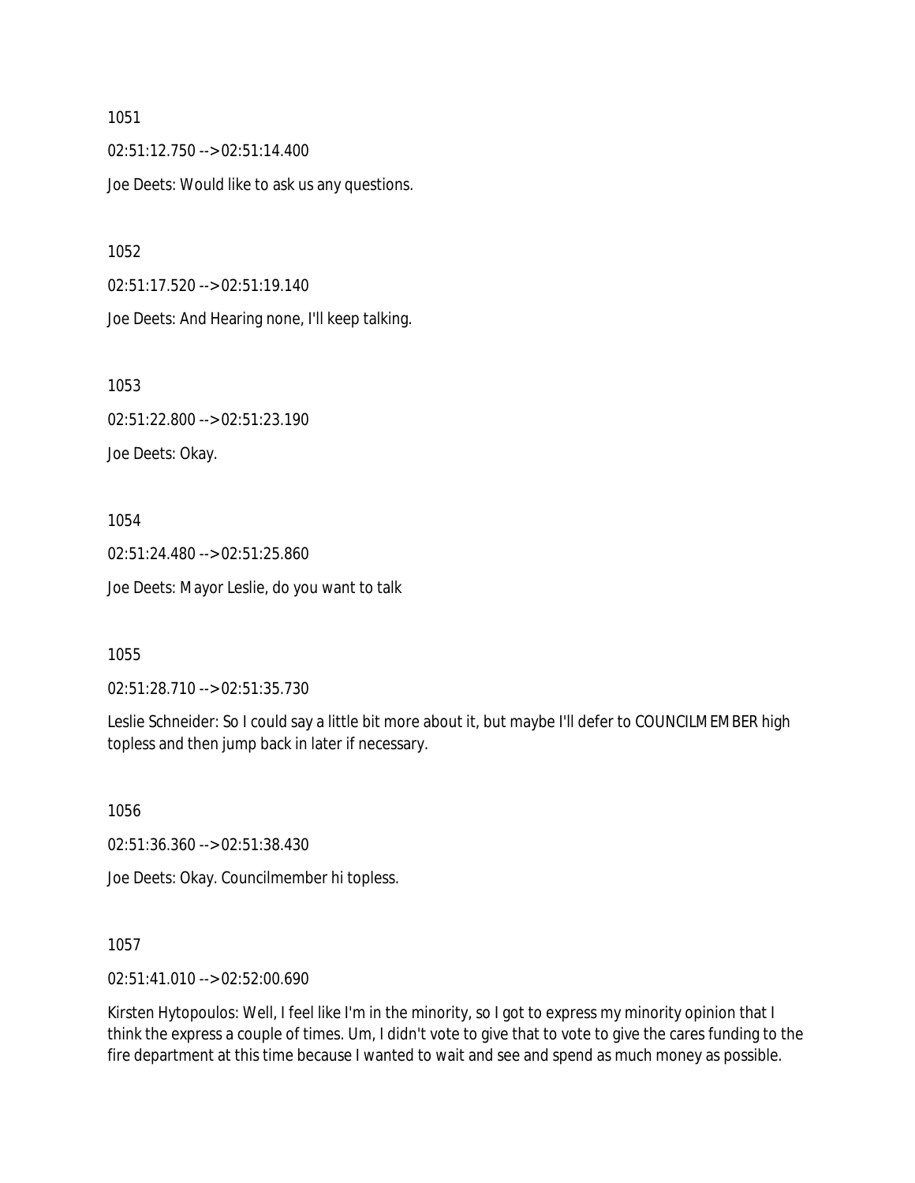1051

02:51:12.750 --> 02:51:14.400

Joe Deets: Would like to ask us any questions.

1052

02:51:17.520 --> 02:51:19.140

Joe Deets: And Hearing none, I'll keep talking.

1053

02:51:22.800 --> 02:51:23.190

Joe Deets: Okay.

1054

02:51:24.480 --> 02:51:25.860

Joe Deets: Mayor Leslie, do you want to talk

1055

02:51:28.710 --> 02:51:35.730

Leslie Schneider: So I could say a little bit more about it, but maybe I'll defer to COUNCILMEMBER high topless and then jump back in later if necessary.

1056

02:51:36.360 --> 02:51:38.430

Joe Deets: Okay. Councilmember hi topless.

1057

02:51:41.010 --> 02:52:00.690

Kirsten Hytopoulos: Well, I feel like I'm in the minority, so I got to express my minority opinion that I think the express a couple of times. Um, I didn't vote to give that to vote to give the cares funding to the fire department at this time because I wanted to wait and see and spend as much money as possible.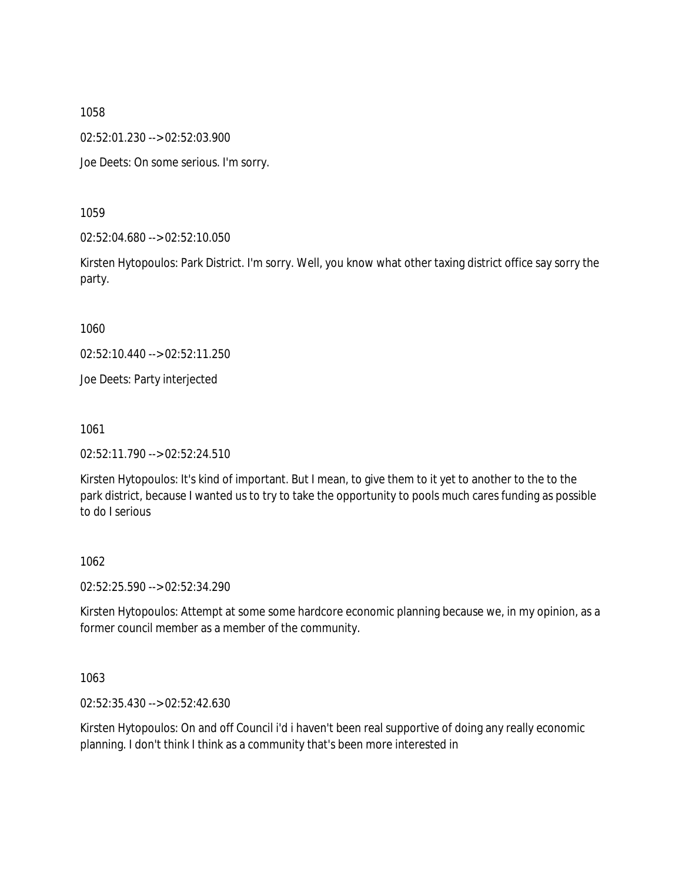1058

02:52:01.230 --> 02:52:03.900

Joe Deets: On some serious. I'm sorry.

1059

02:52:04.680 --> 02:52:10.050

Kirsten Hytopoulos: Park District. I'm sorry. Well, you know what other taxing district office say sorry the party.

1060

02:52:10.440 --> 02:52:11.250

Joe Deets: Party interjected

1061

02:52:11.790 --> 02:52:24.510

Kirsten Hytopoulos: It's kind of important. But I mean, to give them to it yet to another to the to the park district, because I wanted us to try to take the opportunity to pools much cares funding as possible to do I serious

1062

02:52:25.590 --> 02:52:34.290

Kirsten Hytopoulos: Attempt at some some hardcore economic planning because we, in my opinion, as a former council member as a member of the community.

1063

02:52:35.430 --> 02:52:42.630

Kirsten Hytopoulos: On and off Council i'd i haven't been real supportive of doing any really economic planning. I don't think I think as a community that's been more interested in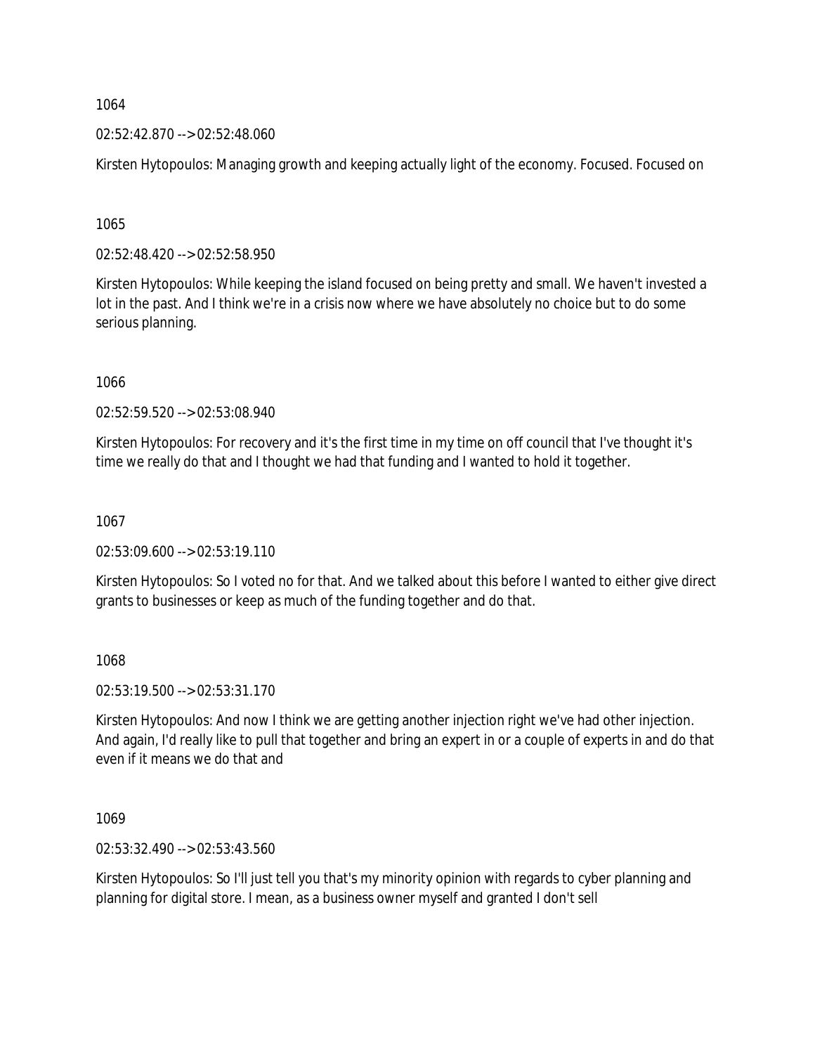1064

02:52:42.870 --> 02:52:48.060

Kirsten Hytopoulos: Managing growth and keeping actually light of the economy. Focused. Focused on

1065

02:52:48.420 --> 02:52:58.950

Kirsten Hytopoulos: While keeping the island focused on being pretty and small. We haven't invested a lot in the past. And I think we're in a crisis now where we have absolutely no choice but to do some serious planning.

1066

02:52:59.520 --> 02:53:08.940

Kirsten Hytopoulos: For recovery and it's the first time in my time on off council that I've thought it's time we really do that and I thought we had that funding and I wanted to hold it together.

1067

02:53:09.600 --> 02:53:19.110

Kirsten Hytopoulos: So I voted no for that. And we talked about this before I wanted to either give direct grants to businesses or keep as much of the funding together and do that.

1068

02:53:19.500 --> 02:53:31.170

Kirsten Hytopoulos: And now I think we are getting another injection right we've had other injection. And again, I'd really like to pull that together and bring an expert in or a couple of experts in and do that even if it means we do that and

1069

02:53:32.490 --> 02:53:43.560

Kirsten Hytopoulos: So I'll just tell you that's my minority opinion with regards to cyber planning and planning for digital store. I mean, as a business owner myself and granted I don't sell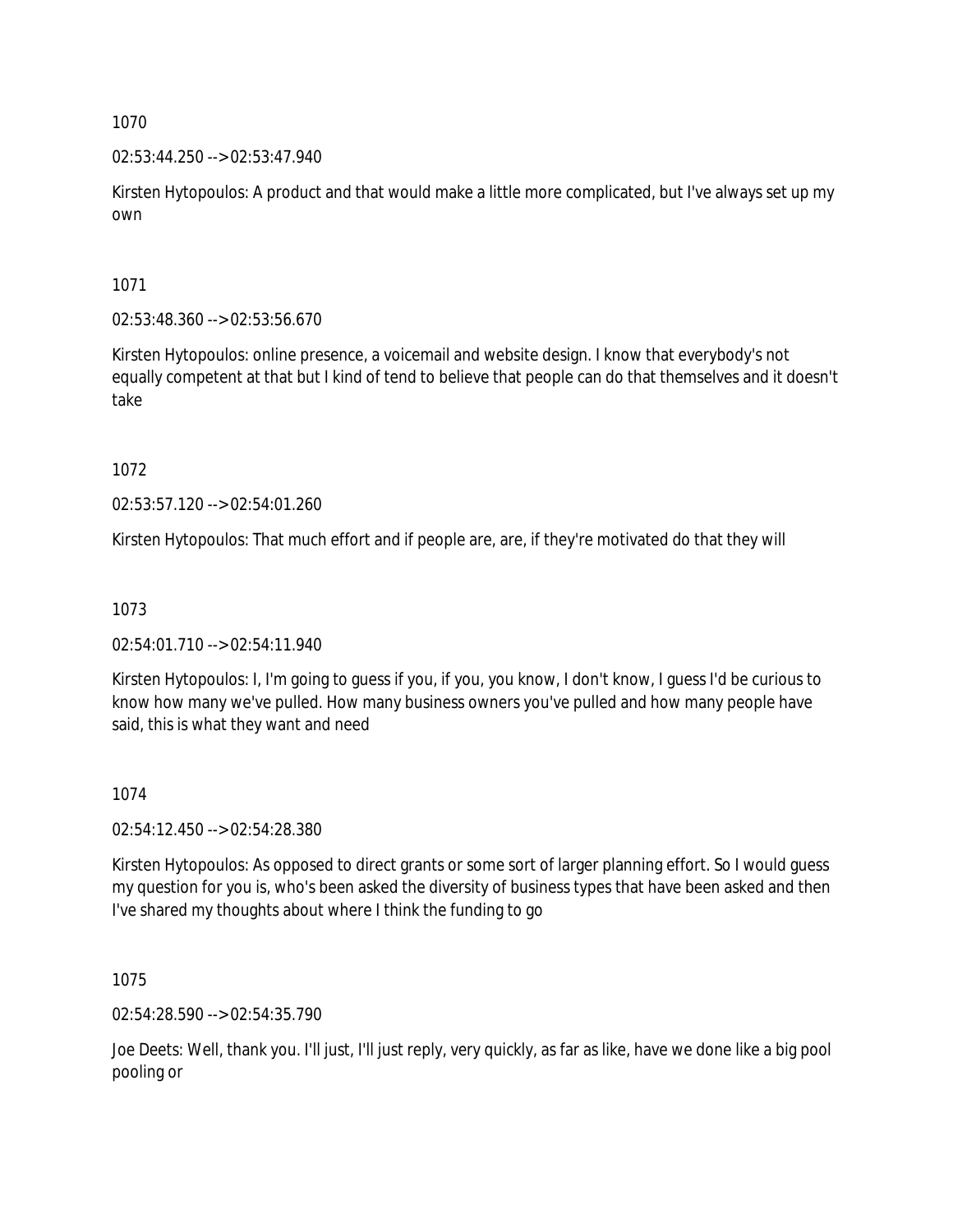1070

02:53:44.250 --> 02:53:47.940

Kirsten Hytopoulos: A product and that would make a little more complicated, but I've always set up my own

1071

02:53:48.360 --> 02:53:56.670

Kirsten Hytopoulos: online presence, a voicemail and website design. I know that everybody's not equally competent at that but I kind of tend to believe that people can do that themselves and it doesn't take

1072

02:53:57.120 --> 02:54:01.260

Kirsten Hytopoulos: That much effort and if people are, are, if they're motivated do that they will

1073

02:54:01.710 --> 02:54:11.940

Kirsten Hytopoulos: I, I'm going to guess if you, if you, you know, I don't know, I guess I'd be curious to know how many we've pulled. How many business owners you've pulled and how many people have said, this is what they want and need

1074

02:54:12.450 --> 02:54:28.380

Kirsten Hytopoulos: As opposed to direct grants or some sort of larger planning effort. So I would guess my question for you is, who's been asked the diversity of business types that have been asked and then I've shared my thoughts about where I think the funding to go

1075

02:54:28.590 --> 02:54:35.790

Joe Deets: Well, thank you. I'll just, I'll just reply, very quickly, as far as like, have we done like a big pool pooling or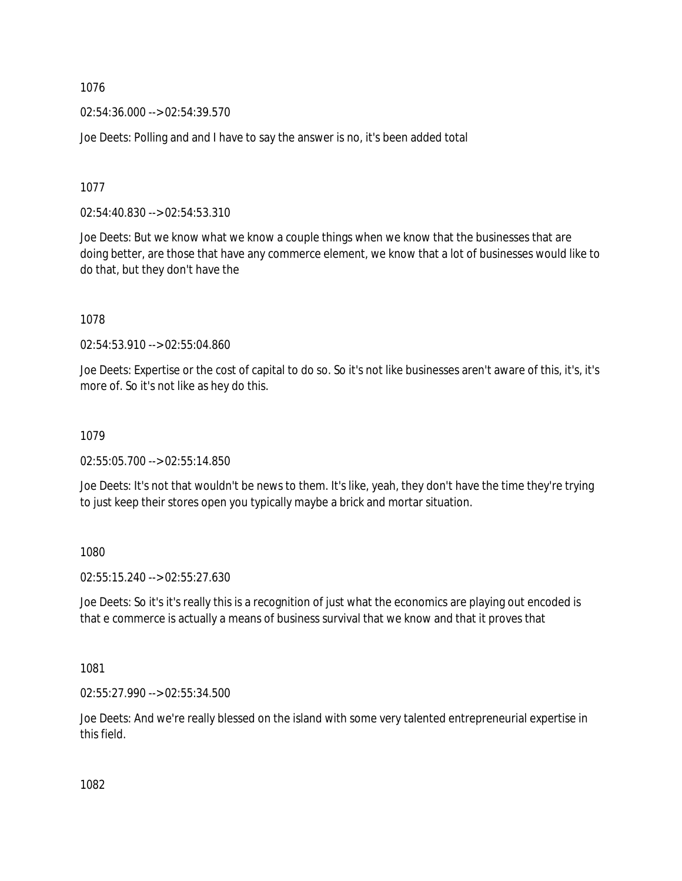1076

02:54:36.000 --> 02:54:39.570

Joe Deets: Polling and and I have to say the answer is no, it's been added total

1077

02:54:40.830 --> 02:54:53.310

Joe Deets: But we know what we know a couple things when we know that the businesses that are doing better, are those that have any commerce element, we know that a lot of businesses would like to do that, but they don't have the

1078

02:54:53.910 --> 02:55:04.860

Joe Deets: Expertise or the cost of capital to do so. So it's not like businesses aren't aware of this, it's, it's more of. So it's not like as hey do this.

1079

02:55:05.700 --> 02:55:14.850

Joe Deets: It's not that wouldn't be news to them. It's like, yeah, they don't have the time they're trying to just keep their stores open you typically maybe a brick and mortar situation.

1080

02:55:15.240 --> 02:55:27.630

Joe Deets: So it's it's really this is a recognition of just what the economics are playing out encoded is that e commerce is actually a means of business survival that we know and that it proves that

1081

02:55:27.990 --> 02:55:34.500

Joe Deets: And we're really blessed on the island with some very talented entrepreneurial expertise in this field.

1082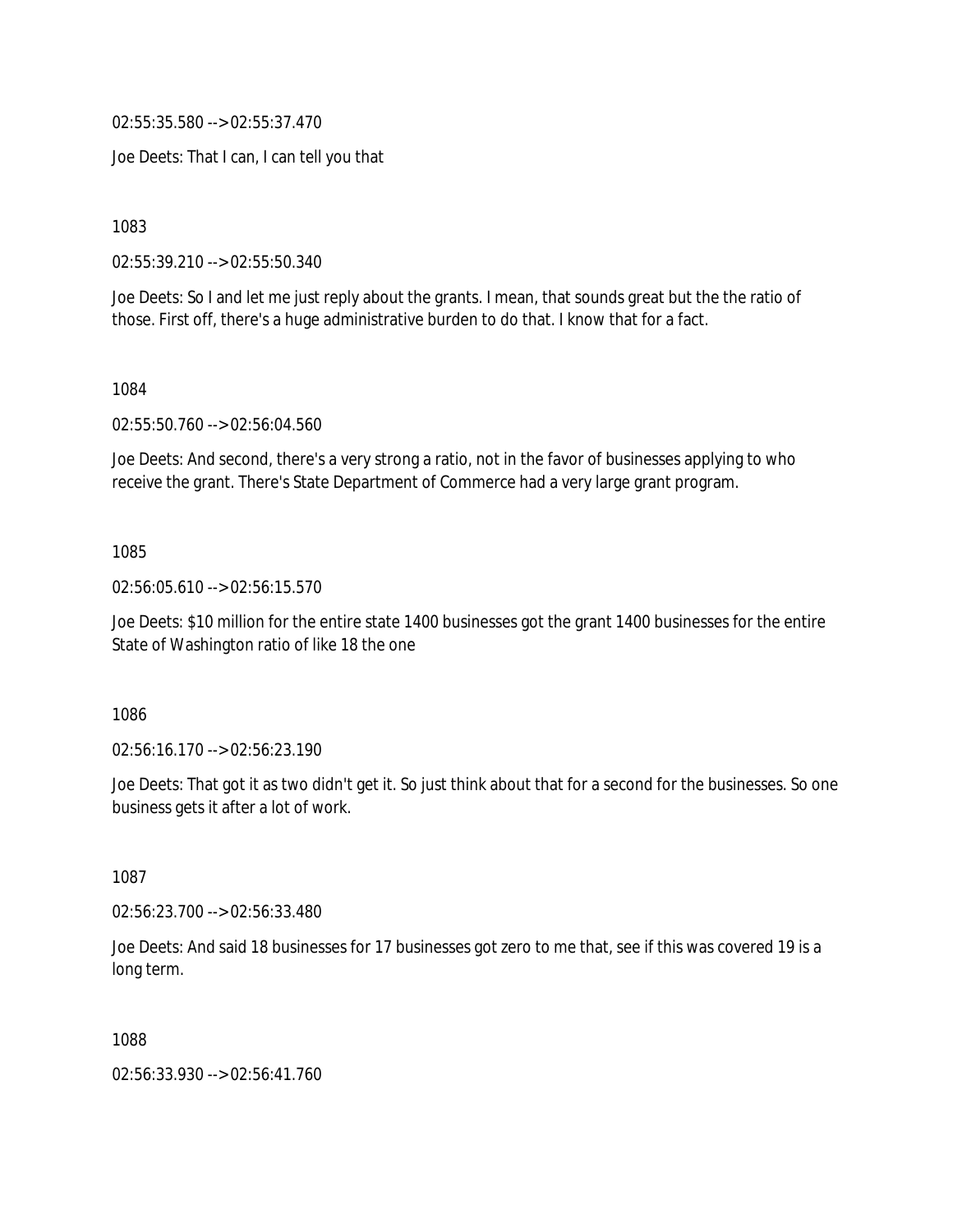02:55:35.580 --> 02:55:37.470

Joe Deets: That I can, I can tell you that

1083

02:55:39.210 --> 02:55:50.340

Joe Deets: So I and let me just reply about the grants. I mean, that sounds great but the the ratio of those. First off, there's a huge administrative burden to do that. I know that for a fact.

1084

02:55:50.760 --> 02:56:04.560

Joe Deets: And second, there's a very strong a ratio, not in the favor of businesses applying to who receive the grant. There's State Department of Commerce had a very large grant program.

1085

02:56:05.610 --> 02:56:15.570

Joe Deets: $10 million for the entire state 1400 businesses got the grant 1400 businesses for the entire State of Washington ratio of like 18 the one

1086

02:56:16.170 --> 02:56:23.190

Joe Deets: That got it as two didn't get it. So just think about that for a second for the businesses. So one business gets it after a lot of work.

1087

02:56:23.700 --> 02:56:33.480

Joe Deets: And said 18 businesses for 17 businesses got zero to me that, see if this was covered 19 is a long term.

1088

02:56:33.930 --> 02:56:41.760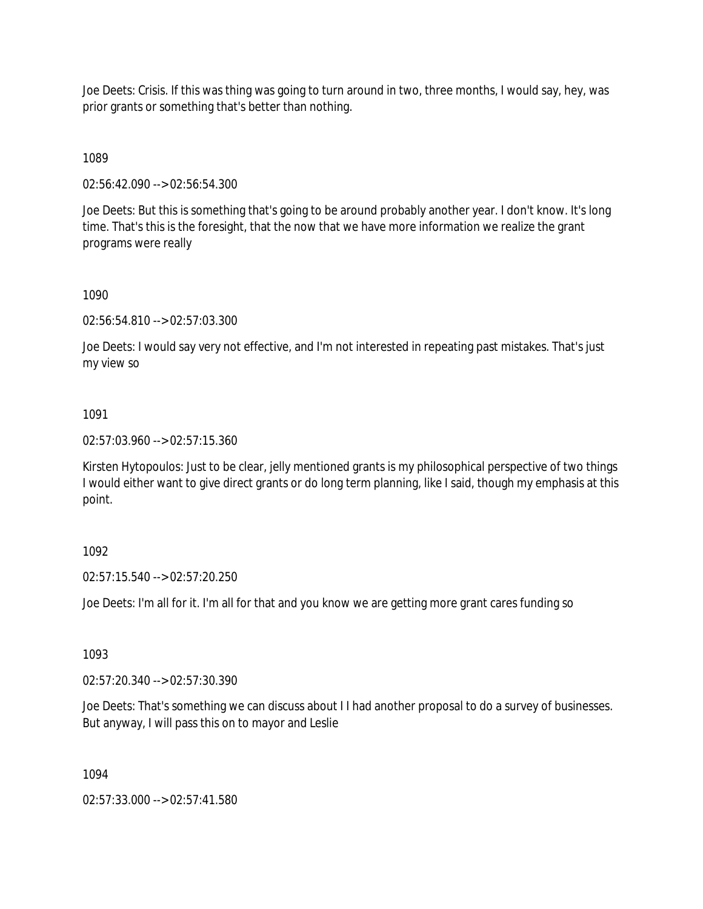Joe Deets: Crisis. If this was thing was going to turn around in two, three months, I would say, hey, was prior grants or something that's better than nothing.

1089

02:56:42.090 --> 02:56:54.300

Joe Deets: But this is something that's going to be around probably another year. I don't know. It's long time. That's this is the foresight, that the now that we have more information we realize the grant programs were really

1090

02:56:54.810 --> 02:57:03.300

Joe Deets: I would say very not effective, and I'm not interested in repeating past mistakes. That's just my view so

1091

02:57:03.960 --> 02:57:15.360

Kirsten Hytopoulos: Just to be clear, jelly mentioned grants is my philosophical perspective of two things I would either want to give direct grants or do long term planning, like I said, though my emphasis at this point.

1092

02:57:15.540 --> 02:57:20.250

Joe Deets: I'm all for it. I'm all for that and you know we are getting more grant cares funding so

1093

02:57:20.340 --> 02:57:30.390

Joe Deets: That's something we can discuss about I I had another proposal to do a survey of businesses. But anyway, I will pass this on to mayor and Leslie

1094

02:57:33.000 --> 02:57:41.580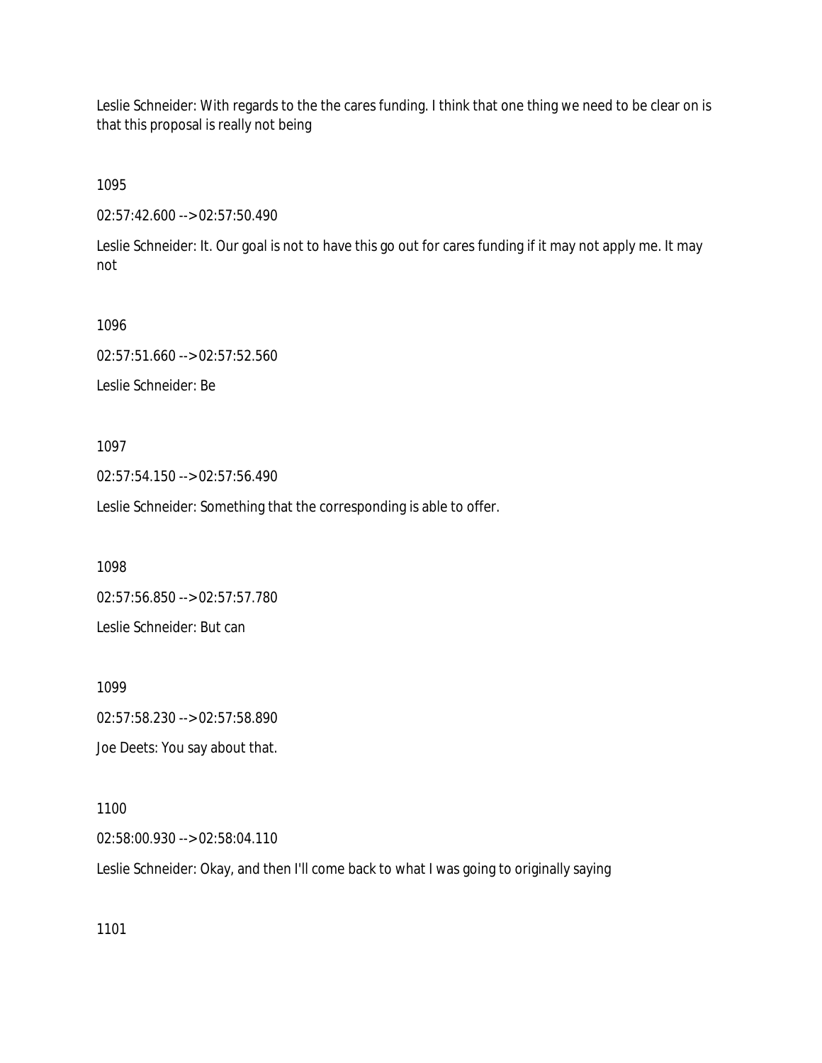Leslie Schneider: With regards to the the cares funding. I think that one thing we need to be clear on is that this proposal is really not being

1095

02:57:42.600 --> 02:57:50.490

Leslie Schneider: It. Our goal is not to have this go out for cares funding if it may not apply me. It may not

1096

02:57:51.660 --> 02:57:52.560

Leslie Schneider: Be

1097

02:57:54.150 --> 02:57:56.490

Leslie Schneider: Something that the corresponding is able to offer.

1098

02:57:56.850 --> 02:57:57.780

Leslie Schneider: But can

1099

02:57:58.230 --> 02:57:58.890

Joe Deets: You say about that.

1100

02:58:00.930 --> 02:58:04.110

Leslie Schneider: Okay, and then I'll come back to what I was going to originally saying

1101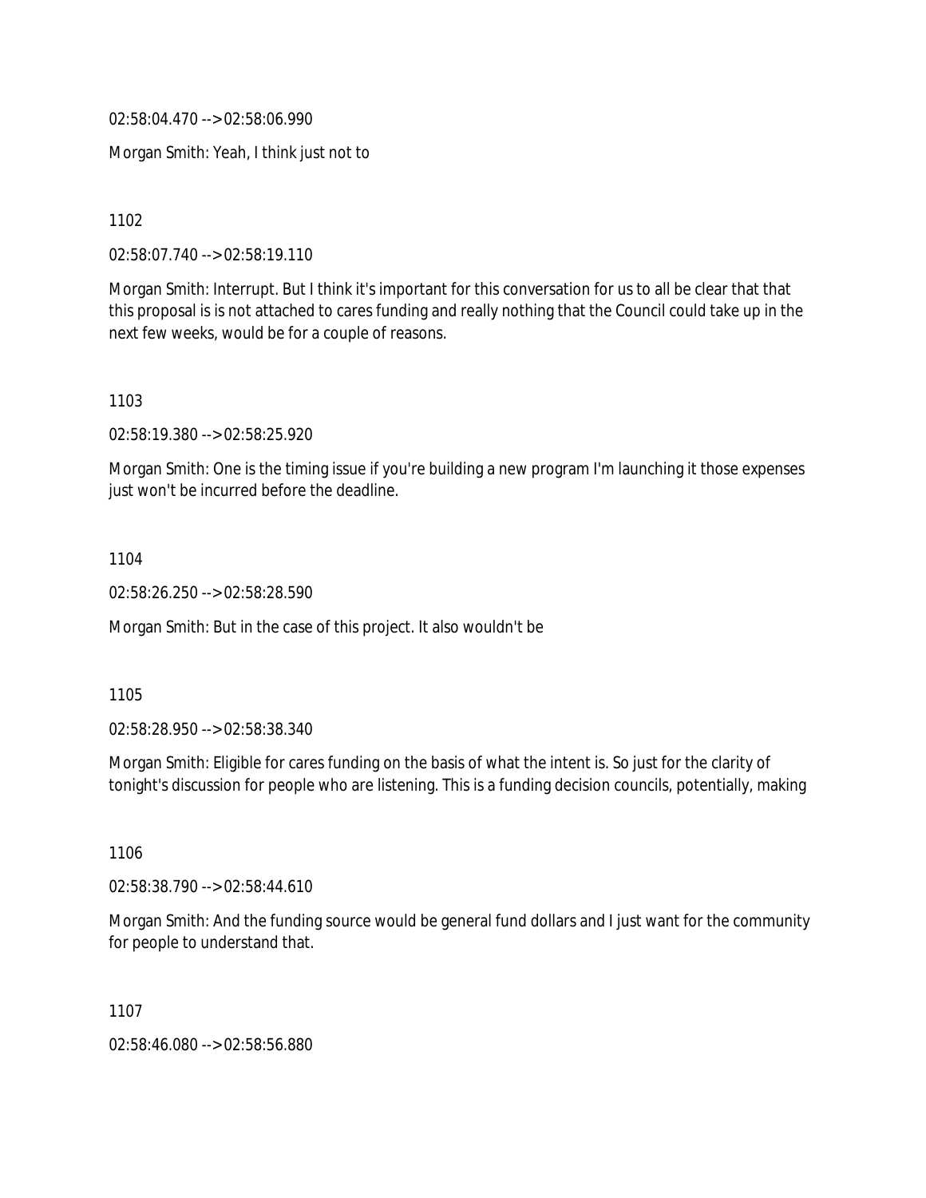02:58:04.470 --> 02:58:06.990

Morgan Smith: Yeah, I think just not to

1102

02:58:07.740 --> 02:58:19.110

Morgan Smith: Interrupt. But I think it's important for this conversation for us to all be clear that that this proposal is is not attached to cares funding and really nothing that the Council could take up in the next few weeks, would be for a couple of reasons.

1103

02:58:19.380 --> 02:58:25.920

Morgan Smith: One is the timing issue if you're building a new program I'm launching it those expenses just won't be incurred before the deadline.

1104

02:58:26.250 --> 02:58:28.590

Morgan Smith: But in the case of this project. It also wouldn't be

1105

02:58:28.950 --> 02:58:38.340

Morgan Smith: Eligible for cares funding on the basis of what the intent is. So just for the clarity of tonight's discussion for people who are listening. This is a funding decision councils, potentially, making

1106

02:58:38.790 --> 02:58:44.610

Morgan Smith: And the funding source would be general fund dollars and I just want for the community for people to understand that.

1107

02:58:46.080 --> 02:58:56.880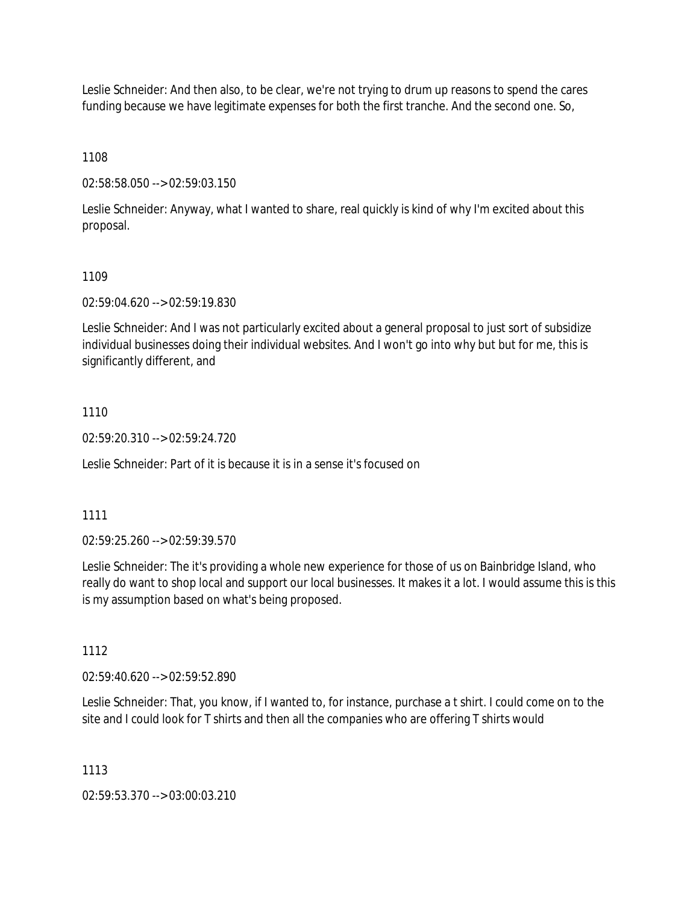Leslie Schneider: And then also, to be clear, we're not trying to drum up reasons to spend the cares funding because we have legitimate expenses for both the first tranche. And the second one. So,

1108

02:58:58.050 --> 02:59:03.150

Leslie Schneider: Anyway, what I wanted to share, real quickly is kind of why I'm excited about this proposal.

1109

02:59:04.620 --> 02:59:19.830

Leslie Schneider: And I was not particularly excited about a general proposal to just sort of subsidize individual businesses doing their individual websites. And I won't go into why but but for me, this is significantly different, and

1110

02:59:20.310 --> 02:59:24.720

Leslie Schneider: Part of it is because it is in a sense it's focused on

1111

02:59:25.260 --> 02:59:39.570

Leslie Schneider: The it's providing a whole new experience for those of us on Bainbridge Island, who really do want to shop local and support our local businesses. It makes it a lot. I would assume this is this is my assumption based on what's being proposed.

1112

02:59:40.620 --> 02:59:52.890

Leslie Schneider: That, you know, if I wanted to, for instance, purchase a t shirt. I could come on to the site and I could look for T shirts and then all the companies who are offering T shirts would

1113

02:59:53.370 --> 03:00:03.210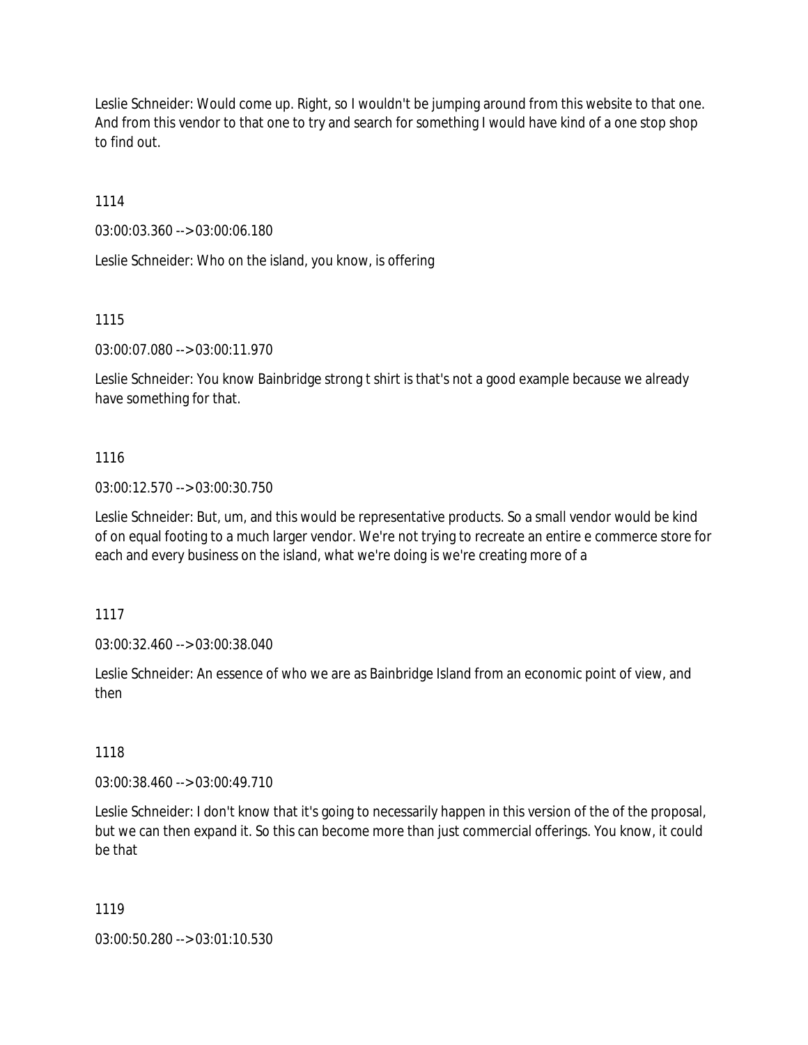Leslie Schneider: Would come up. Right, so I wouldn't be jumping around from this website to that one. And from this vendor to that one to try and search for something I would have kind of a one stop shop to find out.

1114

03:00:03.360 --> 03:00:06.180

Leslie Schneider: Who on the island, you know, is offering

1115

03:00:07.080 --> 03:00:11.970

Leslie Schneider: You know Bainbridge strong t shirt is that's not a good example because we already have something for that.

1116

03:00:12.570 --> 03:00:30.750

Leslie Schneider: But, um, and this would be representative products. So a small vendor would be kind of on equal footing to a much larger vendor. We're not trying to recreate an entire e commerce store for each and every business on the island, what we're doing is we're creating more of a

1117

03:00:32.460 --> 03:00:38.040

Leslie Schneider: An essence of who we are as Bainbridge Island from an economic point of view, and then

1118

03:00:38.460 --> 03:00:49.710

Leslie Schneider: I don't know that it's going to necessarily happen in this version of the of the proposal, but we can then expand it. So this can become more than just commercial offerings. You know, it could be that

1119

03:00:50.280 --> 03:01:10.530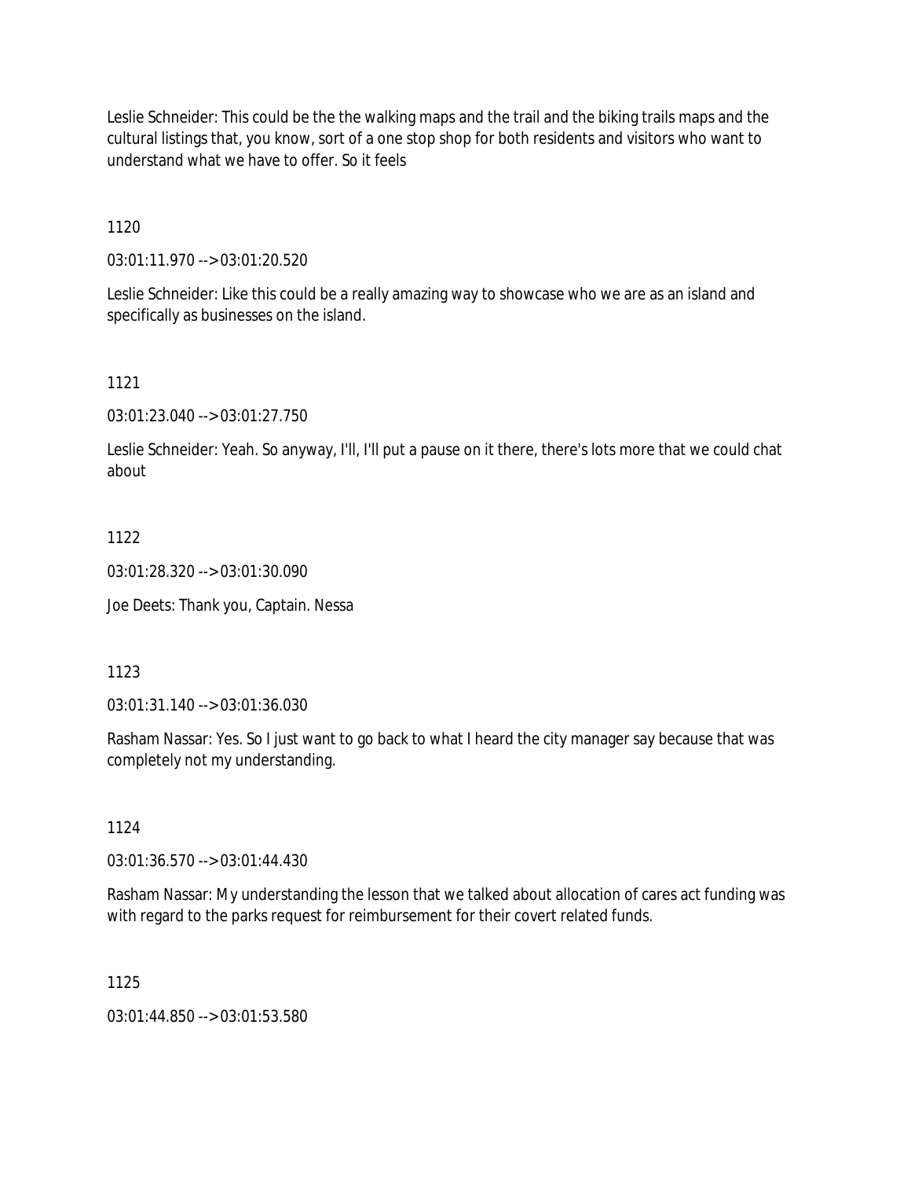Leslie Schneider: This could be the the walking maps and the trail and the biking trails maps and the cultural listings that, you know, sort of a one stop shop for both residents and visitors who want to understand what we have to offer. So it feels

1120

03:01:11.970 --> 03:01:20.520

Leslie Schneider: Like this could be a really amazing way to showcase who we are as an island and specifically as businesses on the island.

1121

03:01:23.040 --> 03:01:27.750

Leslie Schneider: Yeah. So anyway, I'll, I'll put a pause on it there, there's lots more that we could chat about

1122

03:01:28.320 --> 03:01:30.090

Joe Deets: Thank you, Captain. Nessa

1123

03:01:31.140 --> 03:01:36.030

Rasham Nassar: Yes. So I just want to go back to what I heard the city manager say because that was completely not my understanding.

1124

03:01:36.570 --> 03:01:44.430

Rasham Nassar: My understanding the lesson that we talked about allocation of cares act funding was with regard to the parks request for reimbursement for their covert related funds.

1125

03:01:44.850 --> 03:01:53.580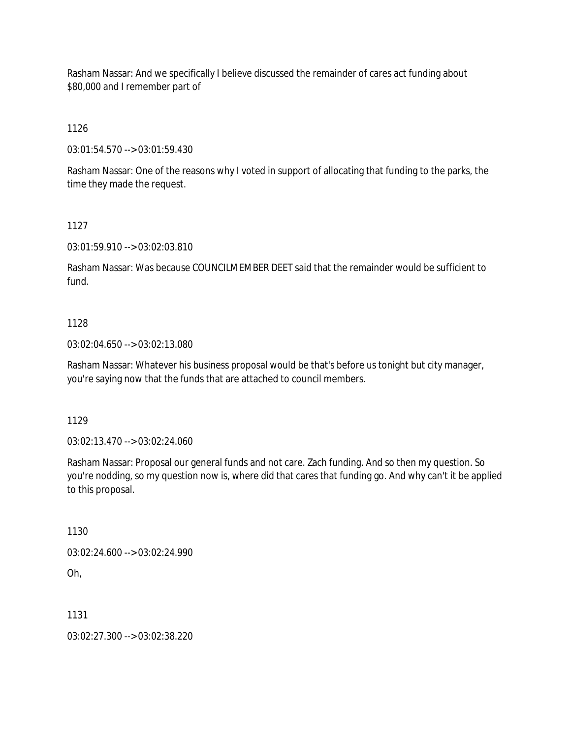Rasham Nassar: And we specifically I believe discussed the remainder of cares act funding about $80,000 and I remember part of

1126

03:01:54.570 --> 03:01:59.430

Rasham Nassar: One of the reasons why I voted in support of allocating that funding to the parks, the time they made the request.

1127

03:01:59.910 --> 03:02:03.810

Rasham Nassar: Was because COUNCILMEMBER DEET said that the remainder would be sufficient to fund.

1128

03:02:04.650 --> 03:02:13.080

Rasham Nassar: Whatever his business proposal would be that's before us tonight but city manager, you're saying now that the funds that are attached to council members.

1129

03:02:13.470 --> 03:02:24.060

Rasham Nassar: Proposal our general funds and not care. Zach funding. And so then my question. So you're nodding, so my question now is, where did that cares that funding go. And why can't it be applied to this proposal.

1130

03:02:24.600 --> 03:02:24.990

Oh,

1131

03:02:27.300 --> 03:02:38.220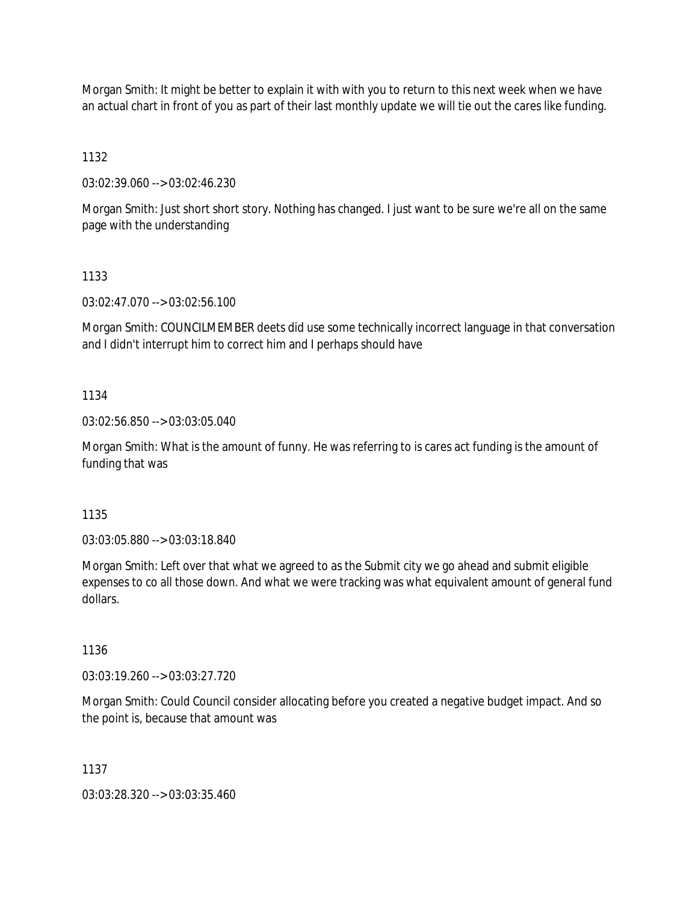Morgan Smith: It might be better to explain it with with you to return to this next week when we have an actual chart in front of you as part of their last monthly update we will tie out the cares like funding.

1132

03:02:39.060 --> 03:02:46.230

Morgan Smith: Just short short story. Nothing has changed. I just want to be sure we're all on the same page with the understanding

1133

03:02:47.070 --> 03:02:56.100

Morgan Smith: COUNCILMEMBER deets did use some technically incorrect language in that conversation and I didn't interrupt him to correct him and I perhaps should have

1134

03:02:56.850 --> 03:03:05.040

Morgan Smith: What is the amount of funny. He was referring to is cares act funding is the amount of funding that was

1135

03:03:05.880 --> 03:03:18.840

Morgan Smith: Left over that what we agreed to as the Submit city we go ahead and submit eligible expenses to co all those down. And what we were tracking was what equivalent amount of general fund dollars.

1136

03:03:19.260 --> 03:03:27.720

Morgan Smith: Could Council consider allocating before you created a negative budget impact. And so the point is, because that amount was

1137

03:03:28.320 --> 03:03:35.460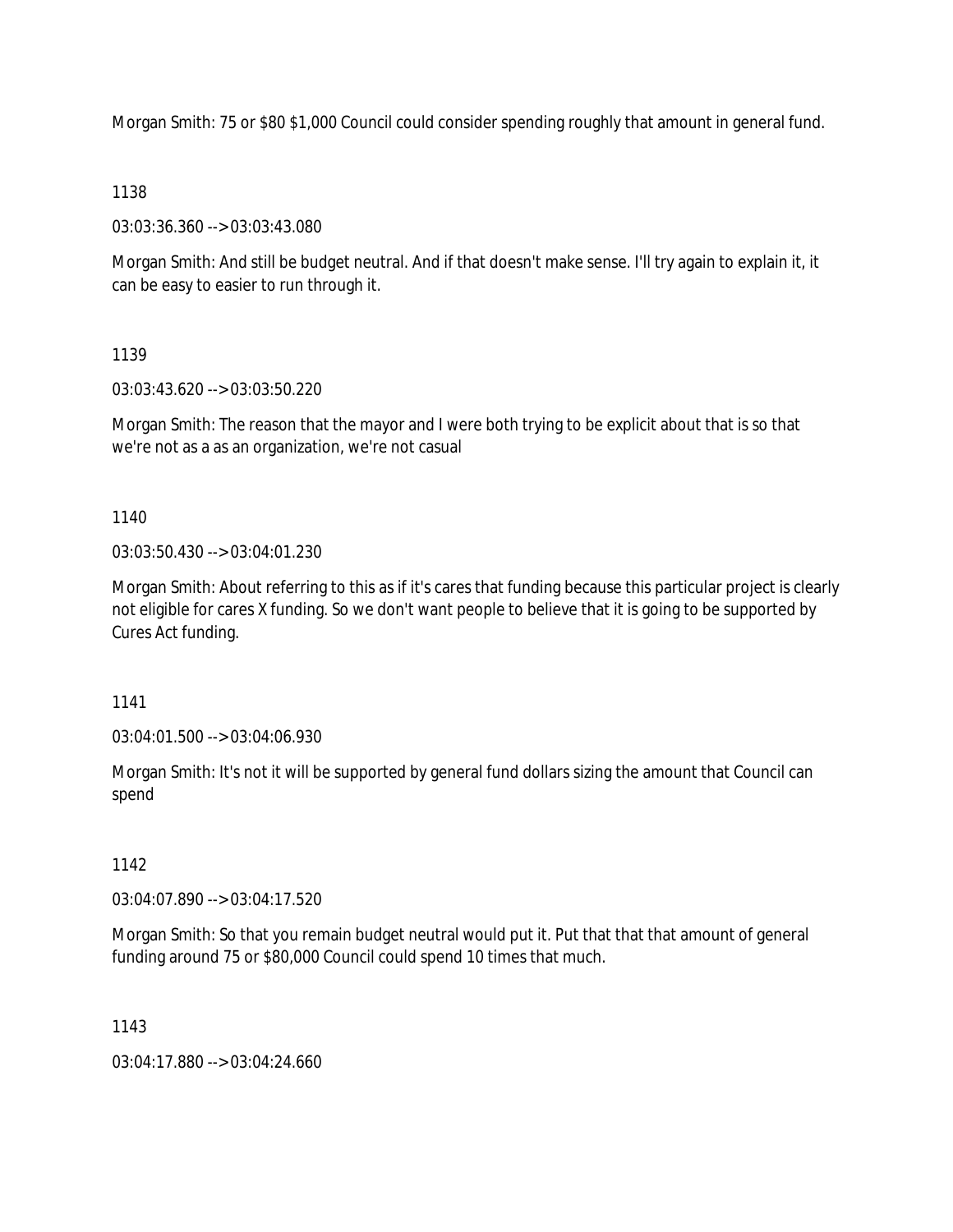Morgan Smith: 75 or $80 $1,000 Council could consider spending roughly that amount in general fund.

1138

03:03:36.360 --> 03:03:43.080

Morgan Smith: And still be budget neutral. And if that doesn't make sense. I'll try again to explain it, it can be easy to easier to run through it.

1139

03:03:43.620 --> 03:03:50.220

Morgan Smith: The reason that the mayor and I were both trying to be explicit about that is so that we're not as a as an organization, we're not casual

1140

03:03:50.430 --> 03:04:01.230

Morgan Smith: About referring to this as if it's cares that funding because this particular project is clearly not eligible for cares X funding. So we don't want people to believe that it is going to be supported by Cures Act funding.

1141

03:04:01.500 --> 03:04:06.930

Morgan Smith: It's not it will be supported by general fund dollars sizing the amount that Council can spend

1142

03:04:07.890 --> 03:04:17.520

Morgan Smith: So that you remain budget neutral would put it. Put that that that amount of general funding around 75 or $80,000 Council could spend 10 times that much.

1143

03:04:17.880 --> 03:04:24.660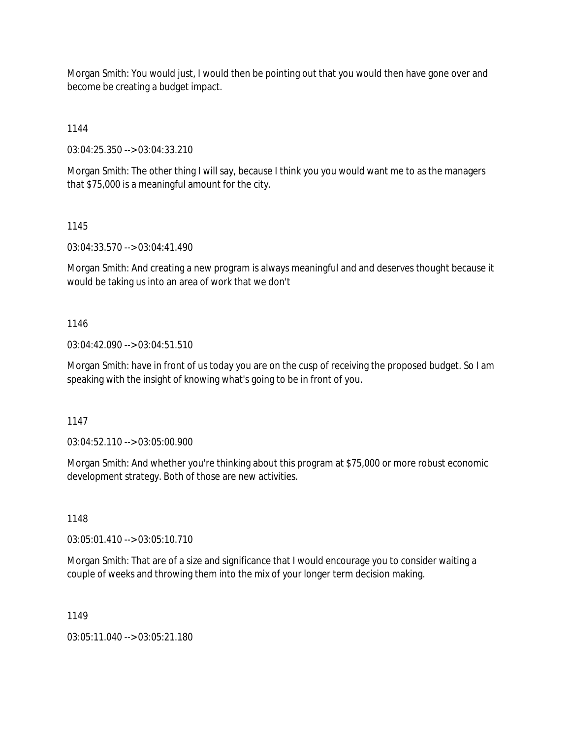Morgan Smith: You would just, I would then be pointing out that you would then have gone over and become be creating a budget impact.

1144

03:04:25.350 --> 03:04:33.210

Morgan Smith: The other thing I will say, because I think you you would want me to as the managers that $75,000 is a meaningful amount for the city.

1145

03:04:33.570 --> 03:04:41.490

Morgan Smith: And creating a new program is always meaningful and and deserves thought because it would be taking us into an area of work that we don't

1146

03:04:42.090 --> 03:04:51.510

Morgan Smith: have in front of us today you are on the cusp of receiving the proposed budget. So I am speaking with the insight of knowing what's going to be in front of you.

1147

03:04:52.110 --> 03:05:00.900

Morgan Smith: And whether you're thinking about this program at $75,000 or more robust economic development strategy. Both of those are new activities.

1148

03:05:01.410 --> 03:05:10.710

Morgan Smith: That are of a size and significance that I would encourage you to consider waiting a couple of weeks and throwing them into the mix of your longer term decision making.

1149

03:05:11.040 --> 03:05:21.180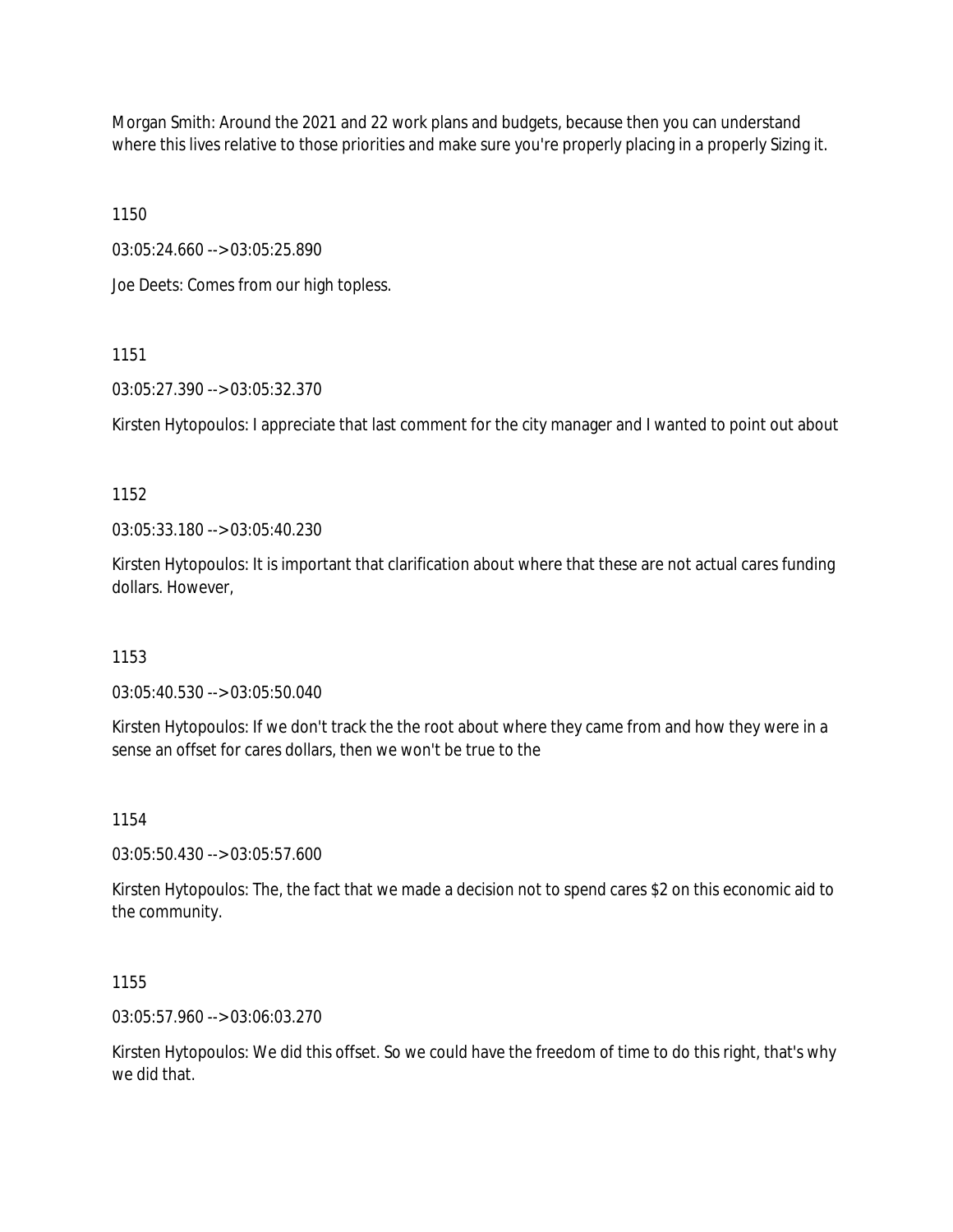Morgan Smith: Around the 2021 and 22 work plans and budgets, because then you can understand where this lives relative to those priorities and make sure you're properly placing in a properly Sizing it.

1150

03:05:24.660 --> 03:05:25.890

Joe Deets: Comes from our high topless.

1151

03:05:27.390 --> 03:05:32.370

Kirsten Hytopoulos: I appreciate that last comment for the city manager and I wanted to point out about

1152

03:05:33.180 --> 03:05:40.230

Kirsten Hytopoulos: It is important that clarification about where that these are not actual cares funding dollars. However,

1153

03:05:40.530 --> 03:05:50.040

Kirsten Hytopoulos: If we don't track the the root about where they came from and how they were in a sense an offset for cares dollars, then we won't be true to the

1154

03:05:50.430 --> 03:05:57.600

Kirsten Hytopoulos: The, the fact that we made a decision not to spend cares $2 on this economic aid to the community.

1155

03:05:57.960 --> 03:06:03.270

Kirsten Hytopoulos: We did this offset. So we could have the freedom of time to do this right, that's why we did that.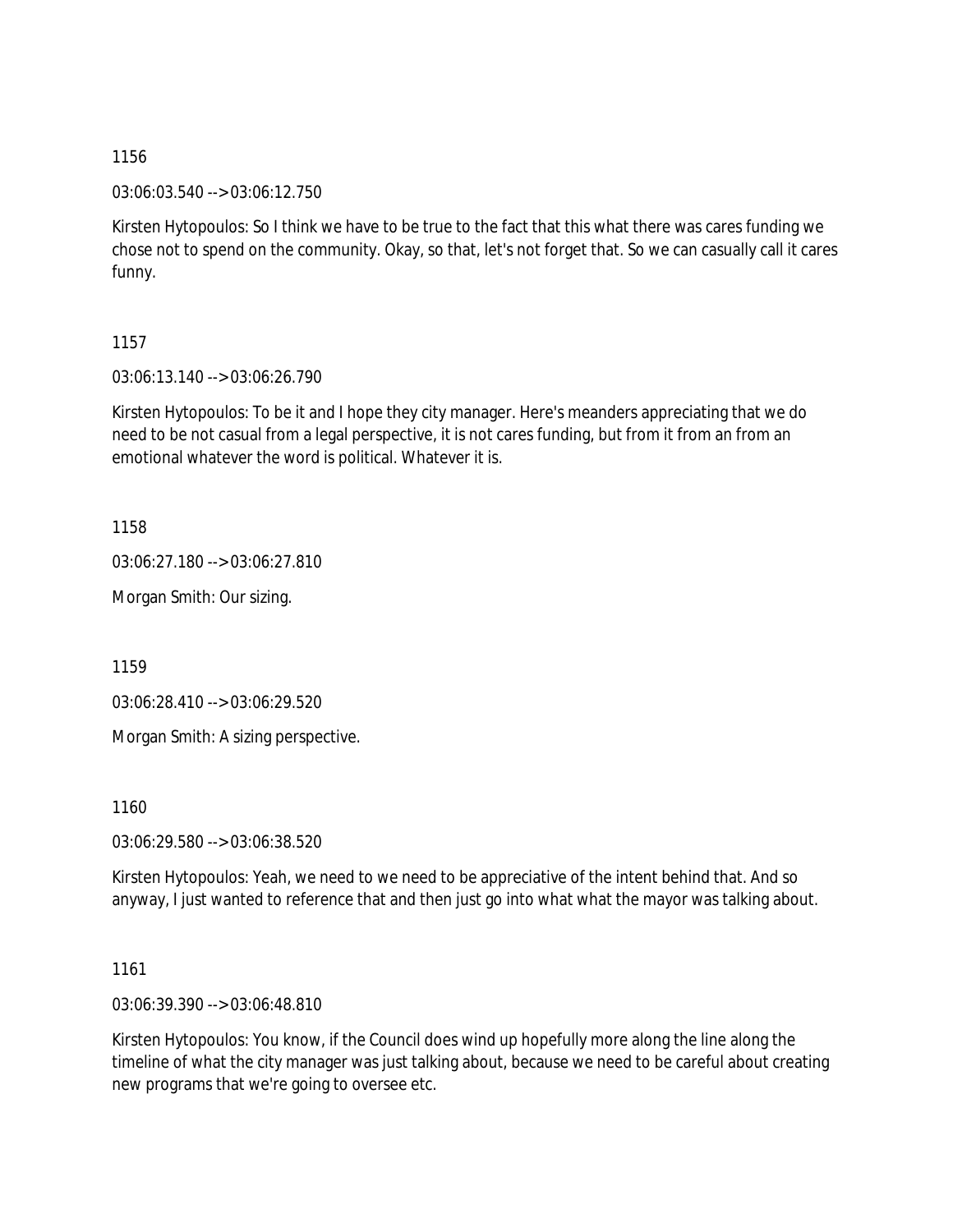1156

03:06:03.540 --> 03:06:12.750

Kirsten Hytopoulos: So I think we have to be true to the fact that this what there was cares funding we chose not to spend on the community. Okay, so that, let's not forget that. So we can casually call it cares funny.

1157

03:06:13.140 --> 03:06:26.790

Kirsten Hytopoulos: To be it and I hope they city manager. Here's meanders appreciating that we do need to be not casual from a legal perspective, it is not cares funding, but from it from an from an emotional whatever the word is political. Whatever it is.

1158

03:06:27.180 --> 03:06:27.810

Morgan Smith: Our sizing.

1159

03:06:28.410 --> 03:06:29.520

Morgan Smith: A sizing perspective.

1160

03:06:29.580 --> 03:06:38.520

Kirsten Hytopoulos: Yeah, we need to we need to be appreciative of the intent behind that. And so anyway, I just wanted to reference that and then just go into what what the mayor was talking about.

1161

03:06:39.390 --> 03:06:48.810

Kirsten Hytopoulos: You know, if the Council does wind up hopefully more along the line along the timeline of what the city was just talking about, because we need to be careful about creating new programs that we're going to oversee etc.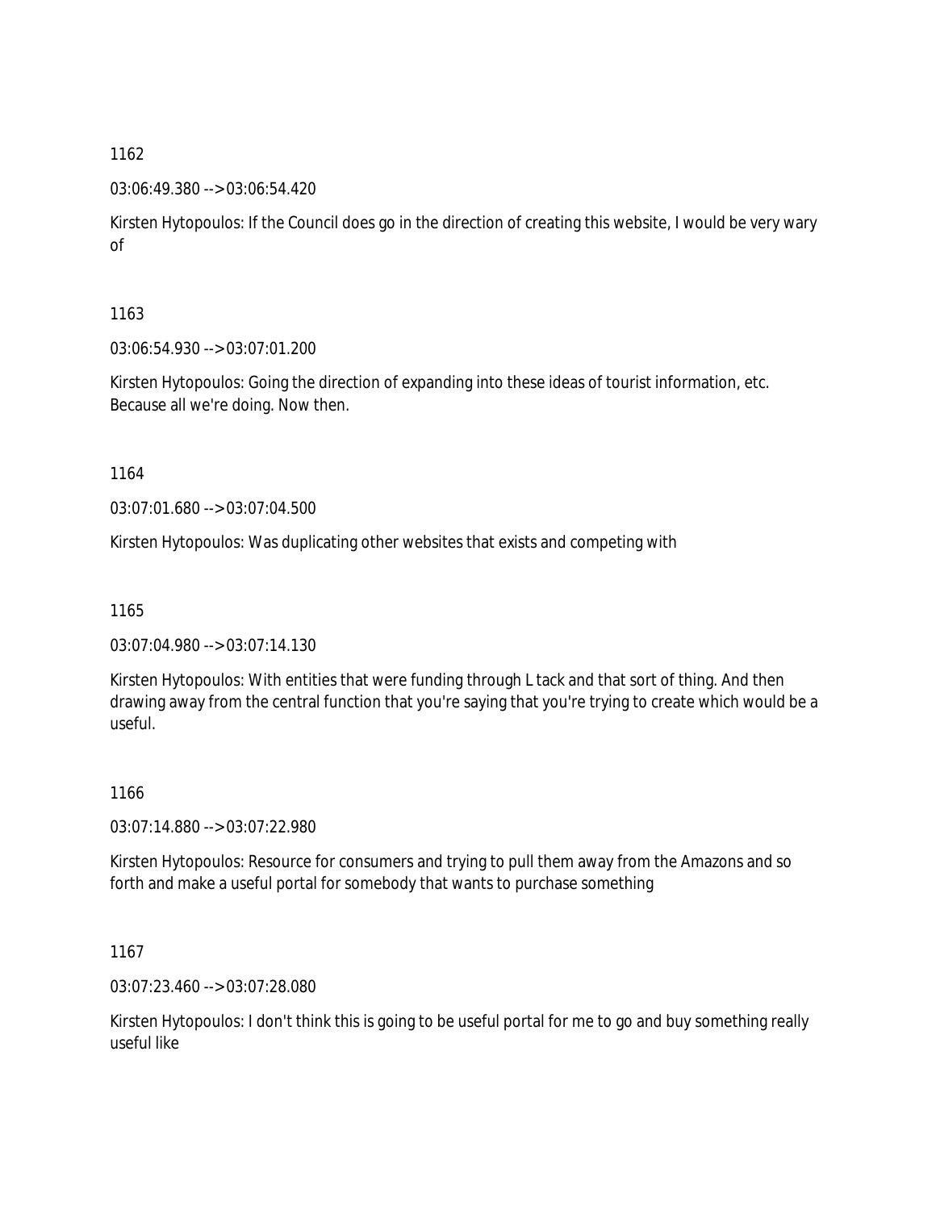1162

03:06:49.380 --> 03:06:54.420

Kirsten Hytopoulos: If the Council does go in the direction of creating this website, I would be very wary of

1163

03:06:54.930 --> 03:07:01.200

Kirsten Hytopoulos: Going the direction of expanding into these ideas of tourist information, etc. Because all we're doing. Now then.

1164

03:07:01.680 --> 03:07:04.500

Kirsten Hytopoulos: Was duplicating other websites that exists and competing with

1165

03:07:04.980 --> 03:07:14.130

Kirsten Hytopoulos: With entities that were funding through L tack and that sort of thing. And then drawing away from the central function that you're saying that you're trying to create which would be a useful.

1166

03:07:14.880 --> 03:07:22.980

Kirsten Hytopoulos: Resource for consumers and trying to pull them away from the Amazons and so forth and make a useful portal for somebody that wants to purchase something

1167

03:07:23.460 --> 03:07:28.080

Kirsten Hytopoulos: I don't think this is going to be useful portal for me to go and buy something really useful like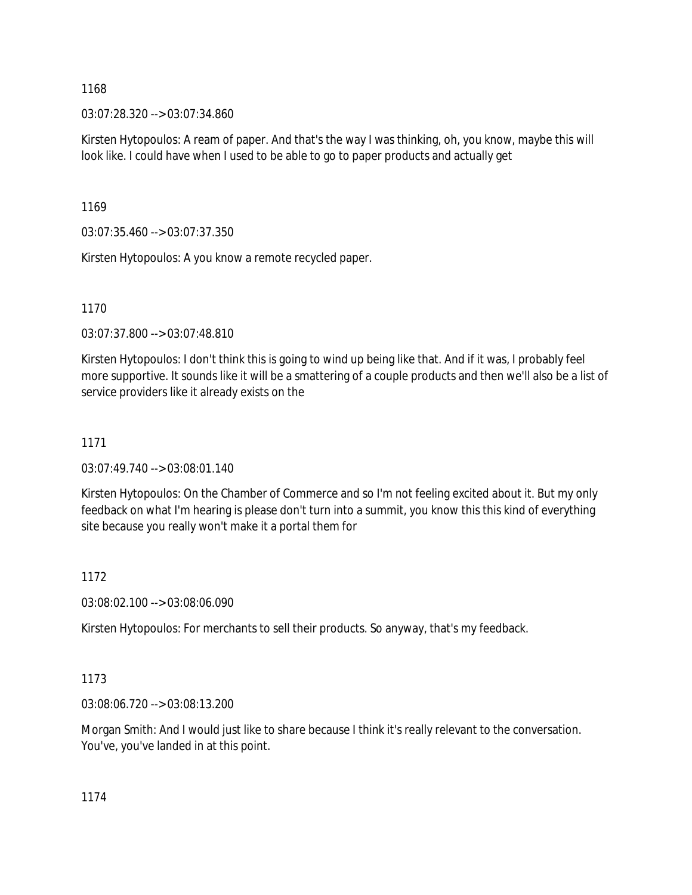1168

03:07:28.320 --> 03:07:34.860

Kirsten Hytopoulos: A ream of paper. And that's the way I was thinking, oh, you know, maybe this will look like. I could have when I used to be able to go to paper products and actually get

1169

03:07:35.460 --> 03:07:37.350

Kirsten Hytopoulos: A you know a remote recycled paper.

1170

03:07:37.800 --> 03:07:48.810

Kirsten Hytopoulos: I don't think this is going to wind up being like that. And if it was, I probably feel more supportive. It sounds like it will be a smattering of a couple products and then we'll also be a list of service providers like it already exists on the

1171

03:07:49.740 --> 03:08:01.140

Kirsten Hytopoulos: On the Chamber of Commerce and so I'm not feeling excited about it. But my only feedback on what I'm hearing is please don't turn into a summit, you know this this kind of everything site because you really won't make it a portal them for

1172

03:08:02.100 --> 03:08:06.090

Kirsten Hytopoulos: For merchants to sell their products. So anyway, that's my feedback.

1173

03:08:06.720 --> 03:08:13.200

Morgan Smith: And I would just like to share because I think it's really relevant to the conversation. You've, you've landed in at this point.

1174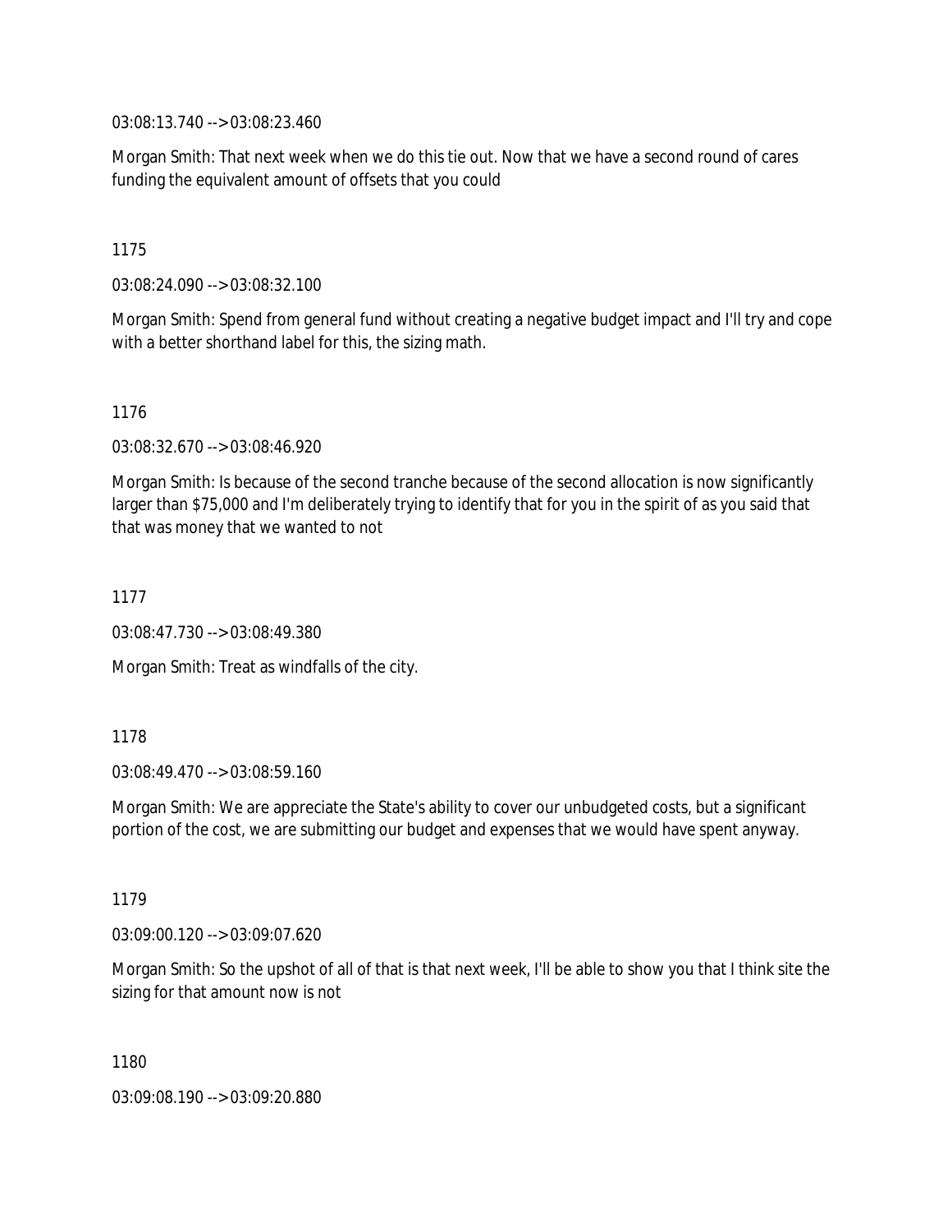03:08:13.740 --> 03:08:23.460

Morgan Smith: That next week when we do this tie out. Now that we have a second round of cares funding the equivalent amount of offsets that you could

1175

03:08:24.090 --> 03:08:32.100

Morgan Smith: Spend from general fund without creating a negative budget impact and I'll try and cope with a better shorthand label for this, the sizing math.

1176

03:08:32.670 --> 03:08:46.920

Morgan Smith: Is because of the second tranche because of the second allocation is now significantly larger than $75,000 and I'm deliberately trying to identify that for you in the spirit of as you said that that was money that we wanted to not

1177

03:08:47.730 --> 03:08:49.380

Morgan Smith: Treat as windfalls of the city.

1178

03:08:49.470 --> 03:08:59.160

Morgan Smith: We are appreciate the State's ability to cover our unbudgeted costs, but a significant portion of the cost, we are submitting our budget and expenses that we would have spent anyway.

1179

03:09:00.120 --> 03:09:07.620

Morgan Smith: So the upshot of all of that is that next week, I'll be able to show you that I think site the sizing for that amount now is not

1180

03:09:08.190 --> 03:09:20.880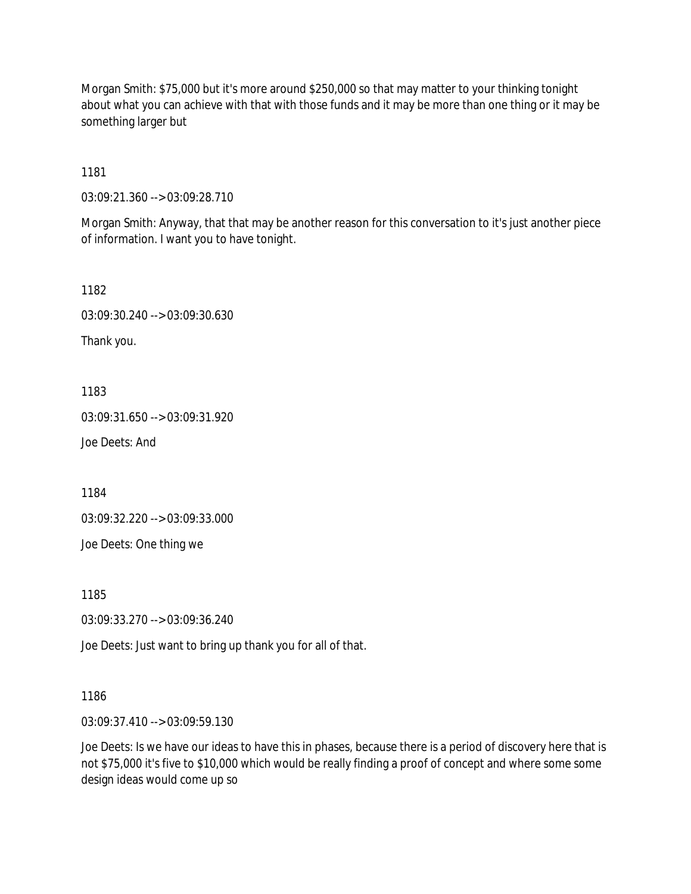Morgan Smith: $75,000 but it's more around $250,000 so that may matter to your thinking tonight about what you can achieve with that with those funds and it may be more than one thing or it may be something larger but

1181

03:09:21.360 --> 03:09:28.710

Morgan Smith: Anyway, that that may be another reason for this conversation to it's just another piece of information. I want you to have tonight.

1182

03:09:30.240 --> 03:09:30.630

Thank you.

1183

03:09:31.650 --> 03:09:31.920

Joe Deets: And

1184

03:09:32.220 --> 03:09:33.000

Joe Deets: One thing we

1185

03:09:33.270 --> 03:09:36.240

Joe Deets: Just want to bring up thank you for all of that.

1186

03:09:37.410 --> 03:09:59.130

Joe Deets: Is we have our ideas to have this in phases, because there is a period of discovery here that is not $75,000 it's five to $10,000 which would be really finding a proof of concept and where some some design ideas would come up so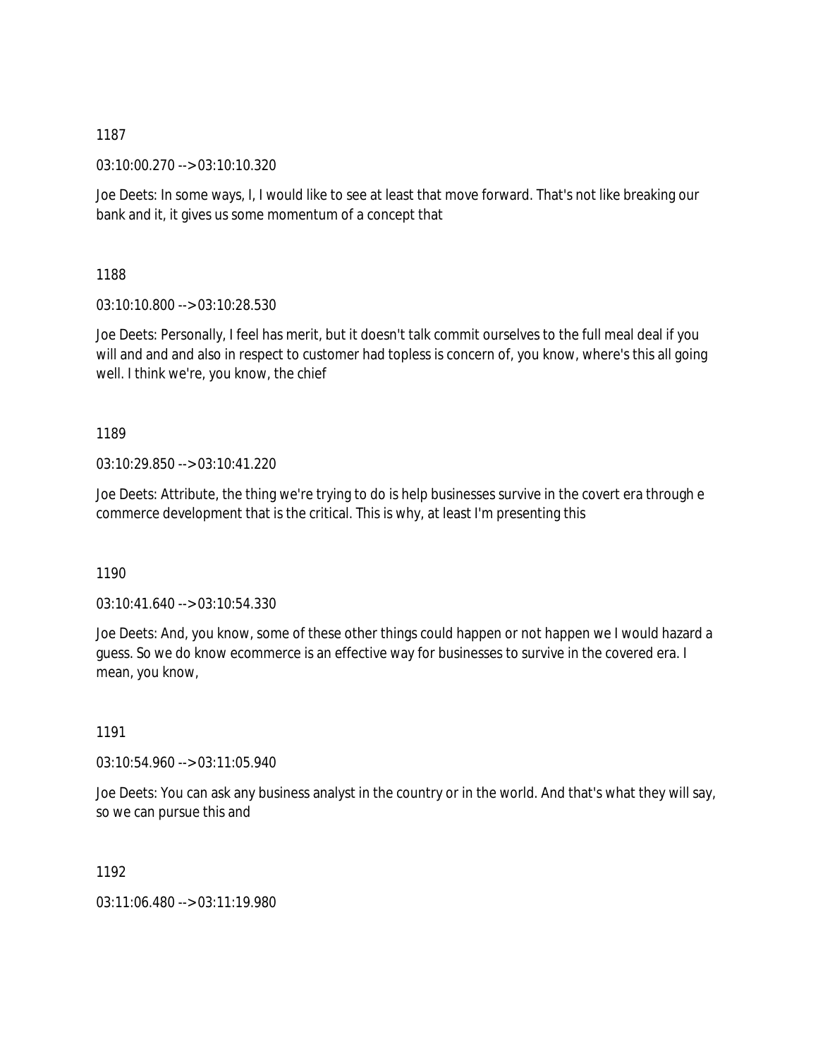1187

03:10:00.270 --> 03:10:10.320

Joe Deets: In some ways, I, I would like to see at least that move forward. That's not like breaking our bank and it, it gives us some momentum of a concept that

1188

03:10:10.800 --> 03:10:28.530

Joe Deets: Personally, I feel has merit, but it doesn't talk commit ourselves to the full meal deal if you will and and and also in respect to customer had topless is concern of, you know, where's this all going well. I think we're, you know, the chief

1189

03:10:29.850 --> 03:10:41.220

Joe Deets: Attribute, the thing we're trying to do is help businesses survive in the covert era through e commerce development that is the critical. This is why, at least I'm presenting this

1190

03:10:41.640 --> 03:10:54.330

Joe Deets: And, you know, some of these other things could happen or not happen we I would hazard a guess. So we do know ecommerce is an effective way for businesses to survive in the covered era. I mean, you know,

1191

03:10:54.960 --> 03:11:05.940

Joe Deets: You can ask any business analyst in the country or in the world. And that's what they will say, so we can pursue this and

1192

03:11:06.480 --> 03:11:19.980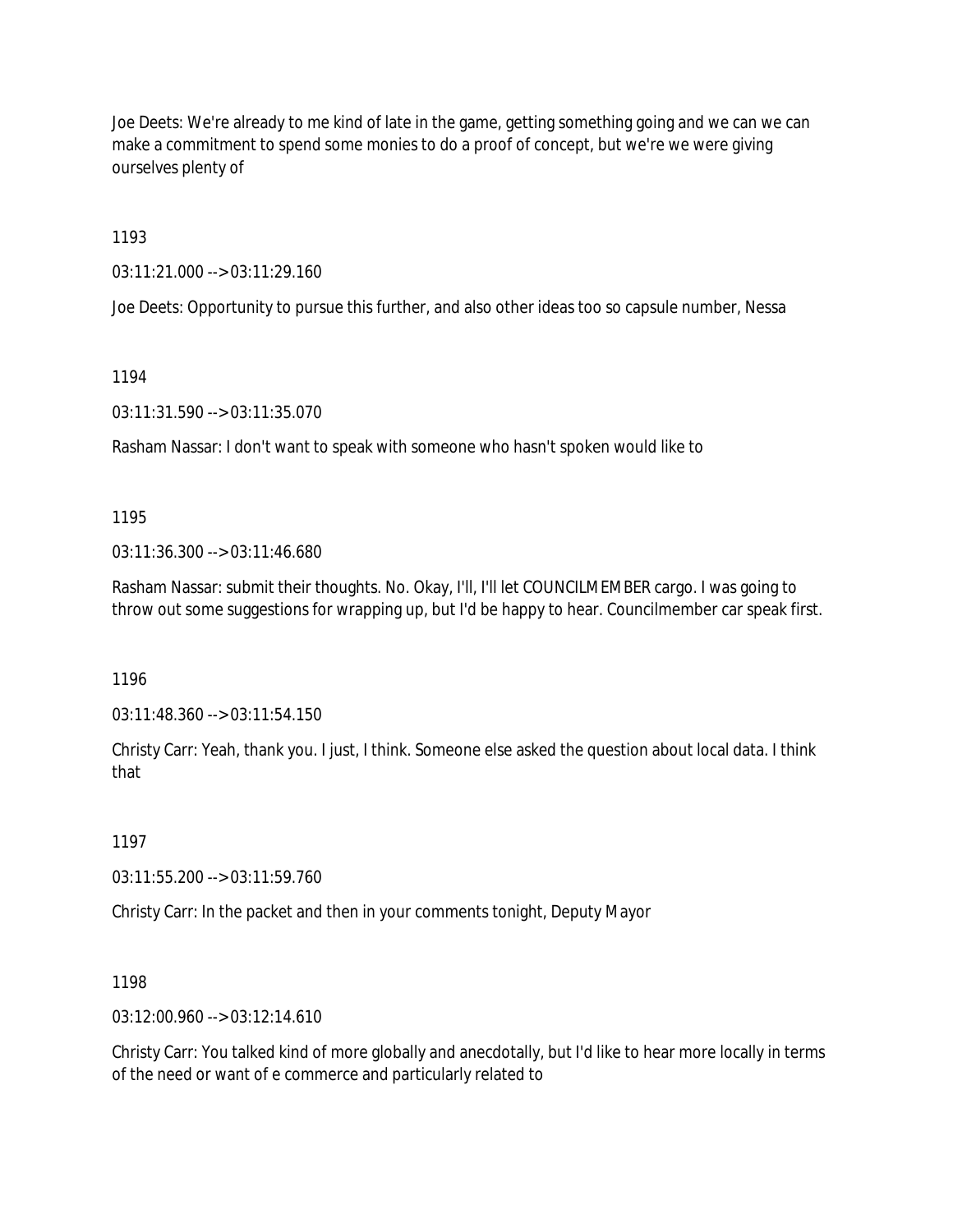Joe Deets: We're already to me kind of late in the game, getting something going and we can we can make a commitment to spend some monies to do a proof of concept, but we're we were giving ourselves plenty of

1193

03:11:21.000 --> 03:11:29.160

Joe Deets: Opportunity to pursue this further, and also other ideas too so capsule number, Nessa

1194

03:11:31.590 --> 03:11:35.070

Rasham Nassar: I don't want to speak with someone who hasn't spoken would like to

1195

03:11:36.300 --> 03:11:46.680

Rasham Nassar: submit their thoughts. No. Okay, I'll, I'll let COUNCILMEMBER cargo. I was going to throw out some suggestions for wrapping up, but I'd be happy to hear. Councilmember car speak first.

1196

03:11:48.360 --> 03:11:54.150

Christy Carr: Yeah, thank you. I just, I think. Someone else asked the question about local data. I think that

1197

03:11:55.200 --> 03:11:59.760

Christy Carr: In the packet and then in your comments tonight, Deputy Mayor

1198

03:12:00.960 --> 03:12:14.610

Christy Carr: You talked kind of more globally and anecdotally, but I'd like to hear more locally in terms of the need or want of e commerce and particularly related to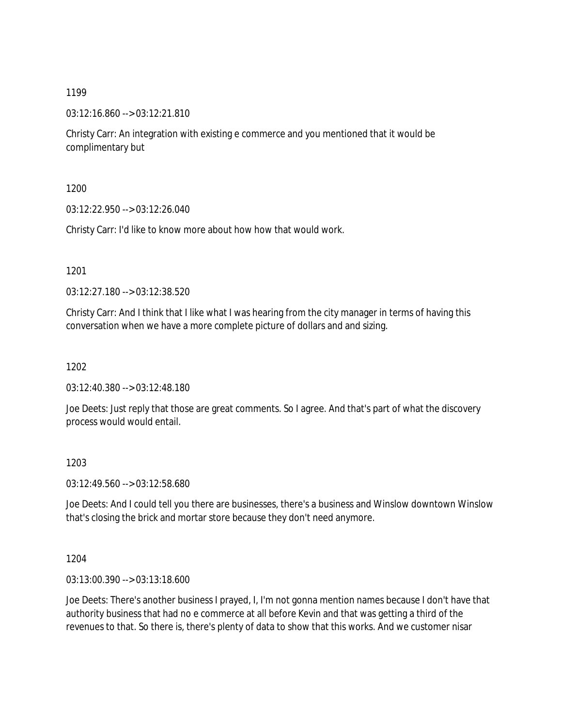1199

03:12:16.860 --> 03:12:21.810

Christy Carr: An integration with existing e commerce and you mentioned that it would be complimentary but

1200

03:12:22.950 --> 03:12:26.040

Christy Carr: I'd like to know more about how how that would work.

1201

03:12:27.180 --> 03:12:38.520

Christy Carr: And I think that I like what I was hearing from the city manager in terms of having this conversation when we have a more complete picture of dollars and and sizing.

1202

03:12:40.380 --> 03:12:48.180

Joe Deets: Just reply that those are great comments. So I agree. And that's part of what the discovery process would would entail.

1203

03:12:49.560 --> 03:12:58.680

Joe Deets: And I could tell you there are businesses, there's a business and Winslow downtown Winslow that's closing the brick and mortar store because they don't need anymore.

1204

03:13:00.390 --> 03:13:18.600

Joe Deets: There's another business I prayed, I, I'm not gonna mention names because I don't have that authority business that had no e commerce at all before Kevin and that was getting a third of the revenues to that. So there is, there's plenty of data to show that this works. And we customer nisar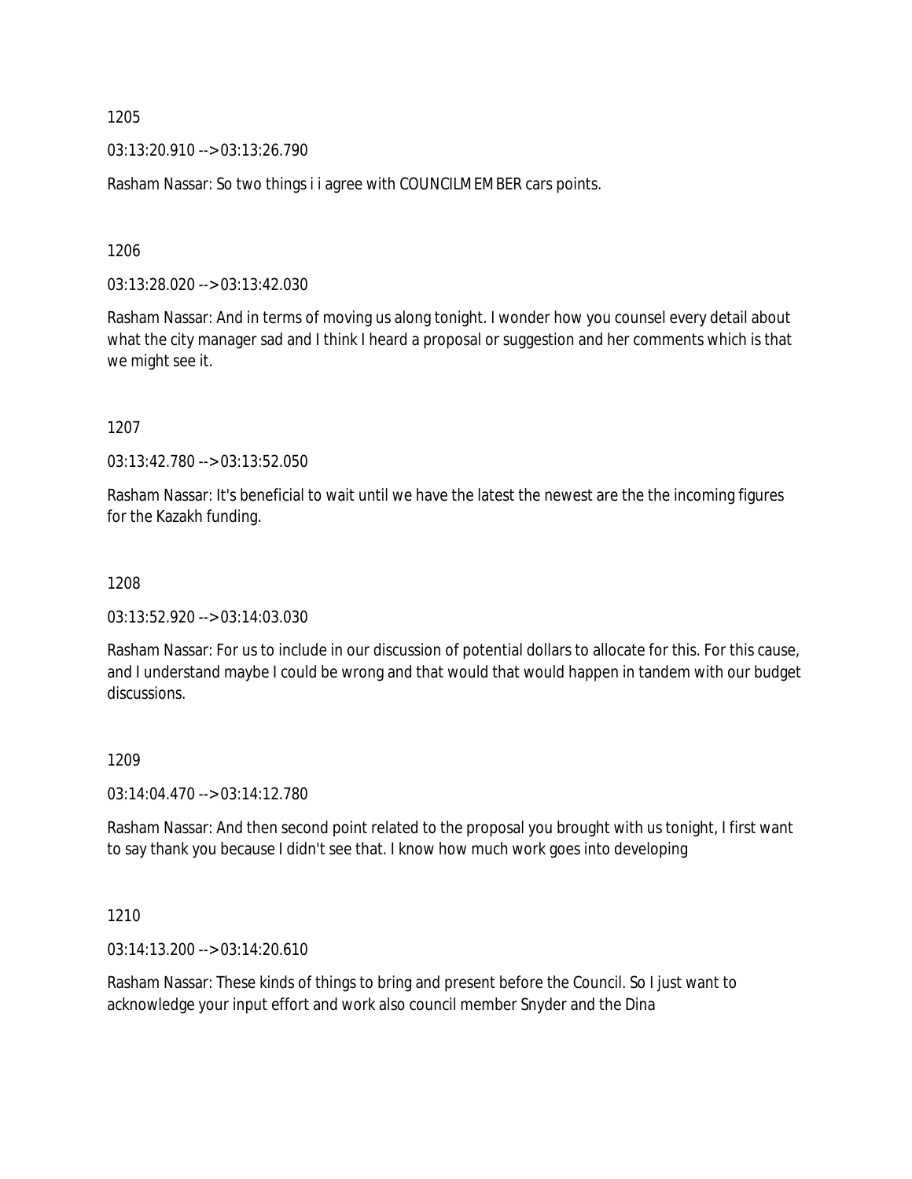1205

03:13:20.910 --> 03:13:26.790

Rasham Nassar: So two things i i agree with COUNCILMEMBER cars points.

1206

03:13:28.020 --> 03:13:42.030

Rasham Nassar: And in terms of moving us along tonight. I wonder how you counsel every detail about what the city manager sad and I think I heard a proposal or suggestion and her comments which is that we might see it.

1207

03:13:42.780 --> 03:13:52.050

Rasham Nassar: It's beneficial to wait until we have the latest the newest are the the incoming figures for the Kazakh funding.

1208

03:13:52.920 --> 03:14:03.030

Rasham Nassar: For us to include in our discussion of potential dollars to allocate for this. For this cause, and I understand maybe I could be wrong and that would that would happen in tandem with our budget discussions.

1209

03:14:04.470 --> 03:14:12.780

Rasham Nassar: And then second point related to the proposal you brought with us tonight, I first want to say thank you because I didn't see that. I know how much work goes into developing

1210

03:14:13.200 --> 03:14:20.610

Rasham Nassar: These kinds of things to bring and present before the Council. So I just want to acknowledge your input effort and work also council member Snyder and the Dina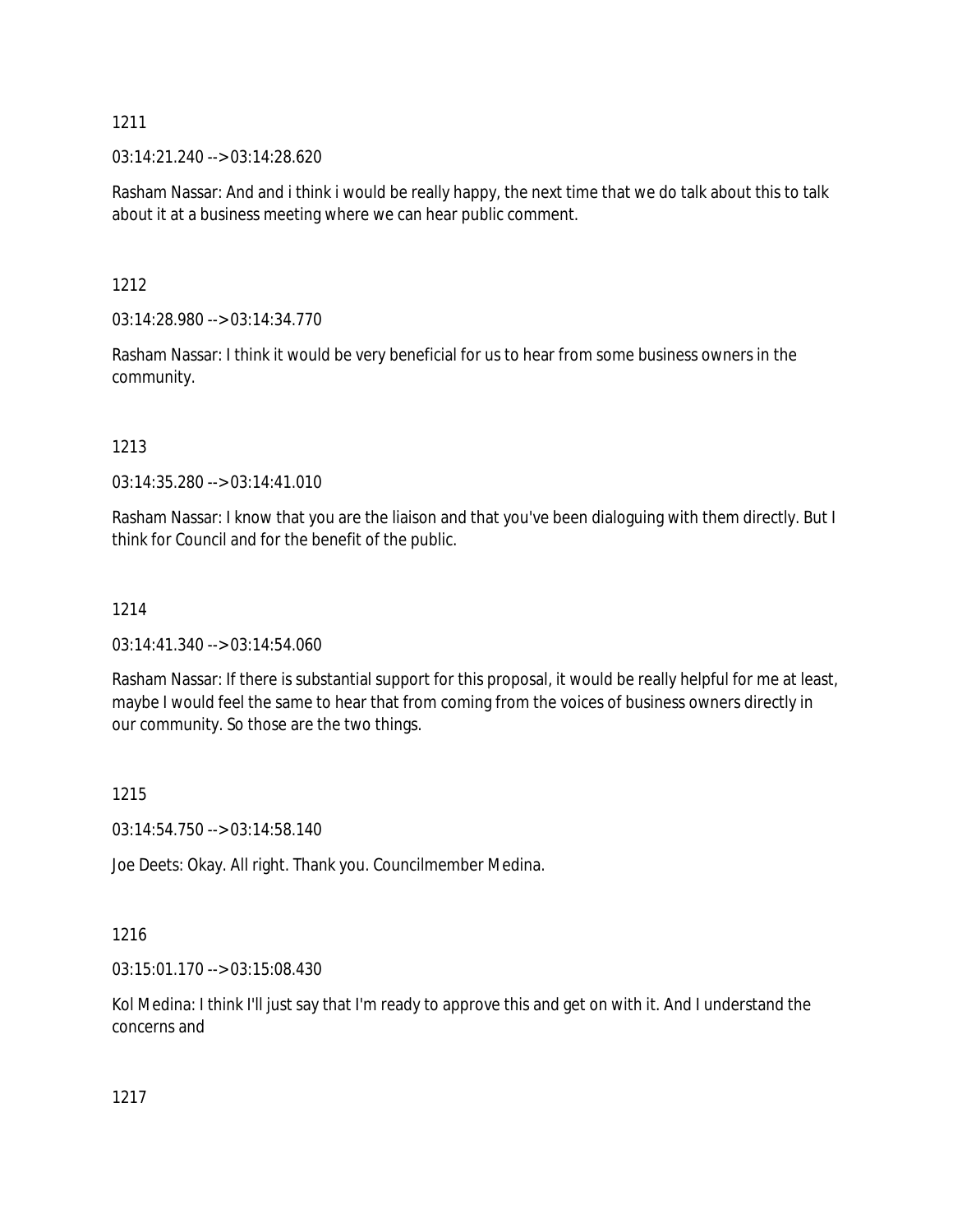1211

03:14:21.240 --> 03:14:28.620

Rasham Nassar: And and i think i would be really happy, the next time that we do talk about this to talk about it at a business meeting where we can hear public comment.

1212

03:14:28.980 --> 03:14:34.770

Rasham Nassar: I think it would be very beneficial for us to hear from some business owners in the community.

1213

03:14:35.280 --> 03:14:41.010

Rasham Nassar: I know that you are the liaison and that you've been dialoguing with them directly. But I think for Council and for the benefit of the public.

1214

03:14:41.340 --> 03:14:54.060

Rasham Nassar: If there is substantial support for this proposal, it would be really helpful for me at least, maybe I would feel the same to hear that from coming from the voices of business owners directly in our community. So those are the two things.

1215

03:14:54.750 --> 03:14:58.140

Joe Deets: Okay. All right. Thank you. Councilmember Medina.

1216

03:15:01.170 --> 03:15:08.430

Kol Medina: I think I'll just say that I'm ready to approve this and get on with it. And I understand the concerns and

1217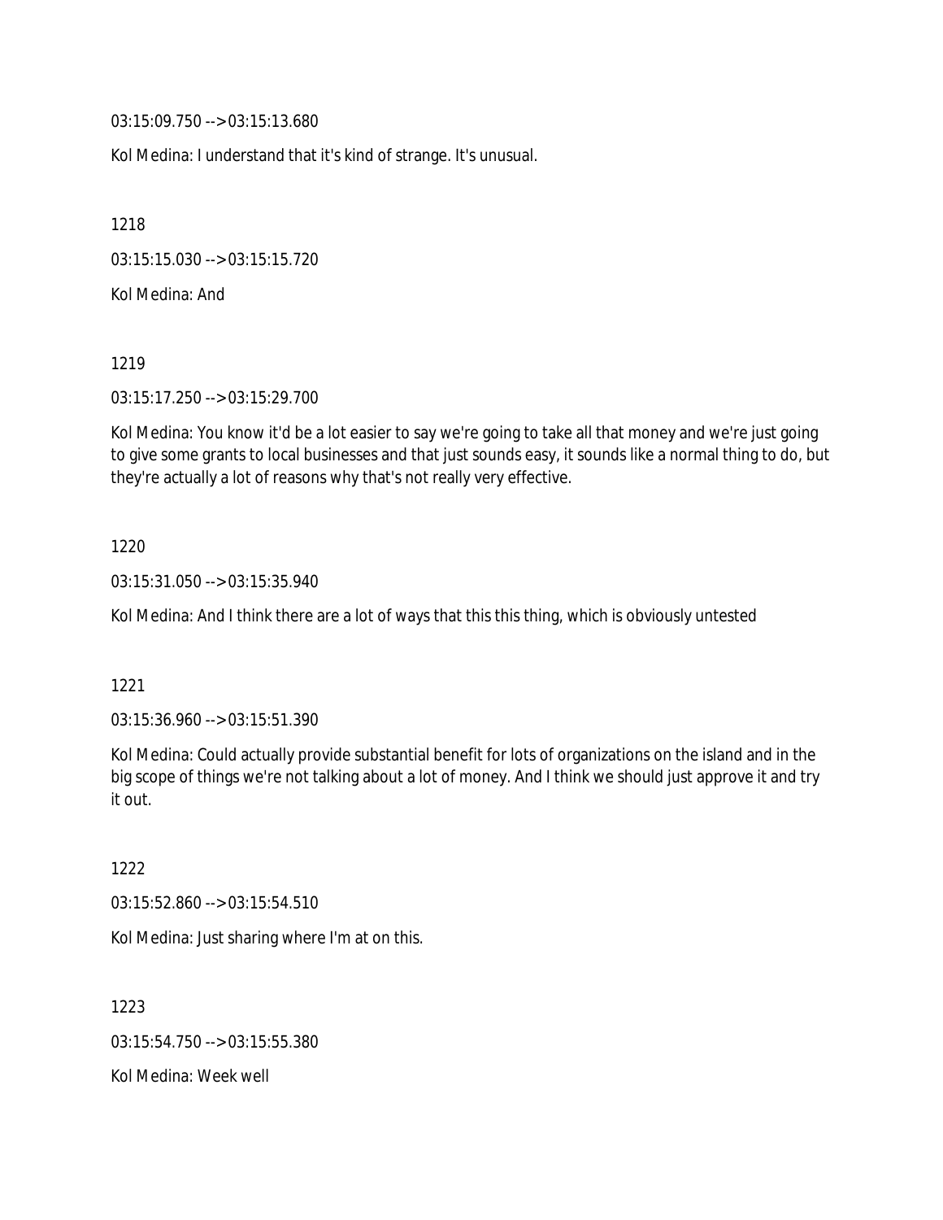03:15:09.750 --> 03:15:13.680

Kol Medina: I understand that it's kind of strange. It's unusual.

1218

03:15:15.030 --> 03:15:15.720

Kol Medina: And

1219

03:15:17.250 --> 03:15:29.700

Kol Medina: You know it'd be a lot easier to say we're going to take all that money and we're just going to give some grants to local businesses and that just sounds easy, it sounds like a normal thing to do, but they're actually a lot of reasons why that's not really very effective.

1220

03:15:31.050 --> 03:15:35.940

Kol Medina: And I think there are a lot of ways that this this thing, which is obviously untested

1221

03:15:36.960 --> 03:15:51.390

Kol Medina: Could actually provide substantial benefit for lots of organizations on the island and in the big scope of things we're not talking about a lot of money. And I think we should just approve it and try it out.

1222

03:15:52.860 --> 03:15:54.510

Kol Medina: Just sharing where I'm at on this.

1223

03:15:54.750 --> 03:15:55.380

Kol Medina: Week well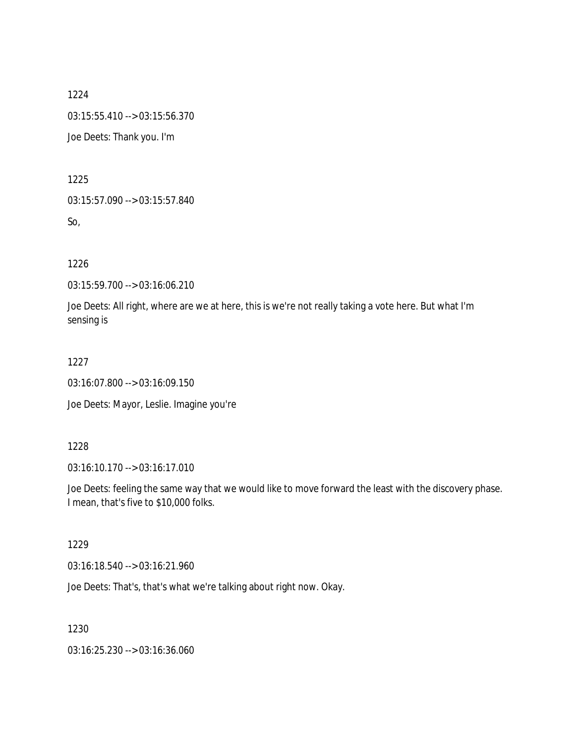1224

03:15:55.410 --> 03:15:56.370

Joe Deets: Thank you. I'm

1225

03:15:57.090 --> 03:15:57.840

So,

1226

03:15:59.700 --> 03:16:06.210

Joe Deets: All right, where are we at here, this is we're not really taking a vote here. But what I'm sensing is

1227

03:16:07.800 --> 03:16:09.150

Joe Deets: Mayor, Leslie. Imagine you're

1228

03:16:10.170 --> 03:16:17.010

Joe Deets: feeling the same way that we would like to move forward the least with the discovery phase. I mean, that's five to $10,000 folks.

1229

03:16:18.540 --> 03:16:21.960

Joe Deets: That's, that's what we're talking about right now. Okay.

1230

03:16:25.230 --> 03:16:36.060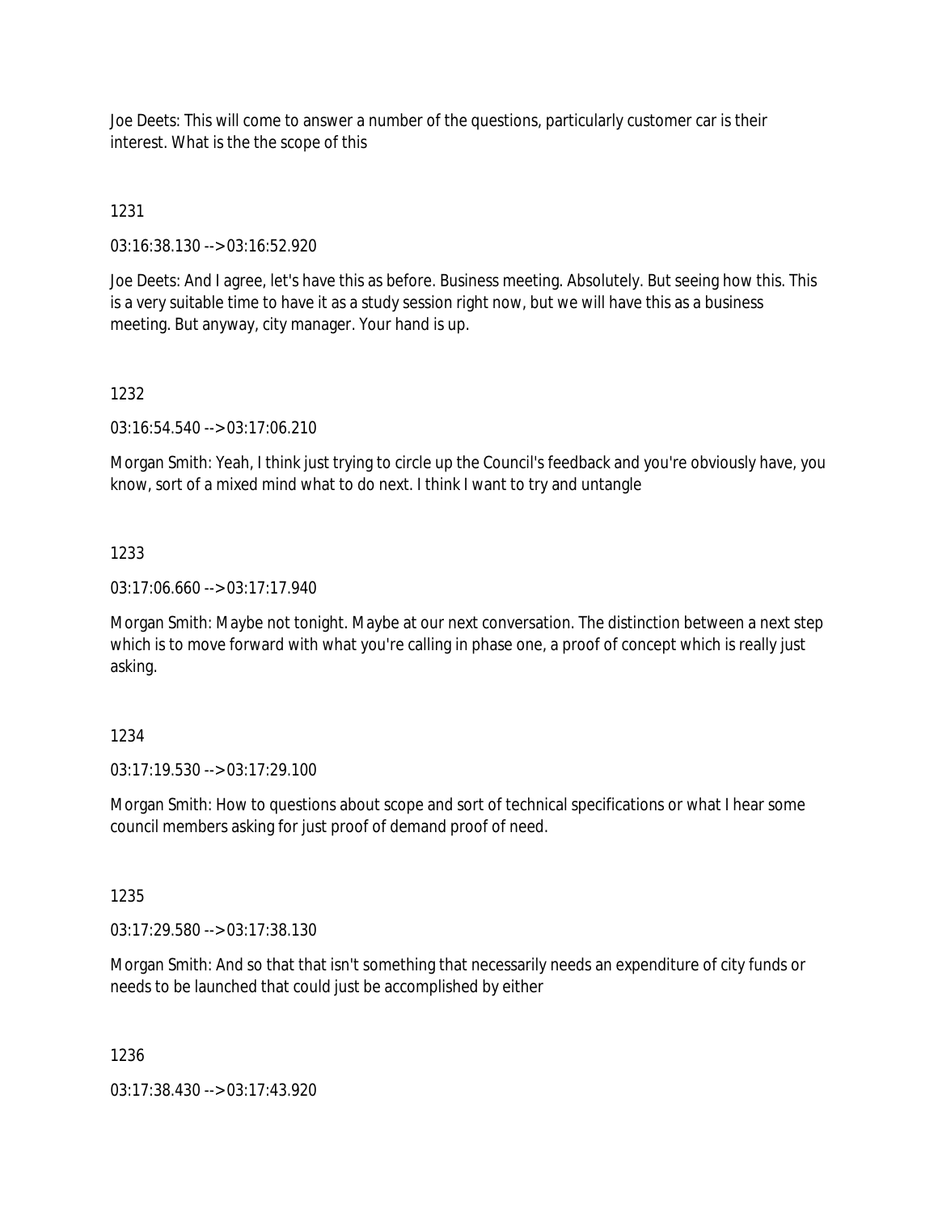Joe Deets: This will come to answer a number of the questions, particularly customer car is their interest. What is the the scope of this

1231

03:16:38.130 --> 03:16:52.920

Joe Deets: And I agree, let's have this as before. Business meeting. Absolutely. But seeing how this. This is a very suitable time to have it as a study session right now, but we will have this as a business meeting. But anyway, city manager. Your hand is up.

1232

03:16:54.540 --> 03:17:06.210

Morgan Smith: Yeah, I think just trying to circle up the Council's feedback and you're obviously have, you know, sort of a mixed mind what to do next. I think I want to try and untangle

1233

03:17:06.660 --> 03:17:17.940

Morgan Smith: Maybe not tonight. Maybe at our next conversation. The distinction between a next step which is to move forward with what you're calling in phase one, a proof of concept which is really just asking.

1234

03:17:19.530 --> 03:17:29.100

Morgan Smith: How to questions about scope and sort of technical specifications or what I hear some council members asking for just proof of demand proof of need.

1235

03:17:29.580 --> 03:17:38.130

Morgan Smith: And so that that isn't something that necessarily needs an expenditure of city funds or needs to be launched that could just be accomplished by either

1236

03:17:38.430 --> 03:17:43.920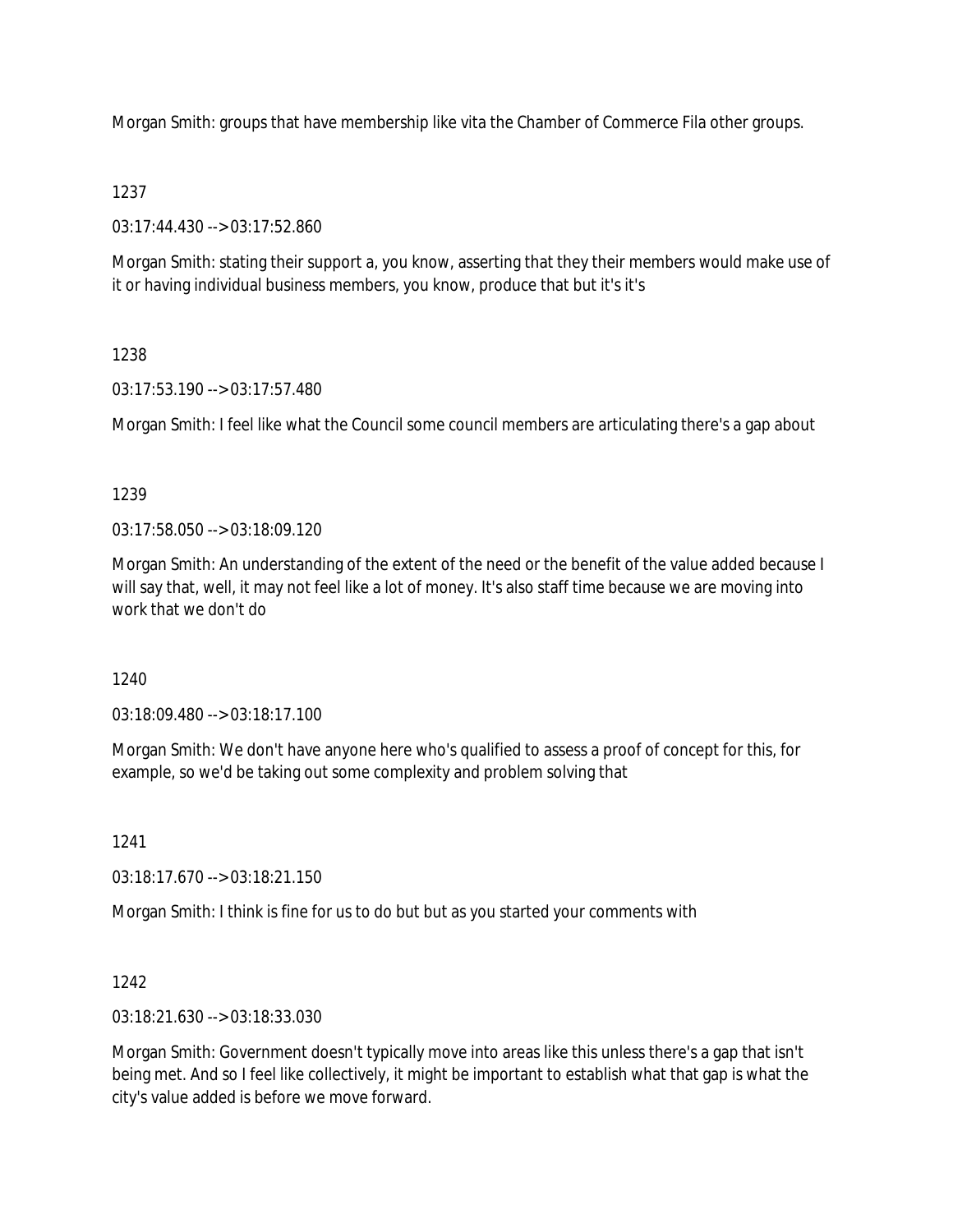Morgan Smith: groups that have membership like vita the Chamber of Commerce Fila other groups.

1237

03:17:44.430 --> 03:17:52.860

Morgan Smith: stating their support a, you know, asserting that they their members would make use of it or having individual business members, you know, produce that but it's it's

1238

03:17:53.190 --> 03:17:57.480

Morgan Smith: I feel like what the Council some council members are articulating there's a gap about

1239

03:17:58.050 --> 03:18:09.120

Morgan Smith: An understanding of the extent of the need or the benefit of the value added because I will say that, well, it may not feel like a lot of money. It's also staff time because we are moving into work that we don't do

1240

03:18:09.480 --> 03:18:17.100

Morgan Smith: We don't have anyone here who's qualified to assess a proof of concept for this, for example, so we'd be taking out some complexity and problem solving that

1241

03:18:17.670 --> 03:18:21.150

Morgan Smith: I think is fine for us to do but but as you started your comments with

1242

03:18:21.630 --> 03:18:33.030

Morgan Smith: Government doesn't typically move into areas like this unless there's a gap that isn't being met. And so I feel like collectively, it might be important to establish what that gap is what the city's value added is before we move forward.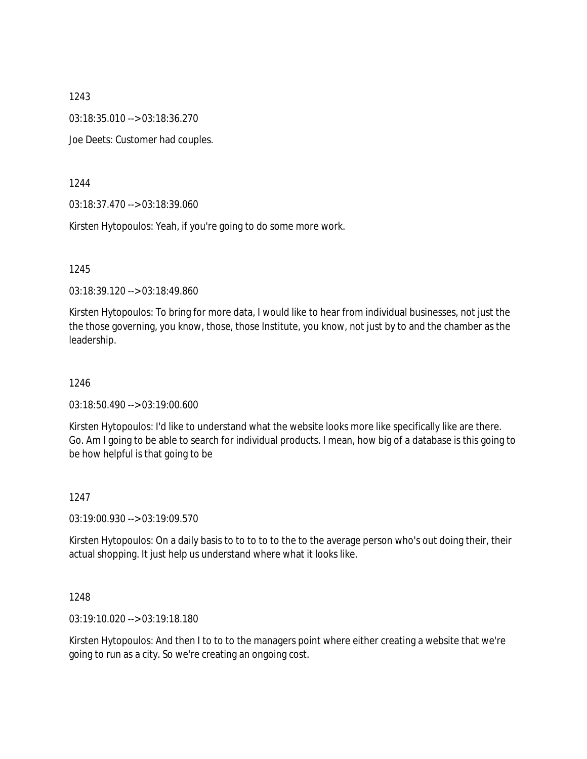1243

03:18:35.010 --> 03:18:36.270

Joe Deets: Customer had couples.

1244

03:18:37.470 --> 03:18:39.060

Kirsten Hytopoulos: Yeah, if you're going to do some more work.

1245

03:18:39.120 --> 03:18:49.860

Kirsten Hytopoulos: To bring for more data, I would like to hear from individual businesses, not just the the those governing, you know, those, those Institute, you know, not just by to and the chamber as the leadership.

1246

03:18:50.490 --> 03:19:00.600

Kirsten Hytopoulos: I'd like to understand what the website looks more like specifically like are there. Go. Am I going to be able to search for individual products. I mean, how big of a database is this going to be how helpful is that going to be

1247

03:19:00.930 --> 03:19:09.570

Kirsten Hytopoulos: On a daily basis to to to to to the to the average person who's out doing their, their actual shopping. It just help us understand where what it looks like.

1248

03:19:10.020 --> 03:19:18.180

Kirsten Hytopoulos: And then I to to to the managers point where either creating a website that we're going to run as a city. So we're creating an ongoing cost.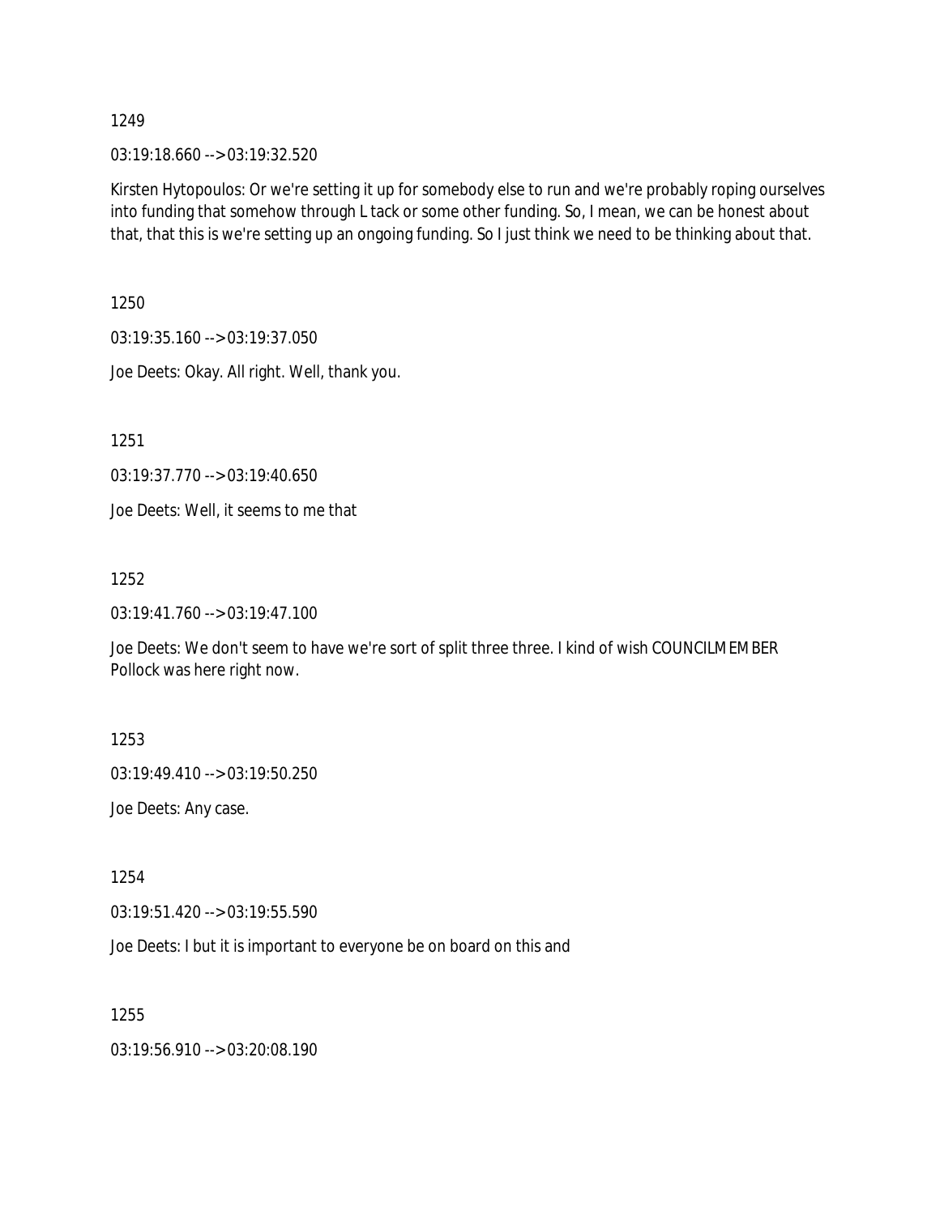1249

03:19:18.660 --> 03:19:32.520

Kirsten Hytopoulos: Or we're setting it up for somebody else to run and we're probably roping ourselves into funding that somehow through L tack or some other funding. So, I mean, we can be honest about that, that this is we're setting up an ongoing funding. So I just think we need to be thinking about that.

1250

03:19:35.160 --> 03:19:37.050

Joe Deets: Okay. All right. Well, thank you.

1251

03:19:37.770 --> 03:19:40.650

Joe Deets: Well, it seems to me that

1252

03:19:41.760 --> 03:19:47.100

Joe Deets: We don't seem to have we're sort of split three three. I kind of wish COUNCILMEMBER Pollock was here right now.

1253

03:19:49.410 --> 03:19:50.250

Joe Deets: Any case.

1254

03:19:51.420 --> 03:19:55.590

Joe Deets: I but it is important to everyone be on board on this and

1255

03:19:56.910 --> 03:20:08.190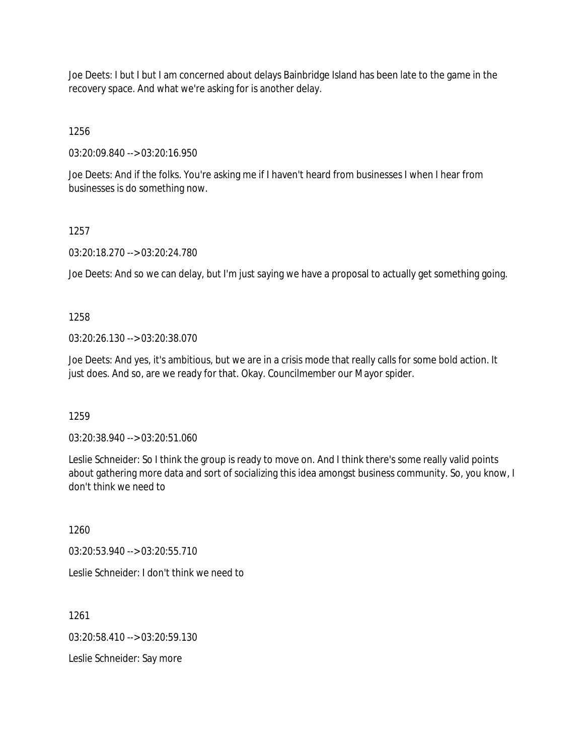Joe Deets: I but I but I am concerned about delays Bainbridge Island has been late to the game in the recovery space. And what we're asking for is another delay.

1256

03:20:09.840 --> 03:20:16.950

Joe Deets: And if the folks. You're asking me if I haven't heard from businesses I when I hear from businesses is do something now.

1257

03:20:18.270 --> 03:20:24.780

Joe Deets: And so we can delay, but I'm just saying we have a proposal to actually get something going.

1258

03:20:26.130 --> 03:20:38.070

Joe Deets: And yes, it's ambitious, but we are in a crisis mode that really calls for some bold action. It just does. And so, are we ready for that. Okay. Councilmember our Mayor spider.

1259

03:20:38.940 --> 03:20:51.060

Leslie Schneider: So I think the group is ready to move on. And I think there's some really valid points about gathering more data and sort of socializing this idea amongst business community. So, you know, I don't think we need to

1260

03:20:53.940 --> 03:20:55.710

Leslie Schneider: I don't think we need to

1261

03:20:58.410 --> 03:20:59.130

Leslie Schneider: Say more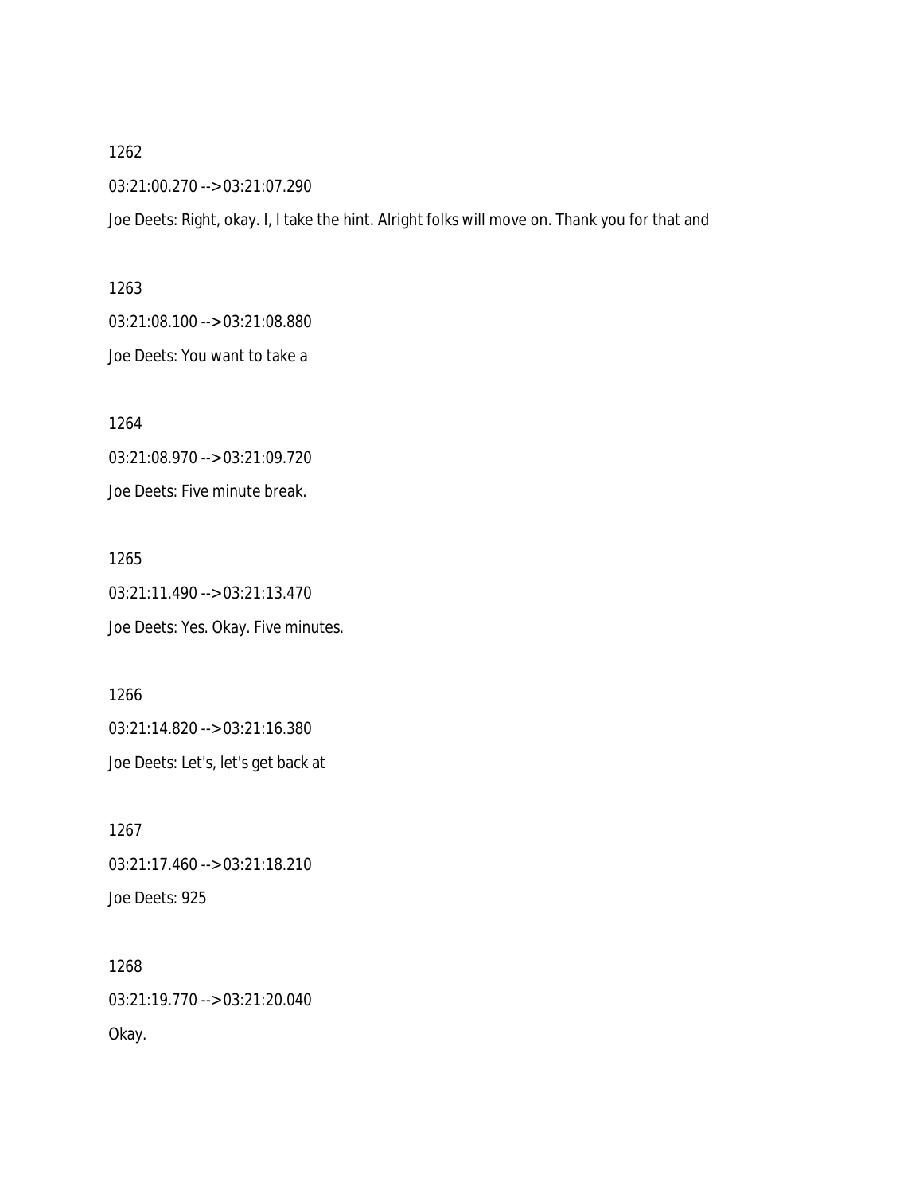1262

03:21:00.270 --> 03:21:07.290

Joe Deets: Right, okay. I, I take the hint. Alright folks will move on. Thank you for that and

1263

03:21:08.100 --> 03:21:08.880

Joe Deets: You want to take a

1264

03:21:08.970 --> 03:21:09.720

Joe Deets: Five minute break.

1265

03:21:11.490 --> 03:21:13.470

Joe Deets: Yes. Okay. Five minutes.

1266

03:21:14.820 --> 03:21:16.380

Joe Deets: Let's, let's get back at

1267

03:21:17.460 --> 03:21:18.210

Joe Deets: 925

1268

03:21:19.770 --> 03:21:20.040

Okay.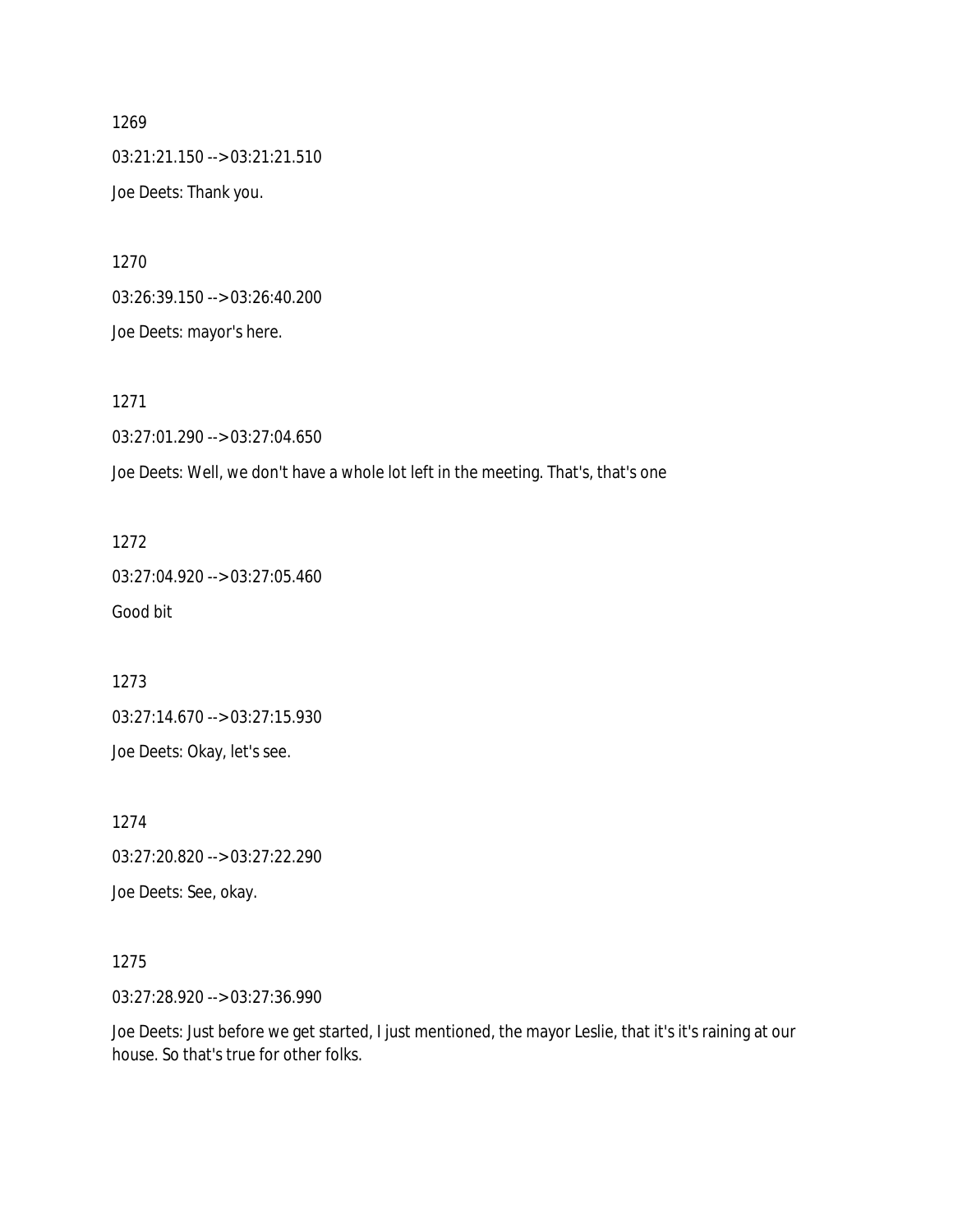1269

03:21:21.150 --> 03:21:21.510

Joe Deets: Thank you.

1270

03:26:39.150 --> 03:26:40.200

Joe Deets: mayor's here.

1271

03:27:01.290 --> 03:27:04.650

Joe Deets: Well, we don't have a whole lot left in the meeting. That's, that's one

1272

03:27:04.920 --> 03:27:05.460

Good bit

1273

03:27:14.670 --> 03:27:15.930

Joe Deets: Okay, let's see.

1274

03:27:20.820 --> 03:27:22.290

Joe Deets: See, okay.

1275

03:27:28.920 --> 03:27:36.990

Joe Deets: Just before we get started, I just mentioned, the mayor Leslie, that it's it's raining at our house. So that's true for other folks.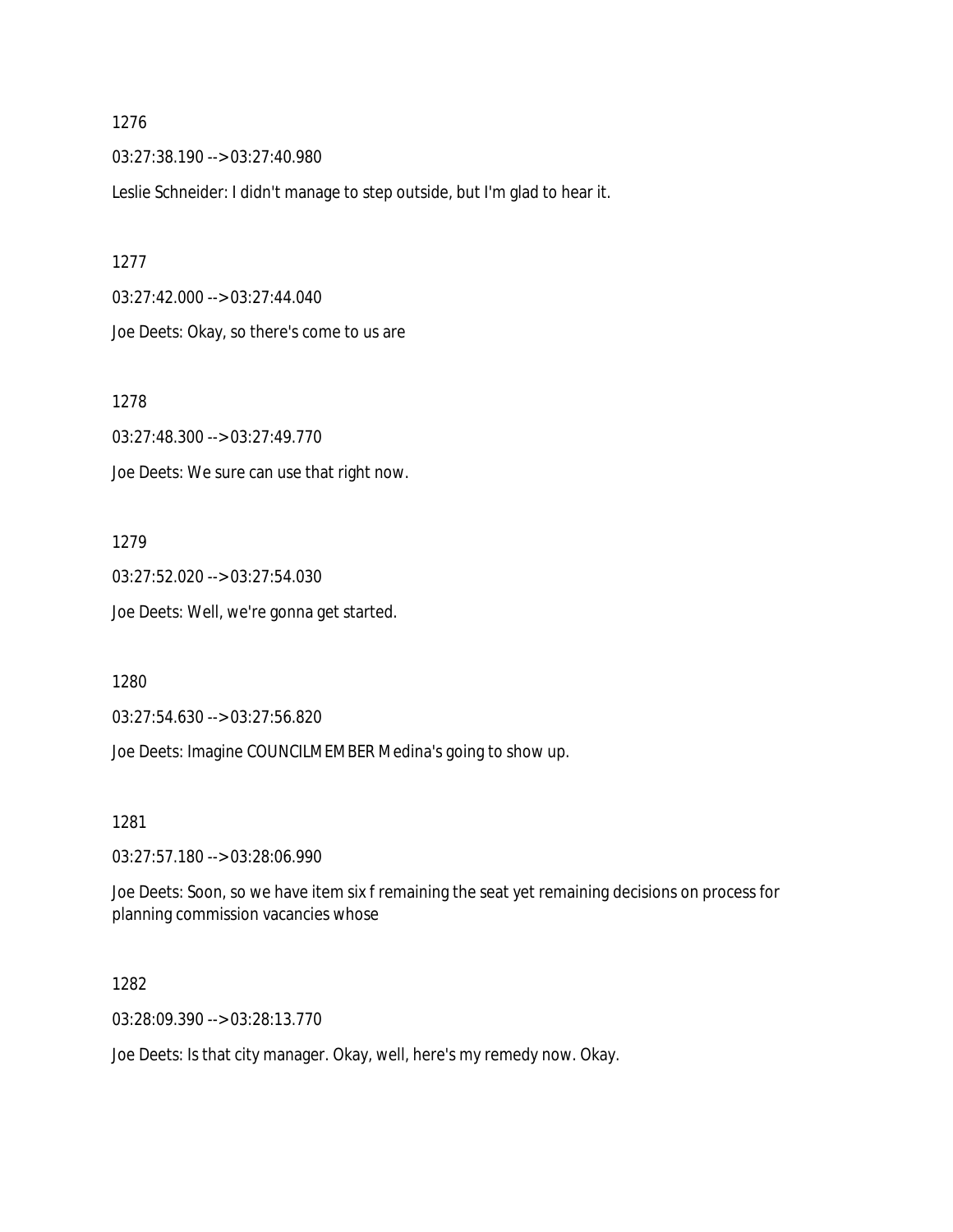1276

03:27:38.190 --> 03:27:40.980

Leslie Schneider: I didn't manage to step outside, but I'm glad to hear it.

1277

03:27:42.000 --> 03:27:44.040

Joe Deets: Okay, so there's come to us are

1278

03:27:48.300 --> 03:27:49.770

Joe Deets: We sure can use that right now.

1279

03:27:52.020 --> 03:27:54.030

Joe Deets: Well, we're gonna get started.

1280

03:27:54.630 --> 03:27:56.820

Joe Deets: Imagine COUNCILMEMBER Medina's going to show up.

1281

03:27:57.180 --> 03:28:06.990

Joe Deets: Soon, so we have item six f remaining the seat yet remaining decisions on process for planning commission vacancies whose

1282

03:28:09.390 --> 03:28:13.770

Joe Deets: Is that city manager. Okay, well, here's my remedy now. Okay.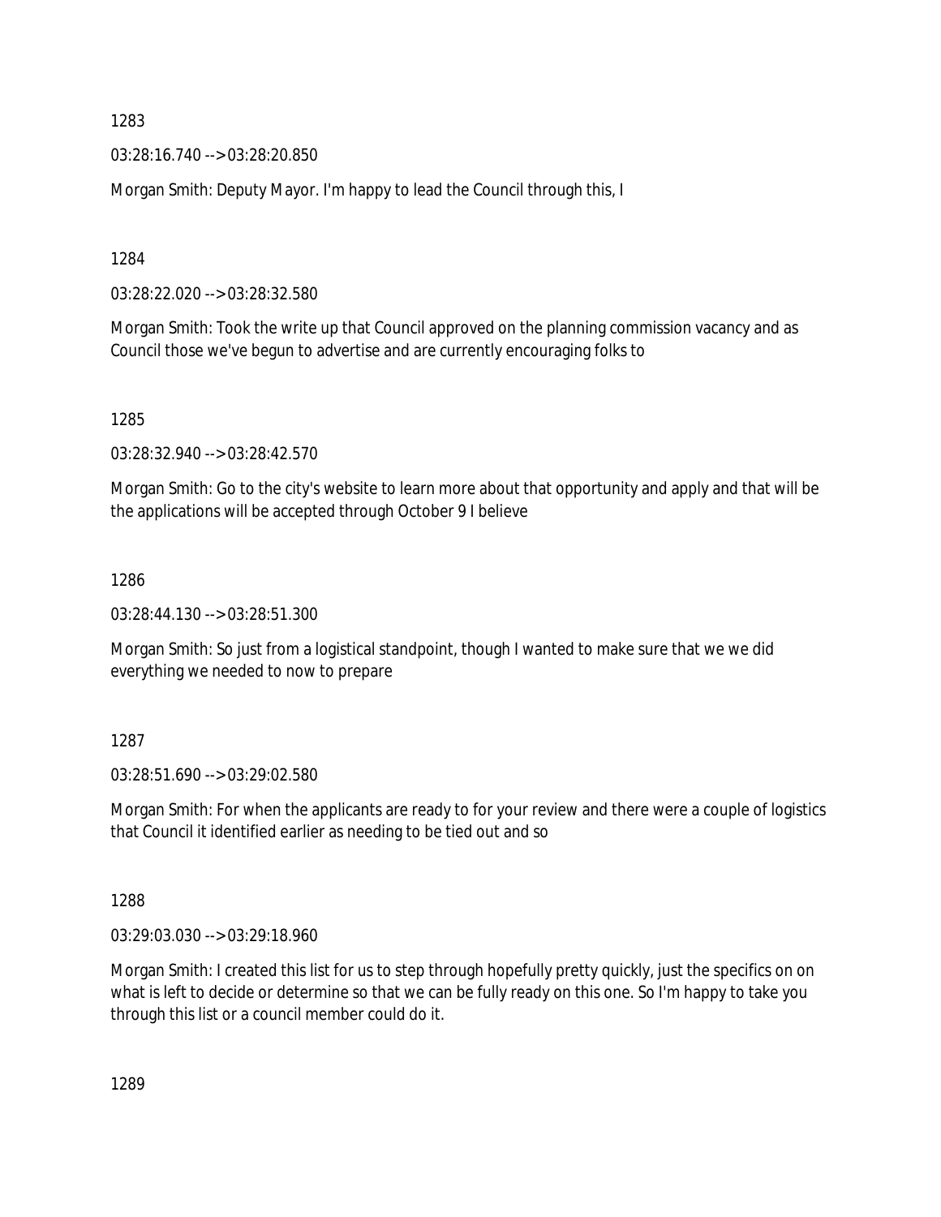1283

03:28:16.740 --> 03:28:20.850

Morgan Smith: Deputy Mayor. I'm happy to lead the Council through this, I

1284

03:28:22.020 --> 03:28:32.580

Morgan Smith: Took the write up that Council approved on the planning commission vacancy and as Council those we've begun to advertise and are currently encouraging folks to

1285

03:28:32.940 --> 03:28:42.570

Morgan Smith: Go to the city's website to learn more about that opportunity and apply and that will be the applications will be accepted through October 9 I believe

1286

03:28:44.130 --> 03:28:51.300

Morgan Smith: So just from a logistical standpoint, though I wanted to make sure that we we did everything we needed to now to prepare

1287

03:28:51.690 --> 03:29:02.580

Morgan Smith: For when the applicants are ready to for your review and there were a couple of logistics that Council it identified earlier as needing to be tied out and so

1288

03:29:03.030 --> 03:29:18.960

Morgan Smith: I created this list for us to step through hopefully pretty quickly, just the specifics on on what is left to decide or determine so that we can be fully ready on this one. So I'm happy to take you through this list or a council member could do it.

1289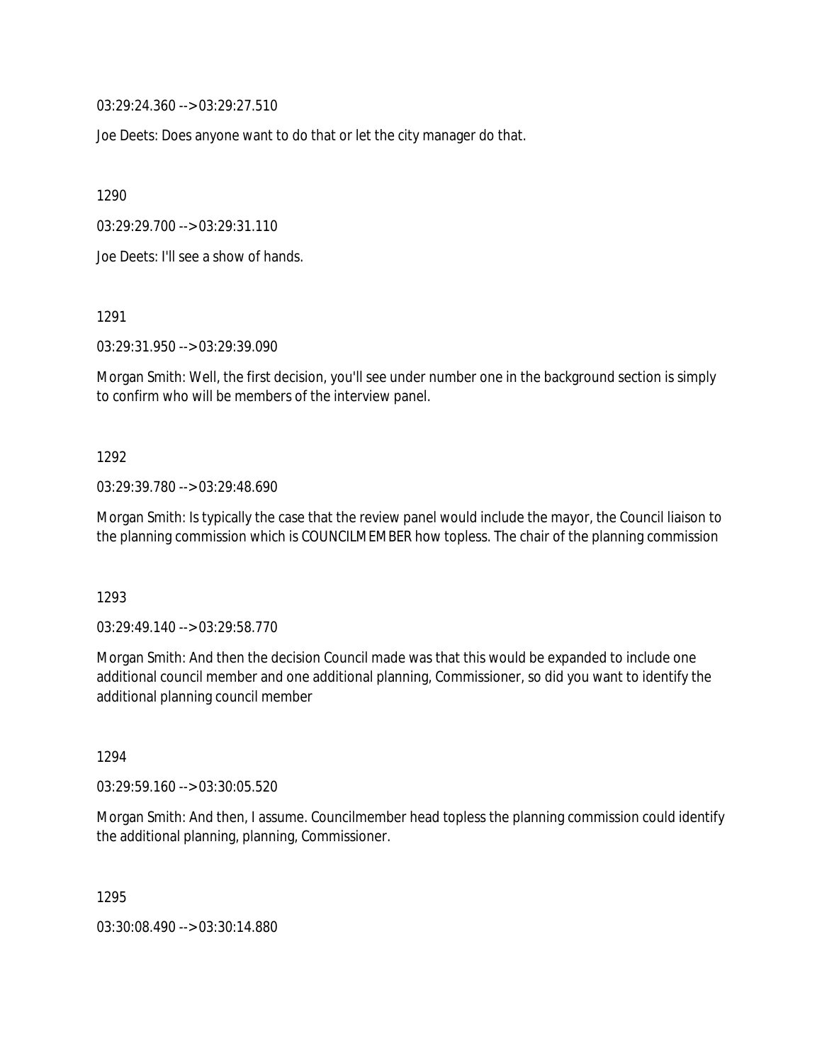03:29:24.360 --> 03:29:27.510

Joe Deets: Does anyone want to do that or let the city manager do that.

1290

03:29:29.700 --> 03:29:31.110

Joe Deets: I'll see a show of hands.

1291

03:29:31.950 --> 03:29:39.090

Morgan Smith: Well, the first decision, you'll see under number one in the background section is simply to confirm who will be members of the interview panel.

1292

03:29:39.780 --> 03:29:48.690

Morgan Smith: Is typically the case that the review panel would include the mayor, the Council liaison to the planning commission which is COUNCILMEMBER how topless. The chair of the planning commission

1293

03:29:49.140 --> 03:29:58.770

Morgan Smith: And then the decision Council made was that this would be expanded to include one additional council member and one additional planning, Commissioner, so did you want to identify the additional planning council member

1294

03:29:59.160 --> 03:30:05.520

Morgan Smith: And then, I assume. Councilmember head topless the planning commission could identify the additional planning, planning, Commissioner.

1295

03:30:08.490 --> 03:30:14.880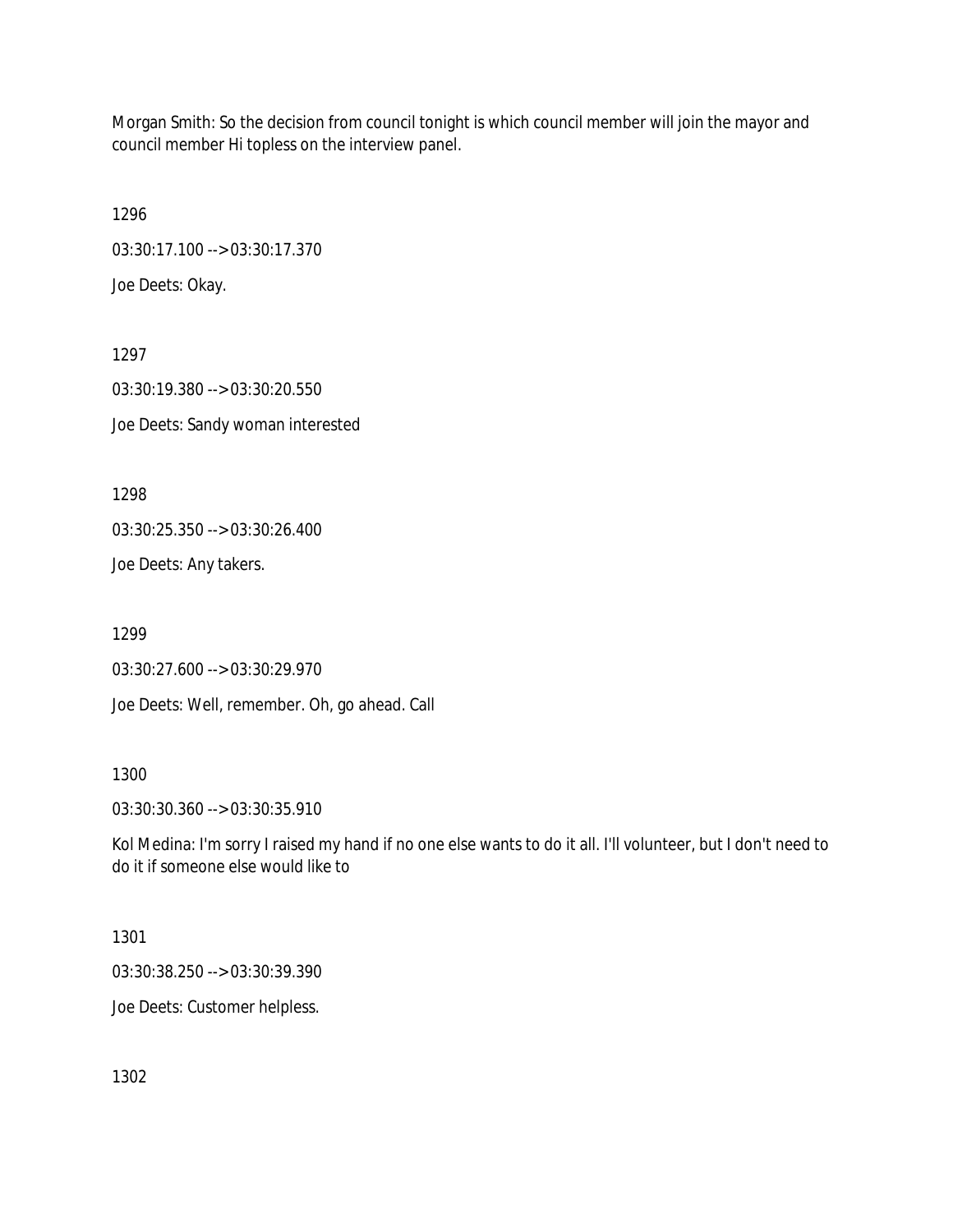Morgan Smith: So the decision from council tonight is which council member will join the mayor and council member Hi topless on the interview panel.

1296

03:30:17.100 --> 03:30:17.370

Joe Deets: Okay.

1297

03:30:19.380 --> 03:30:20.550

Joe Deets: Sandy woman interested

1298

03:30:25.350 --> 03:30:26.400

Joe Deets: Any takers.

1299

03:30:27.600 --> 03:30:29.970

Joe Deets: Well, remember. Oh, go ahead. Call

1300

03:30:30.360 --> 03:30:35.910

Kol Medina: I'm sorry I raised my hand if no one else wants to do it all. I'll volunteer, but I don't need to do it if someone else would like to

1301

03:30:38.250 --> 03:30:39.390

Joe Deets: Customer helpless.

1302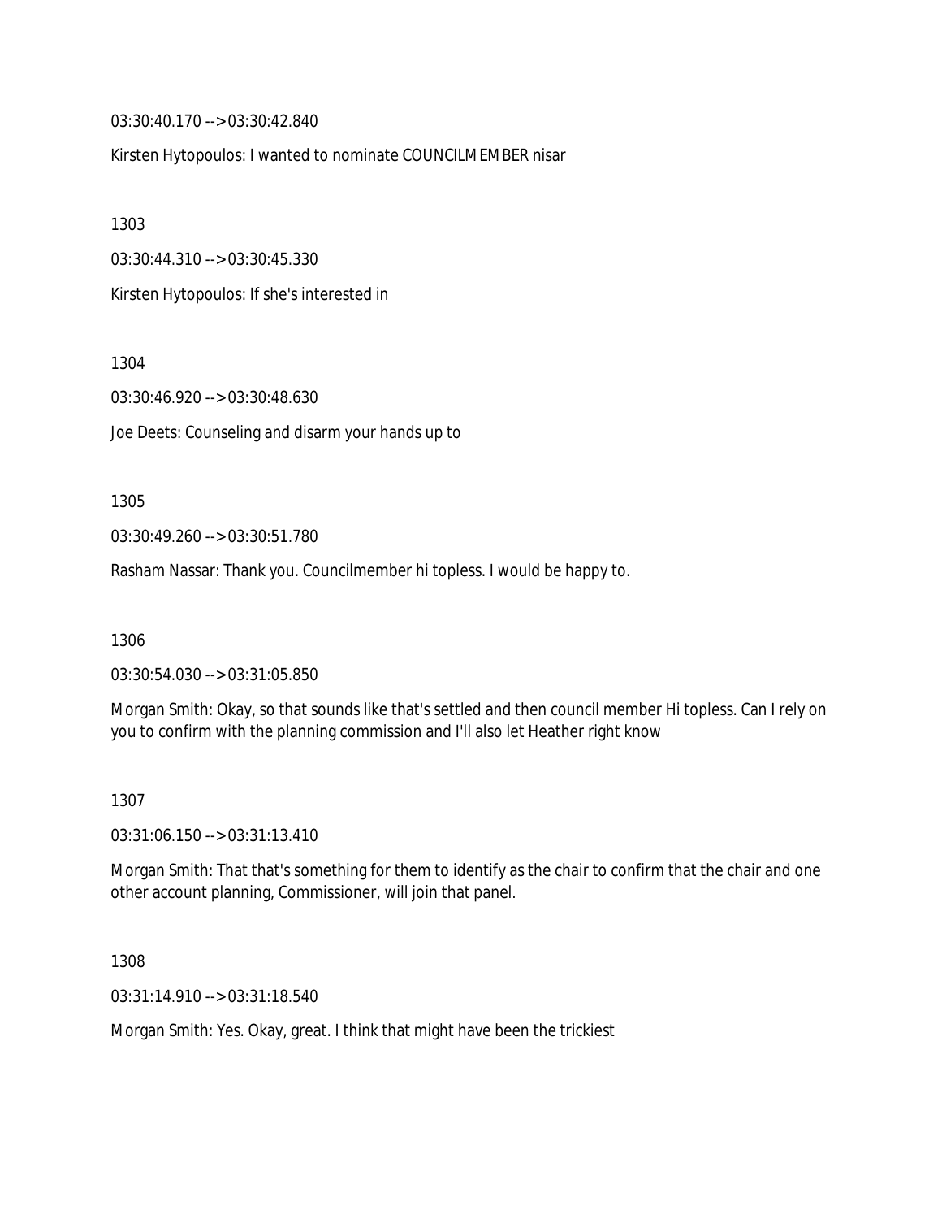03:30:40.170 --> 03:30:42.840

Kirsten Hytopoulos: I wanted to nominate COUNCILMEMBER nisar

1303

03:30:44.310 --> 03:30:45.330

Kirsten Hytopoulos: If she's interested in

1304

03:30:46.920 --> 03:30:48.630

Joe Deets: Counseling and disarm your hands up to

1305

03:30:49.260 --> 03:30:51.780

Rasham Nassar: Thank you. Councilmember hi topless. I would be happy to.

1306

03:30:54.030 --> 03:31:05.850

Morgan Smith: Okay, so that sounds like that's settled and then council member Hi topless. Can I rely on you to confirm with the planning commission and I'll also let Heather right know

1307

03:31:06.150 --> 03:31:13.410

Morgan Smith: That that's something for them to identify as the chair to confirm that the chair and one other account planning, Commissioner, will join that panel.

1308

03:31:14.910 --> 03:31:18.540

Morgan Smith: Yes. Okay, great. I think that might have been the trickiest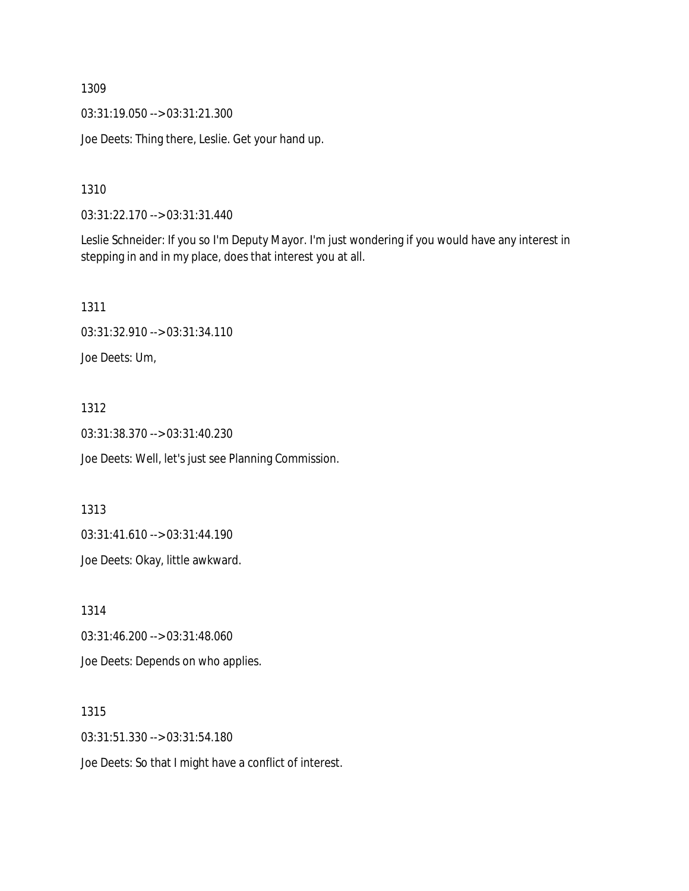1309

03:31:19.050 --> 03:31:21.300

Joe Deets: Thing there, Leslie. Get your hand up.

1310

03:31:22.170 --> 03:31:31.440

Leslie Schneider: If you so I'm Deputy Mayor. I'm just wondering if you would have any interest in stepping in and in my place, does that interest you at all.

1311

03:31:32.910 --> 03:31:34.110

Joe Deets: Um,

1312

03:31:38.370 --> 03:31:40.230

Joe Deets: Well, let's just see Planning Commission.

1313

03:31:41.610 --> 03:31:44.190

Joe Deets: Okay, little awkward.

1314

03:31:46.200 --> 03:31:48.060

Joe Deets: Depends on who applies.

1315

03:31:51.330 --> 03:31:54.180

Joe Deets: So that I might have a conflict of interest.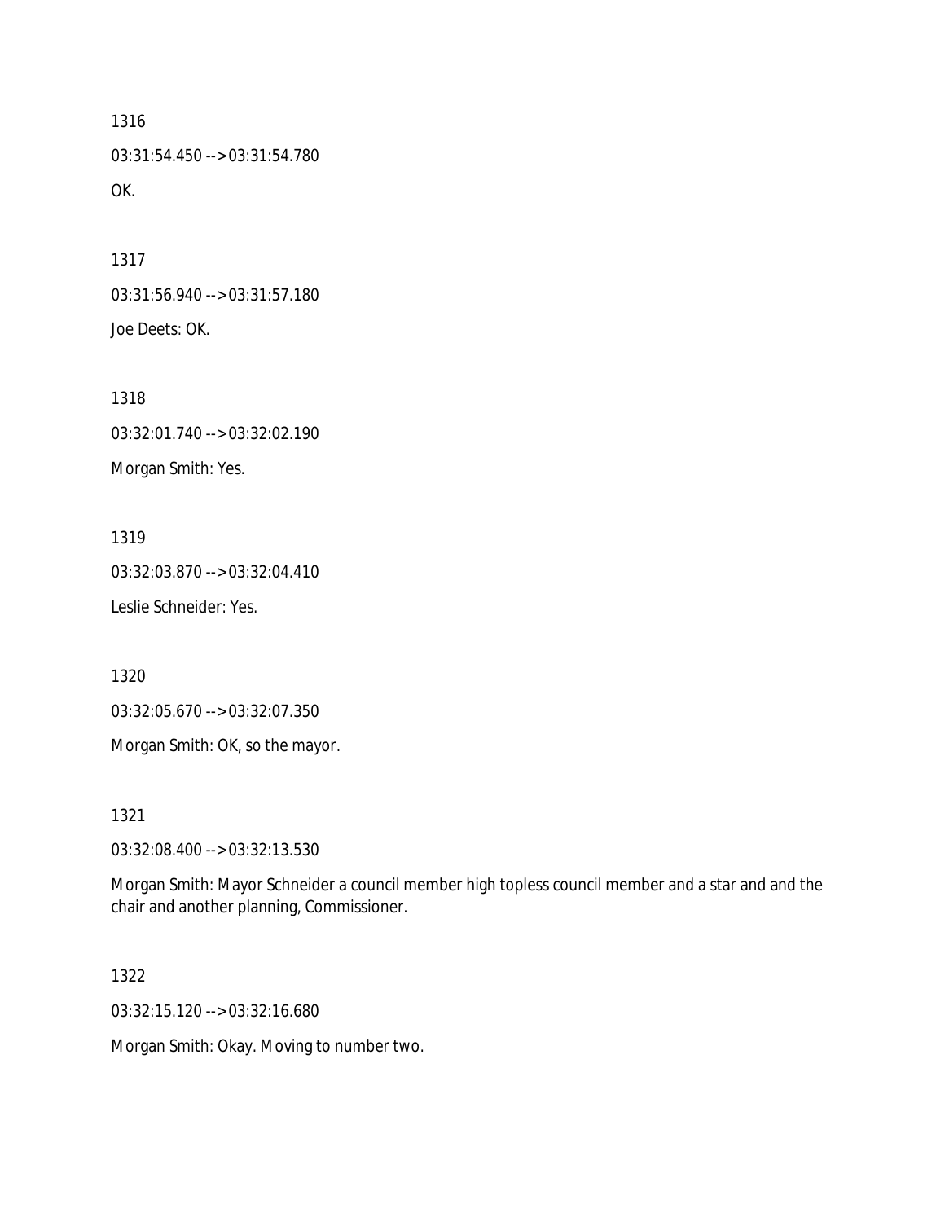1316

03:31:54.450 --> 03:31:54.780

OK.

1317

03:31:56.940 --> 03:31:57.180

Joe Deets: OK.

1318

03:32:01.740 --> 03:32:02.190

Morgan Smith: Yes.

1319

03:32:03.870 --> 03:32:04.410

Leslie Schneider: Yes.

1320

03:32:05.670 --> 03:32:07.350

Morgan Smith: OK, so the mayor.

1321

03:32:08.400 --> 03:32:13.530

Morgan Smith: Mayor Schneider a council member high topless council member and a star and and the chair and another planning, Commissioner.

1322

03:32:15.120 --> 03:32:16.680

Morgan Smith: Okay. Moving to number two.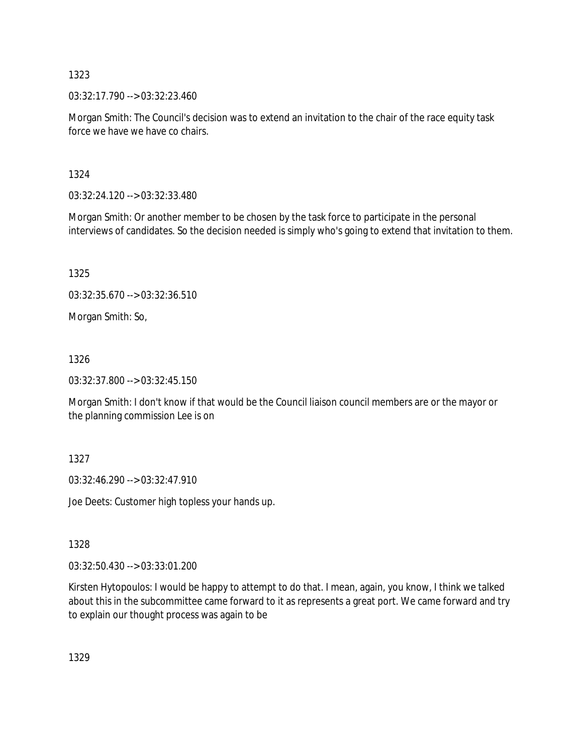1323

03:32:17.790 --> 03:32:23.460

Morgan Smith: The Council's decision was to extend an invitation to the chair of the race equity task force we have we have co chairs.

1324

03:32:24.120 --> 03:32:33.480

Morgan Smith: Or another member to be chosen by the task force to participate in the personal interviews of candidates. So the decision needed is simply who's going to extend that invitation to them.

1325

03:32:35.670 --> 03:32:36.510

Morgan Smith: So,

1326

03:32:37.800 --> 03:32:45.150

Morgan Smith: I don't know if that would be the Council liaison council members are or the mayor or the planning commission Lee is on

1327

03:32:46.290 --> 03:32:47.910

Joe Deets: Customer high topless your hands up.

1328

03:32:50.430 --> 03:33:01.200

Kirsten Hytopoulos: I would be happy to attempt to do that. I mean, again, you know, I think we talked about this in the subcommittee came forward to it as represents a great port. We came forward and try to explain our thought process was again to be

1329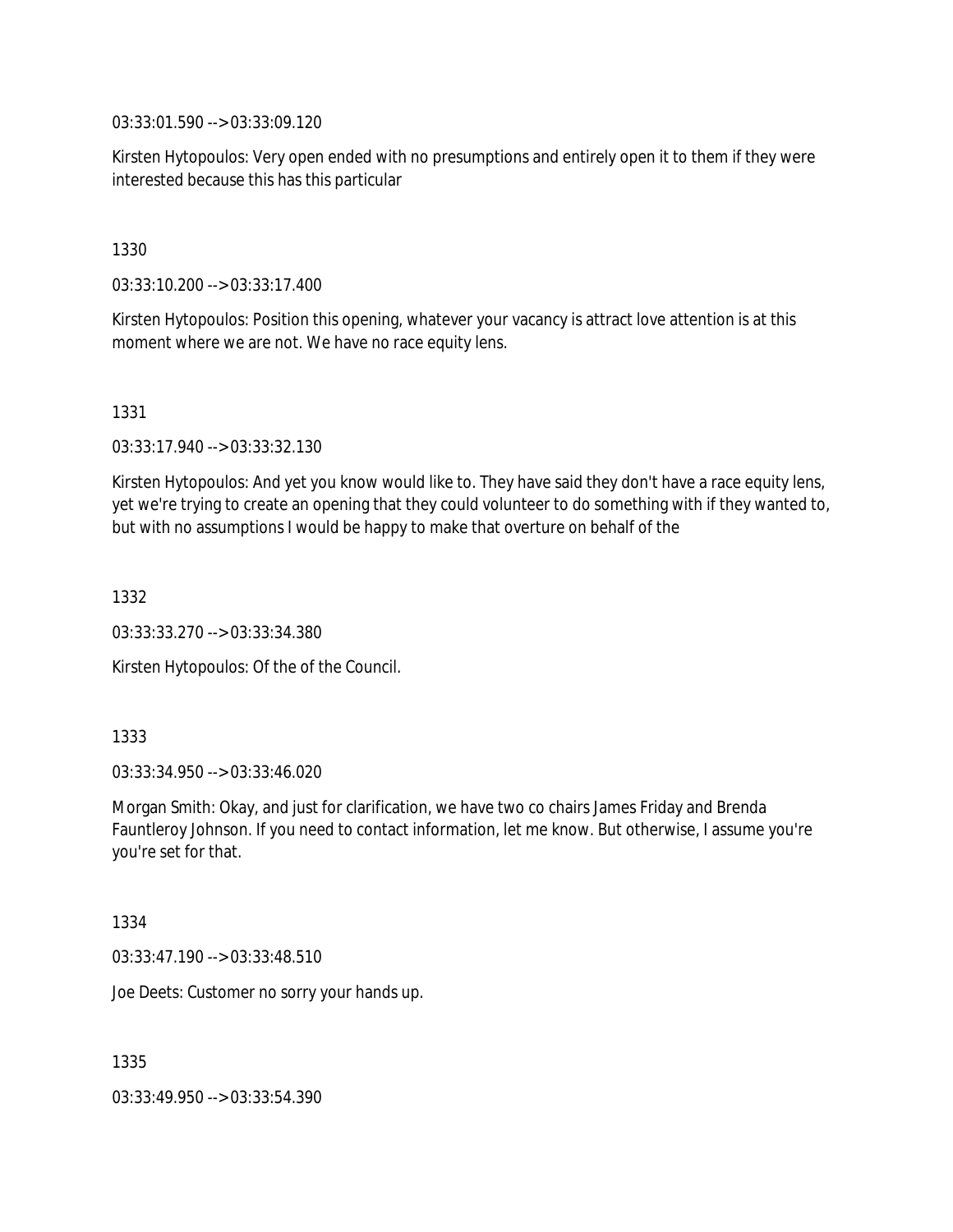03:33:01.590 --> 03:33:09.120

Kirsten Hytopoulos: Very open ended with no presumptions and entirely open it to them if they were interested because this has this particular

1330

03:33:10.200 --> 03:33:17.400

Kirsten Hytopoulos: Position this opening, whatever your vacancy is attract love attention is at this moment where we are not. We have no race equity lens.

1331

03:33:17.940 --> 03:33:32.130

Kirsten Hytopoulos: And yet you know would like to. They have said they don't have a race equity lens, yet we're trying to create an opening that they could volunteer to do something with if they wanted to, but with no assumptions I would be happy to make that overture on behalf of the

1332

03:33:33.270 --> 03:33:34.380

Kirsten Hytopoulos: Of the of the Council.

1333

03:33:34.950 --> 03:33:46.020

Morgan Smith: Okay, and just for clarification, we have two co chairs James Friday and Brenda Fauntleroy Johnson. If you need to contact information, let me know. But otherwise, I assume you're you're set for that.

1334

03:33:47.190 --> 03:33:48.510

Joe Deets: Customer no sorry your hands up.

1335

03:33:49.950 --> 03:33:54.390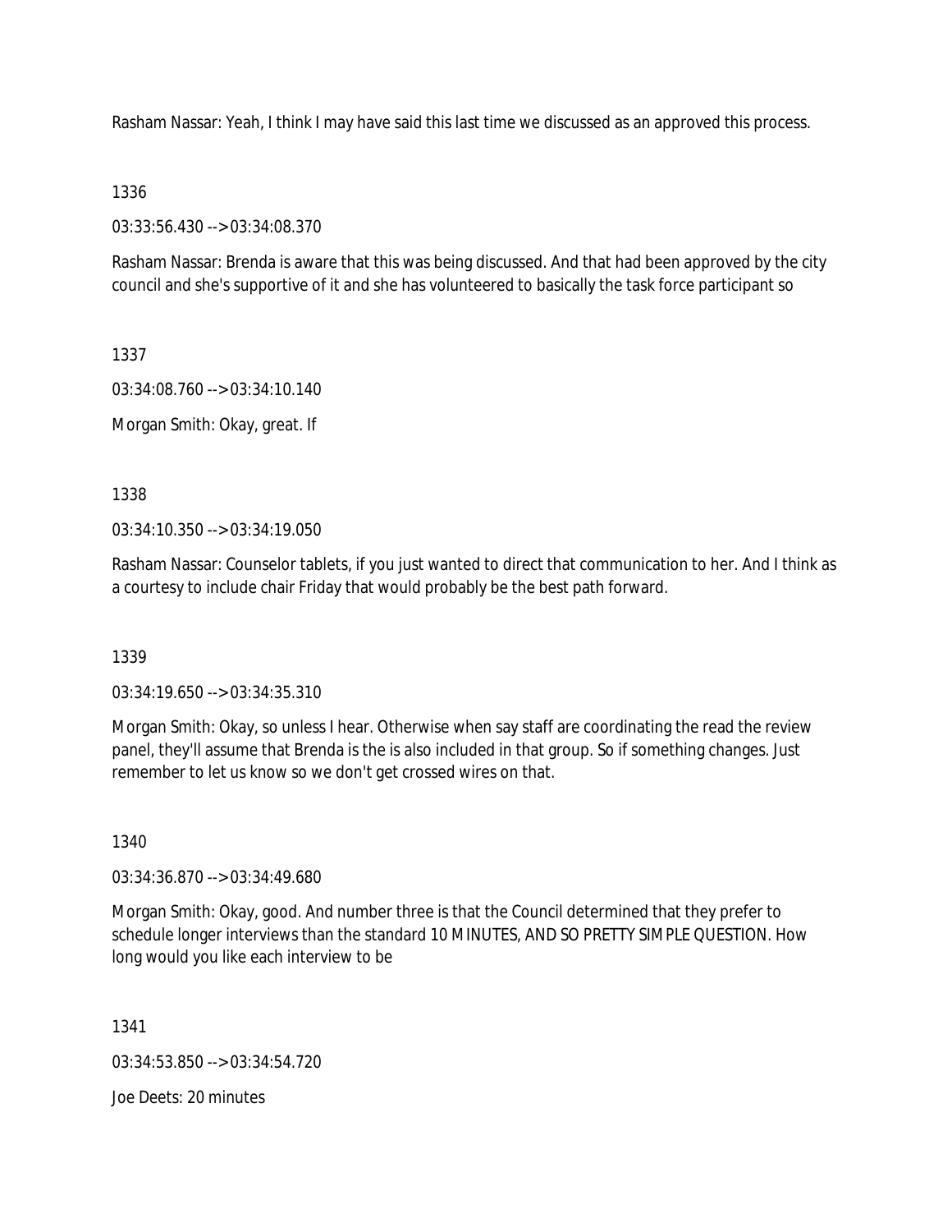Rasham Nassar: Yeah, I think I may have said this last time we discussed as an approved this process.

1336

03:33:56.430 --> 03:34:08.370

Rasham Nassar: Brenda is aware that this was being discussed. And that had been approved by the city council and she's supportive of it and she has volunteered to basically the task force participant so

1337

03:34:08.760 --> 03:34:10.140

Morgan Smith: Okay, great. If

1338

03:34:10.350 --> 03:34:19.050

Rasham Nassar: Counselor tablets, if you just wanted to direct that communication to her. And I think as a courtesy to include chair Friday that would probably be the best path forward.

1339

03:34:19.650 --> 03:34:35.310

Morgan Smith: Okay, so unless I hear. Otherwise when say staff are coordinating the read the review panel, they'll assume that Brenda is the is also included in that group. So if something changes. Just remember to let us know so we don't get crossed wires on that.

1340

03:34:36.870 --> 03:34:49.680

Morgan Smith: Okay, good. And number three is that the Council determined that they prefer to schedule longer interviews than the standard 10 MINUTES, AND SO PRETTY SIMPLE QUESTION. How long would you like each interview to be

1341

03:34:53.850 --> 03:34:54.720

Joe Deets: 20 minutes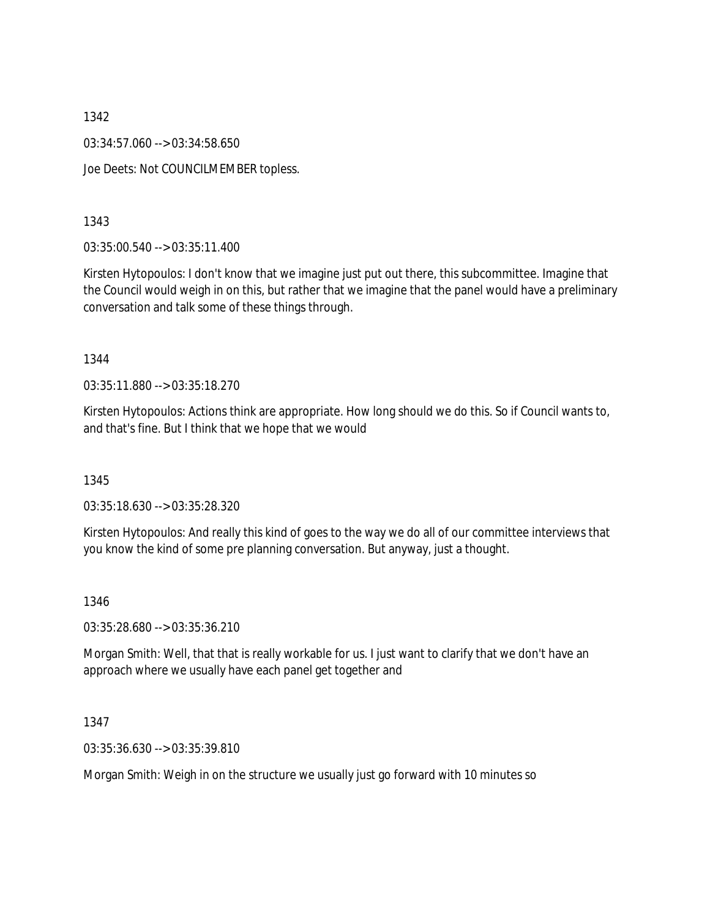1342

03:34:57.060 --> 03:34:58.650

Joe Deets: Not COUNCILMEMBER topless.

1343

03:35:00.540 --> 03:35:11.400

Kirsten Hytopoulos: I don't know that we imagine just put out there, this subcommittee. Imagine that the Council would weigh in on this, but rather that we imagine that the panel would have a preliminary conversation and talk some of these things through.

1344

03:35:11.880 --> 03:35:18.270

Kirsten Hytopoulos: Actions think are appropriate. How long should we do this. So if Council wants to, and that's fine. But I think that we hope that we would

1345

03:35:18.630 --> 03:35:28.320

Kirsten Hytopoulos: And really this kind of goes to the way we do all of our committee interviews that you know the kind of some pre planning conversation. But anyway, just a thought.

1346

03:35:28.680 --> 03:35:36.210

Morgan Smith: Well, that that is really workable for us. I just want to clarify that we don't have an approach where we usually have each panel get together and

1347

03:35:36.630 --> 03:35:39.810

Morgan Smith: Weigh in on the structure we usually just go forward with 10 minutes so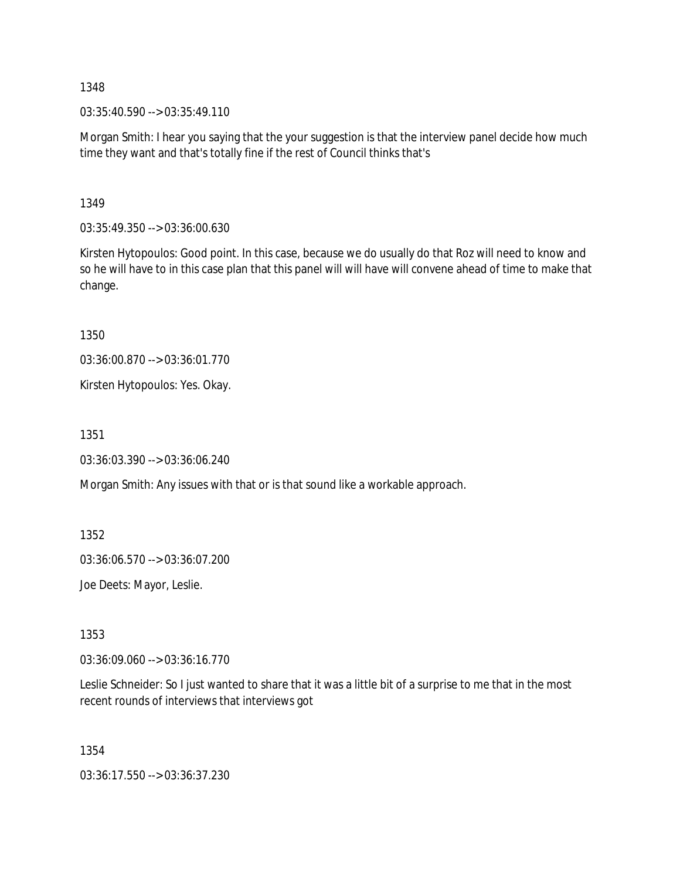1348

03:35:40.590 --> 03:35:49.110

Morgan Smith: I hear you saying that the your suggestion is that the interview panel decide how much time they want and that's totally fine if the rest of Council thinks that's

1349

03:35:49.350 --> 03:36:00.630

Kirsten Hytopoulos: Good point. In this case, because we do usually do that Roz will need to know and so he will have to in this case plan that this panel will will have will convene ahead of time to make that change.

1350

03:36:00.870 --> 03:36:01.770

Kirsten Hytopoulos: Yes. Okay.

1351

03:36:03.390 --> 03:36:06.240

Morgan Smith: Any issues with that or is that sound like a workable approach.

1352

03:36:06.570 --> 03:36:07.200

Joe Deets: Mayor, Leslie.

1353

03:36:09.060 --> 03:36:16.770

Leslie Schneider: So I just wanted to share that it was a little bit of a surprise to me that in the most recent rounds of interviews that interviews got

1354

03:36:17.550 --> 03:36:37.230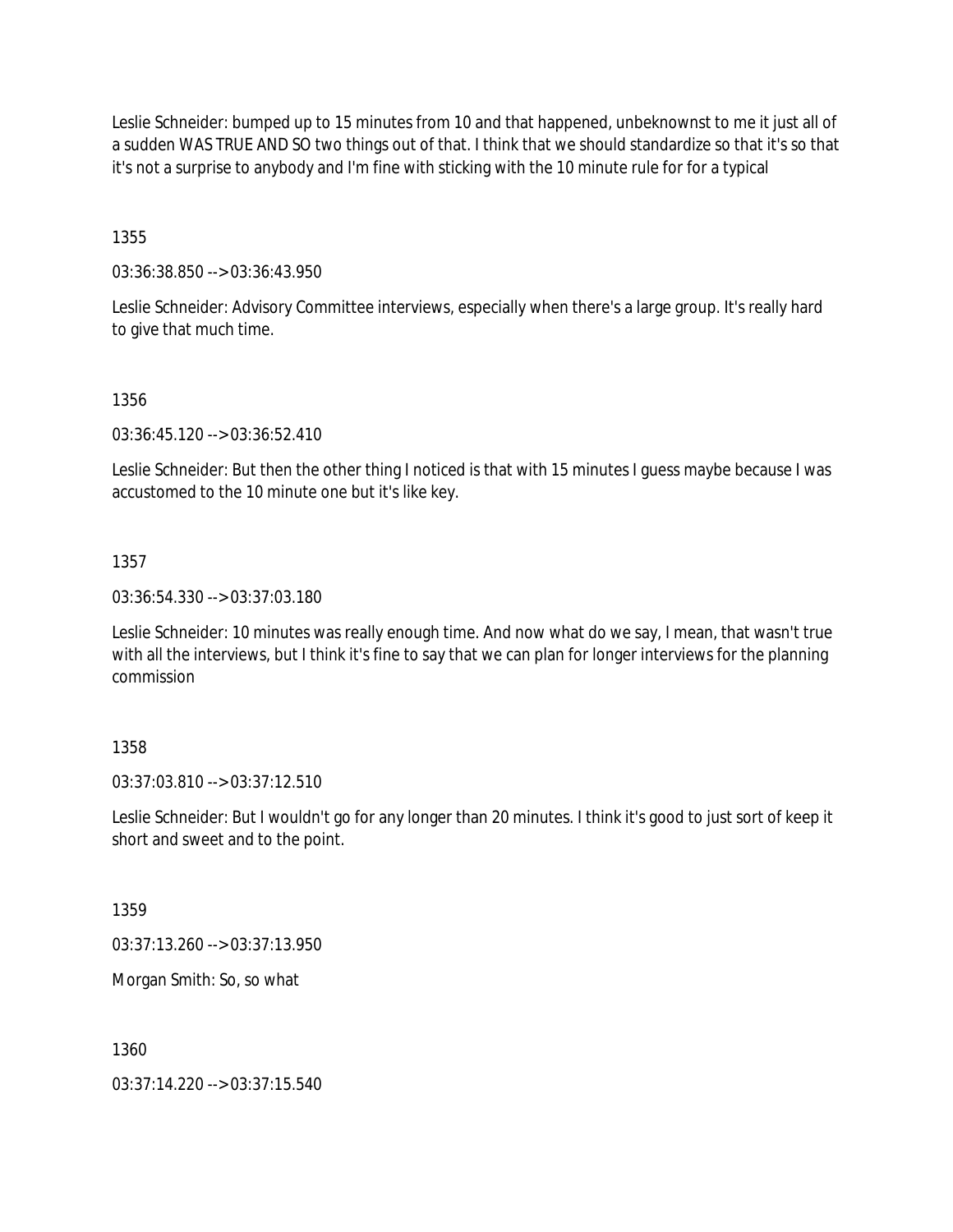Leslie Schneider: bumped up to 15 minutes from 10 and that happened, unbeknownst to me it just all of a sudden WAS TRUE AND SO two things out of that. I think that we should standardize so that it's so that it's not a surprise to anybody and I'm fine with sticking with the 10 minute rule for for a typical

1355

03:36:38.850 --> 03:36:43.950

Leslie Schneider: Advisory Committee interviews, especially when there's a large group. It's really hard to give that much time.

1356

03:36:45.120 --> 03:36:52.410

Leslie Schneider: But then the other thing I noticed is that with 15 minutes I guess maybe because I was accustomed to the 10 minute one but it's like key.

1357

03:36:54.330 --> 03:37:03.180

Leslie Schneider: 10 minutes was really enough time. And now what do we say, I mean, that wasn't true with all the interviews, but I think it's fine to say that we can plan for longer interviews for the planning commission

1358

03:37:03.810 --> 03:37:12.510

Leslie Schneider: But I wouldn't go for any longer than 20 minutes. I think it's good to just sort of keep it short and sweet and to the point.

1359

03:37:13.260 --> 03:37:13.950

Morgan Smith: So, so what

1360

03:37:14.220 --> 03:37:15.540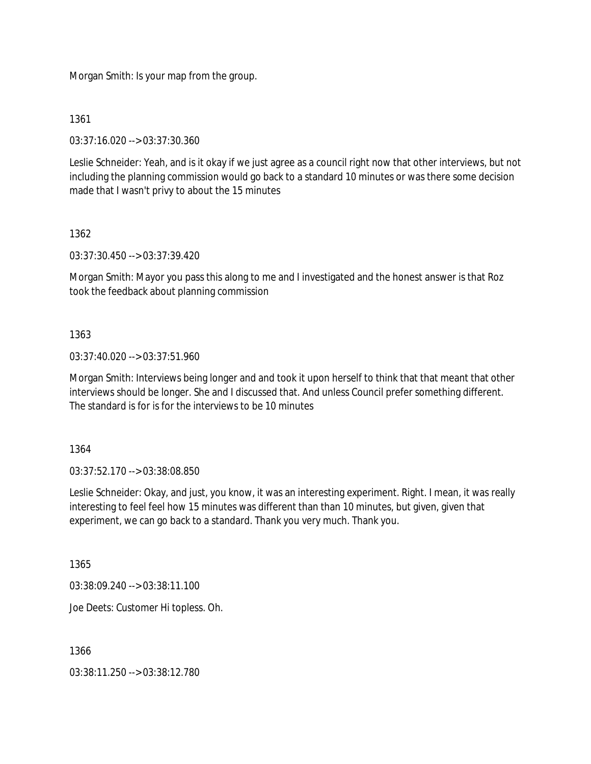Morgan Smith: Is your map from the group.

1361

03:37:16.020 --> 03:37:30.360

Leslie Schneider: Yeah, and is it okay if we just agree as a council right now that other interviews, but not including the planning commission would go back to a standard 10 minutes or was there some decision made that I wasn't privy to about the 15 minutes

1362

03:37:30.450 --> 03:37:39.420

Morgan Smith: Mayor you pass this along to me and I investigated and the honest answer is that Roz took the feedback about planning commission

1363

03:37:40.020 --> 03:37:51.960

Morgan Smith: Interviews being longer and and took it upon herself to think that that meant that other interviews should be longer. She and I discussed that. And unless Council prefer something different. The standard is for is for the interviews to be 10 minutes

1364

03:37:52.170 --> 03:38:08.850

Leslie Schneider: Okay, and just, you know, it was an interesting experiment. Right. I mean, it was really interesting to feel feel how 15 minutes was different than than 10 minutes, but given, given that experiment, we can go back to a standard. Thank you very much. Thank you.

1365

03:38:09.240 --> 03:38:11.100

Joe Deets: Customer Hi topless. Oh.

1366

03:38:11.250 --> 03:38:12.780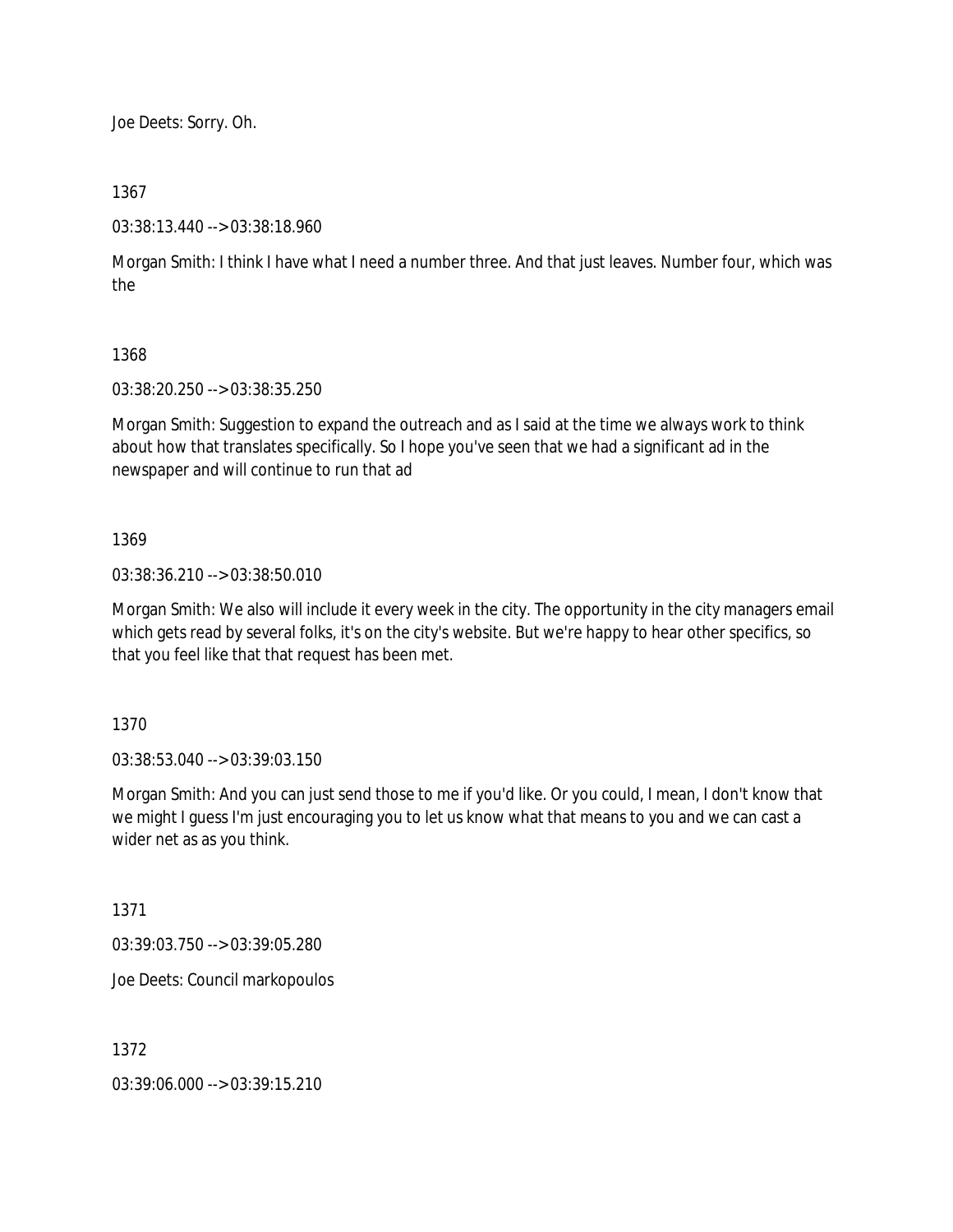Joe Deets: Sorry. Oh.

1367

03:38:13.440 --> 03:38:18.960

Morgan Smith: I think I have what I need a number three. And that just leaves. Number four, which was the

1368

03:38:20.250 --> 03:38:35.250

Morgan Smith: Suggestion to expand the outreach and as I said at the time we always work to think about how that translates specifically. So I hope you've seen that we had a significant ad in the newspaper and will continue to run that ad

1369

03:38:36.210 --> 03:38:50.010

Morgan Smith: We also will include it every week in the city. The opportunity in the city managers email which gets read by several folks, it's on the city's website. But we're happy to hear other specifics, so that you feel like that that request has been met.

1370

03:38:53.040 --> 03:39:03.150

Morgan Smith: And you can just send those to me if you'd like. Or you could, I mean, I don't know that we might I guess I'm just encouraging you to let us know what that means to you and we can cast a wider net as as you think.

1371

03:39:03.750 --> 03:39:05.280

Joe Deets: Council markopoulos

1372

03:39:06.000 --> 03:39:15.210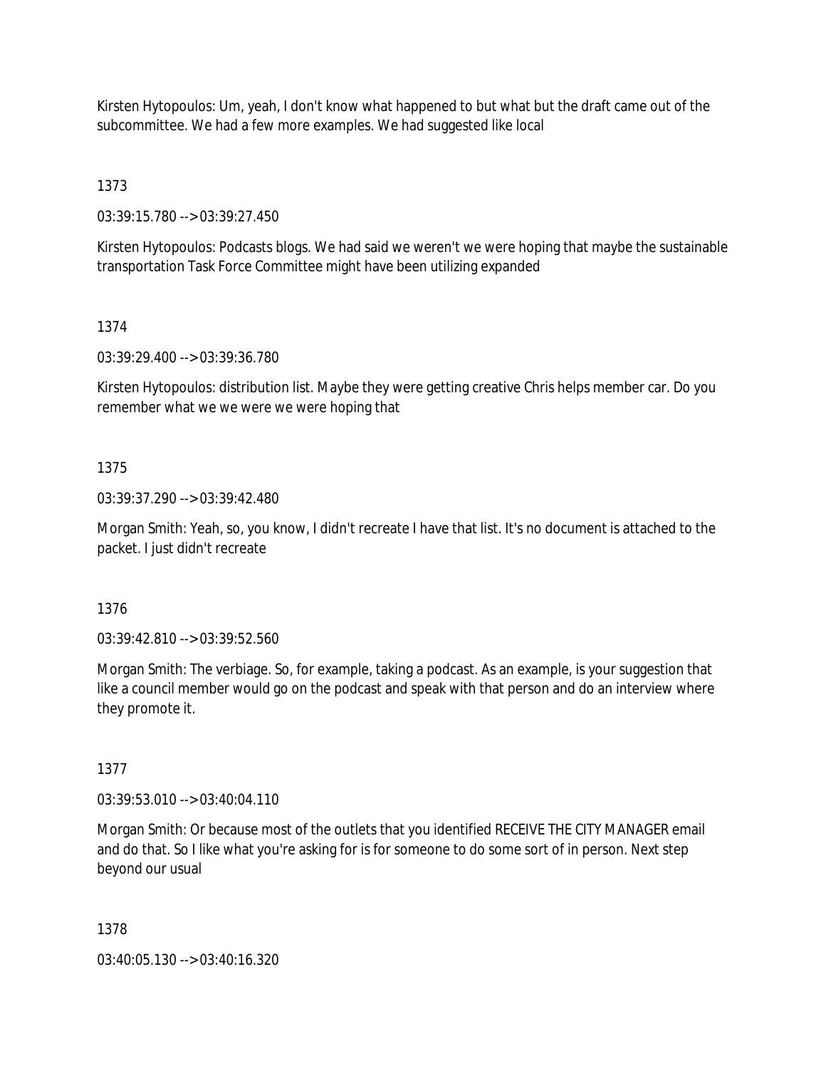Kirsten Hytopoulos: Um, yeah, I don't know what happened to but what but the draft came out of the subcommittee. We had a few more examples. We had suggested like local

1373

03:39:15.780 --> 03:39:27.450

Kirsten Hytopoulos: Podcasts blogs. We had said we weren't we were hoping that maybe the sustainable transportation Task Force Committee might have been utilizing expanded

1374

03:39:29.400 --> 03:39:36.780

Kirsten Hytopoulos: distribution list. Maybe they were getting creative Chris helps member car. Do you remember what we we were we were hoping that

1375

03:39:37.290 --> 03:39:42.480

Morgan Smith: Yeah, so, you know, I didn't recreate I have that list. It's no document is attached to the packet. I just didn't recreate

1376

03:39:42.810 --> 03:39:52.560

Morgan Smith: The verbiage. So, for example, taking a podcast. As an example, is your suggestion that like a council member would go on the podcast and speak with that person and do an interview where they promote it.

1377

03:39:53.010 --> 03:40:04.110

Morgan Smith: Or because most of the outlets that you identified RECEIVE THE CITY MANAGER email and do that. So I like what you're asking for is for someone to do some sort of in person. Next step beyond our usual

1378

03:40:05.130 --> 03:40:16.320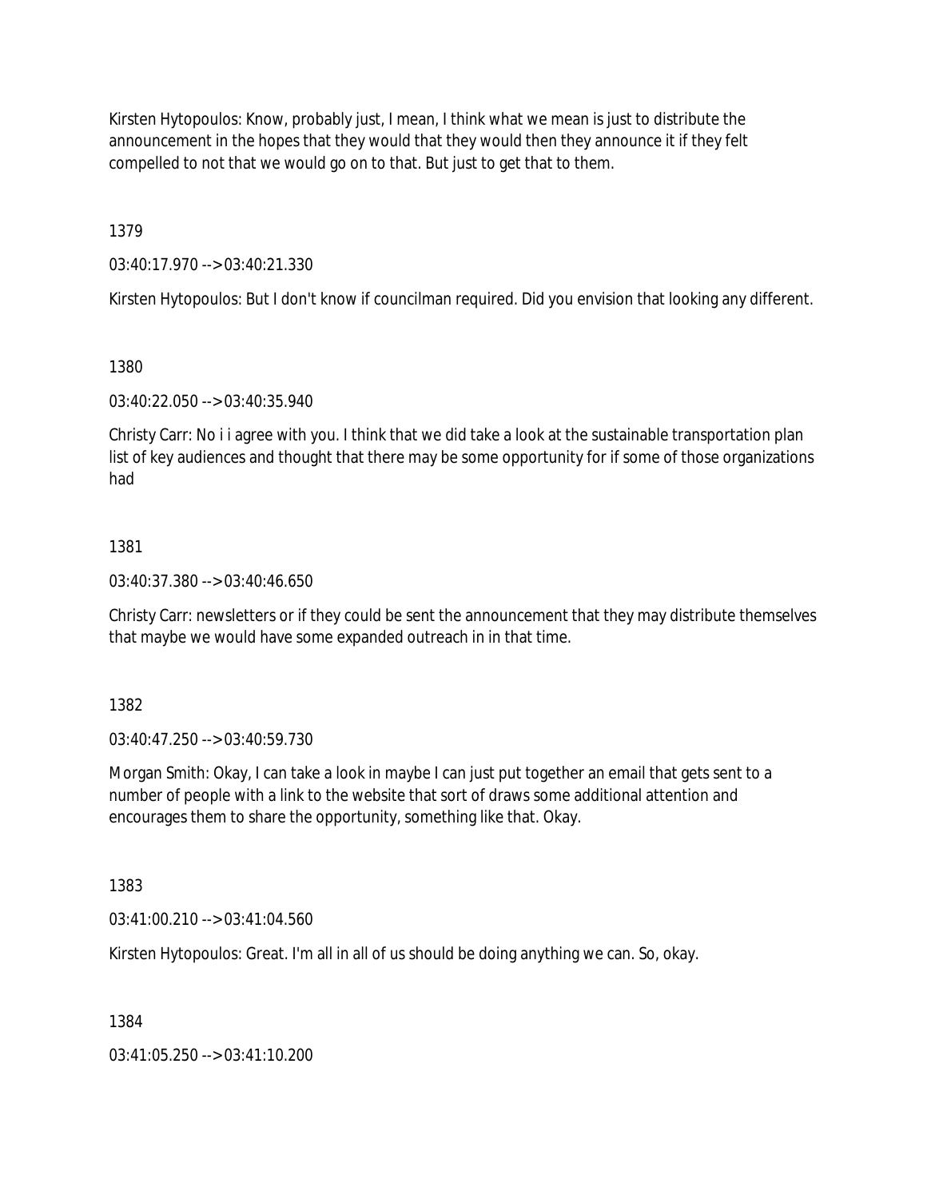Kirsten Hytopoulos: Know, probably just, I mean, I think what we mean is just to distribute the announcement in the hopes that they would that they would then they announce it if they felt compelled to not that we would go on to that. But just to get that to them.

1379

03:40:17.970 --> 03:40:21.330

Kirsten Hytopoulos: But I don't know if councilman required. Did you envision that looking any different.

1380

03:40:22.050 --> 03:40:35.940

Christy Carr: No i i agree with you. I think that we did take a look at the sustainable transportation plan list of key audiences and thought that there may be some opportunity for if some of those organizations had

1381

03:40:37.380 --> 03:40:46.650

Christy Carr: newsletters or if they could be sent the announcement that they may distribute themselves that maybe we would have some expanded outreach in in that time.

1382

03:40:47.250 --> 03:40:59.730

Morgan Smith: Okay, I can take a look in maybe I can just put together an email that gets sent to a number of people with a link to the website that sort of draws some additional attention and encourages them to share the opportunity, something like that. Okay.

1383

03:41:00.210 --> 03:41:04.560

Kirsten Hytopoulos: Great. I'm all in all of us should be doing anything we can. So, okay.

1384

03:41:05.250 --> 03:41:10.200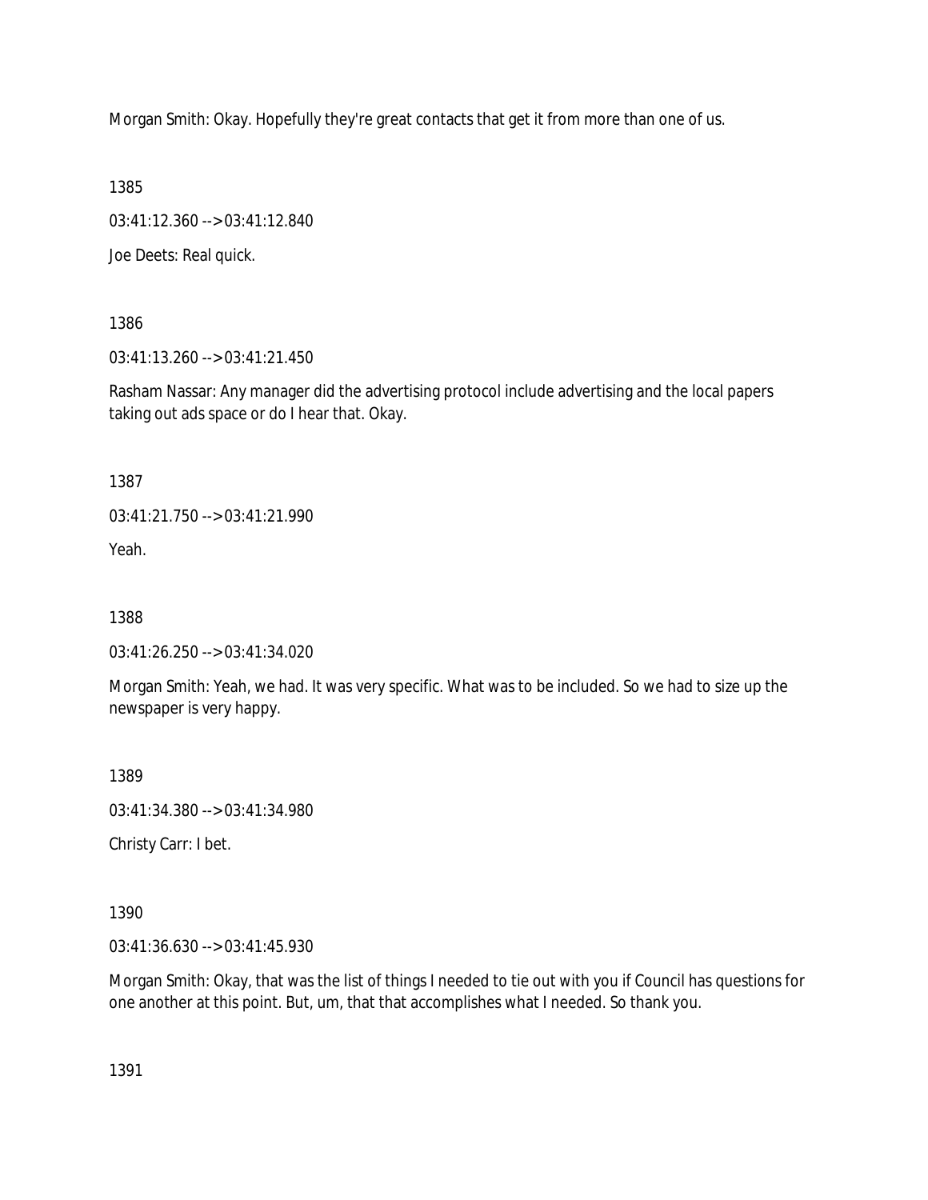Morgan Smith: Okay. Hopefully they're great contacts that get it from more than one of us.

1385

03:41:12.360 --> 03:41:12.840

Joe Deets: Real quick.

1386

03:41:13.260 --> 03:41:21.450

Rasham Nassar: Any manager did the advertising protocol include advertising and the local papers taking out ads space or do I hear that. Okay.

1387

03:41:21.750 --> 03:41:21.990

Yeah.

1388

03:41:26.250 --> 03:41:34.020

Morgan Smith: Yeah, we had. It was very specific. What was to be included. So we had to size up the newspaper is very happy.

1389

03:41:34.380 --> 03:41:34.980

Christy Carr: I bet.

1390

03:41:36.630 --> 03:41:45.930

Morgan Smith: Okay, that was the list of things I needed to tie out with you if Council has questions for one another at this point. But, um, that that accomplishes what I needed. So thank you.

1391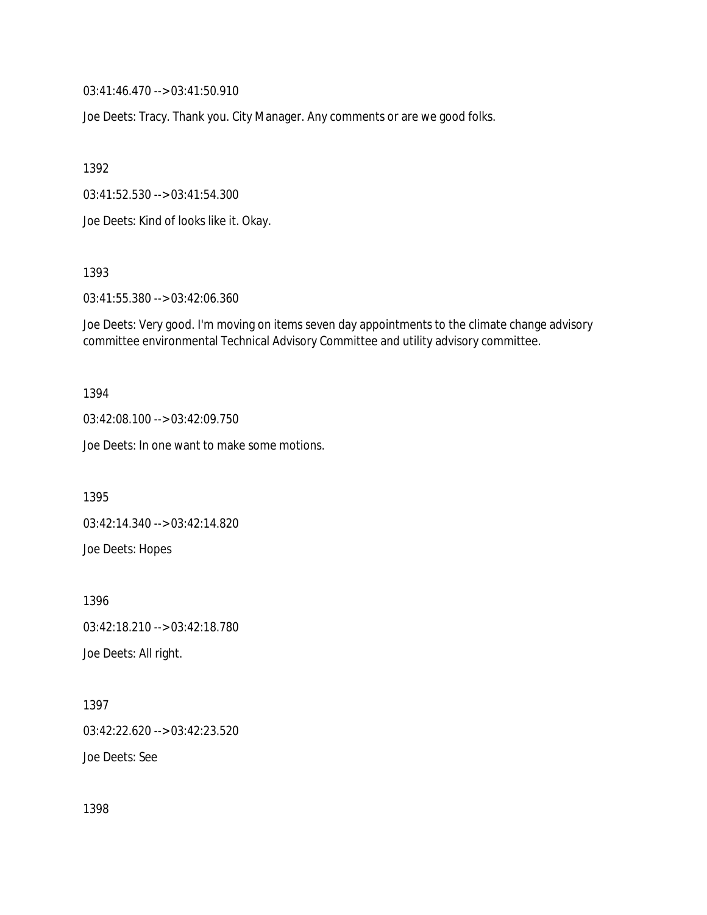03:41:46.470 --> 03:41:50.910

Joe Deets: Tracy. Thank you. City Manager. Any comments or are we good folks.

1392

03:41:52.530 --> 03:41:54.300

Joe Deets: Kind of looks like it. Okay.

1393

03:41:55.380 --> 03:42:06.360

Joe Deets: Very good. I'm moving on items seven day appointments to the climate change advisory committee environmental Technical Advisory Committee and utility advisory committee.

1394

03:42:08.100 --> 03:42:09.750

Joe Deets: In one want to make some motions.

1395

03:42:14.340 --> 03:42:14.820

Joe Deets: Hopes

1396

03:42:18.210 --> 03:42:18.780

Joe Deets: All right.

1397

03:42:22.620 --> 03:42:23.520

Joe Deets: See

1398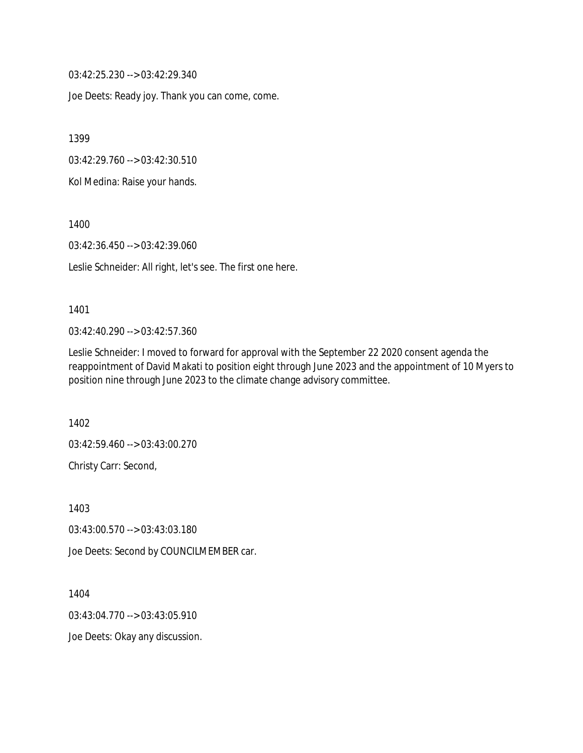03:42:25.230 --> 03:42:29.340

Joe Deets: Ready joy. Thank you can come, come.

1399

03:42:29.760 --> 03:42:30.510

Kol Medina: Raise your hands.

1400

03:42:36.450 --> 03:42:39.060

Leslie Schneider: All right, let's see. The first one here.

1401

03:42:40.290 --> 03:42:57.360

Leslie Schneider: I moved to forward for approval with the September 22 2020 consent agenda the reappointment of David Makati to position eight through June 2023 and the appointment of 10 Myers to position nine through June 2023 to the climate change advisory committee.

1402

03:42:59.460 --> 03:43:00.270

Christy Carr: Second,

1403

03:43:00.570 --> 03:43:03.180

Joe Deets: Second by COUNCILMEMBER car.

1404

03:43:04.770 --> 03:43:05.910

Joe Deets: Okay any discussion.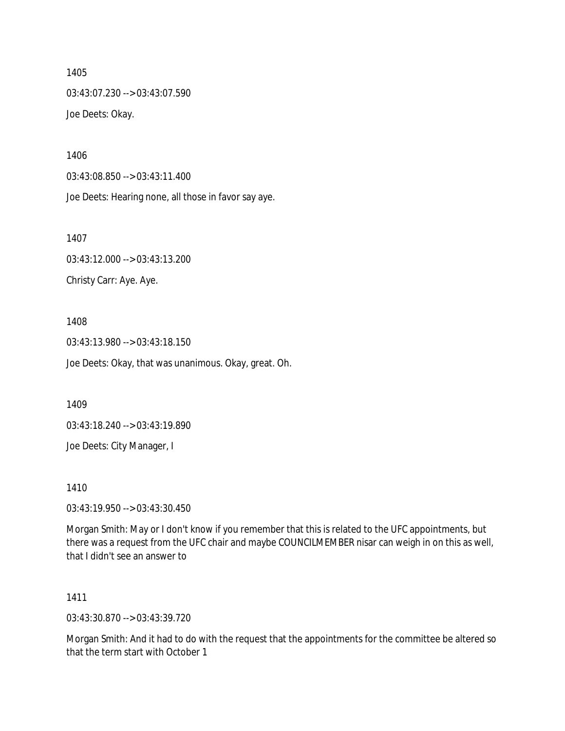1405

03:43:07.230 --> 03:43:07.590

Joe Deets: Okay.

1406

03:43:08.850 --> 03:43:11.400

Joe Deets: Hearing none, all those in favor say aye.

1407

03:43:12.000 --> 03:43:13.200

Christy Carr: Aye. Aye.

1408

03:43:13.980 --> 03:43:18.150

Joe Deets: Okay, that was unanimous. Okay, great. Oh.

1409

03:43:18.240 --> 03:43:19.890

Joe Deets: City Manager, I

1410

03:43:19.950 --> 03:43:30.450

Morgan Smith: May or I don't know if you remember that this is related to the UFC appointments, but there was a request from the UFC chair and maybe COUNCILMEMBER nisar can weigh in on this as well, that I didn't see an answer to

1411

03:43:30.870 --> 03:43:39.720

Morgan Smith: And it had to do with the request that the appointments for the committee be altered so that the term start with October 1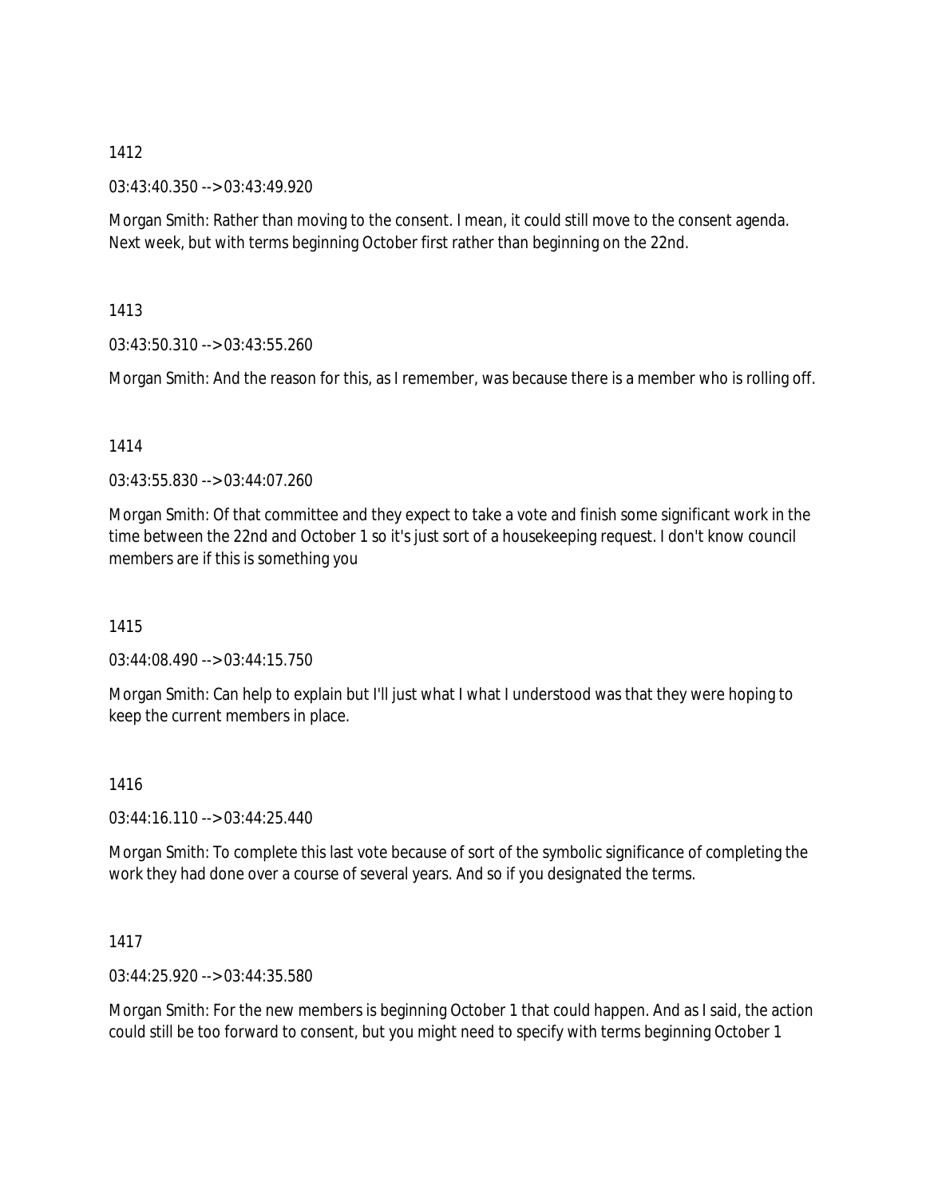1412

03:43:40.350 --> 03:43:49.920

Morgan Smith: Rather than moving to the consent. I mean, it could still move to the consent agenda. Next week, but with terms beginning October first rather than beginning on the 22nd.

1413

03:43:50.310 --> 03:43:55.260

Morgan Smith: And the reason for this, as I remember, was because there is a member who is rolling off.

1414

03:43:55.830 --> 03:44:07.260

Morgan Smith: Of that committee and they expect to take a vote and finish some significant work in the time between the 22nd and October 1 so it's just sort of a housekeeping request. I don't know council members are if this is something you

1415

03:44:08.490 --> 03:44:15.750

Morgan Smith: Can help to explain but I'll just what I what I understood was that they were hoping to keep the current members in place.

1416

03:44:16.110 --> 03:44:25.440

Morgan Smith: To complete this last vote because of sort of the symbolic significance of completing the work they had done over a course of several years. And so if you designated the terms.

1417

03:44:25.920 --> 03:44:35.580

Morgan Smith: For the new members is beginning October 1 that could happen. And as I said, the action could still be too forward to consent, but you might need to specify with terms beginning October 1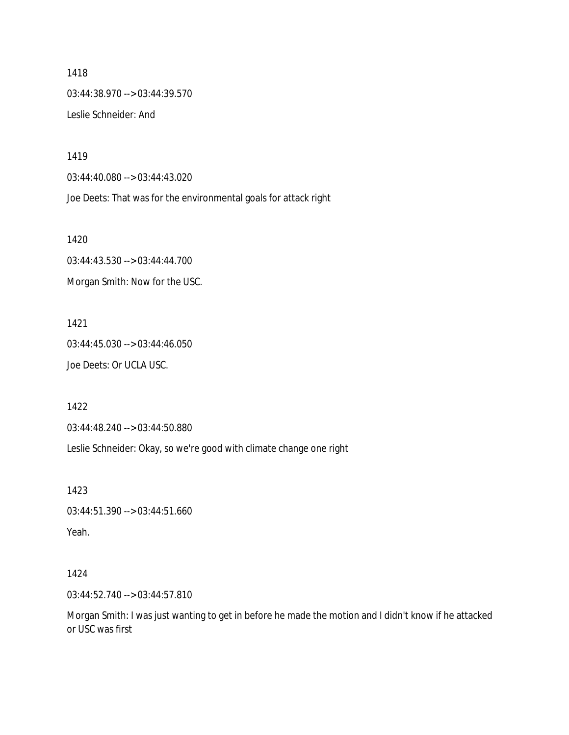1418

03:44:38.970 --> 03:44:39.570

Leslie Schneider: And

1419

03:44:40.080 --> 03:44:43.020

Joe Deets: That was for the environmental goals for attack right

1420

03:44:43.530 --> 03:44:44.700

Morgan Smith: Now for the USC.

1421

03:44:45.030 --> 03:44:46.050

Joe Deets: Or UCLA USC.

1422

03:44:48.240 --> 03:44:50.880

Leslie Schneider: Okay, so we're good with climate change one right

1423

03:44:51.390 --> 03:44:51.660

Yeah.

1424

03:44:52.740 --> 03:44:57.810

Morgan Smith: I was just wanting to get in before he made the motion and I didn't know if he attacked or USC was first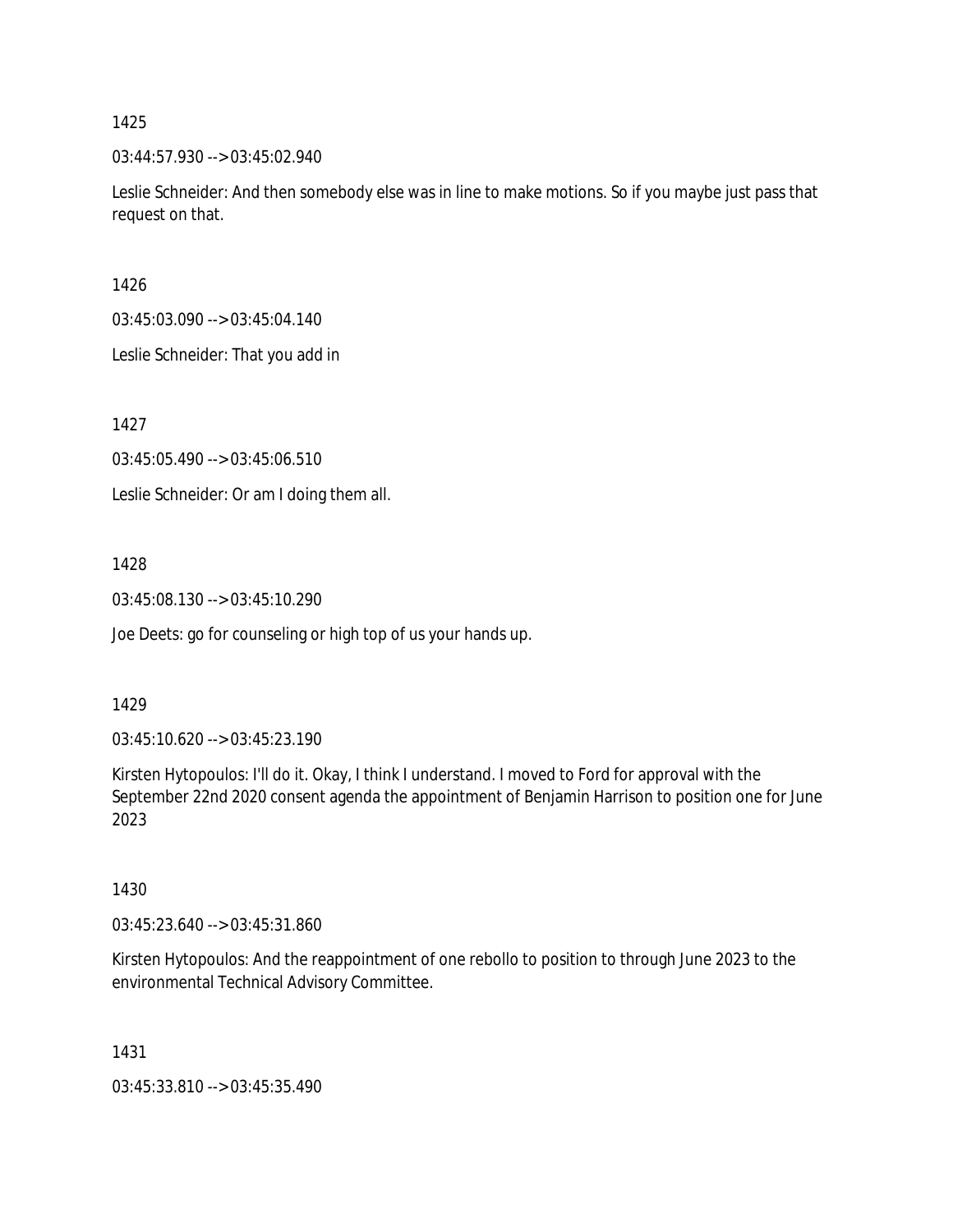1425

03:44:57.930 --> 03:45:02.940

Leslie Schneider: And then somebody else was in line to make motions. So if you maybe just pass that request on that.

1426

03:45:03.090 --> 03:45:04.140

Leslie Schneider: That you add in

1427

03:45:05.490 --> 03:45:06.510

Leslie Schneider: Or am I doing them all.

1428

03:45:08.130 --> 03:45:10.290

Joe Deets: go for counseling or high top of us your hands up.

1429

03:45:10.620 --> 03:45:23.190

Kirsten Hytopoulos: I'll do it. Okay, I think I understand. I moved to Ford for approval with the September 22nd 2020 consent agenda the appointment of Benjamin Harrison to position one for June 2023

1430

03:45:23.640 --> 03:45:31.860

Kirsten Hytopoulos: And the reappointment of one rebollo to position to through June 2023 to the environmental Technical Advisory Committee.

1431

03:45:33.810 --> 03:45:35.490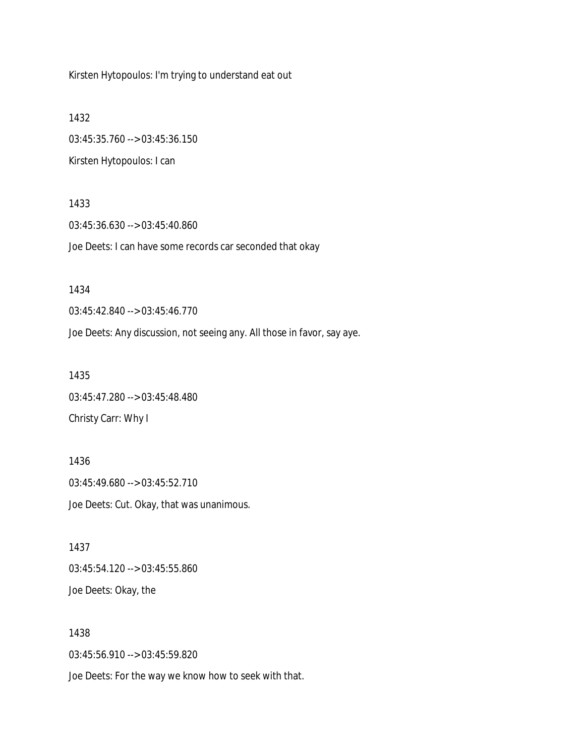Kirsten Hytopoulos: I'm trying to understand eat out

1432

03:45:35.760 --> 03:45:36.150

Kirsten Hytopoulos: I can

1433

03:45:36.630 --> 03:45:40.860

Joe Deets: I can have some records car seconded that okay

1434

03:45:42.840 --> 03:45:46.770

Joe Deets: Any discussion, not seeing any. All those in favor, say aye.

1435

03:45:47.280 --> 03:45:48.480

Christy Carr: Why I

1436

03:45:49.680 --> 03:45:52.710

Joe Deets: Cut. Okay, that was unanimous.

1437

03:45:54.120 --> 03:45:55.860

Joe Deets: Okay, the

1438

03:45:56.910 --> 03:45:59.820

Joe Deets: For the way we know how to seek with that.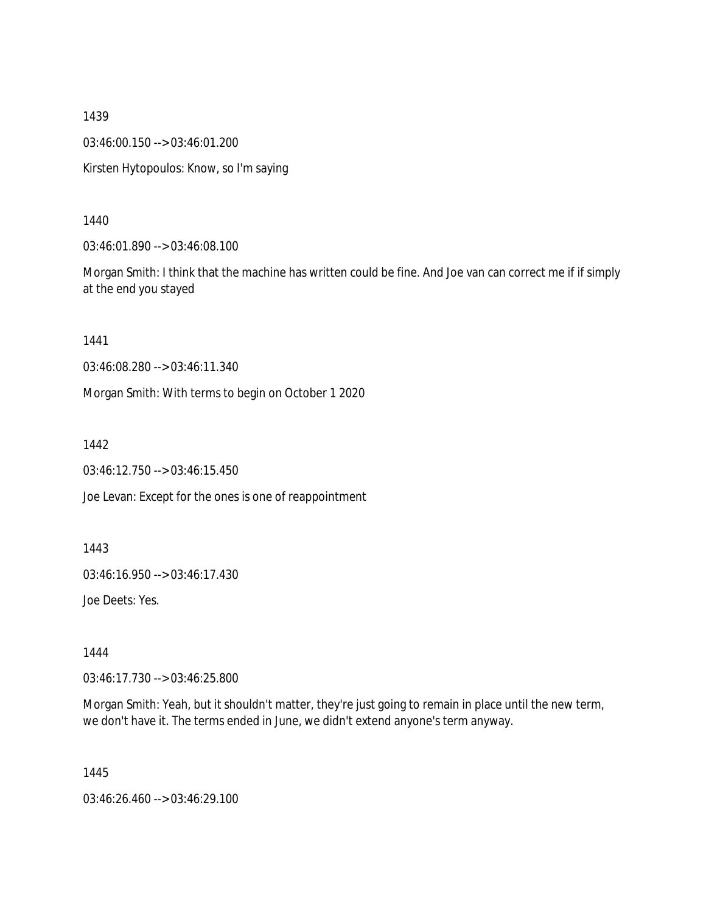1439

03:46:00.150 --> 03:46:01.200

Kirsten Hytopoulos: Know, so I'm saying

1440

03:46:01.890 --> 03:46:08.100

Morgan Smith: I think that the machine has written could be fine. And Joe van can correct me if if simply at the end you stayed

1441

03:46:08.280 --> 03:46:11.340

Morgan Smith: With terms to begin on October 1 2020

1442

03:46:12.750 --> 03:46:15.450

Joe Levan: Except for the ones is one of reappointment

1443

03:46:16.950 --> 03:46:17.430

Joe Deets: Yes.

1444

03:46:17.730 --> 03:46:25.800

Morgan Smith: Yeah, but it shouldn't matter, they're just going to remain in place until the new term, we don't have it. The terms ended in June, we didn't extend anyone's term anyway.

1445

03:46:26.460 --> 03:46:29.100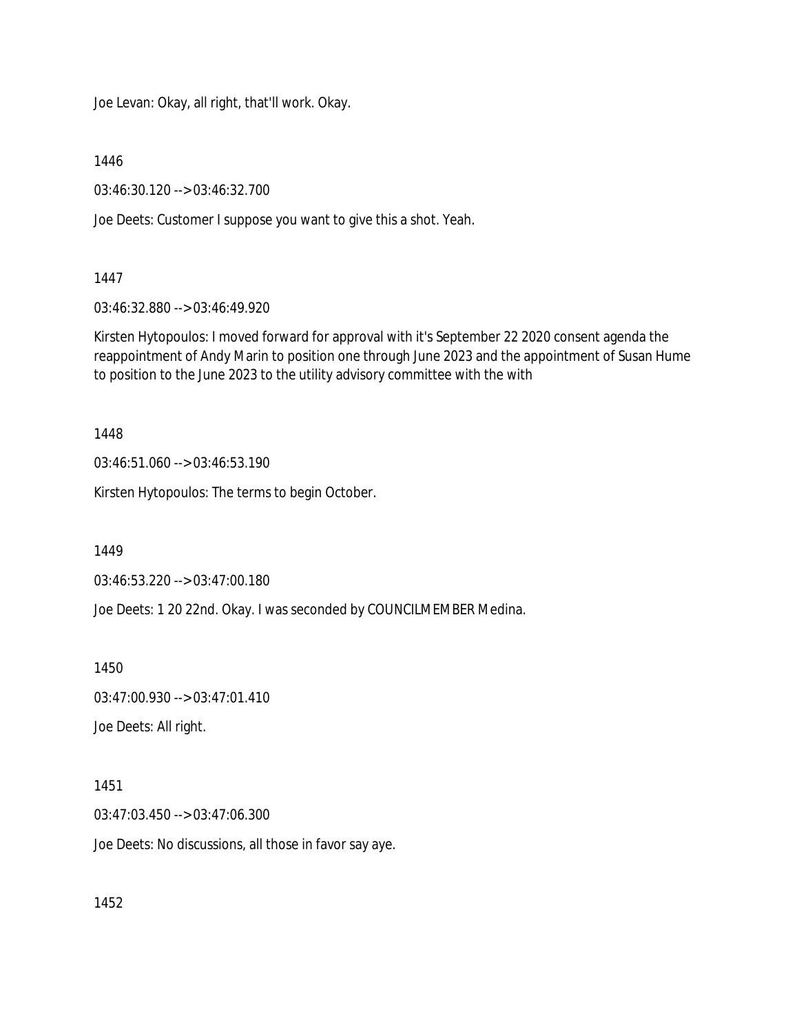Joe Levan: Okay, all right, that'll work. Okay.

1446

03:46:30.120 --> 03:46:32.700

Joe Deets: Customer I suppose you want to give this a shot. Yeah.

1447

03:46:32.880 --> 03:46:49.920

Kirsten Hytopoulos: I moved forward for approval with it's September 22 2020 consent agenda the reappointment of Andy Marin to position one through June 2023 and the appointment of Susan Hume to position to the June 2023 to the utility advisory committee with the with

1448

03:46:51.060 --> 03:46:53.190

Kirsten Hytopoulos: The terms to begin October.

1449

03:46:53.220 --> 03:47:00.180

Joe Deets: 1 20 22nd. Okay. I was seconded by COUNCILMEMBER Medina.

1450

03:47:00.930 --> 03:47:01.410

Joe Deets: All right.

1451

03:47:03.450 --> 03:47:06.300

Joe Deets: No discussions, all those in favor say aye.

1452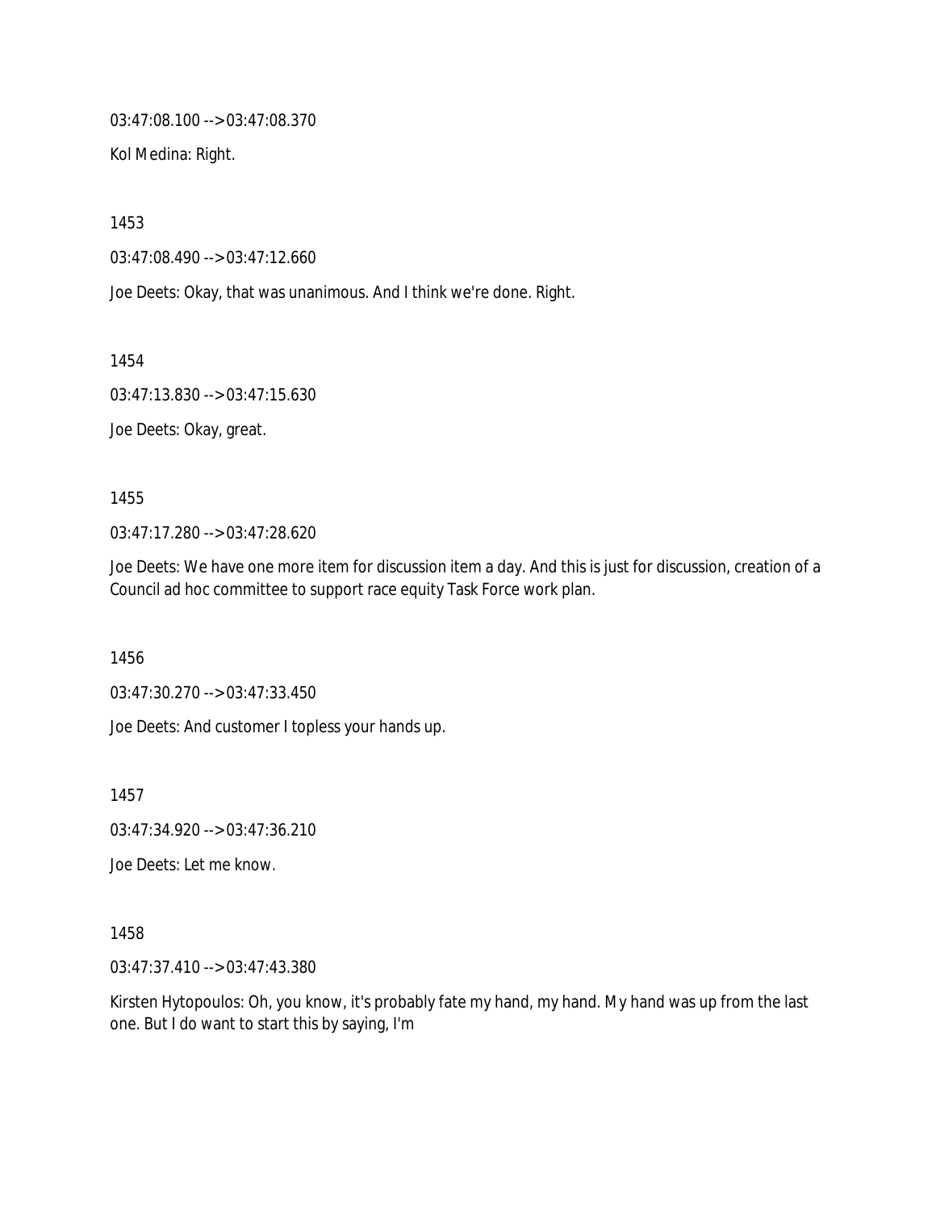03:47:08.100 --> 03:47:08.370

Kol Medina: Right.

1453

03:47:08.490 --> 03:47:12.660

Joe Deets: Okay, that was unanimous. And I think we're done. Right.

1454

03:47:13.830 --> 03:47:15.630

Joe Deets: Okay, great.

1455

03:47:17.280 --> 03:47:28.620

Joe Deets: We have one more item for discussion item a day. And this is just for discussion, creation of a Council ad hoc committee to support race equity Task Force work plan.

1456

03:47:30.270 --> 03:47:33.450

Joe Deets: And customer I topless your hands up.

1457

03:47:34.920 --> 03:47:36.210

Joe Deets: Let me know.

1458

03:47:37.410 --> 03:47:43.380

Kirsten Hytopoulos: Oh, you know, it's probably fate my hand, my hand. My hand was up from the last one. But I do want to start this by saying, I'm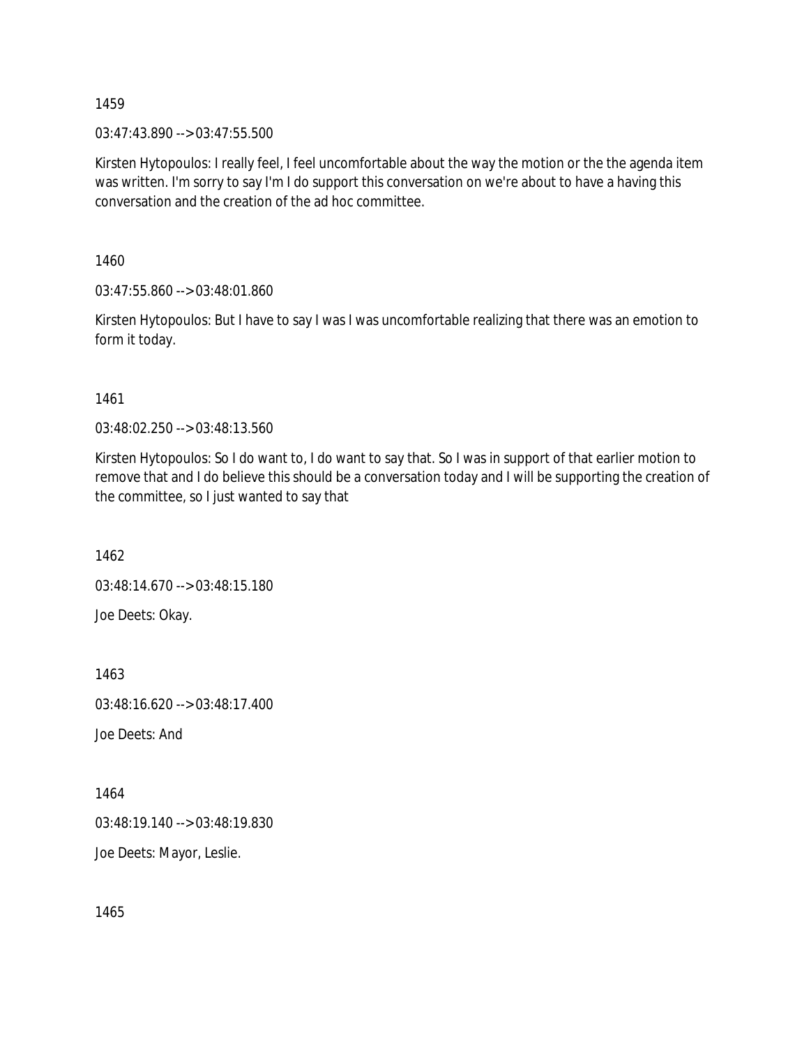1459

03:47:43.890 --> 03:47:55.500

Kirsten Hytopoulos: I really feel, I feel uncomfortable about the way the motion or the the agenda item was written. I'm sorry to say I'm I do support this conversation on we're about to have a having this conversation and the creation of the ad hoc committee.

1460

03:47:55.860 --> 03:48:01.860

Kirsten Hytopoulos: But I have to say I was I was uncomfortable realizing that there was an emotion to form it today.

1461

03:48:02.250 --> 03:48:13.560

Kirsten Hytopoulos: So I do want to, I do want to say that. So I was in support of that earlier motion to remove that and I do believe this should be a conversation today and I will be supporting the creation of the committee, so I just wanted to say that

1462

03:48:14.670 --> 03:48:15.180

Joe Deets: Okay.

1463

03:48:16.620 --> 03:48:17.400

Joe Deets: And

1464

03:48:19.140 --> 03:48:19.830

Joe Deets: Mayor, Leslie.

1465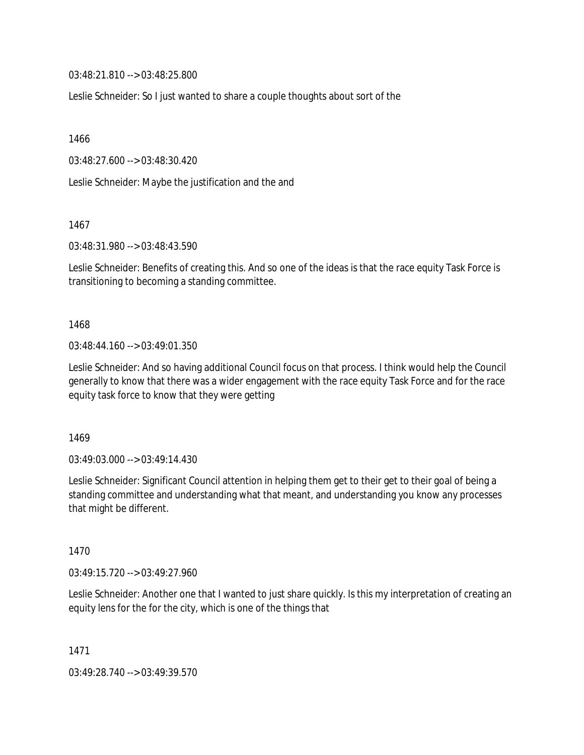03:48:21.810 --> 03:48:25.800

Leslie Schneider: So I just wanted to share a couple thoughts about sort of the

1466

03:48:27.600 --> 03:48:30.420

Leslie Schneider: Maybe the justification and the and

1467

03:48:31.980 --> 03:48:43.590

Leslie Schneider: Benefits of creating this. And so one of the ideas is that the race equity Task Force is transitioning to becoming a standing committee.

1468

03:48:44.160 --> 03:49:01.350

Leslie Schneider: And so having additional Council focus on that process. I think would help the Council generally to know that there was a wider engagement with the race equity Task Force and for the race equity task force to know that they were getting

1469

03:49:03.000 --> 03:49:14.430

Leslie Schneider: Significant Council attention in helping them get to their get to their goal of being a standing committee and understanding what that meant, and understanding you know any processes that might be different.

1470

03:49:15.720 --> 03:49:27.960

Leslie Schneider: Another one that I wanted to just share quickly. Is this my interpretation of creating an equity lens for the for the city, which is one of the things that

1471

03:49:28.740 --> 03:49:39.570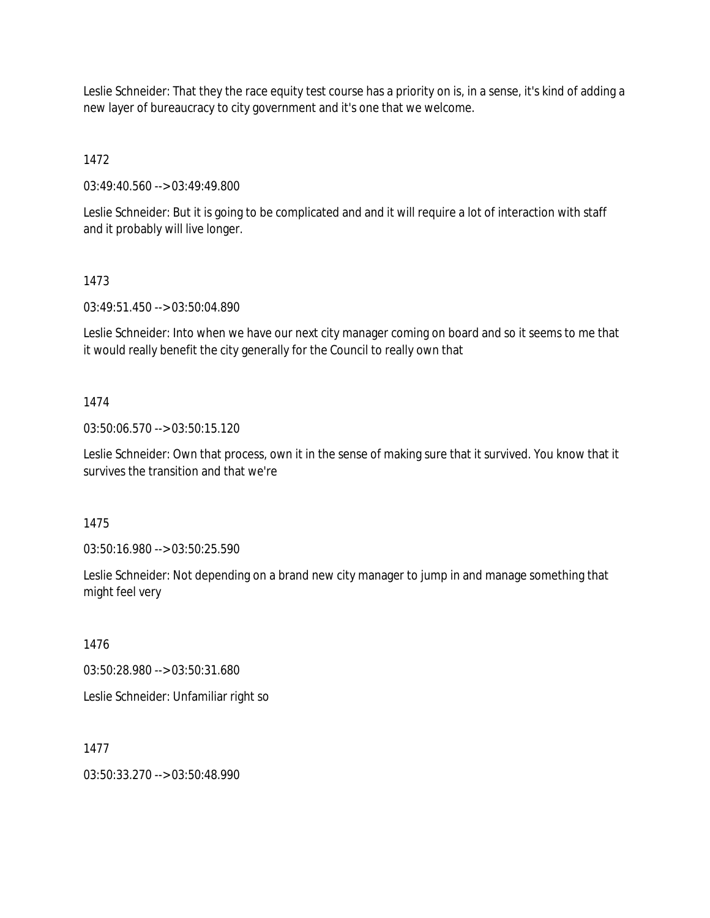Leslie Schneider: That they the race equity test course has a priority on is, in a sense, it's kind of adding a new layer of bureaucracy to city government and it's one that we welcome.

1472

03:49:40.560 --> 03:49:49.800

Leslie Schneider: But it is going to be complicated and and it will require a lot of interaction with staff and it probably will live longer.

1473

03:49:51.450 --> 03:50:04.890

Leslie Schneider: Into when we have our next city manager coming on board and so it seems to me that it would really benefit the city generally for the Council to really own that

1474

03:50:06.570 --> 03:50:15.120

Leslie Schneider: Own that process, own it in the sense of making sure that it survived. You know that it survives the transition and that we're

1475

03:50:16.980 --> 03:50:25.590

Leslie Schneider: Not depending on a brand new city manager to jump in and manage something that might feel very

1476

03:50:28.980 --> 03:50:31.680

Leslie Schneider: Unfamiliar right so

1477

03:50:33.270 --> 03:50:48.990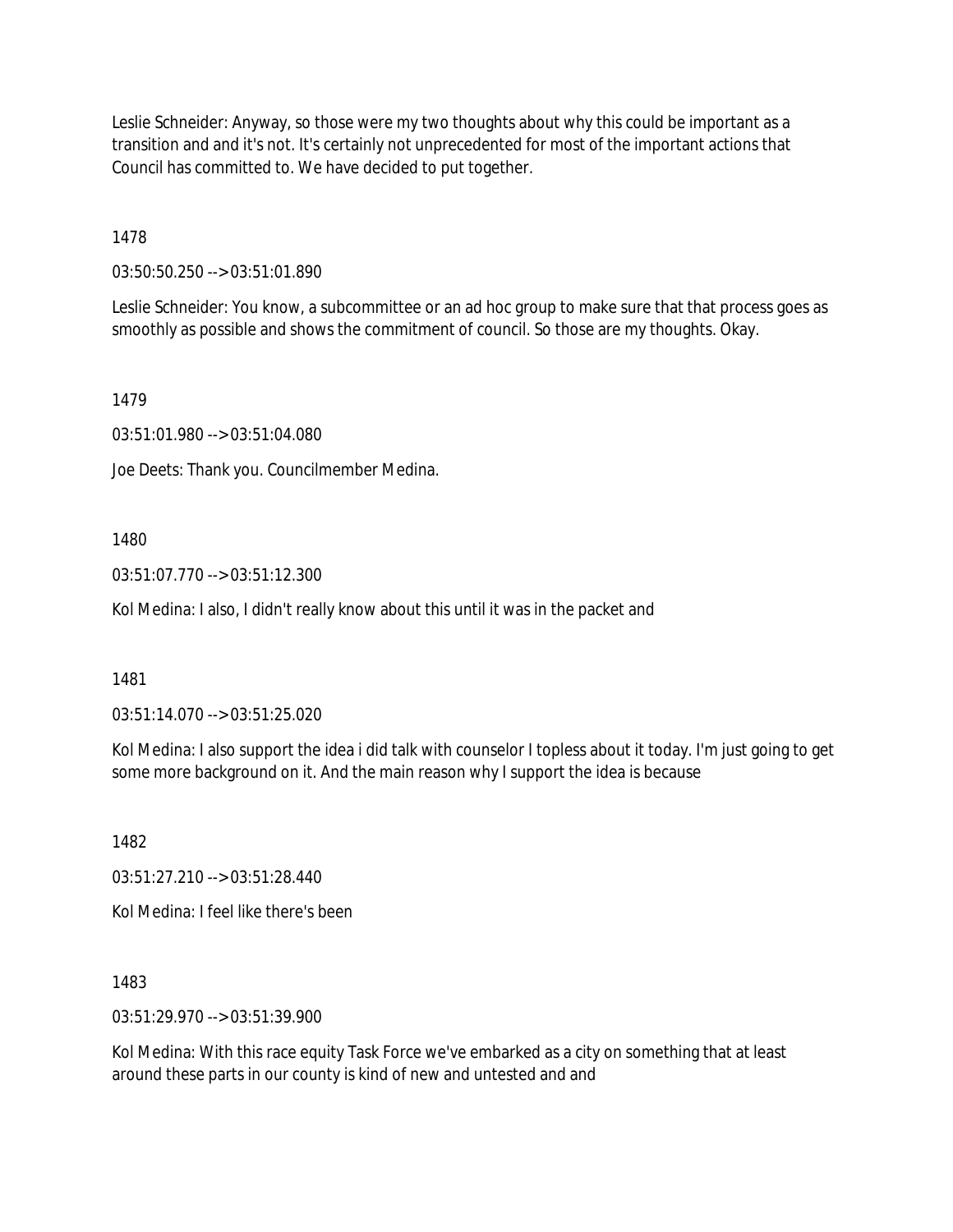Leslie Schneider: Anyway, so those were my two thoughts about why this could be important as a transition and and it's not. It's certainly not unprecedented for most of the important actions that Council has committed to. We have decided to put together.

1478

03:50:50.250 --> 03:51:01.890

Leslie Schneider: You know, a subcommittee or an ad hoc group to make sure that that process goes as smoothly as possible and shows the commitment of council. So those are my thoughts. Okay.

1479

03:51:01.980 --> 03:51:04.080

Joe Deets: Thank you. Councilmember Medina.

1480

03:51:07.770 --> 03:51:12.300

Kol Medina: I also, I didn't really know about this until it was in the packet and

1481

03:51:14.070 --> 03:51:25.020

Kol Medina: I also support the idea i did talk with counselor I topless about it today. I'm just going to get some more background on it. And the main reason why I support the idea is because

1482

03:51:27.210 --> 03:51:28.440

Kol Medina: I feel like there's been

1483

03:51:29.970 --> 03:51:39.900

Kol Medina: With this race equity Task Force we've embarked as a city on something that at least around these parts in our county is kind of new and untested and and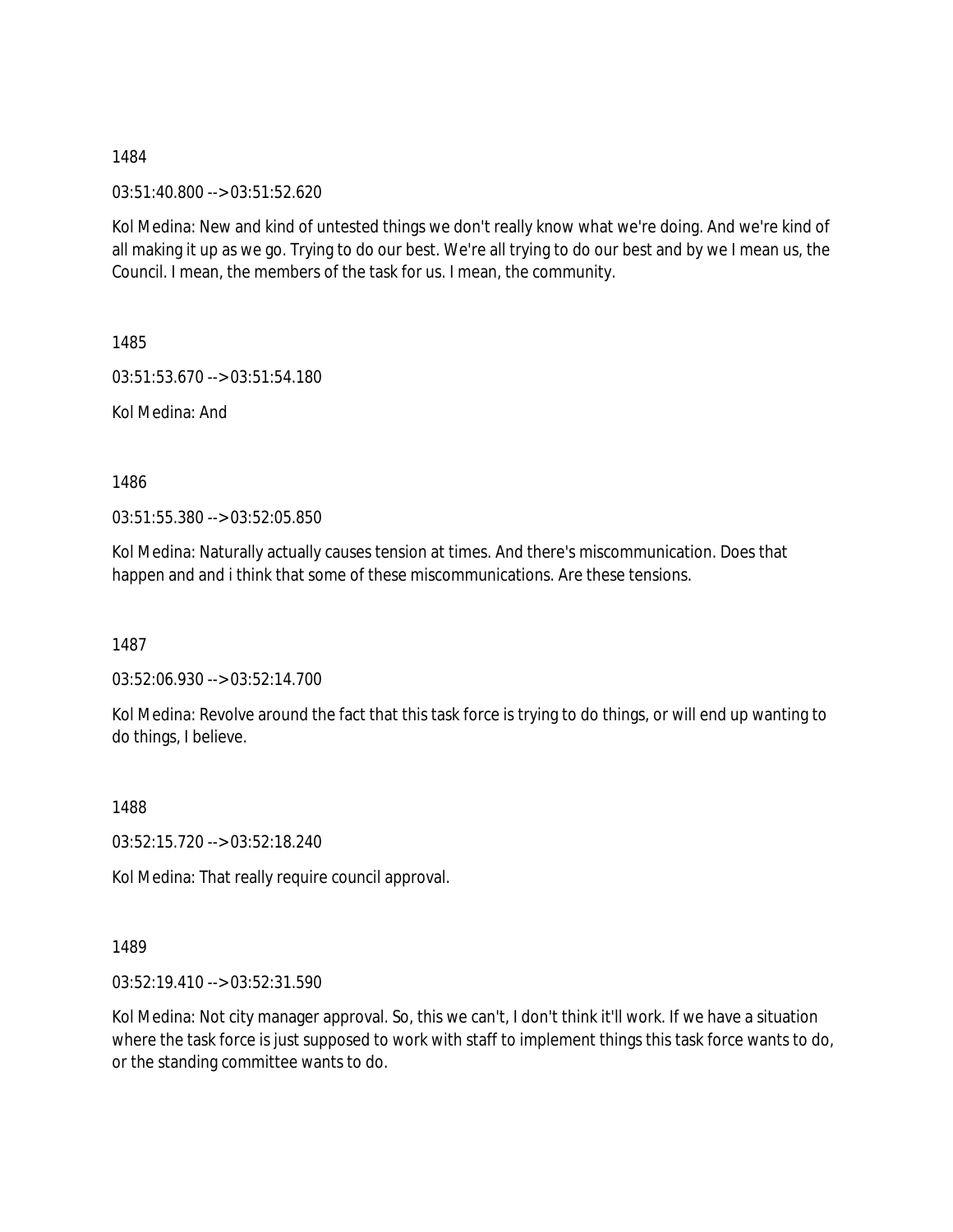1484

03:51:40.800 --> 03:51:52.620

Kol Medina: New and kind of untested things we don't really know what we're doing. And we're kind of all making it up as we go. Trying to do our best. We're all trying to do our best and by we I mean us, the Council. I mean, the members of the task for us. I mean, the community.

1485

03:51:53.670 --> 03:51:54.180

Kol Medina: And

1486

03:51:55.380 --> 03:52:05.850

Kol Medina: Naturally actually causes tension at times. And there's miscommunication. Does that happen and and i think that some of these miscommunications. Are these tensions.

1487

03:52:06.930 --> 03:52:14.700

Kol Medina: Revolve around the fact that this task force is trying to do things, or will end up wanting to do things, I believe.

1488

03:52:15.720 --> 03:52:18.240

Kol Medina: That really require council approval.

1489

03:52:19.410 --> 03:52:31.590

Kol Medina: Not city manager approval. So, this we can't, I don't think it'll work. If we have a situation where the task force is just supposed to work with staff to implement things this task force wants to do, or the standing committee wants to do.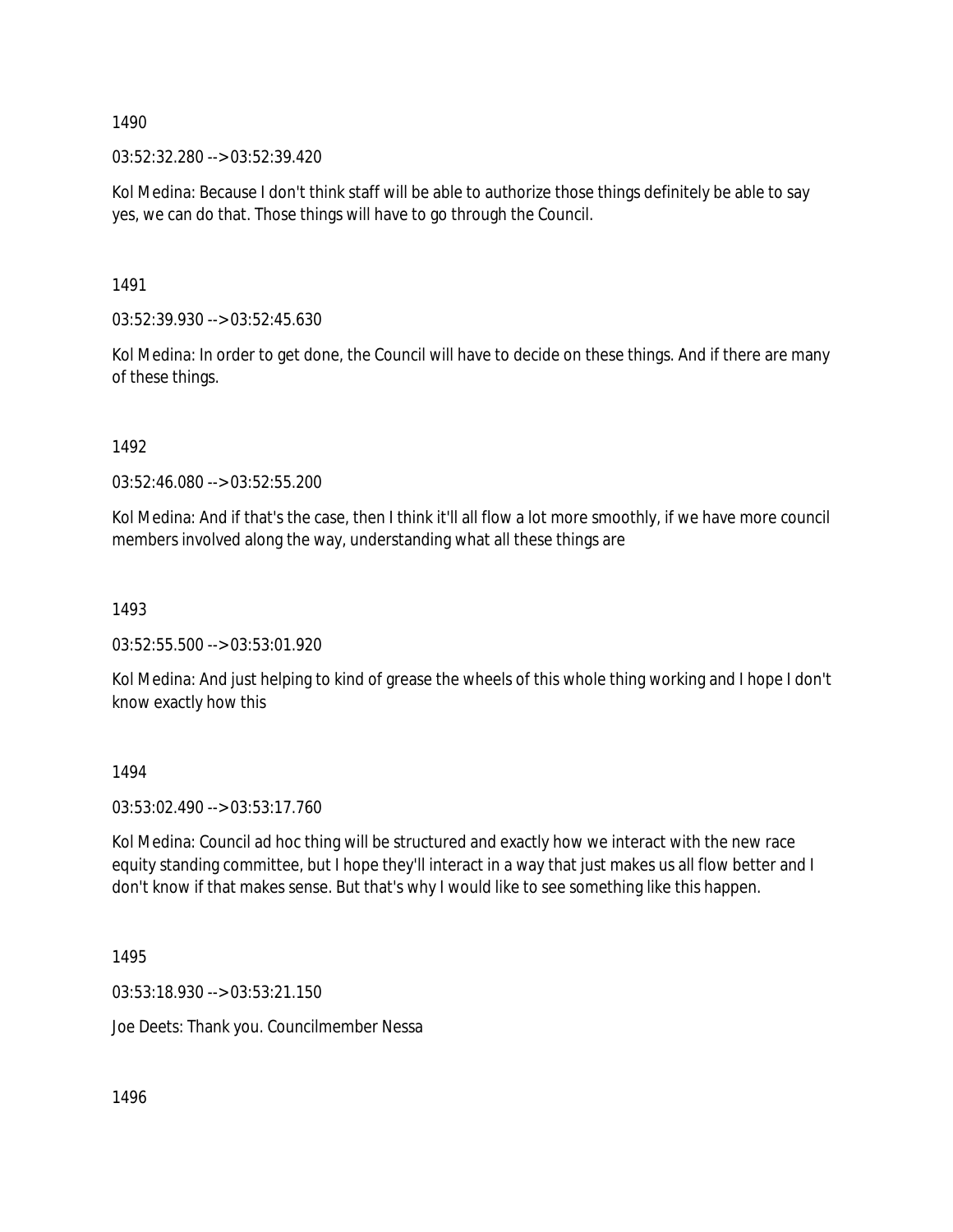1490

03:52:32.280 --> 03:52:39.420

Kol Medina: Because I don't think staff will be able to authorize those things definitely be able to say yes, we can do that. Those things will have to go through the Council.

1491

03:52:39.930 --> 03:52:45.630

Kol Medina: In order to get done, the Council will have to decide on these things. And if there are many of these things.

1492

03:52:46.080 --> 03:52:55.200

Kol Medina: And if that's the case, then I think it'll all flow a lot more smoothly, if we have more council members involved along the way, understanding what all these things are

1493

03:52:55.500 --> 03:53:01.920

Kol Medina: And just helping to kind of grease the wheels of this whole thing working and I hope I don't know exactly how this

1494

03:53:02.490 --> 03:53:17.760

Kol Medina: Council ad hoc thing will be structured and exactly how we interact with the new race equity standing committee, but I hope they'll interact in a way that just makes us all flow better and I don't know if that makes sense. But that's why I would like to see something like this happen.

1495

03:53:18.930 --> 03:53:21.150

Joe Deets: Thank you. Councilmember Nessa

1496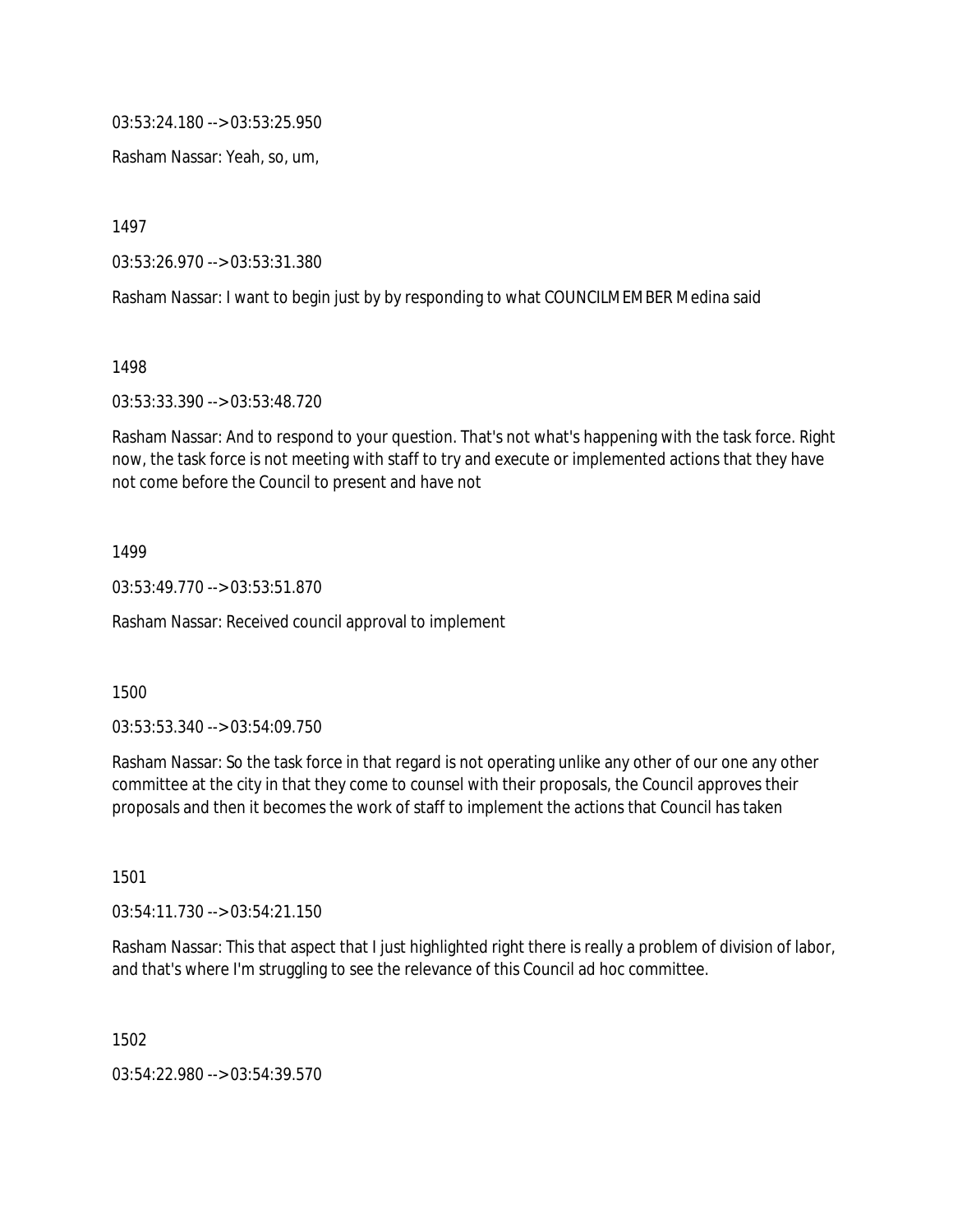03:53:24.180 --> 03:53:25.950

Rasham Nassar: Yeah, so, um,

1497

03:53:26.970 --> 03:53:31.380

Rasham Nassar: I want to begin just by by responding to what COUNCILMEMBER Medina said

1498

03:53:33.390 --> 03:53:48.720

Rasham Nassar: And to respond to your question. That's not what's happening with the task force. Right now, the task force is not meeting with staff to try and execute or implemented actions that they have not come before the Council to present and have not

1499

03:53:49.770 --> 03:53:51.870

Rasham Nassar: Received council approval to implement

1500

03:53:53.340 --> 03:54:09.750

Rasham Nassar: So the task force in that regard is not operating unlike any other of our one any other committee at the city in that they come to counsel with their proposals, the Council approves their proposals and then it becomes the work of staff to implement the actions that Council has taken

1501

03:54:11.730 --> 03:54:21.150

Rasham Nassar: This that aspect that I just highlighted right there is really a problem of division of labor, and that's where I'm struggling to see the relevance of this Council ad hoc committee.

1502

03:54:22.980 --> 03:54:39.570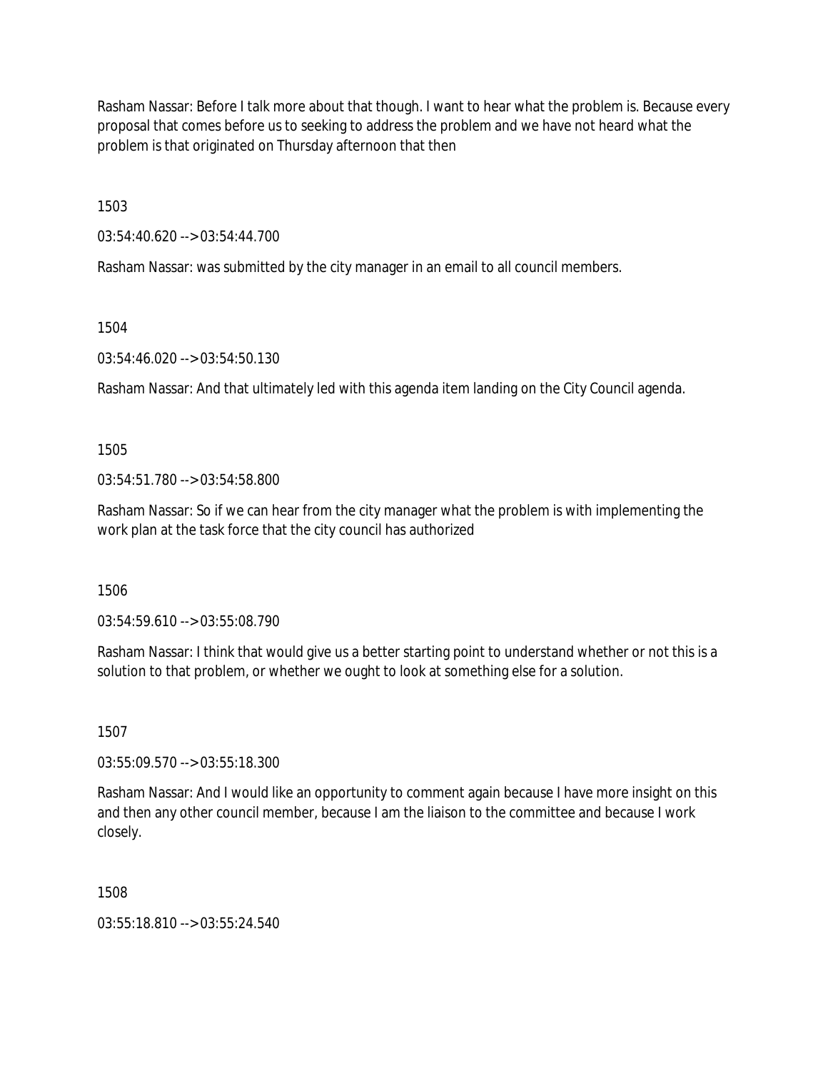Rasham Nassar: Before I talk more about that though. I want to hear what the problem is. Because every proposal that comes before us to seeking to address the problem and we have not heard what the problem is that originated on Thursday afternoon that then

1503

03:54:40.620 --> 03:54:44.700

Rasham Nassar: was submitted by the city manager in an email to all council members.

1504

03:54:46.020 --> 03:54:50.130

Rasham Nassar: And that ultimately led with this agenda item landing on the City Council agenda.

1505

03:54:51.780 --> 03:54:58.800

Rasham Nassar: So if we can hear from the city manager what the problem is with implementing the work plan at the task force that the city council has authorized

1506

03:54:59.610 --> 03:55:08.790

Rasham Nassar: I think that would give us a better starting point to understand whether or not this is a solution to that problem, or whether we ought to look at something else for a solution.

1507

03:55:09.570 --> 03:55:18.300

Rasham Nassar: And I would like an opportunity to comment again because I have more insight on this and then any other council member, because I am the liaison to the committee and because I work closely.

1508

03:55:18.810 --> 03:55:24.540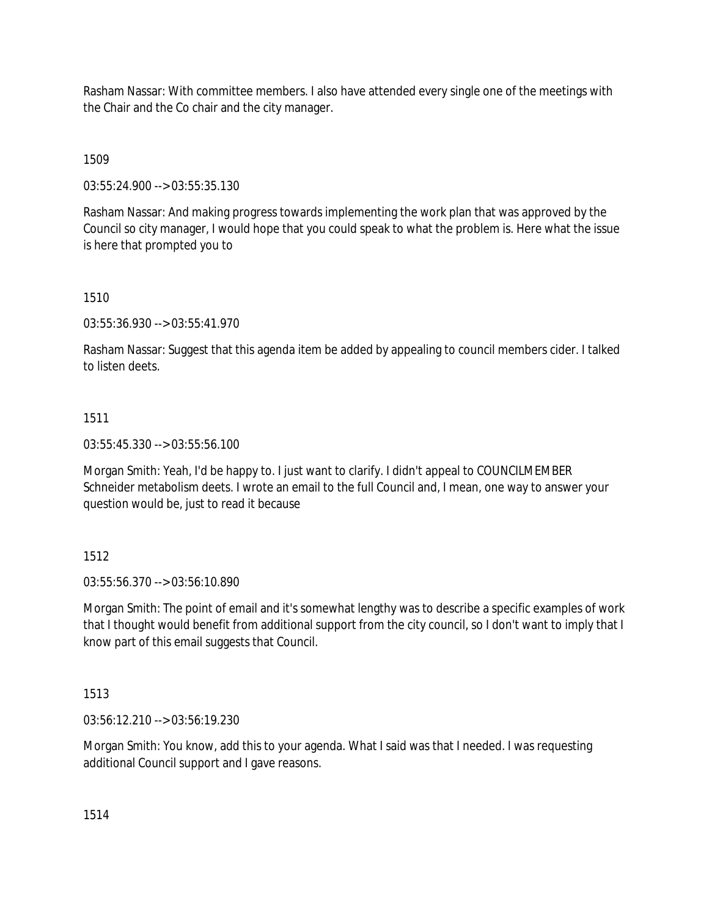Rasham Nassar: With committee members. I also have attended every single one of the meetings with the Chair and the Co chair and the city manager.

1509

03:55:24.900 --> 03:55:35.130

Rasham Nassar: And making progress towards implementing the work plan that was approved by the Council so city manager, I would hope that you could speak to what the problem is. Here what the issue is here that prompted you to

1510

03:55:36.930 --> 03:55:41.970

Rasham Nassar: Suggest that this agenda item be added by appealing to council members cider. I talked to listen deets.

1511

03:55:45.330 --> 03:55:56.100

Morgan Smith: Yeah, I'd be happy to. I just want to clarify. I didn't appeal to COUNCILMEMBER Schneider metabolism deets. I wrote an email to the full Council and, I mean, one way to answer your question would be, just to read it because

1512

03:55:56.370 --> 03:56:10.890

Morgan Smith: The point of email and it's somewhat lengthy was to describe a specific examples of work that I thought would benefit from additional support from the city council, so I don't want to imply that I know part of this email suggests that Council.

1513

03:56:12.210 --> 03:56:19.230

Morgan Smith: You know, add this to your agenda. What I said was that I needed. I was requesting additional Council support and I gave reasons.

1514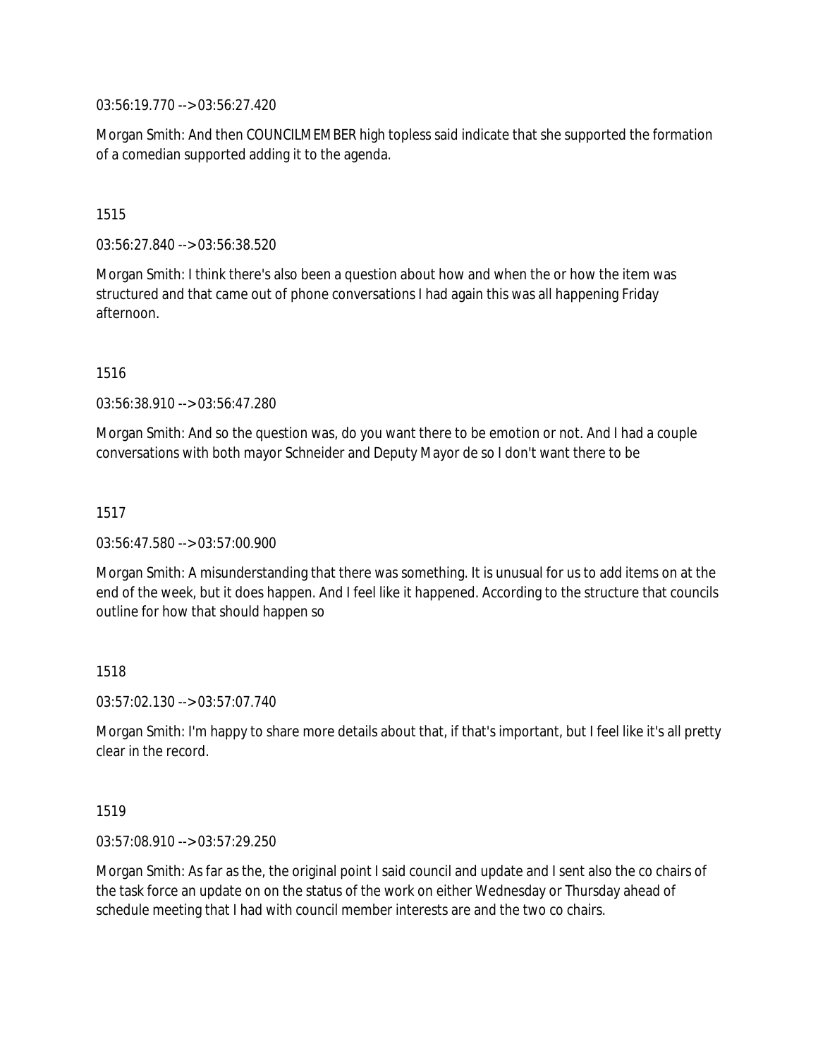03:56:19.770 --> 03:56:27.420

Morgan Smith: And then COUNCILMEMBER high topless said indicate that she supported the formation of a comedian supported adding it to the agenda.

1515

03:56:27.840 --> 03:56:38.520

Morgan Smith: I think there's also been a question about how and when the or how the item was structured and that came out of phone conversations I had again this was all happening Friday afternoon.

1516

03:56:38.910 --> 03:56:47.280

Morgan Smith: And so the question was, do you want there to be emotion or not. And I had a couple conversations with both mayor Schneider and Deputy Mayor de so I don't want there to be

1517

03:56:47.580 --> 03:57:00.900

Morgan Smith: A misunderstanding that there was something. It is unusual for us to add items on at the end of the week, but it does happen. And I feel like it happened. According to the structure that councils outline for how that should happen so

1518

03:57:02.130 --> 03:57:07.740

Morgan Smith: I'm happy to share more details about that, if that's important, but I feel like it's all pretty clear in the record.

1519

03:57:08.910 --> 03:57:29.250

Morgan Smith: As far as the, the original point I said council and update and I sent also the co chairs of the task force an update on on the status of the work on either Wednesday or Thursday ahead of schedule meeting that I had with council member interests are and the two co chairs.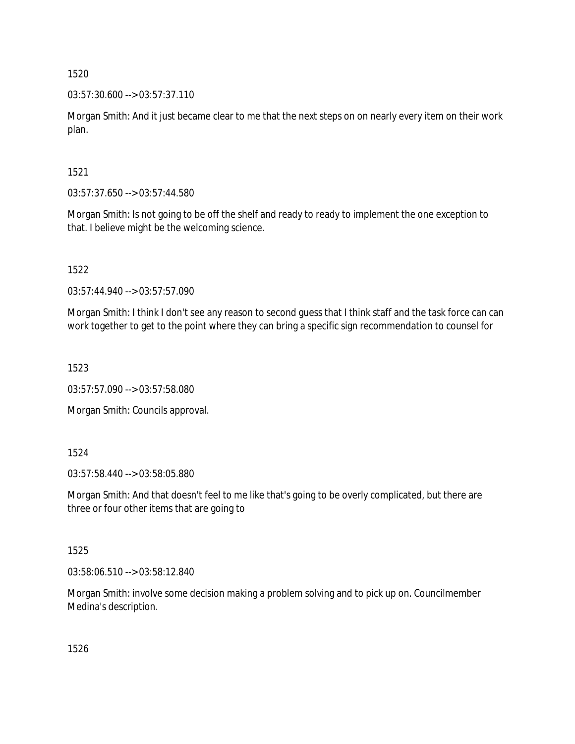1520

03:57:30.600 --> 03:57:37.110

Morgan Smith: And it just became clear to me that the next steps on on nearly every item on their work plan.

1521

03:57:37.650 --> 03:57:44.580

Morgan Smith: Is not going to be off the shelf and ready to ready to implement the one exception to that. I believe might be the welcoming science.

1522

03:57:44.940 --> 03:57:57.090

Morgan Smith: I think I don't see any reason to second guess that I think staff and the task force can can work together to get to the point where they can bring a specific sign recommendation to counsel for

1523

03:57:57.090 --> 03:57:58.080

Morgan Smith: Councils approval.

1524

03:57:58.440 --> 03:58:05.880

Morgan Smith: And that doesn't feel to me like that's going to be overly complicated, but there are three or four other items that are going to

1525

03:58:06.510 --> 03:58:12.840

Morgan Smith: involve some decision making a problem solving and to pick up on. Councilmember Medina's description.

1526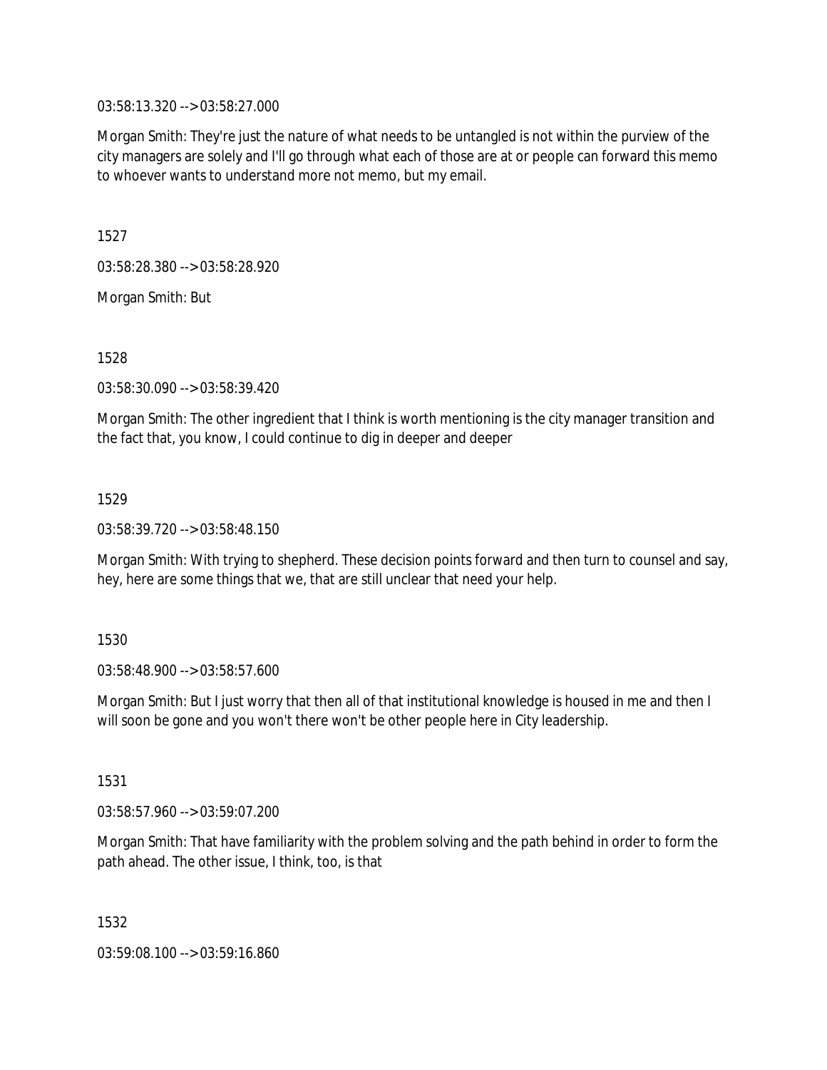03:58:13.320 --> 03:58:27.000

Morgan Smith: They're just the nature of what needs to be untangled is not within the purview of the city managers are solely and I'll go through what each of those are at or people can forward this memo to whoever wants to understand more not memo, but my email.

1527

03:58:28.380 --> 03:58:28.920

Morgan Smith: But

1528

03:58:30.090 --> 03:58:39.420

Morgan Smith: The other ingredient that I think is worth mentioning is the city manager transition and the fact that, you know, I could continue to dig in deeper and deeper

1529

03:58:39.720 --> 03:58:48.150

Morgan Smith: With trying to shepherd. These decision points forward and then turn to counsel and say, hey, here are some things that we, that are still unclear that need your help.

1530

03:58:48.900 --> 03:58:57.600

Morgan Smith: But I just worry that then all of that institutional knowledge is housed in me and then I will soon be gone and you won't there won't be other people here in City leadership.

1531

03:58:57.960 --> 03:59:07.200

Morgan Smith: That have familiarity with the problem solving and the path behind in order to form the path ahead. The other issue, I think, too, is that

1532

03:59:08.100 --> 03:59:16.860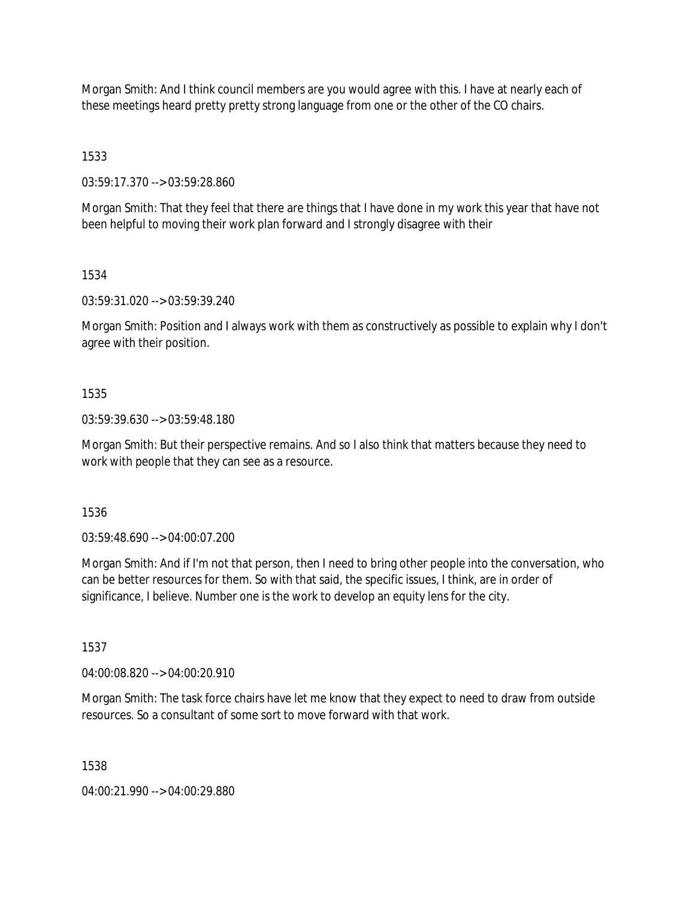Morgan Smith: And I think council members are you would agree with this. I have at nearly each of these meetings heard pretty pretty strong language from one or the other of the CO chairs.

1533

03:59:17.370 --> 03:59:28.860

Morgan Smith: That they feel that there are things that I have done in my work this year that have not been helpful to moving their work plan forward and I strongly disagree with their

1534

03:59:31.020 --> 03:59:39.240

Morgan Smith: Position and I always work with them as constructively as possible to explain why I don't agree with their position.

1535

03:59:39.630 --> 03:59:48.180

Morgan Smith: But their perspective remains. And so I also think that matters because they need to work with people that they can see as a resource.

1536

03:59:48.690 --> 04:00:07.200

Morgan Smith: And if I'm not that person, then I need to bring other people into the conversation, who can be better resources for them. So with that said, the specific issues, I think, are in order of significance, I believe. Number one is the work to develop an equity lens for the city.

1537

04:00:08.820 --> 04:00:20.910

Morgan Smith: The task force chairs have let me know that they expect to need to draw from outside resources. So a consultant of some sort to move forward with that work.

1538

04:00:21.990 --> 04:00:29.880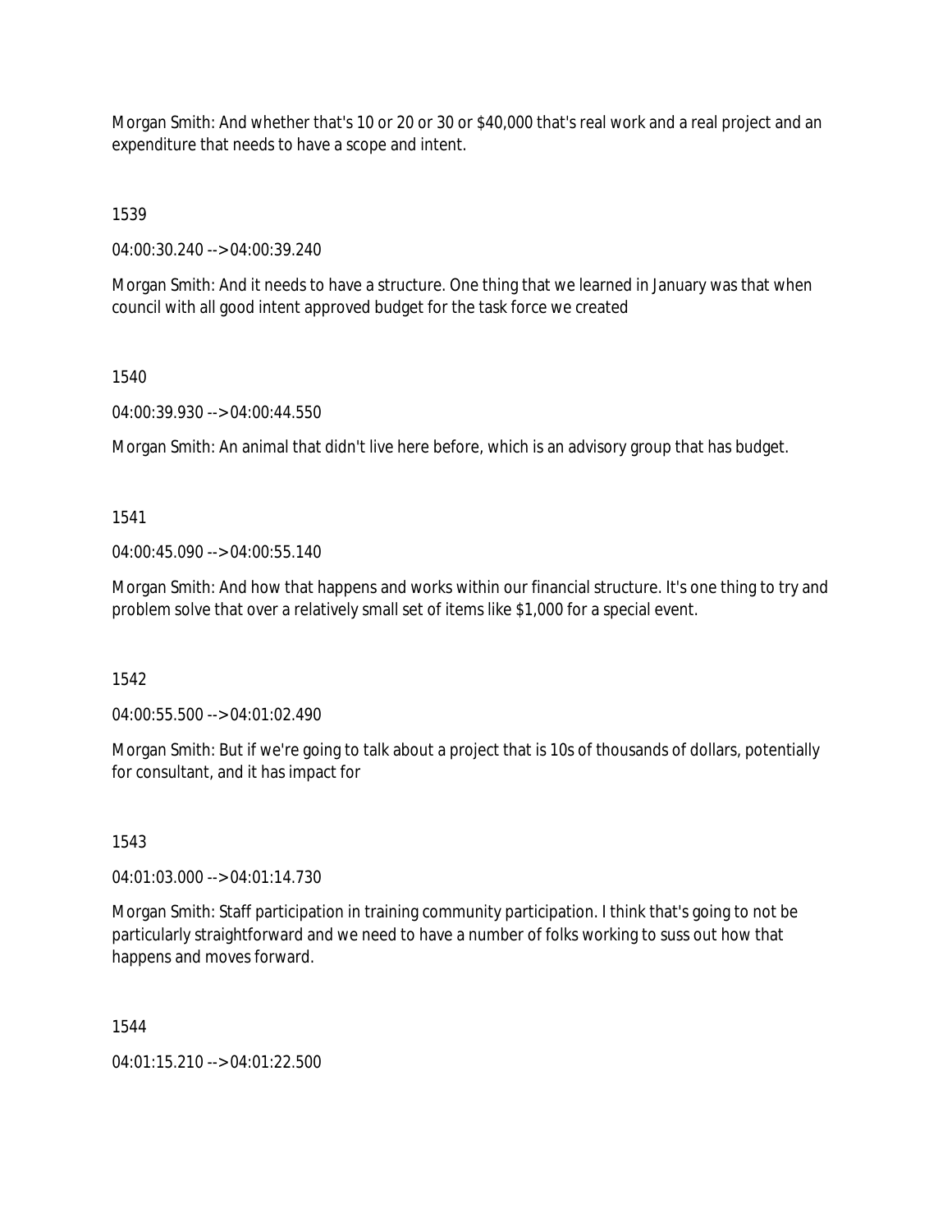Morgan Smith: And whether that's 10 or 20 or 30 or $40,000 that's real work and a real project and an expenditure that needs to have a scope and intent.

1539

04:00:30.240 --> 04:00:39.240

Morgan Smith: And it needs to have a structure. One thing that we learned in January was that when council with all good intent approved budget for the task force we created

1540

04:00:39.930 --> 04:00:44.550

Morgan Smith: An animal that didn't live here before, which is an advisory group that has budget.

1541

04:00:45.090 --> 04:00:55.140

Morgan Smith: And how that happens and works within our financial structure. It's one thing to try and problem solve that over a relatively small set of items like $1,000 for a special event.

1542

04:00:55.500 --> 04:01:02.490

Morgan Smith: But if we're going to talk about a project that is 10s of thousands of dollars, potentially for consultant, and it has impact for

1543

04:01:03.000 --> 04:01:14.730

Morgan Smith: Staff participation in training community participation. I think that's going to not be particularly straightforward and we need to have a number of folks working to suss out how that happens and moves forward.

1544

04:01:15.210 --> 04:01:22.500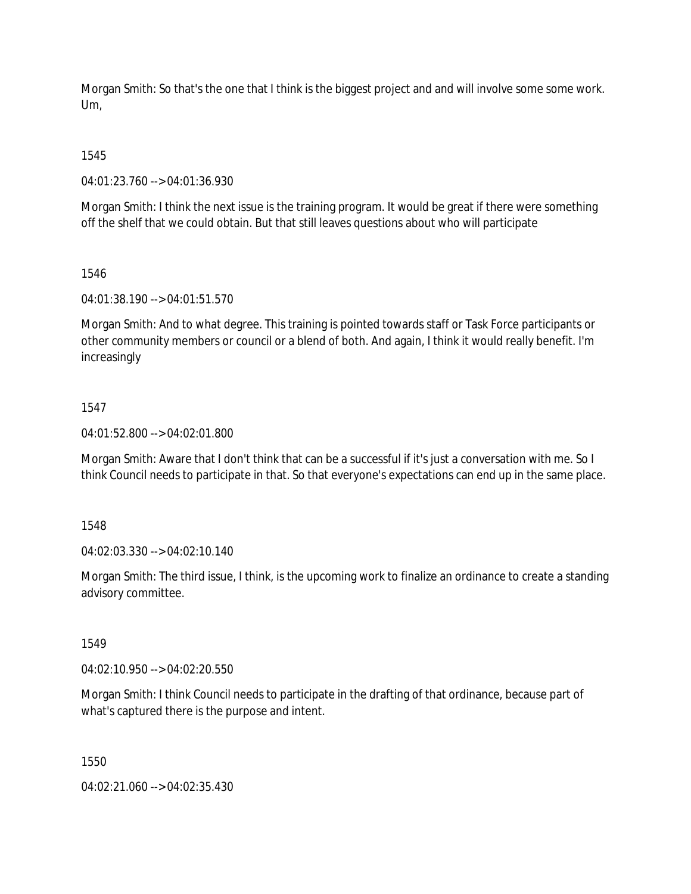Morgan Smith: So that's the one that I think is the biggest project and and will involve some some work. Um,

1545

04:01:23.760 --> 04:01:36.930

Morgan Smith: I think the next issue is the training program. It would be great if there were something off the shelf that we could obtain. But that still leaves questions about who will participate

1546

04:01:38.190 --> 04:01:51.570

Morgan Smith: And to what degree. This training is pointed towards staff or Task Force participants or other community members or council or a blend of both. And again, I think it would really benefit. I'm increasingly

1547

04:01:52.800 --> 04:02:01.800

Morgan Smith: Aware that I don't think that can be a successful if it's just a conversation with me. So I think Council needs to participate in that. So that everyone's expectations can end up in the same place.

1548

04:02:03.330 --> 04:02:10.140

Morgan Smith: The third issue, I think, is the upcoming work to finalize an ordinance to create a standing advisory committee.

1549

04:02:10.950 --> 04:02:20.550

Morgan Smith: I think Council needs to participate in the drafting of that ordinance, because part of what's captured there is the purpose and intent.

1550

04:02:21.060 --> 04:02:35.430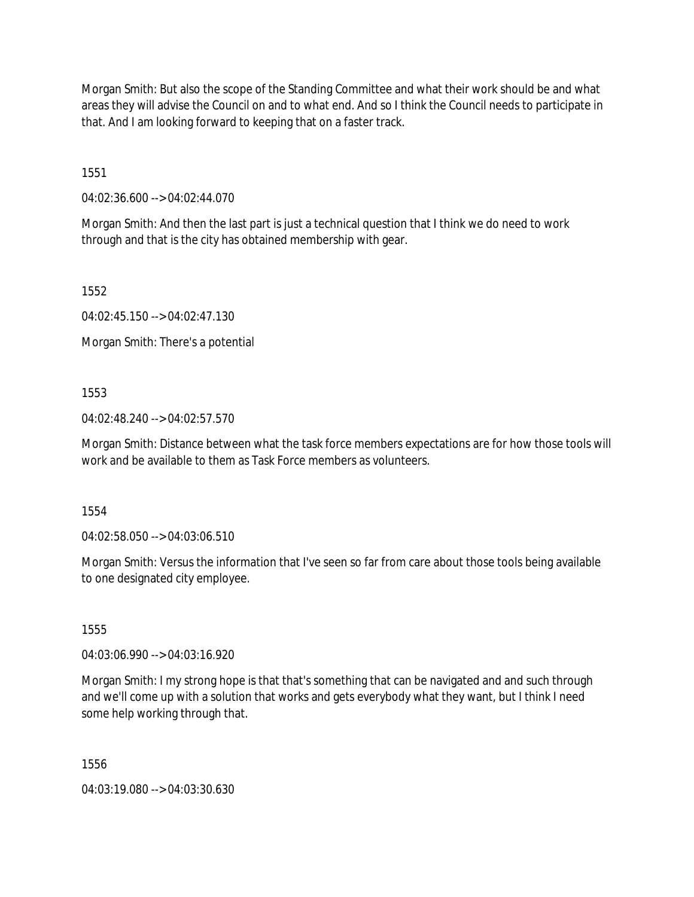Morgan Smith: But also the scope of the Standing Committee and what their work should be and what areas they will advise the Council on and to what end. And so I think the Council needs to participate in that. And I am looking forward to keeping that on a faster track.

1551

04:02:36.600 --> 04:02:44.070

Morgan Smith: And then the last part is just a technical question that I think we do need to work through and that is the city has obtained membership with gear.

1552

04:02:45.150 --> 04:02:47.130

Morgan Smith: There's a potential

1553

04:02:48.240 --> 04:02:57.570

Morgan Smith: Distance between what the task force members expectations are for how those tools will work and be available to them as Task Force members as volunteers.

1554

04:02:58.050 --> 04:03:06.510

Morgan Smith: Versus the information that I've seen so far from care about those tools being available to one designated city employee.

1555

04:03:06.990 --> 04:03:16.920

Morgan Smith: I my strong hope is that that's something that can be navigated and and such through and we'll come up with a solution that works and gets everybody what they want, but I think I need some help working through that.

1556

04:03:19.080 --> 04:03:30.630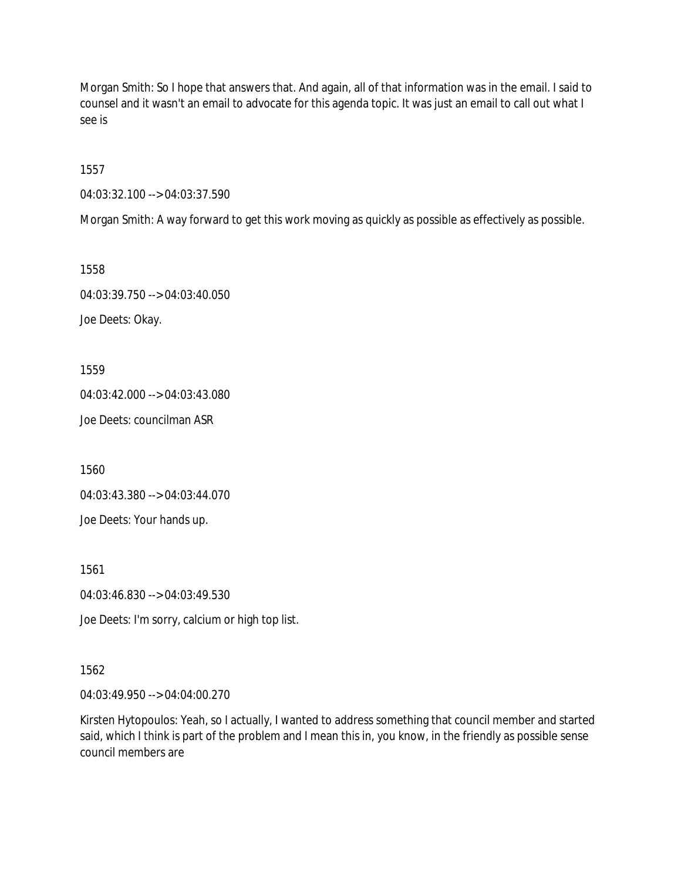Morgan Smith: So I hope that answers that. And again, all of that information was in the email. I said to counsel and it wasn't an email to advocate for this agenda topic. It was just an email to call out what I see is

1557

04:03:32.100 --> 04:03:37.590

Morgan Smith: A way forward to get this work moving as quickly as possible as effectively as possible.

1558

04:03:39.750 --> 04:03:40.050

Joe Deets: Okay.

1559

04:03:42.000 --> 04:03:43.080

Joe Deets: councilman ASR

1560

04:03:43.380 --> 04:03:44.070

Joe Deets: Your hands up.

1561

04:03:46.830 --> 04:03:49.530

Joe Deets: I'm sorry, calcium or high top list.

1562

04:03:49.950 --> 04:04:00.270

Kirsten Hytopoulos: Yeah, so I actually, I wanted to address something that council member and started said, which I think is part of the problem and I mean this in, you know, in the friendly as possible sense council members are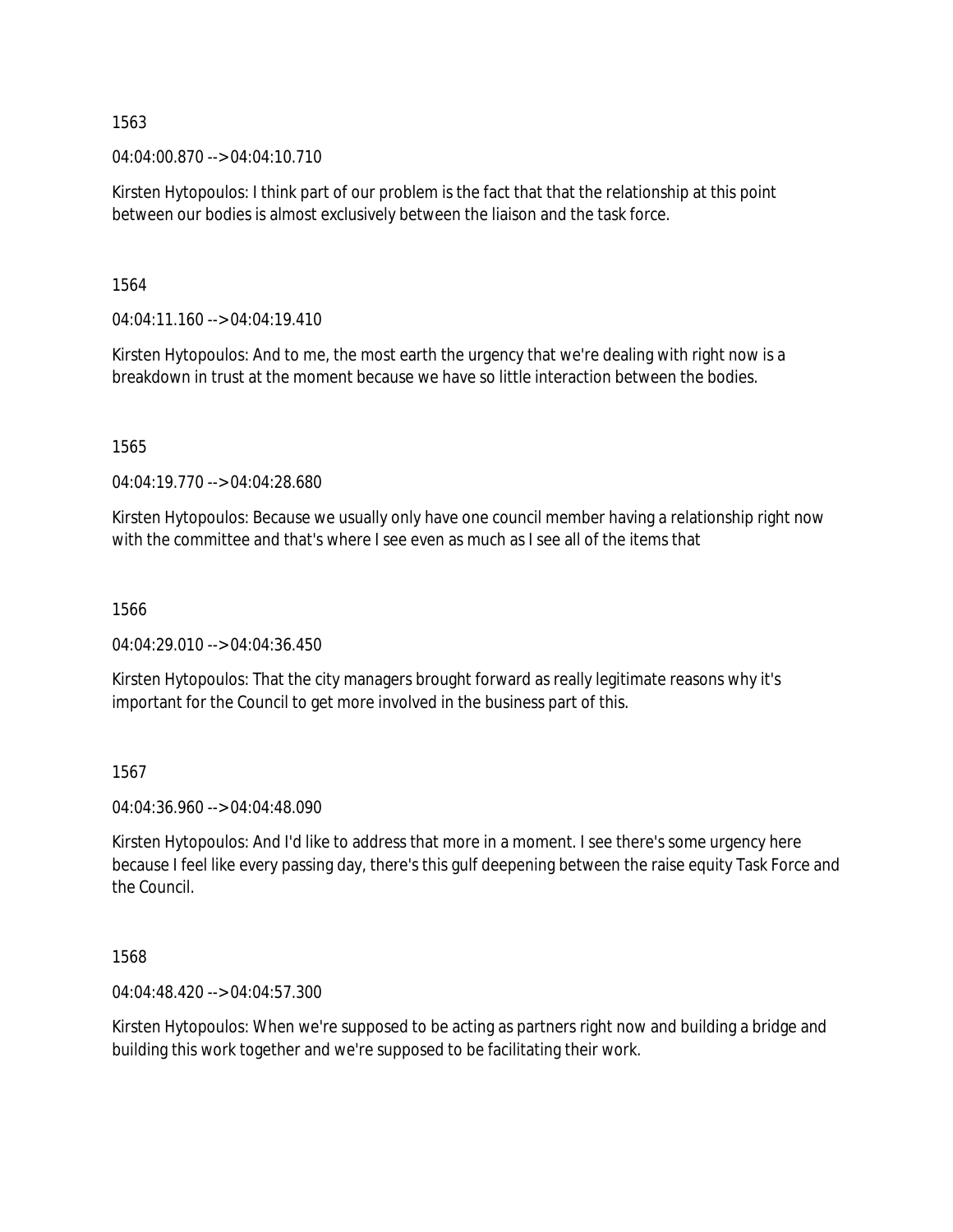1563

04:04:00.870 --> 04:04:10.710

Kirsten Hytopoulos: I think part of our problem is the fact that that the relationship at this point between our bodies is almost exclusively between the liaison and the task force.

1564

04:04:11.160 --> 04:04:19.410

Kirsten Hytopoulos: And to me, the most earth the urgency that we're dealing with right now is a breakdown in trust at the moment because we have so little interaction between the bodies.

1565

04:04:19.770 --> 04:04:28.680

Kirsten Hytopoulos: Because we usually only have one council member having a relationship right now with the committee and that's where I see even as much as I see all of the items that

1566

04:04:29.010 --> 04:04:36.450

Kirsten Hytopoulos: That the city managers brought forward as really legitimate reasons why it's important for the Council to get more involved in the business part of this.

1567

04:04:36.960 --> 04:04:48.090

Kirsten Hytopoulos: And I'd like to address that more in a moment. I see there's some urgency here because I feel like every passing day, there's this gulf deepening between the raise equity Task Force and the Council.

1568

04:04:48.420 --> 04:04:57.300

Kirsten Hytopoulos: When we're supposed to be acting as partners right now and building a bridge and building this work together and we're supposed to be facilitating their work.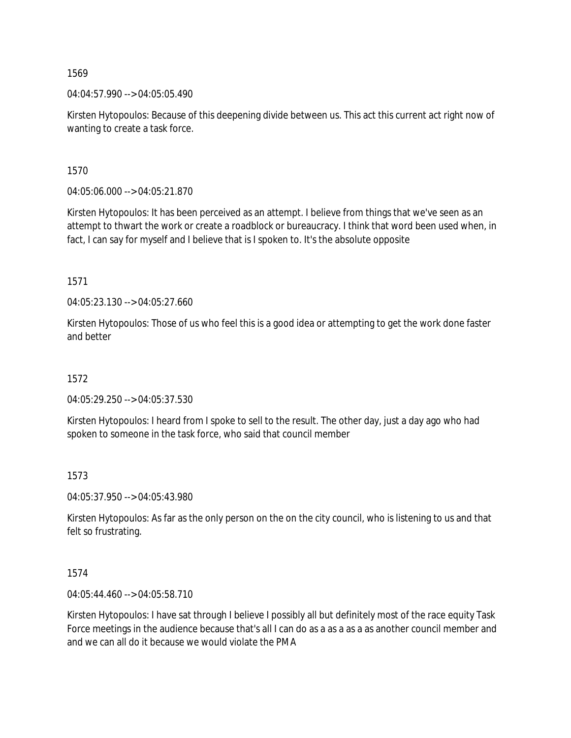1569

04:04:57.990 --> 04:05:05.490

Kirsten Hytopoulos: Because of this deepening divide between us. This act this current act right now of wanting to create a task force.

1570

04:05:06.000 --> 04:05:21.870

Kirsten Hytopoulos: It has been perceived as an attempt. I believe from things that we've seen as an attempt to thwart the work or create a roadblock or bureaucracy. I think that word been used when, in fact, I can say for myself and I believe that is I spoken to. It's the absolute opposite

1571

04:05:23.130 --> 04:05:27.660

Kirsten Hytopoulos: Those of us who feel this is a good idea or attempting to get the work done faster and better

1572

04:05:29.250 --> 04:05:37.530

Kirsten Hytopoulos: I heard from I spoke to sell to the result. The other day, just a day ago who had spoken to someone in the task force, who said that council member

1573

04:05:37.950 --> 04:05:43.980

Kirsten Hytopoulos: As far as the only person on the on the city council, who is listening to us and that felt so frustrating.

1574

04:05:44.460 --> 04:05:58.710

Kirsten Hytopoulos: I have sat through I believe I possibly all but definitely most of the race equity Task Force meetings in the audience because that's all I can do as a as a as a as another council member and and we can all do it because we would violate the PMA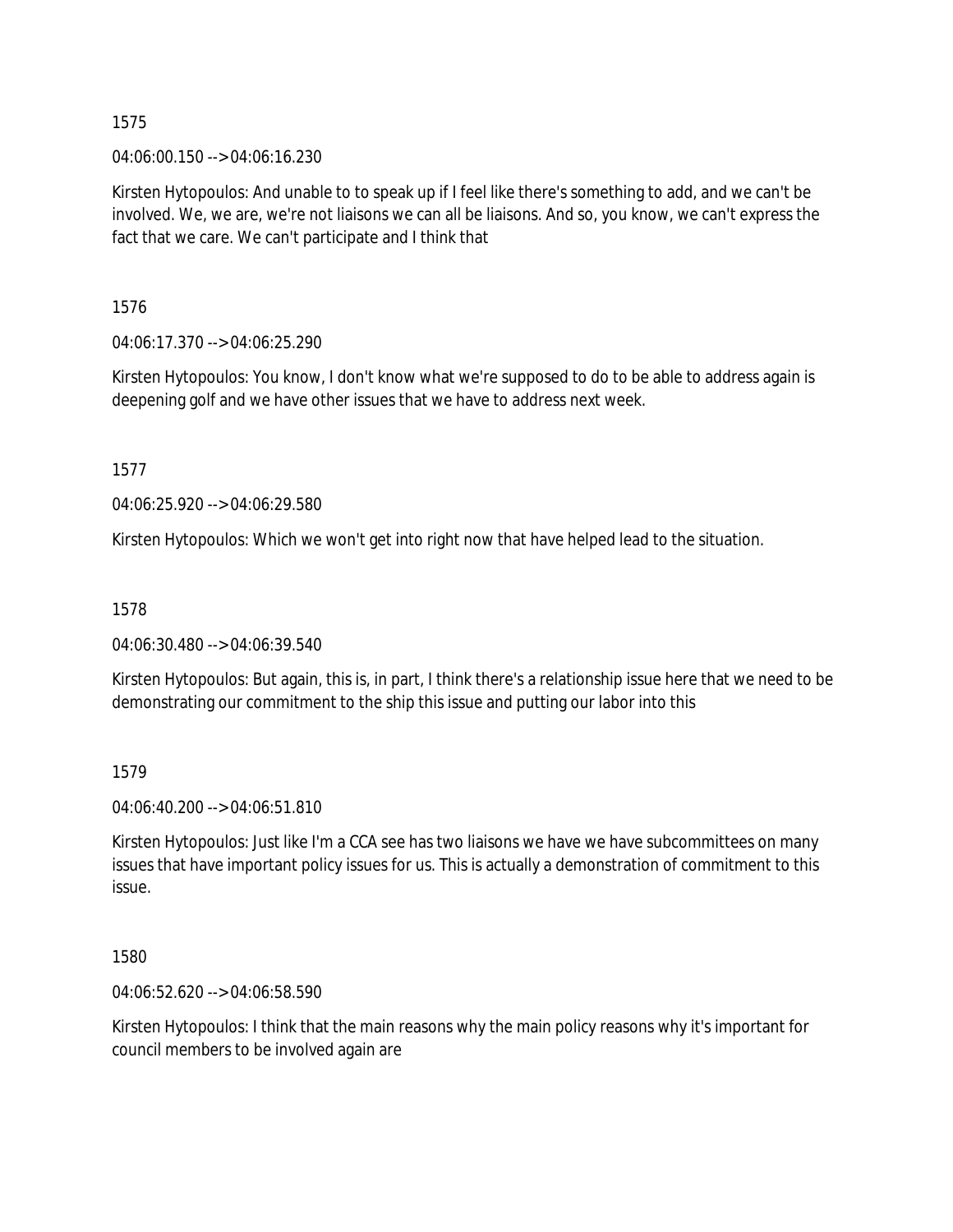1575

04:06:00.150 --> 04:06:16.230

Kirsten Hytopoulos: And unable to to speak up if I feel like there's something to add, and we can't be involved. We, we are, we're not liaisons we can all be liaisons. And so, you know, we can't express the fact that we care. We can't participate and I think that

1576

04:06:17.370 --> 04:06:25.290

Kirsten Hytopoulos: You know, I don't know what we're supposed to do to be able to address again is deepening golf and we have other issues that we have to address next week.

1577

04:06:25.920 --> 04:06:29.580

Kirsten Hytopoulos: Which we won't get into right now that have helped lead to the situation.

1578

04:06:30.480 --> 04:06:39.540

Kirsten Hytopoulos: But again, this is, in part, I think there's a relationship issue here that we need to be demonstrating our commitment to the ship this issue and putting our labor into this

1579

04:06:40.200 --> 04:06:51.810

Kirsten Hytopoulos: Just like I'm a CCA see has two liaisons we have we have subcommittees on many issues that have important policy issues for us. This is actually a demonstration of commitment to this issue.

1580

04:06:52.620 --> 04:06:58.590

Kirsten Hytopoulos: I think that the main reasons why the main policy reasons why it's important for council members to be involved again are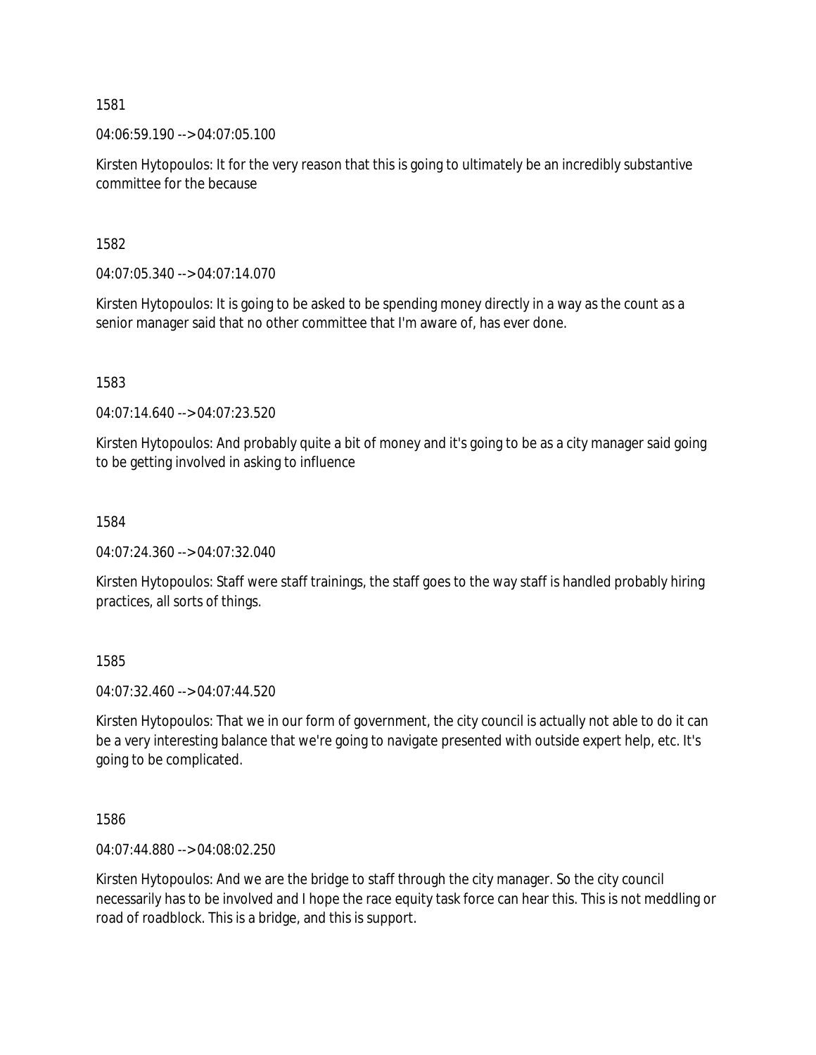1581

04:06:59.190 --> 04:07:05.100

Kirsten Hytopoulos: It for the very reason that this is going to ultimately be an incredibly substantive committee for the because

1582

04:07:05.340 --> 04:07:14.070

Kirsten Hytopoulos: It is going to be asked to be spending money directly in a way as the count as a senior manager said that no other committee that I'm aware of, has ever done.

1583

04:07:14.640 --> 04:07:23.520

Kirsten Hytopoulos: And probably quite a bit of money and it's going to be as a city manager said going to be getting involved in asking to influence

1584

04:07:24.360 --> 04:07:32.040

Kirsten Hytopoulos: Staff were staff trainings, the staff goes to the way staff is handled probably hiring practices, all sorts of things.

1585

04:07:32.460 --> 04:07:44.520

Kirsten Hytopoulos: That we in our form of government, the city council is actually not able to do it can be a very interesting balance that we're going to navigate presented with outside expert help, etc. It's going to be complicated.

1586

04:07:44.880 --> 04:08:02.250

Kirsten Hytopoulos: And we are the bridge to staff through the city manager. So the city council necessarily has to be involved and I hope the race equity task force can hear this. This is not meddling or road of roadblock. This is a bridge, and this is support.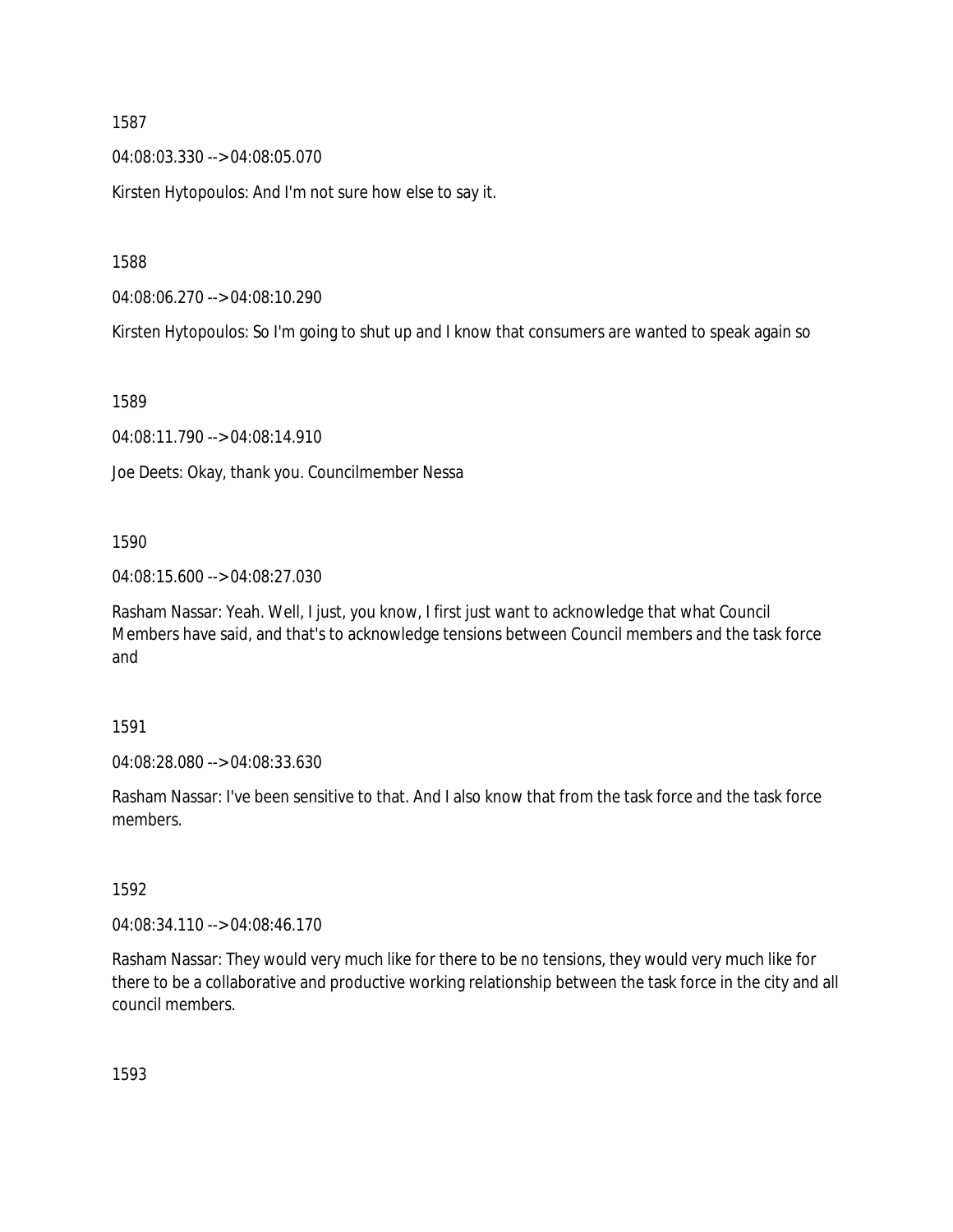1587

04:08:03.330 --> 04:08:05.070

Kirsten Hytopoulos: And I'm not sure how else to say it.

1588

04:08:06.270 --> 04:08:10.290

Kirsten Hytopoulos: So I'm going to shut up and I know that consumers are wanted to speak again so

1589

04:08:11.790 --> 04:08:14.910

Joe Deets: Okay, thank you. Councilmember Nessa

1590

04:08:15.600 --> 04:08:27.030

Rasham Nassar: Yeah. Well, I just, you know, I first just want to acknowledge that what Council Members have said, and that's to acknowledge tensions between Council members and the task force and

1591

04:08:28.080 --> 04:08:33.630

Rasham Nassar: I've been sensitive to that. And I also know that from the task force and the task force members.

1592

04:08:34.110 --> 04:08:46.170

Rasham Nassar: They would very much like for there to be no tensions, they would very much like for there to be a collaborative and productive working relationship between the task force in the city and all council members.

1593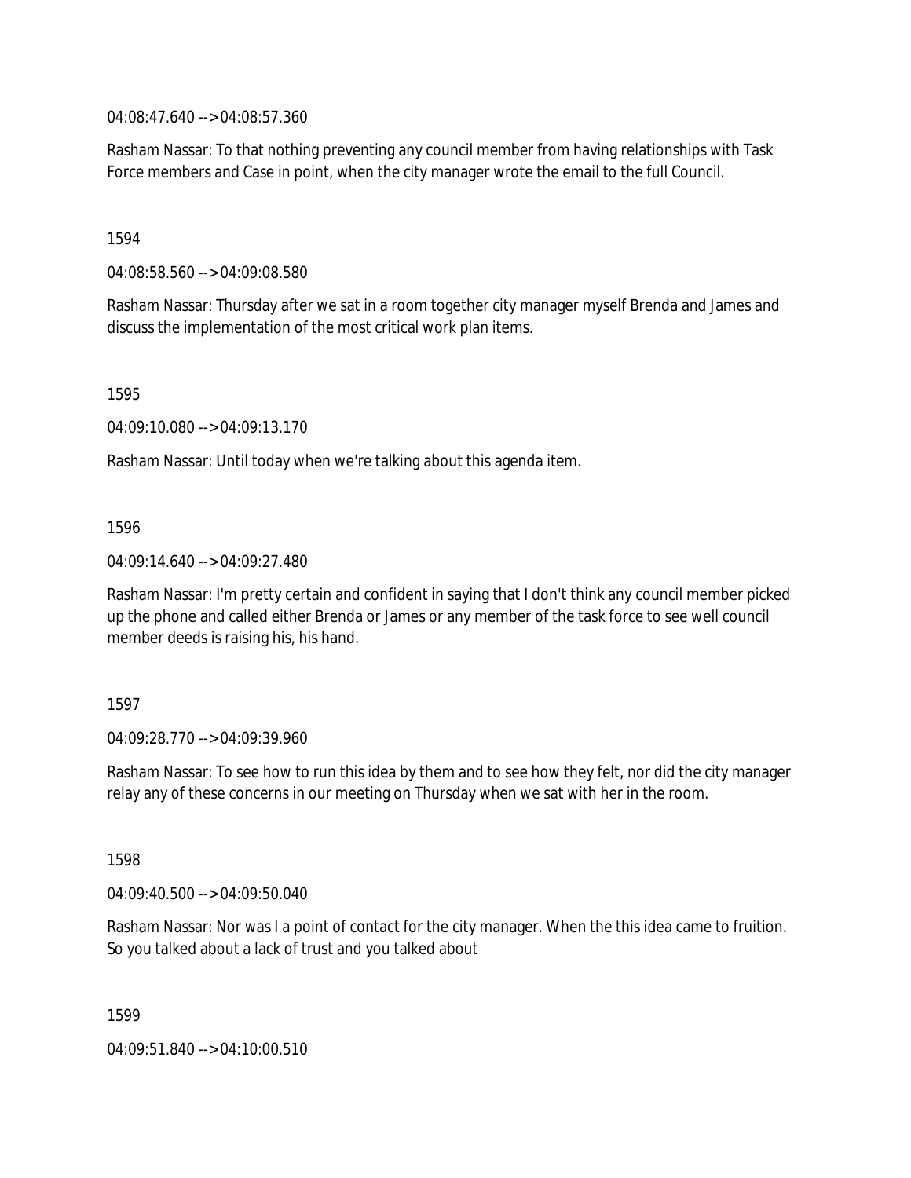04:08:47.640 --> 04:08:57.360

Rasham Nassar: To that nothing preventing any council member from having relationships with Task Force members and Case in point, when the city manager wrote the email to the full Council.

1594

04:08:58.560 --> 04:09:08.580

Rasham Nassar: Thursday after we sat in a room together city manager myself Brenda and James and discuss the implementation of the most critical work plan items.

1595

04:09:10.080 --> 04:09:13.170

Rasham Nassar: Until today when we're talking about this agenda item.

1596

04:09:14.640 --> 04:09:27.480

Rasham Nassar: I'm pretty certain and confident in saying that I don't think any council member picked up the phone and called either Brenda or James or any member of the task force to see well council member deeds is raising his, his hand.

1597

04:09:28.770 --> 04:09:39.960

Rasham Nassar: To see how to run this idea by them and to see how they felt, nor did the city manager relay any of these concerns in our meeting on Thursday when we sat with her in the room.

1598

04:09:40.500 --> 04:09:50.040

Rasham Nassar: Nor was I a point of contact for the city manager. When the this idea came to fruition. So you talked about a lack of trust and you talked about

1599

04:09:51.840 --> 04:10:00.510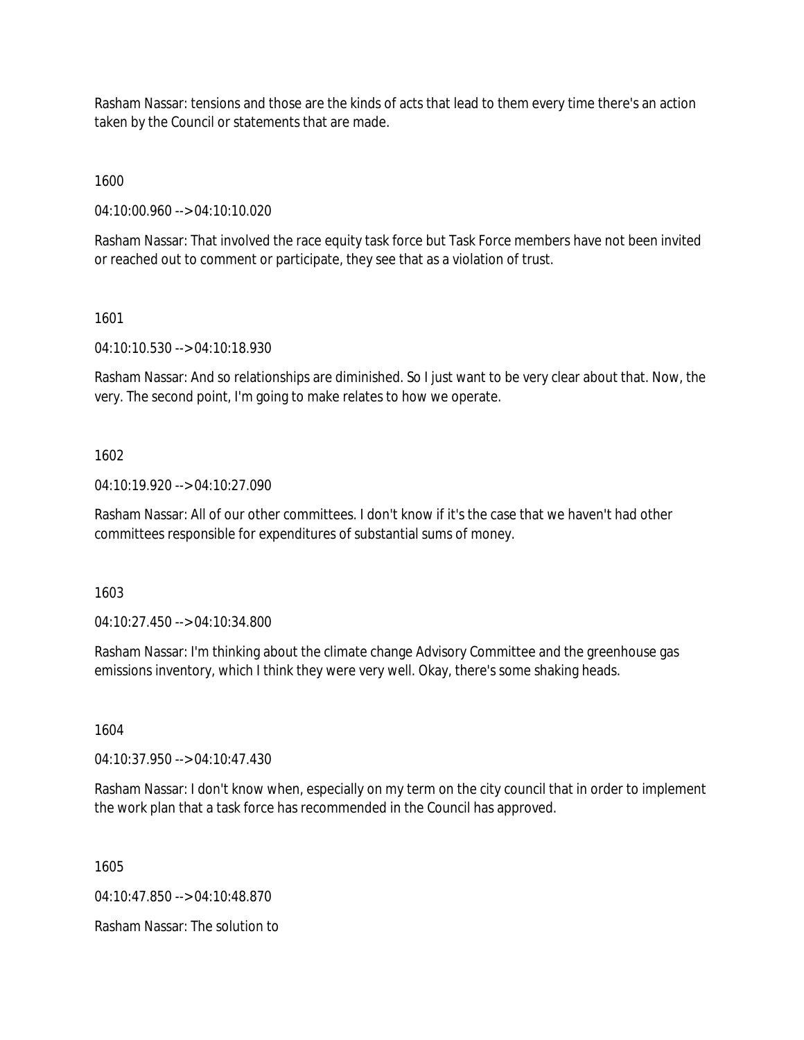Rasham Nassar: tensions and those are the kinds of acts that lead to them every time there's an action taken by the Council or statements that are made.

1600

04:10:00.960 --> 04:10:10.020

Rasham Nassar: That involved the race equity task force but Task Force members have not been invited or reached out to comment or participate, they see that as a violation of trust.

1601

04:10:10.530 --> 04:10:18.930

Rasham Nassar: And so relationships are diminished. So I just want to be very clear about that. Now, the very. The second point, I'm going to make relates to how we operate.

1602

04:10:19.920 --> 04:10:27.090

Rasham Nassar: All of our other committees. I don't know if it's the case that we haven't had other committees responsible for expenditures of substantial sums of money.

1603

04:10:27.450 --> 04:10:34.800

Rasham Nassar: I'm thinking about the climate change Advisory Committee and the greenhouse gas emissions inventory, which I think they were very well. Okay, there's some shaking heads.

1604

04:10:37.950 --> 04:10:47.430

Rasham Nassar: I don't know when, especially on my term on the city council that in order to implement the work plan that a task force has recommended in the Council has approved.

1605

04:10:47.850 --> 04:10:48.870

Rasham Nassar: The solution to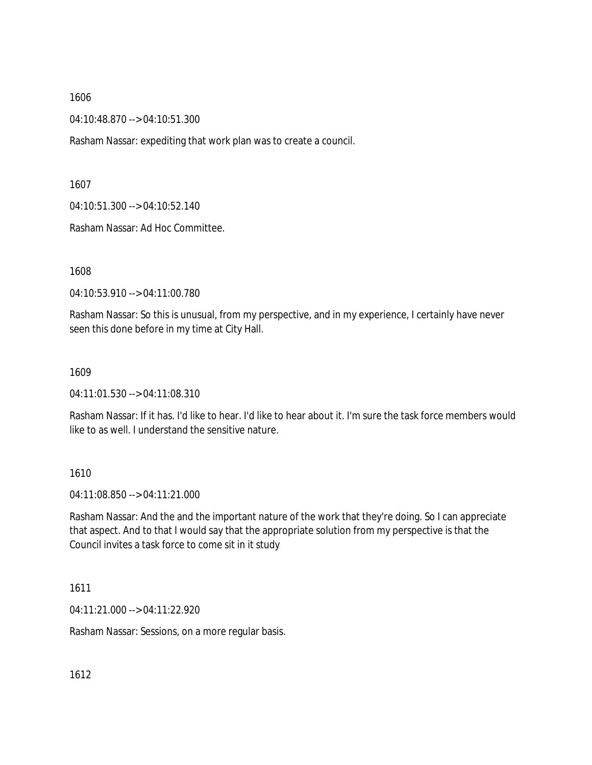1606

04:10:48.870 --> 04:10:51.300

Rasham Nassar: expediting that work plan was to create a council.

1607

04:10:51.300 --> 04:10:52.140

Rasham Nassar: Ad Hoc Committee.

1608

04:10:53.910 --> 04:11:00.780

Rasham Nassar: So this is unusual, from my perspective, and in my experience, I certainly have never seen this done before in my time at City Hall.

1609

04:11:01.530 --> 04:11:08.310

Rasham Nassar: If it has. I'd like to hear. I'd like to hear about it. I'm sure the task force members would like to as well. I understand the sensitive nature.

1610

04:11:08.850 --> 04:11:21.000

Rasham Nassar: And the and the important nature of the work that they're doing. So I can appreciate that aspect. And to that I would say that the appropriate solution from my perspective is that the Council invites a task force to come sit in it study

1611

04:11:21.000 --> 04:11:22.920

Rasham Nassar: Sessions, on a more regular basis.

1612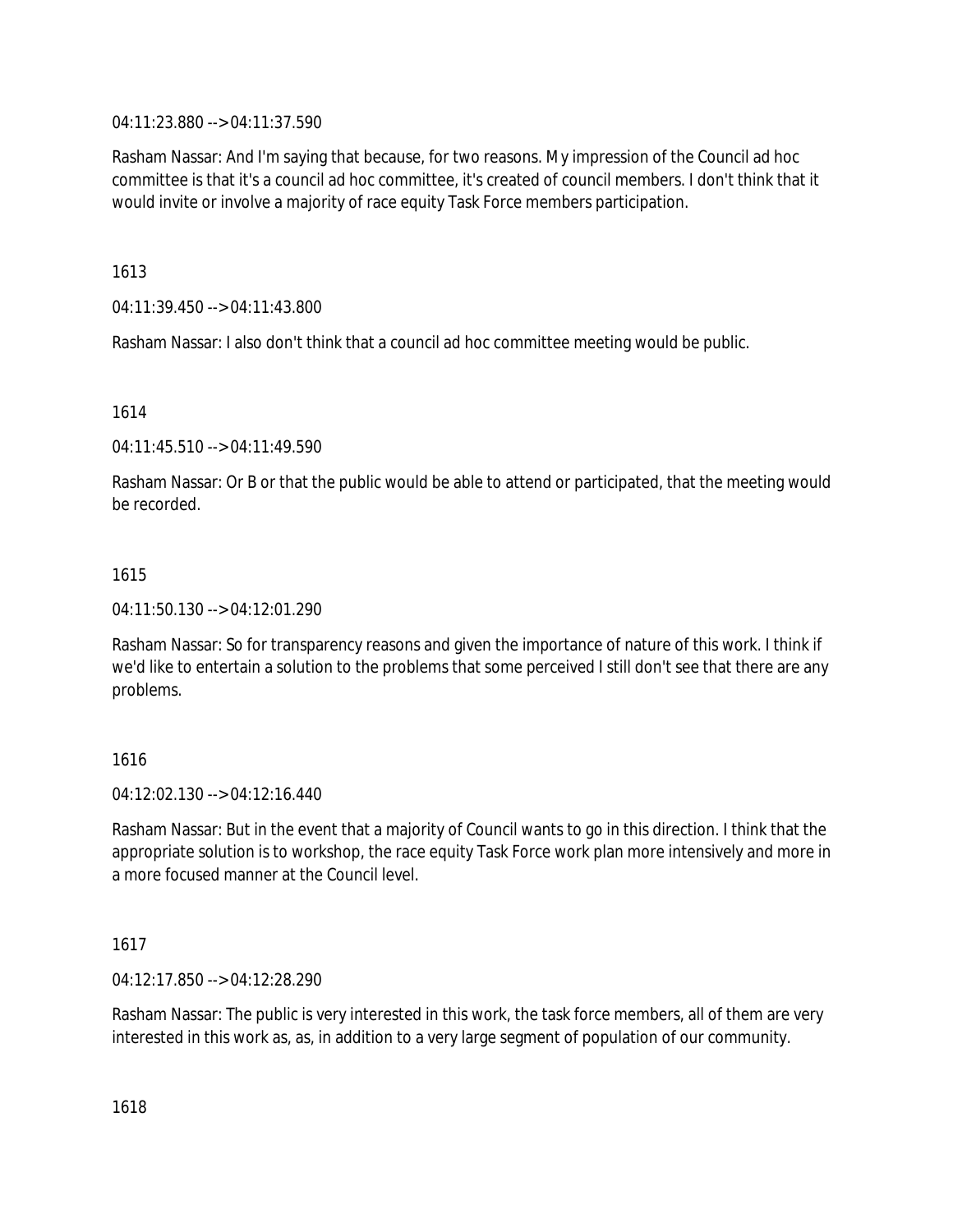04:11:23.880 --> 04:11:37.590

Rasham Nassar: And I'm saying that because, for two reasons. My impression of the Council ad hoc committee is that it's a council ad hoc committee, it's created of council members. I don't think that it would invite or involve a majority of race equity Task Force members participation.

1613

04:11:39.450 --> 04:11:43.800

Rasham Nassar: I also don't think that a council ad hoc committee meeting would be public.

1614

04:11:45.510 --> 04:11:49.590

Rasham Nassar: Or B or that the public would be able to attend or participated, that the meeting would be recorded.

1615

04:11:50.130 --> 04:12:01.290

Rasham Nassar: So for transparency reasons and given the importance of nature of this work. I think if we'd like to entertain a solution to the problems that some perceived I still don't see that there are any problems.

1616

04:12:02.130 --> 04:12:16.440

Rasham Nassar: But in the event that a majority of Council wants to go in this direction. I think that the appropriate solution is to workshop, the race equity Task Force work plan more intensively and more in a more focused manner at the Council level.

1617

04:12:17.850 --> 04:12:28.290

Rasham Nassar: The public is very interested in this work, the task force members, all of them are very interested in this work as, as, in addition to a very large segment of population of our community.

1618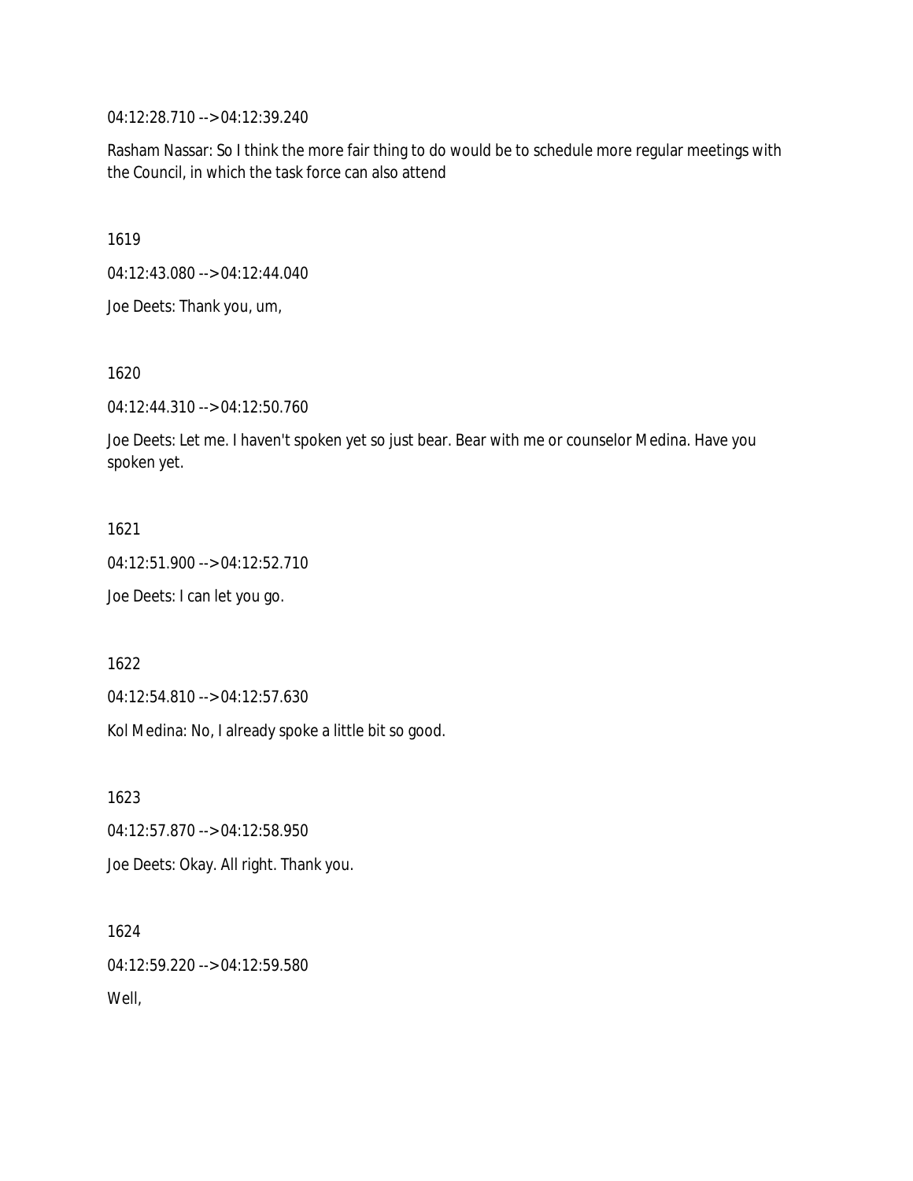04:12:28.710 --> 04:12:39.240

Rasham Nassar: So I think the more fair thing to do would be to schedule more regular meetings with the Council, in which the task force can also attend

1619

04:12:43.080 --> 04:12:44.040

Joe Deets: Thank you, um,

1620

04:12:44.310 --> 04:12:50.760

Joe Deets: Let me. I haven't spoken yet so just bear. Bear with me or counselor Medina. Have you spoken yet.

1621

04:12:51.900 --> 04:12:52.710

Joe Deets: I can let you go.

1622

04:12:54.810 --> 04:12:57.630

Kol Medina: No, I already spoke a little bit so good.

1623

04:12:57.870 --> 04:12:58.950

Joe Deets: Okay. All right. Thank you.

1624

04:12:59.220 --> 04:12:59.580

Well,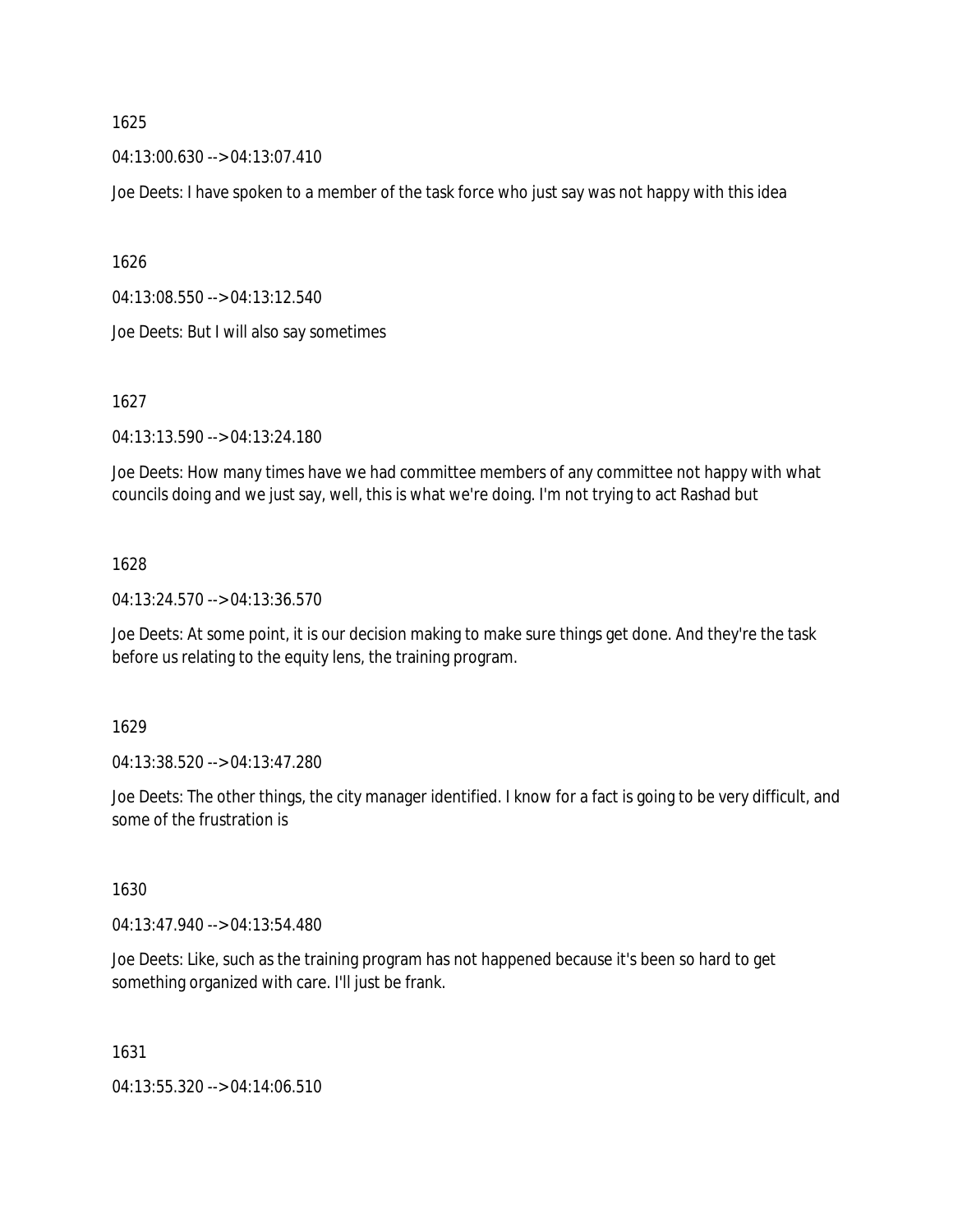1625

04:13:00.630 --> 04:13:07.410

Joe Deets: I have spoken to a member of the task force who just say was not happy with this idea

1626

04:13:08.550 --> 04:13:12.540

Joe Deets: But I will also say sometimes

1627

04:13:13.590 --> 04:13:24.180

Joe Deets: How many times have we had committee members of any committee not happy with what councils doing and we just say, well, this is what we're doing. I'm not trying to act Rashad but

1628

04:13:24.570 --> 04:13:36.570

Joe Deets: At some point, it is our decision making to make sure things get done. And they're the task before us relating to the equity lens, the training program.

1629

04:13:38.520 --> 04:13:47.280

Joe Deets: The other things, the city manager identified. I know for a fact is going to be very difficult, and some of the frustration is

1630

04:13:47.940 --> 04:13:54.480

Joe Deets: Like, such as the training program has not happened because it's been so hard to get something organized with care. I'll just be frank.

1631

04:13:55.320 --> 04:14:06.510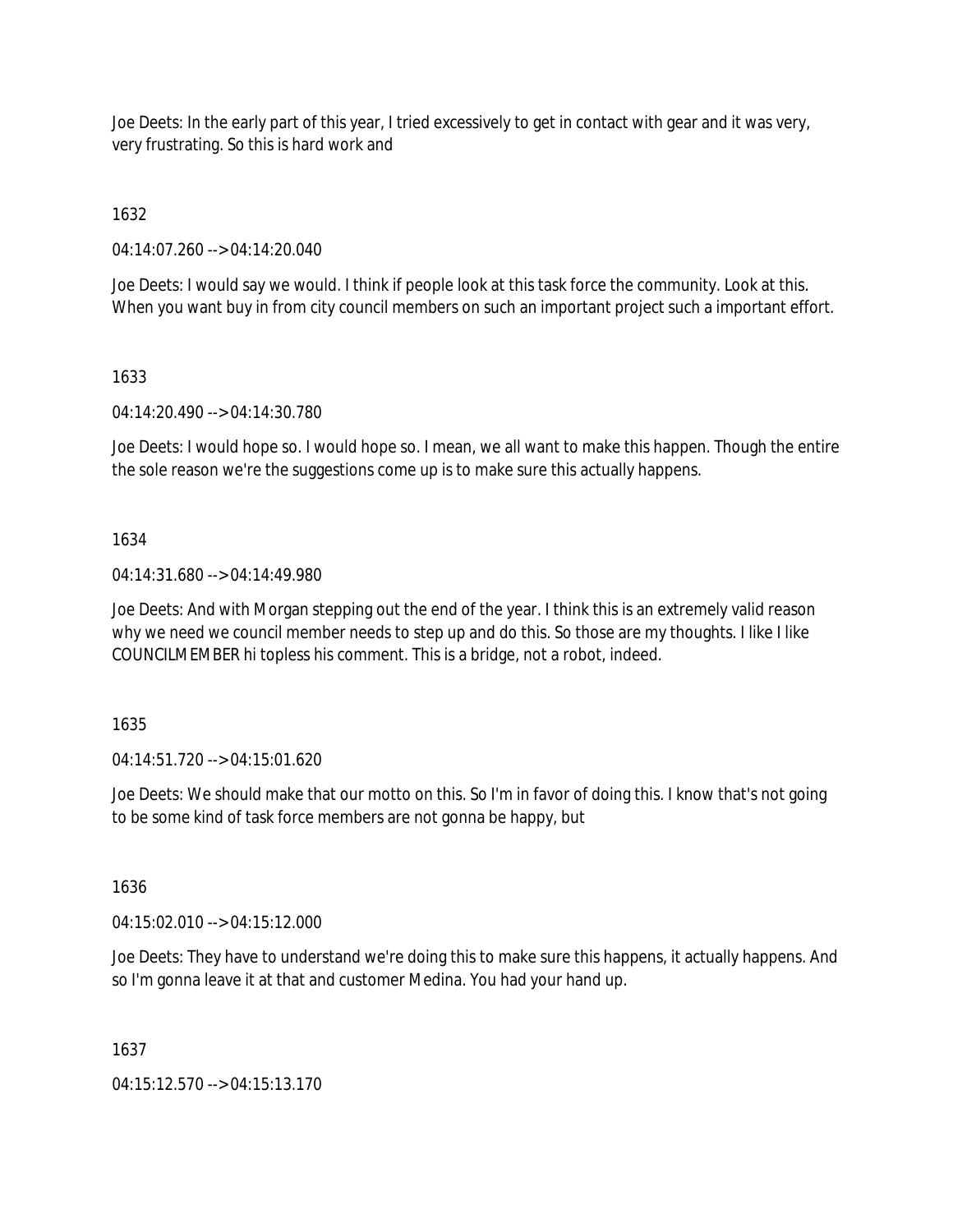Joe Deets: In the early part of this year, I tried excessively to get in contact with gear and it was very, very frustrating. So this is hard work and

1632

04:14:07.260 --> 04:14:20.040

Joe Deets: I would say we would. I think if people look at this task force the community. Look at this. When you want buy in from city council members on such an important project such a important effort.

1633

04:14:20.490 --> 04:14:30.780

Joe Deets: I would hope so. I would hope so. I mean, we all want to make this happen. Though the entire the sole reason we're the suggestions come up is to make sure this actually happens.

1634

04:14:31.680 --> 04:14:49.980

Joe Deets: And with Morgan stepping out the end of the year. I think this is an extremely valid reason why we need we council member needs to step up and do this. So those are my thoughts. I like I like COUNCILMEMBER hi topless his comment. This is a bridge, not a robot, indeed.

1635

04:14:51.720 --> 04:15:01.620

Joe Deets: We should make that our motto on this. So I'm in favor of doing this. I know that's not going to be some kind of task force members are not gonna be happy, but

1636

04:15:02.010 --> 04:15:12.000

Joe Deets: They have to understand we're doing this to make sure this happens, it actually happens. And so I'm gonna leave it at that and customer Medina. You had your hand up.

1637

04:15:12.570 --> 04:15:13.170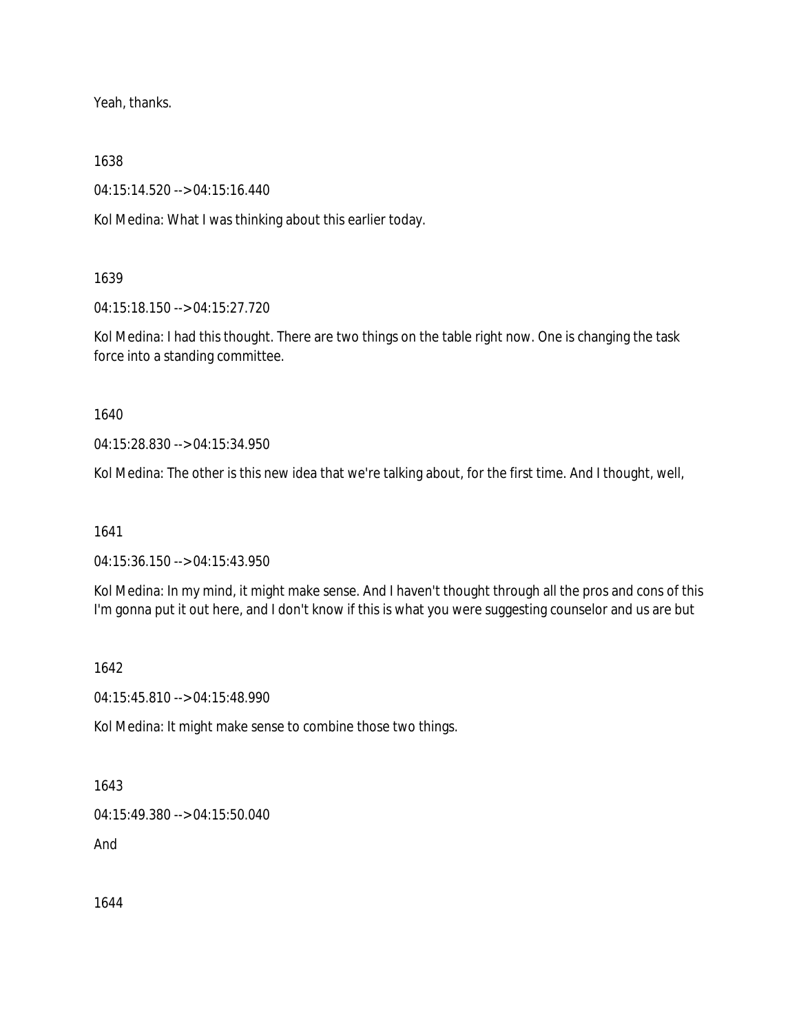Yeah, thanks.

1638

04:15:14.520 --> 04:15:16.440

Kol Medina: What I was thinking about this earlier today.

1639

04:15:18.150 --> 04:15:27.720

Kol Medina: I had this thought. There are two things on the table right now. One is changing the task force into a standing committee.

1640

04:15:28.830 --> 04:15:34.950

Kol Medina: The other is this new idea that we're talking about, for the first time. And I thought, well,

1641

04:15:36.150 --> 04:15:43.950

Kol Medina: In my mind, it might make sense. And I haven't thought through all the pros and cons of this I'm gonna put it out here, and I don't know if this is what you were suggesting counselor and us are but

1642

04:15:45.810 --> 04:15:48.990

Kol Medina: It might make sense to combine those two things.

1643

04:15:49.380 --> 04:15:50.040

And

1644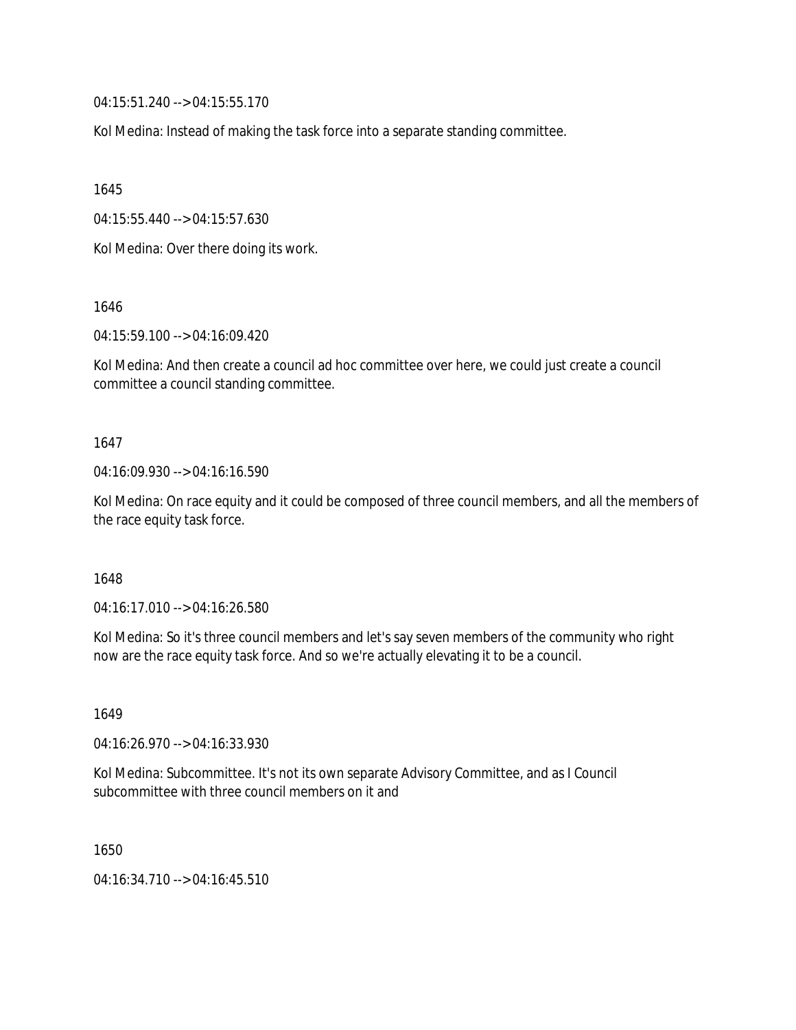04:15:51.240 --> 04:15:55.170

Kol Medina: Instead of making the task force into a separate standing committee.

1645

04:15:55.440 --> 04:15:57.630

Kol Medina: Over there doing its work.

1646

04:15:59.100 --> 04:16:09.420

Kol Medina: And then create a council ad hoc committee over here, we could just create a council committee a council standing committee.

1647

04:16:09.930 --> 04:16:16.590

Kol Medina: On race equity and it could be composed of three council members, and all the members of the race equity task force.

1648

04:16:17.010 --> 04:16:26.580

Kol Medina: So it's three council members and let's say seven members of the community who right now are the race equity task force. And so we're actually elevating it to be a council.

1649

04:16:26.970 --> 04:16:33.930

Kol Medina: Subcommittee. It's not its own separate Advisory Committee, and as I Council subcommittee with three council members on it and

1650

04:16:34.710 --> 04:16:45.510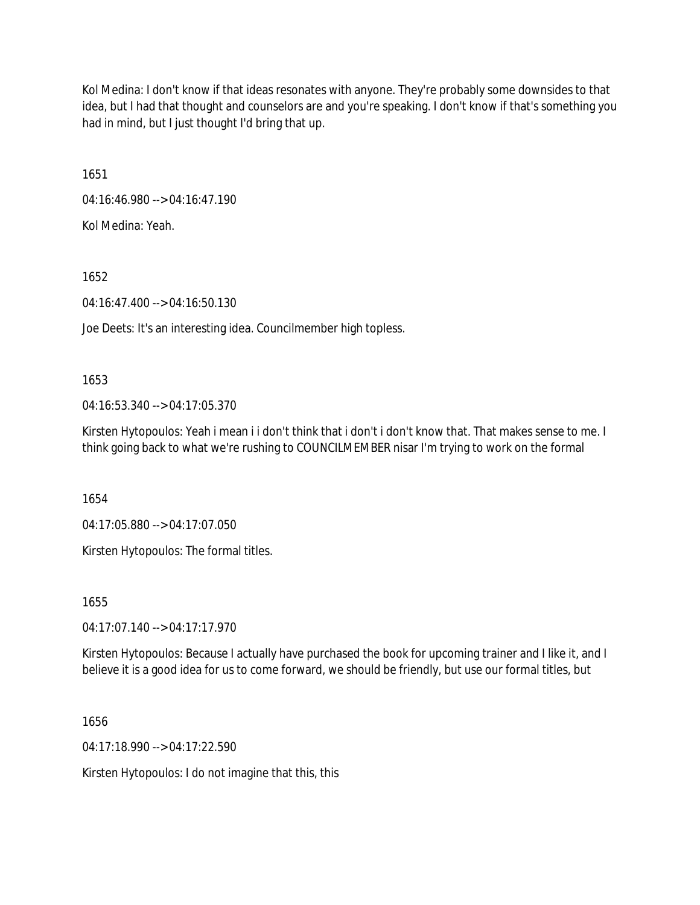Kol Medina: I don't know if that ideas resonates with anyone. They're probably some downsides to that idea, but I had that thought and counselors are and you're speaking. I don't know if that's something you had in mind, but I just thought I'd bring that up.

1651

04:16:46.980 --> 04:16:47.190

Kol Medina: Yeah.

1652

04:16:47.400 --> 04:16:50.130

Joe Deets: It's an interesting idea. Councilmember high topless.

1653

04:16:53.340 --> 04:17:05.370

Kirsten Hytopoulos: Yeah i mean i i don't think that i don't i don't know that. That makes sense to me. I think going back to what we're rushing to COUNCILMEMBER nisar I'm trying to work on the formal

1654

04:17:05.880 --> 04:17:07.050

Kirsten Hytopoulos: The formal titles.

1655

04:17:07.140 --> 04:17:17.970

Kirsten Hytopoulos: Because I actually have purchased the book for upcoming trainer and I like it, and I believe it is a good idea for us to come forward, we should be friendly, but use our formal titles, but

1656

04:17:18.990 --> 04:17:22.590

Kirsten Hytopoulos: I do not imagine that this, this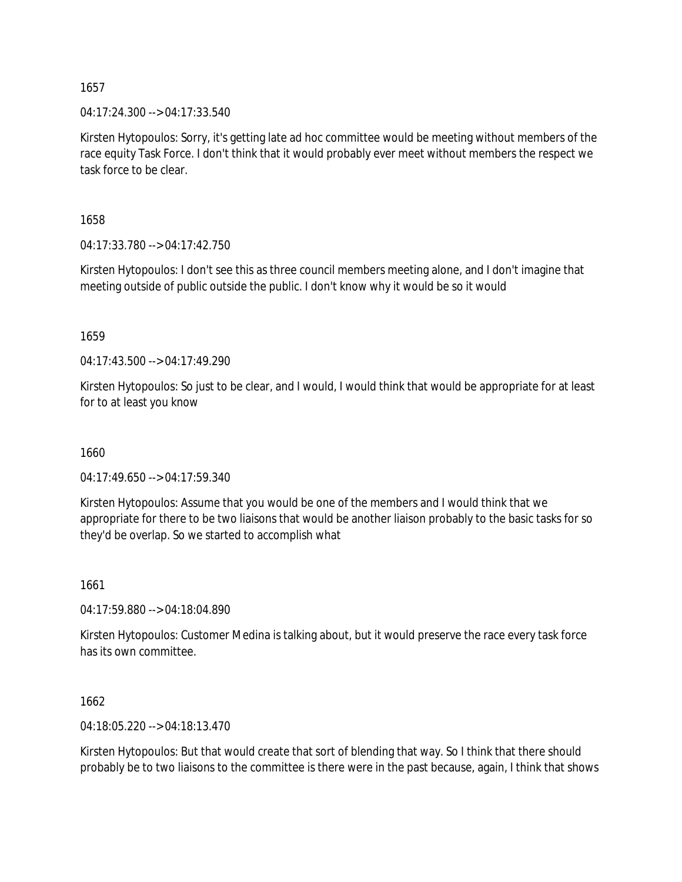1657

04:17:24.300 --> 04:17:33.540

Kirsten Hytopoulos: Sorry, it's getting late ad hoc committee would be meeting without members of the race equity Task Force. I don't think that it would probably ever meet without members the respect we task force to be clear.

1658

04:17:33.780 --> 04:17:42.750

Kirsten Hytopoulos: I don't see this as three council members meeting alone, and I don't imagine that meeting outside of public outside the public. I don't know why it would be so it would

1659

04:17:43.500 --> 04:17:49.290

Kirsten Hytopoulos: So just to be clear, and I would, I would think that would be appropriate for at least for to at least you know

1660

04:17:49.650 --> 04:17:59.340

Kirsten Hytopoulos: Assume that you would be one of the members and I would think that we appropriate for there to be two liaisons that would be another liaison probably to the basic tasks for so they'd be overlap. So we started to accomplish what

1661

04:17:59.880 --> 04:18:04.890

Kirsten Hytopoulos: Customer Medina is talking about, but it would preserve the race every task force has its own committee.

1662

04:18:05.220 --> 04:18:13.470

Kirsten Hytopoulos: But that would create that sort of blending that way. So I think that there should probably be to two liaisons to the committee is there were in the past because, again, I think that shows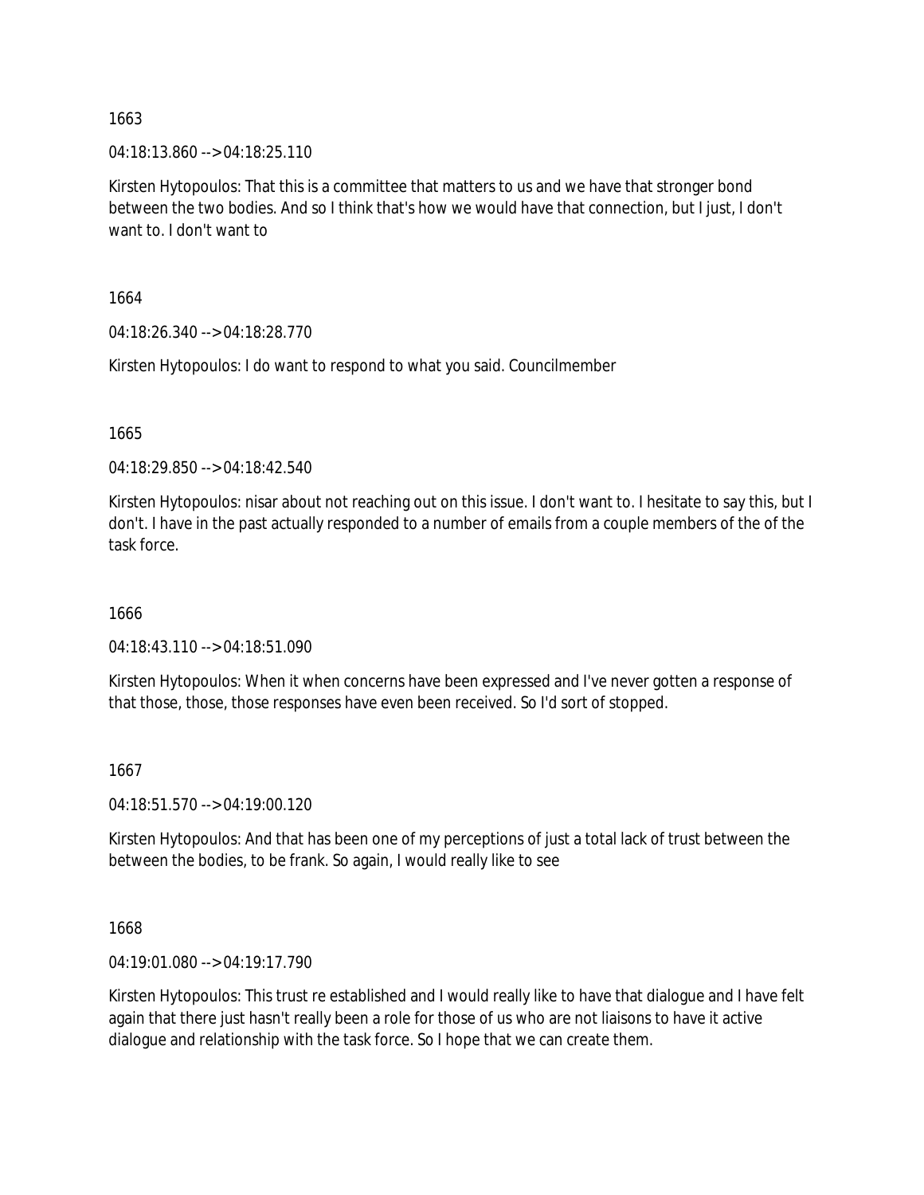1663

04:18:13.860 --> 04:18:25.110

Kirsten Hytopoulos: That this is a committee that matters to us and we have that stronger bond between the two bodies. And so I think that's how we would have that connection, but I just, I don't want to. I don't want to

1664

04:18:26.340 --> 04:18:28.770

Kirsten Hytopoulos: I do want to respond to what you said. Councilmember

1665

04:18:29.850 --> 04:18:42.540

Kirsten Hytopoulos: nisar about not reaching out on this issue. I don't want to. I hesitate to say this, but I don't. I have in the past actually responded to a number of emails from a couple members of the of the task force.

1666

04:18:43.110 --> 04:18:51.090

Kirsten Hytopoulos: When it when concerns have been expressed and I've never gotten a response of that those, those, those responses have even been received. So I'd sort of stopped.

1667

04:18:51.570 --> 04:19:00.120

Kirsten Hytopoulos: And that has been one of my perceptions of just a total lack of trust between the between the bodies, to be frank. So again, I would really like to see

1668

04:19:01.080 --> 04:19:17.790

Kirsten Hytopoulos: This trust re established and I would really like to have that dialogue and I have felt again that there just hasn't really been a role for those of us who are not liaisons to have it active dialogue and relationship with the task force. So I hope that we can create them.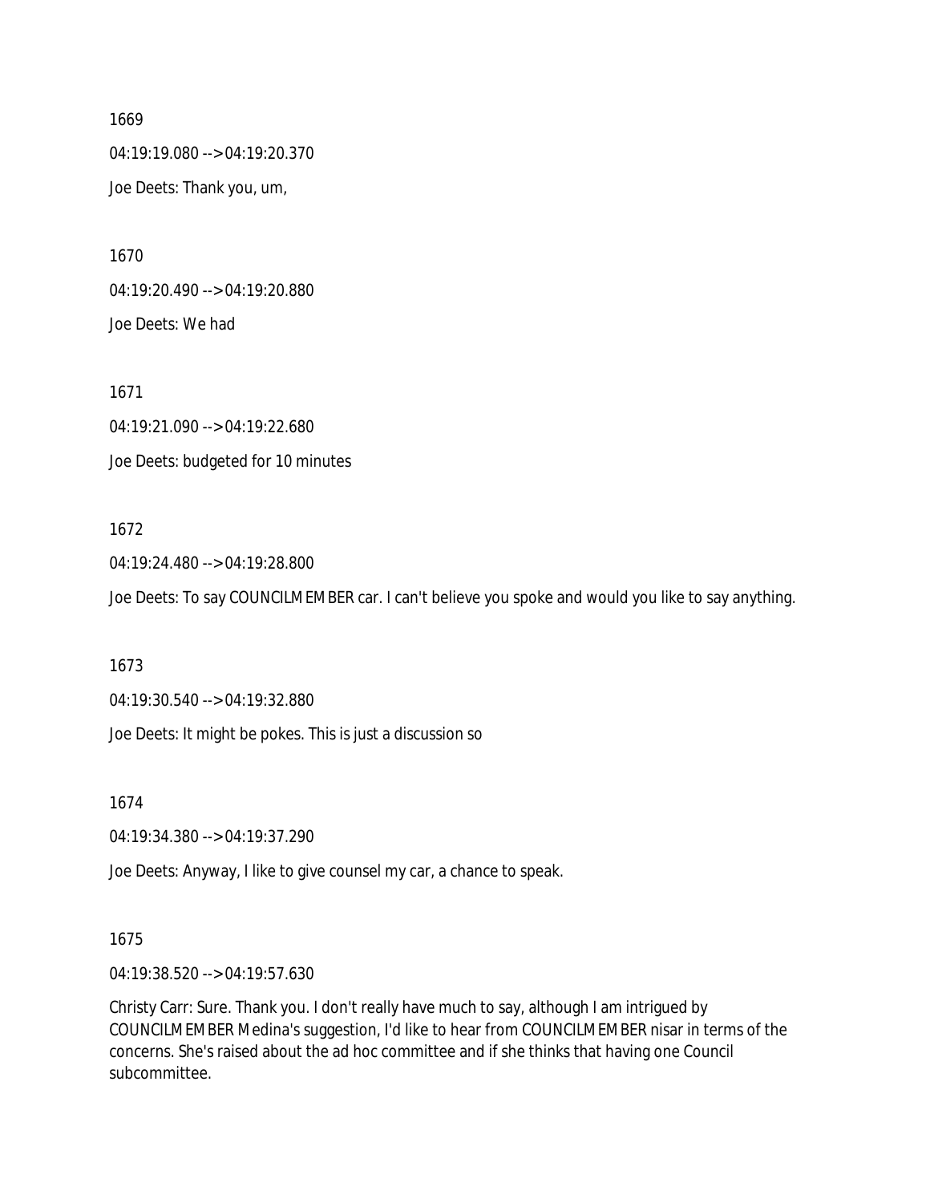1669

04:19:19.080 --> 04:19:20.370

Joe Deets: Thank you, um,

1670

04:19:20.490 --> 04:19:20.880

Joe Deets: We had

1671

04:19:21.090 --> 04:19:22.680

Joe Deets: budgeted for 10 minutes

1672

04:19:24.480 --> 04:19:28.800

Joe Deets: To say COUNCILMEMBER car. I can't believe you spoke and would you like to say anything.

1673

04:19:30.540 --> 04:19:32.880

Joe Deets: It might be pokes. This is just a discussion so

1674

04:19:34.380 --> 04:19:37.290

Joe Deets: Anyway, I like to give counsel my car, a chance to speak.

1675

04:19:38.520 --> 04:19:57.630

Christy Carr: Sure. Thank you. I don't really have much to say, although I am intrigued by COUNCILMEMBER Medina's suggestion, I'd like to hear from COUNCILMEMBER nisar in terms of the concerns. She's raised about the ad hoc committee and if she thinks that having one Council subcommittee.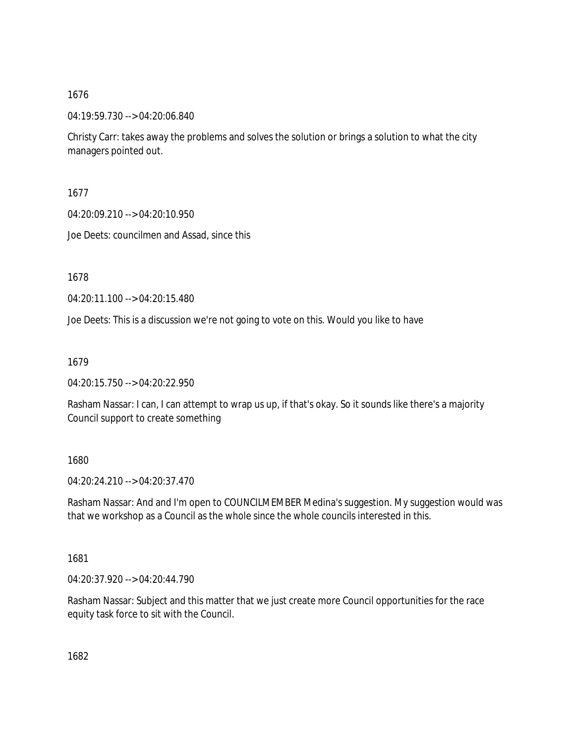1676

04:19:59.730 --> 04:20:06.840

Christy Carr: takes away the problems and solves the solution or brings a solution to what the city managers pointed out.

1677

04:20:09.210 --> 04:20:10.950

Joe Deets: councilmen and Assad, since this

1678

04:20:11.100 --> 04:20:15.480

Joe Deets: This is a discussion we're not going to vote on this. Would you like to have

1679

04:20:15.750 --> 04:20:22.950

Rasham Nassar: I can, I can attempt to wrap us up, if that's okay. So it sounds like there's a majority Council support to create something

1680

04:20:24.210 --> 04:20:37.470

Rasham Nassar: And and I'm open to COUNCILMEMBER Medina's suggestion. My suggestion would was that we workshop as a Council as the whole since the whole councils interested in this.

1681

04:20:37.920 --> 04:20:44.790

Rasham Nassar: Subject and this matter that we just create more Council opportunities for the race equity task force to sit with the Council.

1682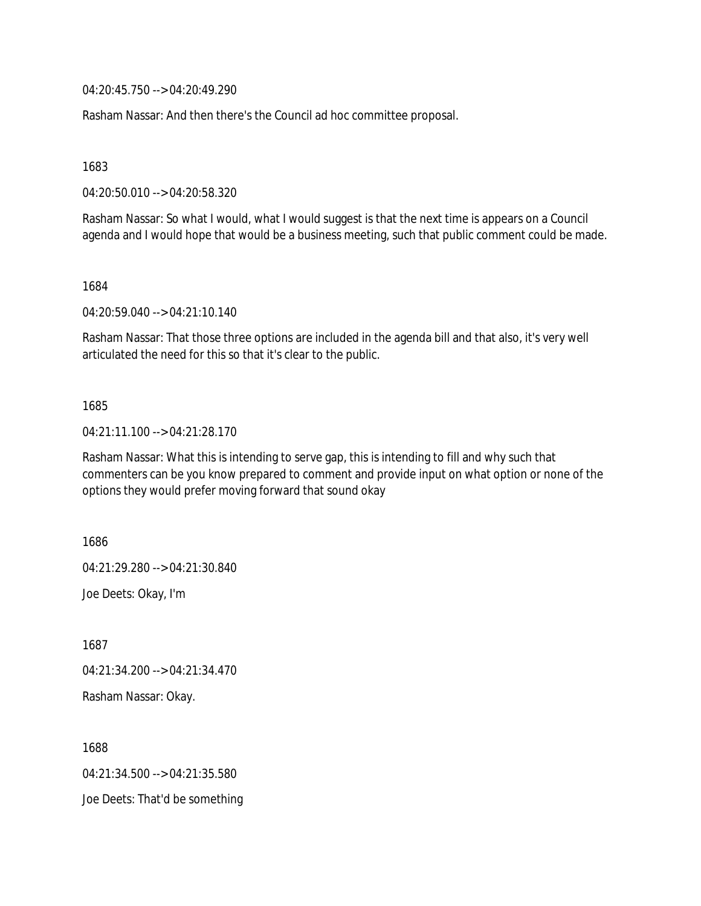04:20:45.750 --> 04:20:49.290

Rasham Nassar: And then there's the Council ad hoc committee proposal.

1683

04:20:50.010 --> 04:20:58.320

Rasham Nassar: So what I would, what I would suggest is that the next time is appears on a Council agenda and I would hope that would be a business meeting, such that public comment could be made.

1684

04:20:59.040 --> 04:21:10.140

Rasham Nassar: That those three options are included in the agenda bill and that also, it's very well articulated the need for this so that it's clear to the public.

1685

04:21:11.100 --> 04:21:28.170

Rasham Nassar: What this is intending to serve gap, this is intending to fill and why such that commenters can be you know prepared to comment and provide input on what option or none of the options they would prefer moving forward that sound okay

1686

04:21:29.280 --> 04:21:30.840

Joe Deets: Okay, I'm

1687

04:21:34.200 --> 04:21:34.470

Rasham Nassar: Okay.

1688

04:21:34.500 --> 04:21:35.580

Joe Deets: That'd be something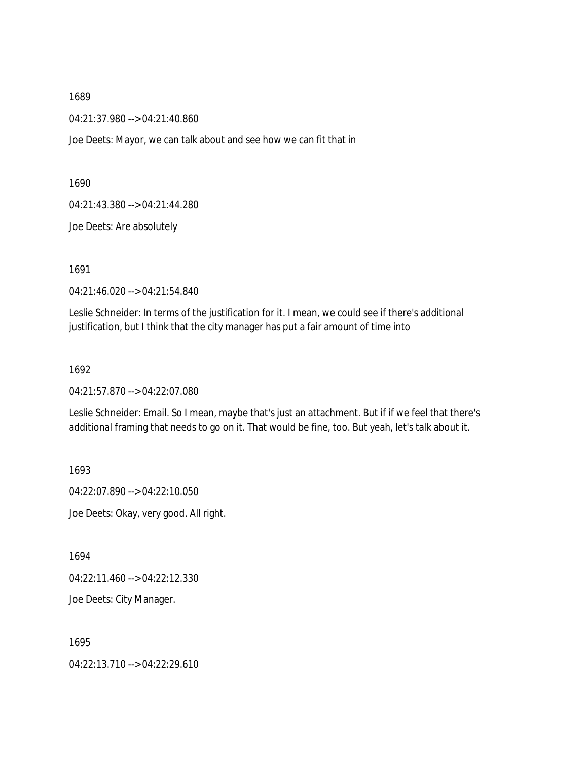1689

04:21:37.980 --> 04:21:40.860

Joe Deets: Mayor, we can talk about and see how we can fit that in

1690

04:21:43.380 --> 04:21:44.280

Joe Deets: Are absolutely

1691

04:21:46.020 --> 04:21:54.840

Leslie Schneider: In terms of the justification for it. I mean, we could see if there's additional justification, but I think that the city manager has put a fair amount of time into

1692

04:21:57.870 --> 04:22:07.080

Leslie Schneider: Email. So I mean, maybe that's just an attachment. But if if we feel that there's additional framing that needs to go on it. That would be fine, too. But yeah, let's talk about it.

1693

04:22:07.890 --> 04:22:10.050

Joe Deets: Okay, very good. All right.

1694

04:22:11.460 --> 04:22:12.330

Joe Deets: City Manager.

1695

04:22:13.710 --> 04:22:29.610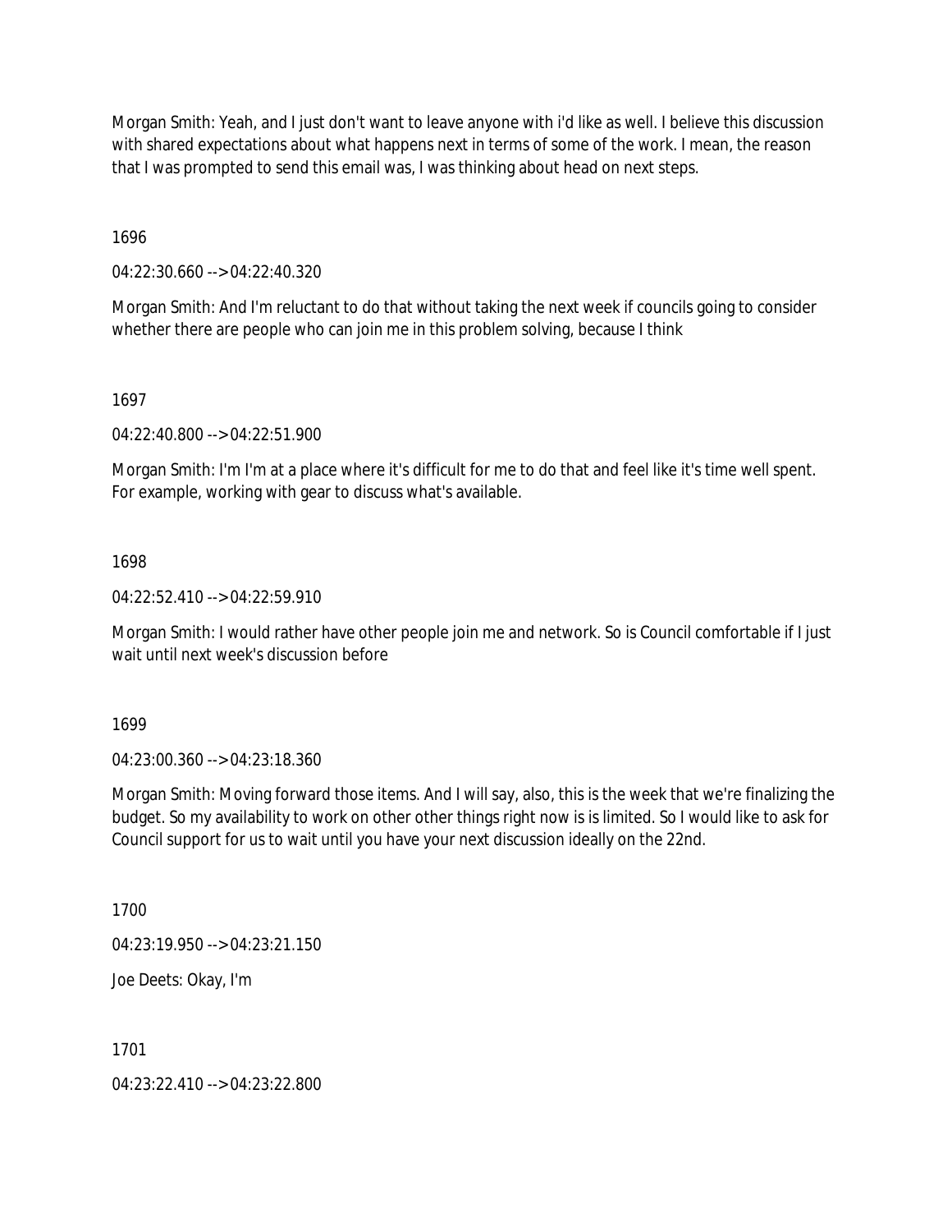Morgan Smith: Yeah, and I just don't want to leave anyone with i'd like as well. I believe this discussion with shared expectations about what happens next in terms of some of the work. I mean, the reason that I was prompted to send this email was, I was thinking about head on next steps.

1696

04:22:30.660 --> 04:22:40.320

Morgan Smith: And I'm reluctant to do that without taking the next week if councils going to consider whether there are people who can join me in this problem solving, because I think

1697

04:22:40.800 --> 04:22:51.900

Morgan Smith: I'm I'm at a place where it's difficult for me to do that and feel like it's time well spent. For example, working with gear to discuss what's available.

1698

04:22:52.410 --> 04:22:59.910

Morgan Smith: I would rather have other people join me and network. So is Council comfortable if I just wait until next week's discussion before

1699

04:23:00.360 --> 04:23:18.360

Morgan Smith: Moving forward those items. And I will say, also, this is the week that we're finalizing the budget. So my availability to work on other other things right now is is limited. So I would like to ask for Council support for us to wait until you have your next discussion ideally on the 22nd.

1700

04:23:19.950 --> 04:23:21.150

Joe Deets: Okay, I'm

1701

04:23:22.410 --> 04:23:22.800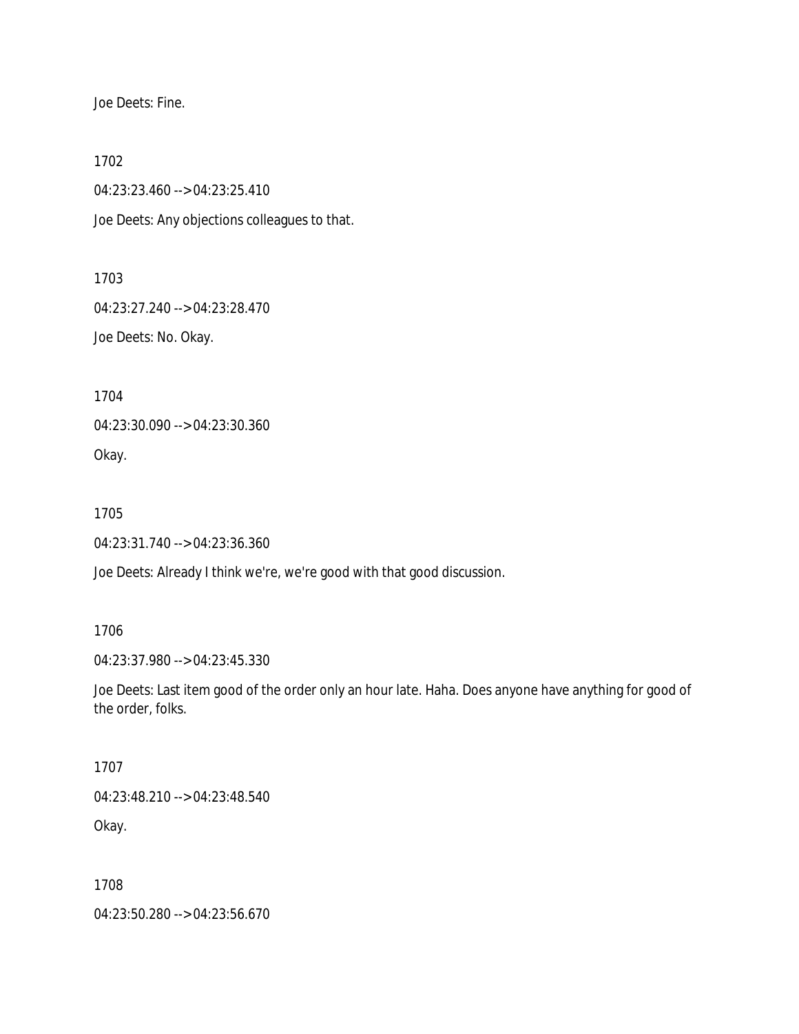Joe Deets: Fine.

1702

04:23:23.460 --> 04:23:25.410

Joe Deets: Any objections colleagues to that.

1703

04:23:27.240 --> 04:23:28.470

Joe Deets: No. Okay.

1704

04:23:30.090 --> 04:23:30.360

Okay.

1705

04:23:31.740 --> 04:23:36.360

Joe Deets: Already I think we're, we're good with that good discussion.

1706

04:23:37.980 --> 04:23:45.330

Joe Deets: Last item good of the order only an hour late. Haha. Does anyone have anything for good of the order, folks.

1707

04:23:48.210 --> 04:23:48.540

Okay.

1708

04:23:50.280 --> 04:23:56.670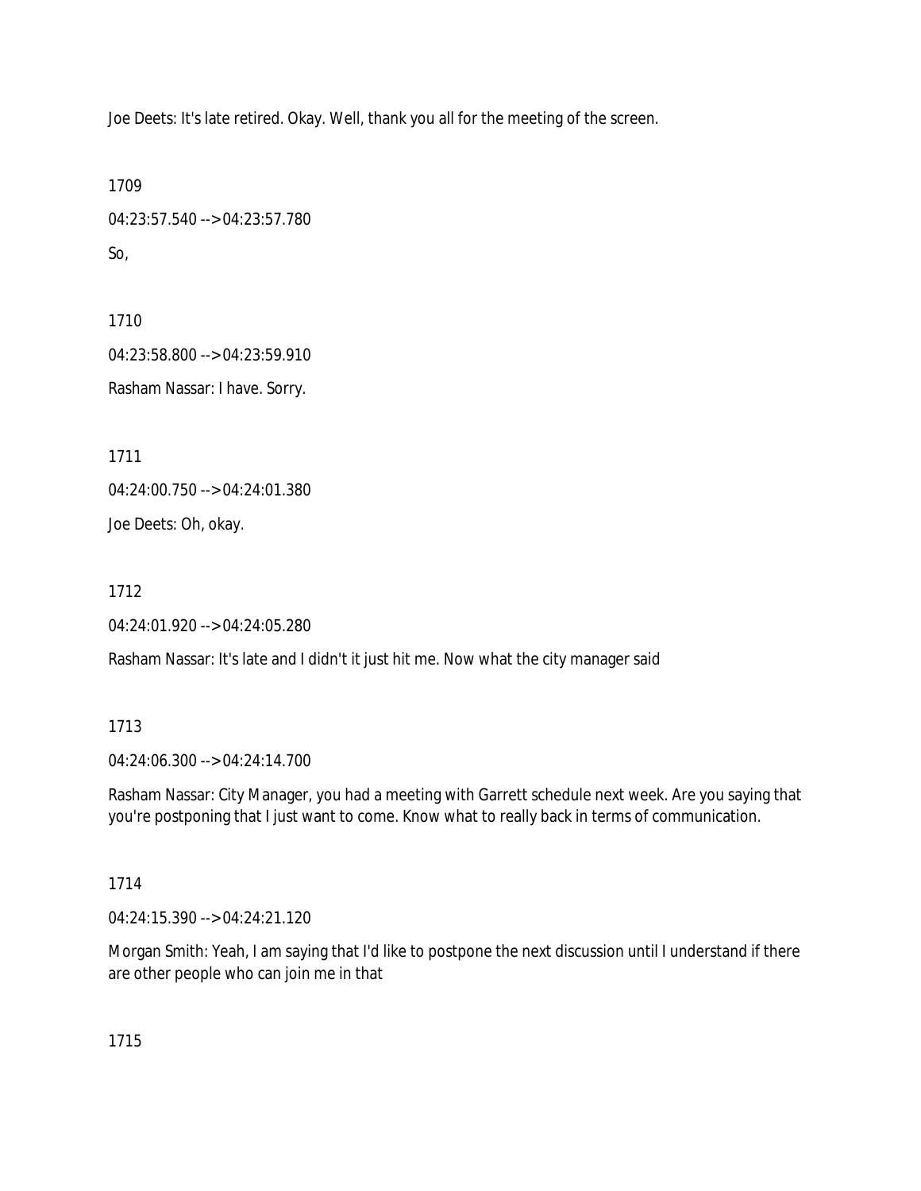Joe Deets: It's late retired. Okay. Well, thank you all for the meeting of the screen.

1709

04:23:57.540 --> 04:23:57.780

So,

1710

04:23:58.800 --> 04:23:59.910

Rasham Nassar: I have. Sorry.

1711

04:24:00.750 --> 04:24:01.380

Joe Deets: Oh, okay.

1712

04:24:01.920 --> 04:24:05.280

Rasham Nassar: It's late and I didn't it just hit me. Now what the city manager said

1713

04:24:06.300 --> 04:24:14.700

Rasham Nassar: City Manager, you had a meeting with Garrett schedule next week. Are you saying that you're postponing that I just want to come. Know what to really back in terms of communication.

1714

04:24:15.390 --> 04:24:21.120

Morgan Smith: Yeah, I am saying that I'd like to postpone the next discussion until I understand if there are other people who can join me in that

1715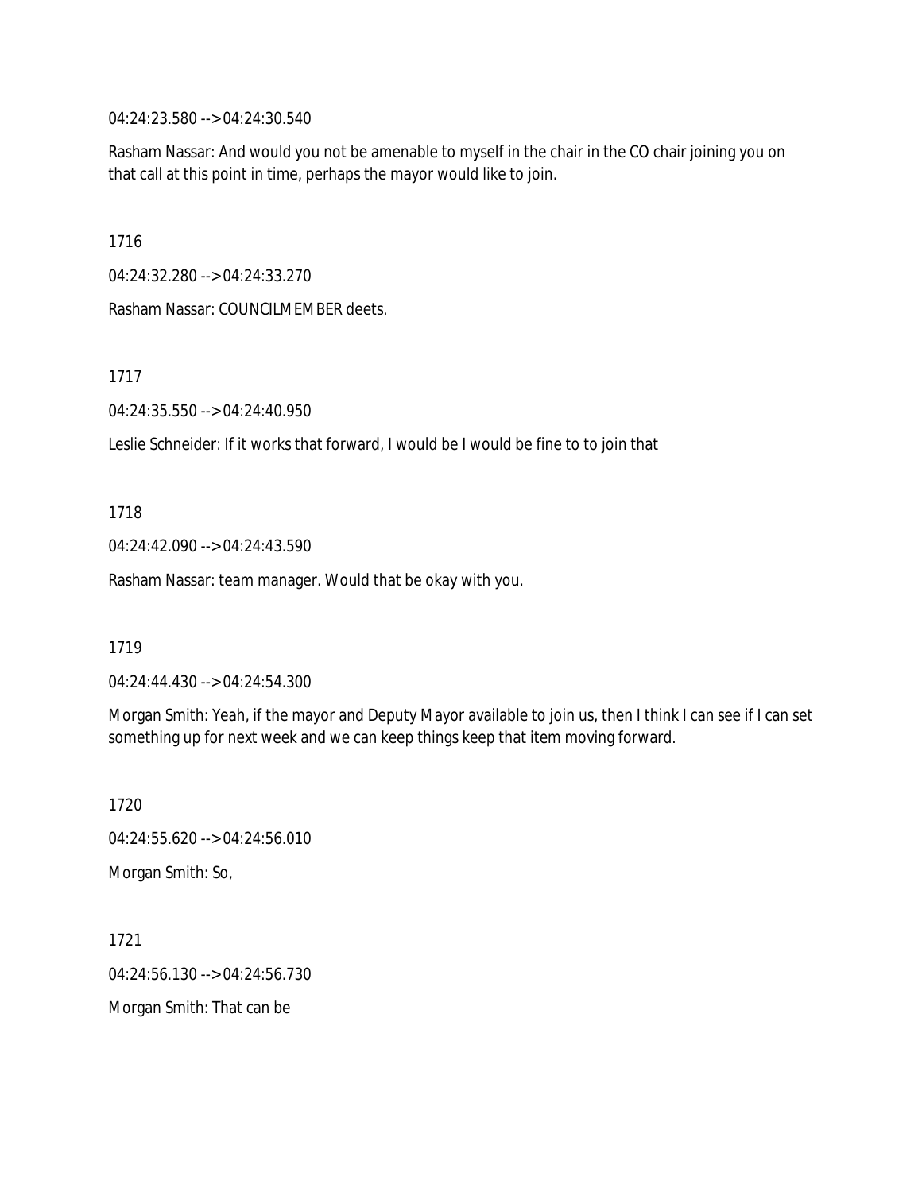04:24:23.580 --> 04:24:30.540

Rasham Nassar: And would you not be amenable to myself in the chair in the CO chair joining you on that call at this point in time, perhaps the mayor would like to join.

1716

04:24:32.280 --> 04:24:33.270

Rasham Nassar: COUNCILMEMBER deets.

1717

04:24:35.550 --> 04:24:40.950

Leslie Schneider: If it works that forward, I would be I would be fine to to join that

1718

04:24:42.090 --> 04:24:43.590

Rasham Nassar: team manager. Would that be okay with you.

1719

04:24:44.430 --> 04:24:54.300

Morgan Smith: Yeah, if the mayor and Deputy Mayor available to join us, then I think I can see if I can set something up for next week and we can keep things keep that item moving forward.

1720

04:24:55.620 --> 04:24:56.010

Morgan Smith: So,

1721

04:24:56.130 --> 04:24:56.730

Morgan Smith: That can be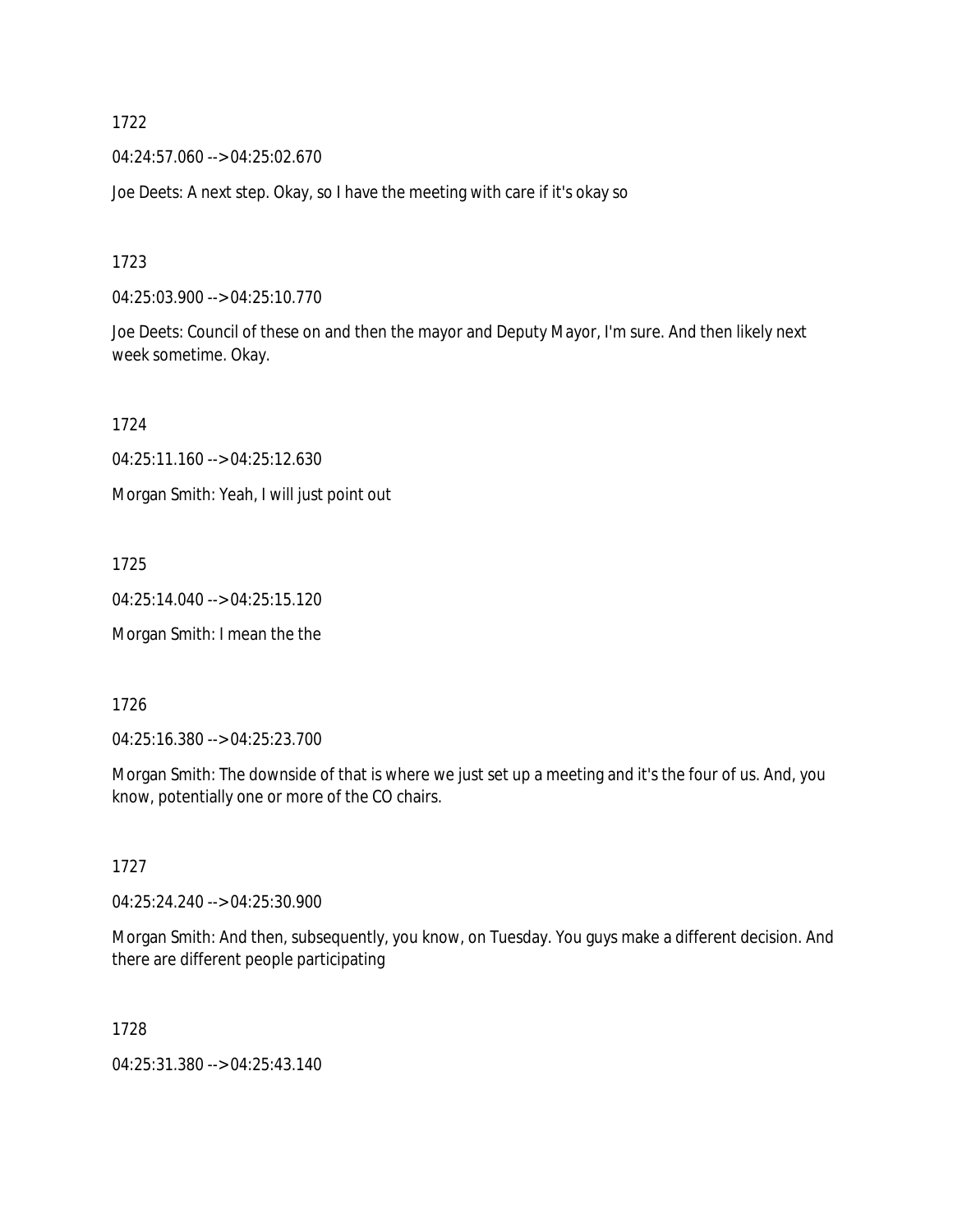1722

04:24:57.060 --> 04:25:02.670

Joe Deets: A next step. Okay, so I have the meeting with care if it's okay so

1723

04:25:03.900 --> 04:25:10.770

Joe Deets: Council of these on and then the mayor and Deputy Mayor, I'm sure. And then likely next week sometime. Okay.

1724

04:25:11.160 --> 04:25:12.630

Morgan Smith: Yeah, I will just point out

1725

04:25:14.040 --> 04:25:15.120

Morgan Smith: I mean the the

1726

04:25:16.380 --> 04:25:23.700

Morgan Smith: The downside of that is where we just set up a meeting and it's the four of us. And, you know, potentially one or more of the CO chairs.

1727

04:25:24.240 --> 04:25:30.900

Morgan Smith: And then, subsequently, you know, on Tuesday. You guys make a different decision. And there are different people participating

1728

04:25:31.380 --> 04:25:43.140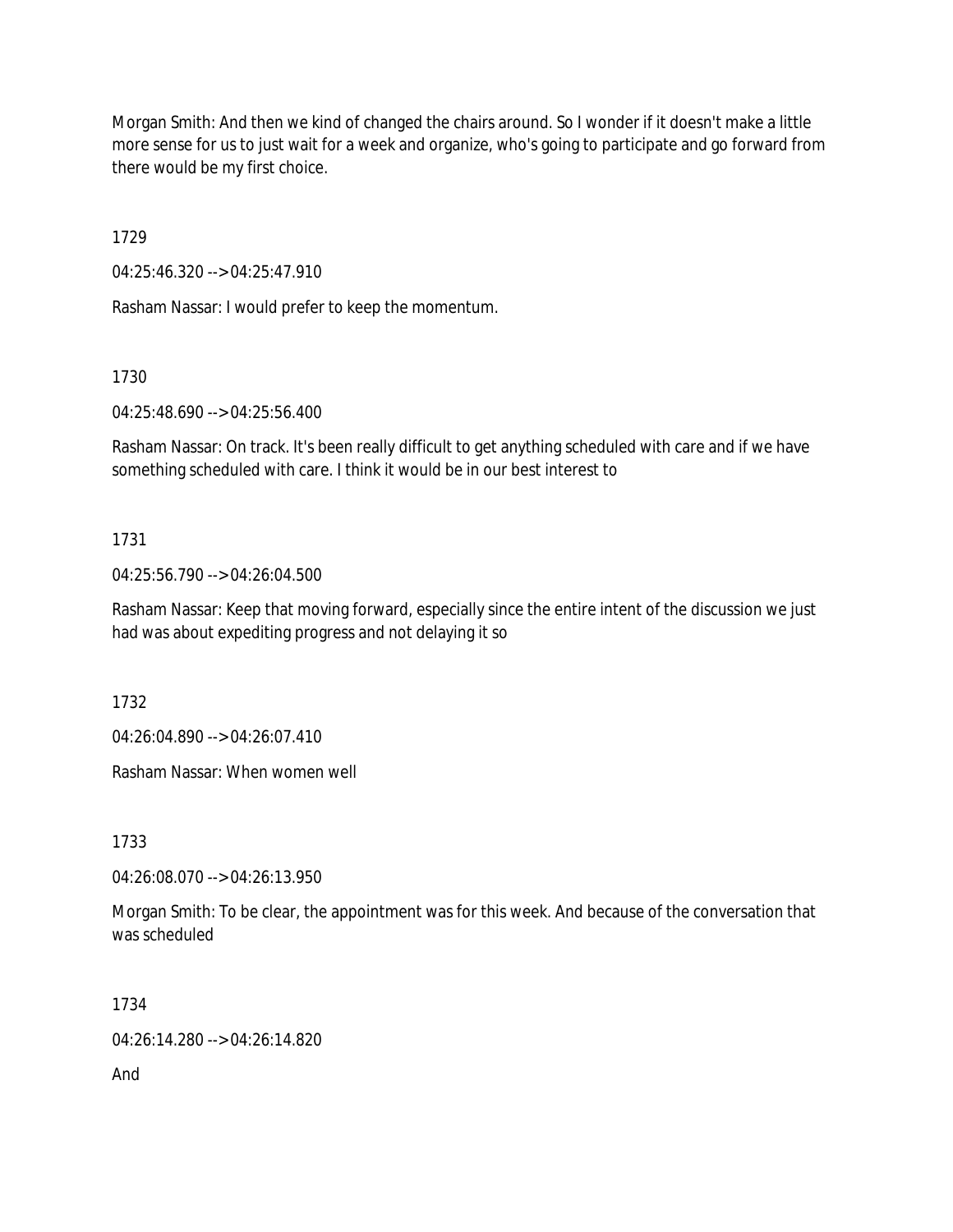Morgan Smith: And then we kind of changed the chairs around. So I wonder if it doesn't make a little more sense for us to just wait for a week and organize, who's going to participate and go forward from there would be my first choice.

1729

04:25:46.320 --> 04:25:47.910

Rasham Nassar: I would prefer to keep the momentum.

1730

04:25:48.690 --> 04:25:56.400

Rasham Nassar: On track. It's been really difficult to get anything scheduled with care and if we have something scheduled with care. I think it would be in our best interest to

1731

04:25:56.790 --> 04:26:04.500

Rasham Nassar: Keep that moving forward, especially since the entire intent of the discussion we just had was about expediting progress and not delaying it so

1732

04:26:04.890 --> 04:26:07.410

Rasham Nassar: When women well

1733

04:26:08.070 --> 04:26:13.950

Morgan Smith: To be clear, the appointment was for this week. And because of the conversation that was scheduled

1734

04:26:14.280 --> 04:26:14.820

And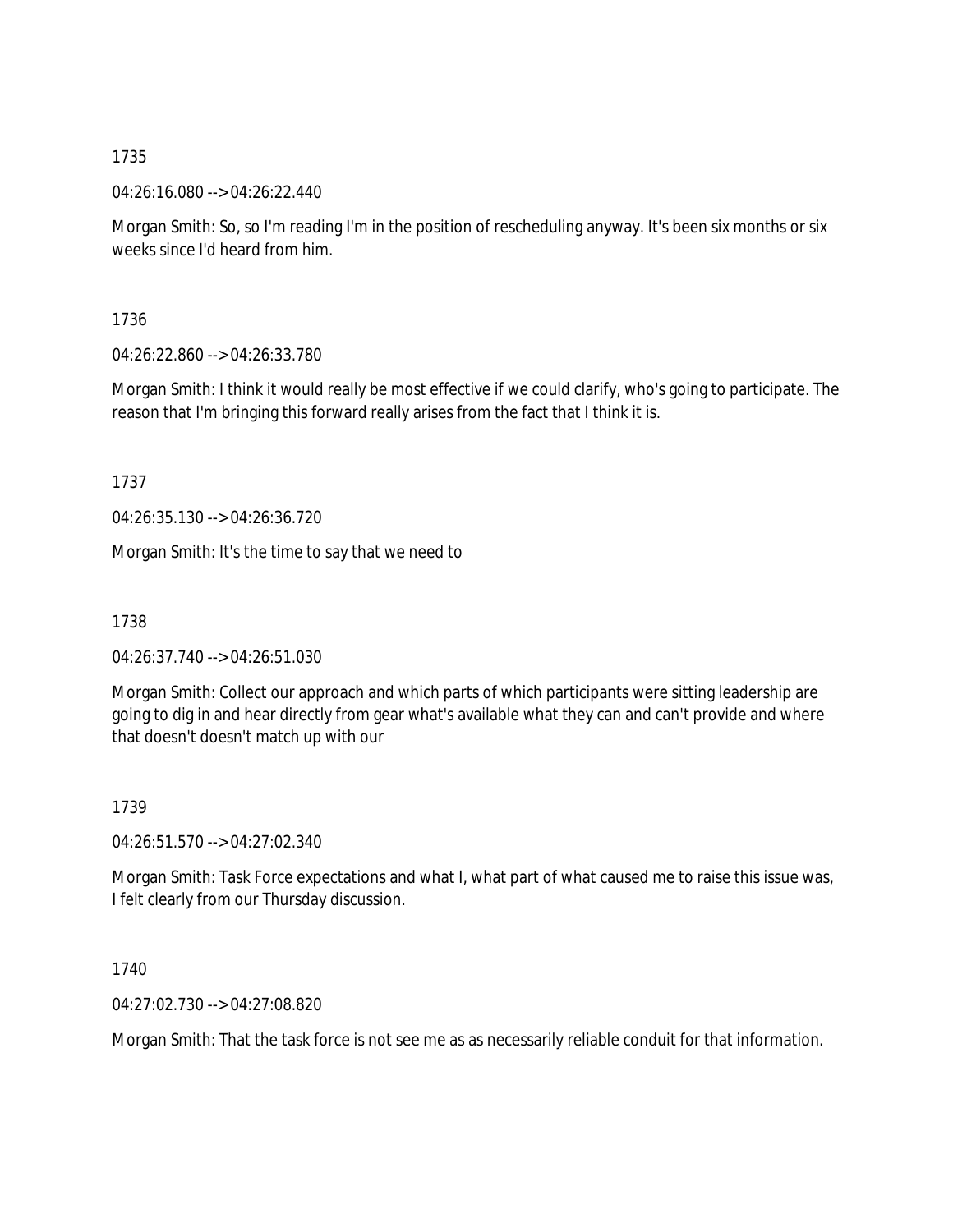1735

04:26:16.080 --> 04:26:22.440

Morgan Smith: So, so I'm reading I'm in the position of rescheduling anyway. It's been six months or six weeks since I'd heard from him.

1736

04:26:22.860 --> 04:26:33.780

Morgan Smith: I think it would really be most effective if we could clarify, who's going to participate. The reason that I'm bringing this forward really arises from the fact that I think it is.

1737

04:26:35.130 --> 04:26:36.720

Morgan Smith: It's the time to say that we need to

1738

04:26:37.740 --> 04:26:51.030

Morgan Smith: Collect our approach and which parts of which participants were sitting leadership are going to dig in and hear directly from gear what's available what they can and can't provide and where that doesn't doesn't match up with our

1739

04:26:51.570 --> 04:27:02.340

Morgan Smith: Task Force expectations and what I, what part of what caused me to raise this issue was, I felt clearly from our Thursday discussion.

1740

04:27:02.730 --> 04:27:08.820

Morgan Smith: That the task force is not see me as as necessarily reliable conduit for that information.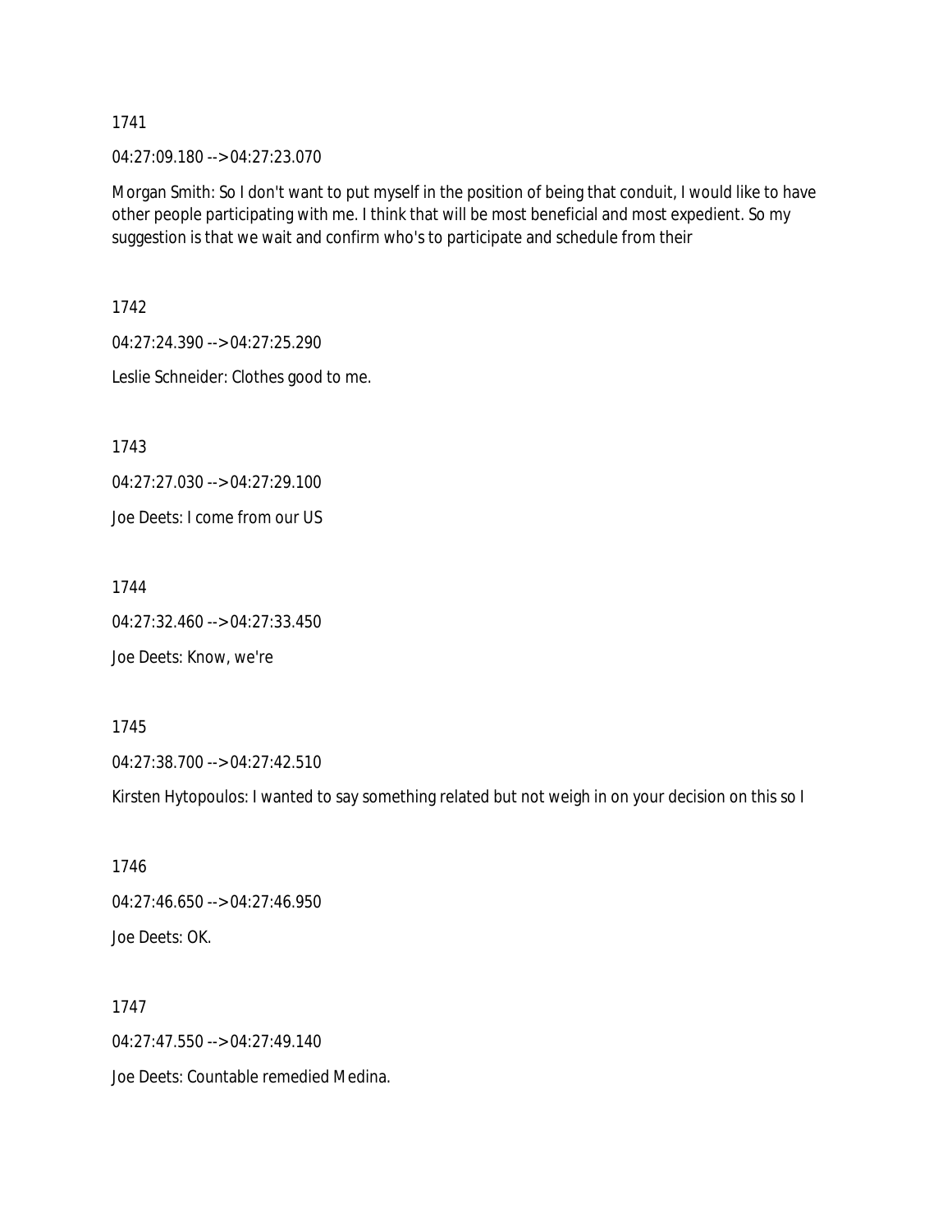1741

04:27:09.180 --> 04:27:23.070

Morgan Smith: So I don't want to put myself in the position of being that conduit, I would like to have other people participating with me. I think that will be most beneficial and most expedient. So my suggestion is that we wait and confirm who's to participate and schedule from their

1742

04:27:24.390 --> 04:27:25.290

Leslie Schneider: Clothes good to me.

1743

04:27:27.030 --> 04:27:29.100

Joe Deets: I come from our US

1744

04:27:32.460 --> 04:27:33.450

Joe Deets: Know, we're

1745

04:27:38.700 --> 04:27:42.510

Kirsten Hytopoulos: I wanted to say something related but not weigh in on your decision on this so I

1746

04:27:46.650 --> 04:27:46.950

Joe Deets: OK.

1747

04:27:47.550 --> 04:27:49.140

Joe Deets: Countable remedied Medina.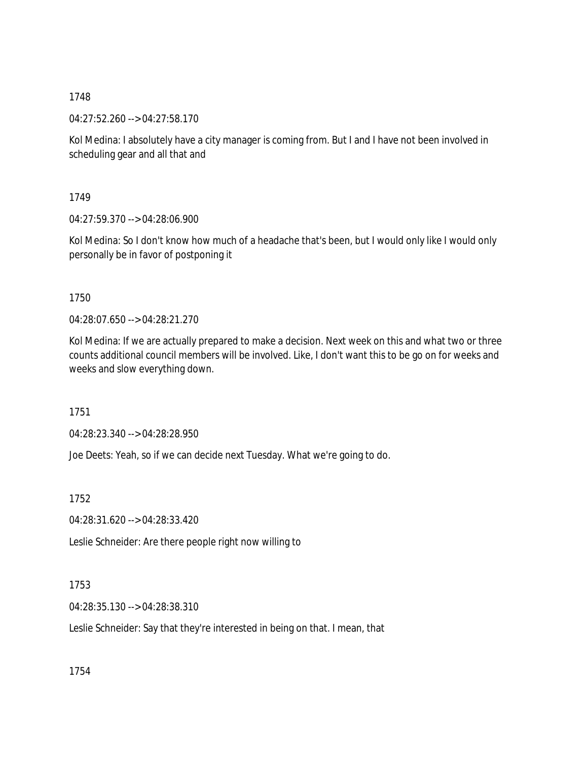1748

04:27:52.260 --> 04:27:58.170

Kol Medina: I absolutely have a city manager is coming from. But I and I have not been involved in scheduling gear and all that and

1749

04:27:59.370 --> 04:28:06.900

Kol Medina: So I don't know how much of a headache that's been, but I would only like I would only personally be in favor of postponing it

1750

04:28:07.650 --> 04:28:21.270

Kol Medina: If we are actually prepared to make a decision. Next week on this and what two or three counts additional council members will be involved. Like, I don't want this to be go on for weeks and weeks and slow everything down.

1751

04:28:23.340 --> 04:28:28.950

Joe Deets: Yeah, so if we can decide next Tuesday. What we're going to do.

1752

04:28:31.620 --> 04:28:33.420

Leslie Schneider: Are there people right now willing to

1753

04:28:35.130 --> 04:28:38.310

Leslie Schneider: Say that they're interested in being on that. I mean, that

1754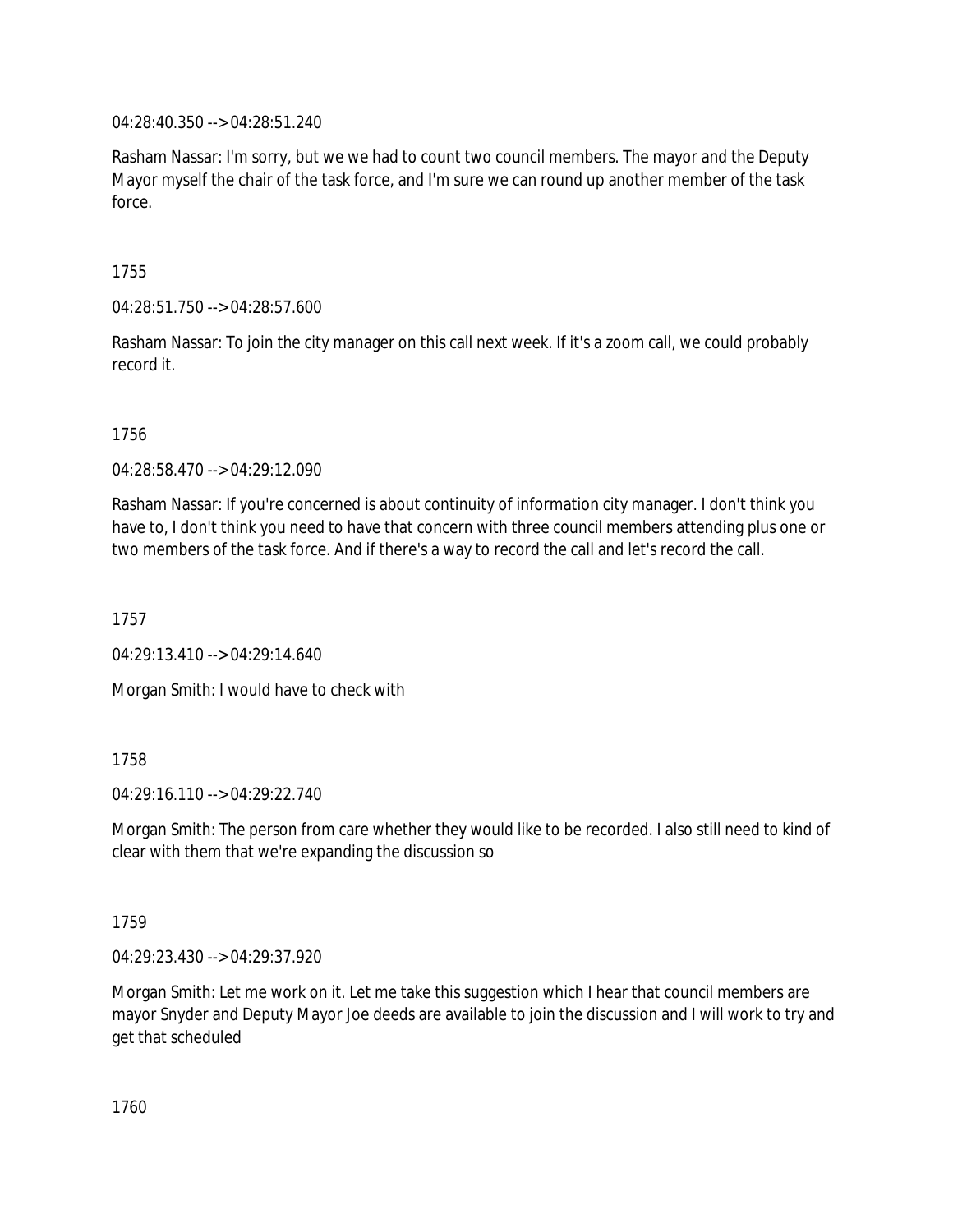04:28:40.350 --> 04:28:51.240

Rasham Nassar: I'm sorry, but we we had to count two council members. The mayor and the Deputy Mayor myself the chair of the task force, and I'm sure we can round up another member of the task force.

1755

04:28:51.750 --> 04:28:57.600

Rasham Nassar: To join the city manager on this call next week. If it's a zoom call, we could probably record it.

1756

04:28:58.470 --> 04:29:12.090

Rasham Nassar: If you're concerned is about continuity of information city manager. I don't think you have to, I don't think you need to have that concern with three council members attending plus one or two members of the task force. And if there's a way to record the call and let's record the call.

1757

04:29:13.410 --> 04:29:14.640

Morgan Smith: I would have to check with

1758

04:29:16.110 --> 04:29:22.740

Morgan Smith: The person from care whether they would like to be recorded. I also still need to kind of clear with them that we're expanding the discussion so

1759

04:29:23.430 --> 04:29:37.920

Morgan Smith: Let me work on it. Let me take this suggestion which I hear that council members are mayor Snyder and Deputy Mayor Joe deeds are available to join the discussion and I will work to try and get that scheduled

1760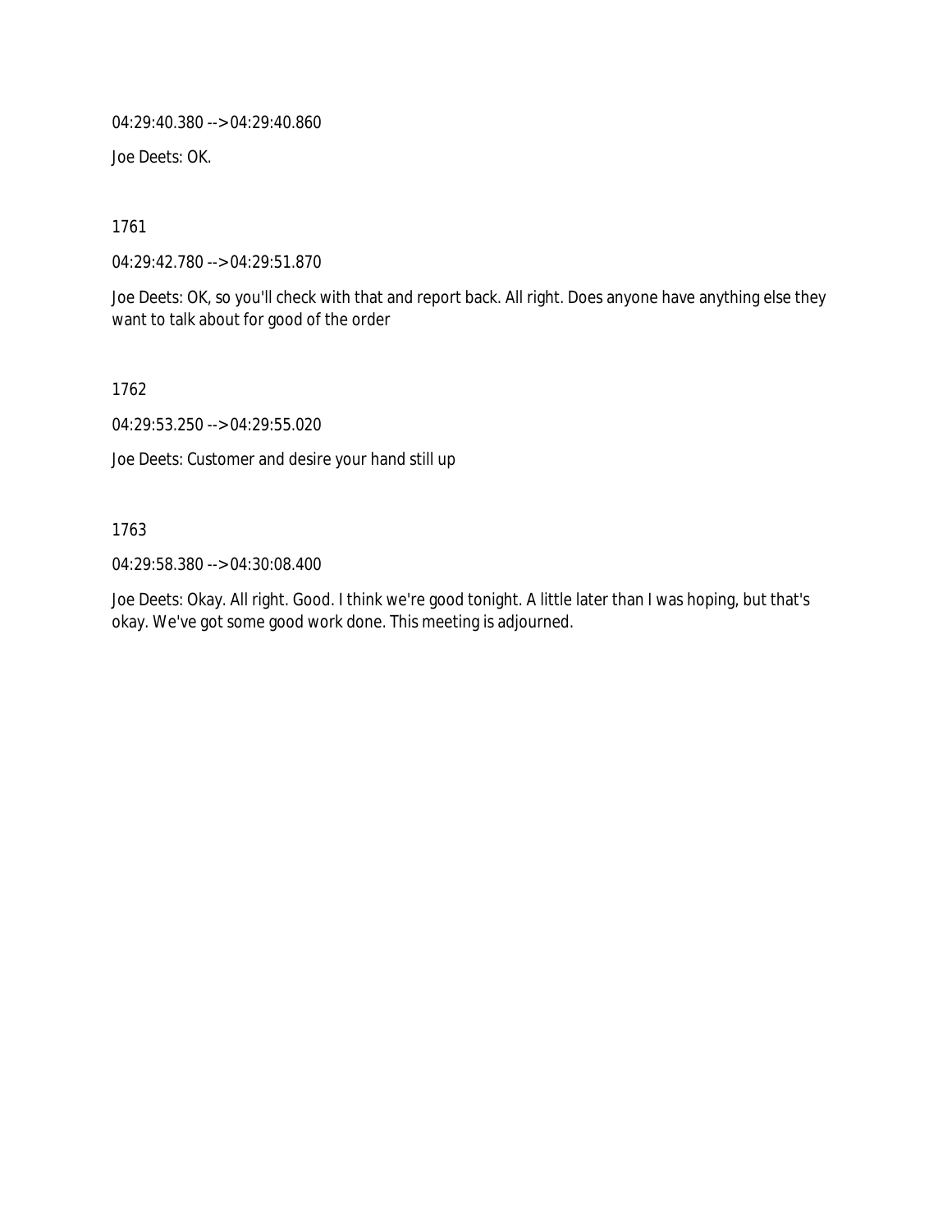04:29:40.380 --> 04:29:40.860

Joe Deets: OK.

1761

04:29:42.780 --> 04:29:51.870

Joe Deets: OK, so you'll check with that and report back. All right. Does anyone have anything else they want to talk about for good of the order

1762

04:29:53.250 --> 04:29:55.020

Joe Deets: Customer and desire your hand still up

1763

04:29:58.380 --> 04:30:08.400

Joe Deets: Okay. All right. Good. I think we're good tonight. A little later than I was hoping, but that's okay. We've got some good work done. This meeting is adjourned.